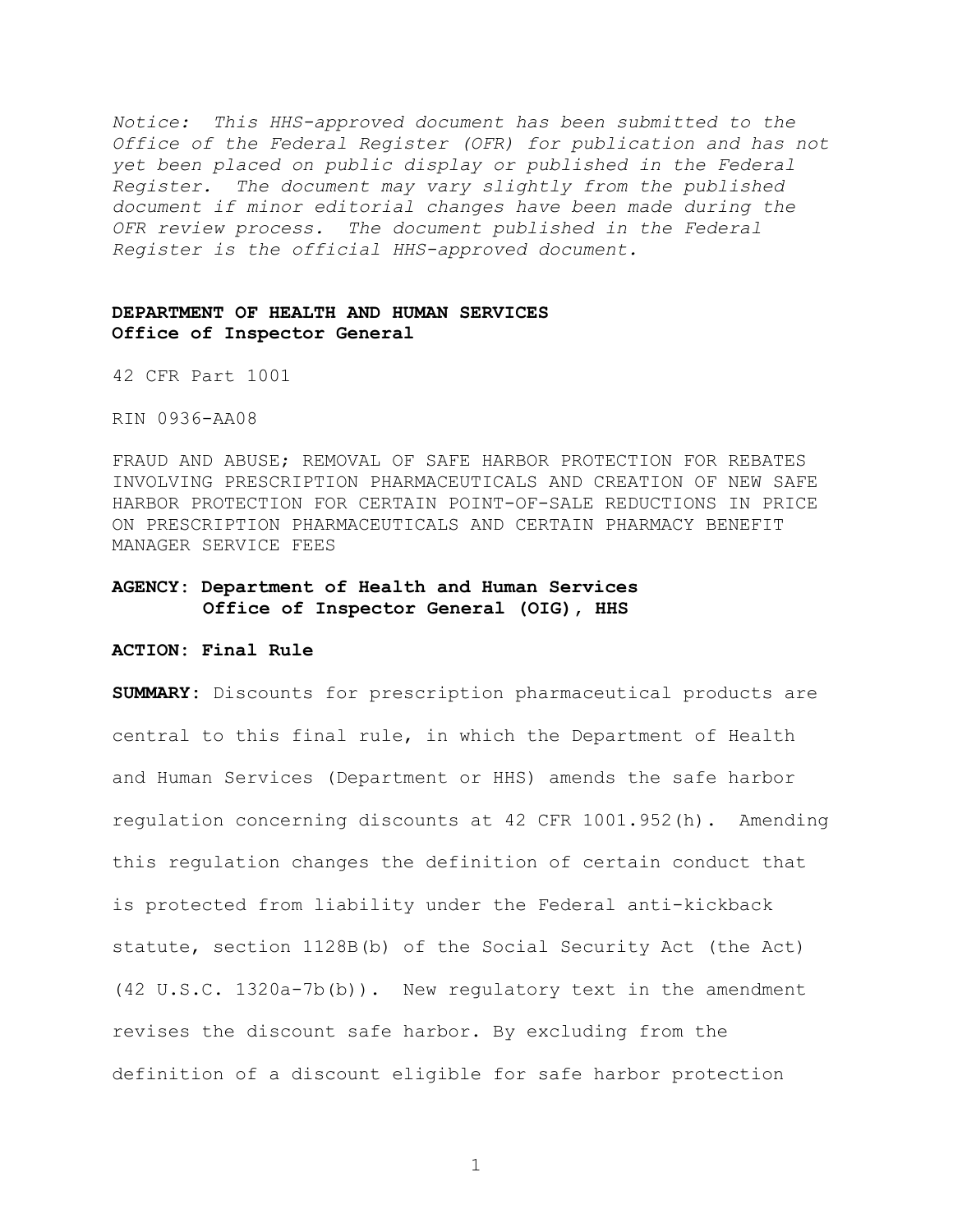*Notice: This HHS-approved document has been submitted to the Office of the Federal Register (OFR) for publication and has not yet been placed on public display or published in the Federal Register. The document may vary slightly from the published document if minor editorial changes have been made during the OFR review process. The document published in the Federal Register is the official HHS-approved document.*

**DEPARTMENT OF HEALTH AND HUMAN SERVICES**
**Office of Inspector General**

42 CFR Part 1001

RIN 0936-AA08

FRAUD AND ABUSE; REMOVAL OF SAFE HARBOR PROTECTION FOR REBATES INVOLVING PRESCRIPTION PHARMACEUTICALS AND CREATION OF NEW SAFE HARBOR PROTECTION FOR CERTAIN POINT-OF-SALE REDUCTIONS IN PRICE ON PRESCRIPTION PHARMACEUTICALS AND CERTAIN PHARMACY BENEFIT MANAGER SERVICE FEES

**AGENCY: Department of Health and Human Services**
**Office of Inspector General (OIG), HHS**

**ACTION: Final Rule**

**SUMMARY:** Discounts for prescription pharmaceutical products are central to this final rule, in which the Department of Health and Human Services (Department or HHS) amends the safe harbor regulation concerning discounts at 42 CFR 1001.952(h). Amending this regulation changes the definition of certain conduct that is protected from liability under the Federal anti-kickback statute, section 1128B(b) of the Social Security Act (the Act) (42 U.S.C. 1320a-7b(b)). New regulatory text in the amendment revises the discount safe harbor. By excluding from the definition of a discount eligible for safe harbor protection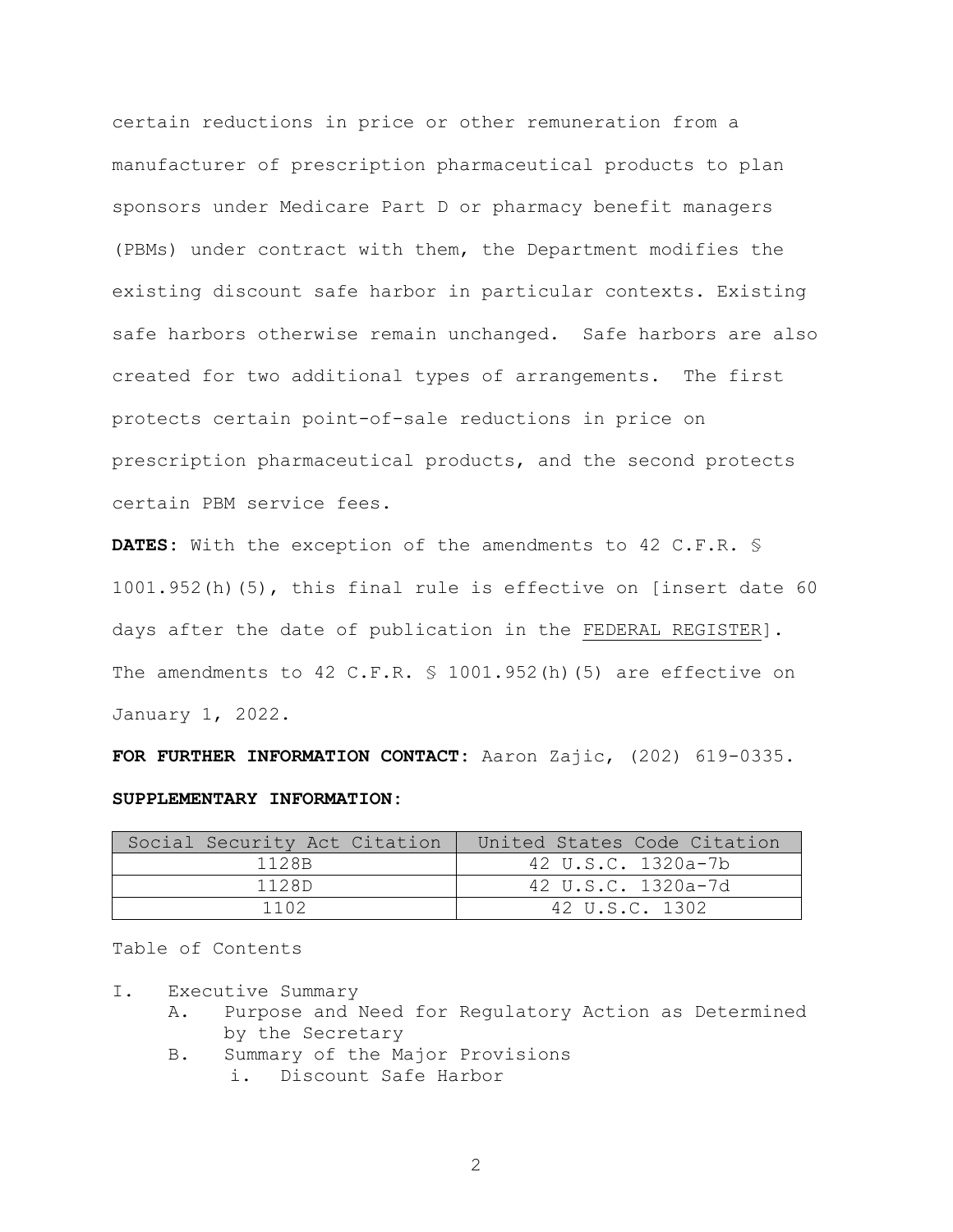certain reductions in price or other remuneration from a manufacturer of prescription pharmaceutical products to plan sponsors under Medicare Part D or pharmacy benefit managers (PBMs) under contract with them, the Department modifies the existing discount safe harbor in particular contexts. Existing safe harbors otherwise remain unchanged. Safe harbors are also created for two additional types of arrangements. The first protects certain point-of-sale reductions in price on prescription pharmaceutical products, and the second protects certain PBM service fees.

**DATES:** With the exception of the amendments to 42 C.F.R. § 1001.952(h)(5), this final rule is effective on [insert date 60 days after the date of publication in the FEDERAL REGISTER]. The amendments to 42 C.F.R. § 1001.952(h)(5) are effective on January 1, 2022.

**FOR FURTHER INFORMATION CONTACT:** Aaron Zajic, (202) 619-0335.

**SUPPLEMENTARY INFORMATION:**

| Social Security Act Citation | United States Code Citation |
| --- | --- |
| 1128B | 42 U.S.C. 1320a-7b |
| 1128D | 42 U.S.C. 1320a-7d |
| 1102 | 42 U.S.C. 1302 |

Table of Contents

I. Executive Summary
   A. Purpose and Need for Regulatory Action as Determined by the Secretary
   B. Summary of the Major Provisions
      i. Discount Safe Harbor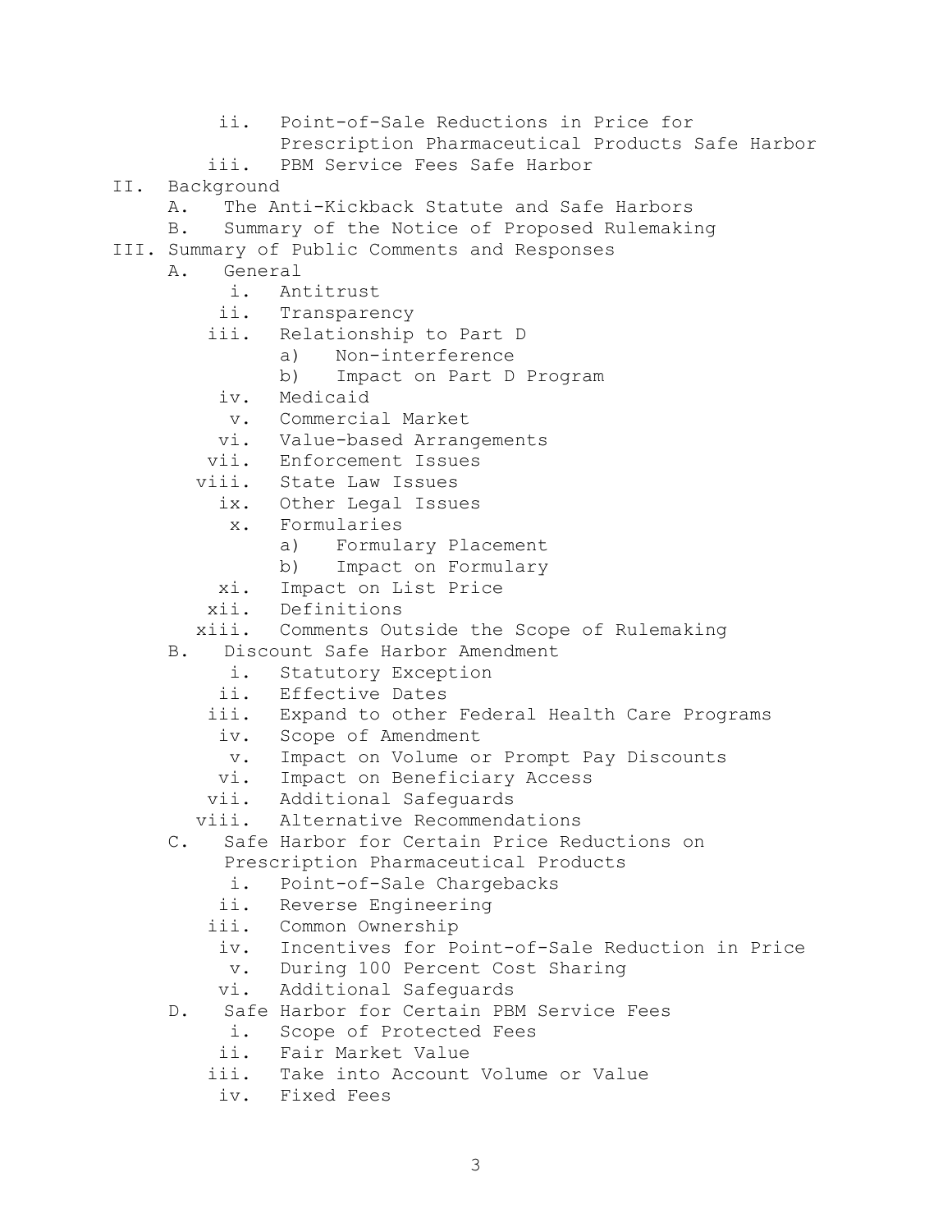- ii. Point-of-Sale Reductions in Price for Prescription Pharmaceutical Products Safe Harbor
- iii. PBM Service Fees Safe Harbor

II. Background
- A. The Anti-Kickback Statute and Safe Harbors
- B. Summary of the Notice of Proposed Rulemaking

III. Summary of Public Comments and Responses
- A. General
  - i. Antitrust
  - ii. Transparency
  - iii. Relationship to Part D
    - a) Non-interference
    - b) Impact on Part D Program
  - iv. Medicaid
  - v. Commercial Market
  - vi. Value-based Arrangements
  - vii. Enforcement Issues
  - viii. State Law Issues
  - ix. Other Legal Issues
  - x. Formularies
    - a) Formulary Placement
    - b) Impact on Formulary
  - xi. Impact on List Price
  - xii. Definitions
  - xiii. Comments Outside the Scope of Rulemaking
- B. Discount Safe Harbor Amendment
  - i. Statutory Exception
  - ii. Effective Dates
  - iii. Expand to other Federal Health Care Programs
  - iv. Scope of Amendment
  - v. Impact on Volume or Prompt Pay Discounts
  - vi. Impact on Beneficiary Access
  - vii. Additional Safeguards
  - viii. Alternative Recommendations
- C. Safe Harbor for Certain Price Reductions on Prescription Pharmaceutical Products
  - i. Point-of-Sale Chargebacks
  - ii. Reverse Engineering
  - iii. Common Ownership
  - iv. Incentives for Point-of-Sale Reduction in Price
  - v. During 100 Percent Cost Sharing
  - vi. Additional Safeguards
- D. Safe Harbor for Certain PBM Service Fees
  - i. Scope of Protected Fees
  - ii. Fair Market Value
  - iii. Take into Account Volume or Value
  - iv. Fixed Fees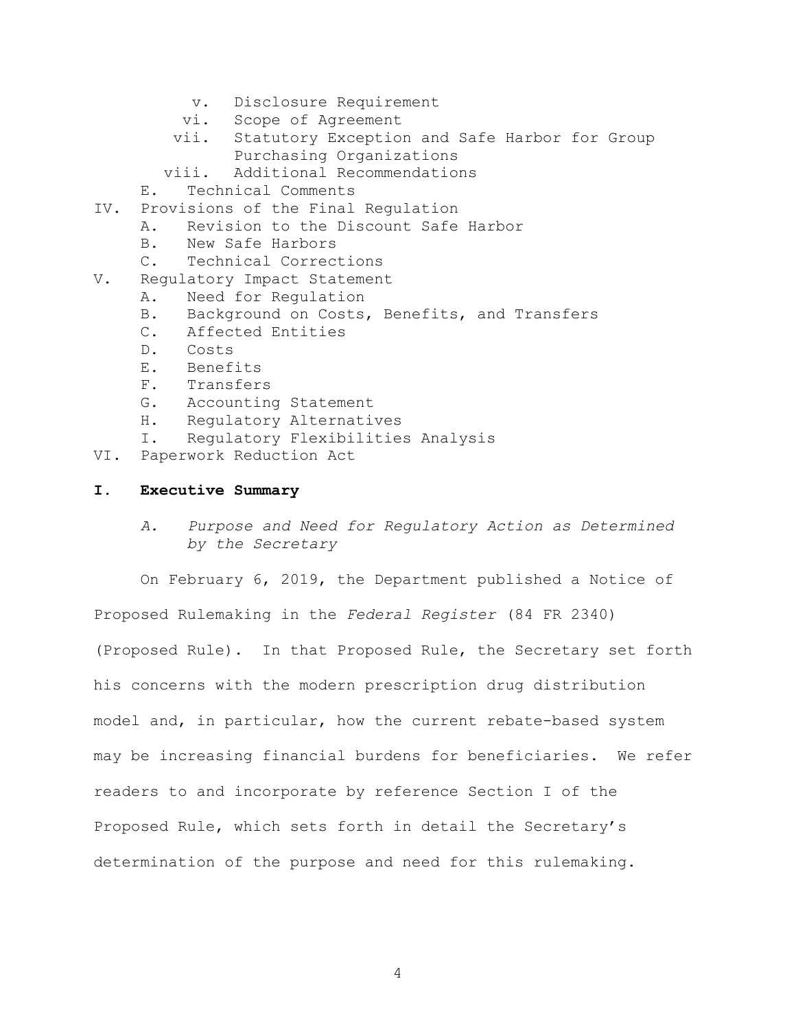- v. Disclosure Requirement
- vi. Scope of Agreement
- vii. Statutory Exception and Safe Harbor for Group Purchasing Organizations
- viii. Additional Recommendations

E. Technical Comments

IV. Provisions of the Final Regulation
- A. Revision to the Discount Safe Harbor
- B. New Safe Harbors
- C. Technical Corrections

V. Regulatory Impact Statement
- A. Need for Regulation
- B. Background on Costs, Benefits, and Transfers
- C. Affected Entities
- D. Costs
- E. Benefits
- F. Transfers
- G. Accounting Statement
- H. Regulatory Alternatives
- I. Regulatory Flexibilities Analysis

VI. Paperwork Reduction Act

## I. Executive Summary

### *A. Purpose and Need for Regulatory Action as Determined by the Secretary*

On February 6, 2019, the Department published a Notice of Proposed Rulemaking in the *Federal Register* (84 FR 2340) (Proposed Rule). In that Proposed Rule, the Secretary set forth his concerns with the modern prescription drug distribution model and, in particular, how the current rebate-based system may be increasing financial burdens for beneficiaries. We refer readers to and incorporate by reference Section I of the Proposed Rule, which sets forth in detail the Secretary's determination of the purpose and need for this rulemaking.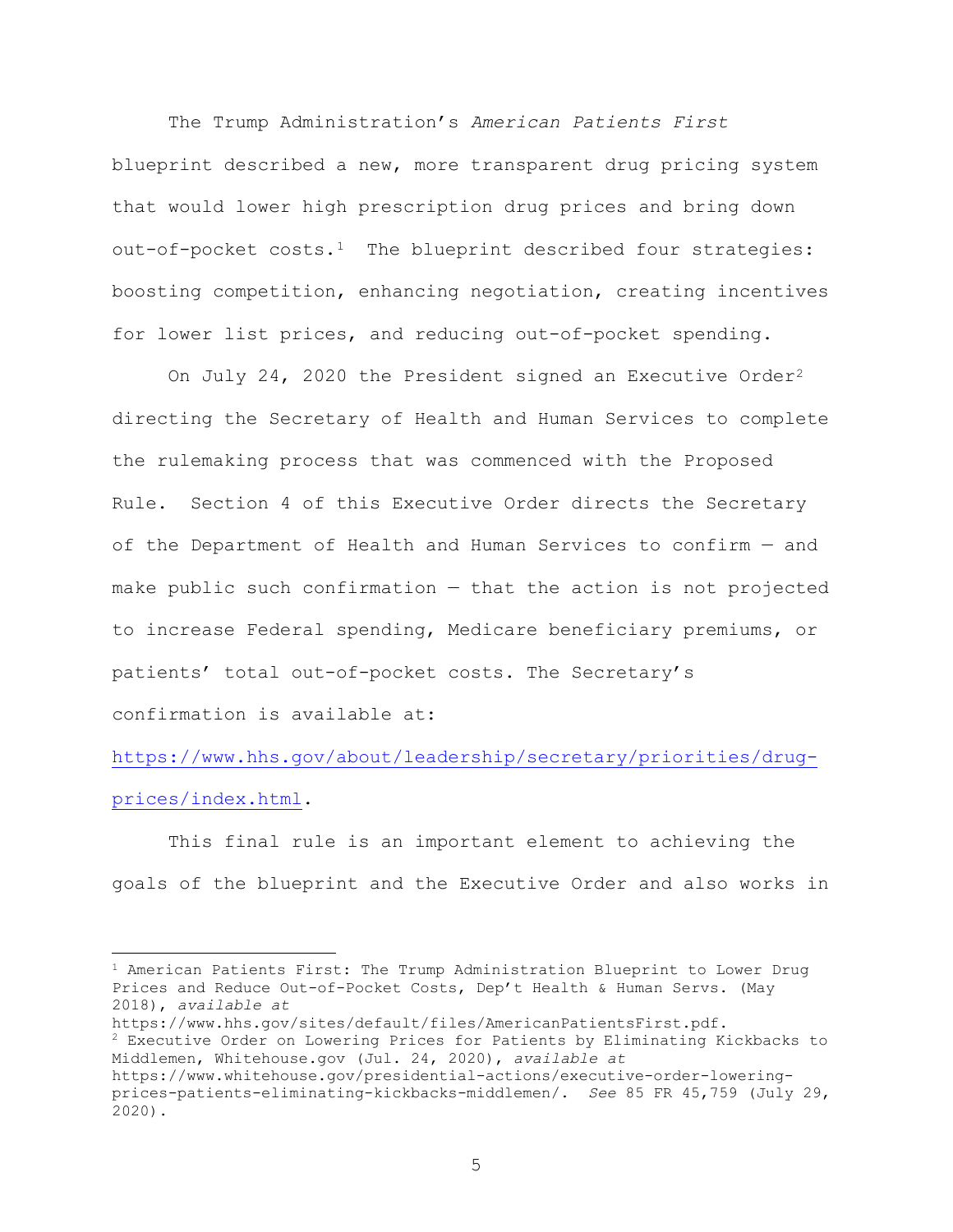The Trump Administration's *American Patients First* blueprint described a new, more transparent drug pricing system that would lower high prescription drug prices and bring down out-of-pocket costs.[1] The blueprint described four strategies: boosting competition, enhancing negotiation, creating incentives for lower list prices, and reducing out-of-pocket spending.

On July 24, 2020 the President signed an Executive Order[2] directing the Secretary of Health and Human Services to complete the rulemaking process that was commenced with the Proposed Rule. Section 4 of this Executive Order directs the Secretary of the Department of Health and Human Services to confirm — and make public such confirmation — that the action is not projected to increase Federal spending, Medicare beneficiary premiums, or patients' total out-of-pocket costs. The Secretary's confirmation is available at: [https://www.hhs.gov/about/leadership/secretary/priorities/drug-prices/index.html](https://www.hhs.gov/about/leadership/secretary/priorities/drug-prices/index.html).

This final rule is an important element to achieving the goals of the blueprint and the Executive Order and also works in

---

[1] American Patients First: The Trump Administration Blueprint to Lower Drug Prices and Reduce Out-of-Pocket Costs, Dep't Health & Human Servs. (May 2018), *available at* https://www.hhs.gov/sites/default/files/AmericanPatientsFirst.pdf.

[2] Executive Order on Lowering Prices for Patients by Eliminating Kickbacks to Middlemen, Whitehouse.gov (Jul. 24, 2020), *available at* https://www.whitehouse.gov/presidential-actions/executive-order-lowering-prices-patients-eliminating-kickbacks-middlemen/. *See* 85 FR 45,759 (July 29, 2020).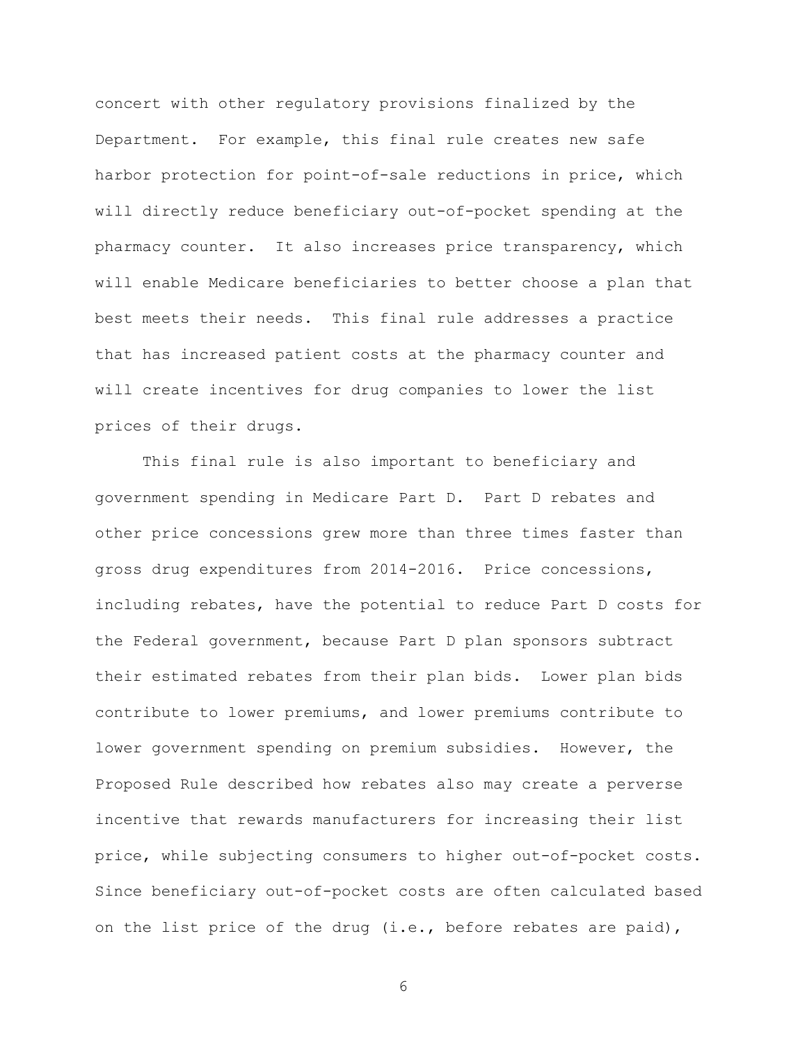concert with other regulatory provisions finalized by the Department. For example, this final rule creates new safe harbor protection for point-of-sale reductions in price, which will directly reduce beneficiary out-of-pocket spending at the pharmacy counter. It also increases price transparency, which will enable Medicare beneficiaries to better choose a plan that best meets their needs. This final rule addresses a practice that has increased patient costs at the pharmacy counter and will create incentives for drug companies to lower the list prices of their drugs.

This final rule is also important to beneficiary and government spending in Medicare Part D. Part D rebates and other price concessions grew more than three times faster than gross drug expenditures from 2014-2016. Price concessions, including rebates, have the potential to reduce Part D costs for the Federal government, because Part D plan sponsors subtract their estimated rebates from their plan bids. Lower plan bids contribute to lower premiums, and lower premiums contribute to lower government spending on premium subsidies. However, the Proposed Rule described how rebates also may create a perverse incentive that rewards manufacturers for increasing their list price, while subjecting consumers to higher out-of-pocket costs. Since beneficiary out-of-pocket costs are often calculated based on the list price of the drug (i.e., before rebates are paid),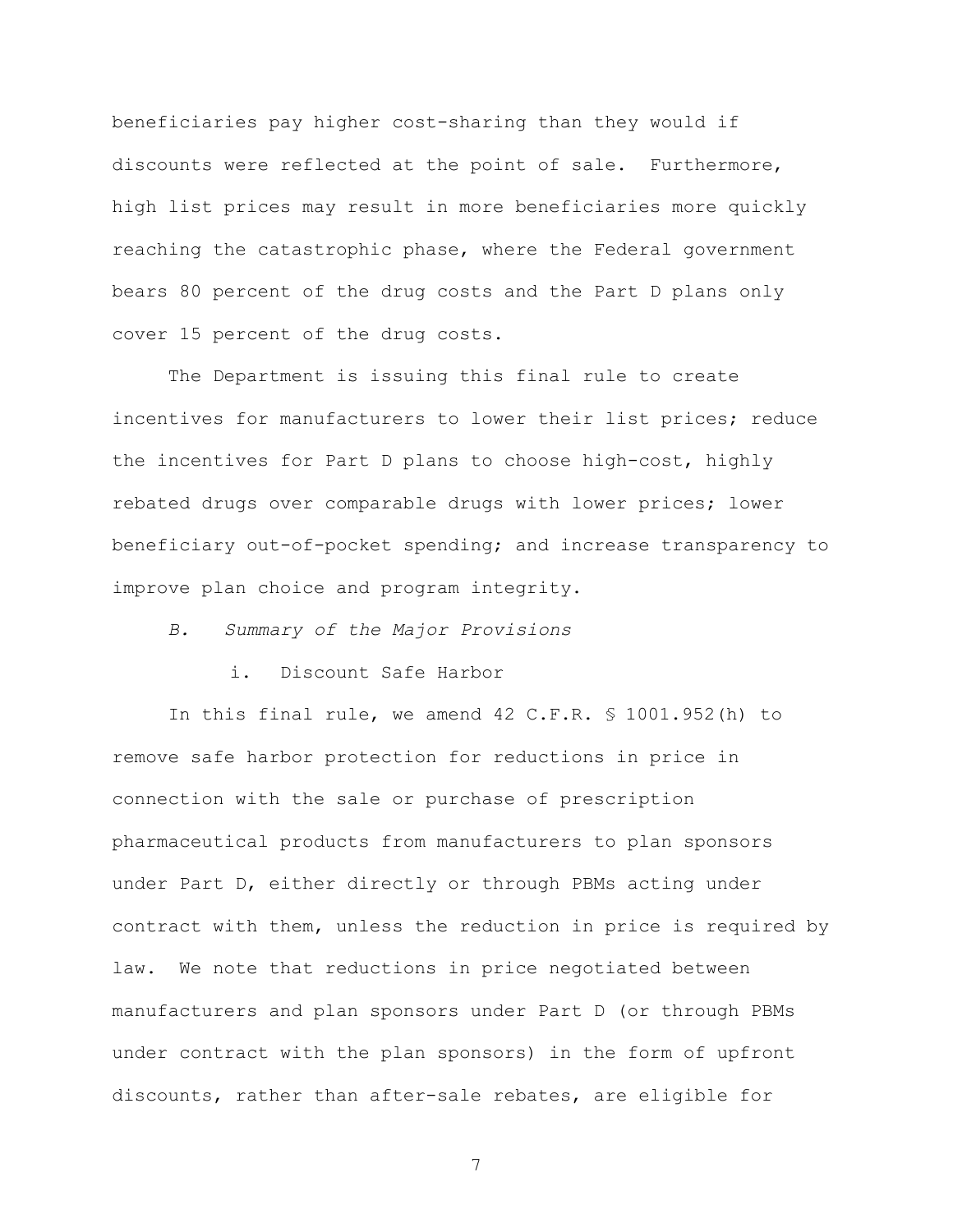beneficiaries pay higher cost-sharing than they would if discounts were reflected at the point of sale. Furthermore, high list prices may result in more beneficiaries more quickly reaching the catastrophic phase, where the Federal government bears 80 percent of the drug costs and the Part D plans only cover 15 percent of the drug costs.

The Department is issuing this final rule to create incentives for manufacturers to lower their list prices; reduce the incentives for Part D plans to choose high-cost, highly rebated drugs over comparable drugs with lower prices; lower beneficiary out-of-pocket spending; and increase transparency to improve plan choice and program integrity.

### *B. Summary of the Major Provisions*

#### i. Discount Safe Harbor

In this final rule, we amend 42 C.F.R. § 1001.952(h) to remove safe harbor protection for reductions in price in connection with the sale or purchase of prescription pharmaceutical products from manufacturers to plan sponsors under Part D, either directly or through PBMs acting under contract with them, unless the reduction in price is required by law. We note that reductions in price negotiated between manufacturers and plan sponsors under Part D (or through PBMs under contract with the plan sponsors) in the form of upfront discounts, rather than after-sale rebates, are eligible for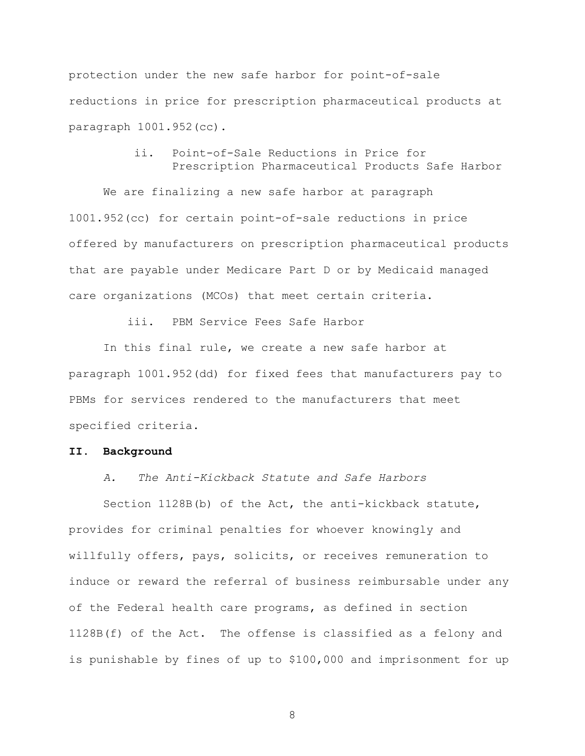protection under the new safe harbor for point-of-sale reductions in price for prescription pharmaceutical products at paragraph 1001.952(cc).

#### ii. Point-of-Sale Reductions in Price for Prescription Pharmaceutical Products Safe Harbor

We are finalizing a new safe harbor at paragraph 1001.952(cc) for certain point-of-sale reductions in price offered by manufacturers on prescription pharmaceutical products that are payable under Medicare Part D or by Medicaid managed care organizations (MCOs) that meet certain criteria.

#### iii. PBM Service Fees Safe Harbor

In this final rule, we create a new safe harbor at paragraph 1001.952(dd) for fixed fees that manufacturers pay to PBMs for services rendered to the manufacturers that meet specified criteria.

## II. Background

### *A. The Anti-Kickback Statute and Safe Harbors*

Section 1128B(b) of the Act, the anti-kickback statute, provides for criminal penalties for whoever knowingly and willfully offers, pays, solicits, or receives remuneration to induce or reward the referral of business reimbursable under any of the Federal health care programs, as defined in section 1128B(f) of the Act. The offense is classified as a felony and is punishable by fines of up to $100,000 and imprisonment for up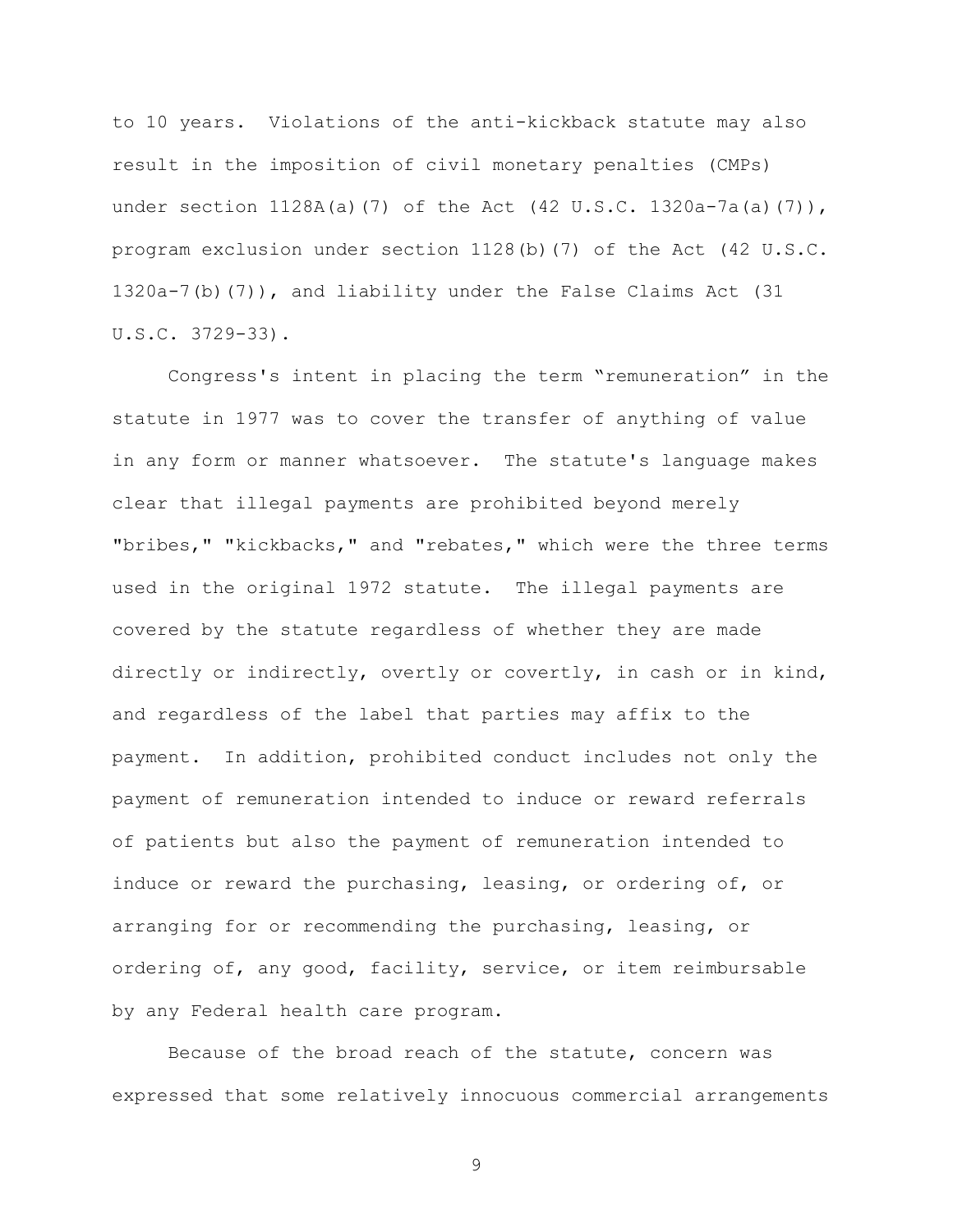to 10 years. Violations of the anti-kickback statute may also result in the imposition of civil monetary penalties (CMPs) under section 1128A(a)(7) of the Act (42 U.S.C. 1320a-7a(a)(7)), program exclusion under section 1128(b)(7) of the Act (42 U.S.C. 1320a-7(b)(7)), and liability under the False Claims Act (31 U.S.C. 3729-33).

Congress's intent in placing the term “remuneration” in the statute in 1977 was to cover the transfer of anything of value in any form or manner whatsoever. The statute's language makes clear that illegal payments are prohibited beyond merely "bribes," "kickbacks," and "rebates," which were the three terms used in the original 1972 statute. The illegal payments are covered by the statute regardless of whether they are made directly or indirectly, overtly or covertly, in cash or in kind, and regardless of the label that parties may affix to the payment. In addition, prohibited conduct includes not only the payment of remuneration intended to induce or reward referrals of patients but also the payment of remuneration intended to induce or reward the purchasing, leasing, or ordering of, or arranging for or recommending the purchasing, leasing, or ordering of, any good, facility, service, or item reimbursable by any Federal health care program.

Because of the broad reach of the statute, concern was expressed that some relatively innocuous commercial arrangements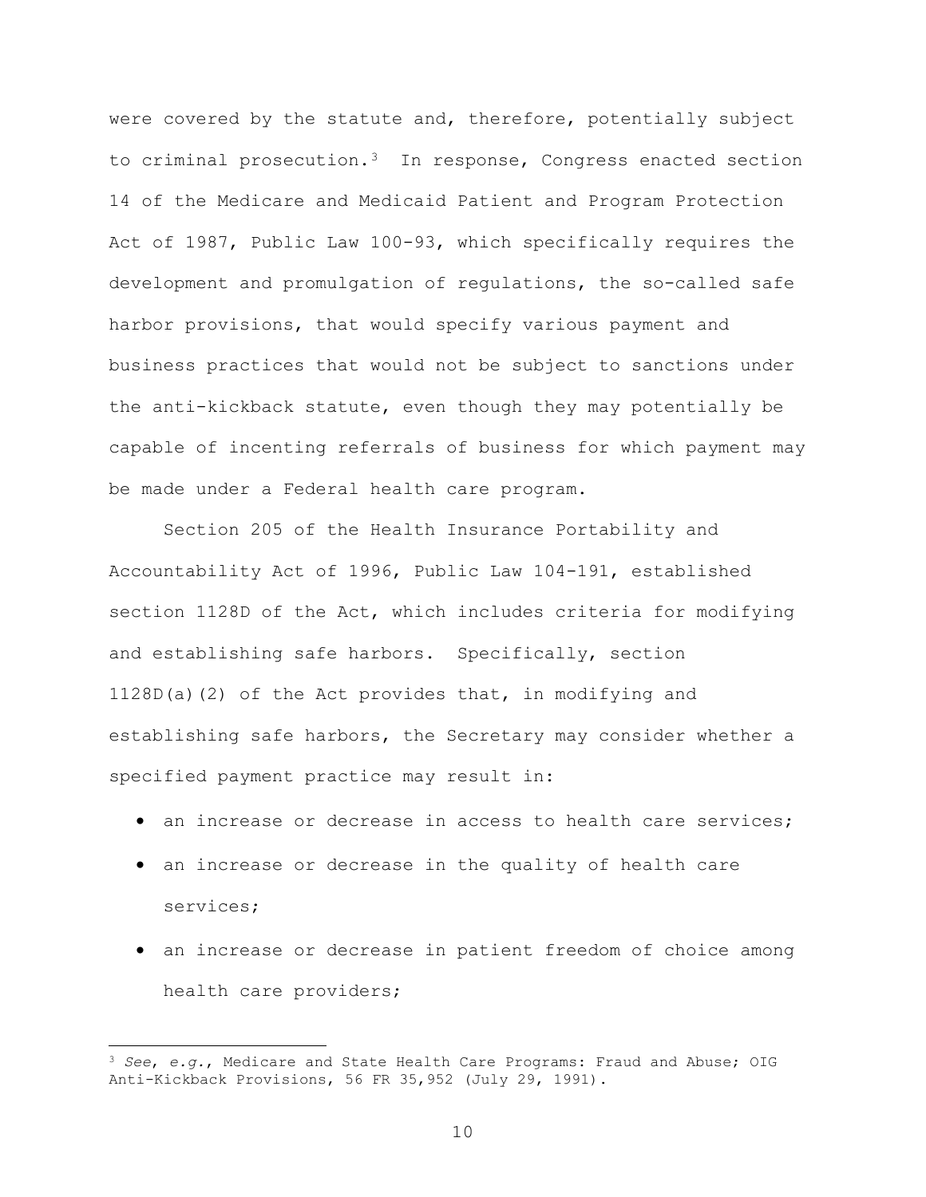were covered by the statute and, therefore, potentially subject to criminal prosecution.[3] In response, Congress enacted section 14 of the Medicare and Medicaid Patient and Program Protection Act of 1987, Public Law 100-93, which specifically requires the development and promulgation of regulations, the so-called safe harbor provisions, that would specify various payment and business practices that would not be subject to sanctions under the anti-kickback statute, even though they may potentially be capable of incenting referrals of business for which payment may be made under a Federal health care program.

Section 205 of the Health Insurance Portability and Accountability Act of 1996, Public Law 104-191, established section 1128D of the Act, which includes criteria for modifying and establishing safe harbors. Specifically, section 1128D(a)(2) of the Act provides that, in modifying and establishing safe harbors, the Secretary may consider whether a specified payment practice may result in:

- an increase or decrease in access to health care services;
- an increase or decrease in the quality of health care services;
- an increase or decrease in patient freedom of choice among health care providers;

[3] *See*, *e.g.*, Medicare and State Health Care Programs: Fraud and Abuse; OIG Anti-Kickback Provisions, 56 FR 35,952 (July 29, 1991).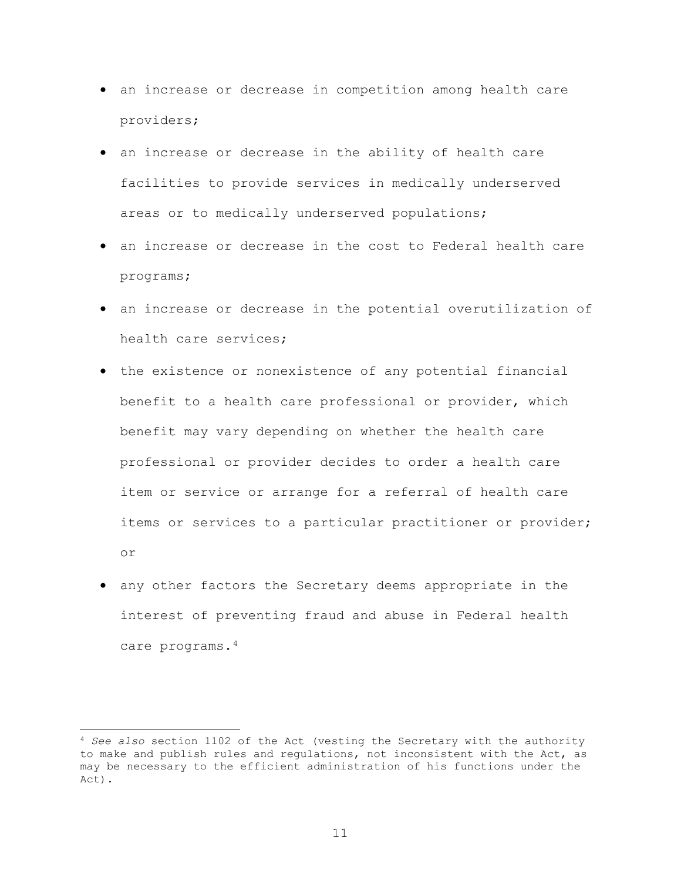- an increase or decrease in competition among health care providers;
- an increase or decrease in the ability of health care facilities to provide services in medically underserved areas or to medically underserved populations;
- an increase or decrease in the cost to Federal health care programs;
- an increase or decrease in the potential overutilization of health care services;
- the existence or nonexistence of any potential financial benefit to a health care professional or provider, which benefit may vary depending on whether the health care professional or provider decides to order a health care item or service or arrange for a referral of health care items or services to a particular practitioner or provider; or
- any other factors the Secretary deems appropriate in the interest of preventing fraud and abuse in Federal health care programs.[4]

---

[4] *See also* section 1102 of the Act (vesting the Secretary with the authority to make and publish rules and regulations, not inconsistent with the Act, as may be necessary to the efficient administration of his functions under the Act).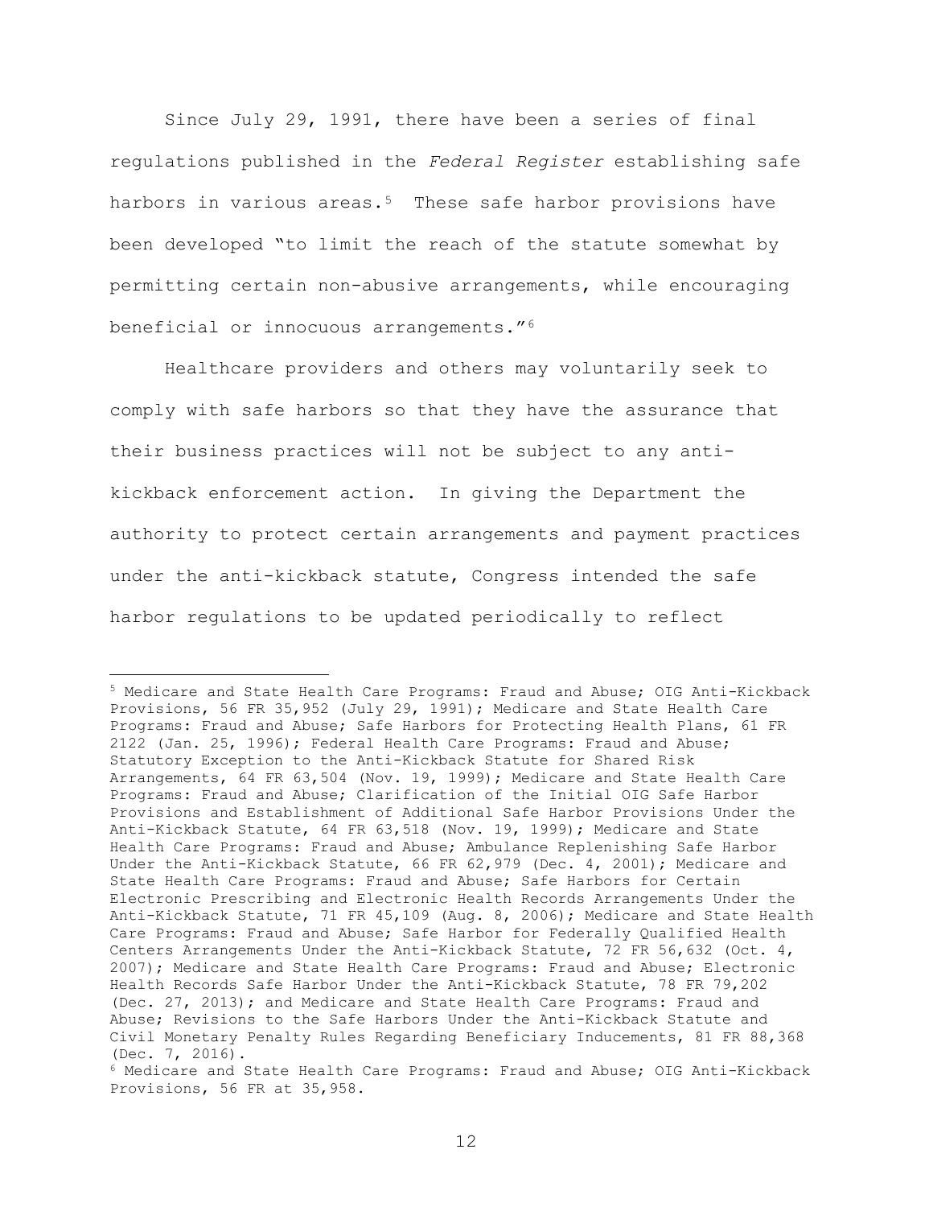Since July 29, 1991, there have been a series of final regulations published in the *Federal Register* establishing safe harbors in various areas.[5] These safe harbor provisions have been developed "to limit the reach of the statute somewhat by permitting certain non-abusive arrangements, while encouraging beneficial or innocuous arrangements."[6]

Healthcare providers and others may voluntarily seek to comply with safe harbors so that they have the assurance that their business practices will not be subject to any anti-kickback enforcement action. In giving the Department the authority to protect certain arrangements and payment practices under the anti-kickback statute, Congress intended the safe harbor regulations to be updated periodically to reflect

---

[5] Medicare and State Health Care Programs: Fraud and Abuse; OIG Anti-Kickback Provisions, 56 FR 35,952 (July 29, 1991); Medicare and State Health Care Programs: Fraud and Abuse; Safe Harbors for Protecting Health Plans, 61 FR 2122 (Jan. 25, 1996); Federal Health Care Programs: Fraud and Abuse; Statutory Exception to the Anti-Kickback Statute for Shared Risk Arrangements, 64 FR 63,504 (Nov. 19, 1999); Medicare and State Health Care Programs: Fraud and Abuse; Clarification of the Initial OIG Safe Harbor Provisions and Establishment of Additional Safe Harbor Provisions Under the Anti-Kickback Statute, 64 FR 63,518 (Nov. 19, 1999); Medicare and State Health Care Programs: Fraud and Abuse; Ambulance Replenishing Safe Harbor Under the Anti-Kickback Statute, 66 FR 62,979 (Dec. 4, 2001); Medicare and State Health Care Programs: Fraud and Abuse; Safe Harbors for Certain Electronic Prescribing and Electronic Health Records Arrangements Under the Anti-Kickback Statute, 71 FR 45,109 (Aug. 8, 2006); Medicare and State Health Care Programs: Fraud and Abuse; Safe Harbor for Federally Qualified Health Centers Arrangements Under the Anti-Kickback Statute, 72 FR 56,632 (Oct. 4, 2007); Medicare and State Health Care Programs: Fraud and Abuse; Electronic Health Records Safe Harbor Under the Anti-Kickback Statute, 78 FR 79,202 (Dec. 27, 2013); and Medicare and State Health Care Programs: Fraud and Abuse; Revisions to the Safe Harbors Under the Anti-Kickback Statute and Civil Monetary Penalty Rules Regarding Beneficiary Inducements, 81 FR 88,368 (Dec. 7, 2016).

[6] Medicare and State Health Care Programs: Fraud and Abuse; OIG Anti-Kickback Provisions, 56 FR at 35,958.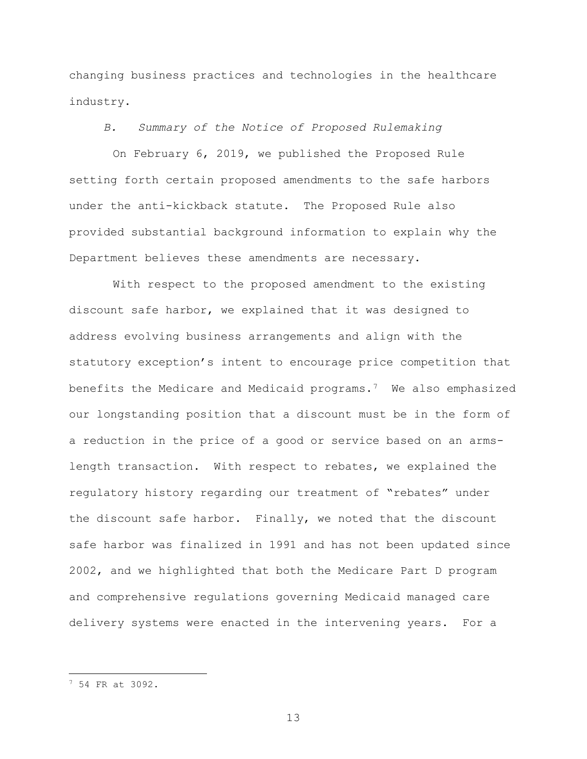changing business practices and technologies in the healthcare industry.

*B. Summary of the Notice of Proposed Rulemaking*

On February 6, 2019, we published the Proposed Rule setting forth certain proposed amendments to the safe harbors under the anti-kickback statute. The Proposed Rule also provided substantial background information to explain why the Department believes these amendments are necessary.

With respect to the proposed amendment to the existing discount safe harbor, we explained that it was designed to address evolving business arrangements and align with the statutory exception's intent to encourage price competition that benefits the Medicare and Medicaid programs.[7] We also emphasized our longstanding position that a discount must be in the form of a reduction in the price of a good or service based on an arms-length transaction. With respect to rebates, we explained the regulatory history regarding our treatment of "rebates" under the discount safe harbor. Finally, we noted that the discount safe harbor was finalized in 1991 and has not been updated since 2002, and we highlighted that both the Medicare Part D program and comprehensive regulations governing Medicaid managed care delivery systems were enacted in the intervening years. For a

---

[7] 54 FR at 3092.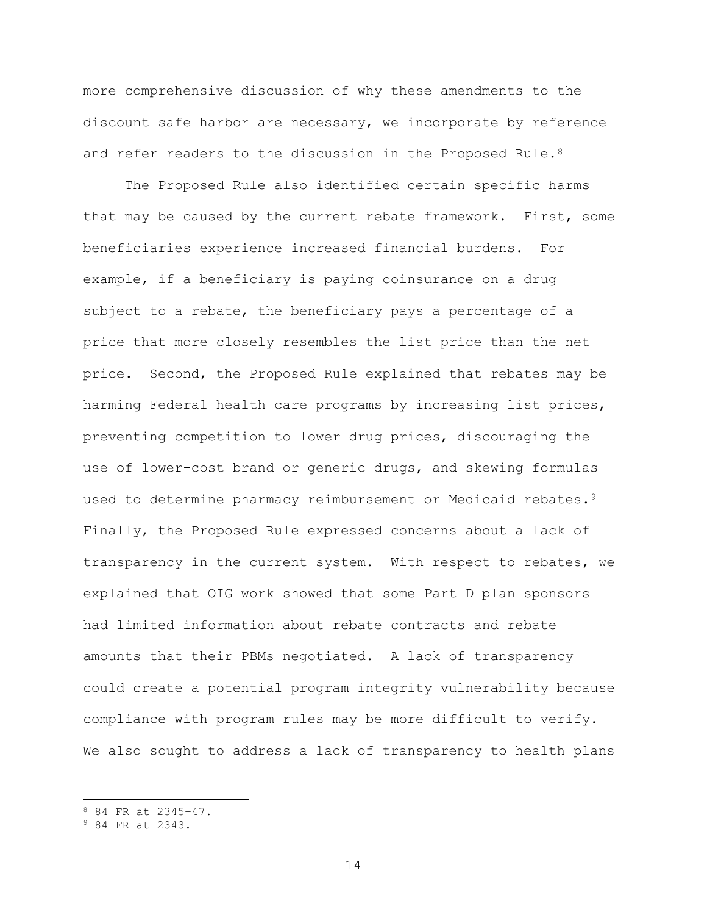more comprehensive discussion of why these amendments to the discount safe harbor are necessary, we incorporate by reference and refer readers to the discussion in the Proposed Rule.[8]

The Proposed Rule also identified certain specific harms that may be caused by the current rebate framework. First, some beneficiaries experience increased financial burdens. For example, if a beneficiary is paying coinsurance on a drug subject to a rebate, the beneficiary pays a percentage of a price that more closely resembles the list price than the net price. Second, the Proposed Rule explained that rebates may be harming Federal health care programs by increasing list prices, preventing competition to lower drug prices, discouraging the use of lower-cost brand or generic drugs, and skewing formulas used to determine pharmacy reimbursement or Medicaid rebates.[9] Finally, the Proposed Rule expressed concerns about a lack of transparency in the current system. With respect to rebates, we explained that OIG work showed that some Part D plan sponsors had limited information about rebate contracts and rebate amounts that their PBMs negotiated. A lack of transparency could create a potential program integrity vulnerability because compliance with program rules may be more difficult to verify. We also sought to address a lack of transparency to health plans

---

[8] 84 FR at 2345–47.

[9] 84 FR at 2343.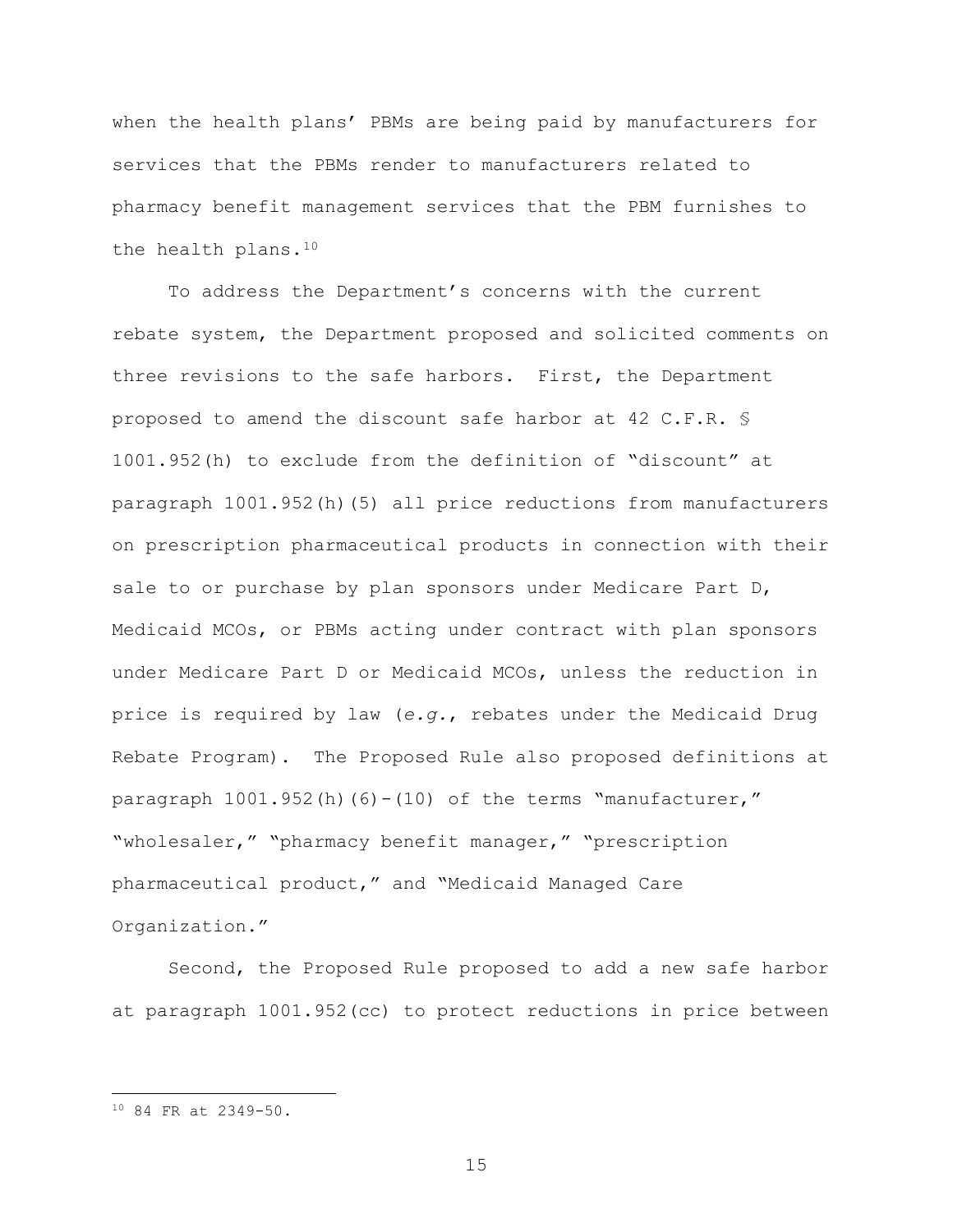when the health plans' PBMs are being paid by manufacturers for services that the PBMs render to manufacturers related to pharmacy benefit management services that the PBM furnishes to the health plans.[10]

To address the Department's concerns with the current rebate system, the Department proposed and solicited comments on three revisions to the safe harbors. First, the Department proposed to amend the discount safe harbor at 42 C.F.R. § 1001.952(h) to exclude from the definition of "discount" at paragraph 1001.952(h)(5) all price reductions from manufacturers on prescription pharmaceutical products in connection with their sale to or purchase by plan sponsors under Medicare Part D, Medicaid MCOs, or PBMs acting under contract with plan sponsors under Medicare Part D or Medicaid MCOs, unless the reduction in price is required by law (*e.g.*, rebates under the Medicaid Drug Rebate Program). The Proposed Rule also proposed definitions at paragraph 1001.952(h)(6)-(10) of the terms "manufacturer," "wholesaler," "pharmacy benefit manager," "prescription pharmaceutical product," and "Medicaid Managed Care Organization."

Second, the Proposed Rule proposed to add a new safe harbor at paragraph 1001.952(cc) to protect reductions in price between

[10] 84 FR at 2349-50.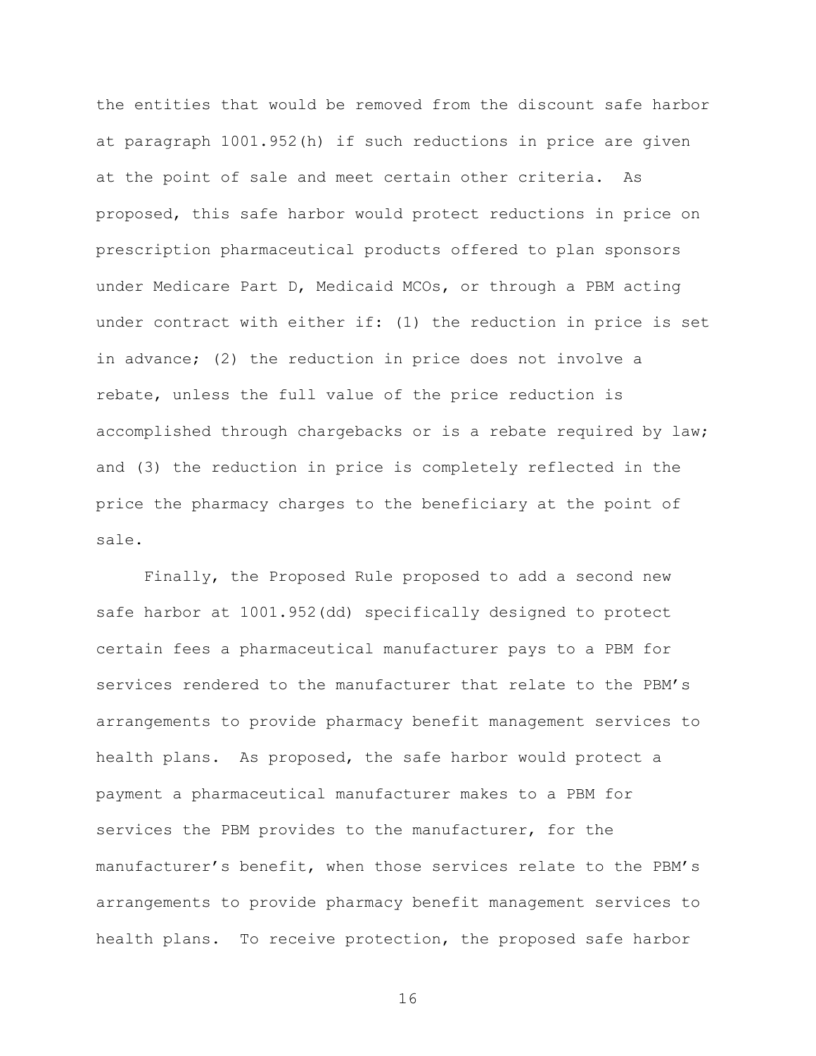the entities that would be removed from the discount safe harbor at paragraph 1001.952(h) if such reductions in price are given at the point of sale and meet certain other criteria. As proposed, this safe harbor would protect reductions in price on prescription pharmaceutical products offered to plan sponsors under Medicare Part D, Medicaid MCOs, or through a PBM acting under contract with either if: (1) the reduction in price is set in advance; (2) the reduction in price does not involve a rebate, unless the full value of the price reduction is accomplished through chargebacks or is a rebate required by law; and (3) the reduction in price is completely reflected in the price the pharmacy charges to the beneficiary at the point of sale.

Finally, the Proposed Rule proposed to add a second new safe harbor at 1001.952(dd) specifically designed to protect certain fees a pharmaceutical manufacturer pays to a PBM for services rendered to the manufacturer that relate to the PBM's arrangements to provide pharmacy benefit management services to health plans. As proposed, the safe harbor would protect a payment a pharmaceutical manufacturer makes to a PBM for services the PBM provides to the manufacturer, for the manufacturer's benefit, when those services relate to the PBM's arrangements to provide pharmacy benefit management services to health plans. To receive protection, the proposed safe harbor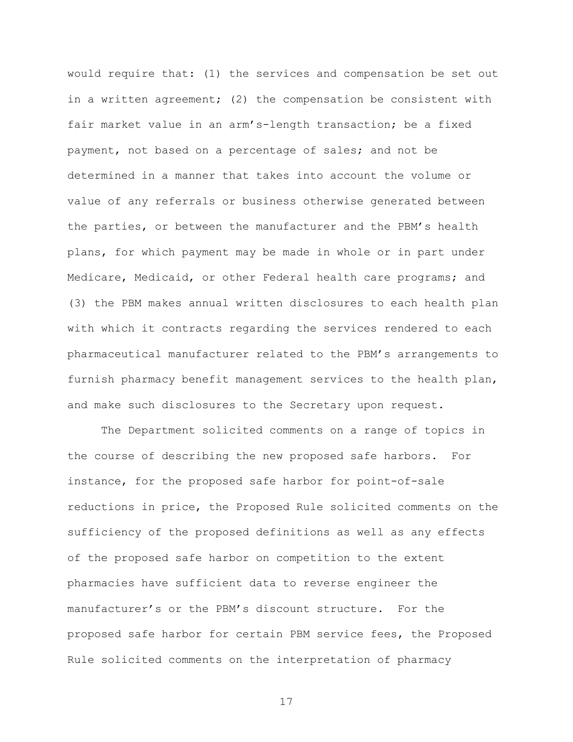would require that: (1) the services and compensation be set out in a written agreement; (2) the compensation be consistent with fair market value in an arm's-length transaction; be a fixed payment, not based on a percentage of sales; and not be determined in a manner that takes into account the volume or value of any referrals or business otherwise generated between the parties, or between the manufacturer and the PBM's health plans, for which payment may be made in whole or in part under Medicare, Medicaid, or other Federal health care programs; and (3) the PBM makes annual written disclosures to each health plan with which it contracts regarding the services rendered to each pharmaceutical manufacturer related to the PBM's arrangements to furnish pharmacy benefit management services to the health plan, and make such disclosures to the Secretary upon request.

The Department solicited comments on a range of topics in the course of describing the new proposed safe harbors. For instance, for the proposed safe harbor for point-of-sale reductions in price, the Proposed Rule solicited comments on the sufficiency of the proposed definitions as well as any effects of the proposed safe harbor on competition to the extent pharmacies have sufficient data to reverse engineer the manufacturer's or the PBM's discount structure. For the proposed safe harbor for certain PBM service fees, the Proposed Rule solicited comments on the interpretation of pharmacy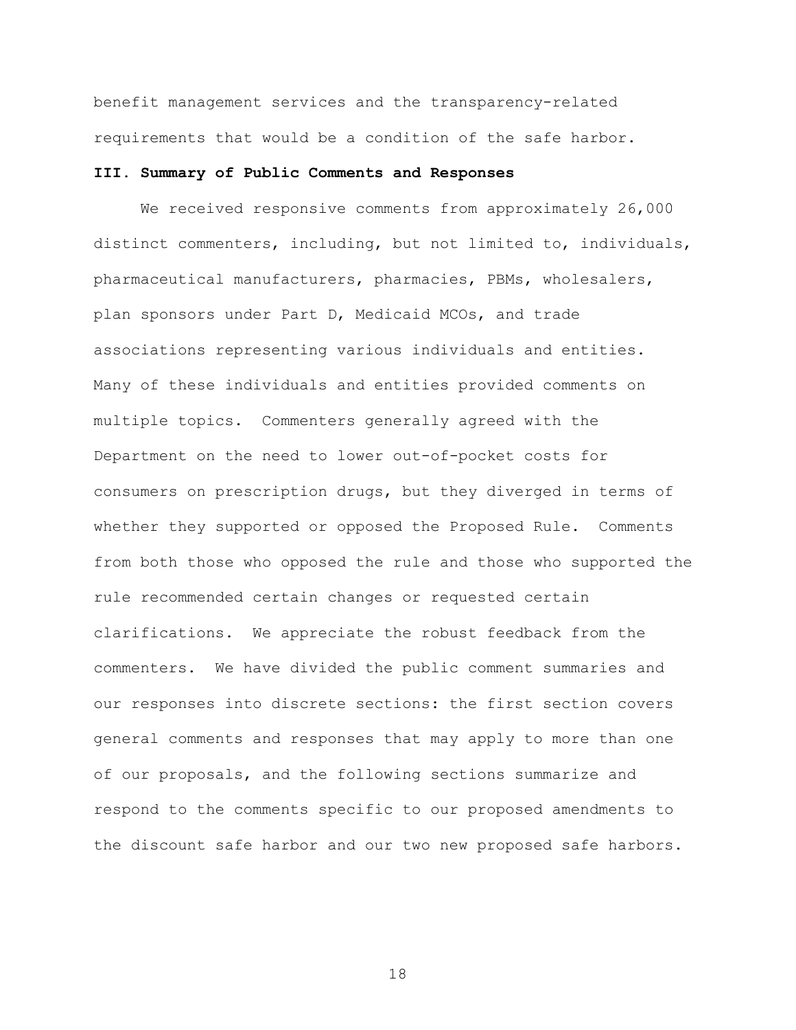benefit management services and the transparency-related requirements that would be a condition of the safe harbor.

## III. Summary of Public Comments and Responses

We received responsive comments from approximately 26,000 distinct commenters, including, but not limited to, individuals, pharmaceutical manufacturers, pharmacies, PBMs, wholesalers, plan sponsors under Part D, Medicaid MCOs, and trade associations representing various individuals and entities. Many of these individuals and entities provided comments on multiple topics. Commenters generally agreed with the Department on the need to lower out-of-pocket costs for consumers on prescription drugs, but they diverged in terms of whether they supported or opposed the Proposed Rule. Comments from both those who opposed the rule and those who supported the rule recommended certain changes or requested certain clarifications. We appreciate the robust feedback from the commenters. We have divided the public comment summaries and our responses into discrete sections: the first section covers general comments and responses that may apply to more than one of our proposals, and the following sections summarize and respond to the comments specific to our proposed amendments to the discount safe harbor and our two new proposed safe harbors.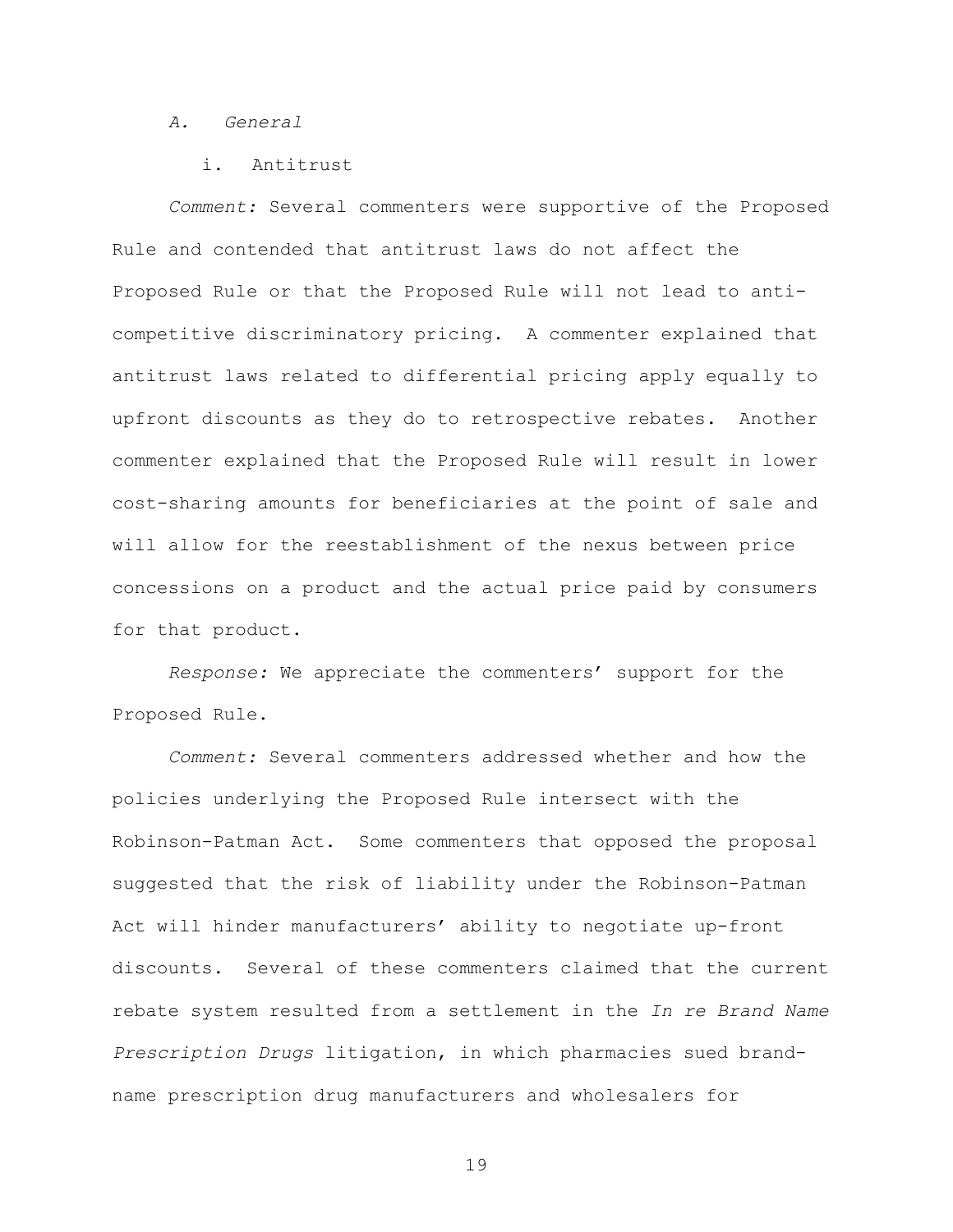### *A. General*

#### i. Antitrust

*Comment:* Several commenters were supportive of the Proposed Rule and contended that antitrust laws do not affect the Proposed Rule or that the Proposed Rule will not lead to anti-competitive discriminatory pricing. A commenter explained that antitrust laws related to differential pricing apply equally to upfront discounts as they do to retrospective rebates. Another commenter explained that the Proposed Rule will result in lower cost-sharing amounts for beneficiaries at the point of sale and will allow for the reestablishment of the nexus between price concessions on a product and the actual price paid by consumers for that product.

*Response:* We appreciate the commenters' support for the Proposed Rule.

*Comment:* Several commenters addressed whether and how the policies underlying the Proposed Rule intersect with the Robinson-Patman Act. Some commenters that opposed the proposal suggested that the risk of liability under the Robinson-Patman Act will hinder manufacturers' ability to negotiate up-front discounts. Several of these commenters claimed that the current rebate system resulted from a settlement in the *In re Brand Name Prescription Drugs* litigation, in which pharmacies sued brand-name prescription drug manufacturers and wholesalers for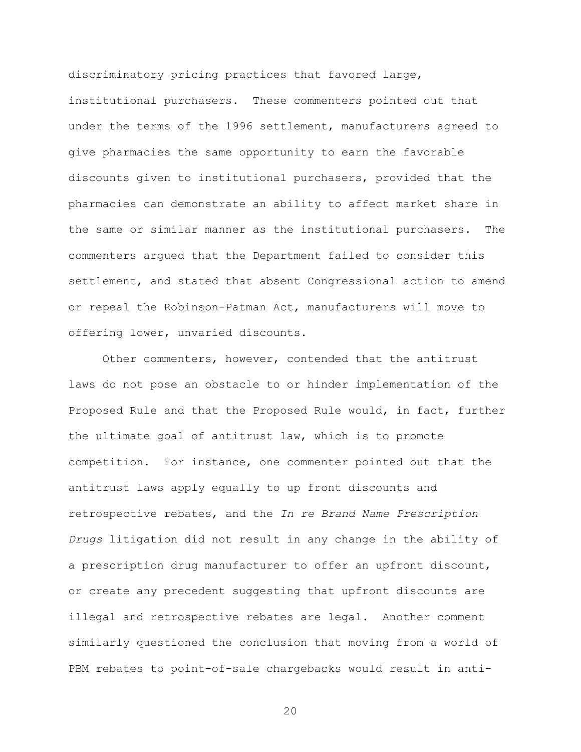discriminatory pricing practices that favored large, institutional purchasers. These commenters pointed out that under the terms of the 1996 settlement, manufacturers agreed to give pharmacies the same opportunity to earn the favorable discounts given to institutional purchasers, provided that the pharmacies can demonstrate an ability to affect market share in the same or similar manner as the institutional purchasers. The commenters argued that the Department failed to consider this settlement, and stated that absent Congressional action to amend or repeal the Robinson-Patman Act, manufacturers will move to offering lower, unvaried discounts.

Other commenters, however, contended that the antitrust laws do not pose an obstacle to or hinder implementation of the Proposed Rule and that the Proposed Rule would, in fact, further the ultimate goal of antitrust law, which is to promote competition. For instance, one commenter pointed out that the antitrust laws apply equally to up front discounts and retrospective rebates, and the *In re Brand Name Prescription Drugs* litigation did not result in any change in the ability of a prescription drug manufacturer to offer an upfront discount, or create any precedent suggesting that upfront discounts are illegal and retrospective rebates are legal. Another comment similarly questioned the conclusion that moving from a world of PBM rebates to point-of-sale chargebacks would result in anti-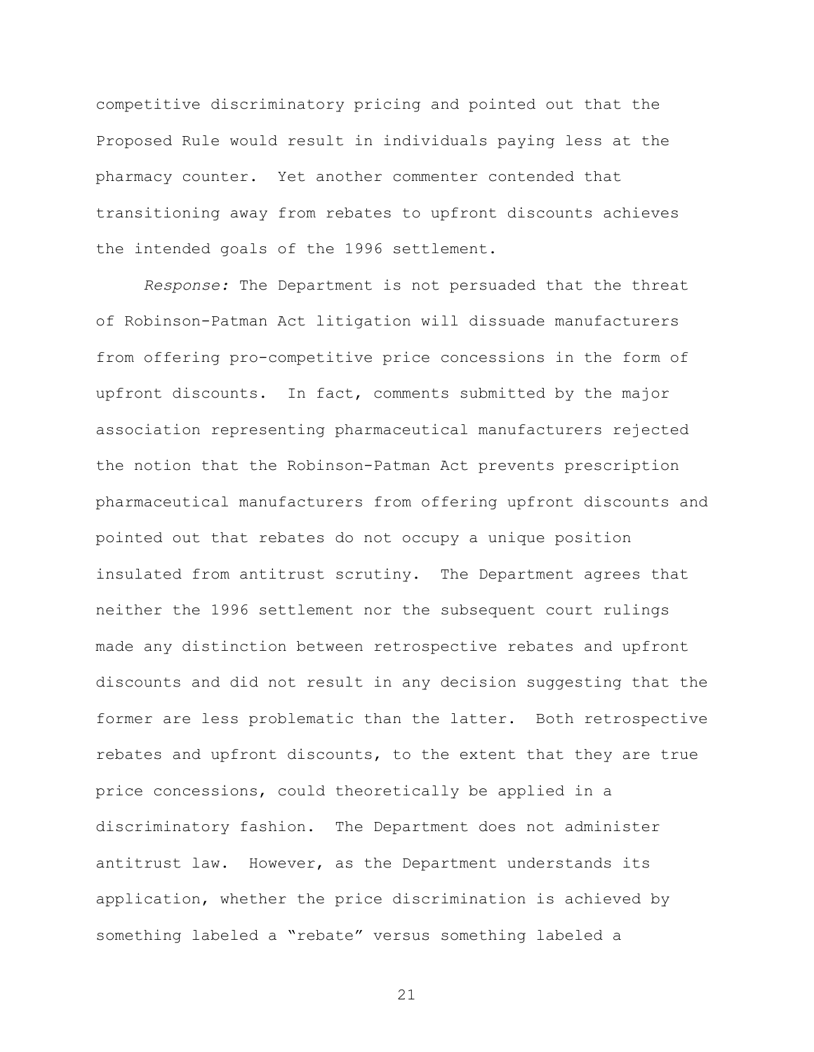competitive discriminatory pricing and pointed out that the Proposed Rule would result in individuals paying less at the pharmacy counter. Yet another commenter contended that transitioning away from rebates to upfront discounts achieves the intended goals of the 1996 settlement.

*Response:* The Department is not persuaded that the threat of Robinson-Patman Act litigation will dissuade manufacturers from offering pro-competitive price concessions in the form of upfront discounts. In fact, comments submitted by the major association representing pharmaceutical manufacturers rejected the notion that the Robinson-Patman Act prevents prescription pharmaceutical manufacturers from offering upfront discounts and pointed out that rebates do not occupy a unique position insulated from antitrust scrutiny. The Department agrees that neither the 1996 settlement nor the subsequent court rulings made any distinction between retrospective rebates and upfront discounts and did not result in any decision suggesting that the former are less problematic than the latter. Both retrospective rebates and upfront discounts, to the extent that they are true price concessions, could theoretically be applied in a discriminatory fashion. The Department does not administer antitrust law. However, as the Department understands its application, whether the price discrimination is achieved by something labeled a "rebate" versus something labeled a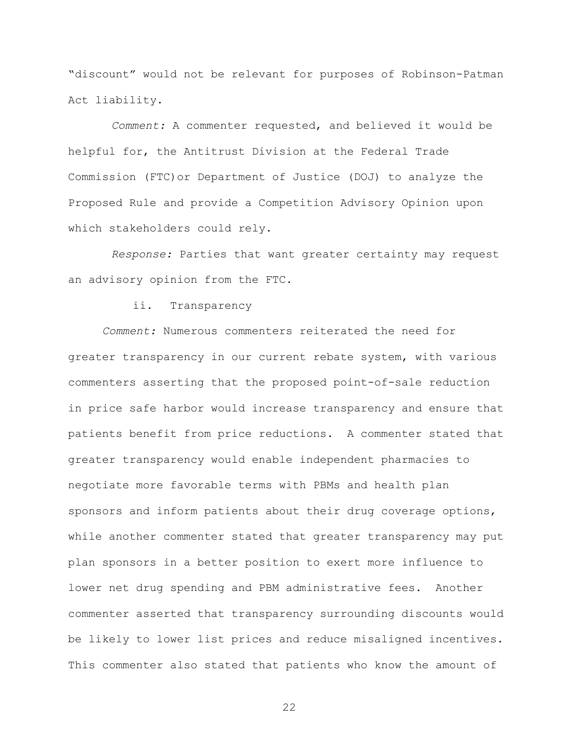"discount" would not be relevant for purposes of Robinson-Patman Act liability.

*Comment:* A commenter requested, and believed it would be helpful for, the Antitrust Division at the Federal Trade Commission (FTC)or Department of Justice (DOJ) to analyze the Proposed Rule and provide a Competition Advisory Opinion upon which stakeholders could rely.

*Response:* Parties that want greater certainty may request an advisory opinion from the FTC.

ii. Transparency

*Comment:* Numerous commenters reiterated the need for greater transparency in our current rebate system, with various commenters asserting that the proposed point-of-sale reduction in price safe harbor would increase transparency and ensure that patients benefit from price reductions. A commenter stated that greater transparency would enable independent pharmacies to negotiate more favorable terms with PBMs and health plan sponsors and inform patients about their drug coverage options, while another commenter stated that greater transparency may put plan sponsors in a better position to exert more influence to lower net drug spending and PBM administrative fees. Another commenter asserted that transparency surrounding discounts would be likely to lower list prices and reduce misaligned incentives. This commenter also stated that patients who know the amount of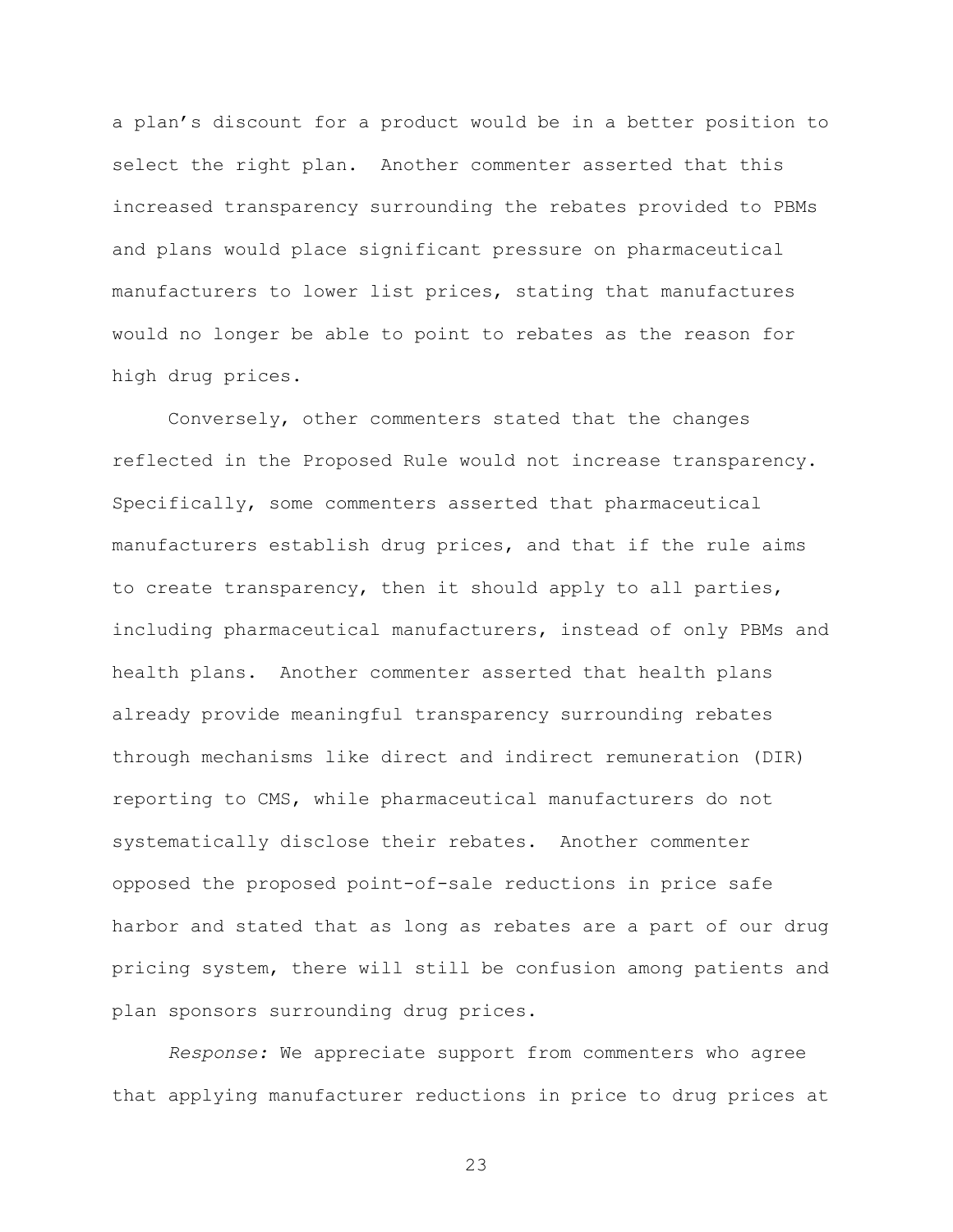a plan's discount for a product would be in a better position to select the right plan. Another commenter asserted that this increased transparency surrounding the rebates provided to PBMs and plans would place significant pressure on pharmaceutical manufacturers to lower list prices, stating that manufactures would no longer be able to point to rebates as the reason for high drug prices.

Conversely, other commenters stated that the changes reflected in the Proposed Rule would not increase transparency. Specifically, some commenters asserted that pharmaceutical manufacturers establish drug prices, and that if the rule aims to create transparency, then it should apply to all parties, including pharmaceutical manufacturers, instead of only PBMs and health plans. Another commenter asserted that health plans already provide meaningful transparency surrounding rebates through mechanisms like direct and indirect remuneration (DIR) reporting to CMS, while pharmaceutical manufacturers do not systematically disclose their rebates. Another commenter opposed the proposed point-of-sale reductions in price safe harbor and stated that as long as rebates are a part of our drug pricing system, there will still be confusion among patients and plan sponsors surrounding drug prices.

*Response:* We appreciate support from commenters who agree that applying manufacturer reductions in price to drug prices at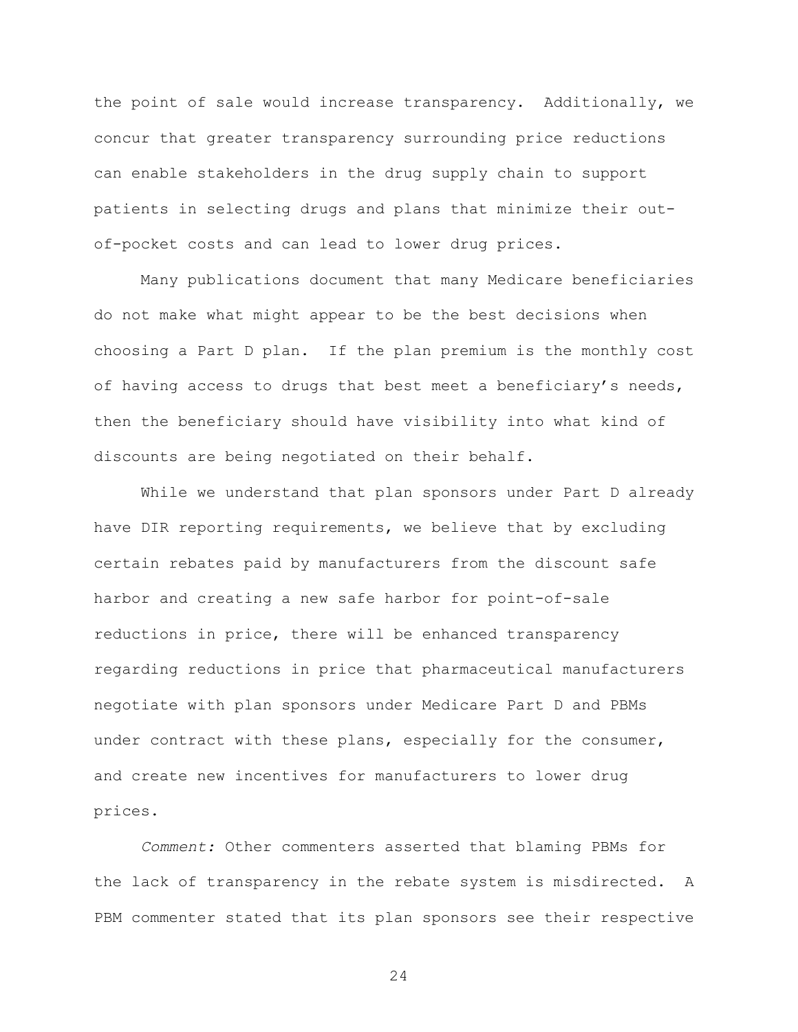the point of sale would increase transparency. Additionally, we concur that greater transparency surrounding price reductions can enable stakeholders in the drug supply chain to support patients in selecting drugs and plans that minimize their out-of-pocket costs and can lead to lower drug prices.

Many publications document that many Medicare beneficiaries do not make what might appear to be the best decisions when choosing a Part D plan. If the plan premium is the monthly cost of having access to drugs that best meet a beneficiary's needs, then the beneficiary should have visibility into what kind of discounts are being negotiated on their behalf.

While we understand that plan sponsors under Part D already have DIR reporting requirements, we believe that by excluding certain rebates paid by manufacturers from the discount safe harbor and creating a new safe harbor for point-of-sale reductions in price, there will be enhanced transparency regarding reductions in price that pharmaceutical manufacturers negotiate with plan sponsors under Medicare Part D and PBMs under contract with these plans, especially for the consumer, and create new incentives for manufacturers to lower drug prices.

*Comment:* Other commenters asserted that blaming PBMs for the lack of transparency in the rebate system is misdirected. A PBM commenter stated that its plan sponsors see their respective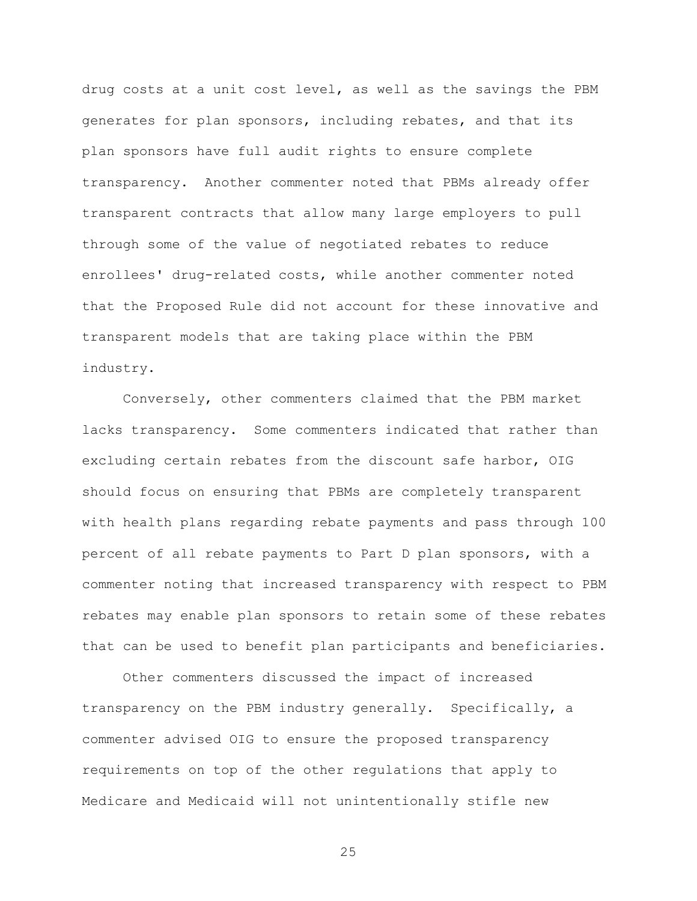drug costs at a unit cost level, as well as the savings the PBM generates for plan sponsors, including rebates, and that its plan sponsors have full audit rights to ensure complete transparency. Another commenter noted that PBMs already offer transparent contracts that allow many large employers to pull through some of the value of negotiated rebates to reduce enrollees' drug-related costs, while another commenter noted that the Proposed Rule did not account for these innovative and transparent models that are taking place within the PBM industry.

Conversely, other commenters claimed that the PBM market lacks transparency. Some commenters indicated that rather than excluding certain rebates from the discount safe harbor, OIG should focus on ensuring that PBMs are completely transparent with health plans regarding rebate payments and pass through 100 percent of all rebate payments to Part D plan sponsors, with a commenter noting that increased transparency with respect to PBM rebates may enable plan sponsors to retain some of these rebates that can be used to benefit plan participants and beneficiaries.

Other commenters discussed the impact of increased transparency on the PBM industry generally. Specifically, a commenter advised OIG to ensure the proposed transparency requirements on top of the other regulations that apply to Medicare and Medicaid will not unintentionally stifle new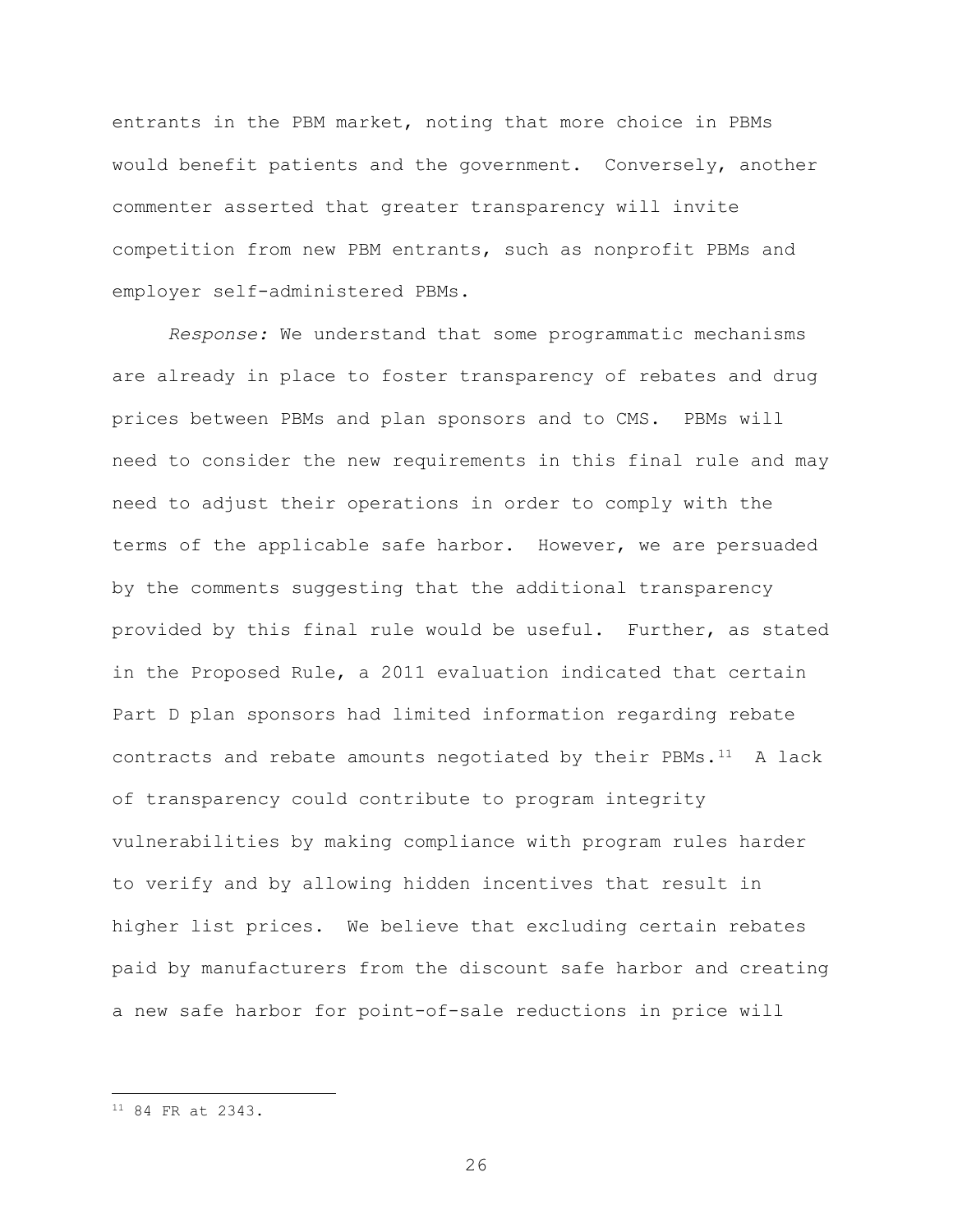entrants in the PBM market, noting that more choice in PBMs would benefit patients and the government. Conversely, another commenter asserted that greater transparency will invite competition from new PBM entrants, such as nonprofit PBMs and employer self-administered PBMs.

*Response:* We understand that some programmatic mechanisms are already in place to foster transparency of rebates and drug prices between PBMs and plan sponsors and to CMS. PBMs will need to consider the new requirements in this final rule and may need to adjust their operations in order to comply with the terms of the applicable safe harbor. However, we are persuaded by the comments suggesting that the additional transparency provided by this final rule would be useful. Further, as stated in the Proposed Rule, a 2011 evaluation indicated that certain Part D plan sponsors had limited information regarding rebate contracts and rebate amounts negotiated by their PBMs.[11] A lack of transparency could contribute to program integrity vulnerabilities by making compliance with program rules harder to verify and by allowing hidden incentives that result in higher list prices. We believe that excluding certain rebates paid by manufacturers from the discount safe harbor and creating a new safe harbor for point-of-sale reductions in price will

[11] 84 FR at 2343.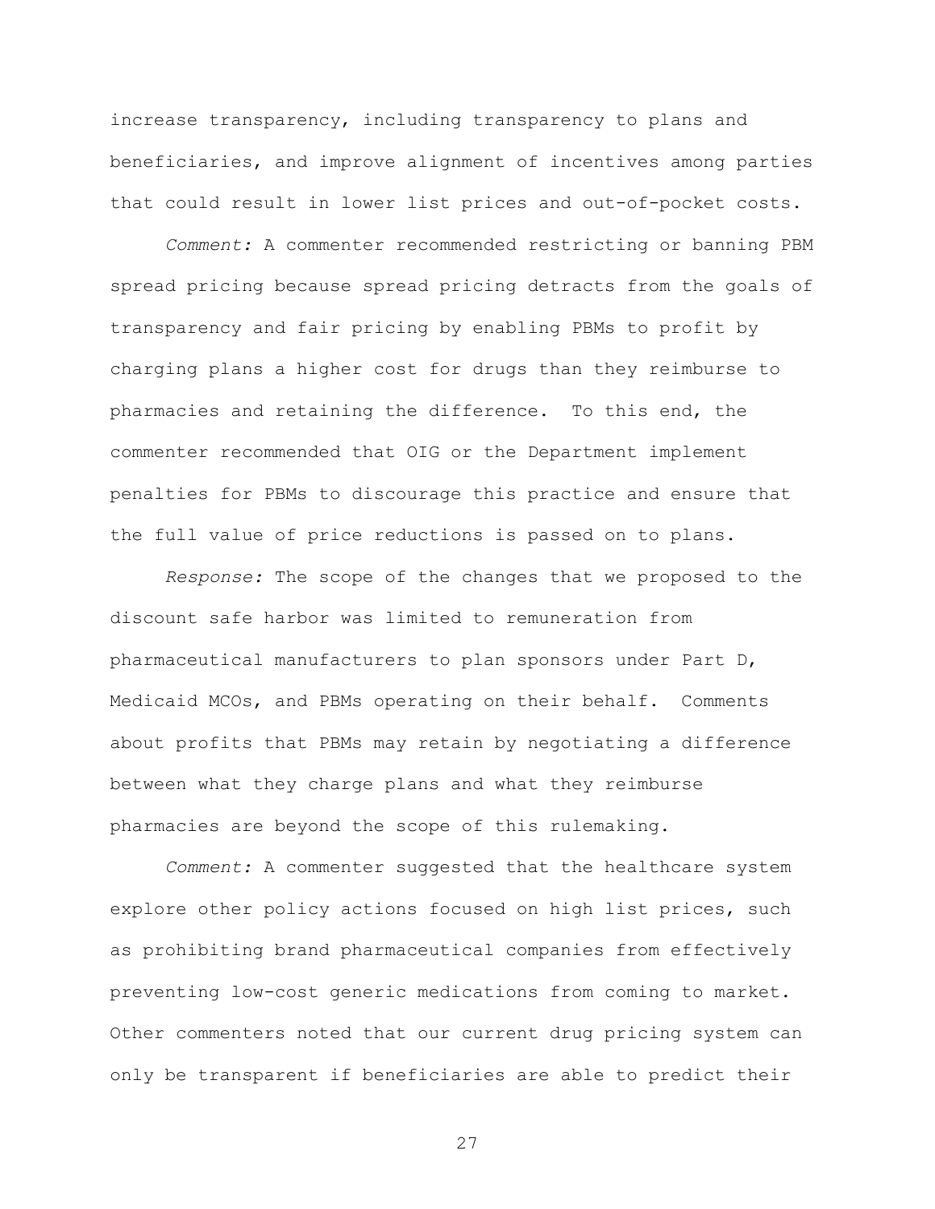increase transparency, including transparency to plans and beneficiaries, and improve alignment of incentives among parties that could result in lower list prices and out-of-pocket costs.

*Comment:* A commenter recommended restricting or banning PBM spread pricing because spread pricing detracts from the goals of transparency and fair pricing by enabling PBMs to profit by charging plans a higher cost for drugs than they reimburse to pharmacies and retaining the difference. To this end, the commenter recommended that OIG or the Department implement penalties for PBMs to discourage this practice and ensure that the full value of price reductions is passed on to plans.

*Response:* The scope of the changes that we proposed to the discount safe harbor was limited to remuneration from pharmaceutical manufacturers to plan sponsors under Part D, Medicaid MCOs, and PBMs operating on their behalf. Comments about profits that PBMs may retain by negotiating a difference between what they charge plans and what they reimburse pharmacies are beyond the scope of this rulemaking.

*Comment:* A commenter suggested that the healthcare system explore other policy actions focused on high list prices, such as prohibiting brand pharmaceutical companies from effectively preventing low-cost generic medications from coming to market. Other commenters noted that our current drug pricing system can only be transparent if beneficiaries are able to predict their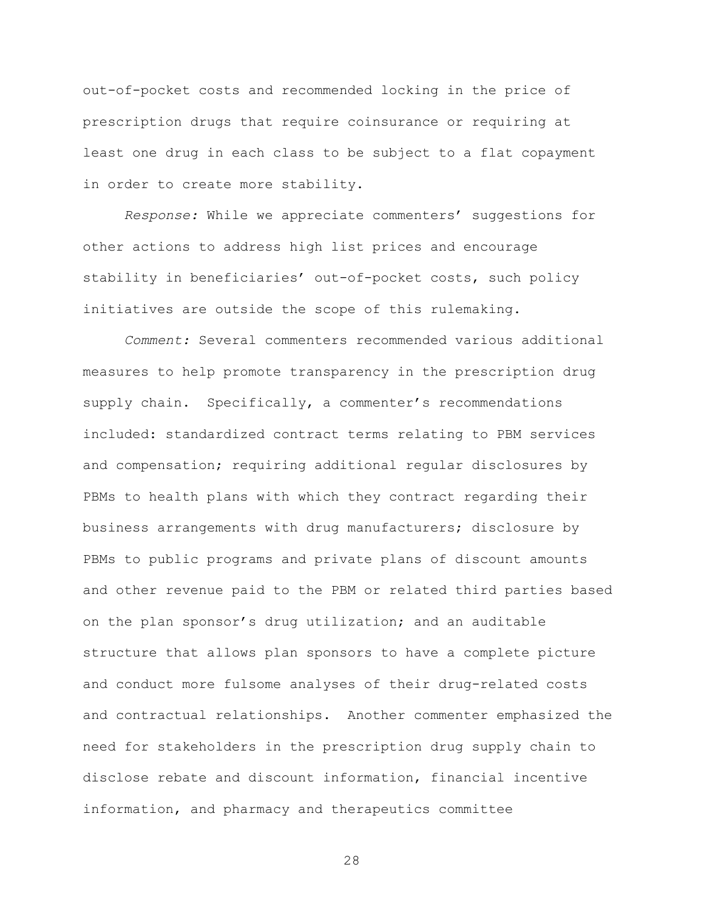out-of-pocket costs and recommended locking in the price of prescription drugs that require coinsurance or requiring at least one drug in each class to be subject to a flat copayment in order to create more stability.

*Response:* While we appreciate commenters' suggestions for other actions to address high list prices and encourage stability in beneficiaries' out-of-pocket costs, such policy initiatives are outside the scope of this rulemaking.

*Comment:* Several commenters recommended various additional measures to help promote transparency in the prescription drug supply chain. Specifically, a commenter's recommendations included: standardized contract terms relating to PBM services and compensation; requiring additional regular disclosures by PBMs to health plans with which they contract regarding their business arrangements with drug manufacturers; disclosure by PBMs to public programs and private plans of discount amounts and other revenue paid to the PBM or related third parties based on the plan sponsor's drug utilization; and an auditable structure that allows plan sponsors to have a complete picture and conduct more fulsome analyses of their drug-related costs and contractual relationships. Another commenter emphasized the need for stakeholders in the prescription drug supply chain to disclose rebate and discount information, financial incentive information, and pharmacy and therapeutics committee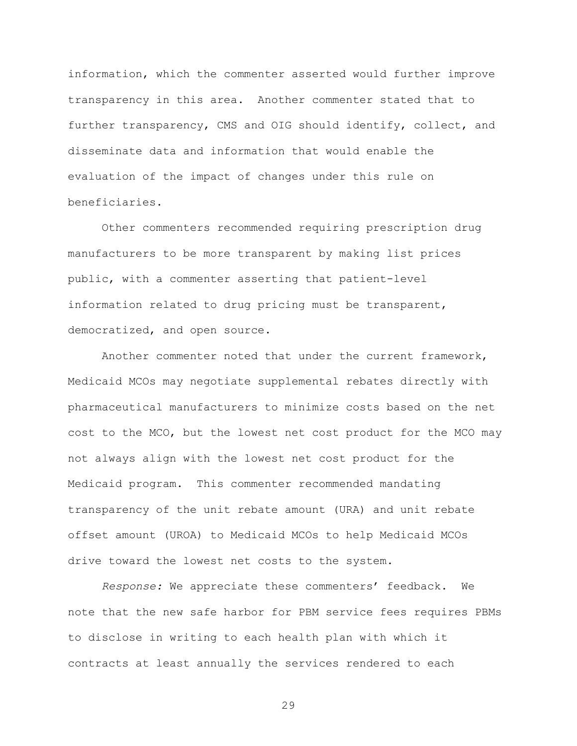information, which the commenter asserted would further improve transparency in this area. Another commenter stated that to further transparency, CMS and OIG should identify, collect, and disseminate data and information that would enable the evaluation of the impact of changes under this rule on beneficiaries.

Other commenters recommended requiring prescription drug manufacturers to be more transparent by making list prices public, with a commenter asserting that patient-level information related to drug pricing must be transparent, democratized, and open source.

Another commenter noted that under the current framework, Medicaid MCOs may negotiate supplemental rebates directly with pharmaceutical manufacturers to minimize costs based on the net cost to the MCO, but the lowest net cost product for the MCO may not always align with the lowest net cost product for the Medicaid program. This commenter recommended mandating transparency of the unit rebate amount (URA) and unit rebate offset amount (UROA) to Medicaid MCOs to help Medicaid MCOs drive toward the lowest net costs to the system.

*Response:* We appreciate these commenters' feedback. We note that the new safe harbor for PBM service fees requires PBMs to disclose in writing to each health plan with which it contracts at least annually the services rendered to each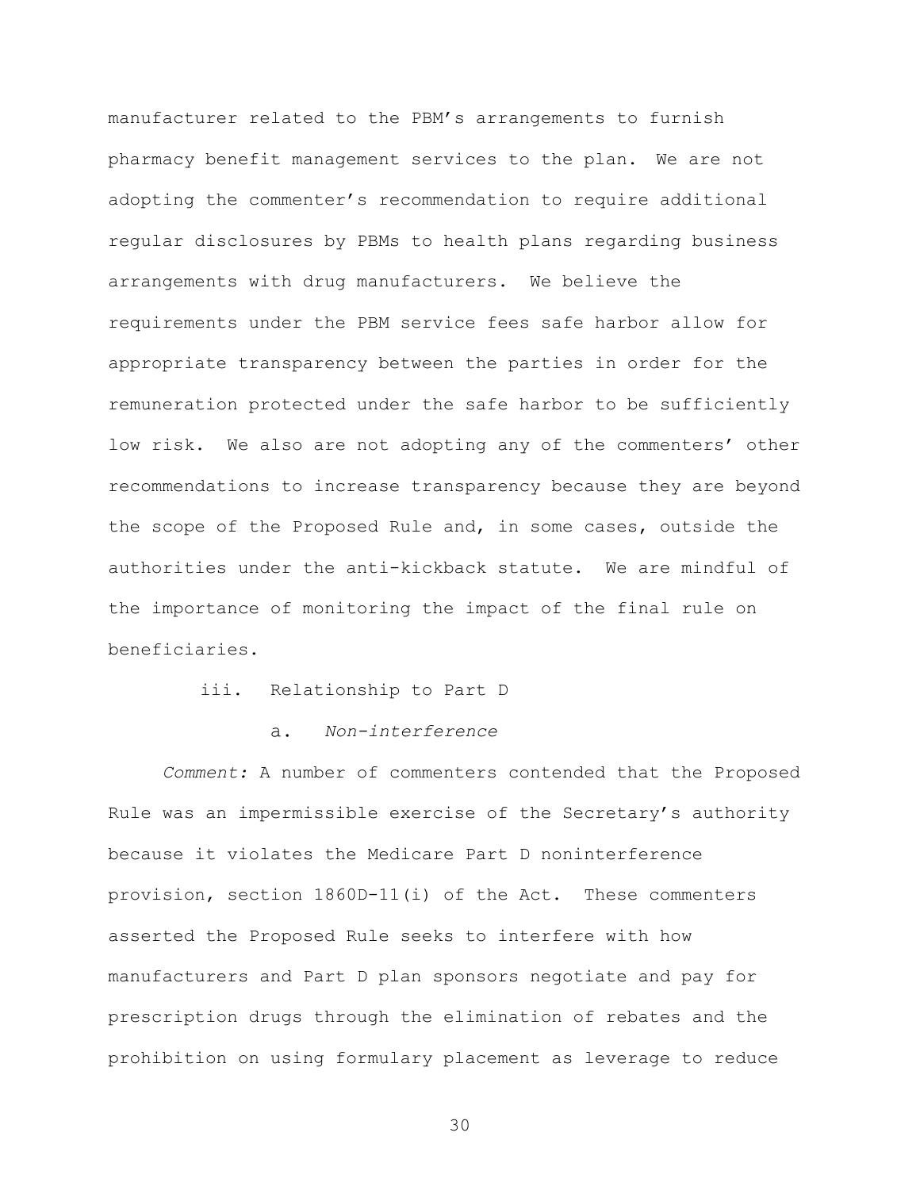manufacturer related to the PBM's arrangements to furnish pharmacy benefit management services to the plan. We are not adopting the commenter's recommendation to require additional regular disclosures by PBMs to health plans regarding business arrangements with drug manufacturers. We believe the requirements under the PBM service fees safe harbor allow for appropriate transparency between the parties in order for the remuneration protected under the safe harbor to be sufficiently low risk. We also are not adopting any of the commenters' other recommendations to increase transparency because they are beyond the scope of the Proposed Rule and, in some cases, outside the authorities under the anti-kickback statute. We are mindful of the importance of monitoring the impact of the final rule on beneficiaries.

### iii. Relationship to Part D

#### a. *Non-interference*

*Comment:* A number of commenters contended that the Proposed Rule was an impermissible exercise of the Secretary's authority because it violates the Medicare Part D noninterference provision, section 1860D-11(i) of the Act. These commenters asserted the Proposed Rule seeks to interfere with how manufacturers and Part D plan sponsors negotiate and pay for prescription drugs through the elimination of rebates and the prohibition on using formulary placement as leverage to reduce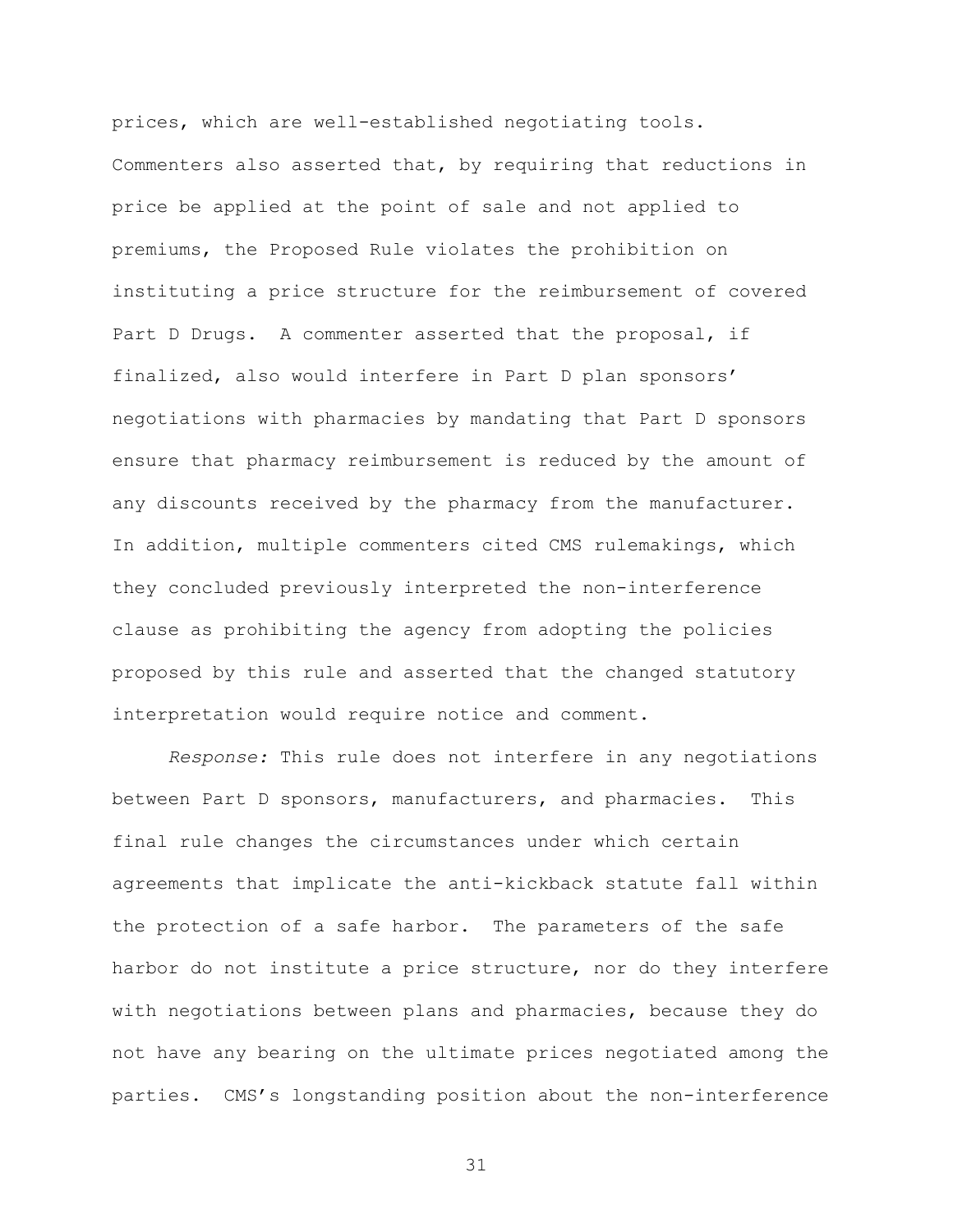prices, which are well-established negotiating tools. Commenters also asserted that, by requiring that reductions in price be applied at the point of sale and not applied to premiums, the Proposed Rule violates the prohibition on instituting a price structure for the reimbursement of covered Part D Drugs. A commenter asserted that the proposal, if finalized, also would interfere in Part D plan sponsors' negotiations with pharmacies by mandating that Part D sponsors ensure that pharmacy reimbursement is reduced by the amount of any discounts received by the pharmacy from the manufacturer. In addition, multiple commenters cited CMS rulemakings, which they concluded previously interpreted the non-interference clause as prohibiting the agency from adopting the policies proposed by this rule and asserted that the changed statutory interpretation would require notice and comment.

*Response:* This rule does not interfere in any negotiations between Part D sponsors, manufacturers, and pharmacies. This final rule changes the circumstances under which certain agreements that implicate the anti-kickback statute fall within the protection of a safe harbor. The parameters of the safe harbor do not institute a price structure, nor do they interfere with negotiations between plans and pharmacies, because they do not have any bearing on the ultimate prices negotiated among the parties. CMS's longstanding position about the non-interference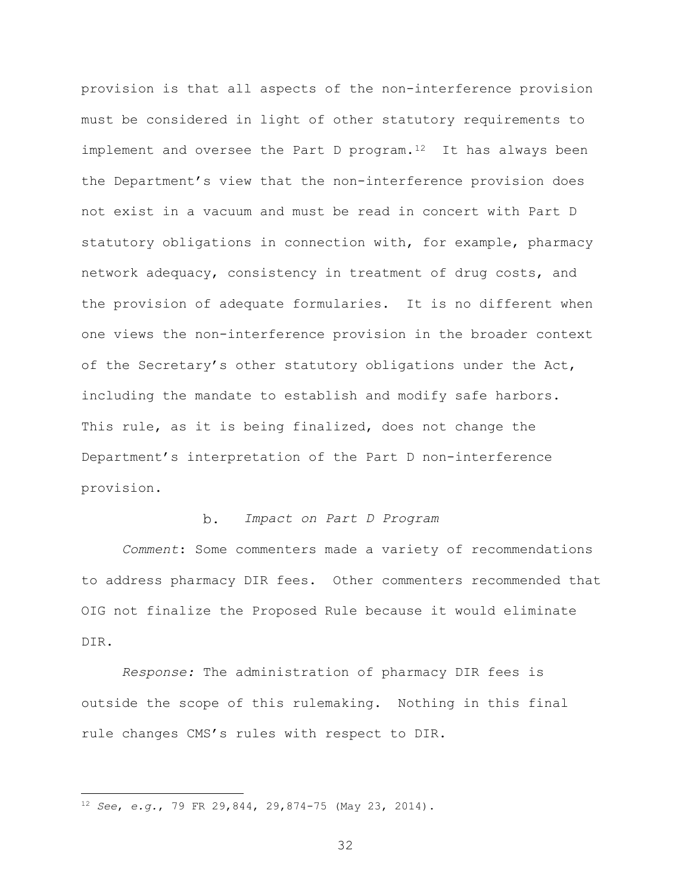provision is that all aspects of the non-interference provision must be considered in light of other statutory requirements to implement and oversee the Part D program.[12] It has always been the Department's view that the non-interference provision does not exist in a vacuum and must be read in concert with Part D statutory obligations in connection with, for example, pharmacy network adequacy, consistency in treatment of drug costs, and the provision of adequate formularies. It is no different when one views the non-interference provision in the broader context of the Secretary's other statutory obligations under the Act, including the mandate to establish and modify safe harbors. This rule, as it is being finalized, does not change the Department's interpretation of the Part D non-interference provision.

#### b. *Impact on Part D Program*

*Comment*: Some commenters made a variety of recommendations to address pharmacy DIR fees. Other commenters recommended that OIG not finalize the Proposed Rule because it would eliminate DIR.

*Response:* The administration of pharmacy DIR fees is outside the scope of this rulemaking. Nothing in this final rule changes CMS's rules with respect to DIR.

---

[12] *See*, *e.g.*, 79 FR 29,844, 29,874-75 (May 23, 2014).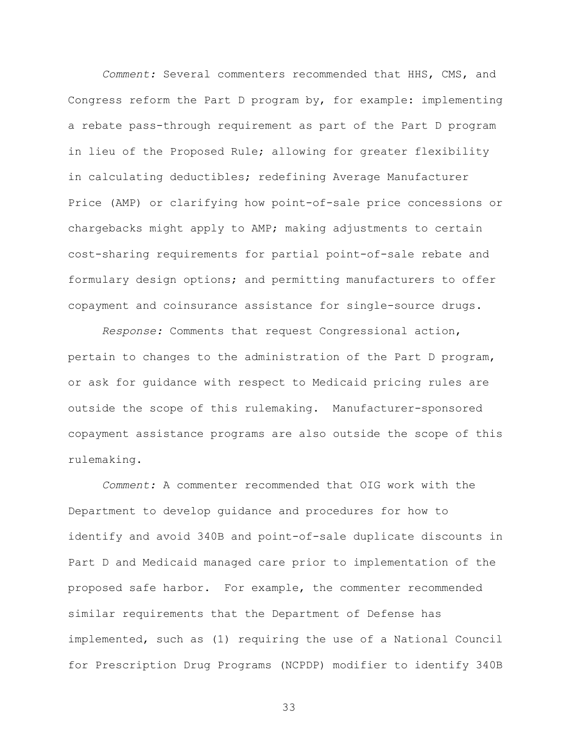*Comment:* Several commenters recommended that HHS, CMS, and Congress reform the Part D program by, for example: implementing a rebate pass-through requirement as part of the Part D program in lieu of the Proposed Rule; allowing for greater flexibility in calculating deductibles; redefining Average Manufacturer Price (AMP) or clarifying how point-of-sale price concessions or chargebacks might apply to AMP; making adjustments to certain cost-sharing requirements for partial point-of-sale rebate and formulary design options; and permitting manufacturers to offer copayment and coinsurance assistance for single-source drugs.

*Response:* Comments that request Congressional action, pertain to changes to the administration of the Part D program, or ask for guidance with respect to Medicaid pricing rules are outside the scope of this rulemaking. Manufacturer-sponsored copayment assistance programs are also outside the scope of this rulemaking.

*Comment:* A commenter recommended that OIG work with the Department to develop guidance and procedures for how to identify and avoid 340B and point-of-sale duplicate discounts in Part D and Medicaid managed care prior to implementation of the proposed safe harbor. For example, the commenter recommended similar requirements that the Department of Defense has implemented, such as (1) requiring the use of a National Council for Prescription Drug Programs (NCPDP) modifier to identify 340B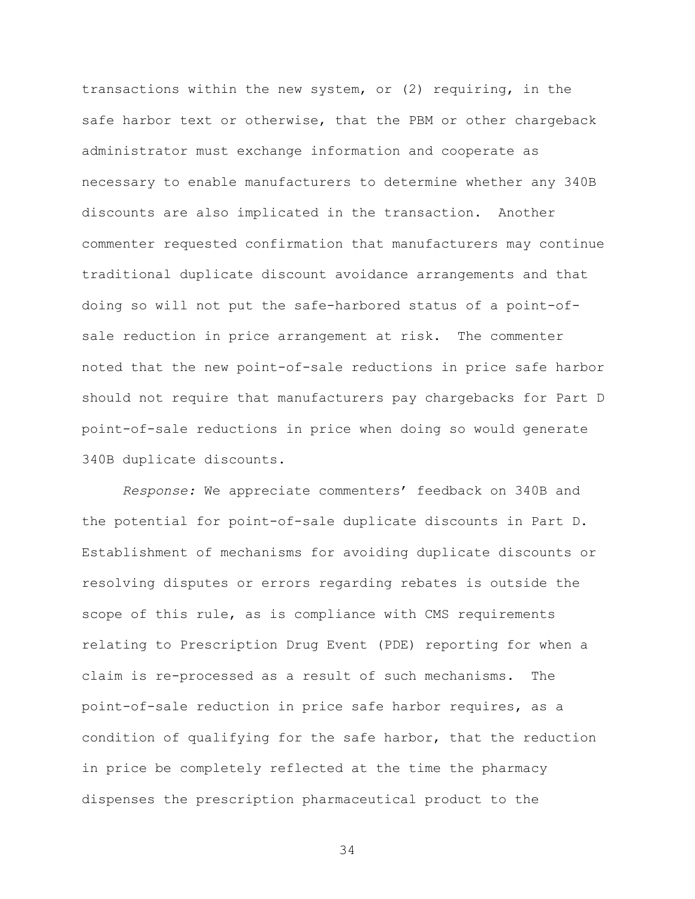transactions within the new system, or (2) requiring, in the safe harbor text or otherwise, that the PBM or other chargeback administrator must exchange information and cooperate as necessary to enable manufacturers to determine whether any 340B discounts are also implicated in the transaction. Another commenter requested confirmation that manufacturers may continue traditional duplicate discount avoidance arrangements and that doing so will not put the safe-harbored status of a point-of-sale reduction in price arrangement at risk. The commenter noted that the new point-of-sale reductions in price safe harbor should not require that manufacturers pay chargebacks for Part D point-of-sale reductions in price when doing so would generate 340B duplicate discounts.

*Response:* We appreciate commenters' feedback on 340B and the potential for point-of-sale duplicate discounts in Part D. Establishment of mechanisms for avoiding duplicate discounts or resolving disputes or errors regarding rebates is outside the scope of this rule, as is compliance with CMS requirements relating to Prescription Drug Event (PDE) reporting for when a claim is re-processed as a result of such mechanisms. The point-of-sale reduction in price safe harbor requires, as a condition of qualifying for the safe harbor, that the reduction in price be completely reflected at the time the pharmacy dispenses the prescription pharmaceutical product to the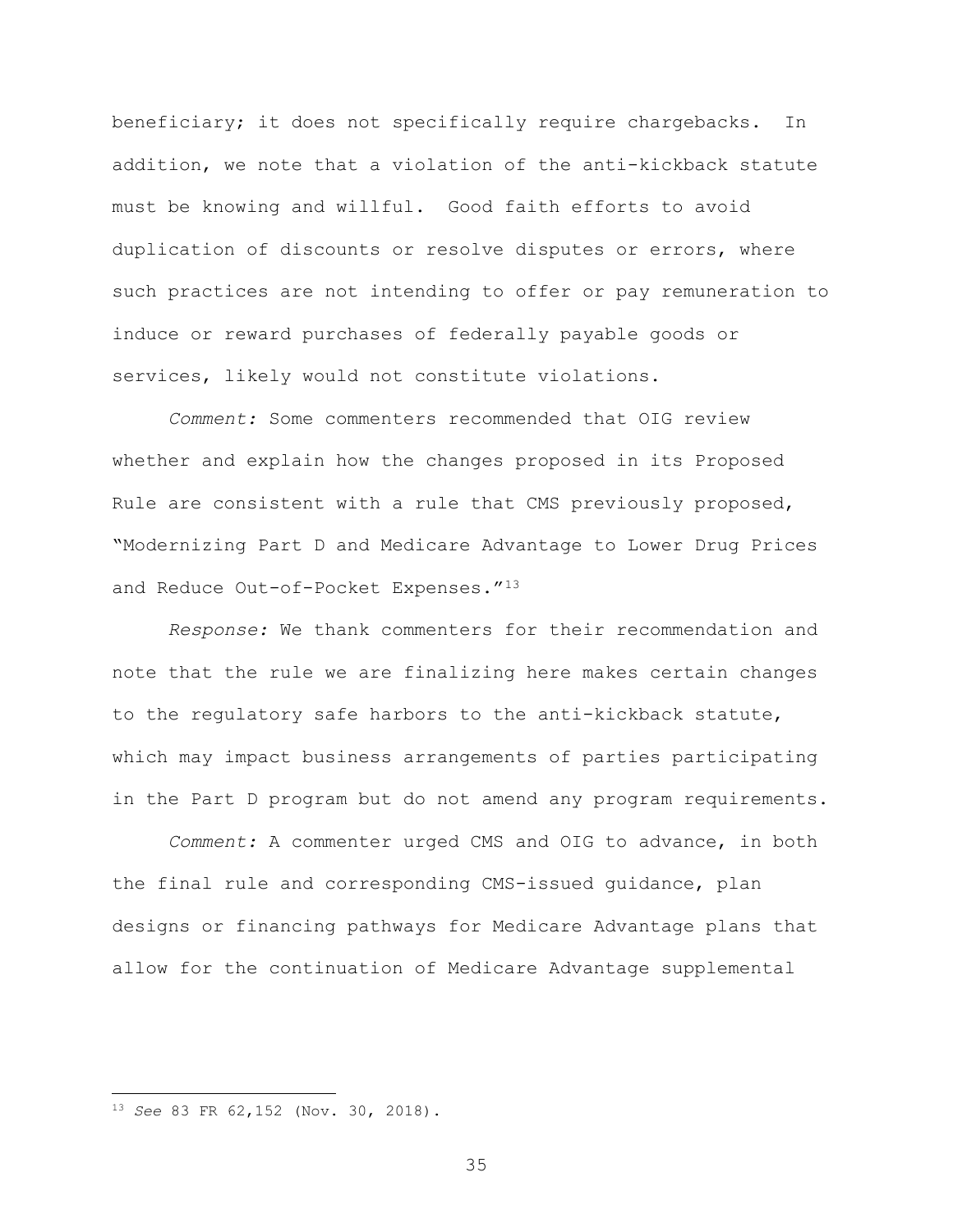beneficiary; it does not specifically require chargebacks. In addition, we note that a violation of the anti-kickback statute must be knowing and willful. Good faith efforts to avoid duplication of discounts or resolve disputes or errors, where such practices are not intending to offer or pay remuneration to induce or reward purchases of federally payable goods or services, likely would not constitute violations.

*Comment:* Some commenters recommended that OIG review whether and explain how the changes proposed in its Proposed Rule are consistent with a rule that CMS previously proposed, "Modernizing Part D and Medicare Advantage to Lower Drug Prices and Reduce Out-of-Pocket Expenses."[13]

*Response:* We thank commenters for their recommendation and note that the rule we are finalizing here makes certain changes to the regulatory safe harbors to the anti-kickback statute, which may impact business arrangements of parties participating in the Part D program but do not amend any program requirements.

*Comment:* A commenter urged CMS and OIG to advance, in both the final rule and corresponding CMS-issued guidance, plan designs or financing pathways for Medicare Advantage plans that allow for the continuation of Medicare Advantage supplemental

---

[13] *See* 83 FR 62,152 (Nov. 30, 2018).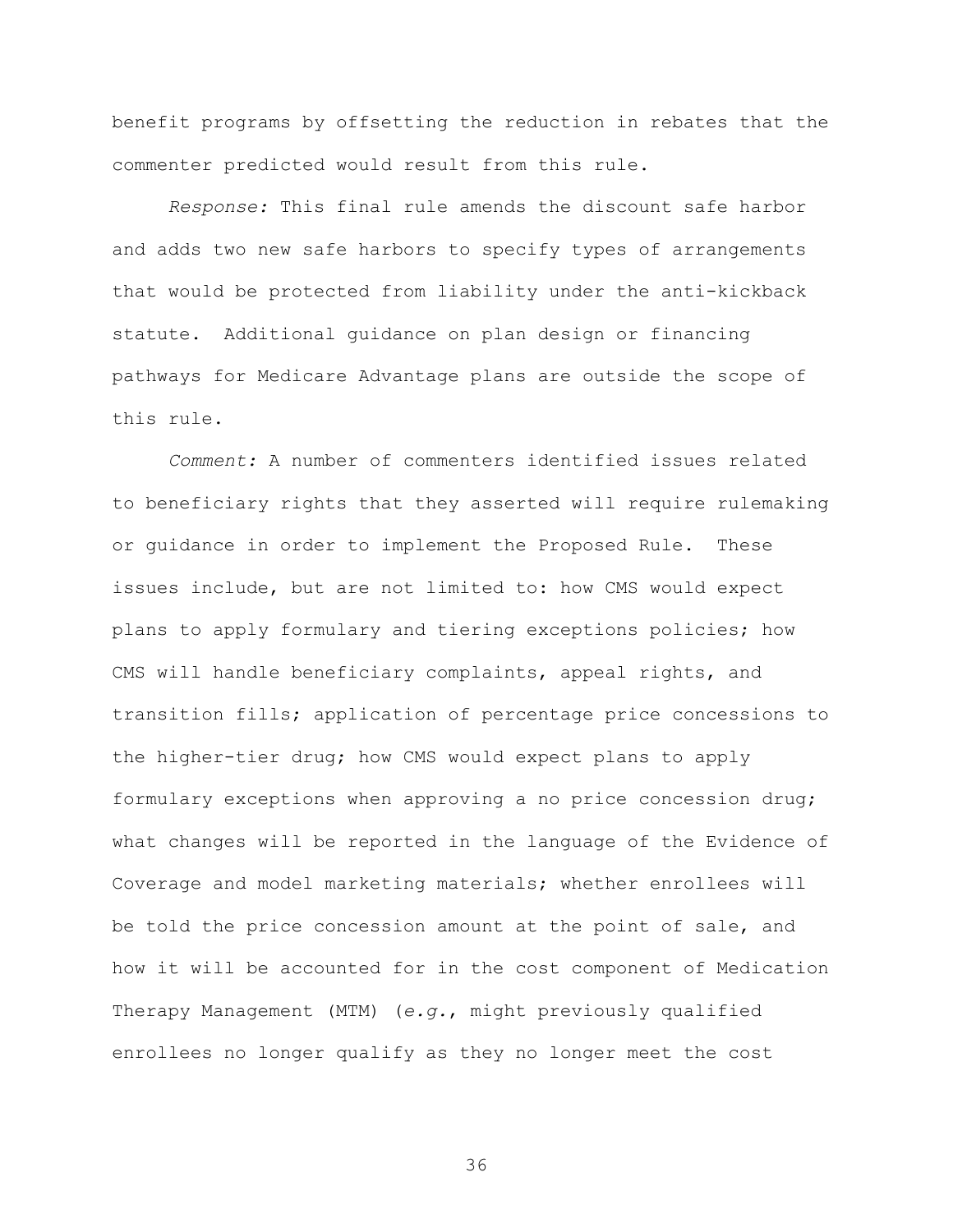benefit programs by offsetting the reduction in rebates that the commenter predicted would result from this rule.

*Response:* This final rule amends the discount safe harbor and adds two new safe harbors to specify types of arrangements that would be protected from liability under the anti-kickback statute. Additional guidance on plan design or financing pathways for Medicare Advantage plans are outside the scope of this rule.

*Comment:* A number of commenters identified issues related to beneficiary rights that they asserted will require rulemaking or guidance in order to implement the Proposed Rule. These issues include, but are not limited to: how CMS would expect plans to apply formulary and tiering exceptions policies; how CMS will handle beneficiary complaints, appeal rights, and transition fills; application of percentage price concessions to the higher-tier drug; how CMS would expect plans to apply formulary exceptions when approving a no price concession drug; what changes will be reported in the language of the Evidence of Coverage and model marketing materials; whether enrollees will be told the price concession amount at the point of sale, and how it will be accounted for in the cost component of Medication Therapy Management (MTM) (*e.g.*, might previously qualified enrollees no longer qualify as they no longer meet the cost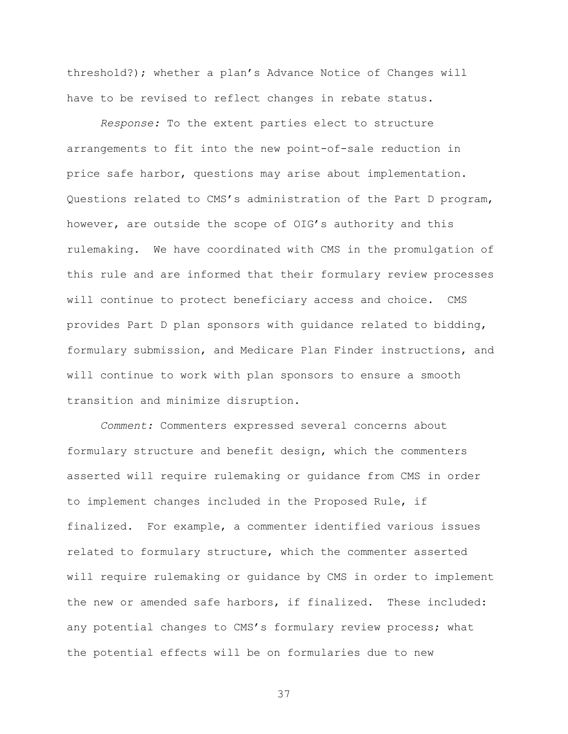threshold?); whether a plan's Advance Notice of Changes will have to be revised to reflect changes in rebate status.

*Response:* To the extent parties elect to structure arrangements to fit into the new point-of-sale reduction in price safe harbor, questions may arise about implementation. Questions related to CMS's administration of the Part D program, however, are outside the scope of OIG's authority and this rulemaking. We have coordinated with CMS in the promulgation of this rule and are informed that their formulary review processes will continue to protect beneficiary access and choice. CMS provides Part D plan sponsors with guidance related to bidding, formulary submission, and Medicare Plan Finder instructions, and will continue to work with plan sponsors to ensure a smooth transition and minimize disruption.

*Comment:* Commenters expressed several concerns about formulary structure and benefit design, which the commenters asserted will require rulemaking or guidance from CMS in order to implement changes included in the Proposed Rule, if finalized. For example, a commenter identified various issues related to formulary structure, which the commenter asserted will require rulemaking or guidance by CMS in order to implement the new or amended safe harbors, if finalized. These included: any potential changes to CMS's formulary review process; what the potential effects will be on formularies due to new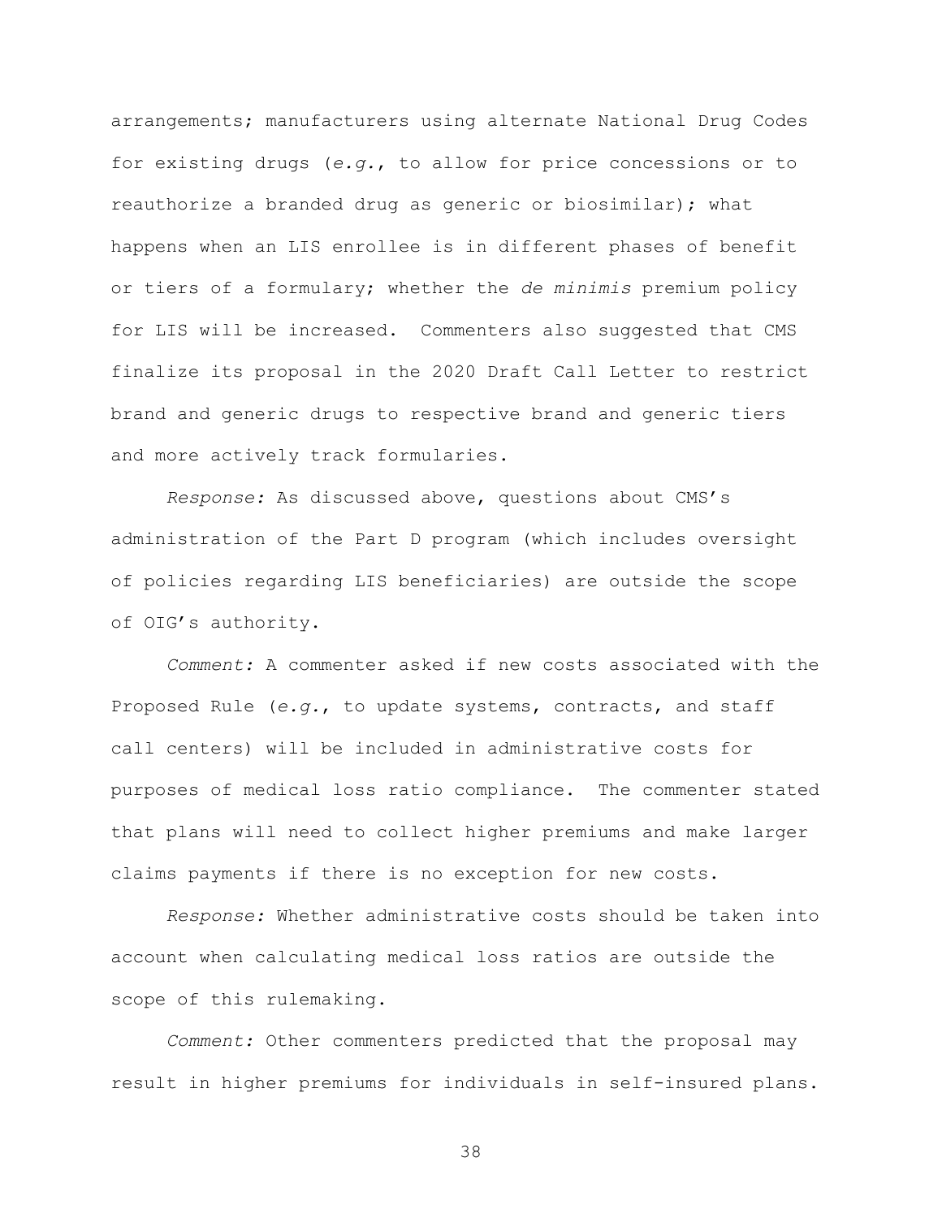arrangements; manufacturers using alternate National Drug Codes for existing drugs (*e.g.*, to allow for price concessions or to reauthorize a branded drug as generic or biosimilar); what happens when an LIS enrollee is in different phases of benefit or tiers of a formulary; whether the *de minimis* premium policy for LIS will be increased. Commenters also suggested that CMS finalize its proposal in the 2020 Draft Call Letter to restrict brand and generic drugs to respective brand and generic tiers and more actively track formularies.

*Response:* As discussed above, questions about CMS's administration of the Part D program (which includes oversight of policies regarding LIS beneficiaries) are outside the scope of OIG's authority.

*Comment:* A commenter asked if new costs associated with the Proposed Rule (*e.g.*, to update systems, contracts, and staff call centers) will be included in administrative costs for purposes of medical loss ratio compliance. The commenter stated that plans will need to collect higher premiums and make larger claims payments if there is no exception for new costs.

*Response:* Whether administrative costs should be taken into account when calculating medical loss ratios are outside the scope of this rulemaking.

*Comment:* Other commenters predicted that the proposal may result in higher premiums for individuals in self-insured plans.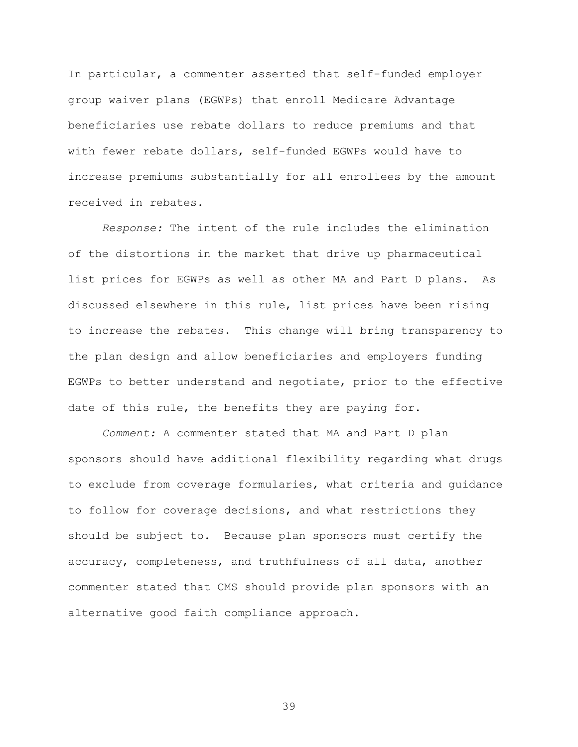In particular, a commenter asserted that self-funded employer group waiver plans (EGWPs) that enroll Medicare Advantage beneficiaries use rebate dollars to reduce premiums and that with fewer rebate dollars, self-funded EGWPs would have to increase premiums substantially for all enrollees by the amount received in rebates.

*Response:* The intent of the rule includes the elimination of the distortions in the market that drive up pharmaceutical list prices for EGWPs as well as other MA and Part D plans. As discussed elsewhere in this rule, list prices have been rising to increase the rebates. This change will bring transparency to the plan design and allow beneficiaries and employers funding EGWPs to better understand and negotiate, prior to the effective date of this rule, the benefits they are paying for.

*Comment:* A commenter stated that MA and Part D plan sponsors should have additional flexibility regarding what drugs to exclude from coverage formularies, what criteria and guidance to follow for coverage decisions, and what restrictions they should be subject to. Because plan sponsors must certify the accuracy, completeness, and truthfulness of all data, another commenter stated that CMS should provide plan sponsors with an alternative good faith compliance approach.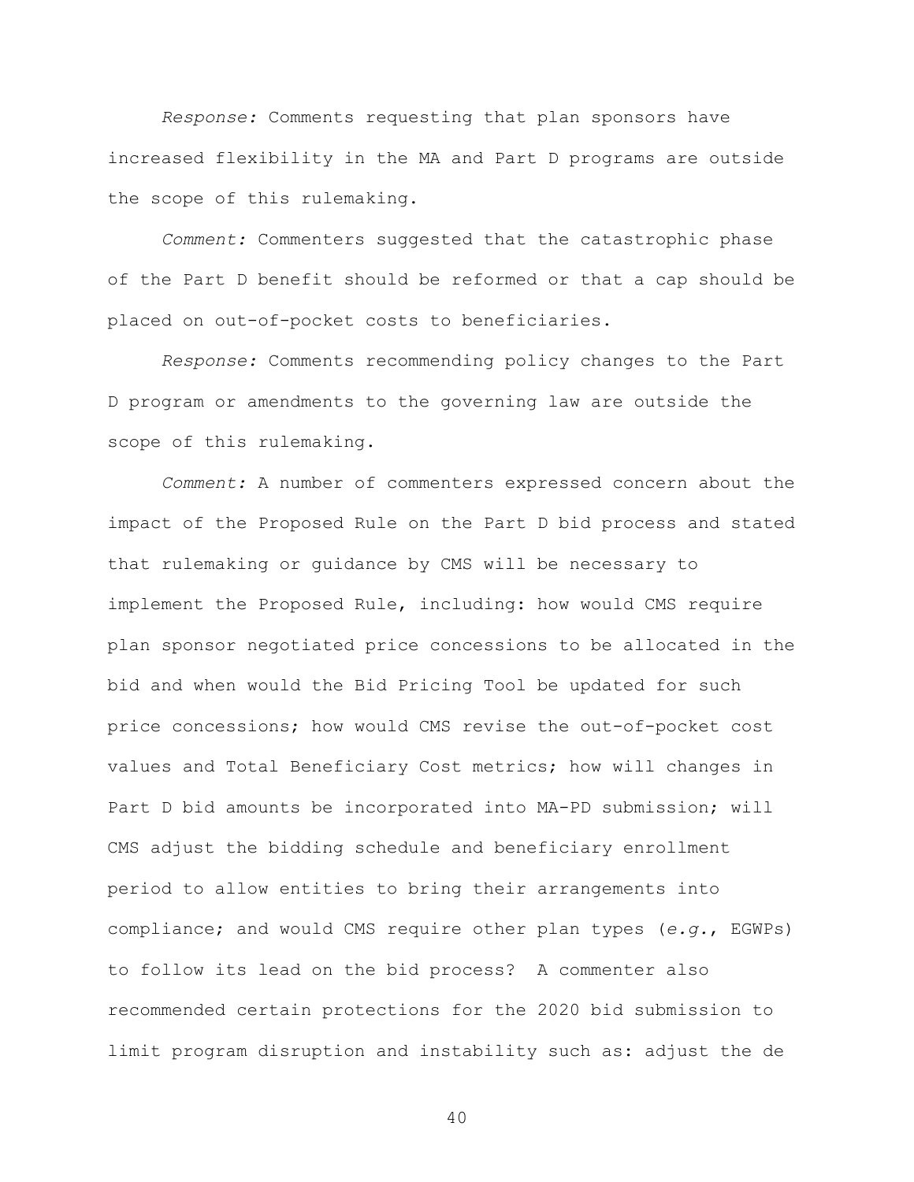*Response:* Comments requesting that plan sponsors have increased flexibility in the MA and Part D programs are outside the scope of this rulemaking.

*Comment:* Commenters suggested that the catastrophic phase of the Part D benefit should be reformed or that a cap should be placed on out-of-pocket costs to beneficiaries.

*Response:* Comments recommending policy changes to the Part D program or amendments to the governing law are outside the scope of this rulemaking.

*Comment:* A number of commenters expressed concern about the impact of the Proposed Rule on the Part D bid process and stated that rulemaking or guidance by CMS will be necessary to implement the Proposed Rule, including: how would CMS require plan sponsor negotiated price concessions to be allocated in the bid and when would the Bid Pricing Tool be updated for such price concessions; how would CMS revise the out-of-pocket cost values and Total Beneficiary Cost metrics; how will changes in Part D bid amounts be incorporated into MA-PD submission; will CMS adjust the bidding schedule and beneficiary enrollment period to allow entities to bring their arrangements into compliance; and would CMS require other plan types (*e.g.*, EGWPs) to follow its lead on the bid process? A commenter also recommended certain protections for the 2020 bid submission to limit program disruption and instability such as: adjust the de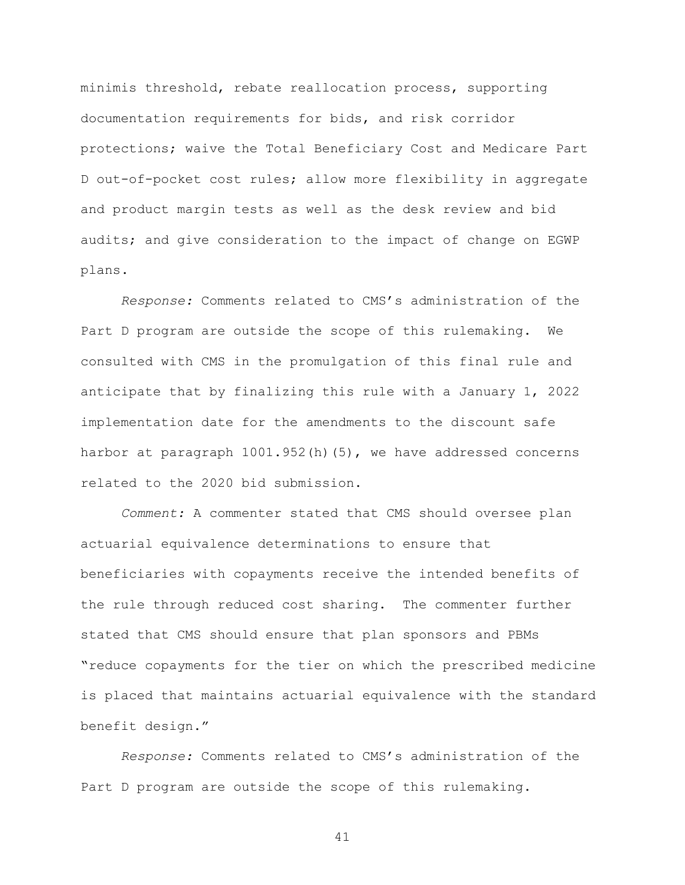minimis threshold, rebate reallocation process, supporting documentation requirements for bids, and risk corridor protections; waive the Total Beneficiary Cost and Medicare Part D out-of-pocket cost rules; allow more flexibility in aggregate and product margin tests as well as the desk review and bid audits; and give consideration to the impact of change on EGWP plans.

*Response:* Comments related to CMS's administration of the Part D program are outside the scope of this rulemaking. We consulted with CMS in the promulgation of this final rule and anticipate that by finalizing this rule with a January 1, 2022 implementation date for the amendments to the discount safe harbor at paragraph 1001.952(h)(5), we have addressed concerns related to the 2020 bid submission.

*Comment:* A commenter stated that CMS should oversee plan actuarial equivalence determinations to ensure that beneficiaries with copayments receive the intended benefits of the rule through reduced cost sharing. The commenter further stated that CMS should ensure that plan sponsors and PBMs "reduce copayments for the tier on which the prescribed medicine is placed that maintains actuarial equivalence with the standard benefit design."

*Response:* Comments related to CMS's administration of the Part D program are outside the scope of this rulemaking.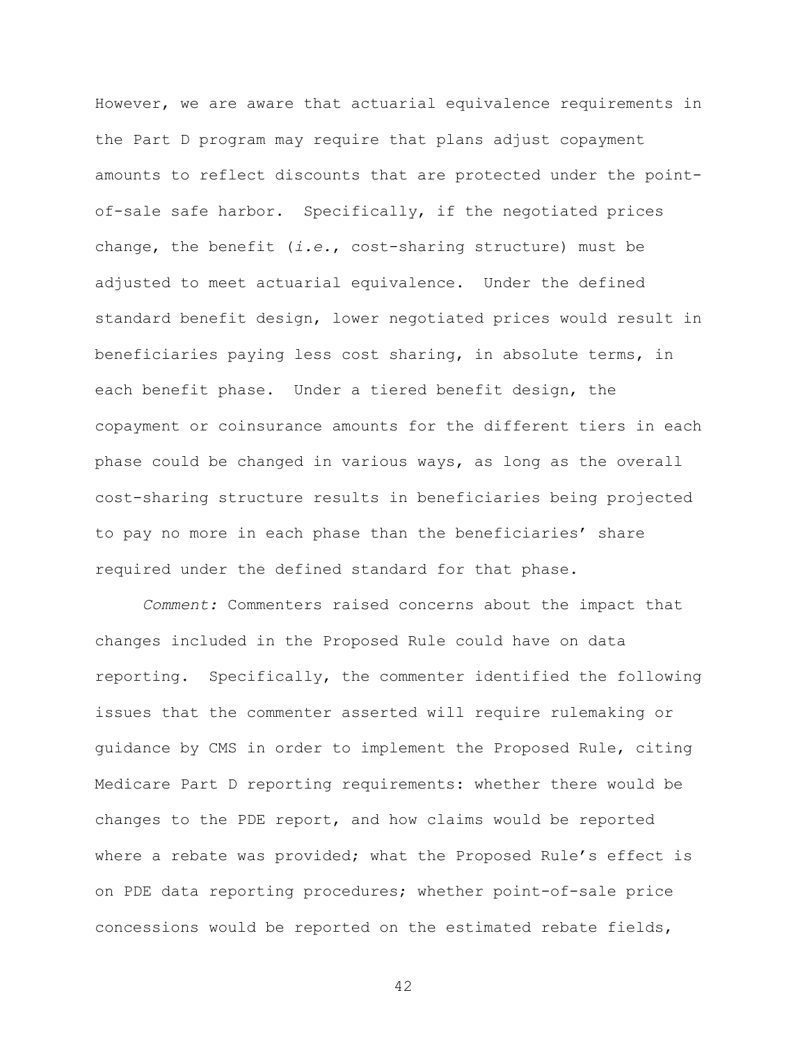However, we are aware that actuarial equivalence requirements in the Part D program may require that plans adjust copayment amounts to reflect discounts that are protected under the point-of-sale safe harbor. Specifically, if the negotiated prices change, the benefit (*i.e.*, cost-sharing structure) must be adjusted to meet actuarial equivalence. Under the defined standard benefit design, lower negotiated prices would result in beneficiaries paying less cost sharing, in absolute terms, in each benefit phase. Under a tiered benefit design, the copayment or coinsurance amounts for the different tiers in each phase could be changed in various ways, as long as the overall cost-sharing structure results in beneficiaries being projected to pay no more in each phase than the beneficiaries' share required under the defined standard for that phase.

*Comment:* Commenters raised concerns about the impact that changes included in the Proposed Rule could have on data reporting. Specifically, the commenter identified the following issues that the commenter asserted will require rulemaking or guidance by CMS in order to implement the Proposed Rule, citing Medicare Part D reporting requirements: whether there would be changes to the PDE report, and how claims would be reported where a rebate was provided; what the Proposed Rule's effect is on PDE data reporting procedures; whether point-of-sale price concessions would be reported on the estimated rebate fields,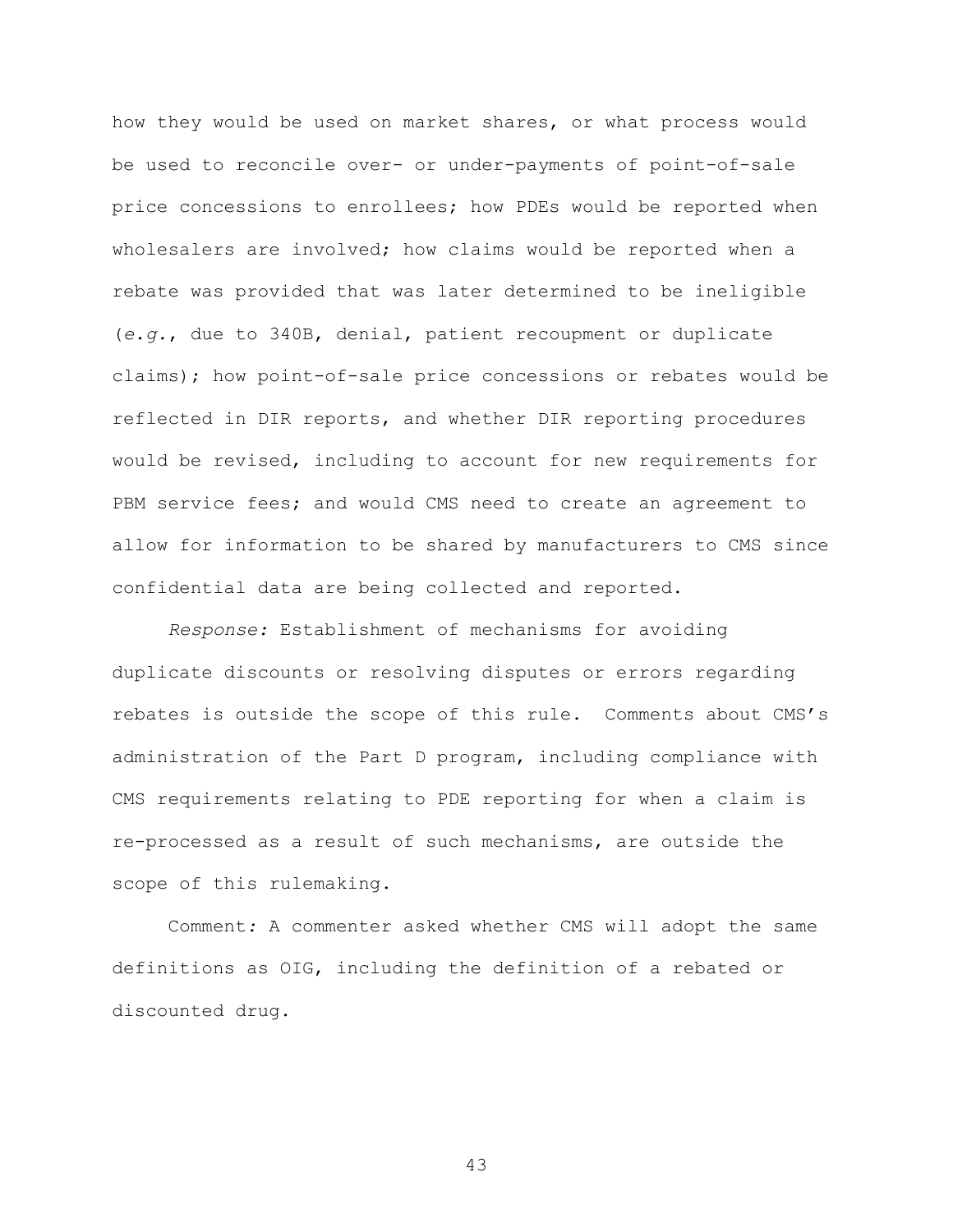how they would be used on market shares, or what process would be used to reconcile over- or under-payments of point-of-sale price concessions to enrollees; how PDEs would be reported when wholesalers are involved; how claims would be reported when a rebate was provided that was later determined to be ineligible (*e.g.*, due to 340B, denial, patient recoupment or duplicate claims); how point-of-sale price concessions or rebates would be reflected in DIR reports, and whether DIR reporting procedures would be revised, including to account for new requirements for PBM service fees; and would CMS need to create an agreement to allow for information to be shared by manufacturers to CMS since confidential data are being collected and reported.

*Response:* Establishment of mechanisms for avoiding duplicate discounts or resolving disputes or errors regarding rebates is outside the scope of this rule. Comments about CMS's administration of the Part D program, including compliance with CMS requirements relating to PDE reporting for when a claim is re-processed as a result of such mechanisms, are outside the scope of this rulemaking.

Comment*:* A commenter asked whether CMS will adopt the same definitions as OIG, including the definition of a rebated or discounted drug.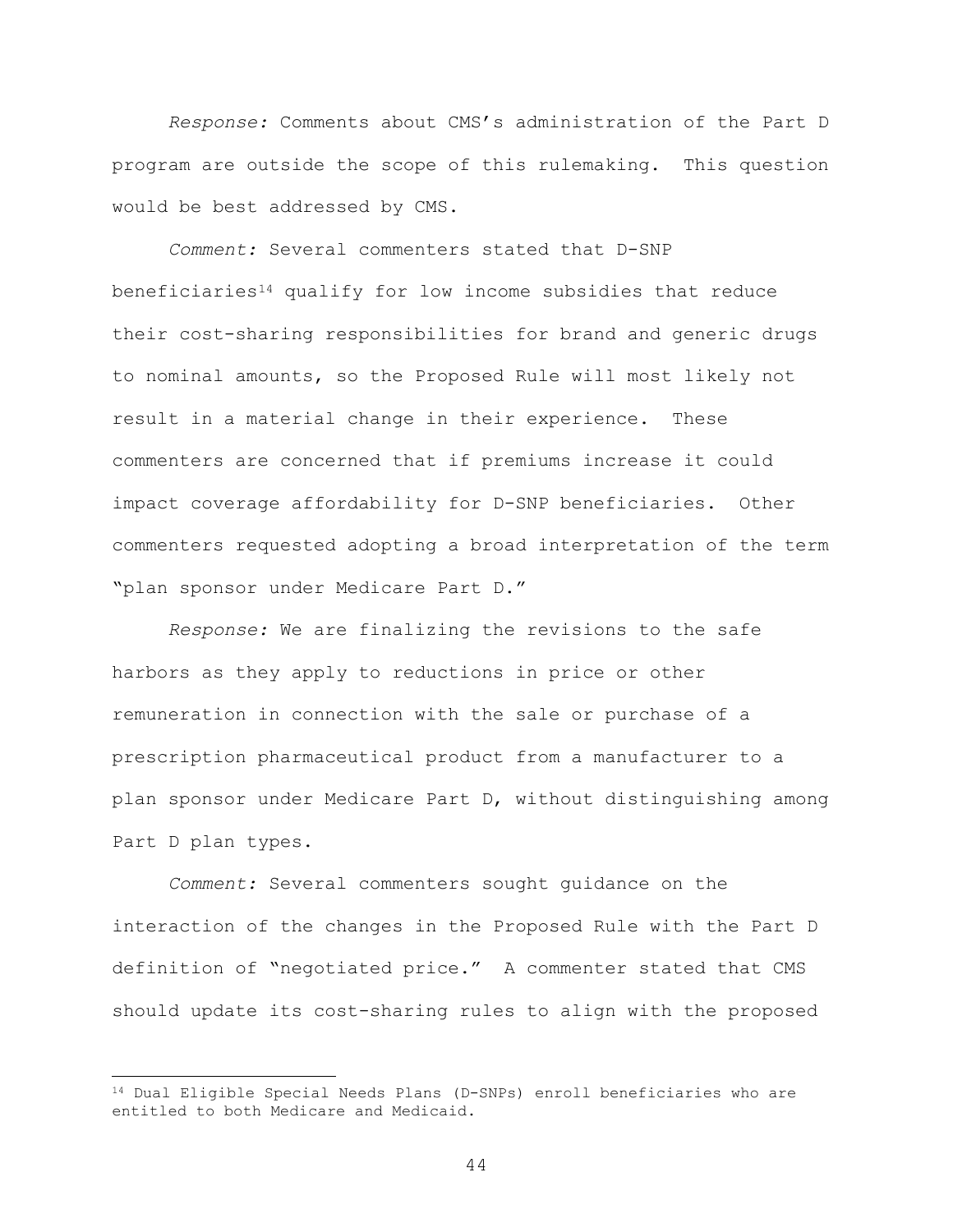*Response:* Comments about CMS's administration of the Part D program are outside the scope of this rulemaking. This question would be best addressed by CMS.

*Comment:* Several commenters stated that D-SNP beneficiaries[14] qualify for low income subsidies that reduce their cost-sharing responsibilities for brand and generic drugs to nominal amounts, so the Proposed Rule will most likely not result in a material change in their experience. These commenters are concerned that if premiums increase it could impact coverage affordability for D-SNP beneficiaries. Other commenters requested adopting a broad interpretation of the term "plan sponsor under Medicare Part D."

*Response:* We are finalizing the revisions to the safe harbors as they apply to reductions in price or other remuneration in connection with the sale or purchase of a prescription pharmaceutical product from a manufacturer to a plan sponsor under Medicare Part D, without distinguishing among Part D plan types.

*Comment:* Several commenters sought guidance on the interaction of the changes in the Proposed Rule with the Part D definition of "negotiated price." A commenter stated that CMS should update its cost-sharing rules to align with the proposed

---

[14] Dual Eligible Special Needs Plans (D-SNPs) enroll beneficiaries who are entitled to both Medicare and Medicaid.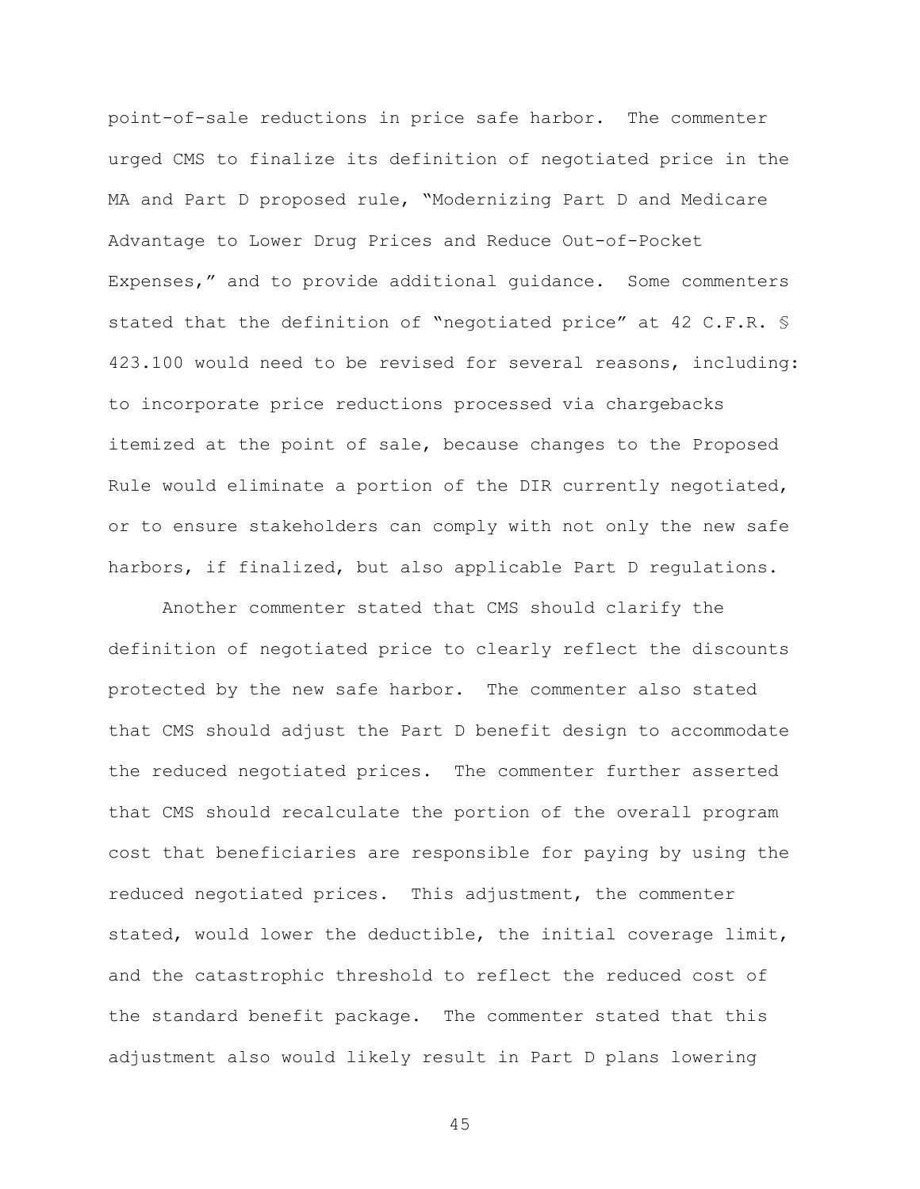point-of-sale reductions in price safe harbor. The commenter urged CMS to finalize its definition of negotiated price in the MA and Part D proposed rule, "Modernizing Part D and Medicare Advantage to Lower Drug Prices and Reduce Out-of-Pocket Expenses," and to provide additional guidance. Some commenters stated that the definition of "negotiated price" at 42 C.F.R. § 423.100 would need to be revised for several reasons, including: to incorporate price reductions processed via chargebacks itemized at the point of sale, because changes to the Proposed Rule would eliminate a portion of the DIR currently negotiated, or to ensure stakeholders can comply with not only the new safe harbors, if finalized, but also applicable Part D regulations.

Another commenter stated that CMS should clarify the definition of negotiated price to clearly reflect the discounts protected by the new safe harbor. The commenter also stated that CMS should adjust the Part D benefit design to accommodate the reduced negotiated prices. The commenter further asserted that CMS should recalculate the portion of the overall program cost that beneficiaries are responsible for paying by using the reduced negotiated prices. This adjustment, the commenter stated, would lower the deductible, the initial coverage limit, and the catastrophic threshold to reflect the reduced cost of the standard benefit package. The commenter stated that this adjustment also would likely result in Part D plans lowering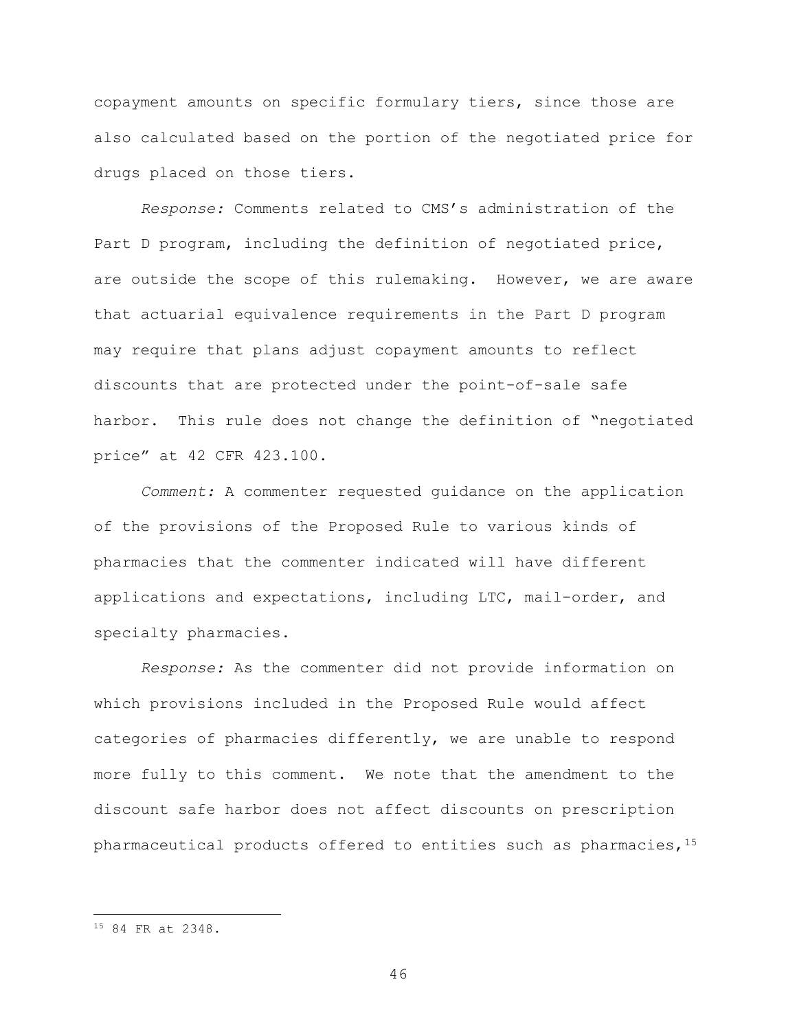copayment amounts on specific formulary tiers, since those are also calculated based on the portion of the negotiated price for drugs placed on those tiers.

*Response:* Comments related to CMS's administration of the Part D program, including the definition of negotiated price, are outside the scope of this rulemaking. However, we are aware that actuarial equivalence requirements in the Part D program may require that plans adjust copayment amounts to reflect discounts that are protected under the point-of-sale safe harbor. This rule does not change the definition of "negotiated price" at 42 CFR 423.100.

*Comment:* A commenter requested guidance on the application of the provisions of the Proposed Rule to various kinds of pharmacies that the commenter indicated will have different applications and expectations, including LTC, mail-order, and specialty pharmacies.

*Response:* As the commenter did not provide information on which provisions included in the Proposed Rule would affect categories of pharmacies differently, we are unable to respond more fully to this comment. We note that the amendment to the discount safe harbor does not affect discounts on prescription pharmaceutical products offered to entities such as pharmacies,[15]

[15] 84 FR at 2348.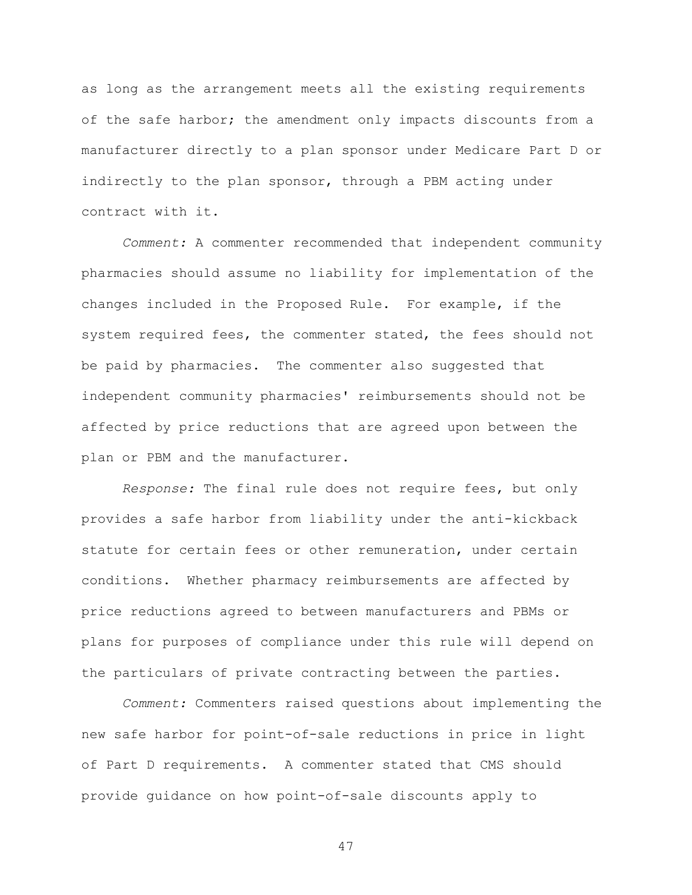as long as the arrangement meets all the existing requirements of the safe harbor; the amendment only impacts discounts from a manufacturer directly to a plan sponsor under Medicare Part D or indirectly to the plan sponsor, through a PBM acting under contract with it.

*Comment:* A commenter recommended that independent community pharmacies should assume no liability for implementation of the changes included in the Proposed Rule. For example, if the system required fees, the commenter stated, the fees should not be paid by pharmacies. The commenter also suggested that independent community pharmacies' reimbursements should not be affected by price reductions that are agreed upon between the plan or PBM and the manufacturer.

*Response:* The final rule does not require fees, but only provides a safe harbor from liability under the anti-kickback statute for certain fees or other remuneration, under certain conditions. Whether pharmacy reimbursements are affected by price reductions agreed to between manufacturers and PBMs or plans for purposes of compliance under this rule will depend on the particulars of private contracting between the parties.

*Comment:* Commenters raised questions about implementing the new safe harbor for point-of-sale reductions in price in light of Part D requirements. A commenter stated that CMS should provide guidance on how point-of-sale discounts apply to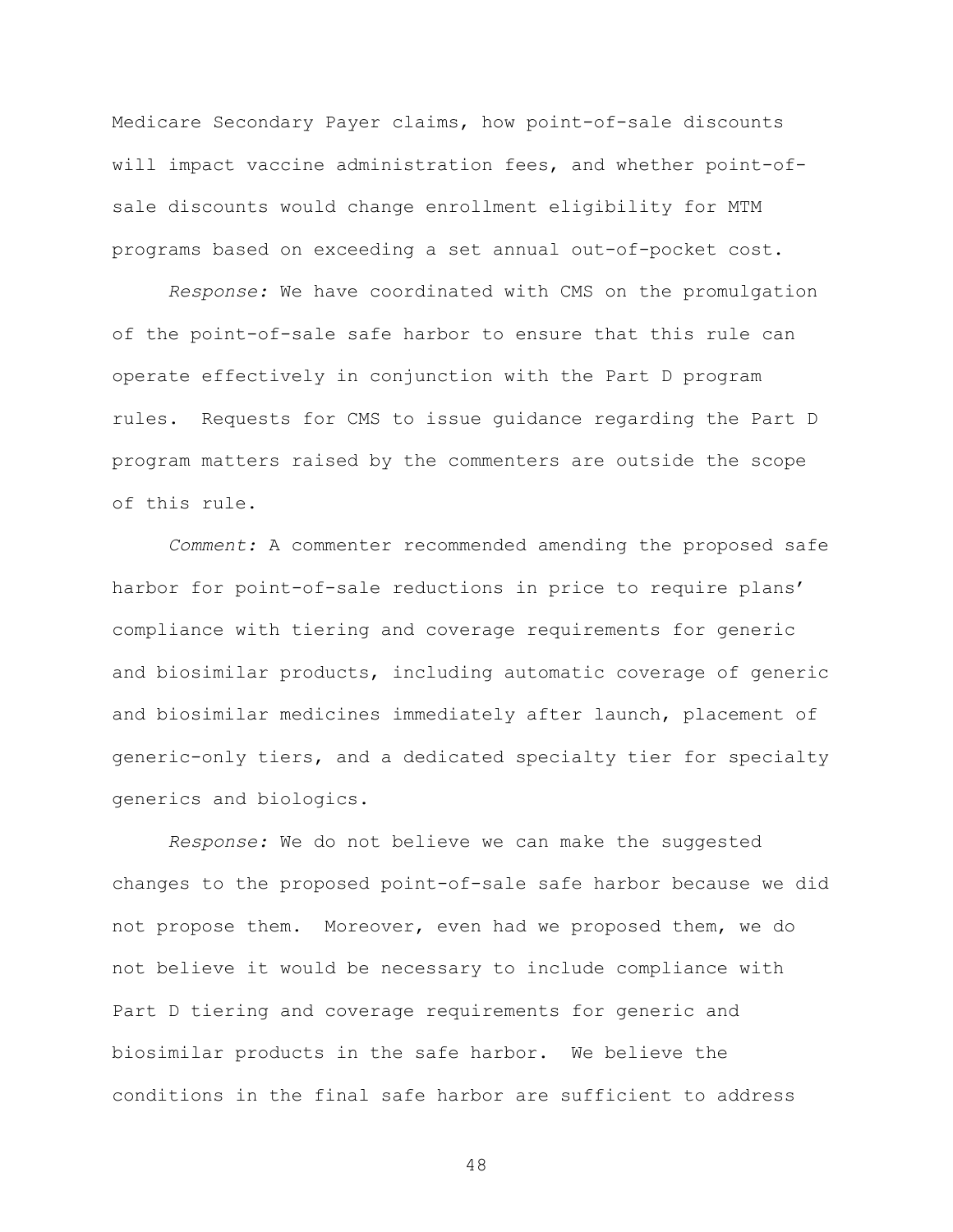Medicare Secondary Payer claims, how point-of-sale discounts will impact vaccine administration fees, and whether point-of-sale discounts would change enrollment eligibility for MTM programs based on exceeding a set annual out-of-pocket cost.

*Response:* We have coordinated with CMS on the promulgation of the point-of-sale safe harbor to ensure that this rule can operate effectively in conjunction with the Part D program rules. Requests for CMS to issue guidance regarding the Part D program matters raised by the commenters are outside the scope of this rule.

*Comment:* A commenter recommended amending the proposed safe harbor for point-of-sale reductions in price to require plans' compliance with tiering and coverage requirements for generic and biosimilar products, including automatic coverage of generic and biosimilar medicines immediately after launch, placement of generic-only tiers, and a dedicated specialty tier for specialty generics and biologics.

*Response:* We do not believe we can make the suggested changes to the proposed point-of-sale safe harbor because we did not propose them. Moreover, even had we proposed them, we do not believe it would be necessary to include compliance with Part D tiering and coverage requirements for generic and biosimilar products in the safe harbor. We believe the conditions in the final safe harbor are sufficient to address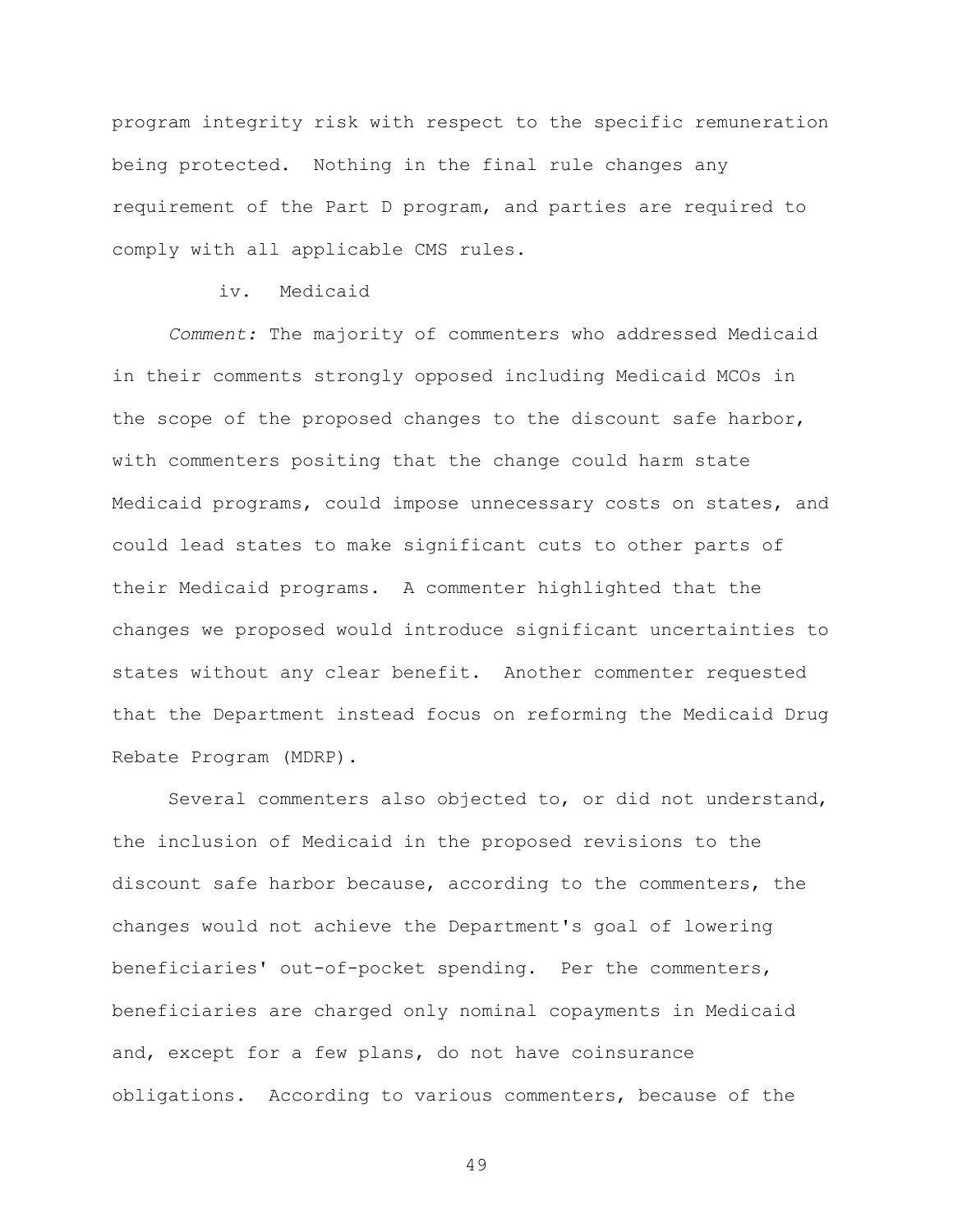program integrity risk with respect to the specific remuneration being protected. Nothing in the final rule changes any requirement of the Part D program, and parties are required to comply with all applicable CMS rules.

iv. Medicaid

*Comment:* The majority of commenters who addressed Medicaid in their comments strongly opposed including Medicaid MCOs in the scope of the proposed changes to the discount safe harbor, with commenters positing that the change could harm state Medicaid programs, could impose unnecessary costs on states, and could lead states to make significant cuts to other parts of their Medicaid programs. A commenter highlighted that the changes we proposed would introduce significant uncertainties to states without any clear benefit. Another commenter requested that the Department instead focus on reforming the Medicaid Drug Rebate Program (MDRP).

Several commenters also objected to, or did not understand, the inclusion of Medicaid in the proposed revisions to the discount safe harbor because, according to the commenters, the changes would not achieve the Department's goal of lowering beneficiaries' out-of-pocket spending. Per the commenters, beneficiaries are charged only nominal copayments in Medicaid and, except for a few plans, do not have coinsurance obligations. According to various commenters, because of the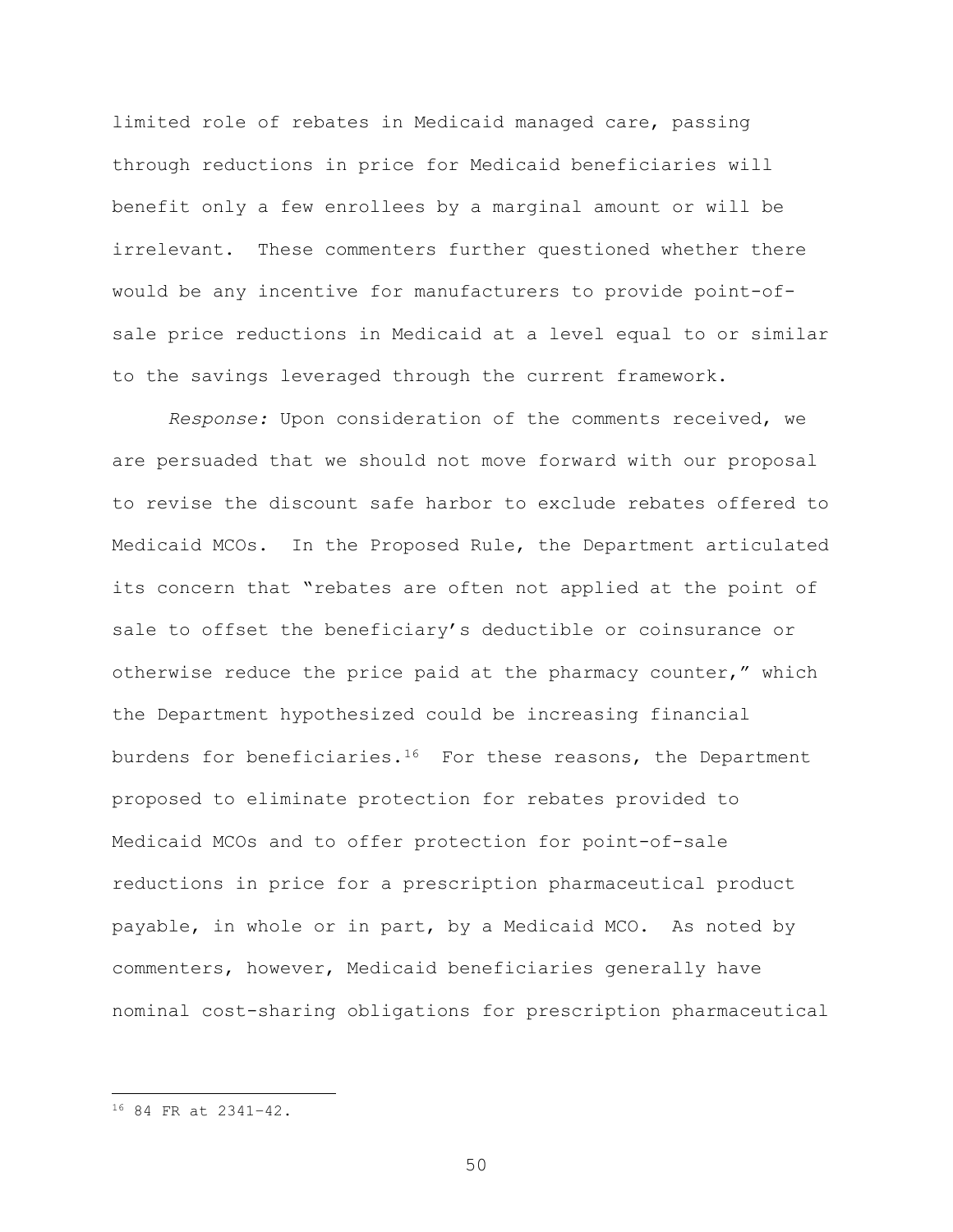limited role of rebates in Medicaid managed care, passing through reductions in price for Medicaid beneficiaries will benefit only a few enrollees by a marginal amount or will be irrelevant. These commenters further questioned whether there would be any incentive for manufacturers to provide point-of-sale price reductions in Medicaid at a level equal to or similar to the savings leveraged through the current framework.

*Response:* Upon consideration of the comments received, we are persuaded that we should not move forward with our proposal to revise the discount safe harbor to exclude rebates offered to Medicaid MCOs. In the Proposed Rule, the Department articulated its concern that "rebates are often not applied at the point of sale to offset the beneficiary's deductible or coinsurance or otherwise reduce the price paid at the pharmacy counter," which the Department hypothesized could be increasing financial burdens for beneficiaries.[16] For these reasons, the Department proposed to eliminate protection for rebates provided to Medicaid MCOs and to offer protection for point-of-sale reductions in price for a prescription pharmaceutical product payable, in whole or in part, by a Medicaid MCO. As noted by commenters, however, Medicaid beneficiaries generally have nominal cost-sharing obligations for prescription pharmaceutical

[16] 84 FR at 2341-42.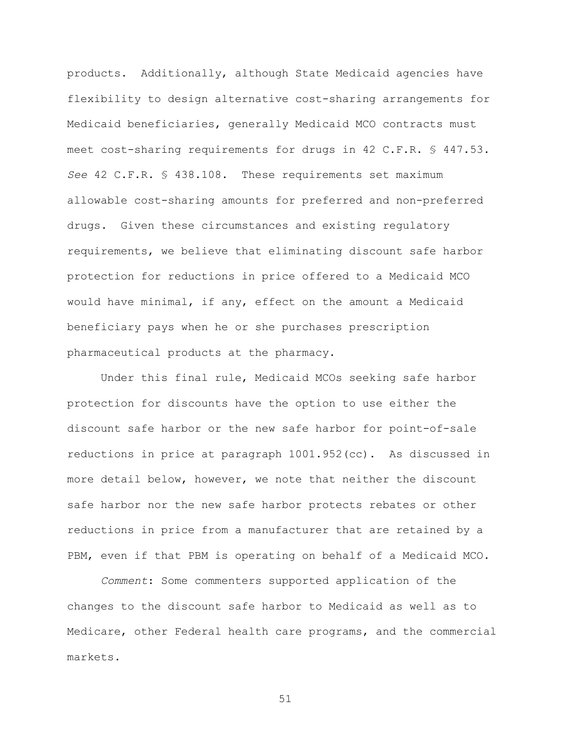products. Additionally, although State Medicaid agencies have flexibility to design alternative cost-sharing arrangements for Medicaid beneficiaries, generally Medicaid MCO contracts must meet cost-sharing requirements for drugs in 42 C.F.R. § 447.53. *See* 42 C.F.R. § 438.108. These requirements set maximum allowable cost-sharing amounts for preferred and non-preferred drugs. Given these circumstances and existing regulatory requirements, we believe that eliminating discount safe harbor protection for reductions in price offered to a Medicaid MCO would have minimal, if any, effect on the amount a Medicaid beneficiary pays when he or she purchases prescription pharmaceutical products at the pharmacy.

Under this final rule, Medicaid MCOs seeking safe harbor protection for discounts have the option to use either the discount safe harbor or the new safe harbor for point-of-sale reductions in price at paragraph 1001.952(cc). As discussed in more detail below, however, we note that neither the discount safe harbor nor the new safe harbor protects rebates or other reductions in price from a manufacturer that are retained by a PBM, even if that PBM is operating on behalf of a Medicaid MCO.

*Comment*: Some commenters supported application of the changes to the discount safe harbor to Medicaid as well as to Medicare, other Federal health care programs, and the commercial markets.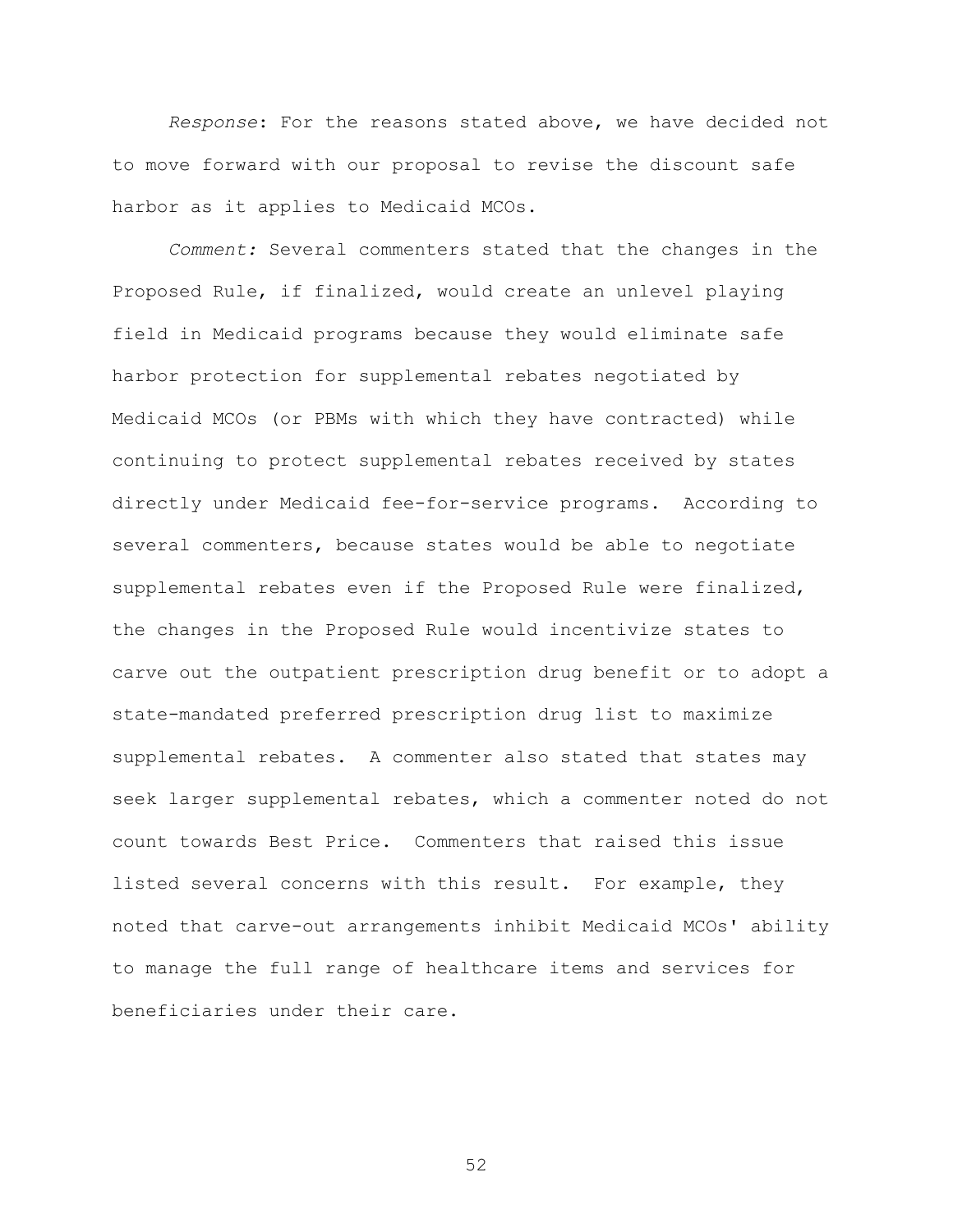*Response*: For the reasons stated above, we have decided not to move forward with our proposal to revise the discount safe harbor as it applies to Medicaid MCOs.

*Comment:* Several commenters stated that the changes in the Proposed Rule, if finalized, would create an unlevel playing field in Medicaid programs because they would eliminate safe harbor protection for supplemental rebates negotiated by Medicaid MCOs (or PBMs with which they have contracted) while continuing to protect supplemental rebates received by states directly under Medicaid fee-for-service programs. According to several commenters, because states would be able to negotiate supplemental rebates even if the Proposed Rule were finalized, the changes in the Proposed Rule would incentivize states to carve out the outpatient prescription drug benefit or to adopt a state-mandated preferred prescription drug list to maximize supplemental rebates. A commenter also stated that states may seek larger supplemental rebates, which a commenter noted do not count towards Best Price. Commenters that raised this issue listed several concerns with this result. For example, they noted that carve-out arrangements inhibit Medicaid MCOs' ability to manage the full range of healthcare items and services for beneficiaries under their care.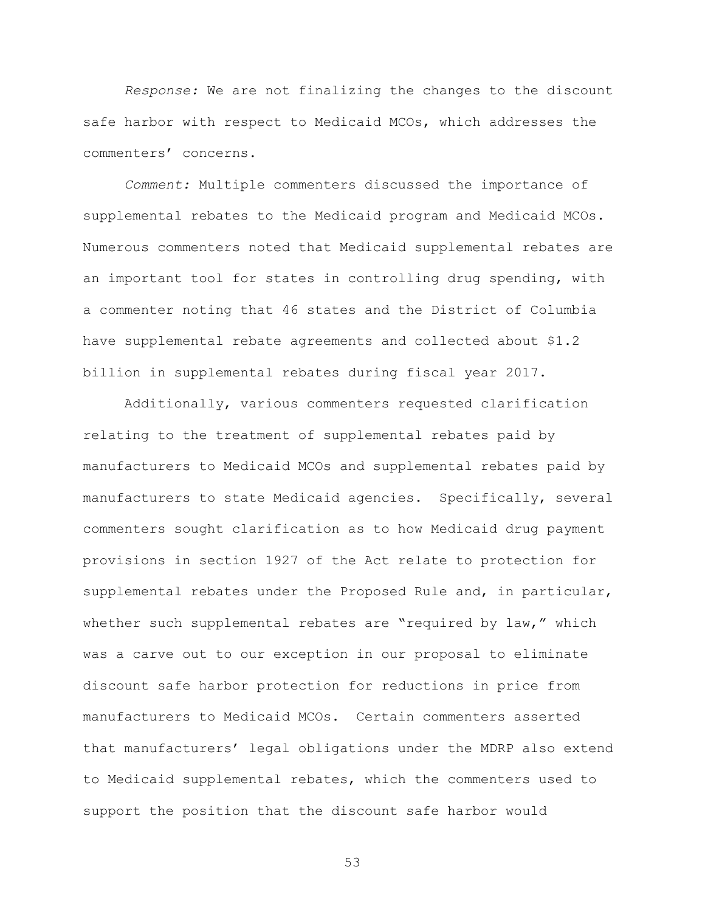*Response:* We are not finalizing the changes to the discount safe harbor with respect to Medicaid MCOs, which addresses the commenters' concerns.

*Comment:* Multiple commenters discussed the importance of supplemental rebates to the Medicaid program and Medicaid MCOs. Numerous commenters noted that Medicaid supplemental rebates are an important tool for states in controlling drug spending, with a commenter noting that 46 states and the District of Columbia have supplemental rebate agreements and collected about $1.2 billion in supplemental rebates during fiscal year 2017.

Additionally, various commenters requested clarification relating to the treatment of supplemental rebates paid by manufacturers to Medicaid MCOs and supplemental rebates paid by manufacturers to state Medicaid agencies. Specifically, several commenters sought clarification as to how Medicaid drug payment provisions in section 1927 of the Act relate to protection for supplemental rebates under the Proposed Rule and, in particular, whether such supplemental rebates are "required by law," which was a carve out to our exception in our proposal to eliminate discount safe harbor protection for reductions in price from manufacturers to Medicaid MCOs. Certain commenters asserted that manufacturers' legal obligations under the MDRP also extend to Medicaid supplemental rebates, which the commenters used to support the position that the discount safe harbor would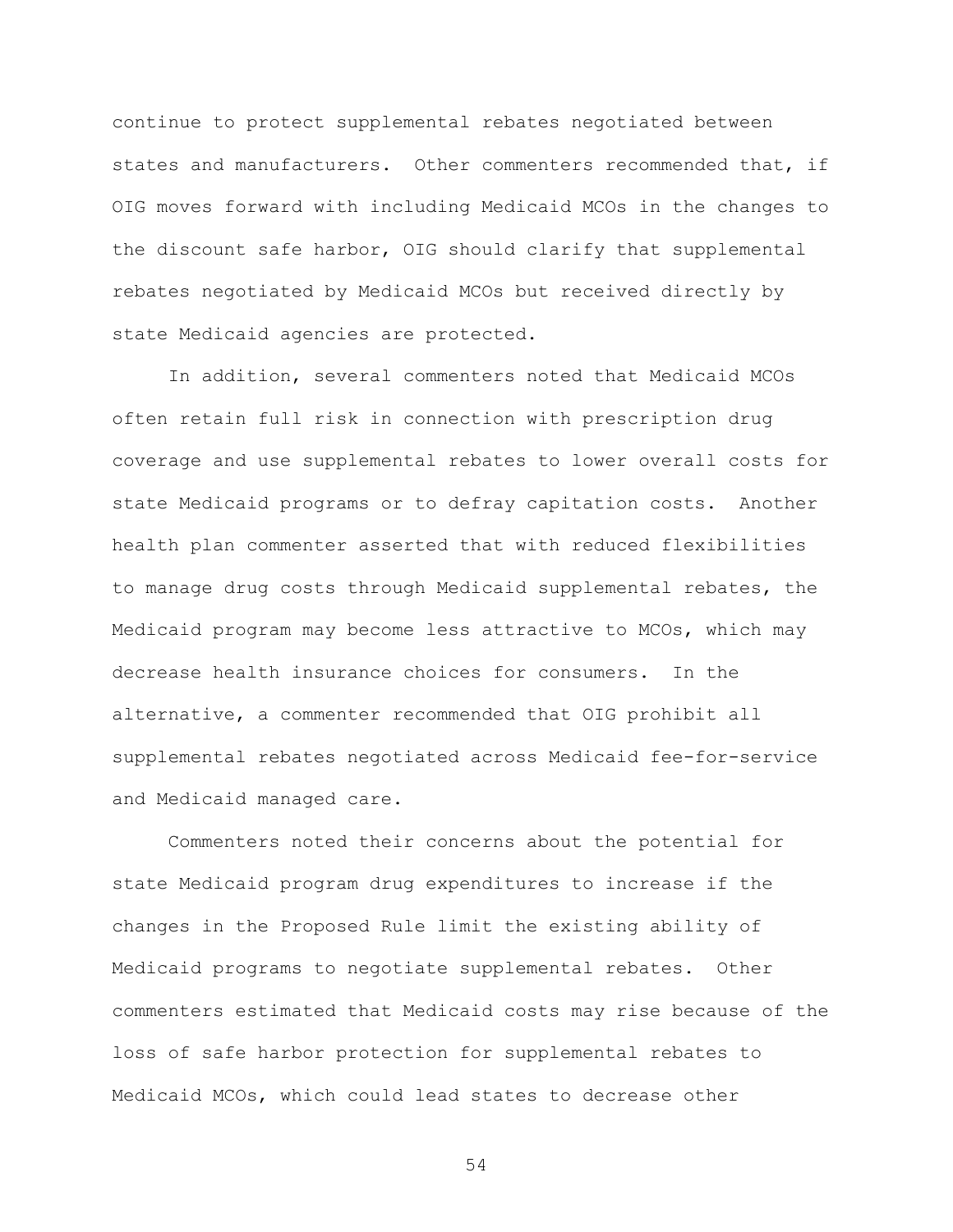continue to protect supplemental rebates negotiated between states and manufacturers. Other commenters recommended that, if OIG moves forward with including Medicaid MCOs in the changes to the discount safe harbor, OIG should clarify that supplemental rebates negotiated by Medicaid MCOs but received directly by state Medicaid agencies are protected.

In addition, several commenters noted that Medicaid MCOs often retain full risk in connection with prescription drug coverage and use supplemental rebates to lower overall costs for state Medicaid programs or to defray capitation costs. Another health plan commenter asserted that with reduced flexibilities to manage drug costs through Medicaid supplemental rebates, the Medicaid program may become less attractive to MCOs, which may decrease health insurance choices for consumers. In the alternative, a commenter recommended that OIG prohibit all supplemental rebates negotiated across Medicaid fee-for-service and Medicaid managed care.

Commenters noted their concerns about the potential for state Medicaid program drug expenditures to increase if the changes in the Proposed Rule limit the existing ability of Medicaid programs to negotiate supplemental rebates. Other commenters estimated that Medicaid costs may rise because of the loss of safe harbor protection for supplemental rebates to Medicaid MCOs, which could lead states to decrease other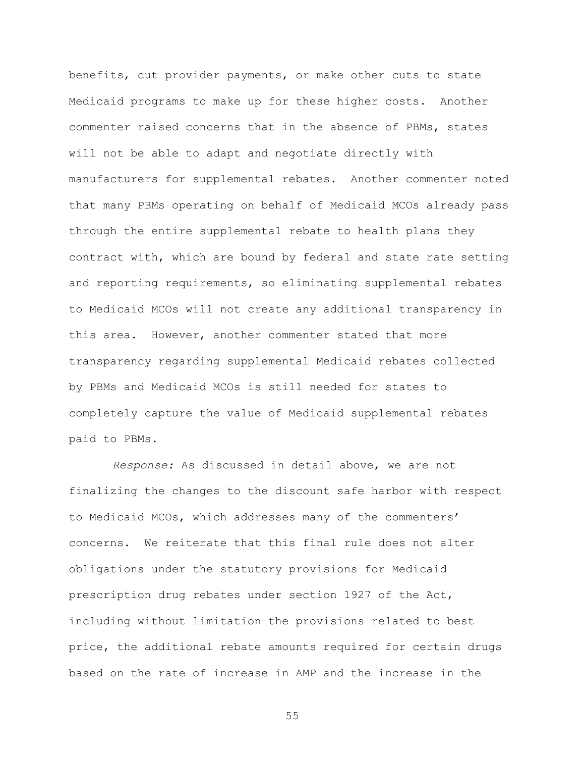benefits, cut provider payments, or make other cuts to state Medicaid programs to make up for these higher costs. Another commenter raised concerns that in the absence of PBMs, states will not be able to adapt and negotiate directly with manufacturers for supplemental rebates. Another commenter noted that many PBMs operating on behalf of Medicaid MCOs already pass through the entire supplemental rebate to health plans they contract with, which are bound by federal and state rate setting and reporting requirements, so eliminating supplemental rebates to Medicaid MCOs will not create any additional transparency in this area. However, another commenter stated that more transparency regarding supplemental Medicaid rebates collected by PBMs and Medicaid MCOs is still needed for states to completely capture the value of Medicaid supplemental rebates paid to PBMs.

*Response:* As discussed in detail above, we are not finalizing the changes to the discount safe harbor with respect to Medicaid MCOs, which addresses many of the commenters' concerns. We reiterate that this final rule does not alter obligations under the statutory provisions for Medicaid prescription drug rebates under section 1927 of the Act, including without limitation the provisions related to best price, the additional rebate amounts required for certain drugs based on the rate of increase in AMP and the increase in the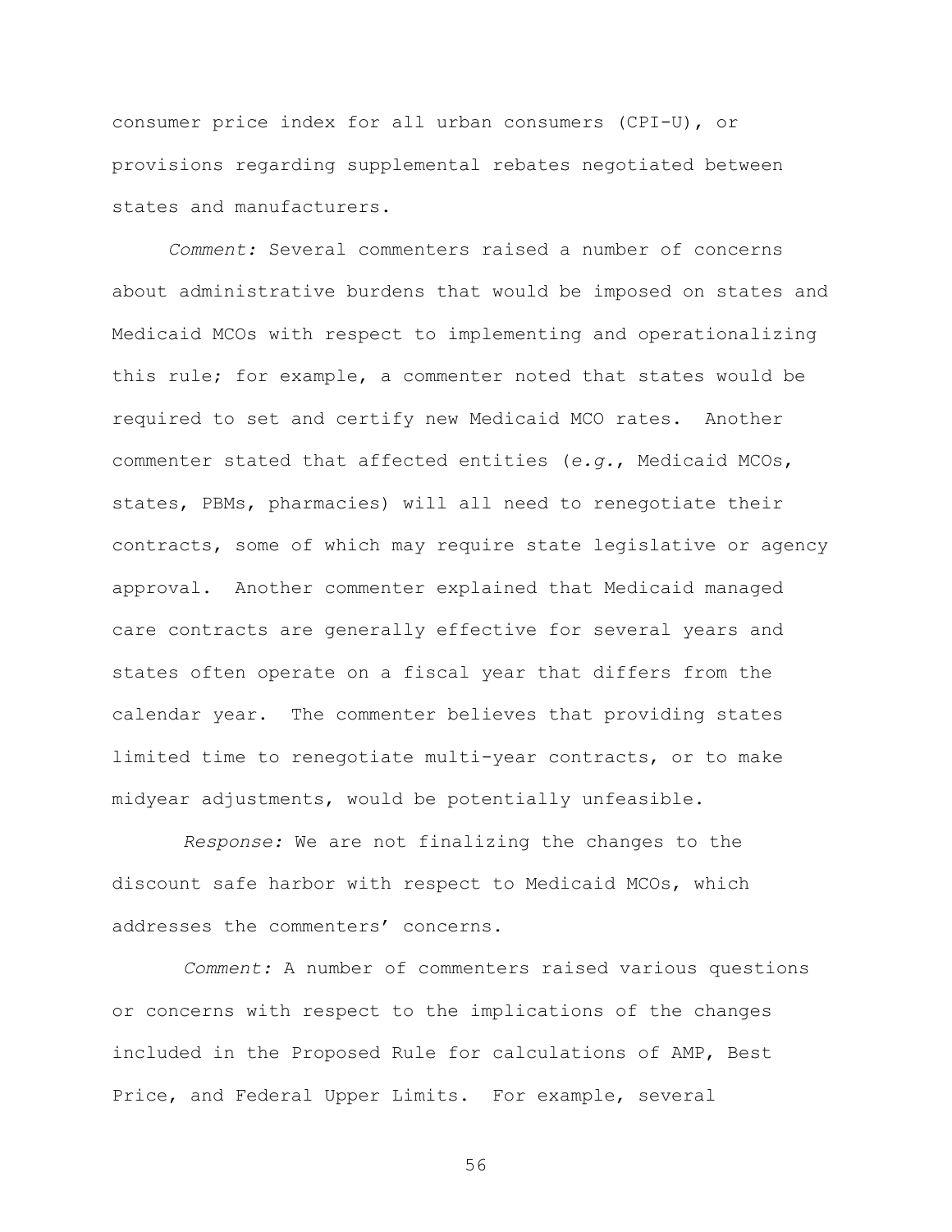consumer price index for all urban consumers (CPI-U), or provisions regarding supplemental rebates negotiated between states and manufacturers.

*Comment:* Several commenters raised a number of concerns about administrative burdens that would be imposed on states and Medicaid MCOs with respect to implementing and operationalizing this rule; for example, a commenter noted that states would be required to set and certify new Medicaid MCO rates. Another commenter stated that affected entities (*e.g.*, Medicaid MCOs, states, PBMs, pharmacies) will all need to renegotiate their contracts, some of which may require state legislative or agency approval. Another commenter explained that Medicaid managed care contracts are generally effective for several years and states often operate on a fiscal year that differs from the calendar year. The commenter believes that providing states limited time to renegotiate multi-year contracts, or to make midyear adjustments, would be potentially unfeasible.

*Response:* We are not finalizing the changes to the discount safe harbor with respect to Medicaid MCOs, which addresses the commenters' concerns.

*Comment:* A number of commenters raised various questions or concerns with respect to the implications of the changes included in the Proposed Rule for calculations of AMP, Best Price, and Federal Upper Limits. For example, several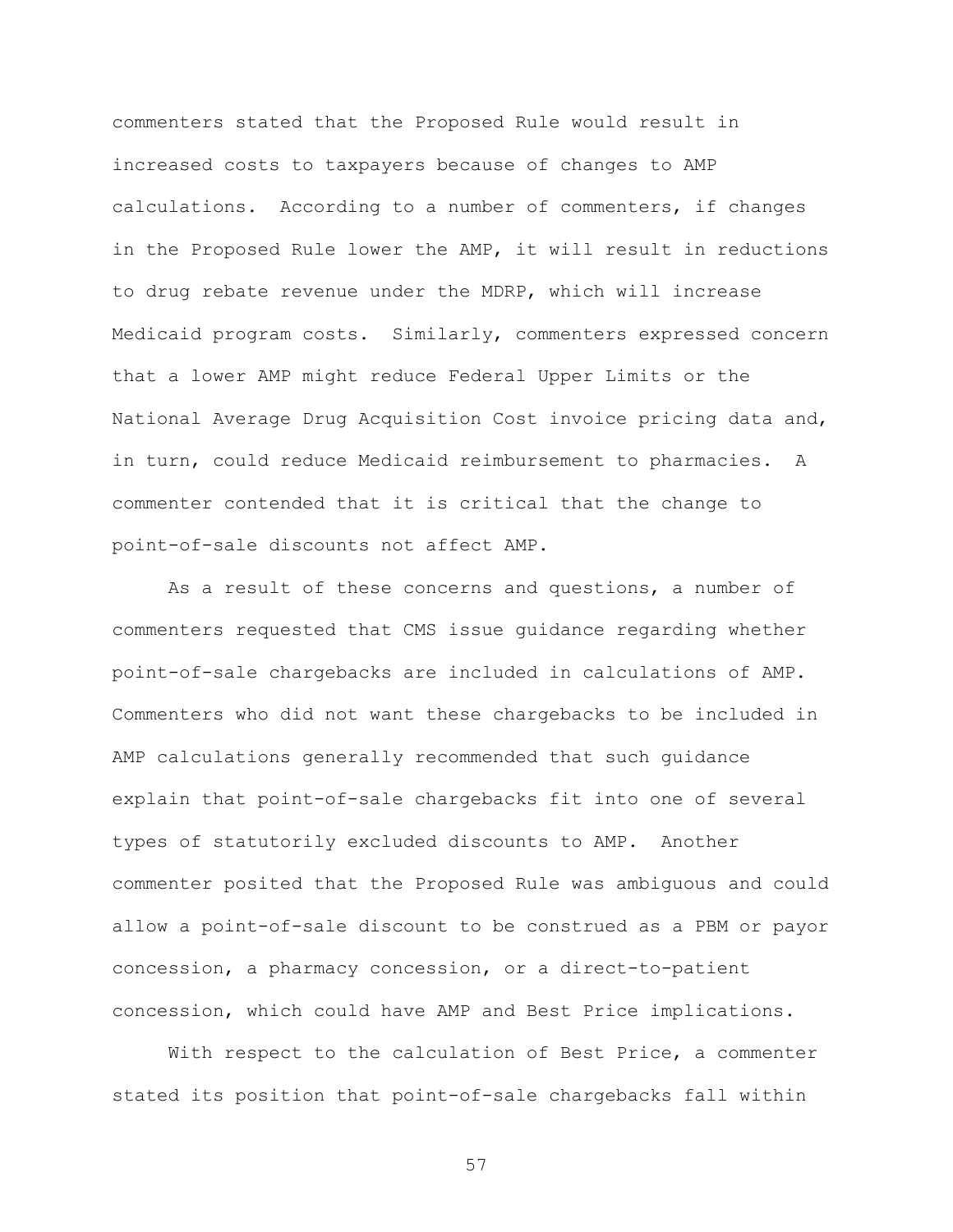commenters stated that the Proposed Rule would result in increased costs to taxpayers because of changes to AMP calculations. According to a number of commenters, if changes in the Proposed Rule lower the AMP, it will result in reductions to drug rebate revenue under the MDRP, which will increase Medicaid program costs. Similarly, commenters expressed concern that a lower AMP might reduce Federal Upper Limits or the National Average Drug Acquisition Cost invoice pricing data and, in turn, could reduce Medicaid reimbursement to pharmacies. A commenter contended that it is critical that the change to point-of-sale discounts not affect AMP.

As a result of these concerns and questions, a number of commenters requested that CMS issue guidance regarding whether point-of-sale chargebacks are included in calculations of AMP. Commenters who did not want these chargebacks to be included in AMP calculations generally recommended that such guidance explain that point-of-sale chargebacks fit into one of several types of statutorily excluded discounts to AMP. Another commenter posited that the Proposed Rule was ambiguous and could allow a point-of-sale discount to be construed as a PBM or payor concession, a pharmacy concession, or a direct-to-patient concession, which could have AMP and Best Price implications.

With respect to the calculation of Best Price, a commenter stated its position that point-of-sale chargebacks fall within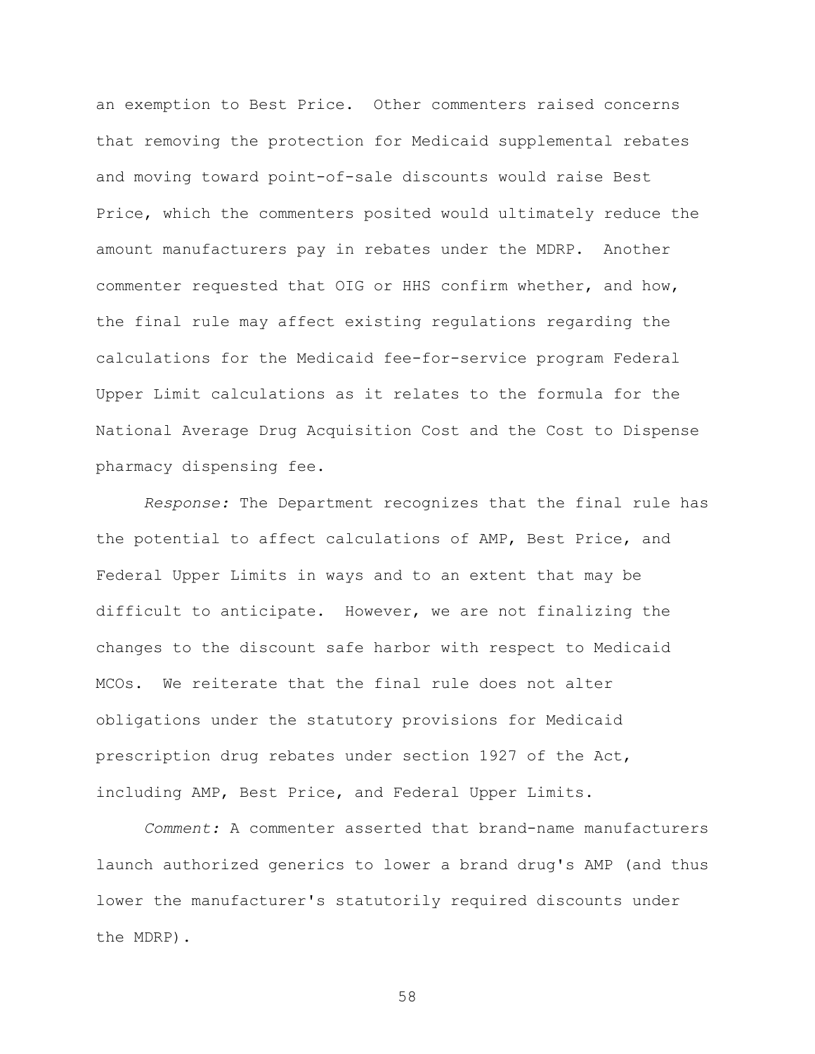an exemption to Best Price. Other commenters raised concerns that removing the protection for Medicaid supplemental rebates and moving toward point-of-sale discounts would raise Best Price, which the commenters posited would ultimately reduce the amount manufacturers pay in rebates under the MDRP. Another commenter requested that OIG or HHS confirm whether, and how, the final rule may affect existing regulations regarding the calculations for the Medicaid fee-for-service program Federal Upper Limit calculations as it relates to the formula for the National Average Drug Acquisition Cost and the Cost to Dispense pharmacy dispensing fee.

*Response:* The Department recognizes that the final rule has the potential to affect calculations of AMP, Best Price, and Federal Upper Limits in ways and to an extent that may be difficult to anticipate. However, we are not finalizing the changes to the discount safe harbor with respect to Medicaid MCOs. We reiterate that the final rule does not alter obligations under the statutory provisions for Medicaid prescription drug rebates under section 1927 of the Act, including AMP, Best Price, and Federal Upper Limits.

*Comment:* A commenter asserted that brand-name manufacturers launch authorized generics to lower a brand drug's AMP (and thus lower the manufacturer's statutorily required discounts under the MDRP).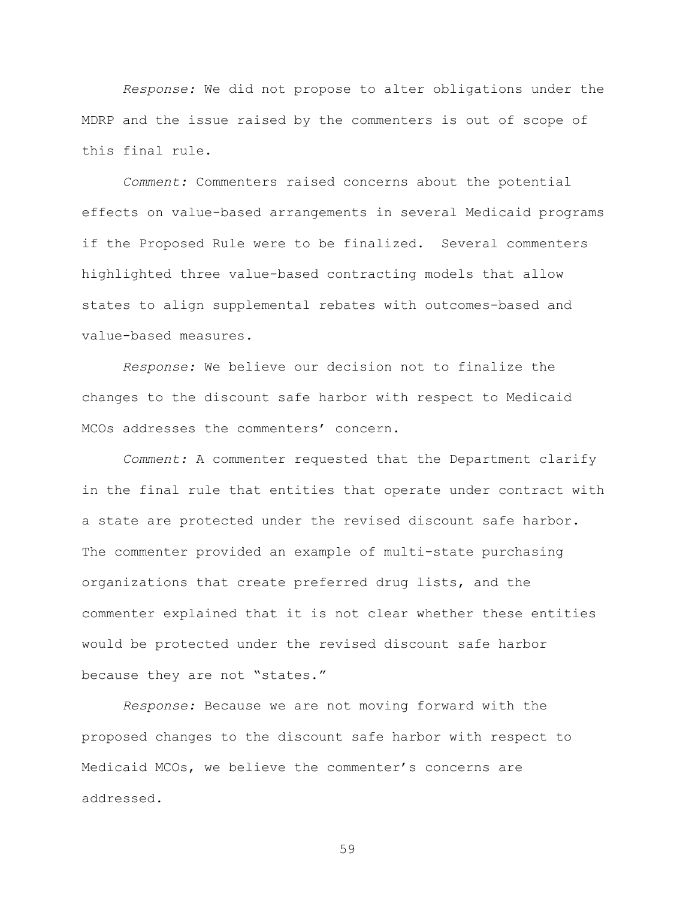*Response:* We did not propose to alter obligations under the MDRP and the issue raised by the commenters is out of scope of this final rule.

*Comment:* Commenters raised concerns about the potential effects on value-based arrangements in several Medicaid programs if the Proposed Rule were to be finalized. Several commenters highlighted three value-based contracting models that allow states to align supplemental rebates with outcomes-based and value-based measures.

*Response:* We believe our decision not to finalize the changes to the discount safe harbor with respect to Medicaid MCOs addresses the commenters' concern.

*Comment:* A commenter requested that the Department clarify in the final rule that entities that operate under contract with a state are protected under the revised discount safe harbor. The commenter provided an example of multi-state purchasing organizations that create preferred drug lists, and the commenter explained that it is not clear whether these entities would be protected under the revised discount safe harbor because they are not "states."

*Response:* Because we are not moving forward with the proposed changes to the discount safe harbor with respect to Medicaid MCOs, we believe the commenter's concerns are addressed.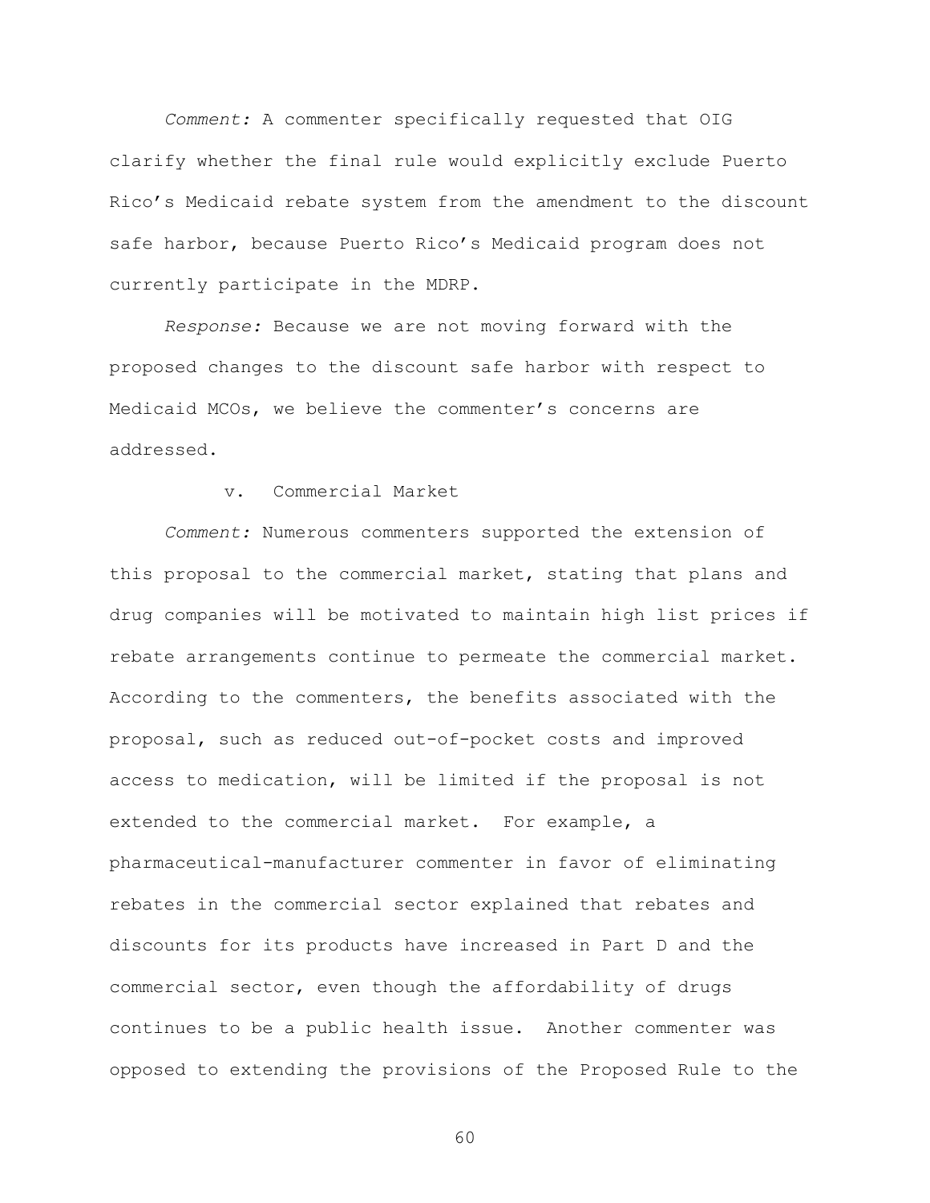*Comment:* A commenter specifically requested that OIG clarify whether the final rule would explicitly exclude Puerto Rico's Medicaid rebate system from the amendment to the discount safe harbor, because Puerto Rico's Medicaid program does not currently participate in the MDRP.

*Response:* Because we are not moving forward with the proposed changes to the discount safe harbor with respect to Medicaid MCOs, we believe the commenter's concerns are addressed.

v. Commercial Market

*Comment:* Numerous commenters supported the extension of this proposal to the commercial market, stating that plans and drug companies will be motivated to maintain high list prices if rebate arrangements continue to permeate the commercial market. According to the commenters, the benefits associated with the proposal, such as reduced out-of-pocket costs and improved access to medication, will be limited if the proposal is not extended to the commercial market. For example, a pharmaceutical-manufacturer commenter in favor of eliminating rebates in the commercial sector explained that rebates and discounts for its products have increased in Part D and the commercial sector, even though the affordability of drugs continues to be a public health issue. Another commenter was opposed to extending the provisions of the Proposed Rule to the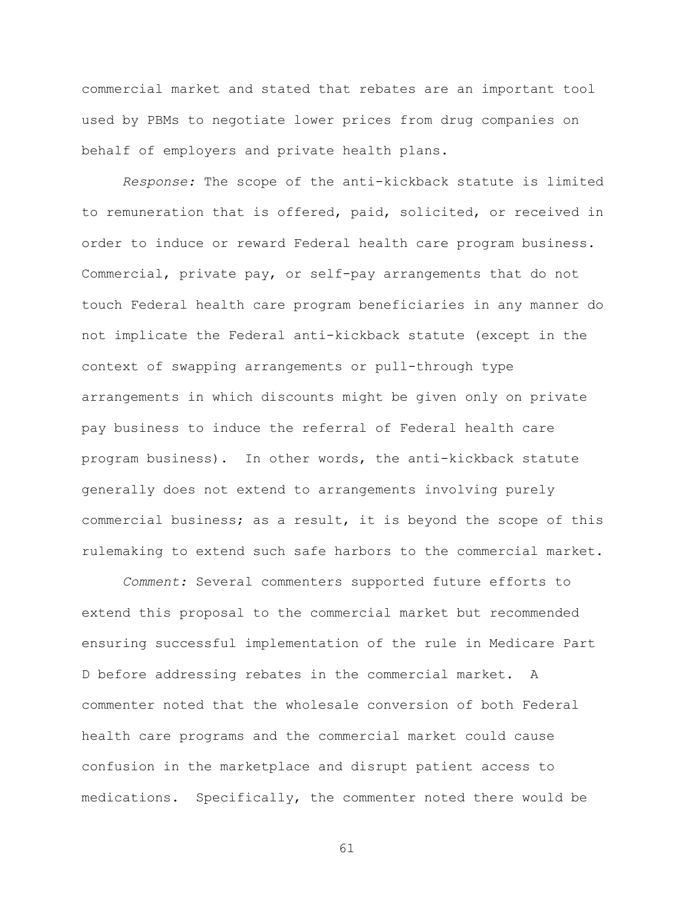commercial market and stated that rebates are an important tool used by PBMs to negotiate lower prices from drug companies on behalf of employers and private health plans.

*Response:* The scope of the anti-kickback statute is limited to remuneration that is offered, paid, solicited, or received in order to induce or reward Federal health care program business. Commercial, private pay, or self-pay arrangements that do not touch Federal health care program beneficiaries in any manner do not implicate the Federal anti-kickback statute (except in the context of swapping arrangements or pull-through type arrangements in which discounts might be given only on private pay business to induce the referral of Federal health care program business). In other words, the anti-kickback statute generally does not extend to arrangements involving purely commercial business; as a result, it is beyond the scope of this rulemaking to extend such safe harbors to the commercial market.

*Comment:* Several commenters supported future efforts to extend this proposal to the commercial market but recommended ensuring successful implementation of the rule in Medicare Part D before addressing rebates in the commercial market. A commenter noted that the wholesale conversion of both Federal health care programs and the commercial market could cause confusion in the marketplace and disrupt patient access to medications. Specifically, the commenter noted there would be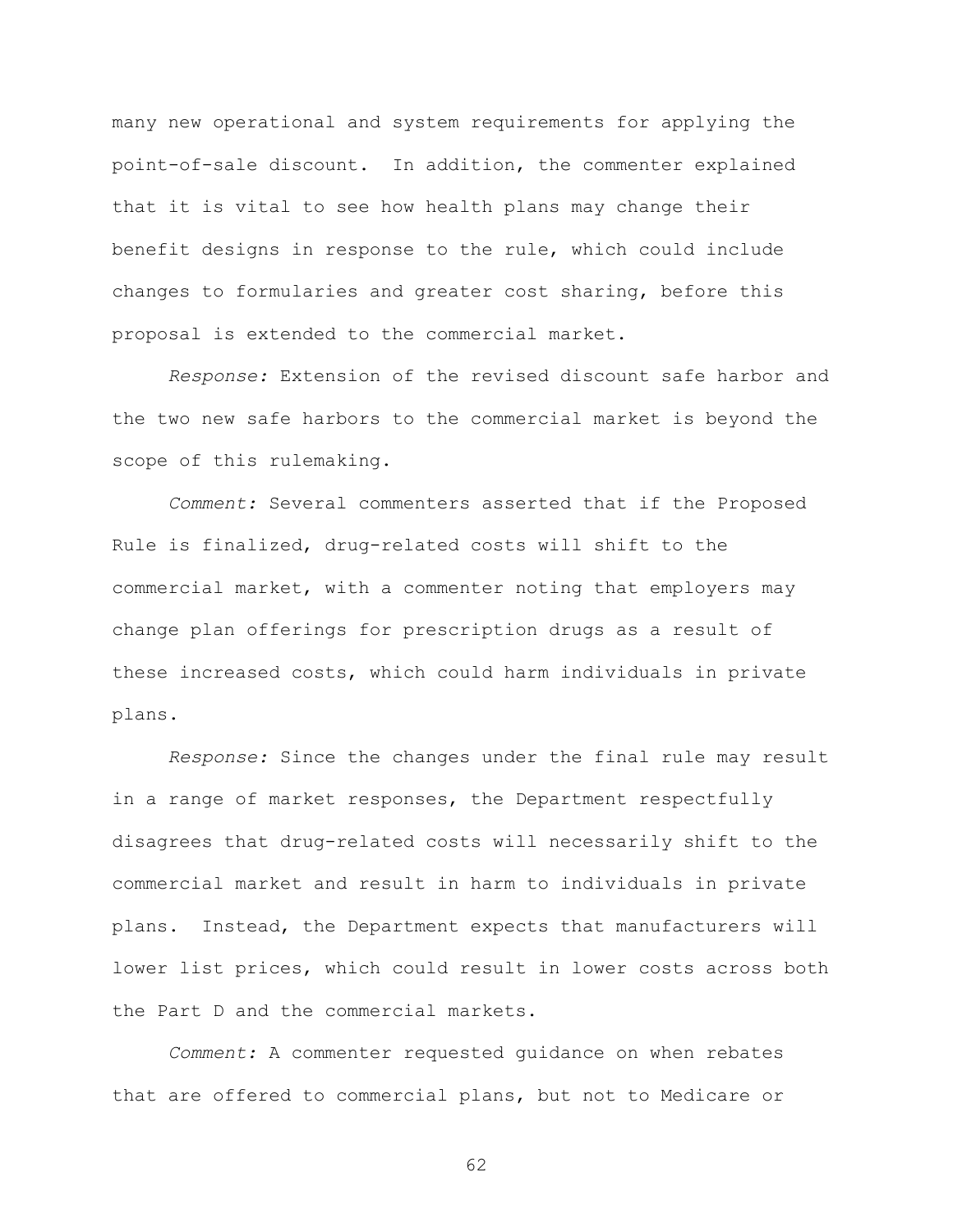many new operational and system requirements for applying the point-of-sale discount. In addition, the commenter explained that it is vital to see how health plans may change their benefit designs in response to the rule, which could include changes to formularies and greater cost sharing, before this proposal is extended to the commercial market.

*Response:* Extension of the revised discount safe harbor and the two new safe harbors to the commercial market is beyond the scope of this rulemaking.

*Comment:* Several commenters asserted that if the Proposed Rule is finalized, drug-related costs will shift to the commercial market, with a commenter noting that employers may change plan offerings for prescription drugs as a result of these increased costs, which could harm individuals in private plans.

*Response:* Since the changes under the final rule may result in a range of market responses, the Department respectfully disagrees that drug-related costs will necessarily shift to the commercial market and result in harm to individuals in private plans. Instead, the Department expects that manufacturers will lower list prices, which could result in lower costs across both the Part D and the commercial markets.

*Comment:* A commenter requested guidance on when rebates that are offered to commercial plans, but not to Medicare or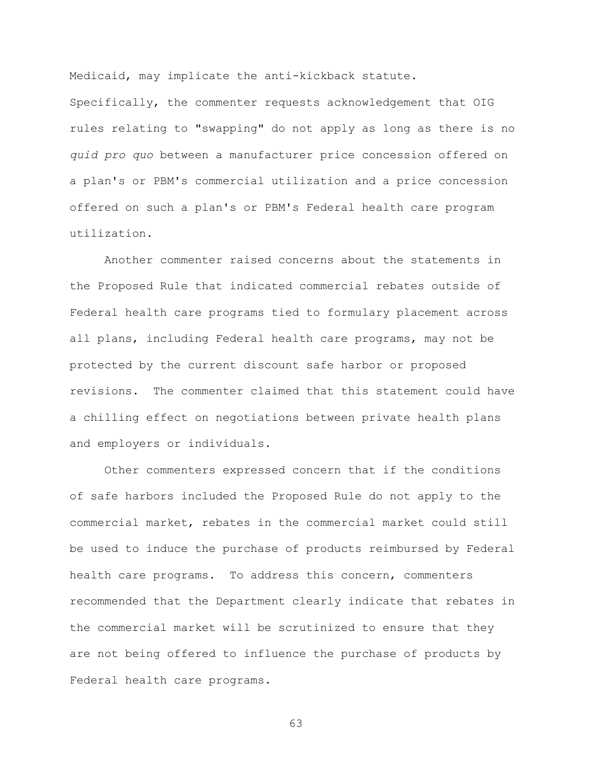Medicaid, may implicate the anti-kickback statute. Specifically, the commenter requests acknowledgement that OIG rules relating to "swapping" do not apply as long as there is no *quid pro quo* between a manufacturer price concession offered on a plan's or PBM's commercial utilization and a price concession offered on such a plan's or PBM's Federal health care program utilization.

Another commenter raised concerns about the statements in the Proposed Rule that indicated commercial rebates outside of Federal health care programs tied to formulary placement across all plans, including Federal health care programs, may not be protected by the current discount safe harbor or proposed revisions. The commenter claimed that this statement could have a chilling effect on negotiations between private health plans and employers or individuals.

Other commenters expressed concern that if the conditions of safe harbors included the Proposed Rule do not apply to the commercial market, rebates in the commercial market could still be used to induce the purchase of products reimbursed by Federal health care programs. To address this concern, commenters recommended that the Department clearly indicate that rebates in the commercial market will be scrutinized to ensure that they are not being offered to influence the purchase of products by Federal health care programs.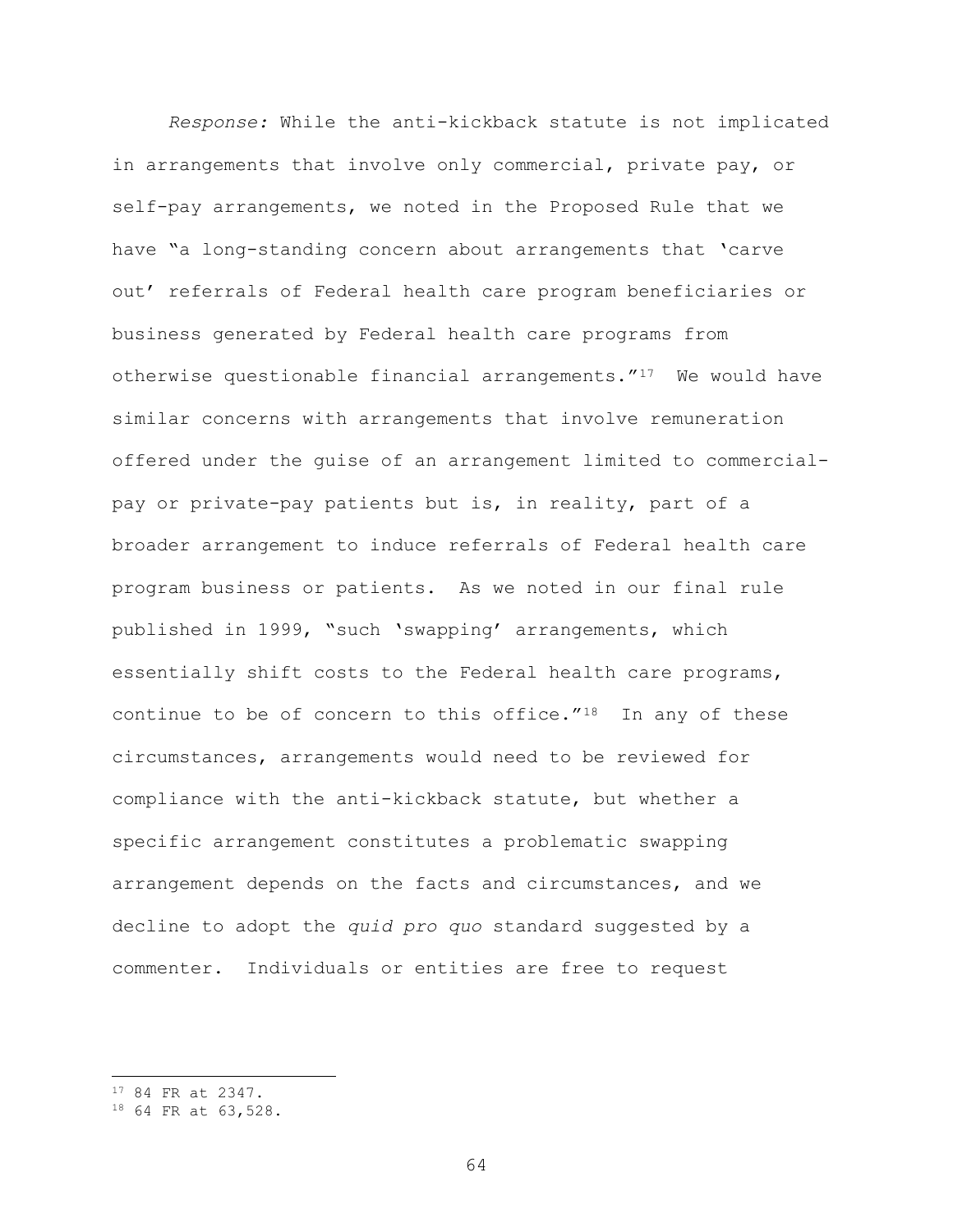*Response:* While the anti-kickback statute is not implicated in arrangements that involve only commercial, private pay, or self-pay arrangements, we noted in the Proposed Rule that we have "a long-standing concern about arrangements that 'carve out' referrals of Federal health care program beneficiaries or business generated by Federal health care programs from otherwise questionable financial arrangements."[17] We would have similar concerns with arrangements that involve remuneration offered under the guise of an arrangement limited to commercial-pay or private-pay patients but is, in reality, part of a broader arrangement to induce referrals of Federal health care program business or patients. As we noted in our final rule published in 1999, "such 'swapping' arrangements, which essentially shift costs to the Federal health care programs, continue to be of concern to this office."[18] In any of these circumstances, arrangements would need to be reviewed for compliance with the anti-kickback statute, but whether a specific arrangement constitutes a problematic swapping arrangement depends on the facts and circumstances, and we decline to adopt the *quid pro quo* standard suggested by a commenter. Individuals or entities are free to request

---

[17] 84 FR at 2347.

[18] 64 FR at 63,528.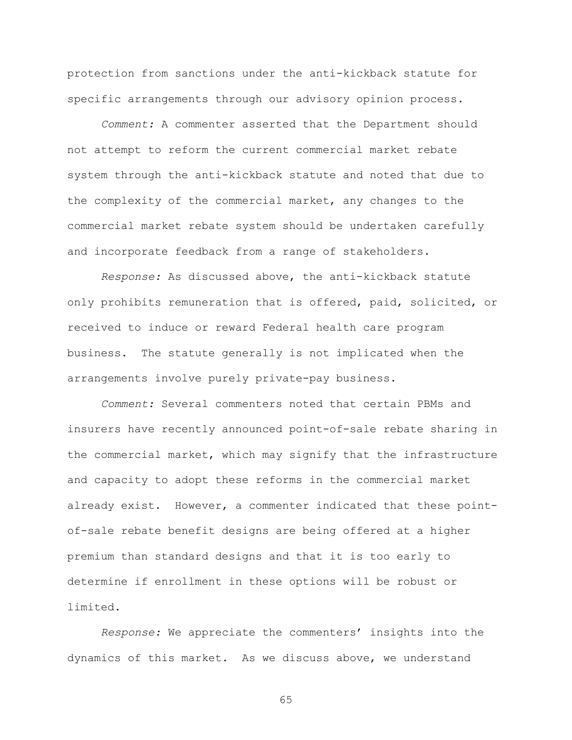protection from sanctions under the anti-kickback statute for specific arrangements through our advisory opinion process.

*Comment:* A commenter asserted that the Department should not attempt to reform the current commercial market rebate system through the anti-kickback statute and noted that due to the complexity of the commercial market, any changes to the commercial market rebate system should be undertaken carefully and incorporate feedback from a range of stakeholders.

*Response:* As discussed above, the anti-kickback statute only prohibits remuneration that is offered, paid, solicited, or received to induce or reward Federal health care program business. The statute generally is not implicated when the arrangements involve purely private-pay business.

*Comment:* Several commenters noted that certain PBMs and insurers have recently announced point-of-sale rebate sharing in the commercial market, which may signify that the infrastructure and capacity to adopt these reforms in the commercial market already exist. However, a commenter indicated that these point-of-sale rebate benefit designs are being offered at a higher premium than standard designs and that it is too early to determine if enrollment in these options will be robust or limited.

*Response:* We appreciate the commenters' insights into the dynamics of this market. As we discuss above, we understand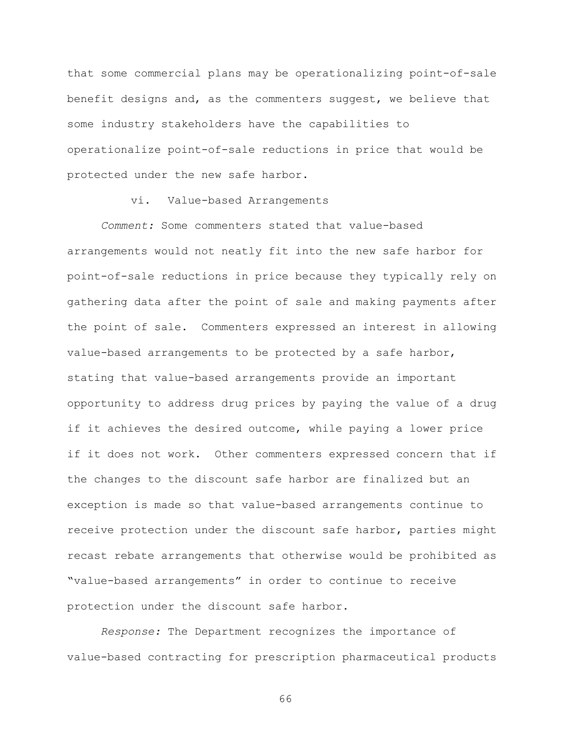that some commercial plans may be operationalizing point-of-sale benefit designs and, as the commenters suggest, we believe that some industry stakeholders have the capabilities to operationalize point-of-sale reductions in price that would be protected under the new safe harbor.

vi. Value-based Arrangements

*Comment:* Some commenters stated that value-based arrangements would not neatly fit into the new safe harbor for point-of-sale reductions in price because they typically rely on gathering data after the point of sale and making payments after the point of sale. Commenters expressed an interest in allowing value-based arrangements to be protected by a safe harbor, stating that value-based arrangements provide an important opportunity to address drug prices by paying the value of a drug if it achieves the desired outcome, while paying a lower price if it does not work. Other commenters expressed concern that if the changes to the discount safe harbor are finalized but an exception is made so that value-based arrangements continue to receive protection under the discount safe harbor, parties might recast rebate arrangements that otherwise would be prohibited as "value-based arrangements" in order to continue to receive protection under the discount safe harbor.

*Response:* The Department recognizes the importance of value-based contracting for prescription pharmaceutical products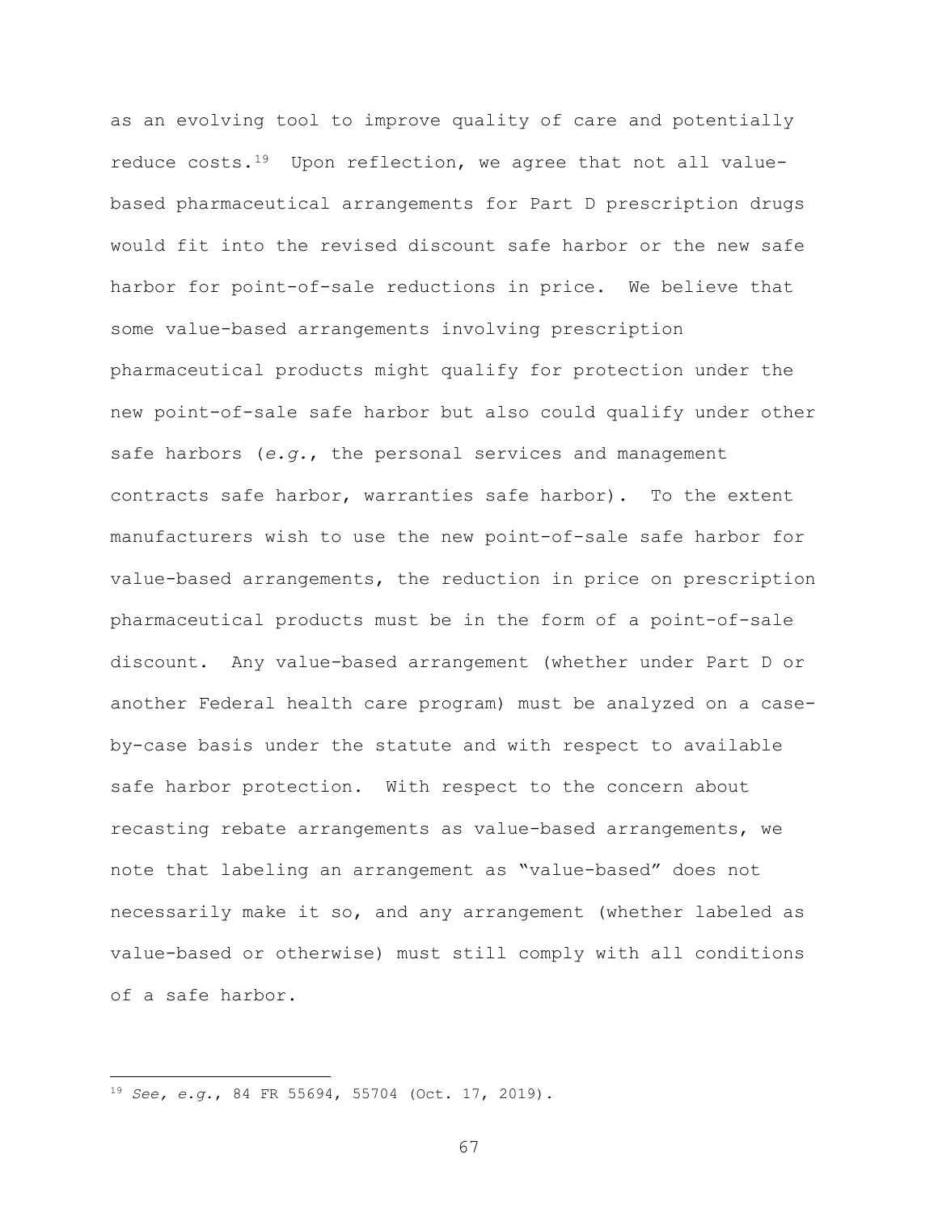as an evolving tool to improve quality of care and potentially reduce costs.[19] Upon reflection, we agree that not all value-based pharmaceutical arrangements for Part D prescription drugs would fit into the revised discount safe harbor or the new safe harbor for point-of-sale reductions in price. We believe that some value-based arrangements involving prescription pharmaceutical products might qualify for protection under the new point-of-sale safe harbor but also could qualify under other safe harbors (*e.g.*, the personal services and management contracts safe harbor, warranties safe harbor). To the extent manufacturers wish to use the new point-of-sale safe harbor for value-based arrangements, the reduction in price on prescription pharmaceutical products must be in the form of a point-of-sale discount. Any value-based arrangement (whether under Part D or another Federal health care program) must be analyzed on a case-by-case basis under the statute and with respect to available safe harbor protection. With respect to the concern about recasting rebate arrangements as value-based arrangements, we note that labeling an arrangement as "value-based" does not necessarily make it so, and any arrangement (whether labeled as value-based or otherwise) must still comply with all conditions of a safe harbor.

---

[19] *See, e.g.*, 84 FR 55694, 55704 (Oct. 17, 2019).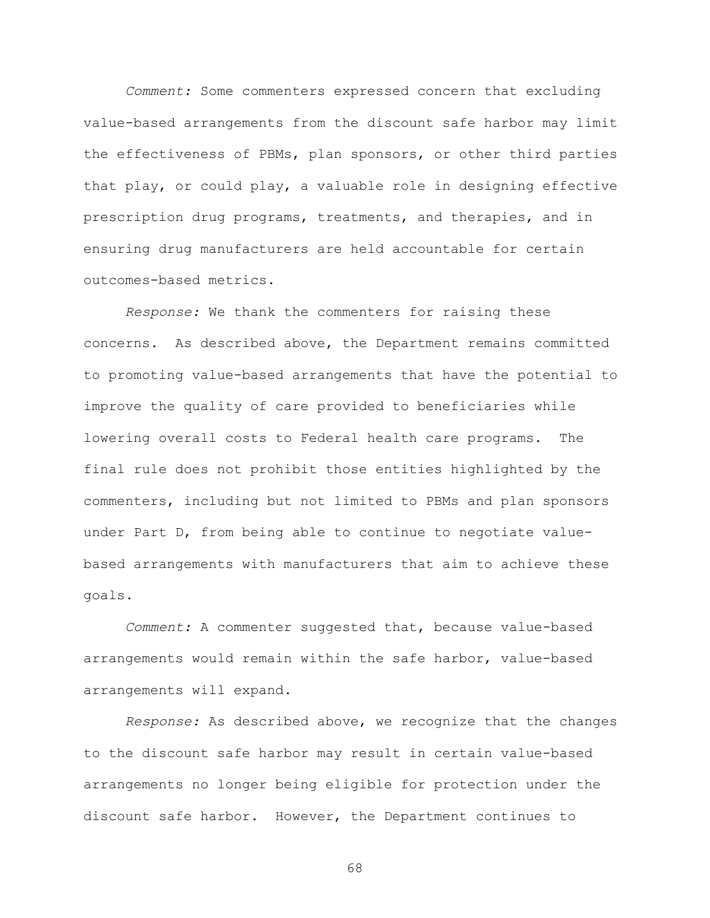*Comment:* Some commenters expressed concern that excluding value-based arrangements from the discount safe harbor may limit the effectiveness of PBMs, plan sponsors, or other third parties that play, or could play, a valuable role in designing effective prescription drug programs, treatments, and therapies, and in ensuring drug manufacturers are held accountable for certain outcomes-based metrics.

*Response:* We thank the commenters for raising these concerns. As described above, the Department remains committed to promoting value-based arrangements that have the potential to improve the quality of care provided to beneficiaries while lowering overall costs to Federal health care programs. The final rule does not prohibit those entities highlighted by the commenters, including but not limited to PBMs and plan sponsors under Part D, from being able to continue to negotiate value-based arrangements with manufacturers that aim to achieve these goals.

*Comment:* A commenter suggested that, because value-based arrangements would remain within the safe harbor, value-based arrangements will expand.

*Response:* As described above, we recognize that the changes to the discount safe harbor may result in certain value-based arrangements no longer being eligible for protection under the discount safe harbor. However, the Department continues to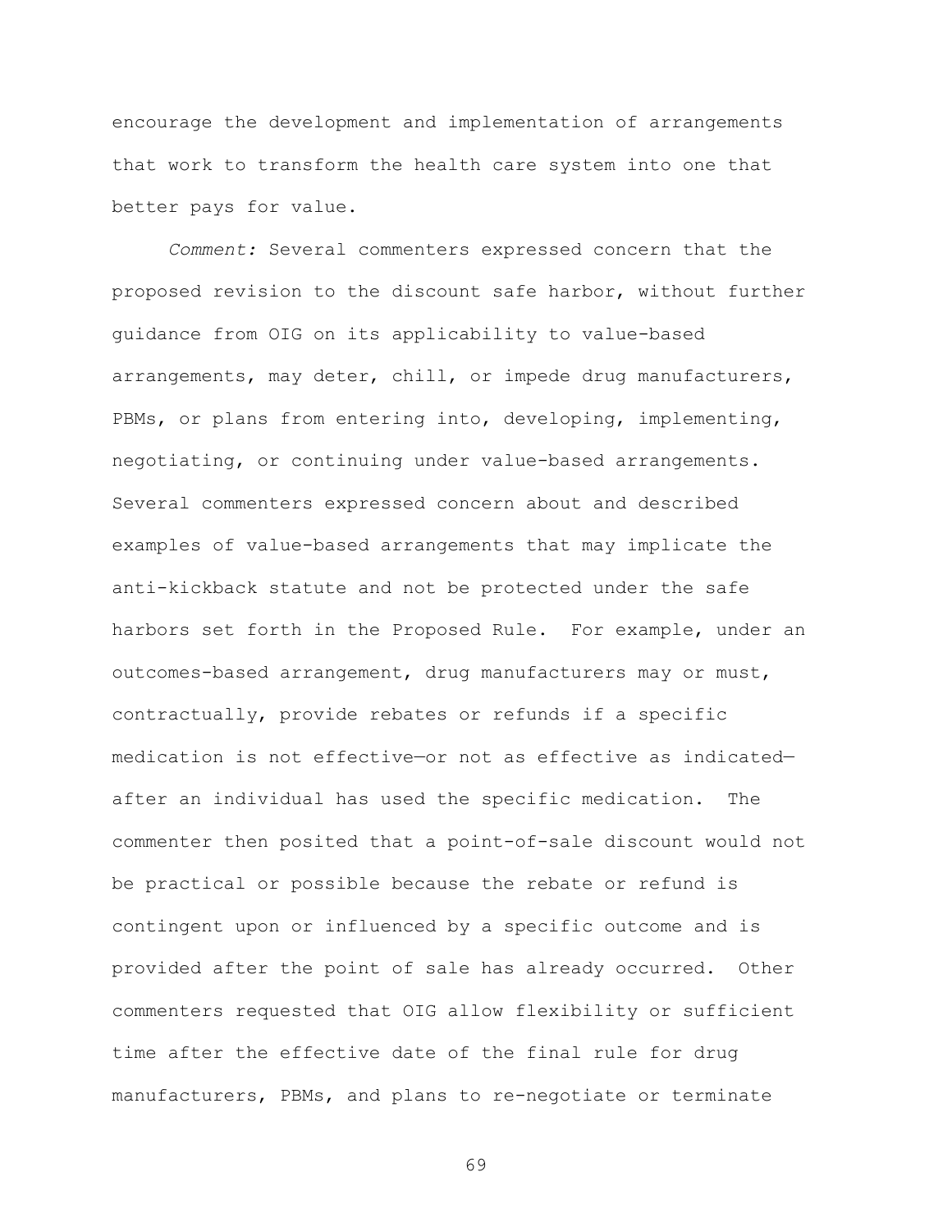encourage the development and implementation of arrangements that work to transform the health care system into one that better pays for value.

*Comment:* Several commenters expressed concern that the proposed revision to the discount safe harbor, without further guidance from OIG on its applicability to value-based arrangements, may deter, chill, or impede drug manufacturers, PBMs, or plans from entering into, developing, implementing, negotiating, or continuing under value-based arrangements. Several commenters expressed concern about and described examples of value-based arrangements that may implicate the anti-kickback statute and not be protected under the safe harbors set forth in the Proposed Rule. For example, under an outcomes-based arrangement, drug manufacturers may or must, contractually, provide rebates or refunds if a specific medication is not effective—or not as effective as indicated—after an individual has used the specific medication. The commenter then posited that a point-of-sale discount would not be practical or possible because the rebate or refund is contingent upon or influenced by a specific outcome and is provided after the point of sale has already occurred. Other commenters requested that OIG allow flexibility or sufficient time after the effective date of the final rule for drug manufacturers, PBMs, and plans to re-negotiate or terminate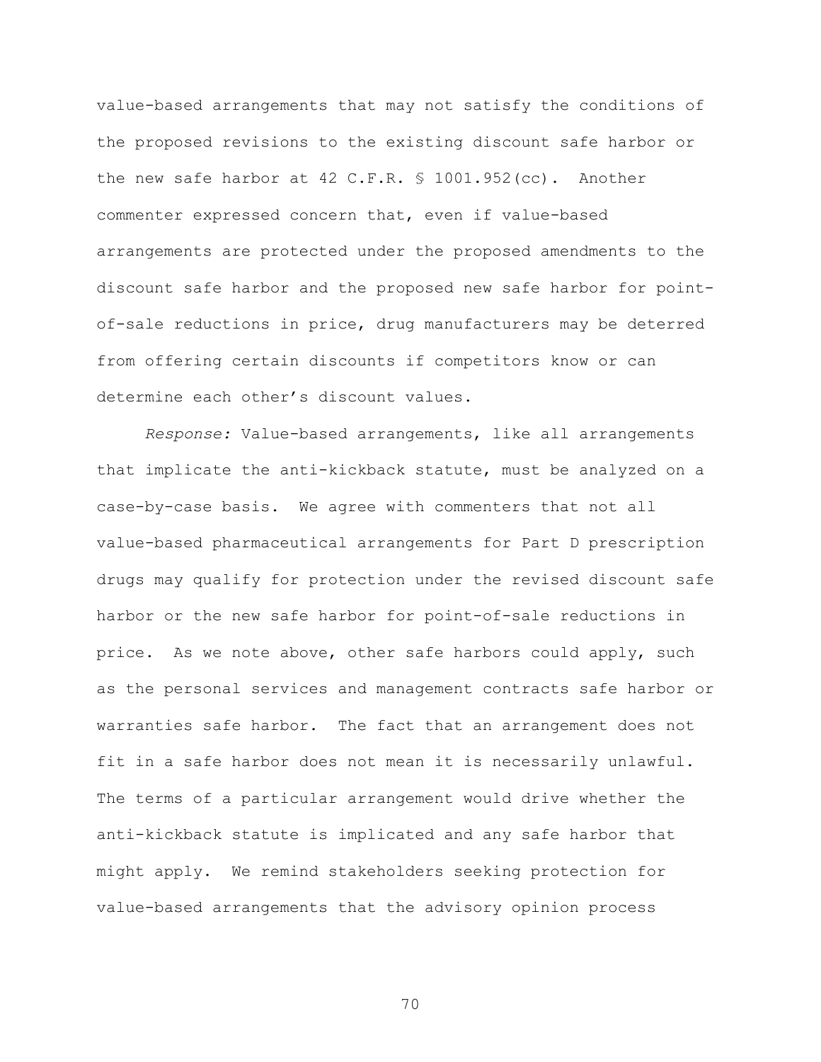value-based arrangements that may not satisfy the conditions of the proposed revisions to the existing discount safe harbor or the new safe harbor at 42 C.F.R. § 1001.952(cc). Another commenter expressed concern that, even if value-based arrangements are protected under the proposed amendments to the discount safe harbor and the proposed new safe harbor for point-of-sale reductions in price, drug manufacturers may be deterred from offering certain discounts if competitors know or can determine each other's discount values.

*Response:* Value-based arrangements, like all arrangements that implicate the anti-kickback statute, must be analyzed on a case-by-case basis. We agree with commenters that not all value-based pharmaceutical arrangements for Part D prescription drugs may qualify for protection under the revised discount safe harbor or the new safe harbor for point-of-sale reductions in price. As we note above, other safe harbors could apply, such as the personal services and management contracts safe harbor or warranties safe harbor. The fact that an arrangement does not fit in a safe harbor does not mean it is necessarily unlawful. The terms of a particular arrangement would drive whether the anti-kickback statute is implicated and any safe harbor that might apply. We remind stakeholders seeking protection for value-based arrangements that the advisory opinion process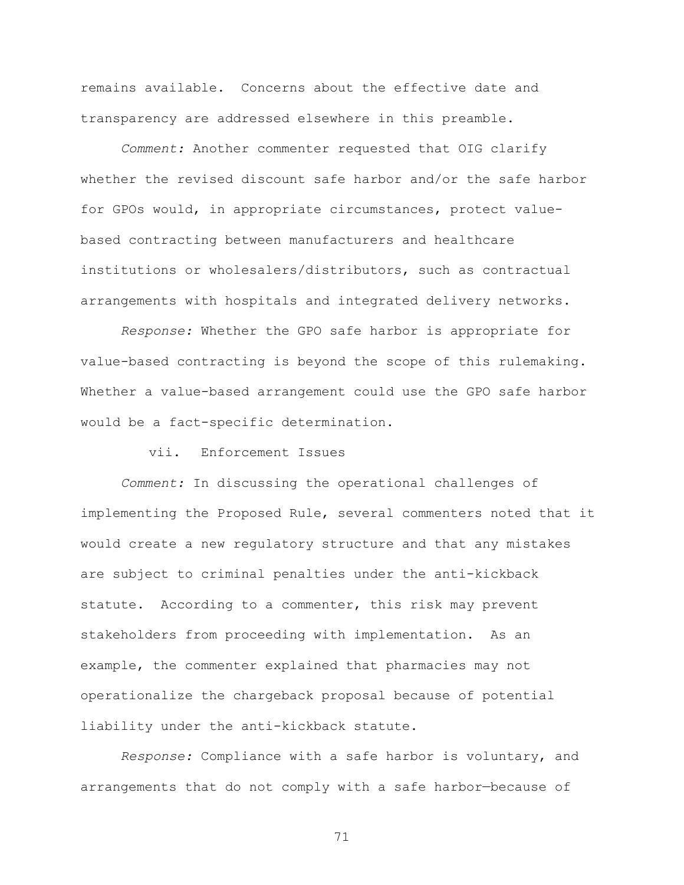remains available. Concerns about the effective date and transparency are addressed elsewhere in this preamble.

*Comment:* Another commenter requested that OIG clarify whether the revised discount safe harbor and/or the safe harbor for GPOs would, in appropriate circumstances, protect value-based contracting between manufacturers and healthcare institutions or wholesalers/distributors, such as contractual arrangements with hospitals and integrated delivery networks.

*Response:* Whether the GPO safe harbor is appropriate for value-based contracting is beyond the scope of this rulemaking. Whether a value-based arrangement could use the GPO safe harbor would be a fact-specific determination.

vii. Enforcement Issues

*Comment:* In discussing the operational challenges of implementing the Proposed Rule, several commenters noted that it would create a new regulatory structure and that any mistakes are subject to criminal penalties under the anti-kickback statute. According to a commenter, this risk may prevent stakeholders from proceeding with implementation. As an example, the commenter explained that pharmacies may not operationalize the chargeback proposal because of potential liability under the anti-kickback statute.

*Response:* Compliance with a safe harbor is voluntary, and arrangements that do not comply with a safe harbor—because of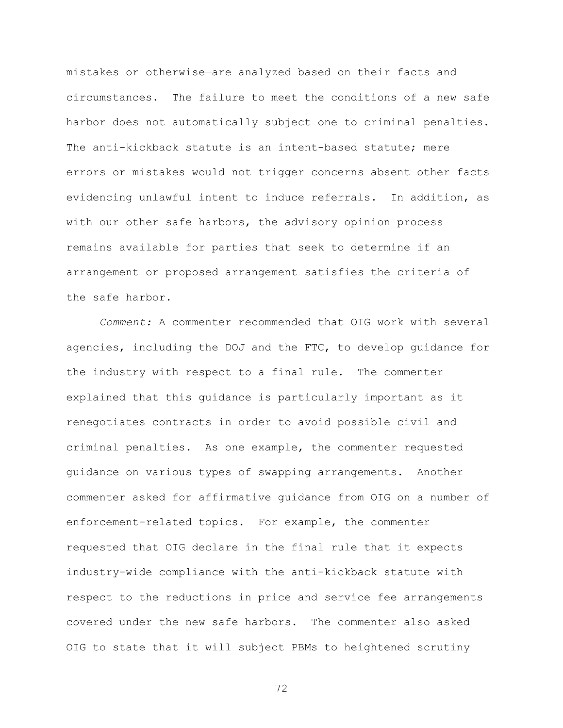mistakes or otherwise—are analyzed based on their facts and circumstances. The failure to meet the conditions of a new safe harbor does not automatically subject one to criminal penalties. The anti-kickback statute is an intent-based statute; mere errors or mistakes would not trigger concerns absent other facts evidencing unlawful intent to induce referrals. In addition, as with our other safe harbors, the advisory opinion process remains available for parties that seek to determine if an arrangement or proposed arrangement satisfies the criteria of the safe harbor.

*Comment:* A commenter recommended that OIG work with several agencies, including the DOJ and the FTC, to develop guidance for the industry with respect to a final rule. The commenter explained that this guidance is particularly important as it renegotiates contracts in order to avoid possible civil and criminal penalties. As one example, the commenter requested guidance on various types of swapping arrangements. Another commenter asked for affirmative guidance from OIG on a number of enforcement-related topics. For example, the commenter requested that OIG declare in the final rule that it expects industry-wide compliance with the anti-kickback statute with respect to the reductions in price and service fee arrangements covered under the new safe harbors. The commenter also asked OIG to state that it will subject PBMs to heightened scrutiny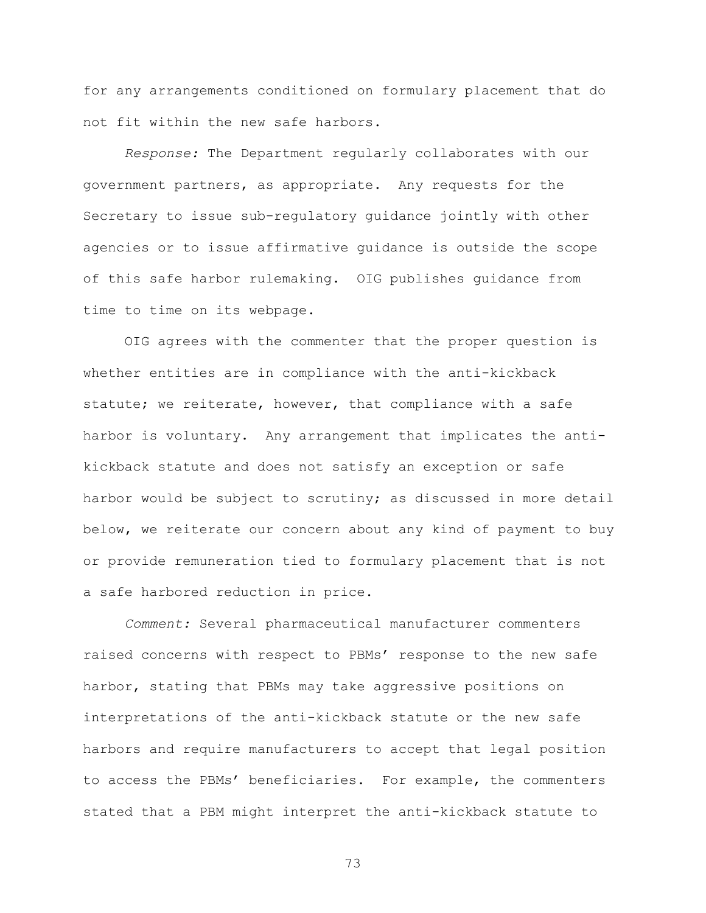for any arrangements conditioned on formulary placement that do not fit within the new safe harbors.

*Response:* The Department regularly collaborates with our government partners, as appropriate. Any requests for the Secretary to issue sub-regulatory guidance jointly with other agencies or to issue affirmative guidance is outside the scope of this safe harbor rulemaking. OIG publishes guidance from time to time on its webpage.

OIG agrees with the commenter that the proper question is whether entities are in compliance with the anti-kickback statute; we reiterate, however, that compliance with a safe harbor is voluntary. Any arrangement that implicates the anti-kickback statute and does not satisfy an exception or safe harbor would be subject to scrutiny; as discussed in more detail below, we reiterate our concern about any kind of payment to buy or provide remuneration tied to formulary placement that is not a safe harbored reduction in price.

*Comment:* Several pharmaceutical manufacturer commenters raised concerns with respect to PBMs' response to the new safe harbor, stating that PBMs may take aggressive positions on interpretations of the anti-kickback statute or the new safe harbors and require manufacturers to accept that legal position to access the PBMs' beneficiaries. For example, the commenters stated that a PBM might interpret the anti-kickback statute to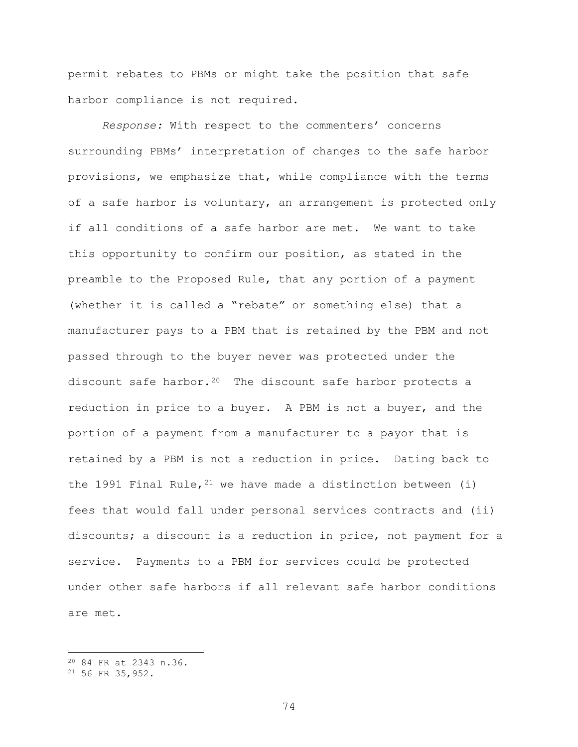permit rebates to PBMs or might take the position that safe harbor compliance is not required.

*Response:* With respect to the commenters' concerns surrounding PBMs' interpretation of changes to the safe harbor provisions, we emphasize that, while compliance with the terms of a safe harbor is voluntary, an arrangement is protected only if all conditions of a safe harbor are met. We want to take this opportunity to confirm our position, as stated in the preamble to the Proposed Rule, that any portion of a payment (whether it is called a "rebate" or something else) that a manufacturer pays to a PBM that is retained by the PBM and not passed through to the buyer never was protected under the discount safe harbor.[20] The discount safe harbor protects a reduction in price to a buyer. A PBM is not a buyer, and the portion of a payment from a manufacturer to a payor that is retained by a PBM is not a reduction in price. Dating back to the 1991 Final Rule,[21] we have made a distinction between (i) fees that would fall under personal services contracts and (ii) discounts; a discount is a reduction in price, not payment for a service. Payments to a PBM for services could be protected under other safe harbors if all relevant safe harbor conditions are met.

---

[20] 84 FR at 2343 n.36.

[21] 56 FR 35,952.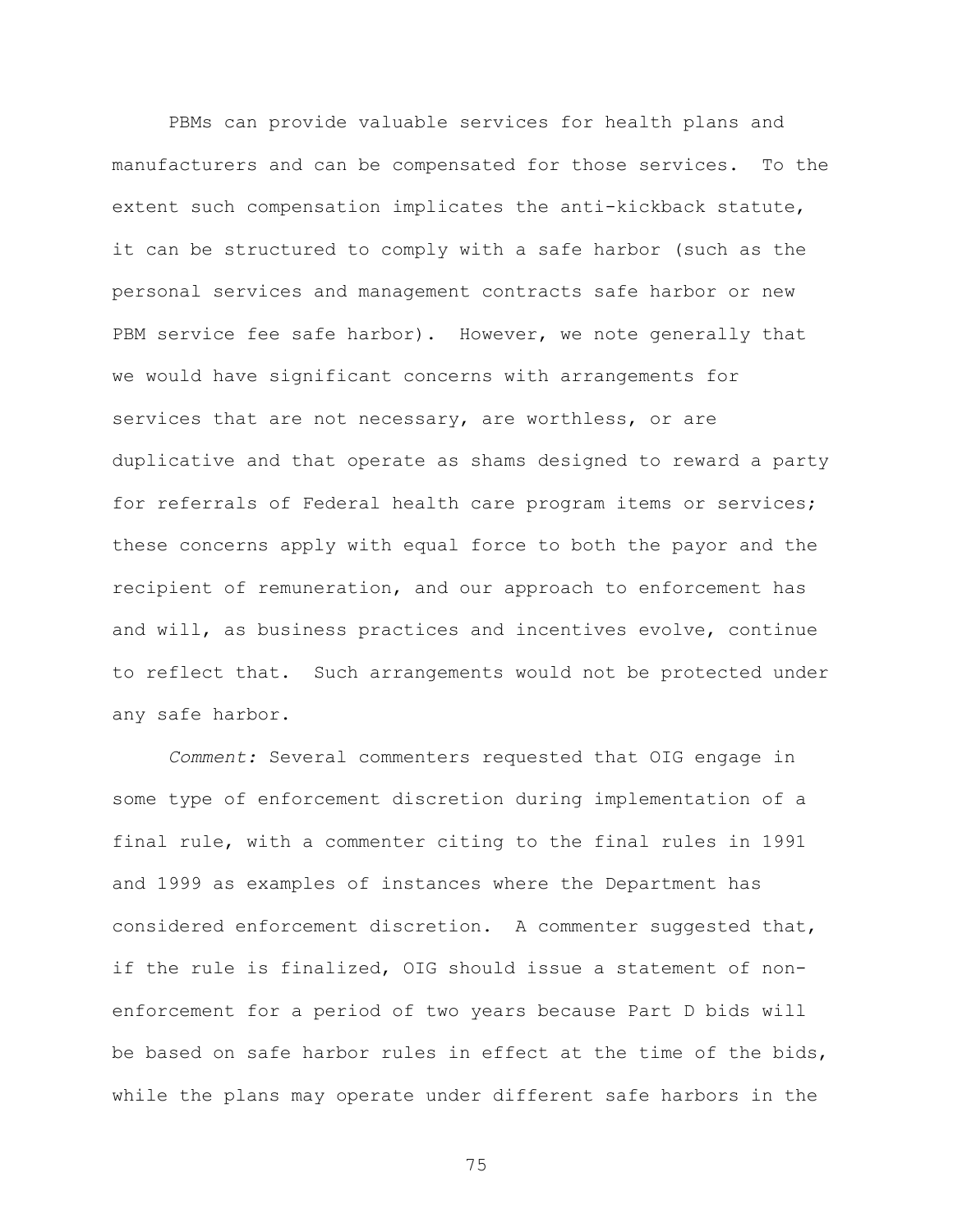PBMs can provide valuable services for health plans and manufacturers and can be compensated for those services. To the extent such compensation implicates the anti-kickback statute, it can be structured to comply with a safe harbor (such as the personal services and management contracts safe harbor or new PBM service fee safe harbor). However, we note generally that we would have significant concerns with arrangements for services that are not necessary, are worthless, or are duplicative and that operate as shams designed to reward a party for referrals of Federal health care program items or services; these concerns apply with equal force to both the payor and the recipient of remuneration, and our approach to enforcement has and will, as business practices and incentives evolve, continue to reflect that. Such arrangements would not be protected under any safe harbor.

*Comment:* Several commenters requested that OIG engage in some type of enforcement discretion during implementation of a final rule, with a commenter citing to the final rules in 1991 and 1999 as examples of instances where the Department has considered enforcement discretion. A commenter suggested that, if the rule is finalized, OIG should issue a statement of non-enforcement for a period of two years because Part D bids will be based on safe harbor rules in effect at the time of the bids, while the plans may operate under different safe harbors in the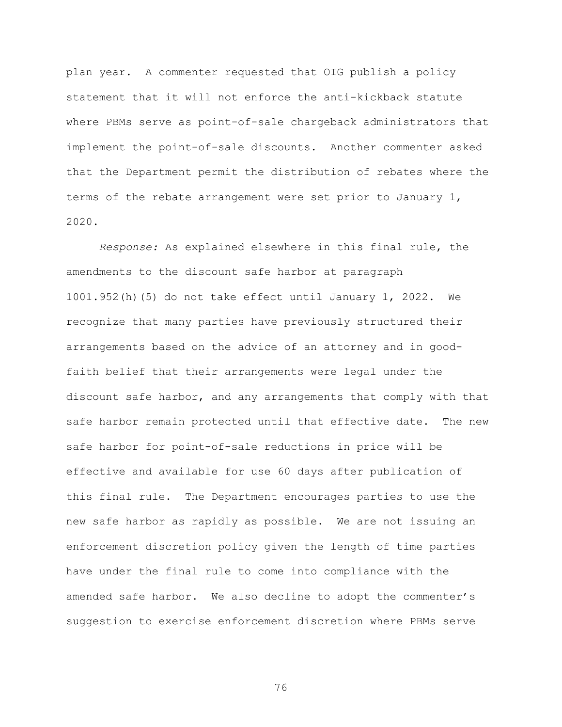plan year. A commenter requested that OIG publish a policy statement that it will not enforce the anti-kickback statute where PBMs serve as point-of-sale chargeback administrators that implement the point-of-sale discounts. Another commenter asked that the Department permit the distribution of rebates where the terms of the rebate arrangement were set prior to January 1, 2020.

*Response:* As explained elsewhere in this final rule, the amendments to the discount safe harbor at paragraph 1001.952(h)(5) do not take effect until January 1, 2022. We recognize that many parties have previously structured their arrangements based on the advice of an attorney and in good-faith belief that their arrangements were legal under the discount safe harbor, and any arrangements that comply with that safe harbor remain protected until that effective date. The new safe harbor for point-of-sale reductions in price will be effective and available for use 60 days after publication of this final rule. The Department encourages parties to use the new safe harbor as rapidly as possible. We are not issuing an enforcement discretion policy given the length of time parties have under the final rule to come into compliance with the amended safe harbor. We also decline to adopt the commenter's suggestion to exercise enforcement discretion where PBMs serve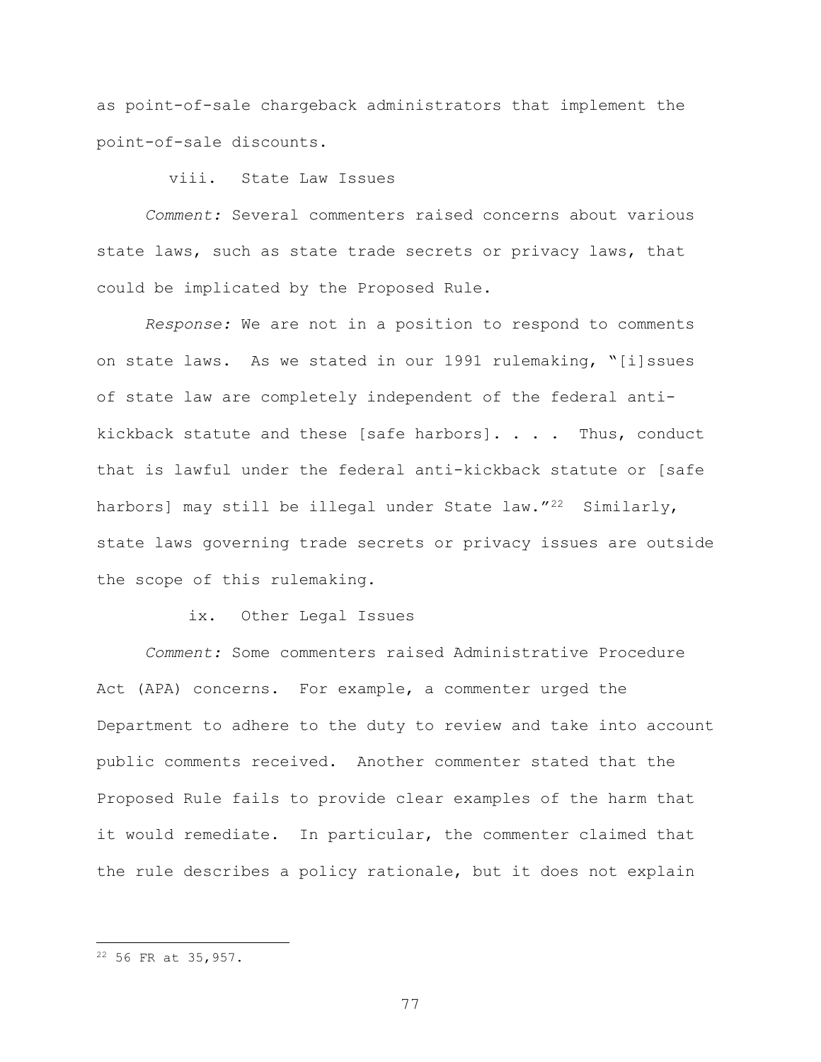as point-of-sale chargeback administrators that implement the point-of-sale discounts.

### viii. State Law Issues

*Comment:* Several commenters raised concerns about various state laws, such as state trade secrets or privacy laws, that could be implicated by the Proposed Rule.

*Response:* We are not in a position to respond to comments on state laws. As we stated in our 1991 rulemaking, "[i]ssues of state law are completely independent of the federal anti-kickback statute and these [safe harbors]. . . . Thus, conduct that is lawful under the federal anti-kickback statute or [safe harbors] may still be illegal under State law."[22] Similarly, state laws governing trade secrets or privacy issues are outside the scope of this rulemaking.

### ix. Other Legal Issues

*Comment:* Some commenters raised Administrative Procedure Act (APA) concerns. For example, a commenter urged the Department to adhere to the duty to review and take into account public comments received. Another commenter stated that the Proposed Rule fails to provide clear examples of the harm that it would remediate. In particular, the commenter claimed that the rule describes a policy rationale, but it does not explain

---

[22] 56 FR at 35,957.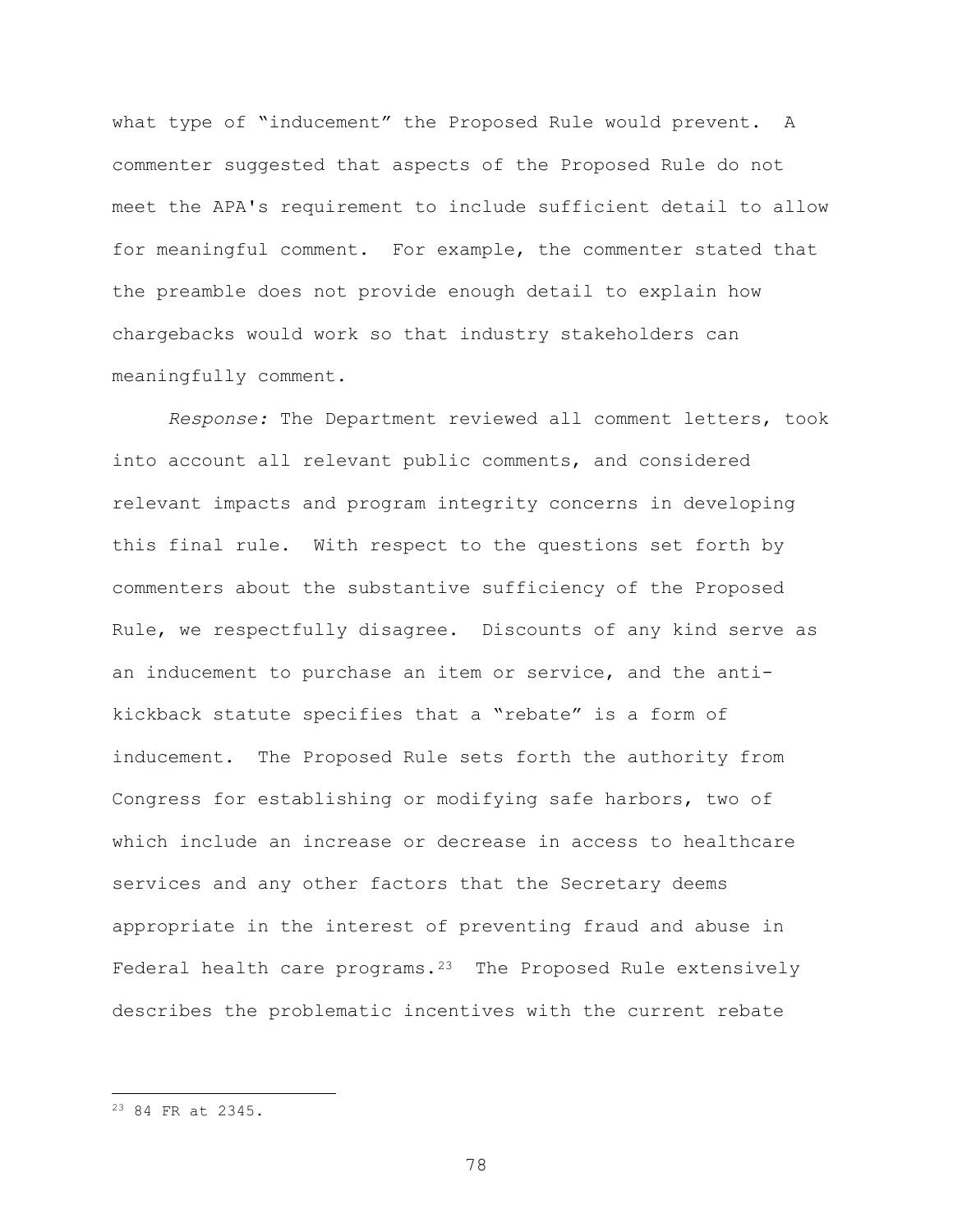what type of "inducement" the Proposed Rule would prevent. A commenter suggested that aspects of the Proposed Rule do not meet the APA's requirement to include sufficient detail to allow for meaningful comment. For example, the commenter stated that the preamble does not provide enough detail to explain how chargebacks would work so that industry stakeholders can meaningfully comment.

*Response:* The Department reviewed all comment letters, took into account all relevant public comments, and considered relevant impacts and program integrity concerns in developing this final rule. With respect to the questions set forth by commenters about the substantive sufficiency of the Proposed Rule, we respectfully disagree. Discounts of any kind serve as an inducement to purchase an item or service, and the anti-kickback statute specifies that a "rebate" is a form of inducement. The Proposed Rule sets forth the authority from Congress for establishing or modifying safe harbors, two of which include an increase or decrease in access to healthcare services and any other factors that the Secretary deems appropriate in the interest of preventing fraud and abuse in Federal health care programs.[23] The Proposed Rule extensively describes the problematic incentives with the current rebate

---

[23] 84 FR at 2345.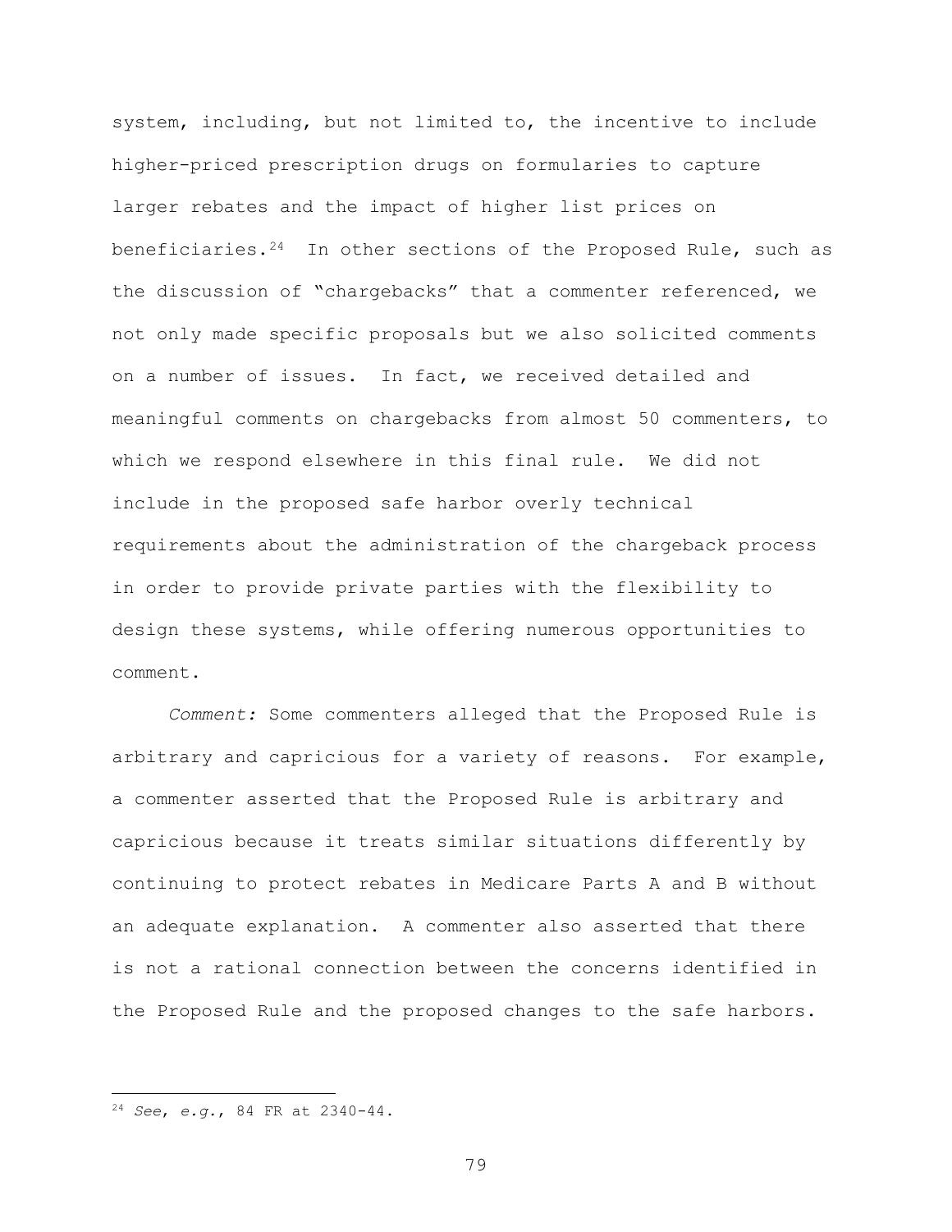system, including, but not limited to, the incentive to include higher-priced prescription drugs on formularies to capture larger rebates and the impact of higher list prices on beneficiaries.[24] In other sections of the Proposed Rule, such as the discussion of "chargebacks" that a commenter referenced, we not only made specific proposals but we also solicited comments on a number of issues. In fact, we received detailed and meaningful comments on chargebacks from almost 50 commenters, to which we respond elsewhere in this final rule. We did not include in the proposed safe harbor overly technical requirements about the administration of the chargeback process in order to provide private parties with the flexibility to design these systems, while offering numerous opportunities to comment.

*Comment:* Some commenters alleged that the Proposed Rule is arbitrary and capricious for a variety of reasons. For example, a commenter asserted that the Proposed Rule is arbitrary and capricious because it treats similar situations differently by continuing to protect rebates in Medicare Parts A and B without an adequate explanation. A commenter also asserted that there is not a rational connection between the concerns identified in the Proposed Rule and the proposed changes to the safe harbors.

---

[24] *See*, *e.g.*, 84 FR at 2340-44.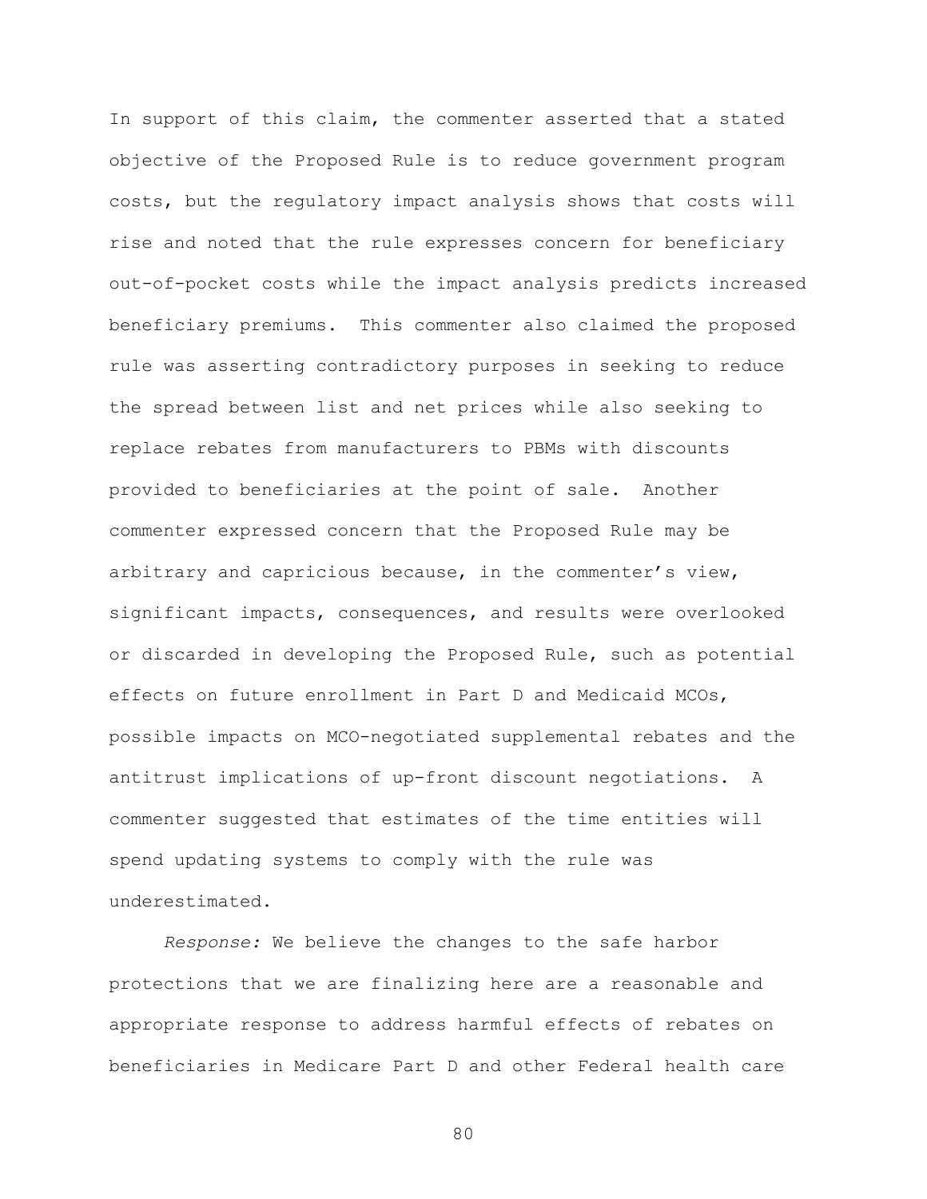In support of this claim, the commenter asserted that a stated objective of the Proposed Rule is to reduce government program costs, but the regulatory impact analysis shows that costs will rise and noted that the rule expresses concern for beneficiary out-of-pocket costs while the impact analysis predicts increased beneficiary premiums. This commenter also claimed the proposed rule was asserting contradictory purposes in seeking to reduce the spread between list and net prices while also seeking to replace rebates from manufacturers to PBMs with discounts provided to beneficiaries at the point of sale. Another commenter expressed concern that the Proposed Rule may be arbitrary and capricious because, in the commenter's view, significant impacts, consequences, and results were overlooked or discarded in developing the Proposed Rule, such as potential effects on future enrollment in Part D and Medicaid MCOs, possible impacts on MCO-negotiated supplemental rebates and the antitrust implications of up-front discount negotiations. A commenter suggested that estimates of the time entities will spend updating systems to comply with the rule was underestimated.

*Response:* We believe the changes to the safe harbor protections that we are finalizing here are a reasonable and appropriate response to address harmful effects of rebates on beneficiaries in Medicare Part D and other Federal health care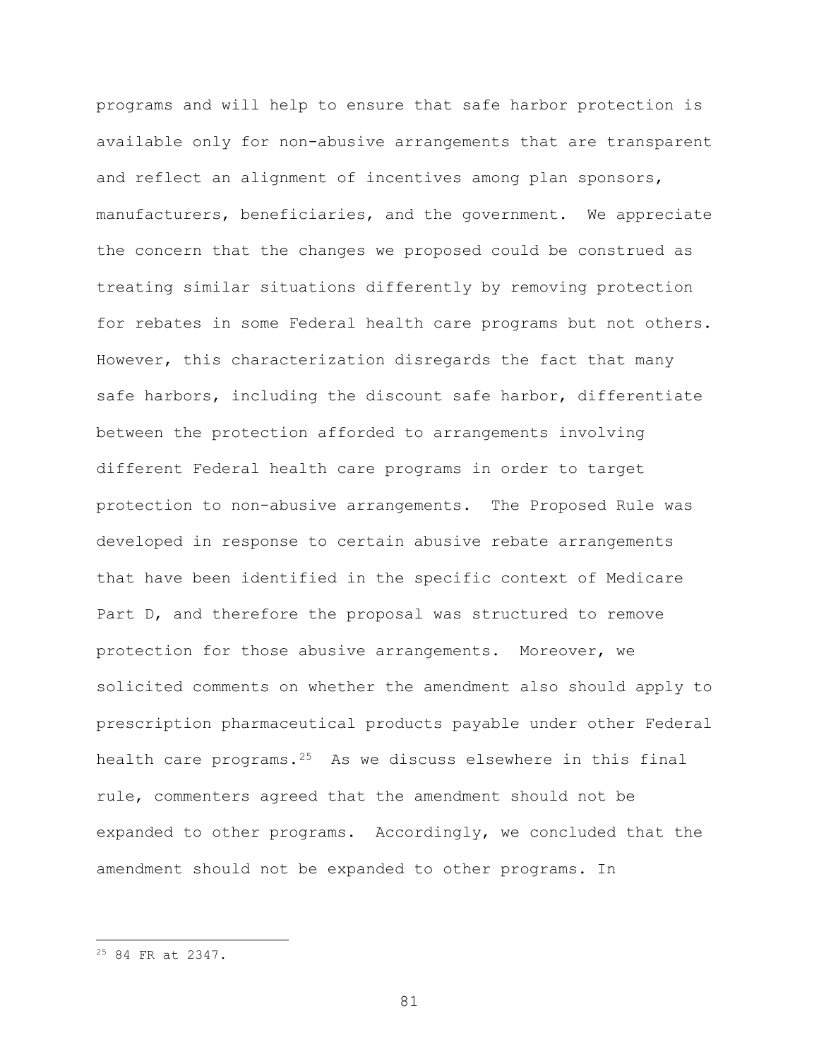programs and will help to ensure that safe harbor protection is available only for non-abusive arrangements that are transparent and reflect an alignment of incentives among plan sponsors, manufacturers, beneficiaries, and the government. We appreciate the concern that the changes we proposed could be construed as treating similar situations differently by removing protection for rebates in some Federal health care programs but not others. However, this characterization disregards the fact that many safe harbors, including the discount safe harbor, differentiate between the protection afforded to arrangements involving different Federal health care programs in order to target protection to non-abusive arrangements. The Proposed Rule was developed in response to certain abusive rebate arrangements that have been identified in the specific context of Medicare Part D, and therefore the proposal was structured to remove protection for those abusive arrangements. Moreover, we solicited comments on whether the amendment also should apply to prescription pharmaceutical products payable under other Federal health care programs.[25] As we discuss elsewhere in this final rule, commenters agreed that the amendment should not be expanded to other programs. Accordingly, we concluded that the amendment should not be expanded to other programs. In

[25] 84 FR at 2347.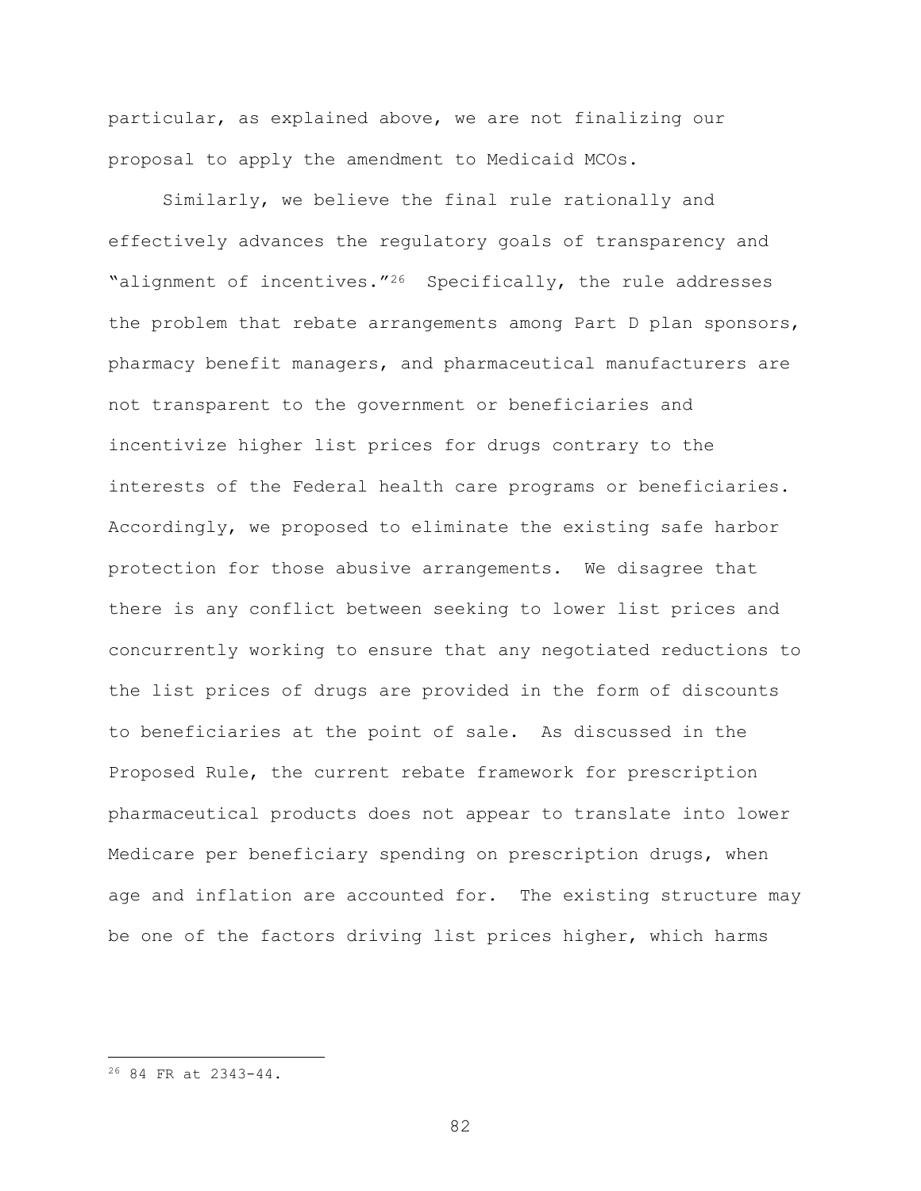particular, as explained above, we are not finalizing our proposal to apply the amendment to Medicaid MCOs.

Similarly, we believe the final rule rationally and effectively advances the regulatory goals of transparency and "alignment of incentives."[26] Specifically, the rule addresses the problem that rebate arrangements among Part D plan sponsors, pharmacy benefit managers, and pharmaceutical manufacturers are not transparent to the government or beneficiaries and incentivize higher list prices for drugs contrary to the interests of the Federal health care programs or beneficiaries. Accordingly, we proposed to eliminate the existing safe harbor protection for those abusive arrangements. We disagree that there is any conflict between seeking to lower list prices and concurrently working to ensure that any negotiated reductions to the list prices of drugs are provided in the form of discounts to beneficiaries at the point of sale. As discussed in the Proposed Rule, the current rebate framework for prescription pharmaceutical products does not appear to translate into lower Medicare per beneficiary spending on prescription drugs, when age and inflation are accounted for. The existing structure may be one of the factors driving list prices higher, which harms

[26] 84 FR at 2343-44.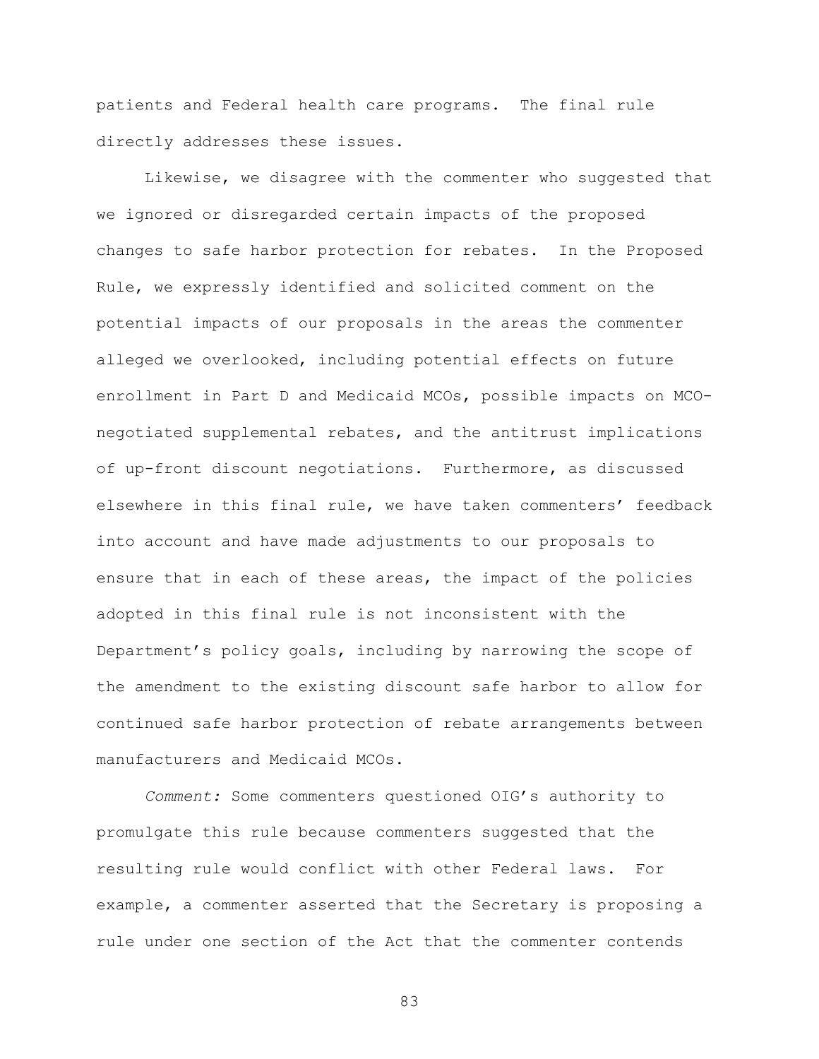patients and Federal health care programs. The final rule directly addresses these issues.

Likewise, we disagree with the commenter who suggested that we ignored or disregarded certain impacts of the proposed changes to safe harbor protection for rebates. In the Proposed Rule, we expressly identified and solicited comment on the potential impacts of our proposals in the areas the commenter alleged we overlooked, including potential effects on future enrollment in Part D and Medicaid MCOs, possible impacts on MCO-negotiated supplemental rebates, and the antitrust implications of up-front discount negotiations. Furthermore, as discussed elsewhere in this final rule, we have taken commenters' feedback into account and have made adjustments to our proposals to ensure that in each of these areas, the impact of the policies adopted in this final rule is not inconsistent with the Department's policy goals, including by narrowing the scope of the amendment to the existing discount safe harbor to allow for continued safe harbor protection of rebate arrangements between manufacturers and Medicaid MCOs.

*Comment:* Some commenters questioned OIG's authority to promulgate this rule because commenters suggested that the resulting rule would conflict with other Federal laws. For example, a commenter asserted that the Secretary is proposing a rule under one section of the Act that the commenter contends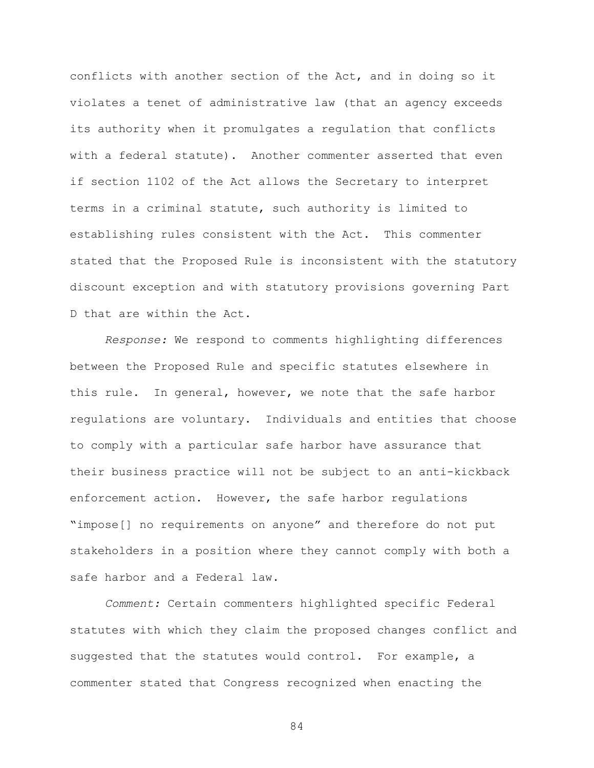conflicts with another section of the Act, and in doing so it violates a tenet of administrative law (that an agency exceeds its authority when it promulgates a regulation that conflicts with a federal statute). Another commenter asserted that even if section 1102 of the Act allows the Secretary to interpret terms in a criminal statute, such authority is limited to establishing rules consistent with the Act. This commenter stated that the Proposed Rule is inconsistent with the statutory discount exception and with statutory provisions governing Part D that are within the Act.

*Response:* We respond to comments highlighting differences between the Proposed Rule and specific statutes elsewhere in this rule. In general, however, we note that the safe harbor regulations are voluntary. Individuals and entities that choose to comply with a particular safe harbor have assurance that their business practice will not be subject to an anti-kickback enforcement action. However, the safe harbor regulations "impose[] no requirements on anyone" and therefore do not put stakeholders in a position where they cannot comply with both a safe harbor and a Federal law.

*Comment:* Certain commenters highlighted specific Federal statutes with which they claim the proposed changes conflict and suggested that the statutes would control. For example, a commenter stated that Congress recognized when enacting the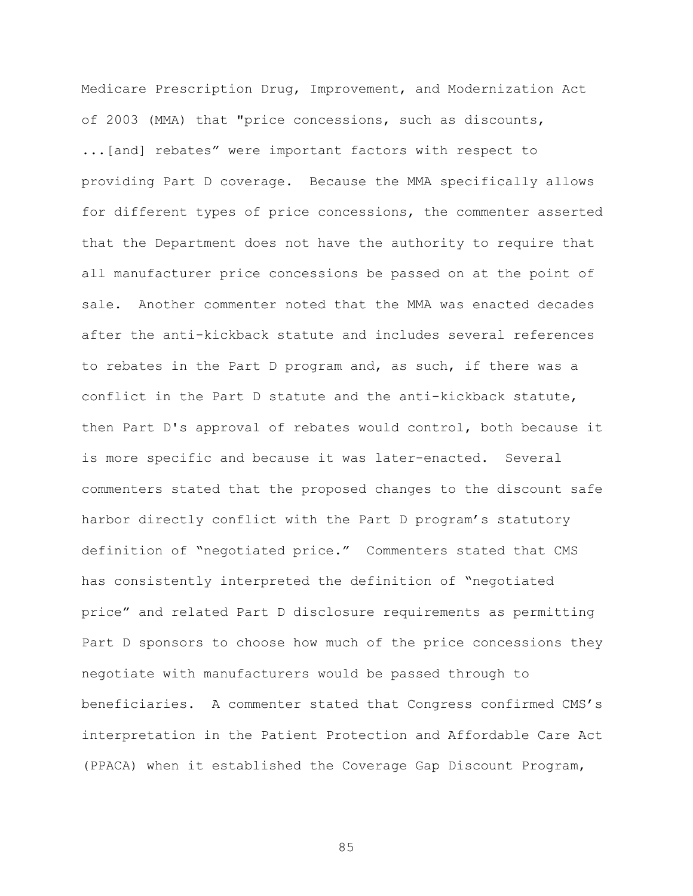Medicare Prescription Drug, Improvement, and Modernization Act of 2003 (MMA) that "price concessions, such as discounts, ...[and] rebates" were important factors with respect to providing Part D coverage. Because the MMA specifically allows for different types of price concessions, the commenter asserted that the Department does not have the authority to require that all manufacturer price concessions be passed on at the point of sale. Another commenter noted that the MMA was enacted decades after the anti-kickback statute and includes several references to rebates in the Part D program and, as such, if there was a conflict in the Part D statute and the anti-kickback statute, then Part D's approval of rebates would control, both because it is more specific and because it was later-enacted. Several commenters stated that the proposed changes to the discount safe harbor directly conflict with the Part D program's statutory definition of "negotiated price." Commenters stated that CMS has consistently interpreted the definition of "negotiated price" and related Part D disclosure requirements as permitting Part D sponsors to choose how much of the price concessions they negotiate with manufacturers would be passed through to beneficiaries. A commenter stated that Congress confirmed CMS's interpretation in the Patient Protection and Affordable Care Act (PPACA) when it established the Coverage Gap Discount Program,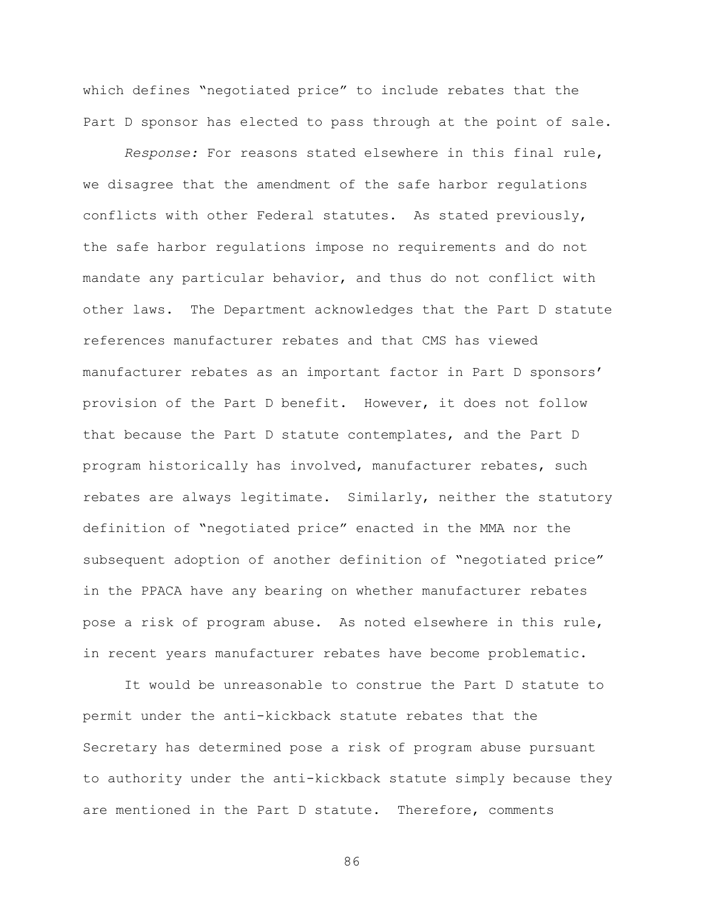which defines "negotiated price" to include rebates that the Part D sponsor has elected to pass through at the point of sale.

*Response:* For reasons stated elsewhere in this final rule, we disagree that the amendment of the safe harbor regulations conflicts with other Federal statutes. As stated previously, the safe harbor regulations impose no requirements and do not mandate any particular behavior, and thus do not conflict with other laws. The Department acknowledges that the Part D statute references manufacturer rebates and that CMS has viewed manufacturer rebates as an important factor in Part D sponsors' provision of the Part D benefit. However, it does not follow that because the Part D statute contemplates, and the Part D program historically has involved, manufacturer rebates, such rebates are always legitimate. Similarly, neither the statutory definition of "negotiated price" enacted in the MMA nor the subsequent adoption of another definition of "negotiated price" in the PPACA have any bearing on whether manufacturer rebates pose a risk of program abuse. As noted elsewhere in this rule, in recent years manufacturer rebates have become problematic.

It would be unreasonable to construe the Part D statute to permit under the anti-kickback statute rebates that the Secretary has determined pose a risk of program abuse pursuant to authority under the anti-kickback statute simply because they are mentioned in the Part D statute. Therefore, comments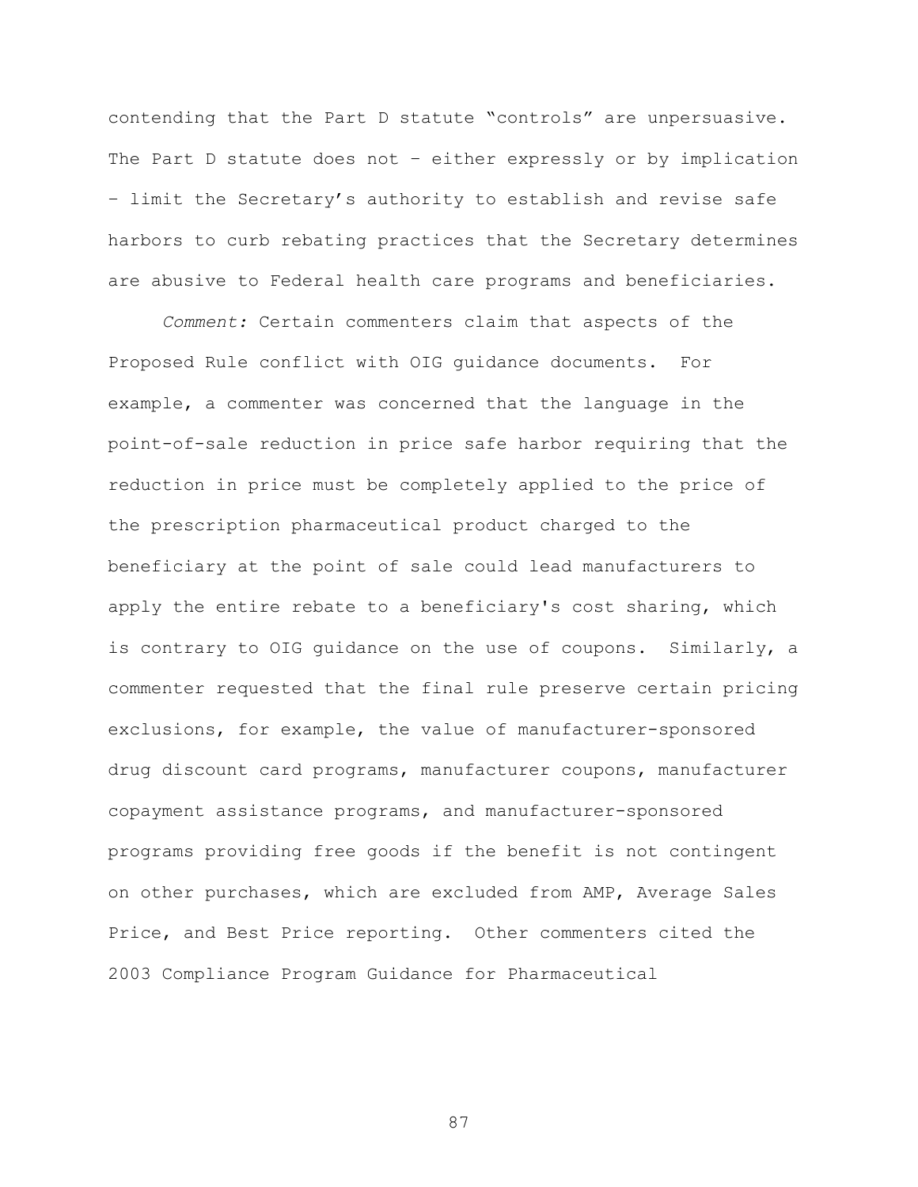contending that the Part D statute "controls" are unpersuasive. The Part D statute does not – either expressly or by implication – limit the Secretary's authority to establish and revise safe harbors to curb rebating practices that the Secretary determines are abusive to Federal health care programs and beneficiaries.

*Comment:* Certain commenters claim that aspects of the Proposed Rule conflict with OIG guidance documents. For example, a commenter was concerned that the language in the point-of-sale reduction in price safe harbor requiring that the reduction in price must be completely applied to the price of the prescription pharmaceutical product charged to the beneficiary at the point of sale could lead manufacturers to apply the entire rebate to a beneficiary's cost sharing, which is contrary to OIG guidance on the use of coupons. Similarly, a commenter requested that the final rule preserve certain pricing exclusions, for example, the value of manufacturer-sponsored drug discount card programs, manufacturer coupons, manufacturer copayment assistance programs, and manufacturer-sponsored programs providing free goods if the benefit is not contingent on other purchases, which are excluded from AMP, Average Sales Price, and Best Price reporting. Other commenters cited the 2003 Compliance Program Guidance for Pharmaceutical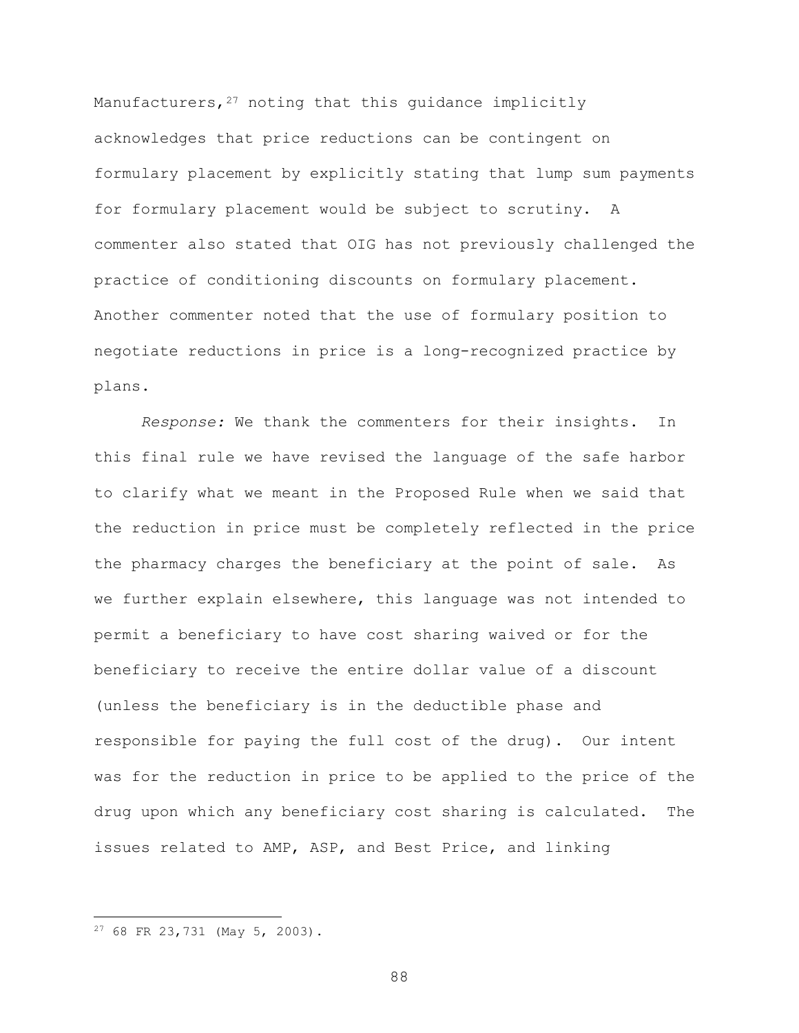Manufacturers,[27] noting that this guidance implicitly acknowledges that price reductions can be contingent on formulary placement by explicitly stating that lump sum payments for formulary placement would be subject to scrutiny. A commenter also stated that OIG has not previously challenged the practice of conditioning discounts on formulary placement. Another commenter noted that the use of formulary position to negotiate reductions in price is a long-recognized practice by plans.

*Response:* We thank the commenters for their insights. In this final rule we have revised the language of the safe harbor to clarify what we meant in the Proposed Rule when we said that the reduction in price must be completely reflected in the price the pharmacy charges the beneficiary at the point of sale. As we further explain elsewhere, this language was not intended to permit a beneficiary to have cost sharing waived or for the beneficiary to receive the entire dollar value of a discount (unless the beneficiary is in the deductible phase and responsible for paying the full cost of the drug). Our intent was for the reduction in price to be applied to the price of the drug upon which any beneficiary cost sharing is calculated. The issues related to AMP, ASP, and Best Price, and linking

---

[27] 68 FR 23,731 (May 5, 2003).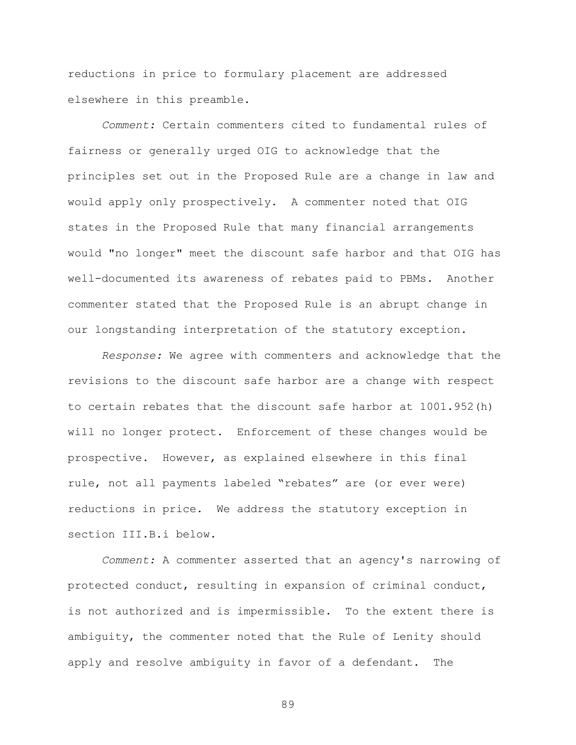reductions in price to formulary placement are addressed elsewhere in this preamble.

*Comment:* Certain commenters cited to fundamental rules of fairness or generally urged OIG to acknowledge that the principles set out in the Proposed Rule are a change in law and would apply only prospectively. A commenter noted that OIG states in the Proposed Rule that many financial arrangements would "no longer" meet the discount safe harbor and that OIG has well-documented its awareness of rebates paid to PBMs. Another commenter stated that the Proposed Rule is an abrupt change in our longstanding interpretation of the statutory exception.

*Response:* We agree with commenters and acknowledge that the revisions to the discount safe harbor are a change with respect to certain rebates that the discount safe harbor at 1001.952(h) will no longer protect. Enforcement of these changes would be prospective. However, as explained elsewhere in this final rule, not all payments labeled "rebates" are (or ever were) reductions in price. We address the statutory exception in section III.B.i below.

*Comment:* A commenter asserted that an agency's narrowing of protected conduct, resulting in expansion of criminal conduct, is not authorized and is impermissible. To the extent there is ambiguity, the commenter noted that the Rule of Lenity should apply and resolve ambiguity in favor of a defendant. The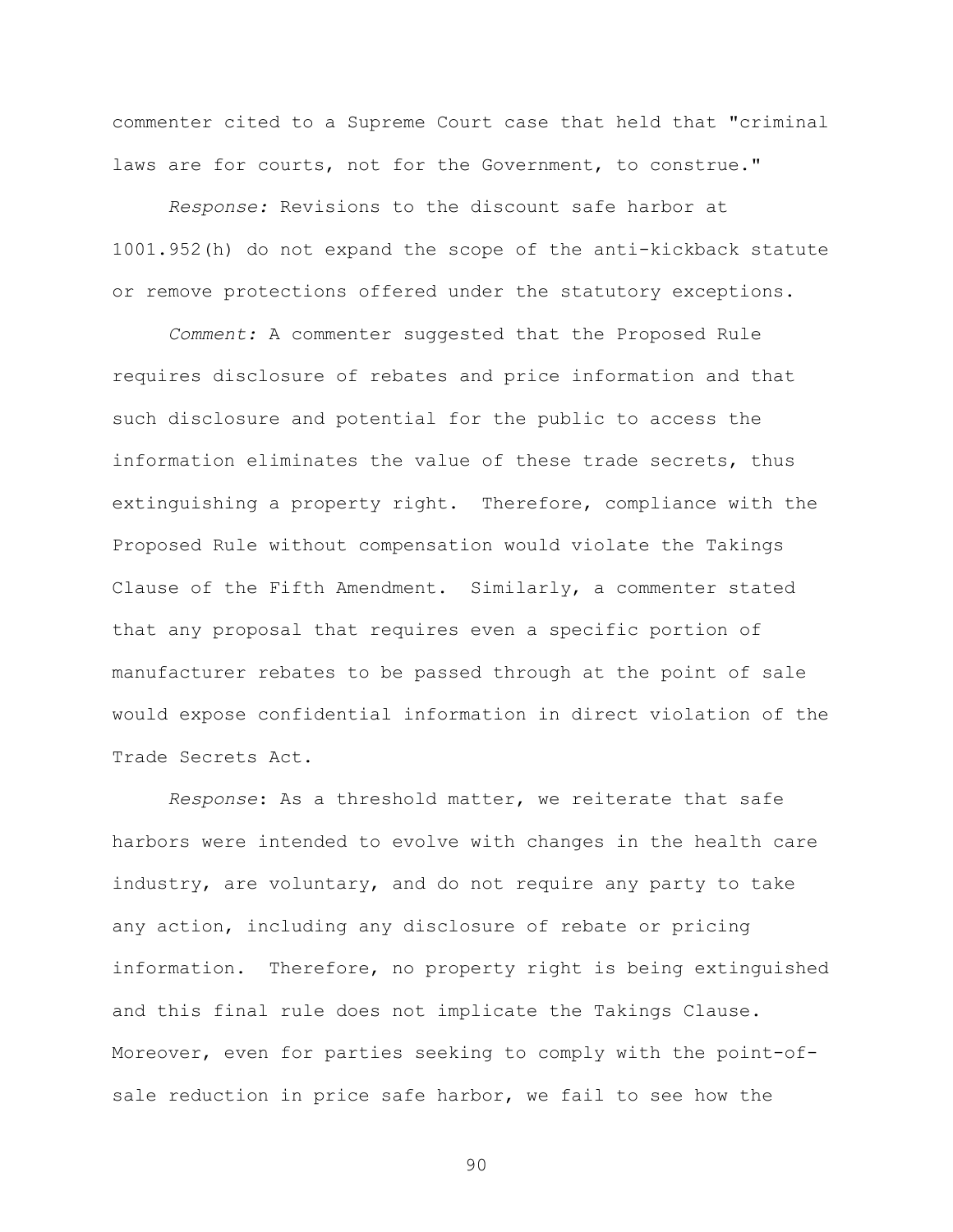commenter cited to a Supreme Court case that held that "criminal laws are for courts, not for the Government, to construe."

*Response:* Revisions to the discount safe harbor at 1001.952(h) do not expand the scope of the anti-kickback statute or remove protections offered under the statutory exceptions.

*Comment:* A commenter suggested that the Proposed Rule requires disclosure of rebates and price information and that such disclosure and potential for the public to access the information eliminates the value of these trade secrets, thus extinguishing a property right. Therefore, compliance with the Proposed Rule without compensation would violate the Takings Clause of the Fifth Amendment. Similarly, a commenter stated that any proposal that requires even a specific portion of manufacturer rebates to be passed through at the point of sale would expose confidential information in direct violation of the Trade Secrets Act.

*Response*: As a threshold matter, we reiterate that safe harbors were intended to evolve with changes in the health care industry, are voluntary, and do not require any party to take any action, including any disclosure of rebate or pricing information. Therefore, no property right is being extinguished and this final rule does not implicate the Takings Clause. Moreover, even for parties seeking to comply with the point-of-sale reduction in price safe harbor, we fail to see how the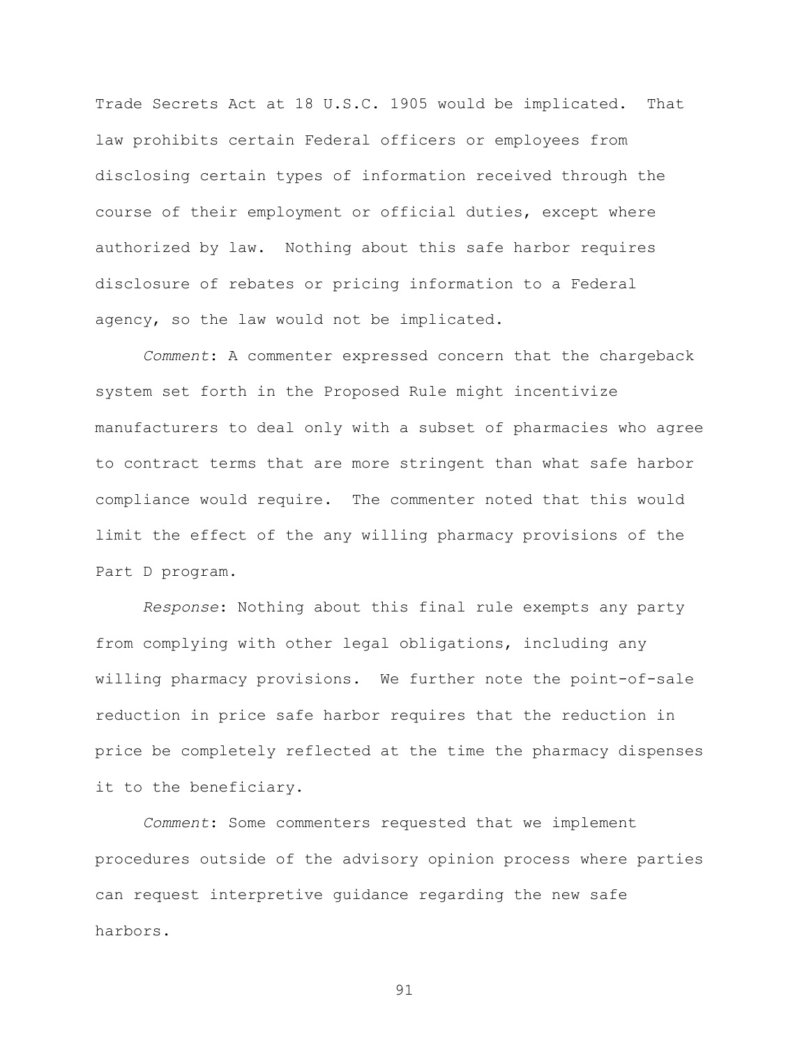Trade Secrets Act at 18 U.S.C. 1905 would be implicated. That law prohibits certain Federal officers or employees from disclosing certain types of information received through the course of their employment or official duties, except where authorized by law. Nothing about this safe harbor requires disclosure of rebates or pricing information to a Federal agency, so the law would not be implicated.

*Comment*: A commenter expressed concern that the chargeback system set forth in the Proposed Rule might incentivize manufacturers to deal only with a subset of pharmacies who agree to contract terms that are more stringent than what safe harbor compliance would require. The commenter noted that this would limit the effect of the any willing pharmacy provisions of the Part D program.

*Response*: Nothing about this final rule exempts any party from complying with other legal obligations, including any willing pharmacy provisions. We further note the point-of-sale reduction in price safe harbor requires that the reduction in price be completely reflected at the time the pharmacy dispenses it to the beneficiary.

*Comment*: Some commenters requested that we implement procedures outside of the advisory opinion process where parties can request interpretive guidance regarding the new safe harbors.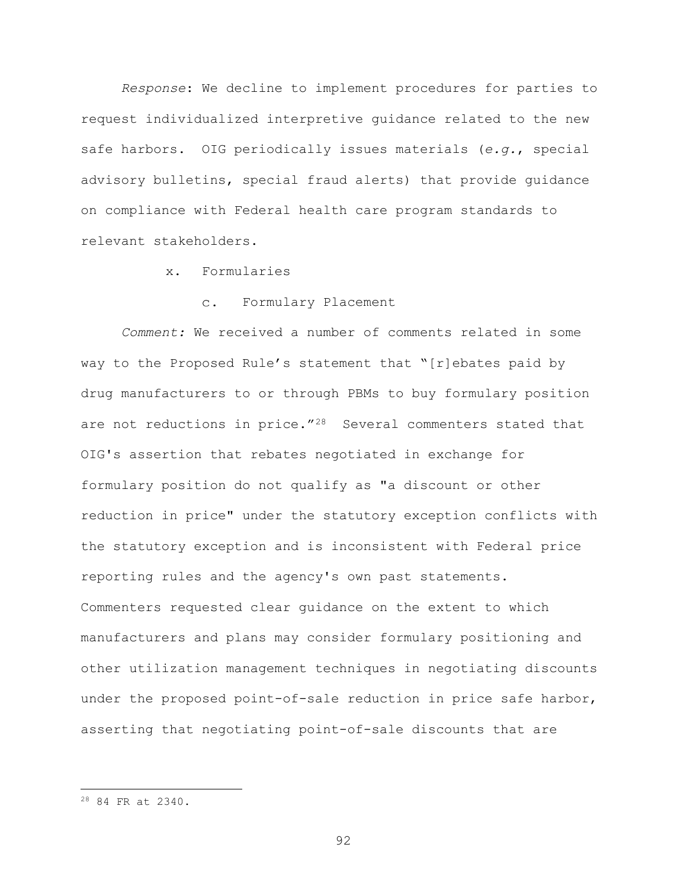*Response*: We decline to implement procedures for parties to request individualized interpretive guidance related to the new safe harbors. OIG periodically issues materials (*e.g.*, special advisory bulletins, special fraud alerts) that provide guidance on compliance with Federal health care program standards to relevant stakeholders.

x. Formularies

c. Formulary Placement

*Comment:* We received a number of comments related in some way to the Proposed Rule's statement that "[r]ebates paid by drug manufacturers to or through PBMs to buy formulary position are not reductions in price."[28] Several commenters stated that OIG's assertion that rebates negotiated in exchange for formulary position do not qualify as "a discount or other reduction in price" under the statutory exception conflicts with the statutory exception and is inconsistent with Federal price reporting rules and the agency's own past statements. Commenters requested clear guidance on the extent to which manufacturers and plans may consider formulary positioning and other utilization management techniques in negotiating discounts under the proposed point-of-sale reduction in price safe harbor, asserting that negotiating point-of-sale discounts that are

[28] 84 FR at 2340.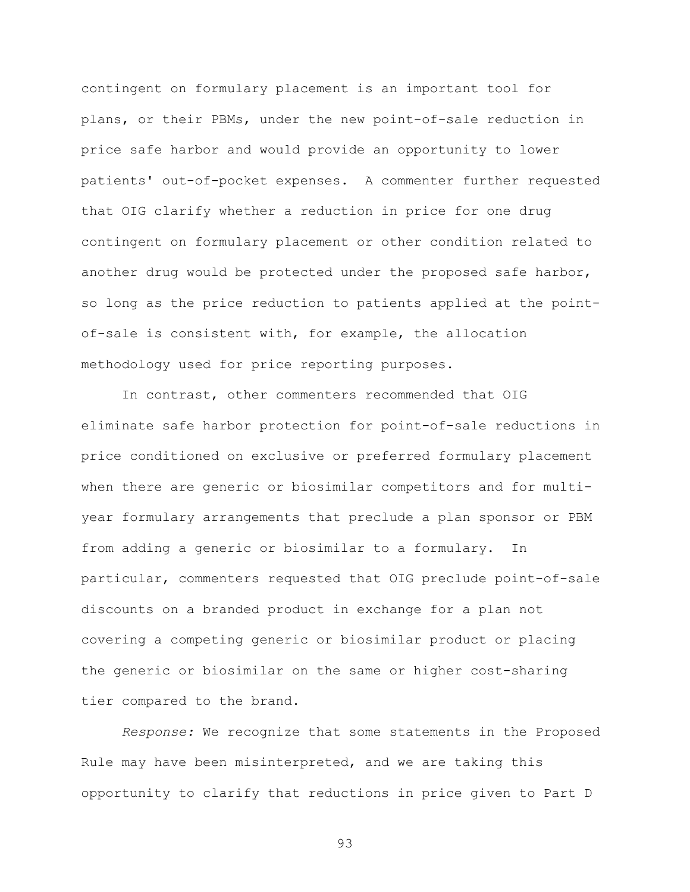contingent on formulary placement is an important tool for plans, or their PBMs, under the new point-of-sale reduction in price safe harbor and would provide an opportunity to lower patients' out-of-pocket expenses. A commenter further requested that OIG clarify whether a reduction in price for one drug contingent on formulary placement or other condition related to another drug would be protected under the proposed safe harbor, so long as the price reduction to patients applied at the point-of-sale is consistent with, for example, the allocation methodology used for price reporting purposes.

In contrast, other commenters recommended that OIG eliminate safe harbor protection for point-of-sale reductions in price conditioned on exclusive or preferred formulary placement when there are generic or biosimilar competitors and for multi-year formulary arrangements that preclude a plan sponsor or PBM from adding a generic or biosimilar to a formulary. In particular, commenters requested that OIG preclude point-of-sale discounts on a branded product in exchange for a plan not covering a competing generic or biosimilar product or placing the generic or biosimilar on the same or higher cost-sharing tier compared to the brand.

*Response:* We recognize that some statements in the Proposed Rule may have been misinterpreted, and we are taking this opportunity to clarify that reductions in price given to Part D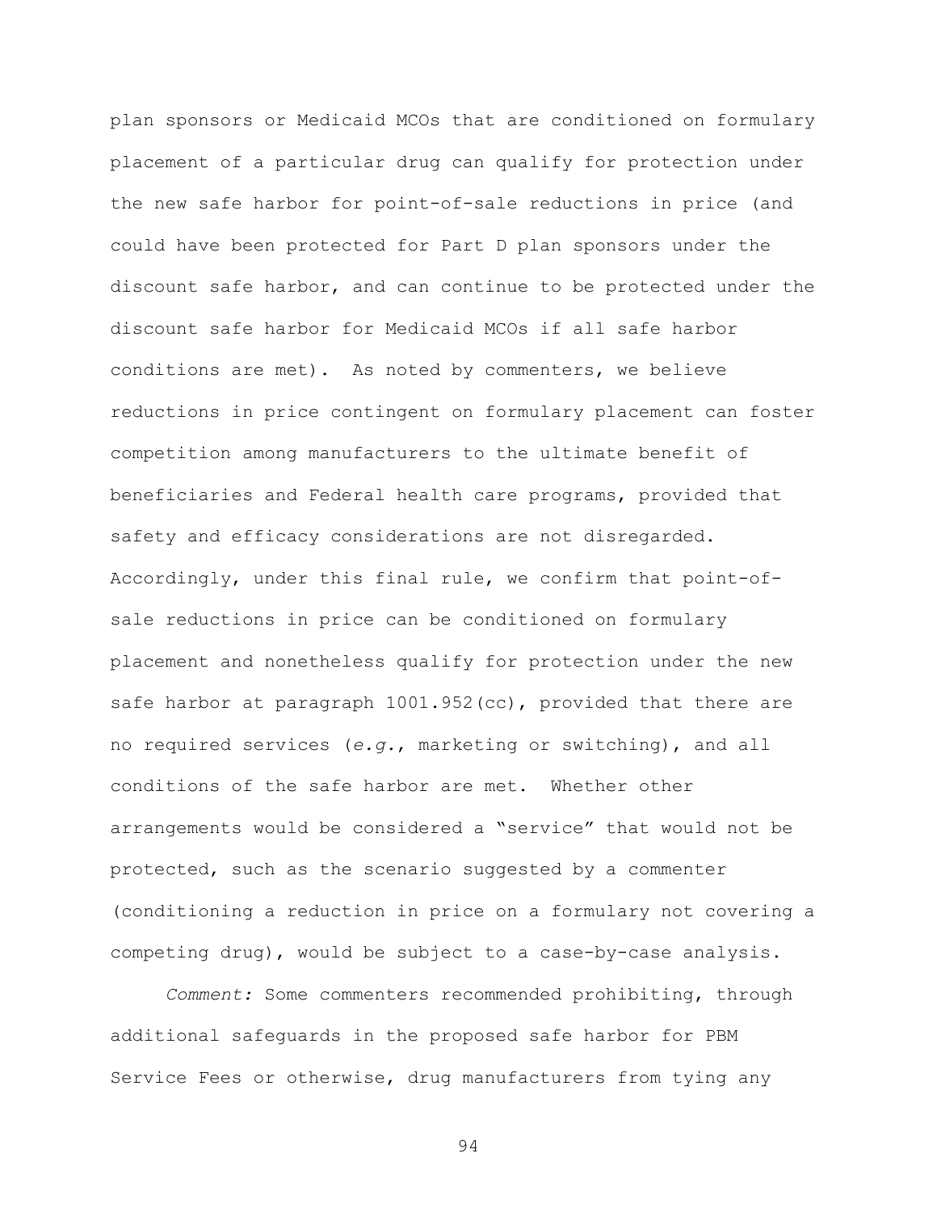plan sponsors or Medicaid MCOs that are conditioned on formulary placement of a particular drug can qualify for protection under the new safe harbor for point-of-sale reductions in price (and could have been protected for Part D plan sponsors under the discount safe harbor, and can continue to be protected under the discount safe harbor for Medicaid MCOs if all safe harbor conditions are met). As noted by commenters, we believe reductions in price contingent on formulary placement can foster competition among manufacturers to the ultimate benefit of beneficiaries and Federal health care programs, provided that safety and efficacy considerations are not disregarded. Accordingly, under this final rule, we confirm that point-of-sale reductions in price can be conditioned on formulary placement and nonetheless qualify for protection under the new safe harbor at paragraph 1001.952(cc), provided that there are no required services (*e.g.*, marketing or switching), and all conditions of the safe harbor are met. Whether other arrangements would be considered a "service" that would not be protected, such as the scenario suggested by a commenter (conditioning a reduction in price on a formulary not covering a competing drug), would be subject to a case-by-case analysis.

*Comment:* Some commenters recommended prohibiting, through additional safeguards in the proposed safe harbor for PBM Service Fees or otherwise, drug manufacturers from tying any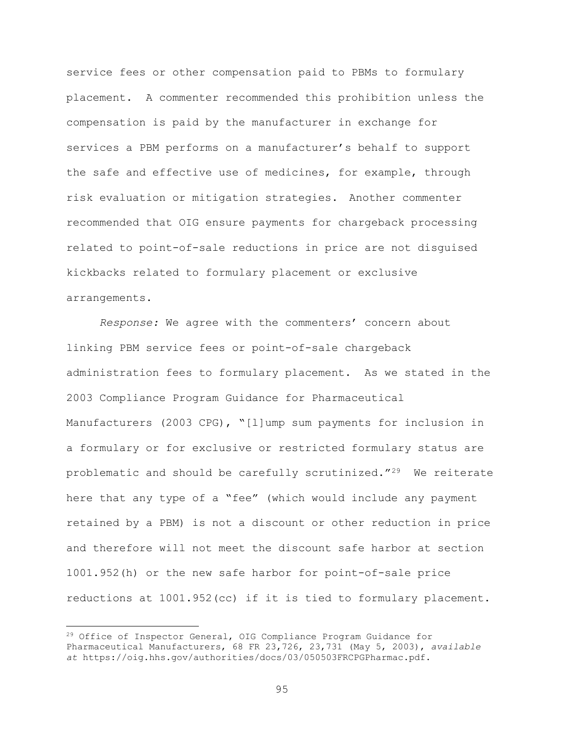service fees or other compensation paid to PBMs to formulary placement. A commenter recommended this prohibition unless the compensation is paid by the manufacturer in exchange for services a PBM performs on a manufacturer's behalf to support the safe and effective use of medicines, for example, through risk evaluation or mitigation strategies. Another commenter recommended that OIG ensure payments for chargeback processing related to point-of-sale reductions in price are not disguised kickbacks related to formulary placement or exclusive arrangements.

*Response:* We agree with the commenters' concern about linking PBM service fees or point-of-sale chargeback administration fees to formulary placement. As we stated in the 2003 Compliance Program Guidance for Pharmaceutical Manufacturers (2003 CPG), "[l]ump sum payments for inclusion in a formulary or for exclusive or restricted formulary status are problematic and should be carefully scrutinized."[29] We reiterate here that any type of a "fee" (which would include any payment retained by a PBM) is not a discount or other reduction in price and therefore will not meet the discount safe harbor at section 1001.952(h) or the new safe harbor for point-of-sale price reductions at 1001.952(cc) if it is tied to formulary placement.

[29] Office of Inspector General, OIG Compliance Program Guidance for Pharmaceutical Manufacturers, 68 FR 23,726, 23,731 (May 5, 2003), *available at* https://oig.hhs.gov/authorities/docs/03/050503FRCPGPharmac.pdf.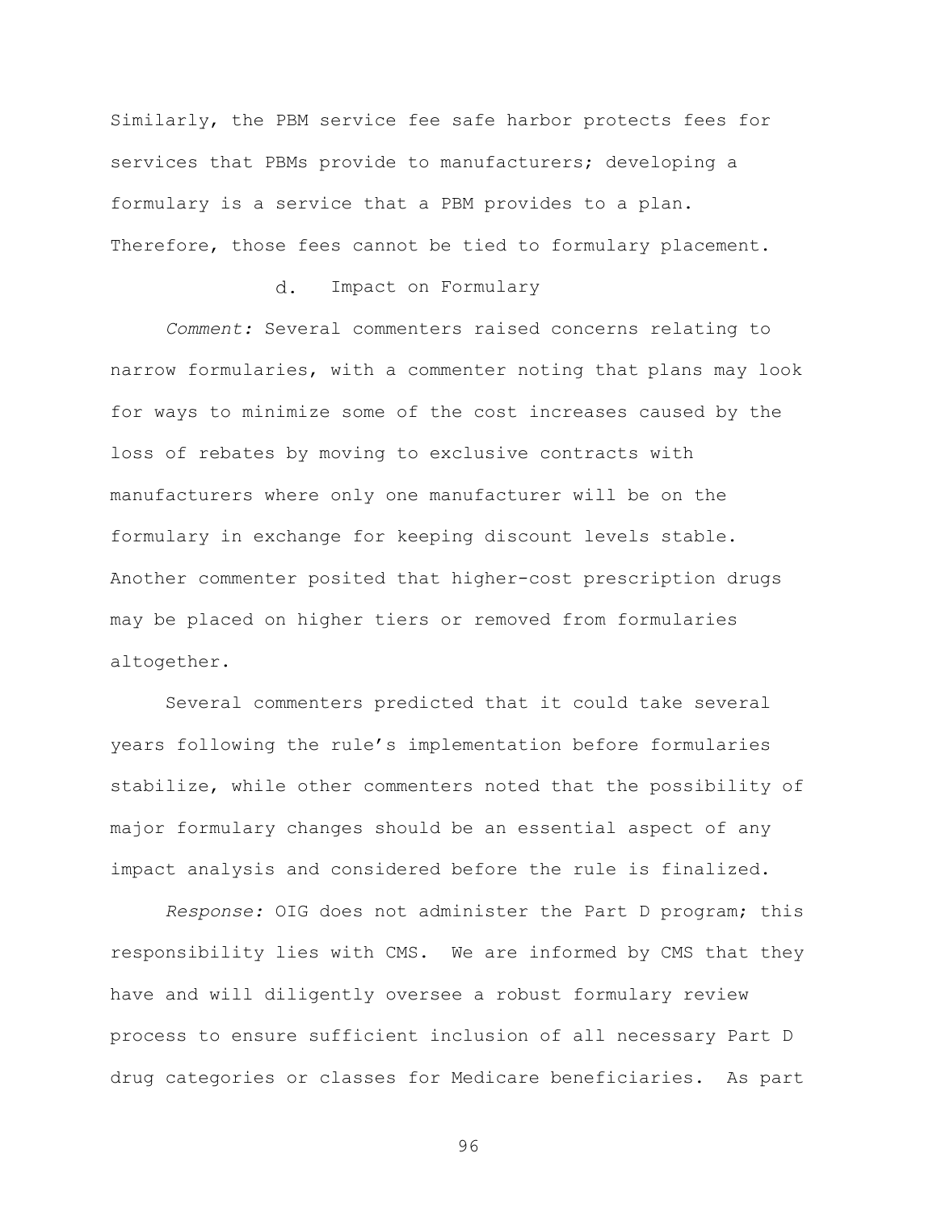Similarly, the PBM service fee safe harbor protects fees for services that PBMs provide to manufacturers; developing a formulary is a service that a PBM provides to a plan. Therefore, those fees cannot be tied to formulary placement.

d. Impact on Formulary

*Comment:* Several commenters raised concerns relating to narrow formularies, with a commenter noting that plans may look for ways to minimize some of the cost increases caused by the loss of rebates by moving to exclusive contracts with manufacturers where only one manufacturer will be on the formulary in exchange for keeping discount levels stable. Another commenter posited that higher-cost prescription drugs may be placed on higher tiers or removed from formularies altogether.

Several commenters predicted that it could take several years following the rule's implementation before formularies stabilize, while other commenters noted that the possibility of major formulary changes should be an essential aspect of any impact analysis and considered before the rule is finalized.

*Response:* OIG does not administer the Part D program; this responsibility lies with CMS. We are informed by CMS that they have and will diligently oversee a robust formulary review process to ensure sufficient inclusion of all necessary Part D drug categories or classes for Medicare beneficiaries. As part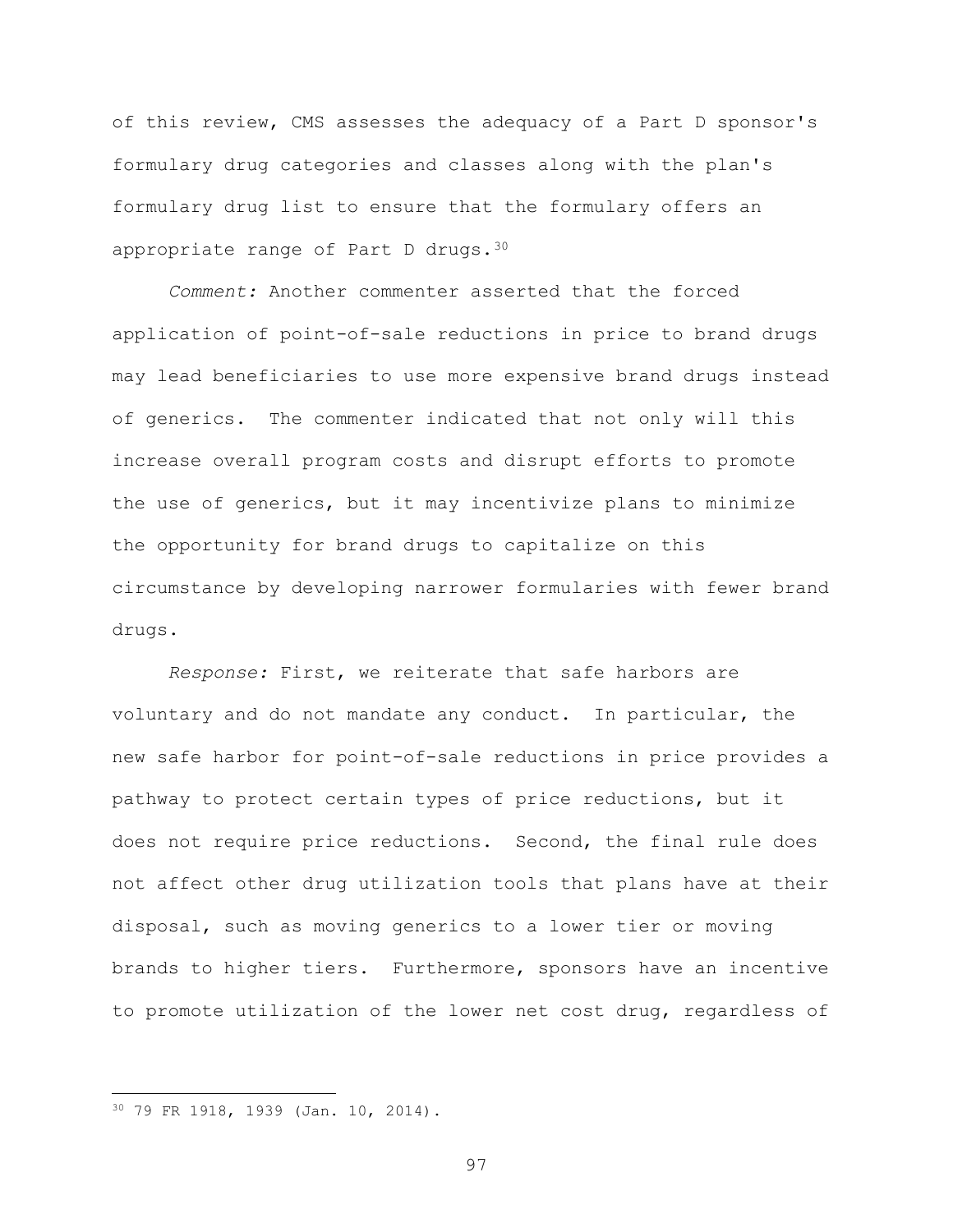of this review, CMS assesses the adequacy of a Part D sponsor's formulary drug categories and classes along with the plan's formulary drug list to ensure that the formulary offers an appropriate range of Part D drugs.[30]

*Comment:* Another commenter asserted that the forced application of point-of-sale reductions in price to brand drugs may lead beneficiaries to use more expensive brand drugs instead of generics. The commenter indicated that not only will this increase overall program costs and disrupt efforts to promote the use of generics, but it may incentivize plans to minimize the opportunity for brand drugs to capitalize on this circumstance by developing narrower formularies with fewer brand drugs.

*Response:* First, we reiterate that safe harbors are voluntary and do not mandate any conduct. In particular, the new safe harbor for point-of-sale reductions in price provides a pathway to protect certain types of price reductions, but it does not require price reductions. Second, the final rule does not affect other drug utilization tools that plans have at their disposal, such as moving generics to a lower tier or moving brands to higher tiers. Furthermore, sponsors have an incentive to promote utilization of the lower net cost drug, regardless of

---

[30] 79 FR 1918, 1939 (Jan. 10, 2014).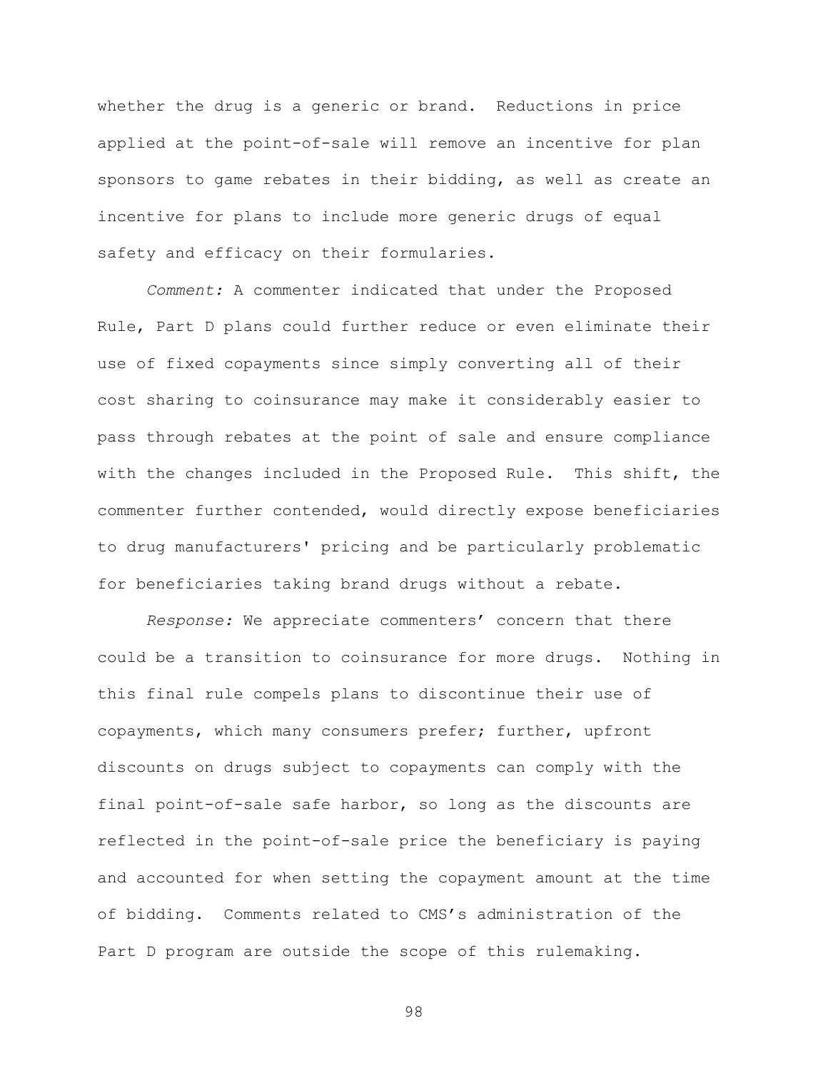whether the drug is a generic or brand. Reductions in price applied at the point-of-sale will remove an incentive for plan sponsors to game rebates in their bidding, as well as create an incentive for plans to include more generic drugs of equal safety and efficacy on their formularies.

*Comment:* A commenter indicated that under the Proposed Rule, Part D plans could further reduce or even eliminate their use of fixed copayments since simply converting all of their cost sharing to coinsurance may make it considerably easier to pass through rebates at the point of sale and ensure compliance with the changes included in the Proposed Rule. This shift, the commenter further contended, would directly expose beneficiaries to drug manufacturers' pricing and be particularly problematic for beneficiaries taking brand drugs without a rebate.

*Response:* We appreciate commenters' concern that there could be a transition to coinsurance for more drugs. Nothing in this final rule compels plans to discontinue their use of copayments, which many consumers prefer; further, upfront discounts on drugs subject to copayments can comply with the final point-of-sale safe harbor, so long as the discounts are reflected in the point-of-sale price the beneficiary is paying and accounted for when setting the copayment amount at the time of bidding. Comments related to CMS's administration of the Part D program are outside the scope of this rulemaking.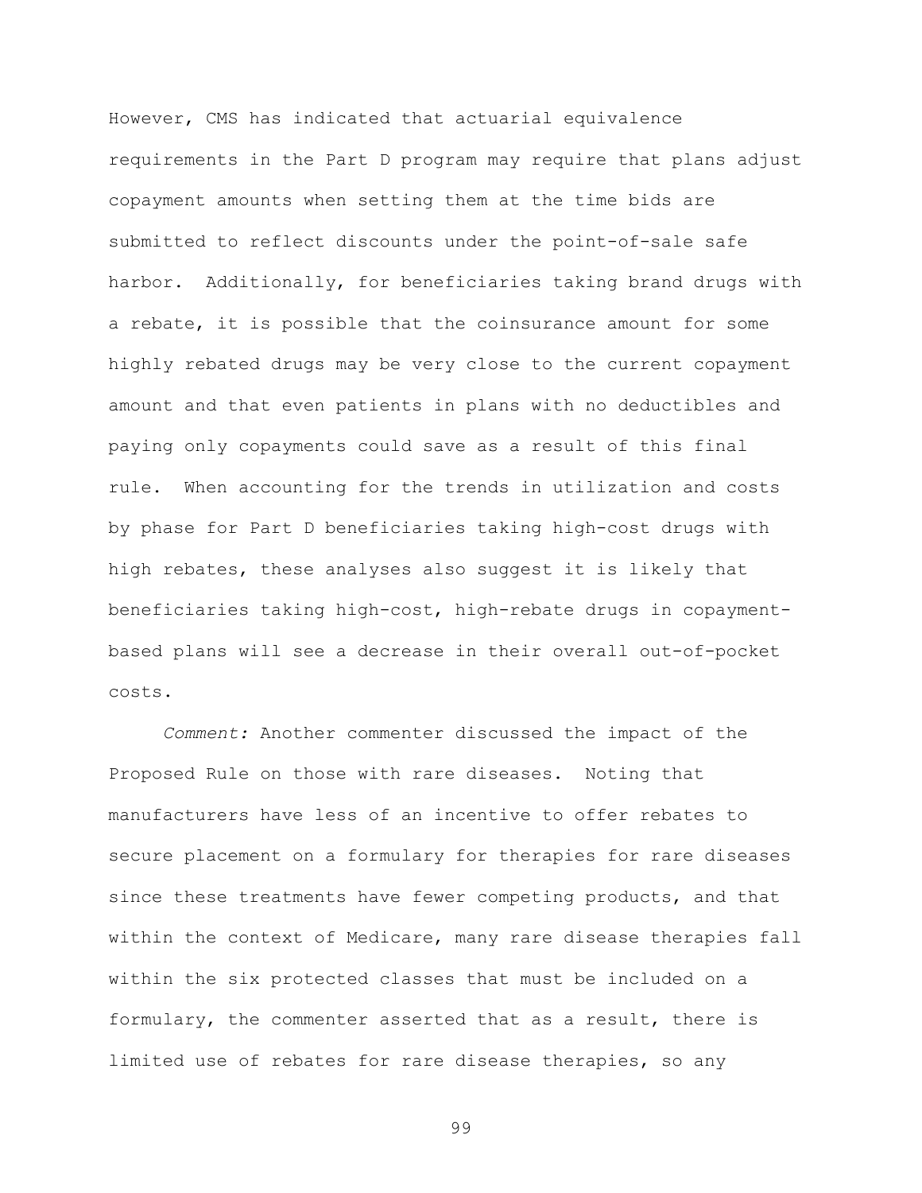However, CMS has indicated that actuarial equivalence requirements in the Part D program may require that plans adjust copayment amounts when setting them at the time bids are submitted to reflect discounts under the point-of-sale safe harbor. Additionally, for beneficiaries taking brand drugs with a rebate, it is possible that the coinsurance amount for some highly rebated drugs may be very close to the current copayment amount and that even patients in plans with no deductibles and paying only copayments could save as a result of this final rule. When accounting for the trends in utilization and costs by phase for Part D beneficiaries taking high-cost drugs with high rebates, these analyses also suggest it is likely that beneficiaries taking high-cost, high-rebate drugs in copayment-based plans will see a decrease in their overall out-of-pocket costs.

*Comment:* Another commenter discussed the impact of the Proposed Rule on those with rare diseases. Noting that manufacturers have less of an incentive to offer rebates to secure placement on a formulary for therapies for rare diseases since these treatments have fewer competing products, and that within the context of Medicare, many rare disease therapies fall within the six protected classes that must be included on a formulary, the commenter asserted that as a result, there is limited use of rebates for rare disease therapies, so any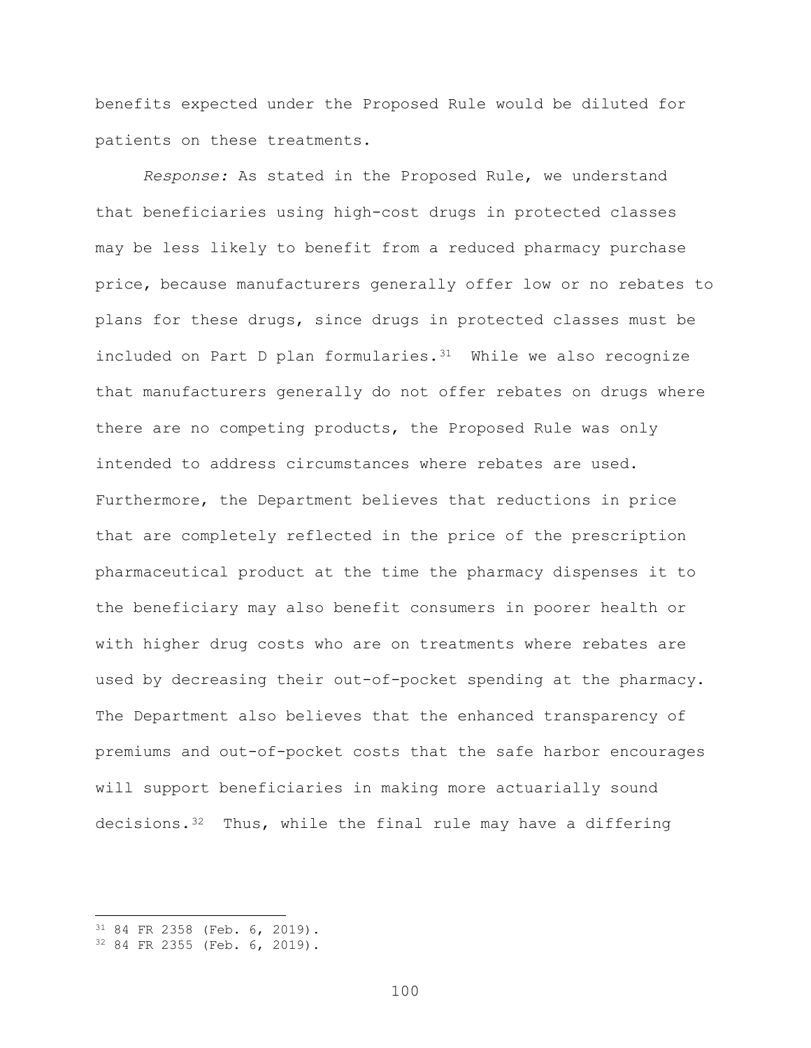benefits expected under the Proposed Rule would be diluted for patients on these treatments.

*Response:* As stated in the Proposed Rule, we understand that beneficiaries using high-cost drugs in protected classes may be less likely to benefit from a reduced pharmacy purchase price, because manufacturers generally offer low or no rebates to plans for these drugs, since drugs in protected classes must be included on Part D plan formularies.[31] While we also recognize that manufacturers generally do not offer rebates on drugs where there are no competing products, the Proposed Rule was only intended to address circumstances where rebates are used. Furthermore, the Department believes that reductions in price that are completely reflected in the price of the prescription pharmaceutical product at the time the pharmacy dispenses it to the beneficiary may also benefit consumers in poorer health or with higher drug costs who are on treatments where rebates are used by decreasing their out-of-pocket spending at the pharmacy. The Department also believes that the enhanced transparency of premiums and out-of-pocket costs that the safe harbor encourages will support beneficiaries in making more actuarially sound decisions.[32] Thus, while the final rule may have a differing

---

[31] 84 FR 2358 (Feb. 6, 2019).

[32] 84 FR 2355 (Feb. 6, 2019).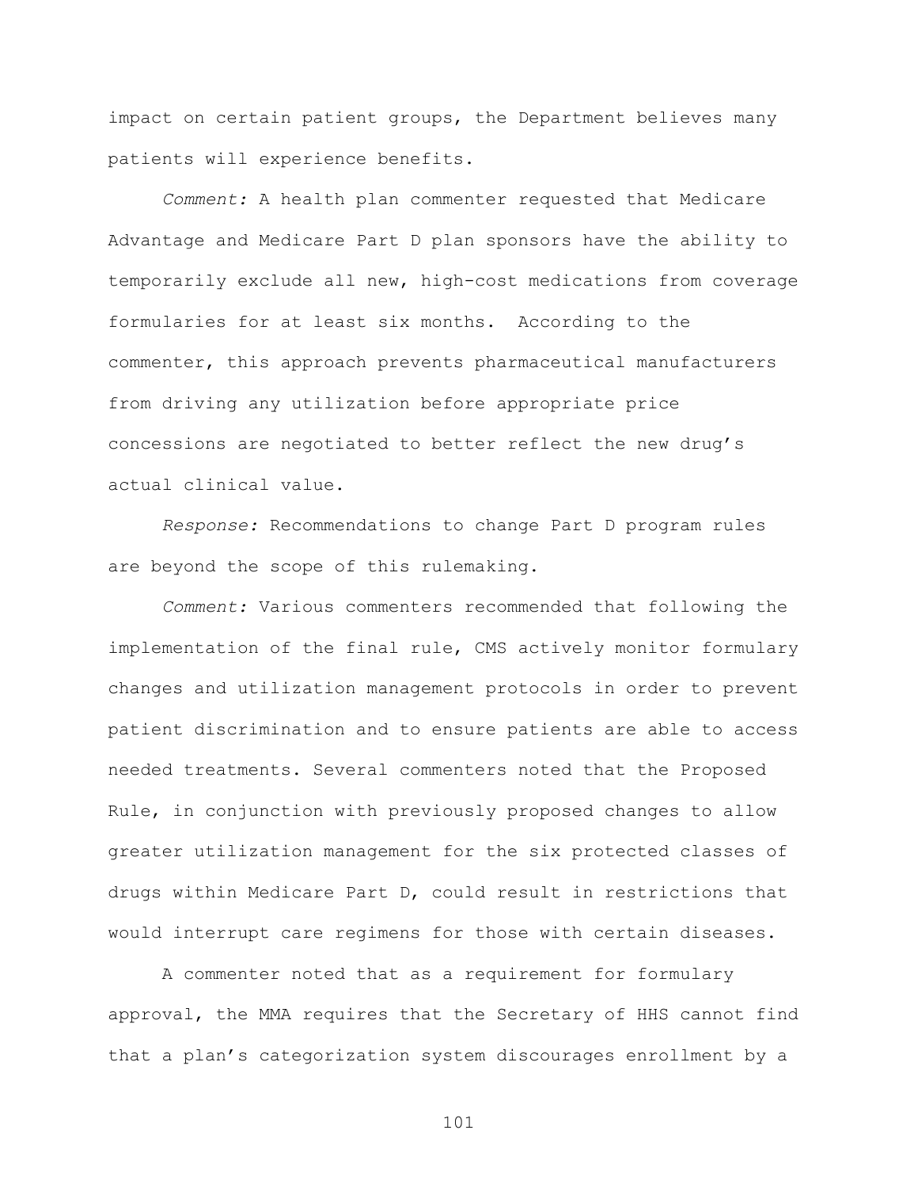impact on certain patient groups, the Department believes many patients will experience benefits.

*Comment:* A health plan commenter requested that Medicare Advantage and Medicare Part D plan sponsors have the ability to temporarily exclude all new, high-cost medications from coverage formularies for at least six months. According to the commenter, this approach prevents pharmaceutical manufacturers from driving any utilization before appropriate price concessions are negotiated to better reflect the new drug's actual clinical value.

*Response:* Recommendations to change Part D program rules are beyond the scope of this rulemaking.

*Comment:* Various commenters recommended that following the implementation of the final rule, CMS actively monitor formulary changes and utilization management protocols in order to prevent patient discrimination and to ensure patients are able to access needed treatments. Several commenters noted that the Proposed Rule, in conjunction with previously proposed changes to allow greater utilization management for the six protected classes of drugs within Medicare Part D, could result in restrictions that would interrupt care regimens for those with certain diseases.

A commenter noted that as a requirement for formulary approval, the MMA requires that the Secretary of HHS cannot find that a plan's categorization system discourages enrollment by a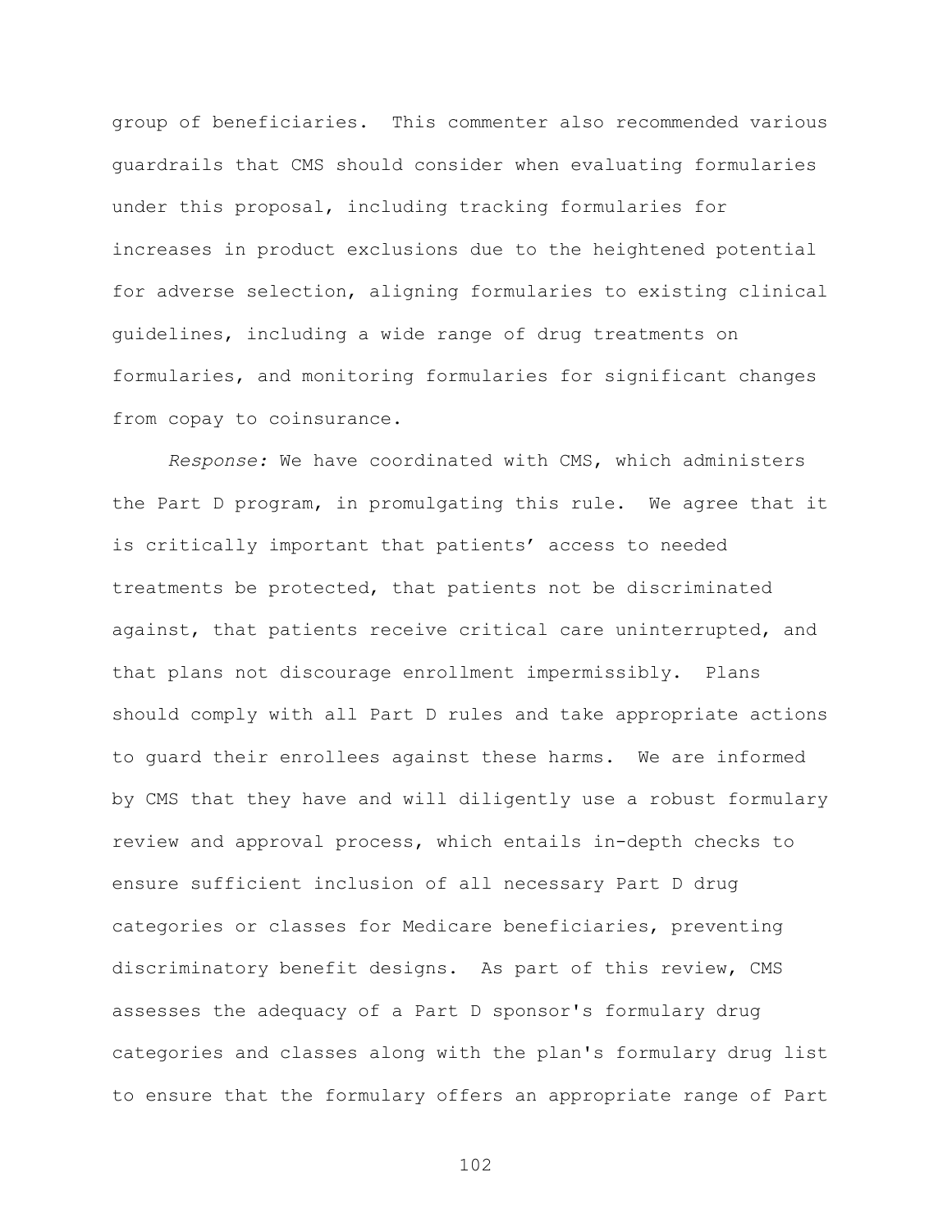group of beneficiaries. This commenter also recommended various guardrails that CMS should consider when evaluating formularies under this proposal, including tracking formularies for increases in product exclusions due to the heightened potential for adverse selection, aligning formularies to existing clinical guidelines, including a wide range of drug treatments on formularies, and monitoring formularies for significant changes from copay to coinsurance.

*Response:* We have coordinated with CMS, which administers the Part D program, in promulgating this rule. We agree that it is critically important that patients' access to needed treatments be protected, that patients not be discriminated against, that patients receive critical care uninterrupted, and that plans not discourage enrollment impermissibly. Plans should comply with all Part D rules and take appropriate actions to guard their enrollees against these harms. We are informed by CMS that they have and will diligently use a robust formulary review and approval process, which entails in-depth checks to ensure sufficient inclusion of all necessary Part D drug categories or classes for Medicare beneficiaries, preventing discriminatory benefit designs. As part of this review, CMS assesses the adequacy of a Part D sponsor's formulary drug categories and classes along with the plan's formulary drug list to ensure that the formulary offers an appropriate range of Part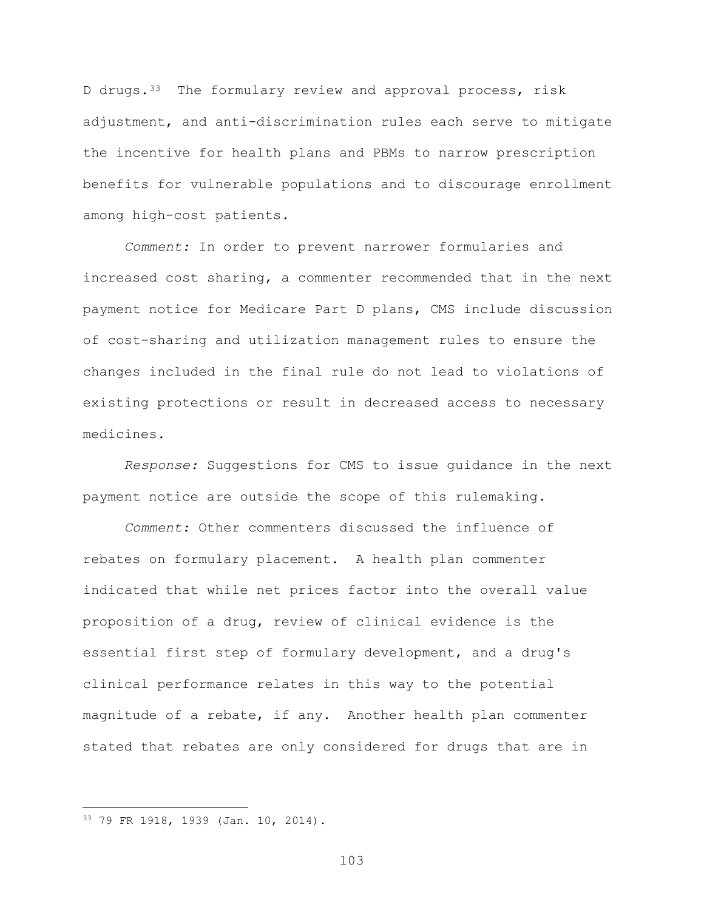D drugs.[33] The formulary review and approval process, risk adjustment, and anti-discrimination rules each serve to mitigate the incentive for health plans and PBMs to narrow prescription benefits for vulnerable populations and to discourage enrollment among high-cost patients.

*Comment:* In order to prevent narrower formularies and increased cost sharing, a commenter recommended that in the next payment notice for Medicare Part D plans, CMS include discussion of cost-sharing and utilization management rules to ensure the changes included in the final rule do not lead to violations of existing protections or result in decreased access to necessary medicines.

*Response:* Suggestions for CMS to issue guidance in the next payment notice are outside the scope of this rulemaking.

*Comment:* Other commenters discussed the influence of rebates on formulary placement. A health plan commenter indicated that while net prices factor into the overall value proposition of a drug, review of clinical evidence is the essential first step of formulary development, and a drug's clinical performance relates in this way to the potential magnitude of a rebate, if any. Another health plan commenter stated that rebates are only considered for drugs that are in

---

[33] 79 FR 1918, 1939 (Jan. 10, 2014).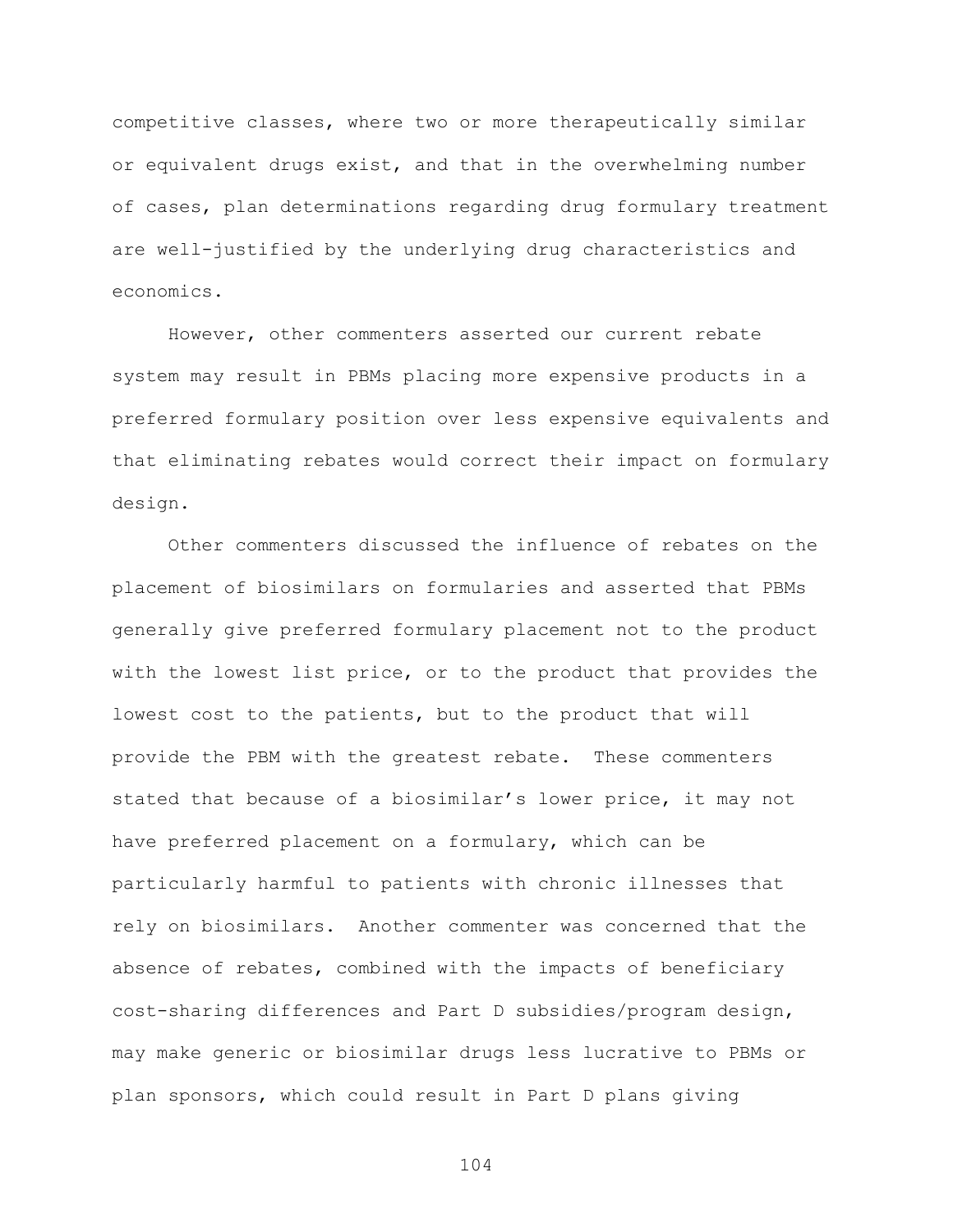competitive classes, where two or more therapeutically similar or equivalent drugs exist, and that in the overwhelming number of cases, plan determinations regarding drug formulary treatment are well-justified by the underlying drug characteristics and economics.

However, other commenters asserted our current rebate system may result in PBMs placing more expensive products in a preferred formulary position over less expensive equivalents and that eliminating rebates would correct their impact on formulary design.

Other commenters discussed the influence of rebates on the placement of biosimilars on formularies and asserted that PBMs generally give preferred formulary placement not to the product with the lowest list price, or to the product that provides the lowest cost to the patients, but to the product that will provide the PBM with the greatest rebate. These commenters stated that because of a biosimilar's lower price, it may not have preferred placement on a formulary, which can be particularly harmful to patients with chronic illnesses that rely on biosimilars. Another commenter was concerned that the absence of rebates, combined with the impacts of beneficiary cost-sharing differences and Part D subsidies/program design, may make generic or biosimilar drugs less lucrative to PBMs or plan sponsors, which could result in Part D plans giving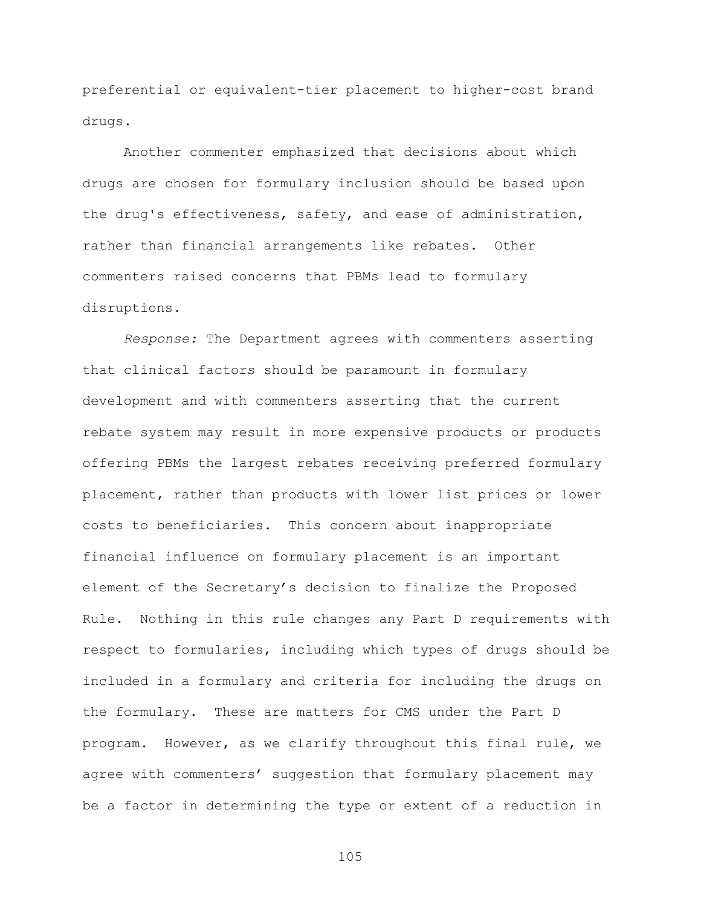preferential or equivalent-tier placement to higher-cost brand drugs.

Another commenter emphasized that decisions about which drugs are chosen for formulary inclusion should be based upon the drug's effectiveness, safety, and ease of administration, rather than financial arrangements like rebates. Other commenters raised concerns that PBMs lead to formulary disruptions.

*Response:* The Department agrees with commenters asserting that clinical factors should be paramount in formulary development and with commenters asserting that the current rebate system may result in more expensive products or products offering PBMs the largest rebates receiving preferred formulary placement, rather than products with lower list prices or lower costs to beneficiaries. This concern about inappropriate financial influence on formulary placement is an important element of the Secretary's decision to finalize the Proposed Rule. Nothing in this rule changes any Part D requirements with respect to formularies, including which types of drugs should be included in a formulary and criteria for including the drugs on the formulary. These are matters for CMS under the Part D program. However, as we clarify throughout this final rule, we agree with commenters' suggestion that formulary placement may be a factor in determining the type or extent of a reduction in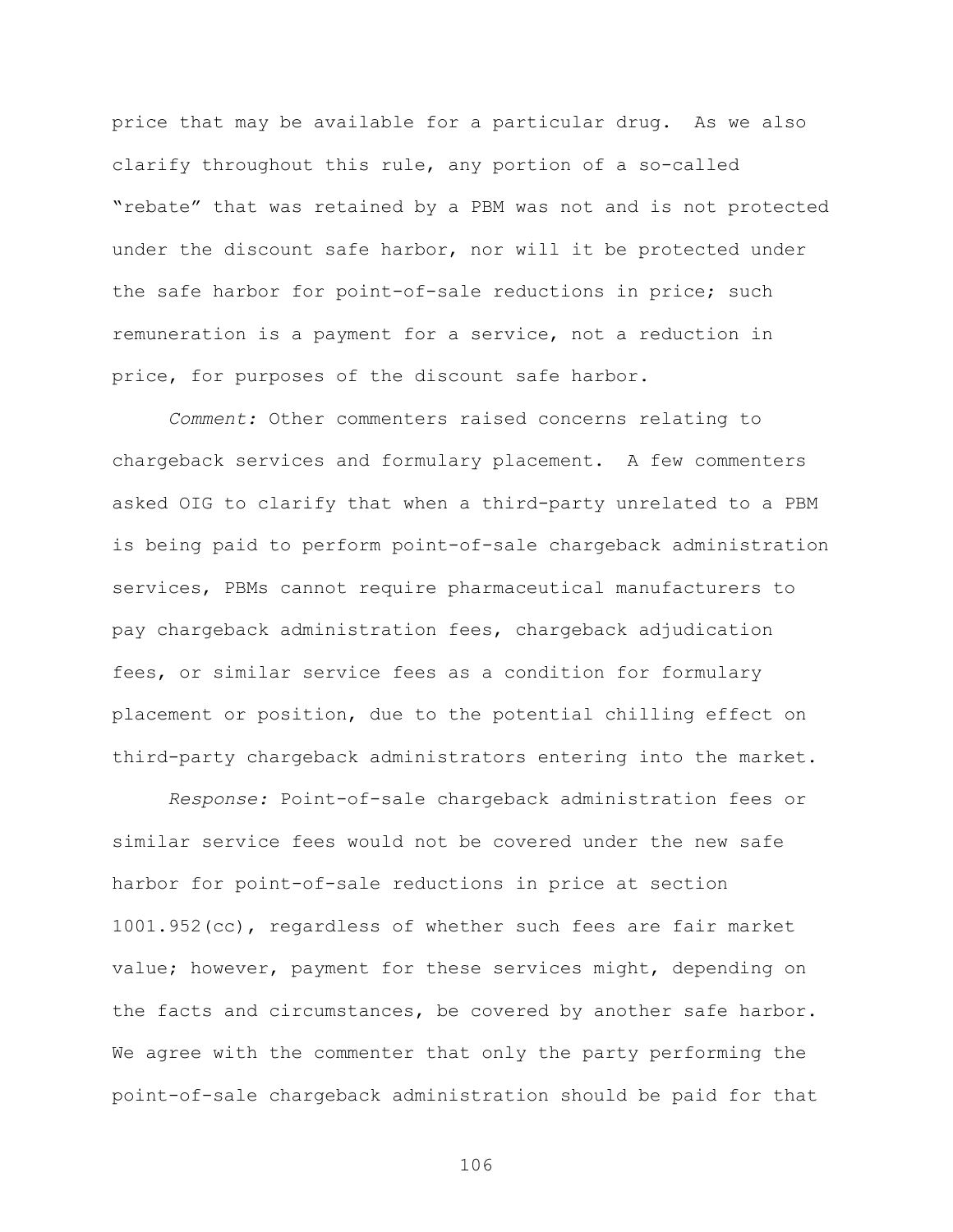price that may be available for a particular drug. As we also clarify throughout this rule, any portion of a so-called "rebate" that was retained by a PBM was not and is not protected under the discount safe harbor, nor will it be protected under the safe harbor for point-of-sale reductions in price; such remuneration is a payment for a service, not a reduction in price, for purposes of the discount safe harbor.

*Comment:* Other commenters raised concerns relating to chargeback services and formulary placement. A few commenters asked OIG to clarify that when a third-party unrelated to a PBM is being paid to perform point-of-sale chargeback administration services, PBMs cannot require pharmaceutical manufacturers to pay chargeback administration fees, chargeback adjudication fees, or similar service fees as a condition for formulary placement or position, due to the potential chilling effect on third-party chargeback administrators entering into the market.

*Response:* Point-of-sale chargeback administration fees or similar service fees would not be covered under the new safe harbor for point-of-sale reductions in price at section 1001.952(cc), regardless of whether such fees are fair market value; however, payment for these services might, depending on the facts and circumstances, be covered by another safe harbor. We agree with the commenter that only the party performing the point-of-sale chargeback administration should be paid for that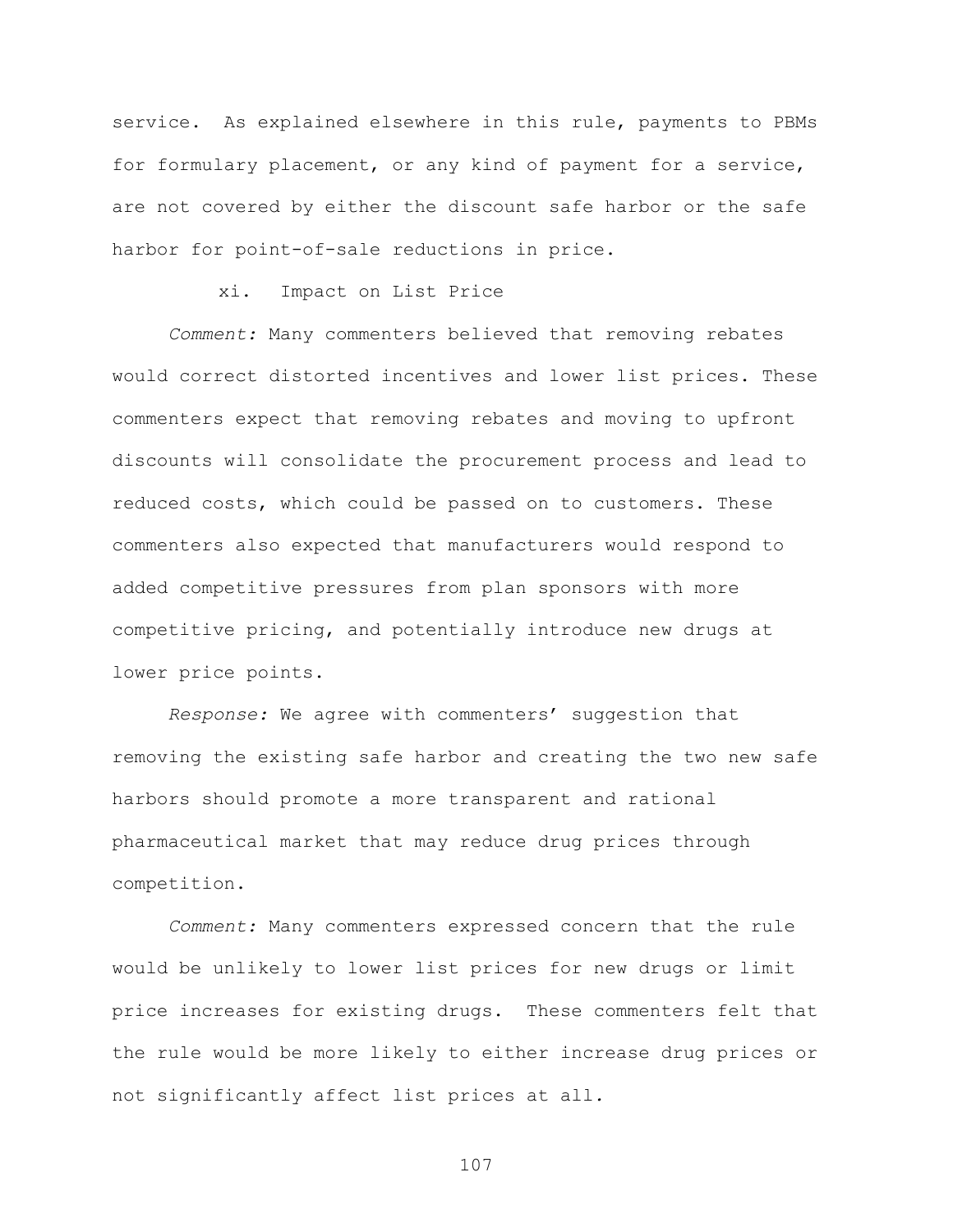service. As explained elsewhere in this rule, payments to PBMs for formulary placement, or any kind of payment for a service, are not covered by either the discount safe harbor or the safe harbor for point-of-sale reductions in price.

xi. Impact on List Price

*Comment:* Many commenters believed that removing rebates would correct distorted incentives and lower list prices. These commenters expect that removing rebates and moving to upfront discounts will consolidate the procurement process and lead to reduced costs, which could be passed on to customers. These commenters also expected that manufacturers would respond to added competitive pressures from plan sponsors with more competitive pricing, and potentially introduce new drugs at lower price points.

*Response:* We agree with commenters' suggestion that removing the existing safe harbor and creating the two new safe harbors should promote a more transparent and rational pharmaceutical market that may reduce drug prices through competition.

*Comment:* Many commenters expressed concern that the rule would be unlikely to lower list prices for new drugs or limit price increases for existing drugs. These commenters felt that the rule would be more likely to either increase drug prices or not significantly affect list prices at all.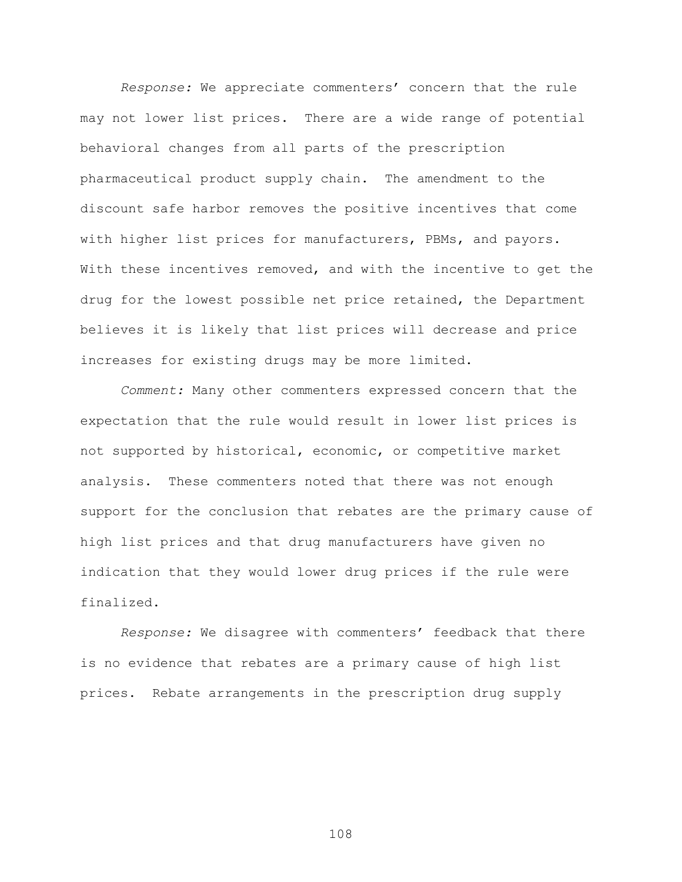*Response:* We appreciate commenters' concern that the rule may not lower list prices. There are a wide range of potential behavioral changes from all parts of the prescription pharmaceutical product supply chain. The amendment to the discount safe harbor removes the positive incentives that come with higher list prices for manufacturers, PBMs, and payors. With these incentives removed, and with the incentive to get the drug for the lowest possible net price retained, the Department believes it is likely that list prices will decrease and price increases for existing drugs may be more limited.

*Comment:* Many other commenters expressed concern that the expectation that the rule would result in lower list prices is not supported by historical, economic, or competitive market analysis. These commenters noted that there was not enough support for the conclusion that rebates are the primary cause of high list prices and that drug manufacturers have given no indication that they would lower drug prices if the rule were finalized.

*Response:* We disagree with commenters' feedback that there is no evidence that rebates are a primary cause of high list prices. Rebate arrangements in the prescription drug supply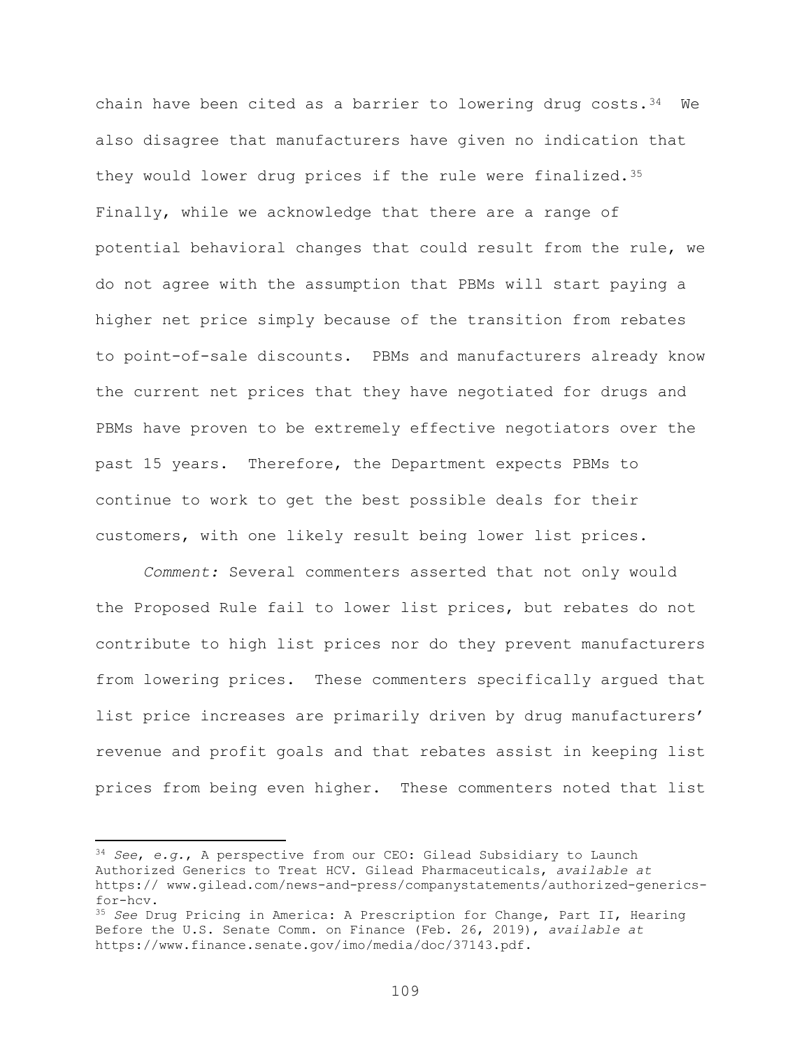chain have been cited as a barrier to lowering drug costs.[34] We also disagree that manufacturers have given no indication that they would lower drug prices if the rule were finalized.[35] Finally, while we acknowledge that there are a range of potential behavioral changes that could result from the rule, we do not agree with the assumption that PBMs will start paying a higher net price simply because of the transition from rebates to point-of-sale discounts. PBMs and manufacturers already know the current net prices that they have negotiated for drugs and PBMs have proven to be extremely effective negotiators over the past 15 years. Therefore, the Department expects PBMs to continue to work to get the best possible deals for their customers, with one likely result being lower list prices.

*Comment:* Several commenters asserted that not only would the Proposed Rule fail to lower list prices, but rebates do not contribute to high list prices nor do they prevent manufacturers from lowering prices. These commenters specifically argued that list price increases are primarily driven by drug manufacturers' revenue and profit goals and that rebates assist in keeping list prices from being even higher. These commenters noted that list

---

[34] *See*, *e.g.*, A perspective from our CEO: Gilead Subsidiary to Launch Authorized Generics to Treat HCV. Gilead Pharmaceuticals, *available at* https:// www.gilead.com/news-and-press/companystatements/authorized-generics-for-hcv.

[35] *See* Drug Pricing in America: A Prescription for Change, Part II, Hearing Before the U.S. Senate Comm. on Finance (Feb. 26, 2019), *available at* https://www.finance.senate.gov/imo/media/doc/37143.pdf.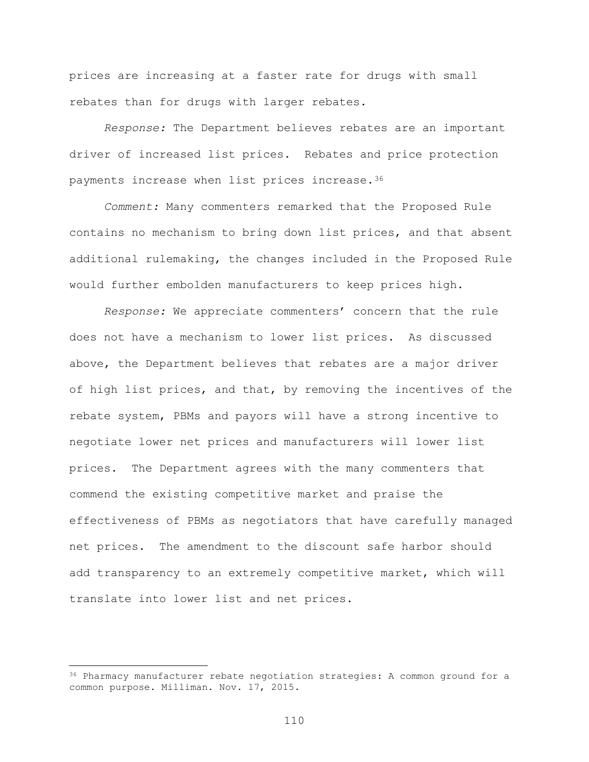prices are increasing at a faster rate for drugs with small rebates than for drugs with larger rebates.

*Response:* The Department believes rebates are an important driver of increased list prices. Rebates and price protection payments increase when list prices increase.[36]

*Comment:* Many commenters remarked that the Proposed Rule contains no mechanism to bring down list prices, and that absent additional rulemaking, the changes included in the Proposed Rule would further embolden manufacturers to keep prices high.

*Response:* We appreciate commenters' concern that the rule does not have a mechanism to lower list prices. As discussed above, the Department believes that rebates are a major driver of high list prices, and that, by removing the incentives of the rebate system, PBMs and payors will have a strong incentive to negotiate lower net prices and manufacturers will lower list prices. The Department agrees with the many commenters that commend the existing competitive market and praise the effectiveness of PBMs as negotiators that have carefully managed net prices. The amendment to the discount safe harbor should add transparency to an extremely competitive market, which will translate into lower list and net prices.

---

[36] Pharmacy manufacturer rebate negotiation strategies: A common ground for a common purpose. Milliman. Nov. 17, 2015.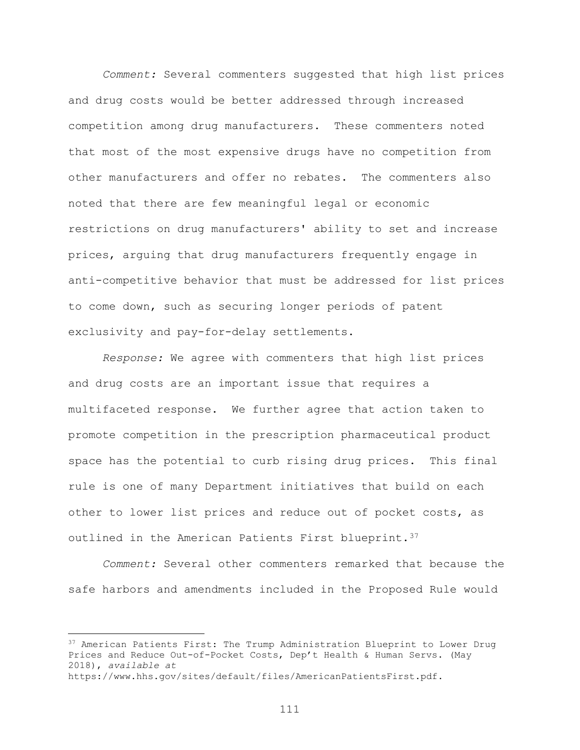*Comment:* Several commenters suggested that high list prices and drug costs would be better addressed through increased competition among drug manufacturers. These commenters noted that most of the most expensive drugs have no competition from other manufacturers and offer no rebates. The commenters also noted that there are few meaningful legal or economic restrictions on drug manufacturers' ability to set and increase prices, arguing that drug manufacturers frequently engage in anti-competitive behavior that must be addressed for list prices to come down, such as securing longer periods of patent exclusivity and pay-for-delay settlements.

*Response:* We agree with commenters that high list prices and drug costs are an important issue that requires a multifaceted response. We further agree that action taken to promote competition in the prescription pharmaceutical product space has the potential to curb rising drug prices. This final rule is one of many Department initiatives that build on each other to lower list prices and reduce out of pocket costs, as outlined in the American Patients First blueprint.[37]

*Comment:* Several other commenters remarked that because the safe harbors and amendments included in the Proposed Rule would

---

[37] American Patients First: The Trump Administration Blueprint to Lower Drug Prices and Reduce Out-of-Pocket Costs, Dep't Health & Human Servs. (May 2018), *available at* https://www.hhs.gov/sites/default/files/AmericanPatientsFirst.pdf.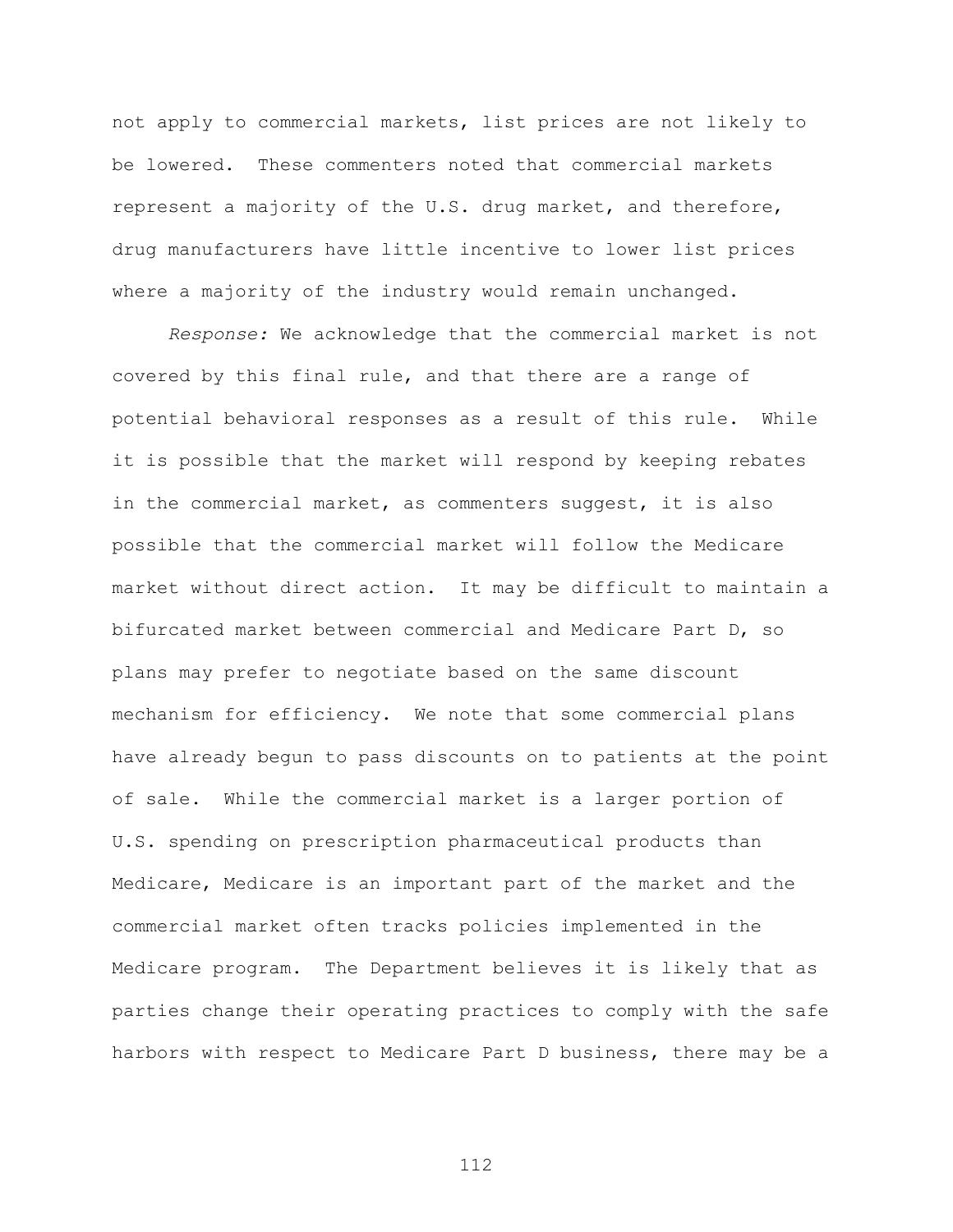not apply to commercial markets, list prices are not likely to be lowered. These commenters noted that commercial markets represent a majority of the U.S. drug market, and therefore, drug manufacturers have little incentive to lower list prices where a majority of the industry would remain unchanged.

*Response:* We acknowledge that the commercial market is not covered by this final rule, and that there are a range of potential behavioral responses as a result of this rule. While it is possible that the market will respond by keeping rebates in the commercial market, as commenters suggest, it is also possible that the commercial market will follow the Medicare market without direct action. It may be difficult to maintain a bifurcated market between commercial and Medicare Part D, so plans may prefer to negotiate based on the same discount mechanism for efficiency. We note that some commercial plans have already begun to pass discounts on to patients at the point of sale. While the commercial market is a larger portion of U.S. spending on prescription pharmaceutical products than Medicare, Medicare is an important part of the market and the commercial market often tracks policies implemented in the Medicare program. The Department believes it is likely that as parties change their operating practices to comply with the safe harbors with respect to Medicare Part D business, there may be a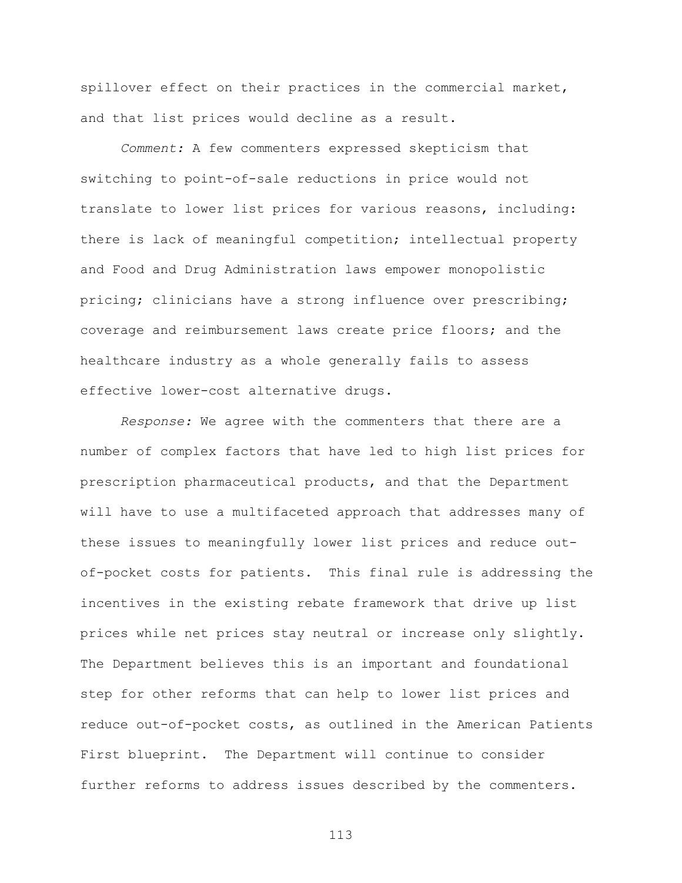spillover effect on their practices in the commercial market, and that list prices would decline as a result.

*Comment:* A few commenters expressed skepticism that switching to point-of-sale reductions in price would not translate to lower list prices for various reasons, including: there is lack of meaningful competition; intellectual property and Food and Drug Administration laws empower monopolistic pricing; clinicians have a strong influence over prescribing; coverage and reimbursement laws create price floors; and the healthcare industry as a whole generally fails to assess effective lower-cost alternative drugs.

*Response:* We agree with the commenters that there are a number of complex factors that have led to high list prices for prescription pharmaceutical products, and that the Department will have to use a multifaceted approach that addresses many of these issues to meaningfully lower list prices and reduce out-of-pocket costs for patients. This final rule is addressing the incentives in the existing rebate framework that drive up list prices while net prices stay neutral or increase only slightly. The Department believes this is an important and foundational step for other reforms that can help to lower list prices and reduce out-of-pocket costs, as outlined in the American Patients First blueprint. The Department will continue to consider further reforms to address issues described by the commenters.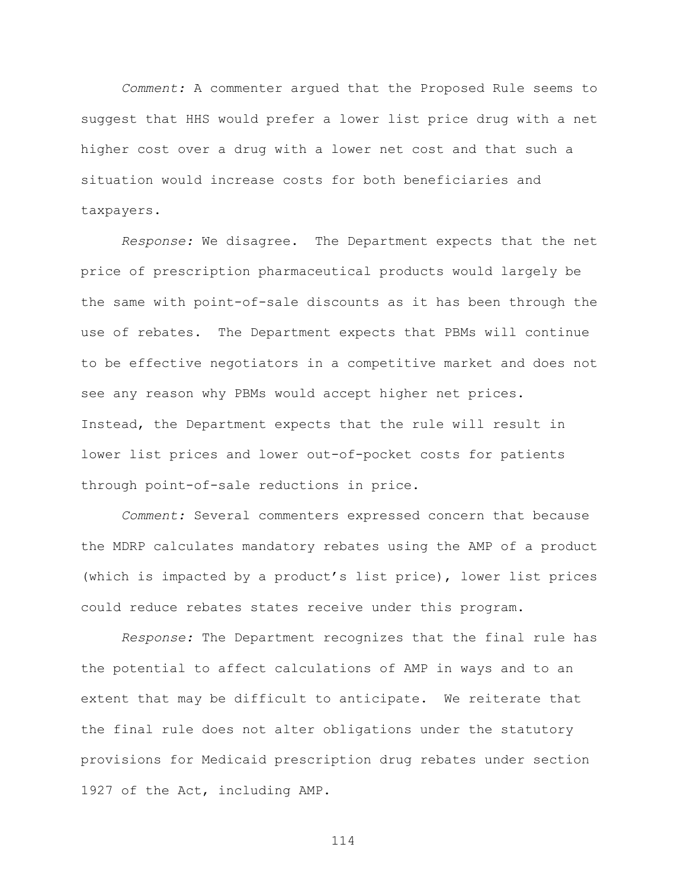*Comment:* A commenter argued that the Proposed Rule seems to suggest that HHS would prefer a lower list price drug with a net higher cost over a drug with a lower net cost and that such a situation would increase costs for both beneficiaries and taxpayers.

*Response:* We disagree. The Department expects that the net price of prescription pharmaceutical products would largely be the same with point-of-sale discounts as it has been through the use of rebates. The Department expects that PBMs will continue to be effective negotiators in a competitive market and does not see any reason why PBMs would accept higher net prices. Instead, the Department expects that the rule will result in lower list prices and lower out-of-pocket costs for patients through point-of-sale reductions in price.

*Comment:* Several commenters expressed concern that because the MDRP calculates mandatory rebates using the AMP of a product (which is impacted by a product's list price), lower list prices could reduce rebates states receive under this program.

*Response:* The Department recognizes that the final rule has the potential to affect calculations of AMP in ways and to an extent that may be difficult to anticipate. We reiterate that the final rule does not alter obligations under the statutory provisions for Medicaid prescription drug rebates under section 1927 of the Act, including AMP.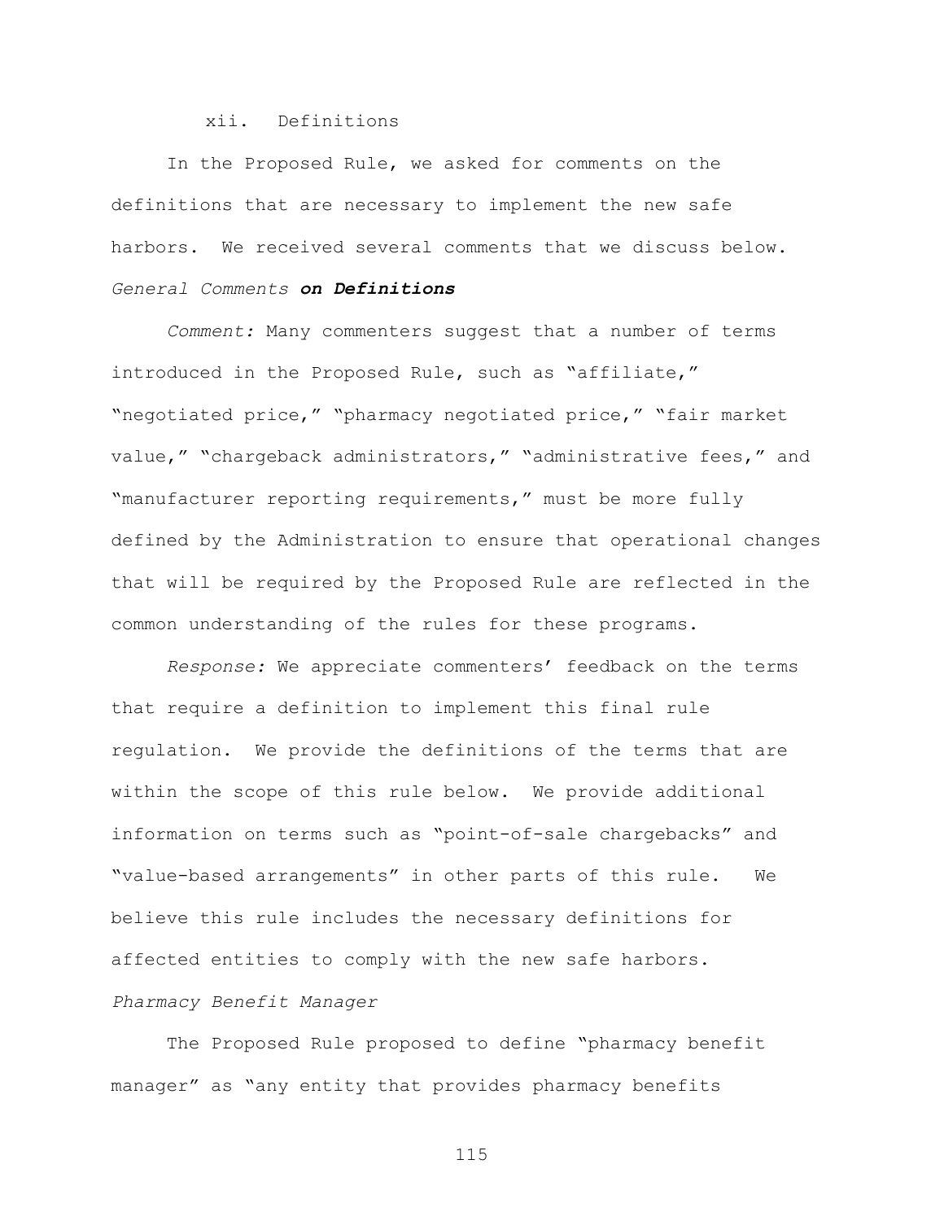xii. Definitions

In the Proposed Rule, we asked for comments on the definitions that are necessary to implement the new safe harbors. We received several comments that we discuss below.

*General Comments* ***on Definitions***

*Comment:* Many commenters suggest that a number of terms introduced in the Proposed Rule, such as "affiliate," "negotiated price," "pharmacy negotiated price," "fair market value," "chargeback administrators," "administrative fees," and "manufacturer reporting requirements," must be more fully defined by the Administration to ensure that operational changes that will be required by the Proposed Rule are reflected in the common understanding of the rules for these programs.

*Response:* We appreciate commenters' feedback on the terms that require a definition to implement this final rule regulation. We provide the definitions of the terms that are within the scope of this rule below. We provide additional information on terms such as "point-of-sale chargebacks" and "value-based arrangements" in other parts of this rule. We believe this rule includes the necessary definitions for affected entities to comply with the new safe harbors.

*Pharmacy Benefit Manager*

The Proposed Rule proposed to define "pharmacy benefit manager" as "any entity that provides pharmacy benefits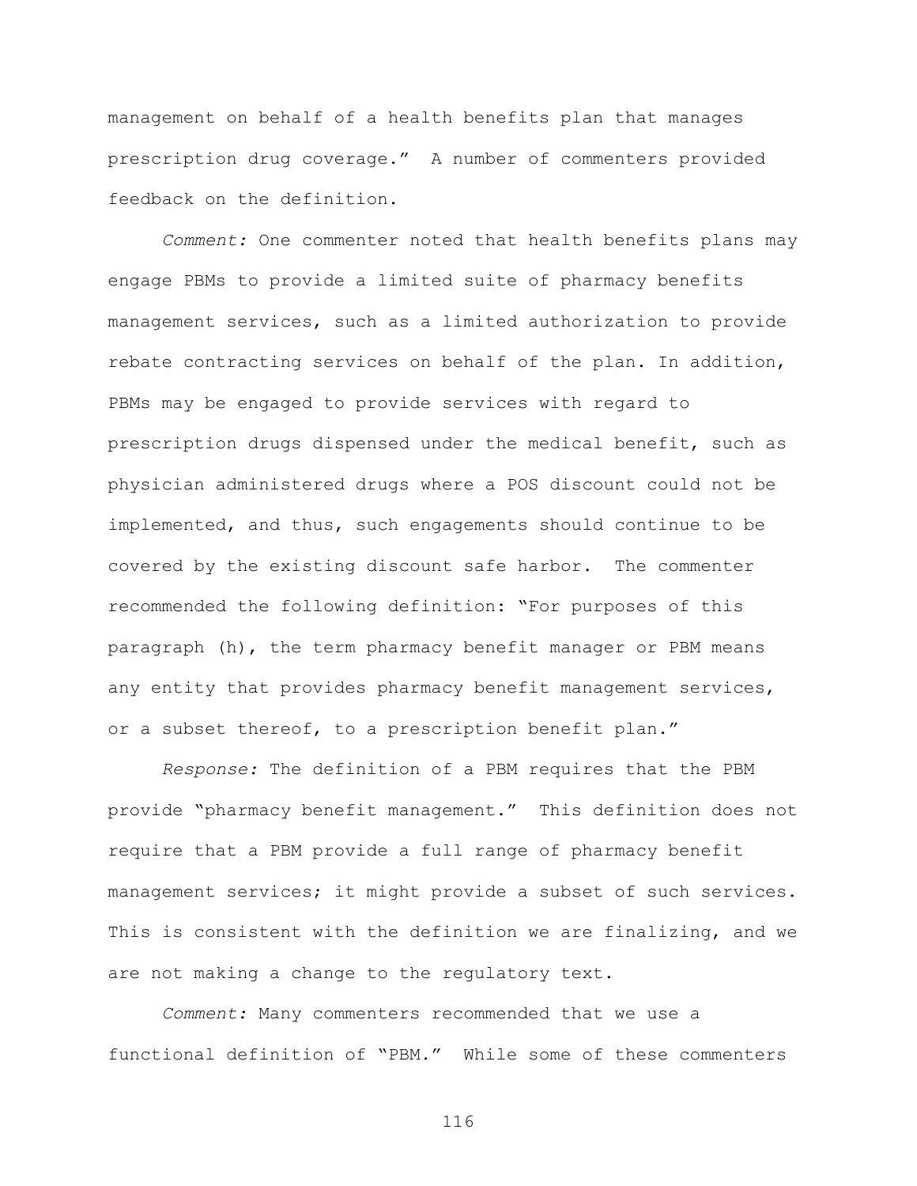management on behalf of a health benefits plan that manages prescription drug coverage." A number of commenters provided feedback on the definition.

*Comment:* One commenter noted that health benefits plans may engage PBMs to provide a limited suite of pharmacy benefits management services, such as a limited authorization to provide rebate contracting services on behalf of the plan. In addition, PBMs may be engaged to provide services with regard to prescription drugs dispensed under the medical benefit, such as physician administered drugs where a POS discount could not be implemented, and thus, such engagements should continue to be covered by the existing discount safe harbor. The commenter recommended the following definition: "For purposes of this paragraph (h), the term pharmacy benefit manager or PBM means any entity that provides pharmacy benefit management services, or a subset thereof, to a prescription benefit plan."

*Response:* The definition of a PBM requires that the PBM provide "pharmacy benefit management." This definition does not require that a PBM provide a full range of pharmacy benefit management services; it might provide a subset of such services. This is consistent with the definition we are finalizing, and we are not making a change to the regulatory text.

*Comment:* Many commenters recommended that we use a functional definition of "PBM." While some of these commenters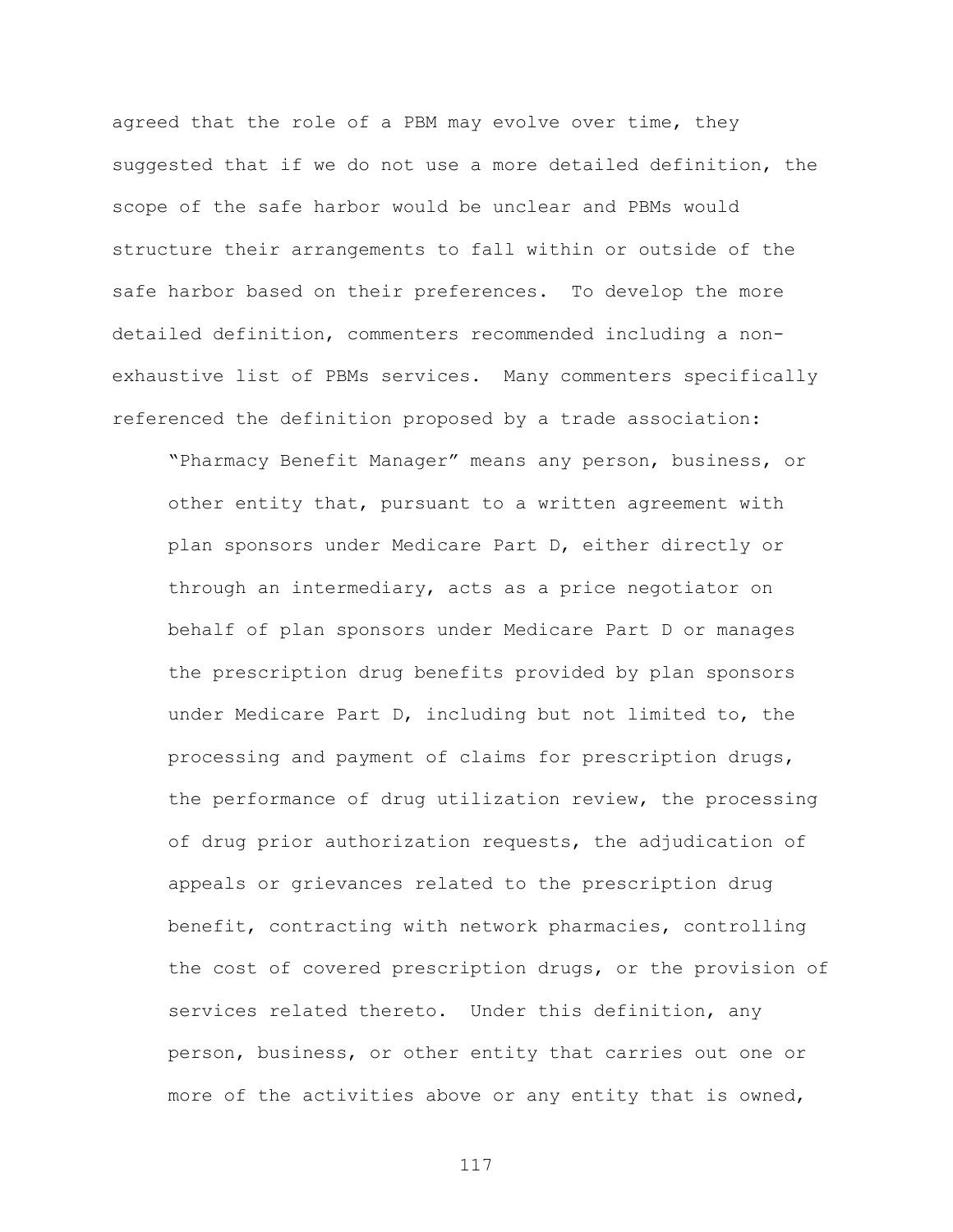agreed that the role of a PBM may evolve over time, they suggested that if we do not use a more detailed definition, the scope of the safe harbor would be unclear and PBMs would structure their arrangements to fall within or outside of the safe harbor based on their preferences. To develop the more detailed definition, commenters recommended including a non-exhaustive list of PBMs services. Many commenters specifically referenced the definition proposed by a trade association:

> "Pharmacy Benefit Manager" means any person, business, or other entity that, pursuant to a written agreement with plan sponsors under Medicare Part D, either directly or through an intermediary, acts as a price negotiator on behalf of plan sponsors under Medicare Part D or manages the prescription drug benefits provided by plan sponsors under Medicare Part D, including but not limited to, the processing and payment of claims for prescription drugs, the performance of drug utilization review, the processing of drug prior authorization requests, the adjudication of appeals or grievances related to the prescription drug benefit, contracting with network pharmacies, controlling the cost of covered prescription drugs, or the provision of services related thereto. Under this definition, any person, business, or other entity that carries out one or more of the activities above or any entity that is owned,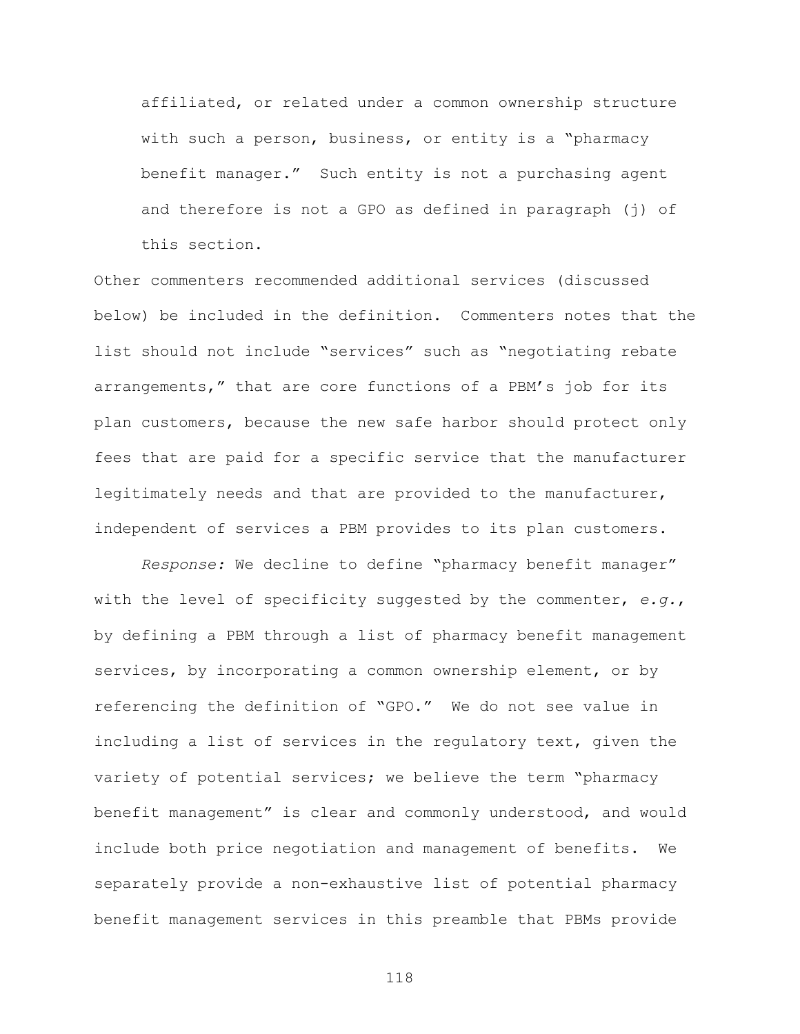affiliated, or related under a common ownership structure with such a person, business, or entity is a "pharmacy benefit manager." Such entity is not a purchasing agent and therefore is not a GPO as defined in paragraph (j) of this section.

Other commenters recommended additional services (discussed below) be included in the definition. Commenters notes that the list should not include "services" such as "negotiating rebate arrangements," that are core functions of a PBM's job for its plan customers, because the new safe harbor should protect only fees that are paid for a specific service that the manufacturer legitimately needs and that are provided to the manufacturer, independent of services a PBM provides to its plan customers.

*Response:* We decline to define "pharmacy benefit manager" with the level of specificity suggested by the commenter, *e.g.*, by defining a PBM through a list of pharmacy benefit management services, by incorporating a common ownership element, or by referencing the definition of "GPO." We do not see value in including a list of services in the regulatory text, given the variety of potential services; we believe the term "pharmacy benefit management" is clear and commonly understood, and would include both price negotiation and management of benefits. We separately provide a non-exhaustive list of potential pharmacy benefit management services in this preamble that PBMs provide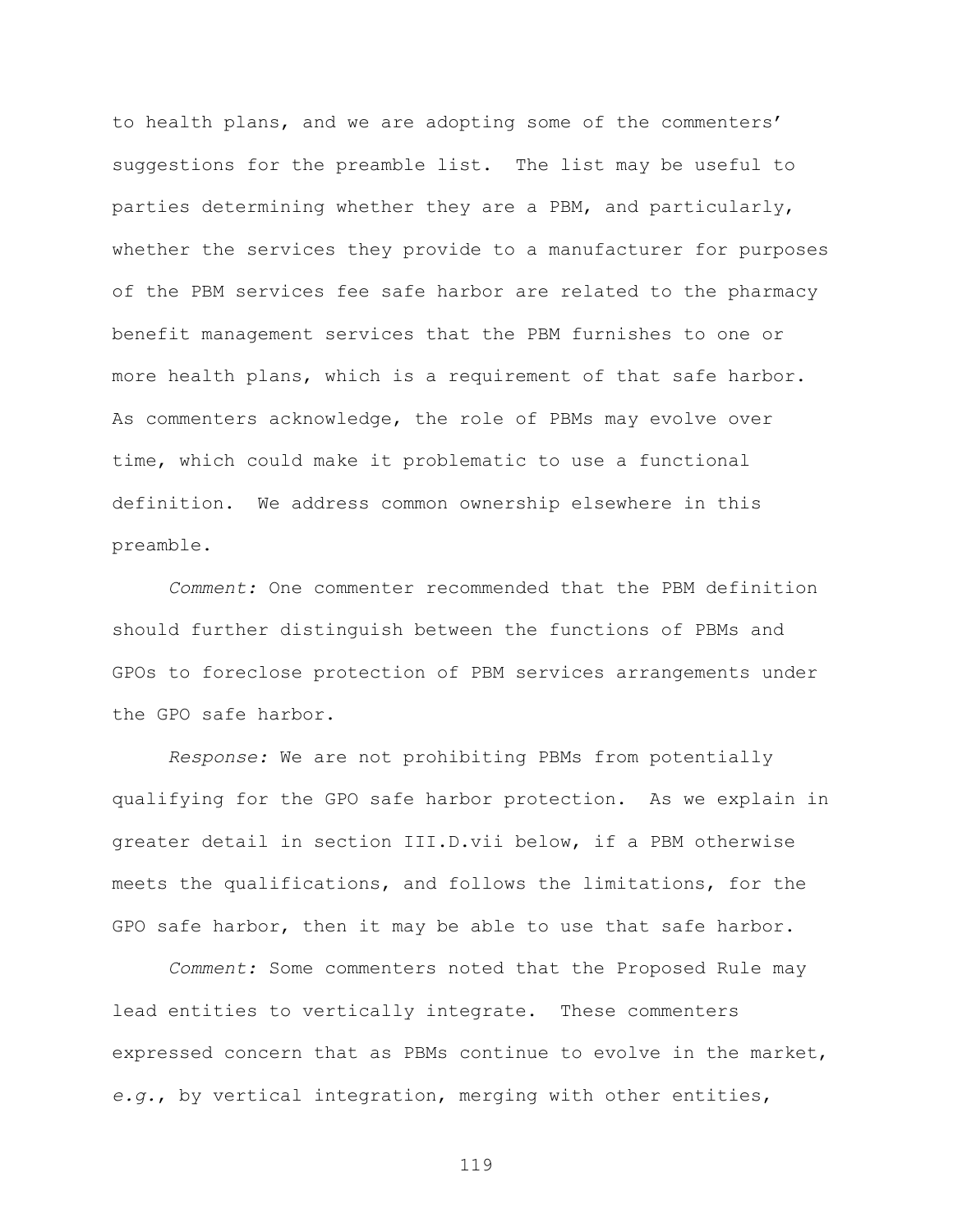to health plans, and we are adopting some of the commenters' suggestions for the preamble list. The list may be useful to parties determining whether they are a PBM, and particularly, whether the services they provide to a manufacturer for purposes of the PBM services fee safe harbor are related to the pharmacy benefit management services that the PBM furnishes to one or more health plans, which is a requirement of that safe harbor. As commenters acknowledge, the role of PBMs may evolve over time, which could make it problematic to use a functional definition. We address common ownership elsewhere in this preamble.

*Comment:* One commenter recommended that the PBM definition should further distinguish between the functions of PBMs and GPOs to foreclose protection of PBM services arrangements under the GPO safe harbor.

*Response:* We are not prohibiting PBMs from potentially qualifying for the GPO safe harbor protection. As we explain in greater detail in section III.D.vii below, if a PBM otherwise meets the qualifications, and follows the limitations, for the GPO safe harbor, then it may be able to use that safe harbor.

*Comment:* Some commenters noted that the Proposed Rule may lead entities to vertically integrate. These commenters expressed concern that as PBMs continue to evolve in the market, *e.g.*, by vertical integration, merging with other entities,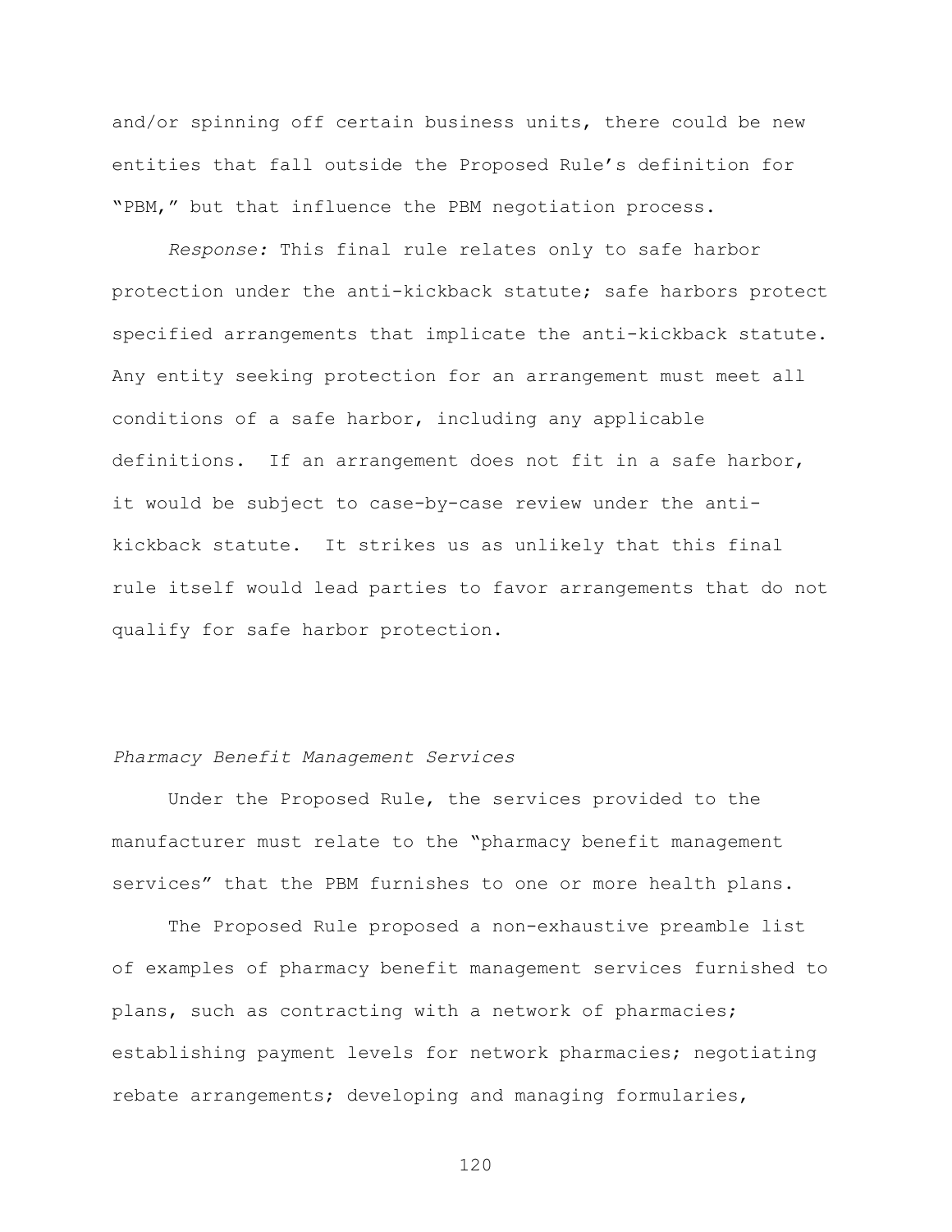and/or spinning off certain business units, there could be new entities that fall outside the Proposed Rule's definition for "PBM," but that influence the PBM negotiation process.

*Response:* This final rule relates only to safe harbor protection under the anti-kickback statute; safe harbors protect specified arrangements that implicate the anti-kickback statute. Any entity seeking protection for an arrangement must meet all conditions of a safe harbor, including any applicable definitions. If an arrangement does not fit in a safe harbor, it would be subject to case-by-case review under the anti-kickback statute. It strikes us as unlikely that this final rule itself would lead parties to favor arrangements that do not qualify for safe harbor protection.

*Pharmacy Benefit Management Services*

Under the Proposed Rule, the services provided to the manufacturer must relate to the "pharmacy benefit management services" that the PBM furnishes to one or more health plans.

The Proposed Rule proposed a non-exhaustive preamble list of examples of pharmacy benefit management services furnished to plans, such as contracting with a network of pharmacies; establishing payment levels for network pharmacies; negotiating rebate arrangements; developing and managing formularies,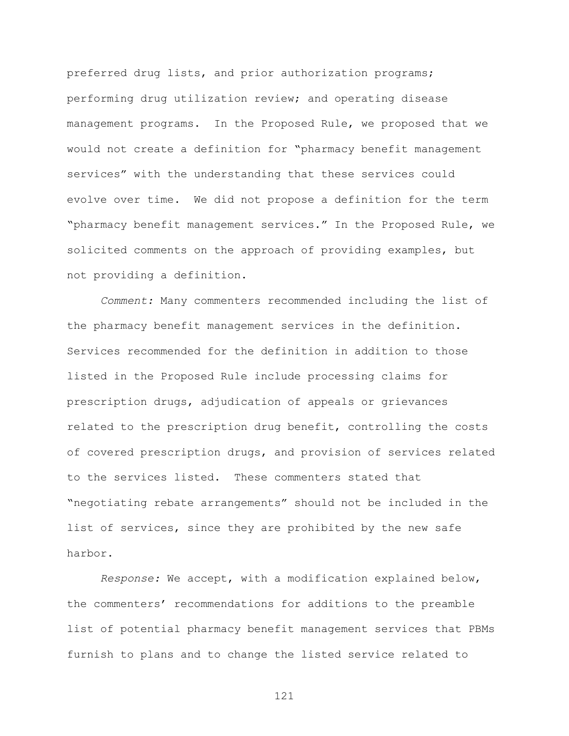preferred drug lists, and prior authorization programs; performing drug utilization review; and operating disease management programs. In the Proposed Rule, we proposed that we would not create a definition for "pharmacy benefit management services" with the understanding that these services could evolve over time. We did not propose a definition for the term "pharmacy benefit management services." In the Proposed Rule, we solicited comments on the approach of providing examples, but not providing a definition.

*Comment:* Many commenters recommended including the list of the pharmacy benefit management services in the definition. Services recommended for the definition in addition to those listed in the Proposed Rule include processing claims for prescription drugs, adjudication of appeals or grievances related to the prescription drug benefit, controlling the costs of covered prescription drugs, and provision of services related to the services listed. These commenters stated that "negotiating rebate arrangements" should not be included in the list of services, since they are prohibited by the new safe harbor.

*Response:* We accept, with a modification explained below, the commenters' recommendations for additions to the preamble list of potential pharmacy benefit management services that PBMs furnish to plans and to change the listed service related to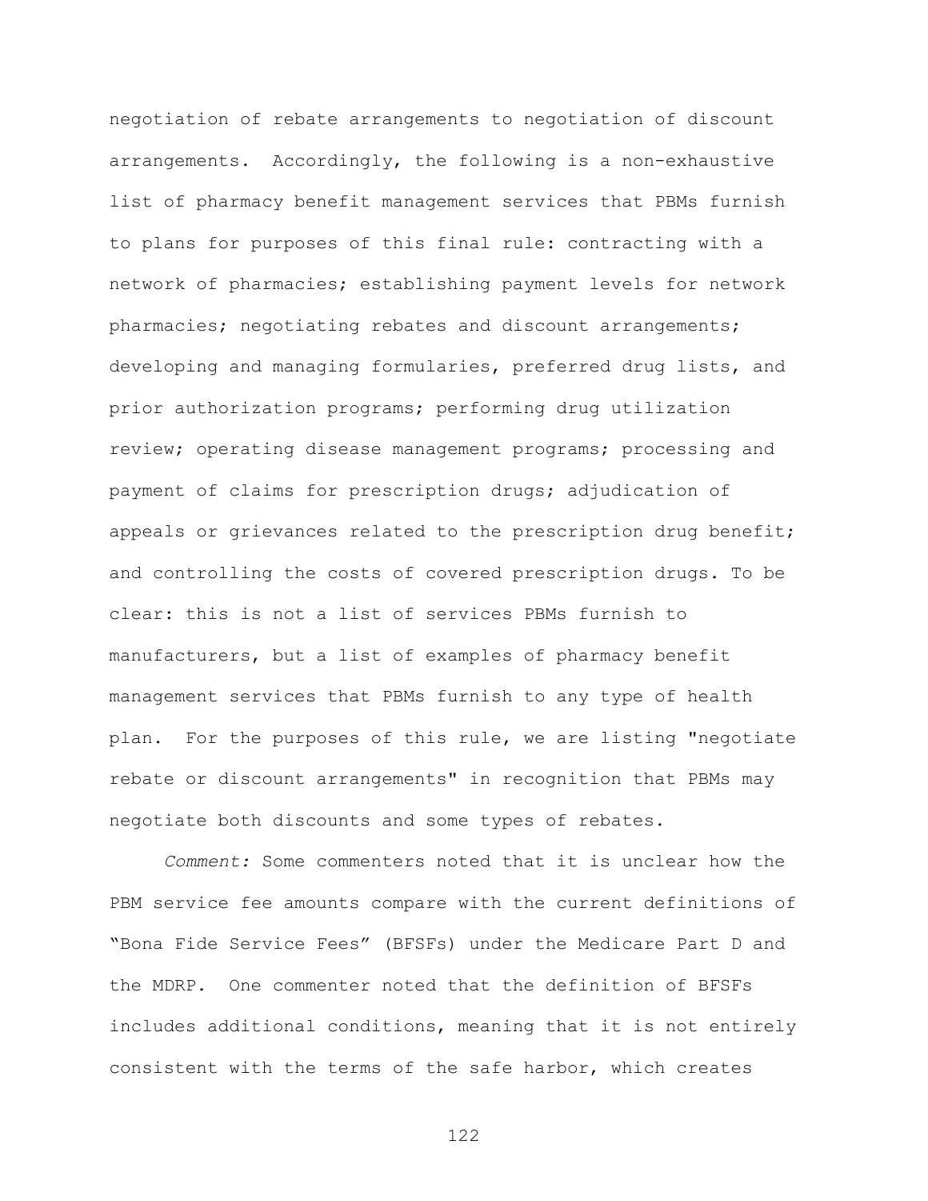negotiation of rebate arrangements to negotiation of discount arrangements. Accordingly, the following is a non-exhaustive list of pharmacy benefit management services that PBMs furnish to plans for purposes of this final rule: contracting with a network of pharmacies; establishing payment levels for network pharmacies; negotiating rebates and discount arrangements; developing and managing formularies, preferred drug lists, and prior authorization programs; performing drug utilization review; operating disease management programs; processing and payment of claims for prescription drugs; adjudication of appeals or grievances related to the prescription drug benefit; and controlling the costs of covered prescription drugs. To be clear: this is not a list of services PBMs furnish to manufacturers, but a list of examples of pharmacy benefit management services that PBMs furnish to any type of health plan. For the purposes of this rule, we are listing "negotiate rebate or discount arrangements" in recognition that PBMs may negotiate both discounts and some types of rebates.

*Comment:* Some commenters noted that it is unclear how the PBM service fee amounts compare with the current definitions of "Bona Fide Service Fees" (BFSFs) under the Medicare Part D and the MDRP. One commenter noted that the definition of BFSFs includes additional conditions, meaning that it is not entirely consistent with the terms of the safe harbor, which creates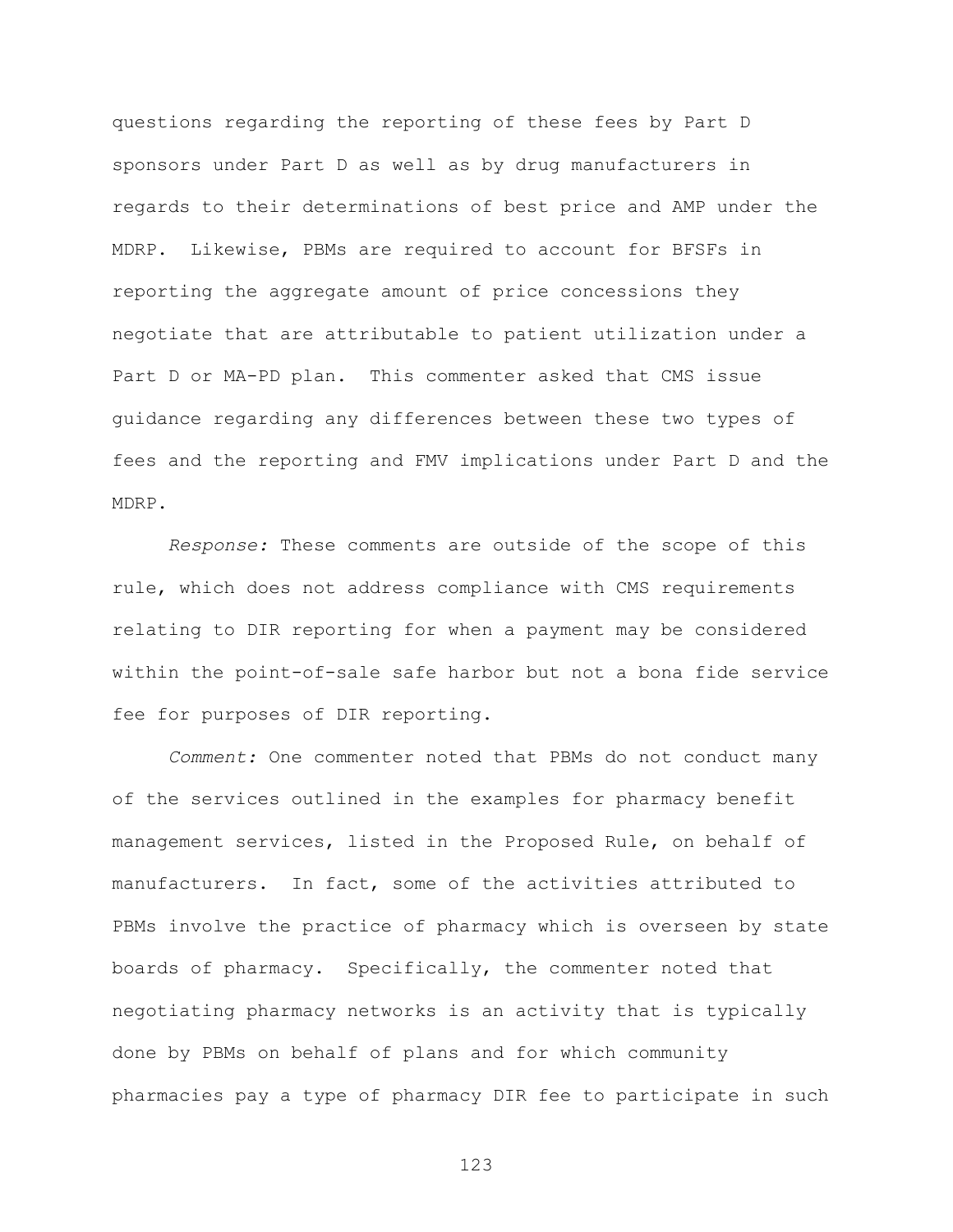questions regarding the reporting of these fees by Part D sponsors under Part D as well as by drug manufacturers in regards to their determinations of best price and AMP under the MDRP. Likewise, PBMs are required to account for BFSFs in reporting the aggregate amount of price concessions they negotiate that are attributable to patient utilization under a Part D or MA-PD plan. This commenter asked that CMS issue guidance regarding any differences between these two types of fees and the reporting and FMV implications under Part D and the MDRP.

*Response:* These comments are outside of the scope of this rule, which does not address compliance with CMS requirements relating to DIR reporting for when a payment may be considered within the point-of-sale safe harbor but not a bona fide service fee for purposes of DIR reporting.

*Comment:* One commenter noted that PBMs do not conduct many of the services outlined in the examples for pharmacy benefit management services, listed in the Proposed Rule, on behalf of manufacturers. In fact, some of the activities attributed to PBMs involve the practice of pharmacy which is overseen by state boards of pharmacy. Specifically, the commenter noted that negotiating pharmacy networks is an activity that is typically done by PBMs on behalf of plans and for which community pharmacies pay a type of pharmacy DIR fee to participate in such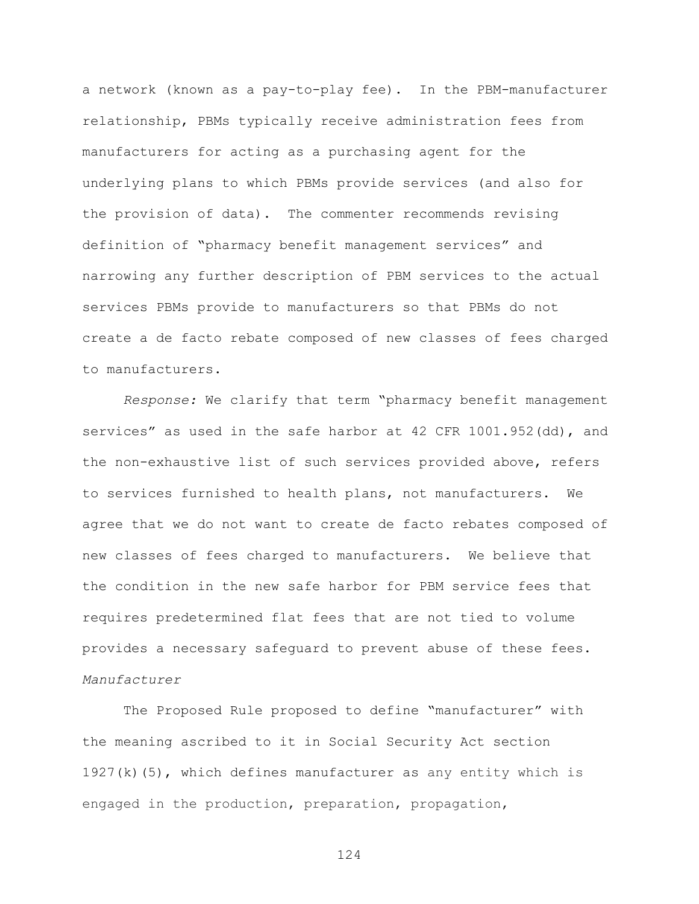a network (known as a pay-to-play fee). In the PBM-manufacturer relationship, PBMs typically receive administration fees from manufacturers for acting as a purchasing agent for the underlying plans to which PBMs provide services (and also for the provision of data). The commenter recommends revising definition of "pharmacy benefit management services" and narrowing any further description of PBM services to the actual services PBMs provide to manufacturers so that PBMs do not create a de facto rebate composed of new classes of fees charged to manufacturers.

*Response:* We clarify that term "pharmacy benefit management services" as used in the safe harbor at 42 CFR 1001.952(dd), and the non-exhaustive list of such services provided above, refers to services furnished to health plans, not manufacturers. We agree that we do not want to create de facto rebates composed of new classes of fees charged to manufacturers. We believe that the condition in the new safe harbor for PBM service fees that requires predetermined flat fees that are not tied to volume provides a necessary safeguard to prevent abuse of these fees.

*Manufacturer*

The Proposed Rule proposed to define "manufacturer" with the meaning ascribed to it in Social Security Act section 1927(k)(5), which defines manufacturer as any entity which is engaged in the production, preparation, propagation,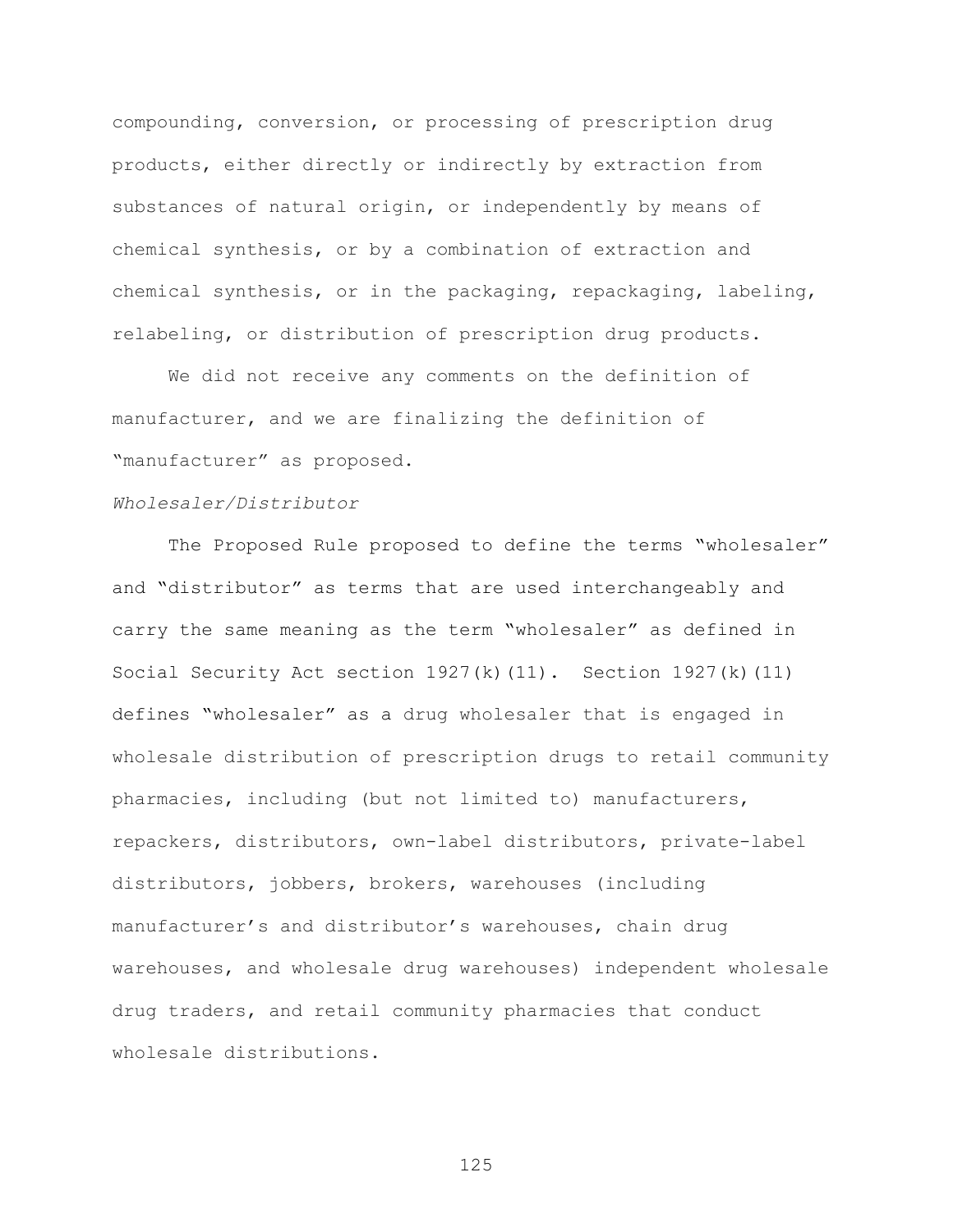compounding, conversion, or processing of prescription drug products, either directly or indirectly by extraction from substances of natural origin, or independently by means of chemical synthesis, or by a combination of extraction and chemical synthesis, or in the packaging, repackaging, labeling, relabeling, or distribution of prescription drug products.

We did not receive any comments on the definition of manufacturer, and we are finalizing the definition of "manufacturer" as proposed.

*Wholesaler/Distributor*

The Proposed Rule proposed to define the terms "wholesaler" and "distributor" as terms that are used interchangeably and carry the same meaning as the term "wholesaler" as defined in Social Security Act section 1927(k)(11). Section 1927(k)(11) defines "wholesaler" as a drug wholesaler that is engaged in wholesale distribution of prescription drugs to retail community pharmacies, including (but not limited to) manufacturers, repackers, distributors, own-label distributors, private-label distributors, jobbers, brokers, warehouses (including manufacturer's and distributor's warehouses, chain drug warehouses, and wholesale drug warehouses) independent wholesale drug traders, and retail community pharmacies that conduct wholesale distributions.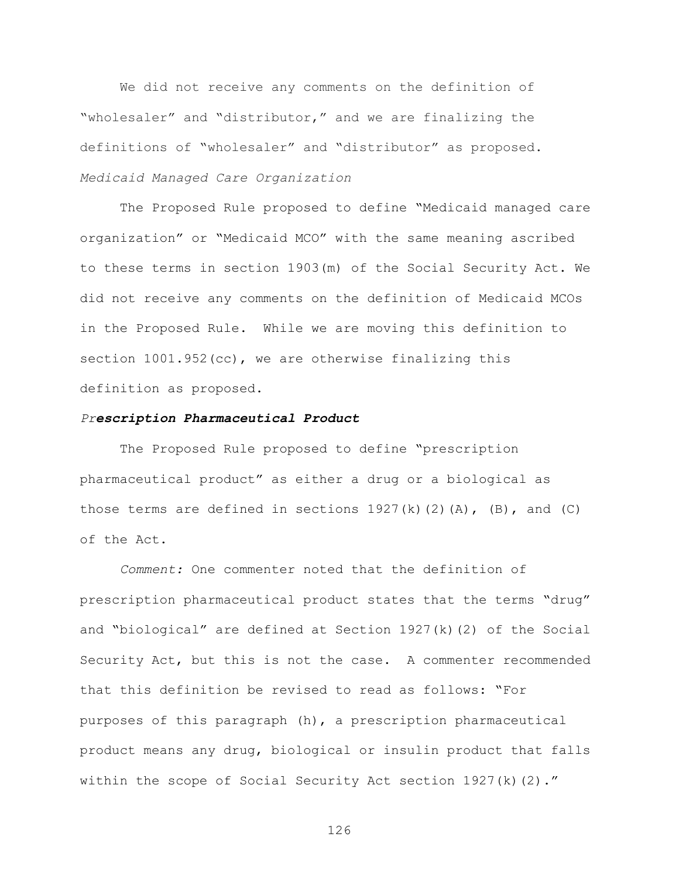We did not receive any comments on the definition of "wholesaler" and "distributor," and we are finalizing the definitions of "wholesaler" and "distributor" as proposed.

*Medicaid Managed Care Organization*

The Proposed Rule proposed to define "Medicaid managed care organization" or "Medicaid MCO" with the same meaning ascribed to these terms in section 1903(m) of the Social Security Act. We did not receive any comments on the definition of Medicaid MCOs in the Proposed Rule. While we are moving this definition to section 1001.952(cc), we are otherwise finalizing this definition as proposed.

***Prescription Pharmaceutical Product***

The Proposed Rule proposed to define "prescription pharmaceutical product" as either a drug or a biological as those terms are defined in sections 1927(k)(2)(A), (B), and (C) of the Act.

*Comment:* One commenter noted that the definition of prescription pharmaceutical product states that the terms "drug" and "biological" are defined at Section 1927(k)(2) of the Social Security Act, but this is not the case. A commenter recommended that this definition be revised to read as follows: "For purposes of this paragraph (h), a prescription pharmaceutical product means any drug, biological or insulin product that falls within the scope of Social Security Act section 1927(k)(2)."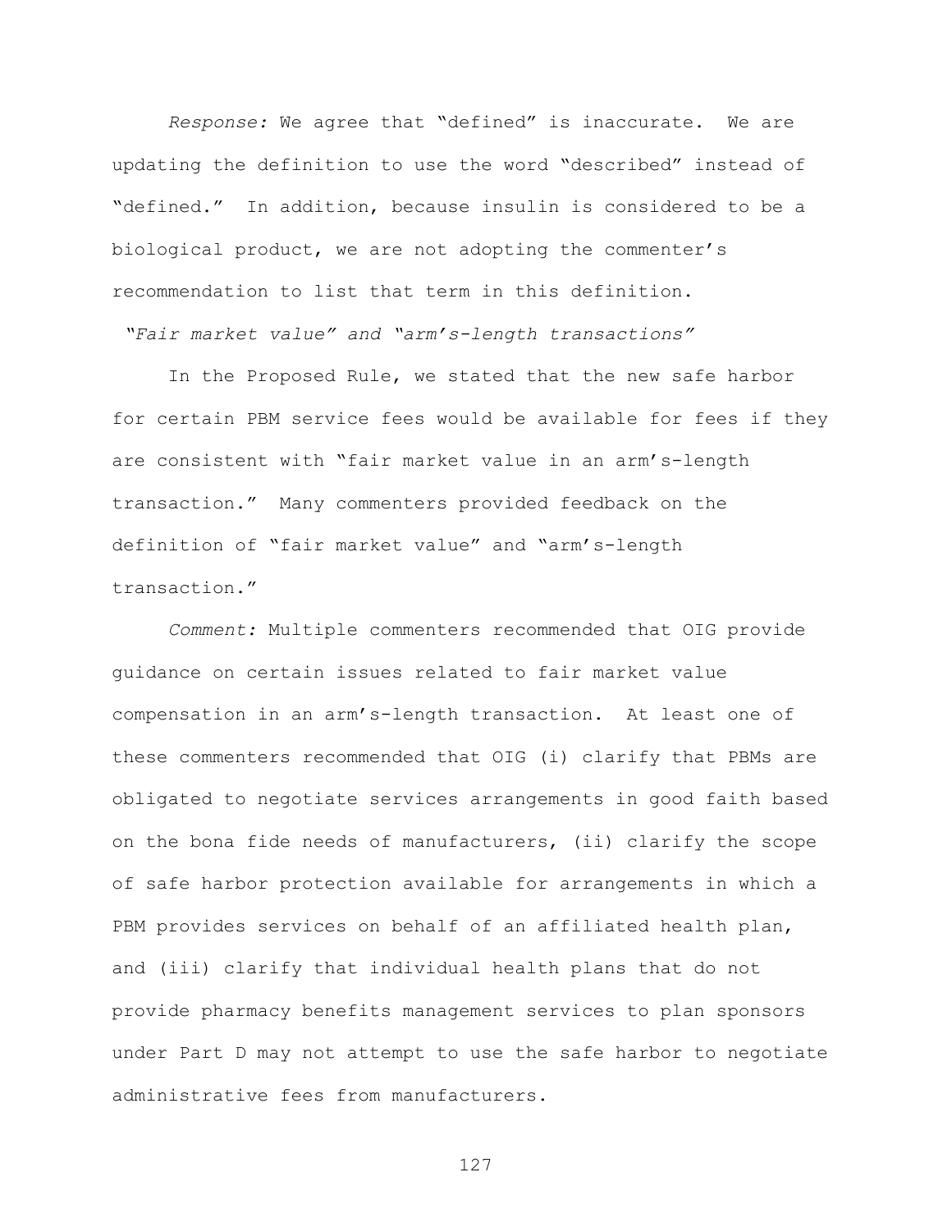*Response:* We agree that "defined" is inaccurate. We are updating the definition to use the word "described" instead of "defined." In addition, because insulin is considered to be a biological product, we are not adopting the commenter's recommendation to list that term in this definition.

*"Fair market value" and "arm's-length transactions"*

In the Proposed Rule, we stated that the new safe harbor for certain PBM service fees would be available for fees if they are consistent with "fair market value in an arm's-length transaction." Many commenters provided feedback on the definition of "fair market value" and "arm's-length transaction."

*Comment:* Multiple commenters recommended that OIG provide guidance on certain issues related to fair market value compensation in an arm's-length transaction. At least one of these commenters recommended that OIG (i) clarify that PBMs are obligated to negotiate services arrangements in good faith based on the bona fide needs of manufacturers, (ii) clarify the scope of safe harbor protection available for arrangements in which a PBM provides services on behalf of an affiliated health plan, and (iii) clarify that individual health plans that do not provide pharmacy benefits management services to plan sponsors under Part D may not attempt to use the safe harbor to negotiate administrative fees from manufacturers.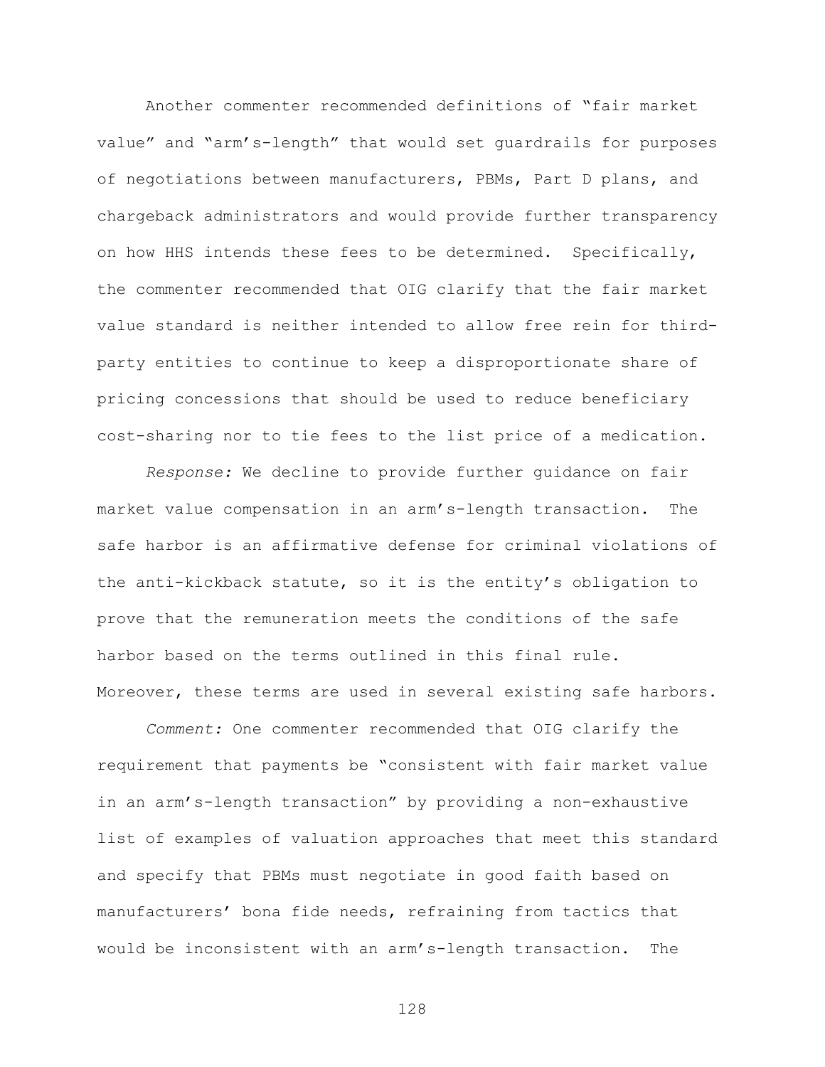Another commenter recommended definitions of "fair market value" and "arm's-length" that would set guardrails for purposes of negotiations between manufacturers, PBMs, Part D plans, and chargeback administrators and would provide further transparency on how HHS intends these fees to be determined. Specifically, the commenter recommended that OIG clarify that the fair market value standard is neither intended to allow free rein for third-party entities to continue to keep a disproportionate share of pricing concessions that should be used to reduce beneficiary cost-sharing nor to tie fees to the list price of a medication.

*Response:* We decline to provide further guidance on fair market value compensation in an arm's-length transaction. The safe harbor is an affirmative defense for criminal violations of the anti-kickback statute, so it is the entity's obligation to prove that the remuneration meets the conditions of the safe harbor based on the terms outlined in this final rule. Moreover, these terms are used in several existing safe harbors.

*Comment:* One commenter recommended that OIG clarify the requirement that payments be "consistent with fair market value in an arm's-length transaction" by providing a non-exhaustive list of examples of valuation approaches that meet this standard and specify that PBMs must negotiate in good faith based on manufacturers' bona fide needs, refraining from tactics that would be inconsistent with an arm's-length transaction. The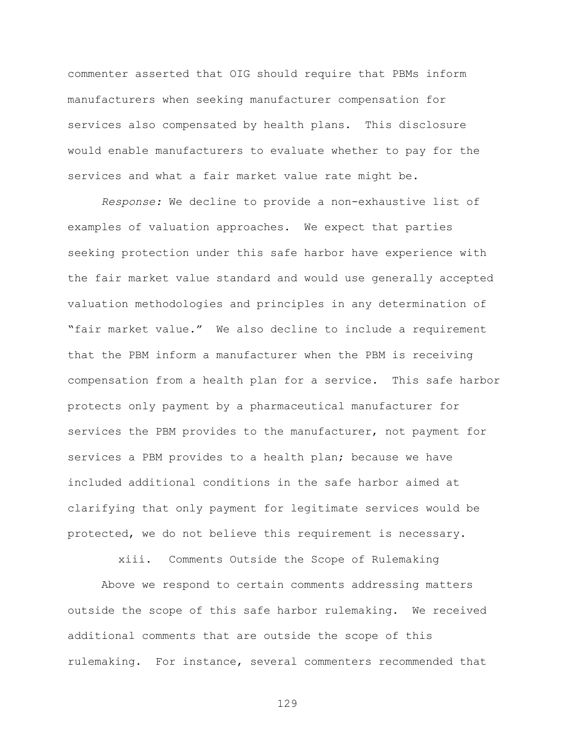commenter asserted that OIG should require that PBMs inform manufacturers when seeking manufacturer compensation for services also compensated by health plans. This disclosure would enable manufacturers to evaluate whether to pay for the services and what a fair market value rate might be.

*Response:* We decline to provide a non-exhaustive list of examples of valuation approaches. We expect that parties seeking protection under this safe harbor have experience with the fair market value standard and would use generally accepted valuation methodologies and principles in any determination of "fair market value." We also decline to include a requirement that the PBM inform a manufacturer when the PBM is receiving compensation from a health plan for a service. This safe harbor protects only payment by a pharmaceutical manufacturer for services the PBM provides to the manufacturer, not payment for services a PBM provides to a health plan; because we have included additional conditions in the safe harbor aimed at clarifying that only payment for legitimate services would be protected, we do not believe this requirement is necessary.

xiii. Comments Outside the Scope of Rulemaking

Above we respond to certain comments addressing matters outside the scope of this safe harbor rulemaking. We received additional comments that are outside the scope of this rulemaking. For instance, several commenters recommended that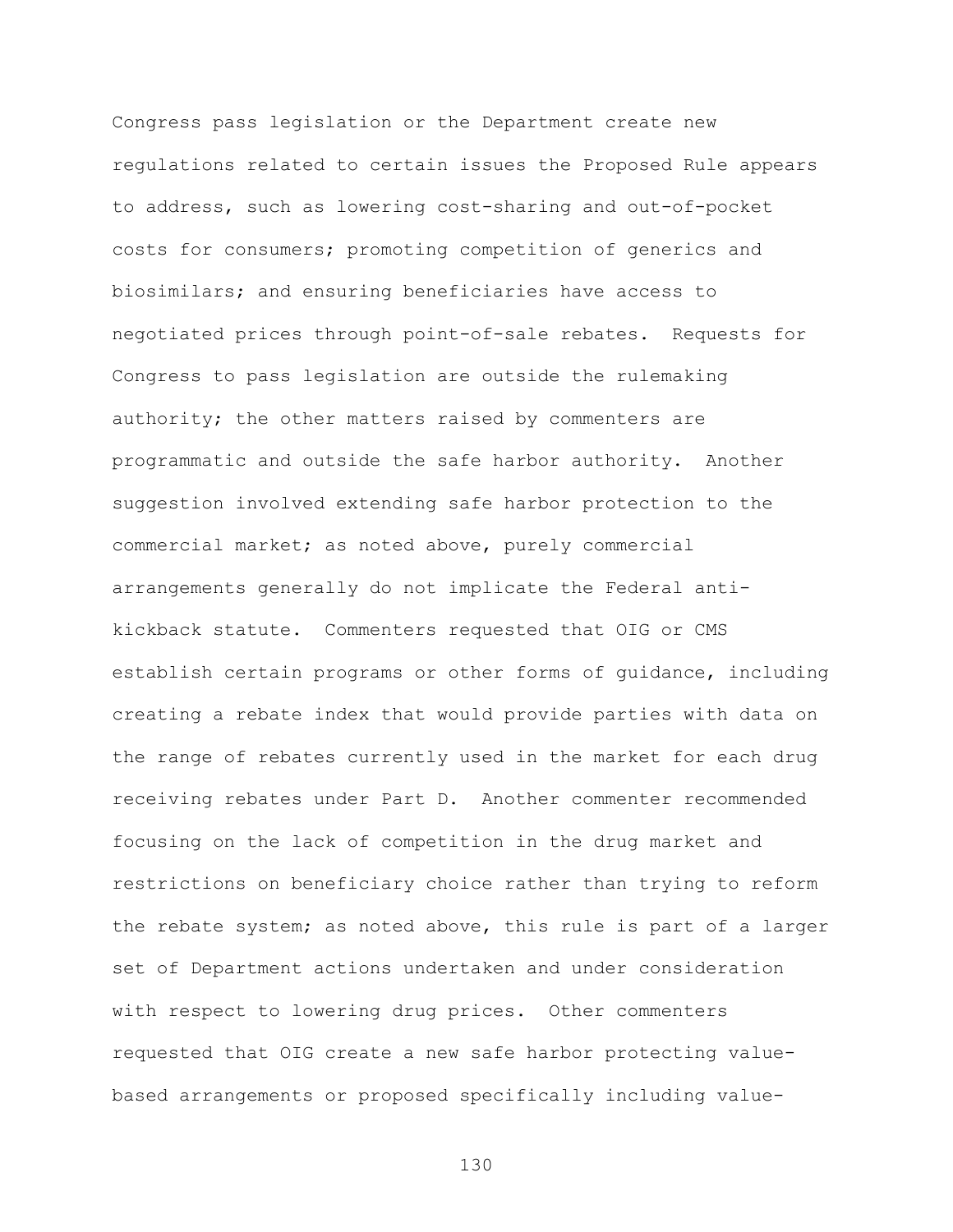Congress pass legislation or the Department create new regulations related to certain issues the Proposed Rule appears to address, such as lowering cost-sharing and out-of-pocket costs for consumers; promoting competition of generics and biosimilars; and ensuring beneficiaries have access to negotiated prices through point-of-sale rebates. Requests for Congress to pass legislation are outside the rulemaking authority; the other matters raised by commenters are programmatic and outside the safe harbor authority. Another suggestion involved extending safe harbor protection to the commercial market; as noted above, purely commercial arrangements generally do not implicate the Federal anti-kickback statute. Commenters requested that OIG or CMS establish certain programs or other forms of guidance, including creating a rebate index that would provide parties with data on the range of rebates currently used in the market for each drug receiving rebates under Part D. Another commenter recommended focusing on the lack of competition in the drug market and restrictions on beneficiary choice rather than trying to reform the rebate system; as noted above, this rule is part of a larger set of Department actions undertaken and under consideration with respect to lowering drug prices. Other commenters requested that OIG create a new safe harbor protecting value-based arrangements or proposed specifically including value-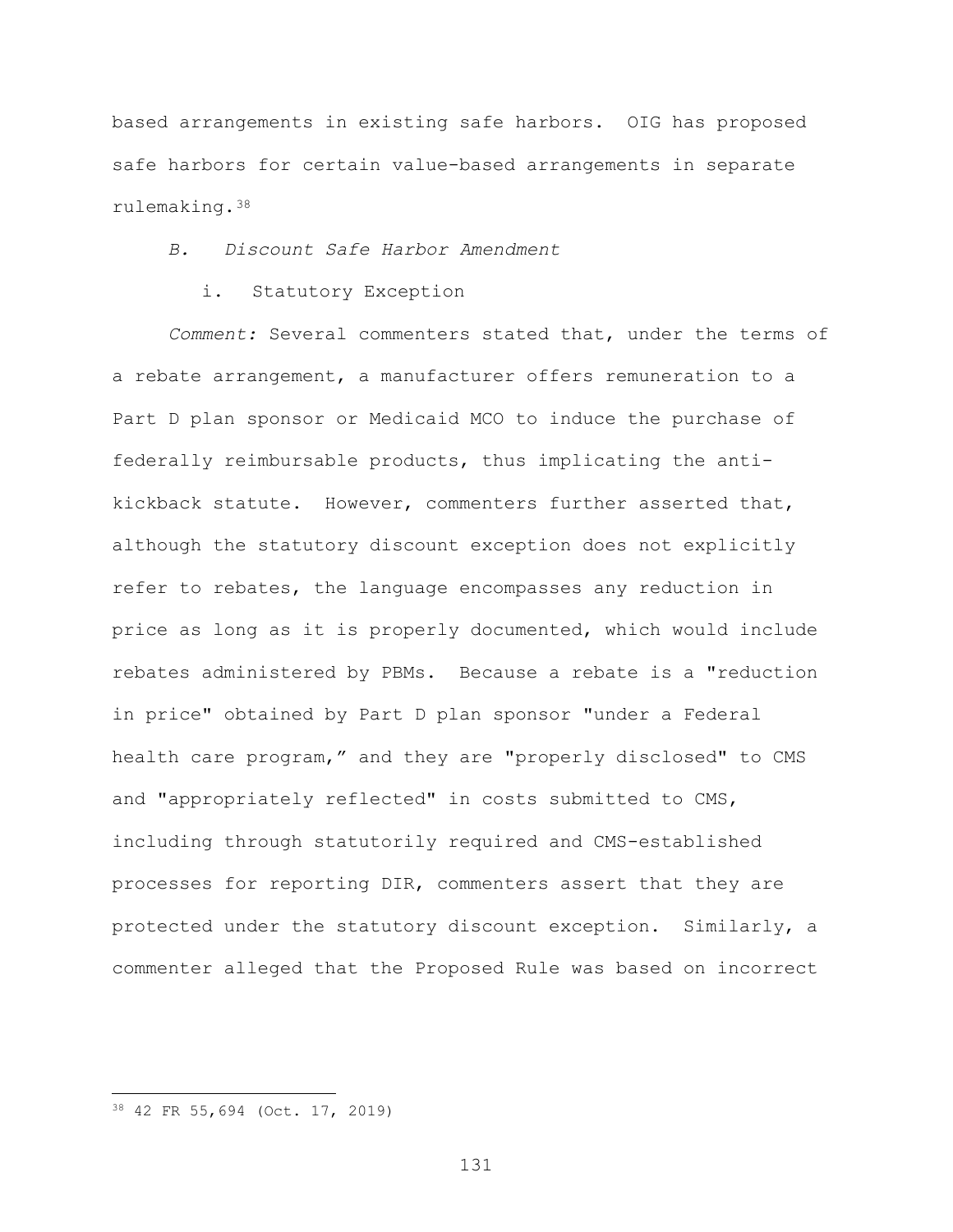based arrangements in existing safe harbors. OIG has proposed safe harbors for certain value-based arrangements in separate rulemaking.[38]

*B. Discount Safe Harbor Amendment*

i. Statutory Exception

*Comment:* Several commenters stated that, under the terms of a rebate arrangement, a manufacturer offers remuneration to a Part D plan sponsor or Medicaid MCO to induce the purchase of federally reimbursable products, thus implicating the anti-kickback statute. However, commenters further asserted that, although the statutory discount exception does not explicitly refer to rebates, the language encompasses any reduction in price as long as it is properly documented, which would include rebates administered by PBMs. Because a rebate is a "reduction in price" obtained by Part D plan sponsor "under a Federal health care program," and they are "properly disclosed" to CMS and "appropriately reflected" in costs submitted to CMS, including through statutorily required and CMS-established processes for reporting DIR, commenters assert that they are protected under the statutory discount exception. Similarly, a commenter alleged that the Proposed Rule was based on incorrect

[38] 42 FR 55,694 (Oct. 17, 2019)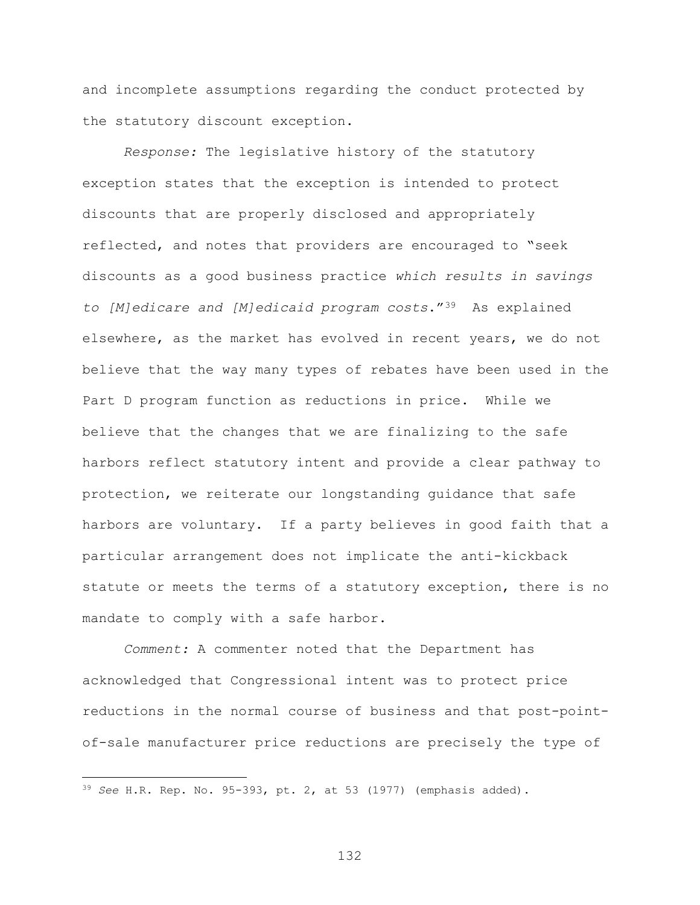and incomplete assumptions regarding the conduct protected by the statutory discount exception.

*Response:* The legislative history of the statutory exception states that the exception is intended to protect discounts that are properly disclosed and appropriately reflected, and notes that providers are encouraged to "seek discounts as a good business practice *which results in savings to [M]edicare and [M]edicaid program costs*."[39] As explained elsewhere, as the market has evolved in recent years, we do not believe that the way many types of rebates have been used in the Part D program function as reductions in price. While we believe that the changes that we are finalizing to the safe harbors reflect statutory intent and provide a clear pathway to protection, we reiterate our longstanding guidance that safe harbors are voluntary. If a party believes in good faith that a particular arrangement does not implicate the anti-kickback statute or meets the terms of a statutory exception, there is no mandate to comply with a safe harbor.

*Comment:* A commenter noted that the Department has acknowledged that Congressional intent was to protect price reductions in the normal course of business and that post-point-of-sale manufacturer price reductions are precisely the type of

---

[39] *See* H.R. Rep. No. 95-393, pt. 2, at 53 (1977) (emphasis added).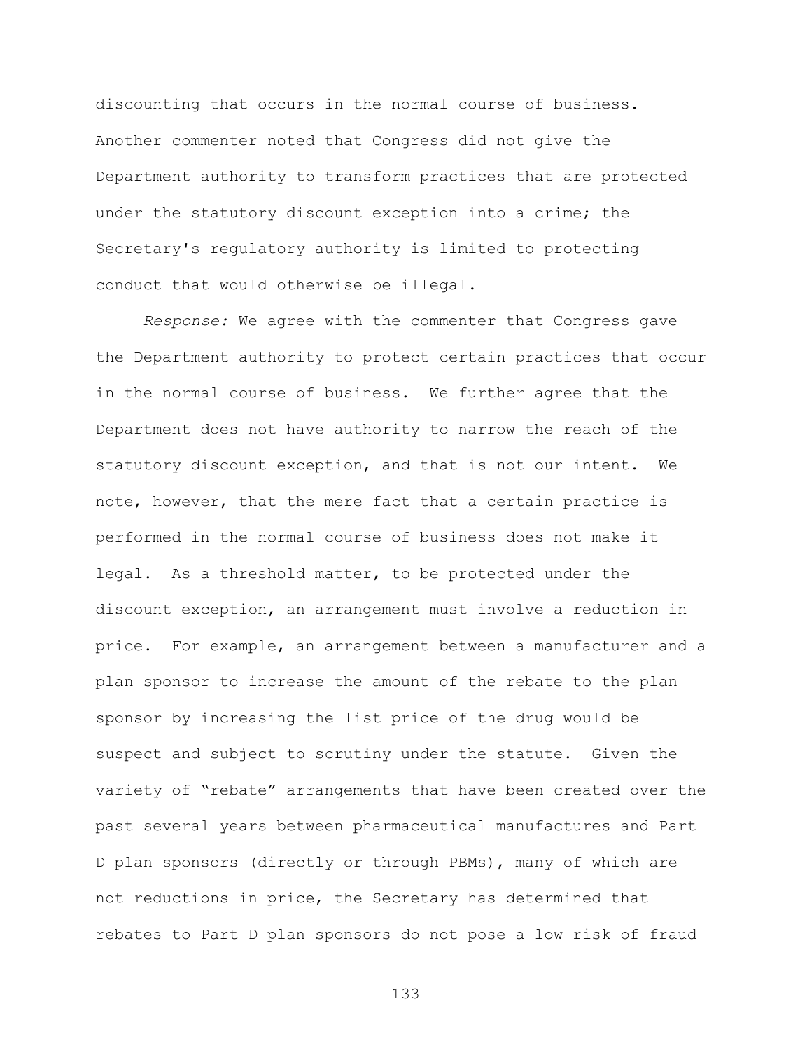discounting that occurs in the normal course of business. Another commenter noted that Congress did not give the Department authority to transform practices that are protected under the statutory discount exception into a crime; the Secretary's regulatory authority is limited to protecting conduct that would otherwise be illegal.

*Response:* We agree with the commenter that Congress gave the Department authority to protect certain practices that occur in the normal course of business. We further agree that the Department does not have authority to narrow the reach of the statutory discount exception, and that is not our intent. We note, however, that the mere fact that a certain practice is performed in the normal course of business does not make it legal. As a threshold matter, to be protected under the discount exception, an arrangement must involve a reduction in price. For example, an arrangement between a manufacturer and a plan sponsor to increase the amount of the rebate to the plan sponsor by increasing the list price of the drug would be suspect and subject to scrutiny under the statute. Given the variety of "rebate" arrangements that have been created over the past several years between pharmaceutical manufactures and Part D plan sponsors (directly or through PBMs), many of which are not reductions in price, the Secretary has determined that rebates to Part D plan sponsors do not pose a low risk of fraud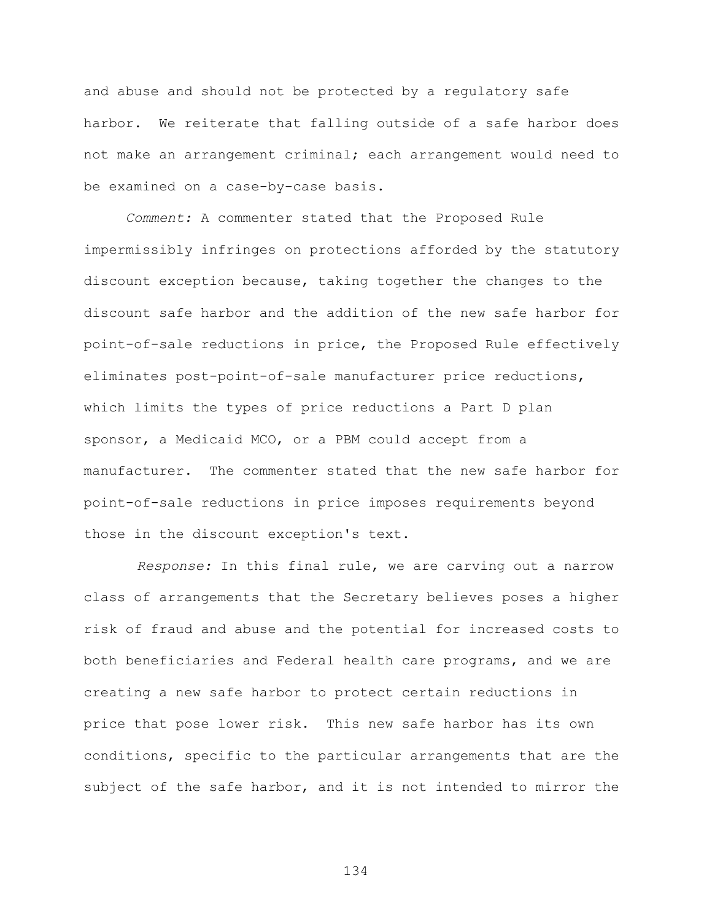and abuse and should not be protected by a regulatory safe harbor. We reiterate that falling outside of a safe harbor does not make an arrangement criminal; each arrangement would need to be examined on a case-by-case basis.

*Comment:* A commenter stated that the Proposed Rule impermissibly infringes on protections afforded by the statutory discount exception because, taking together the changes to the discount safe harbor and the addition of the new safe harbor for point-of-sale reductions in price, the Proposed Rule effectively eliminates post-point-of-sale manufacturer price reductions, which limits the types of price reductions a Part D plan sponsor, a Medicaid MCO, or a PBM could accept from a manufacturer. The commenter stated that the new safe harbor for point-of-sale reductions in price imposes requirements beyond those in the discount exception's text.

*Response:* In this final rule, we are carving out a narrow class of arrangements that the Secretary believes poses a higher risk of fraud and abuse and the potential for increased costs to both beneficiaries and Federal health care programs, and we are creating a new safe harbor to protect certain reductions in price that pose lower risk. This new safe harbor has its own conditions, specific to the particular arrangements that are the subject of the safe harbor, and it is not intended to mirror the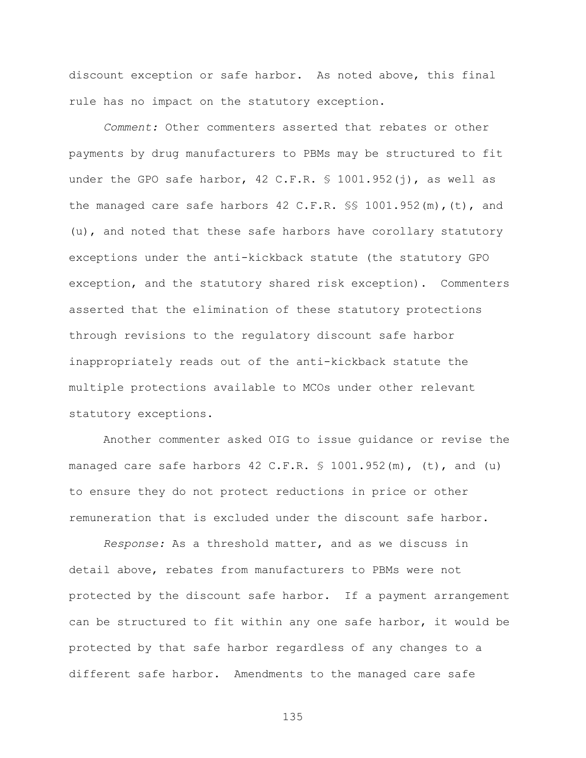discount exception or safe harbor. As noted above, this final rule has no impact on the statutory exception.

*Comment:* Other commenters asserted that rebates or other payments by drug manufacturers to PBMs may be structured to fit under the GPO safe harbor, 42 C.F.R. § 1001.952(j), as well as the managed care safe harbors 42 C.F.R. §§ 1001.952(m),(t), and (u), and noted that these safe harbors have corollary statutory exceptions under the anti-kickback statute (the statutory GPO exception, and the statutory shared risk exception). Commenters asserted that the elimination of these statutory protections through revisions to the regulatory discount safe harbor inappropriately reads out of the anti-kickback statute the multiple protections available to MCOs under other relevant statutory exceptions.

Another commenter asked OIG to issue guidance or revise the managed care safe harbors 42 C.F.R. § 1001.952(m), (t), and (u) to ensure they do not protect reductions in price or other remuneration that is excluded under the discount safe harbor.

*Response:* As a threshold matter, and as we discuss in detail above, rebates from manufacturers to PBMs were not protected by the discount safe harbor. If a payment arrangement can be structured to fit within any one safe harbor, it would be protected by that safe harbor regardless of any changes to a different safe harbor. Amendments to the managed care safe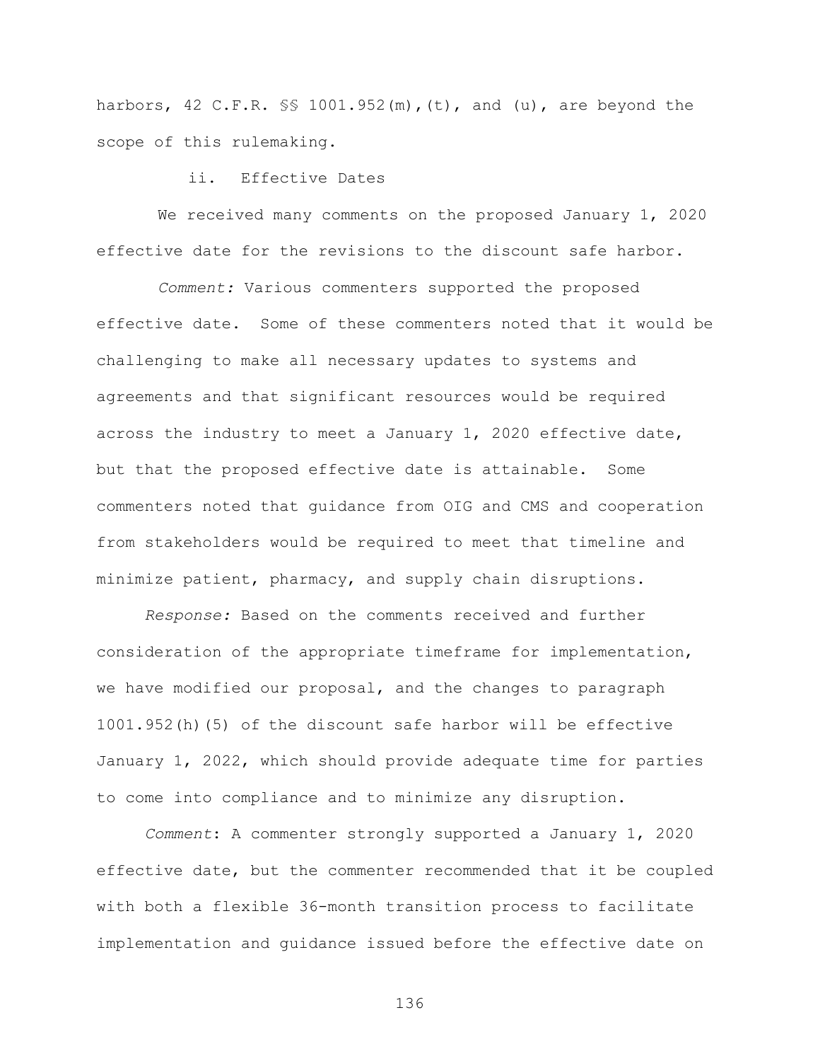harbors, 42 C.F.R. §§ 1001.952(m),(t), and (u), are beyond the scope of this rulemaking.

ii. Effective Dates

We received many comments on the proposed January 1, 2020 effective date for the revisions to the discount safe harbor.

*Comment:* Various commenters supported the proposed effective date. Some of these commenters noted that it would be challenging to make all necessary updates to systems and agreements and that significant resources would be required across the industry to meet a January 1, 2020 effective date, but that the proposed effective date is attainable. Some commenters noted that guidance from OIG and CMS and cooperation from stakeholders would be required to meet that timeline and minimize patient, pharmacy, and supply chain disruptions.

*Response:* Based on the comments received and further consideration of the appropriate timeframe for implementation, we have modified our proposal, and the changes to paragraph 1001.952(h)(5) of the discount safe harbor will be effective January 1, 2022, which should provide adequate time for parties to come into compliance and to minimize any disruption.

*Comment*: A commenter strongly supported a January 1, 2020 effective date, but the commenter recommended that it be coupled with both a flexible 36-month transition process to facilitate implementation and guidance issued before the effective date on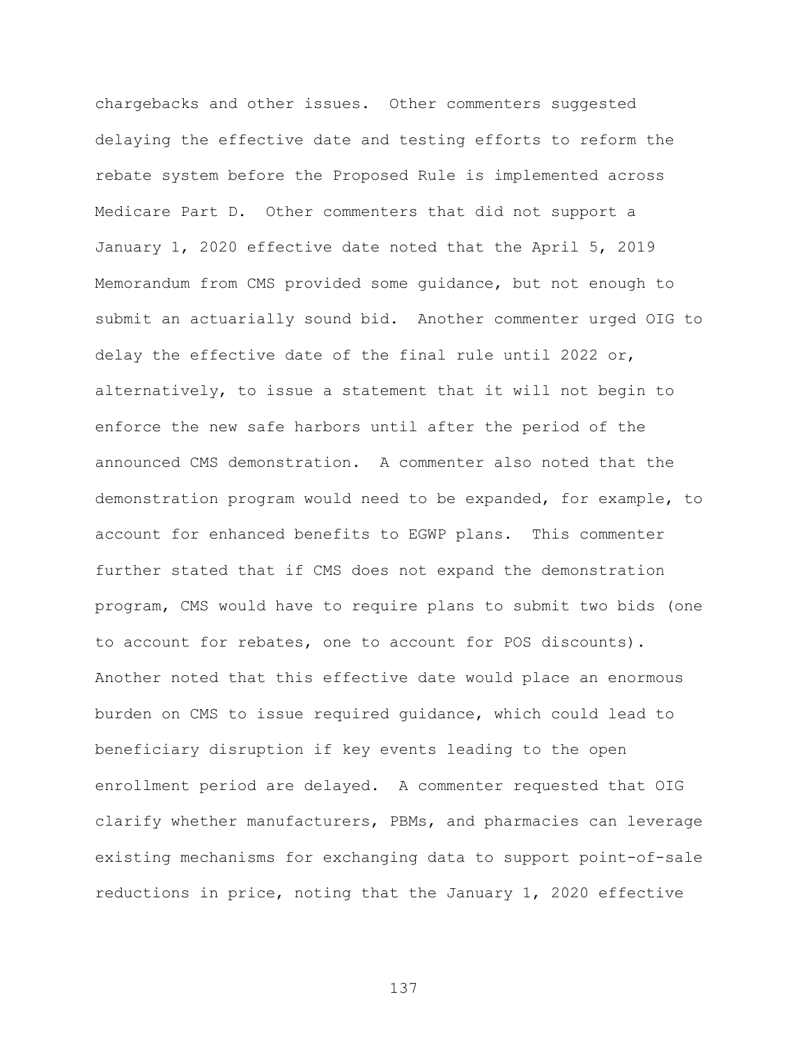chargebacks and other issues. Other commenters suggested delaying the effective date and testing efforts to reform the rebate system before the Proposed Rule is implemented across Medicare Part D. Other commenters that did not support a January 1, 2020 effective date noted that the April 5, 2019 Memorandum from CMS provided some guidance, but not enough to submit an actuarially sound bid. Another commenter urged OIG to delay the effective date of the final rule until 2022 or, alternatively, to issue a statement that it will not begin to enforce the new safe harbors until after the period of the announced CMS demonstration. A commenter also noted that the demonstration program would need to be expanded, for example, to account for enhanced benefits to EGWP plans. This commenter further stated that if CMS does not expand the demonstration program, CMS would have to require plans to submit two bids (one to account for rebates, one to account for POS discounts). Another noted that this effective date would place an enormous burden on CMS to issue required guidance, which could lead to beneficiary disruption if key events leading to the open enrollment period are delayed. A commenter requested that OIG clarify whether manufacturers, PBMs, and pharmacies can leverage existing mechanisms for exchanging data to support point-of-sale reductions in price, noting that the January 1, 2020 effective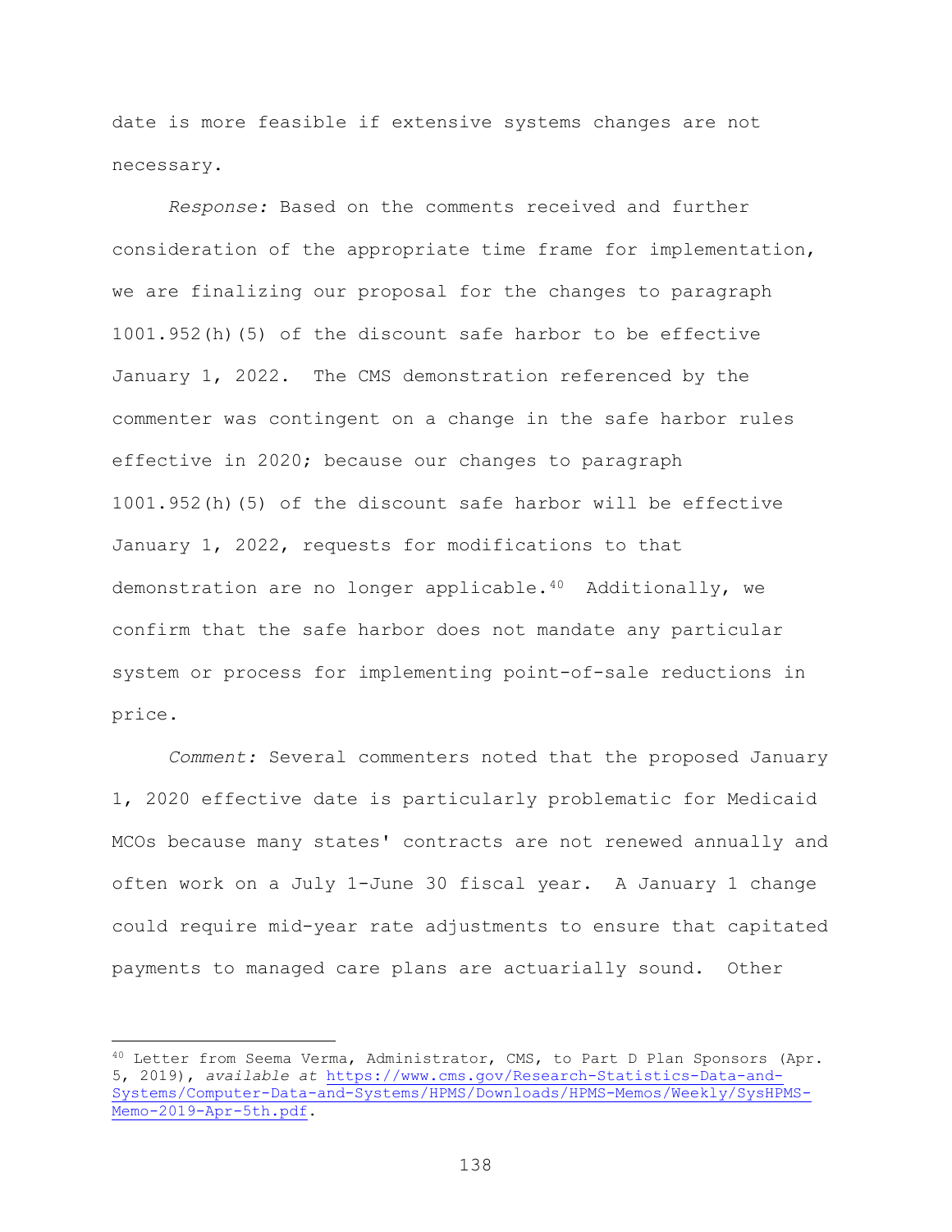date is more feasible if extensive systems changes are not necessary.

*Response:* Based on the comments received and further consideration of the appropriate time frame for implementation, we are finalizing our proposal for the changes to paragraph 1001.952(h)(5) of the discount safe harbor to be effective January 1, 2022. The CMS demonstration referenced by the commenter was contingent on a change in the safe harbor rules effective in 2020; because our changes to paragraph 1001.952(h)(5) of the discount safe harbor will be effective January 1, 2022, requests for modifications to that demonstration are no longer applicable.[40] Additionally, we confirm that the safe harbor does not mandate any particular system or process for implementing point-of-sale reductions in price.

*Comment:* Several commenters noted that the proposed January 1, 2020 effective date is particularly problematic for Medicaid MCOs because many states' contracts are not renewed annually and often work on a July 1-June 30 fiscal year. A January 1 change could require mid-year rate adjustments to ensure that capitated payments to managed care plans are actuarially sound. Other

---

[40] Letter from Seema Verma, Administrator, CMS, to Part D Plan Sponsors (Apr. 5, 2019), *available at* https://www.cms.gov/Research-Statistics-Data-and-Systems/Computer-Data-and-Systems/HPMS/Downloads/HPMS-Memos/Weekly/SysHPMS-Memo-2019-Apr-5th.pdf.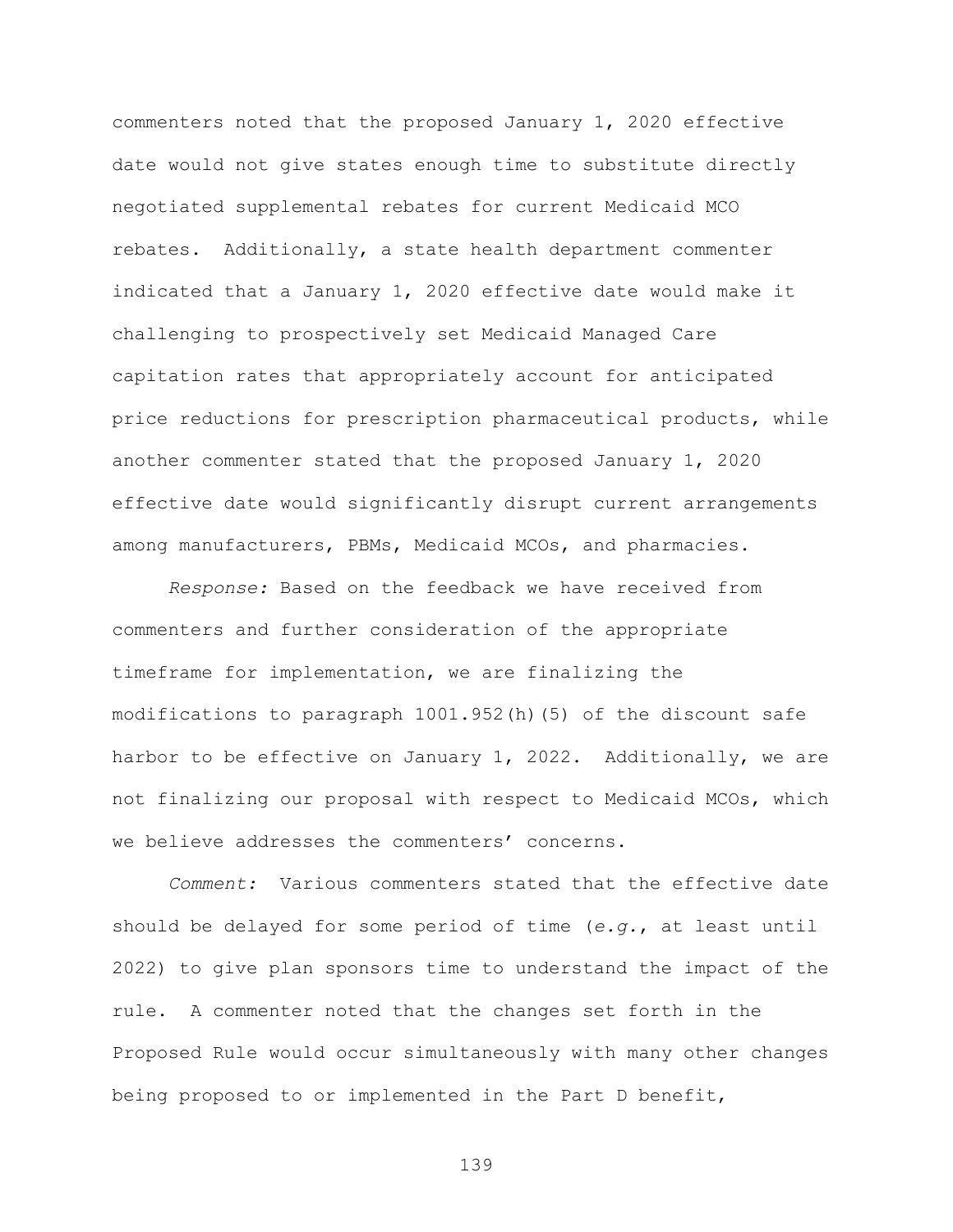commenters noted that the proposed January 1, 2020 effective date would not give states enough time to substitute directly negotiated supplemental rebates for current Medicaid MCO rebates. Additionally, a state health department commenter indicated that a January 1, 2020 effective date would make it challenging to prospectively set Medicaid Managed Care capitation rates that appropriately account for anticipated price reductions for prescription pharmaceutical products, while another commenter stated that the proposed January 1, 2020 effective date would significantly disrupt current arrangements among manufacturers, PBMs, Medicaid MCOs, and pharmacies.

*Response:* Based on the feedback we have received from commenters and further consideration of the appropriate timeframe for implementation, we are finalizing the modifications to paragraph 1001.952(h)(5) of the discount safe harbor to be effective on January 1, 2022. Additionally, we are not finalizing our proposal with respect to Medicaid MCOs, which we believe addresses the commenters' concerns.

*Comment:* Various commenters stated that the effective date should be delayed for some period of time (*e.g.*, at least until 2022) to give plan sponsors time to understand the impact of the rule. A commenter noted that the changes set forth in the Proposed Rule would occur simultaneously with many other changes being proposed to or implemented in the Part D benefit,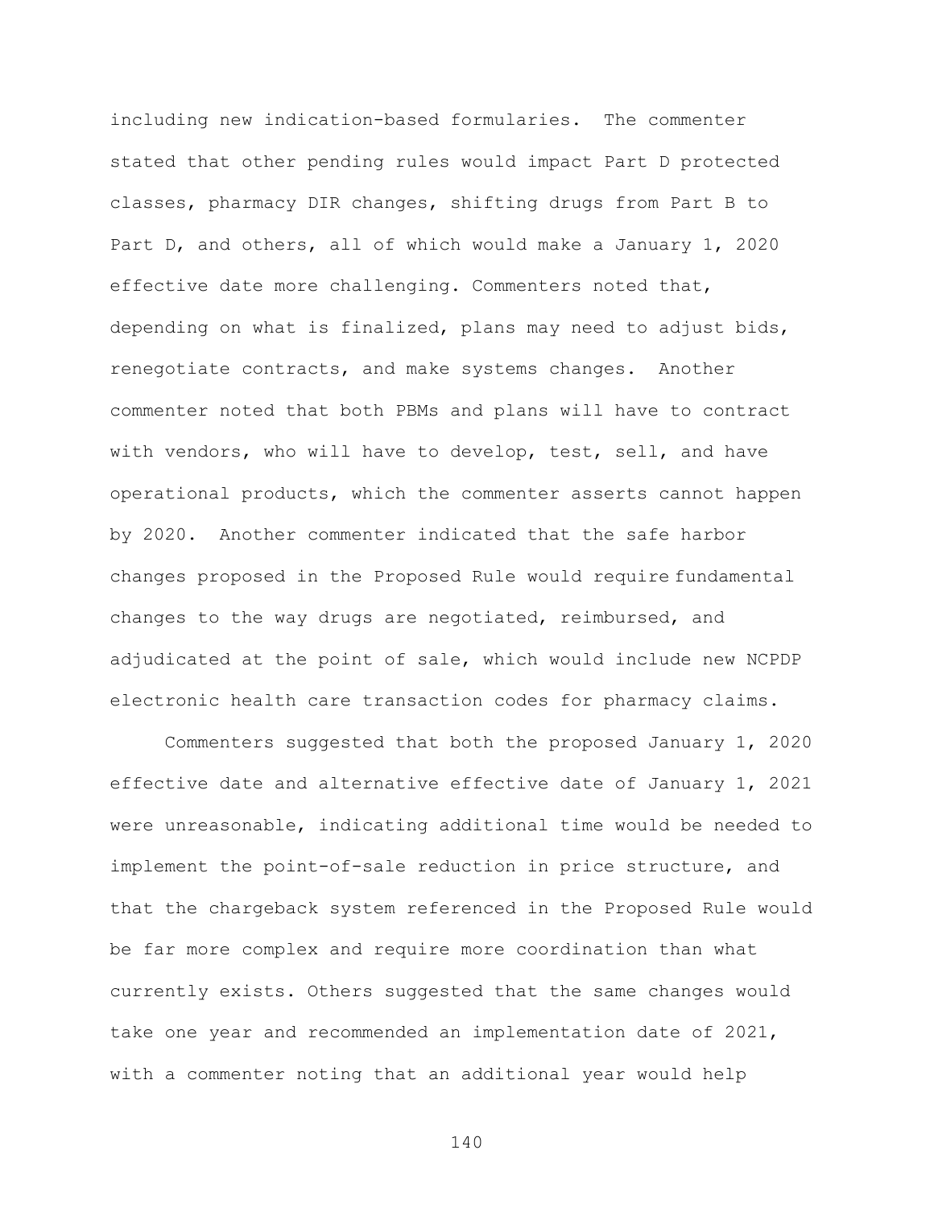including new indication-based formularies. The commenter stated that other pending rules would impact Part D protected classes, pharmacy DIR changes, shifting drugs from Part B to Part D, and others, all of which would make a January 1, 2020 effective date more challenging. Commenters noted that, depending on what is finalized, plans may need to adjust bids, renegotiate contracts, and make systems changes. Another commenter noted that both PBMs and plans will have to contract with vendors, who will have to develop, test, sell, and have operational products, which the commenter asserts cannot happen by 2020. Another commenter indicated that the safe harbor changes proposed in the Proposed Rule would require fundamental changes to the way drugs are negotiated, reimbursed, and adjudicated at the point of sale, which would include new NCPDP electronic health care transaction codes for pharmacy claims.

Commenters suggested that both the proposed January 1, 2020 effective date and alternative effective date of January 1, 2021 were unreasonable, indicating additional time would be needed to implement the point-of-sale reduction in price structure, and that the chargeback system referenced in the Proposed Rule would be far more complex and require more coordination than what currently exists. Others suggested that the same changes would take one year and recommended an implementation date of 2021, with a commenter noting that an additional year would help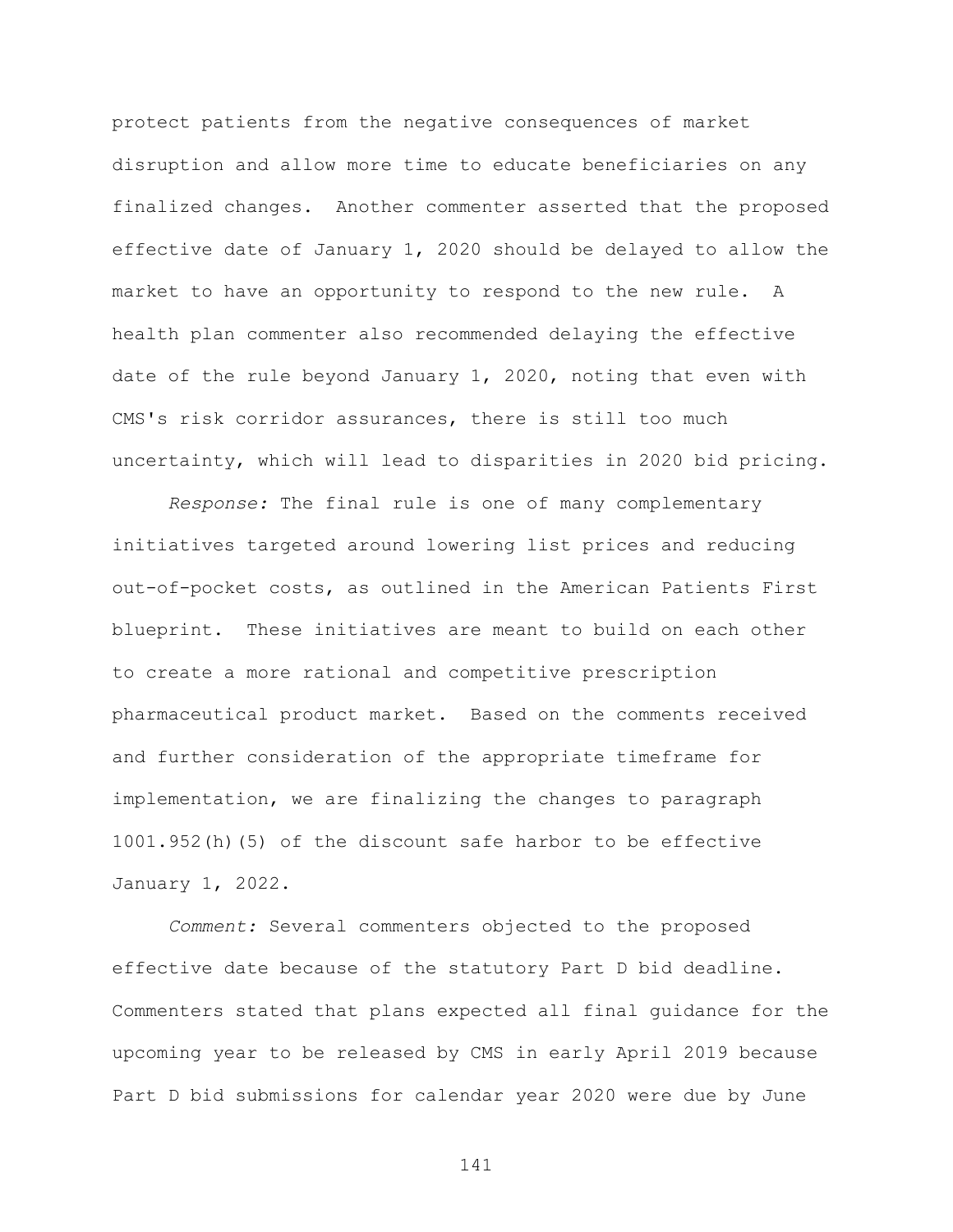protect patients from the negative consequences of market disruption and allow more time to educate beneficiaries on any finalized changes. Another commenter asserted that the proposed effective date of January 1, 2020 should be delayed to allow the market to have an opportunity to respond to the new rule. A health plan commenter also recommended delaying the effective date of the rule beyond January 1, 2020, noting that even with CMS's risk corridor assurances, there is still too much uncertainty, which will lead to disparities in 2020 bid pricing.

*Response:* The final rule is one of many complementary initiatives targeted around lowering list prices and reducing out-of-pocket costs, as outlined in the American Patients First blueprint. These initiatives are meant to build on each other to create a more rational and competitive prescription pharmaceutical product market. Based on the comments received and further consideration of the appropriate timeframe for implementation, we are finalizing the changes to paragraph 1001.952(h)(5) of the discount safe harbor to be effective January 1, 2022.

*Comment:* Several commenters objected to the proposed effective date because of the statutory Part D bid deadline. Commenters stated that plans expected all final guidance for the upcoming year to be released by CMS in early April 2019 because Part D bid submissions for calendar year 2020 were due by June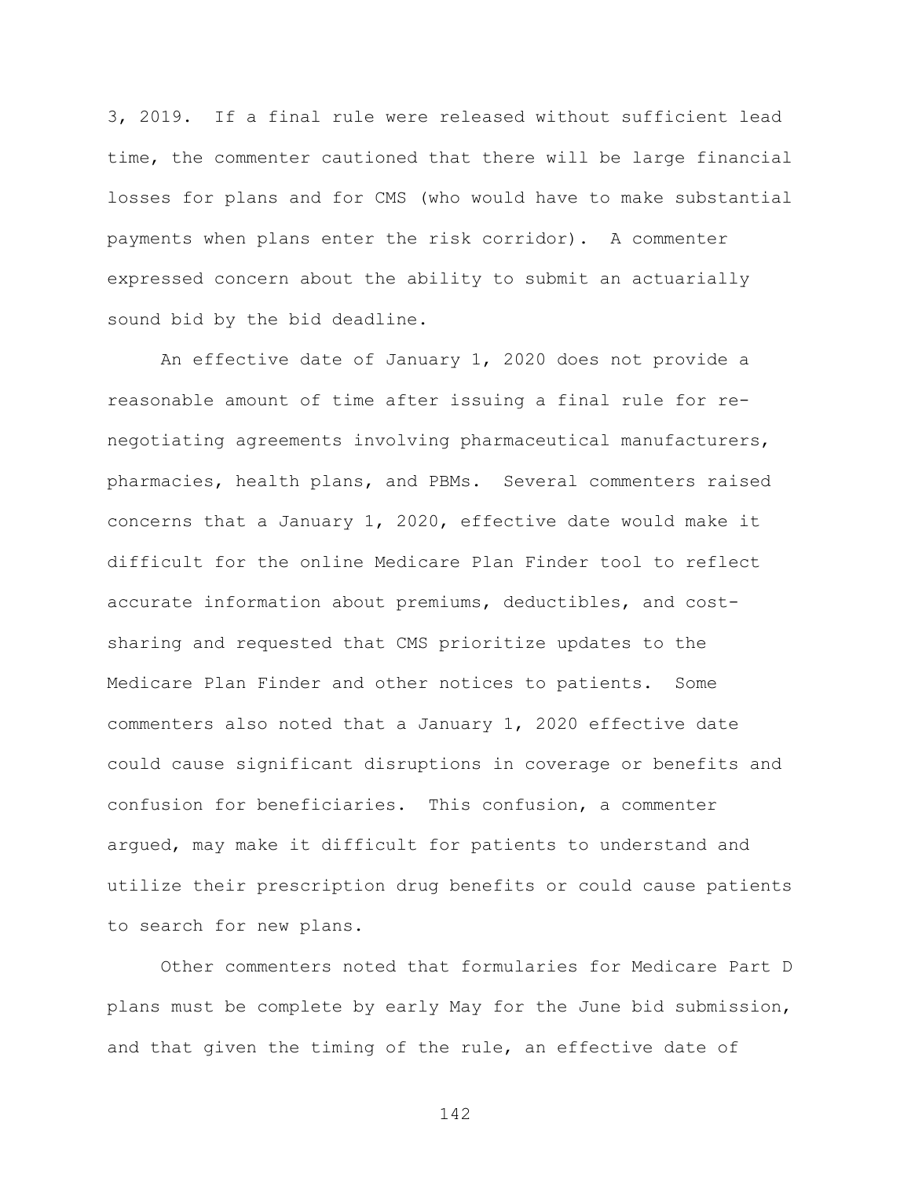3, 2019. If a final rule were released without sufficient lead time, the commenter cautioned that there will be large financial losses for plans and for CMS (who would have to make substantial payments when plans enter the risk corridor). A commenter expressed concern about the ability to submit an actuarially sound bid by the bid deadline.

An effective date of January 1, 2020 does not provide a reasonable amount of time after issuing a final rule for re-negotiating agreements involving pharmaceutical manufacturers, pharmacies, health plans, and PBMs. Several commenters raised concerns that a January 1, 2020, effective date would make it difficult for the online Medicare Plan Finder tool to reflect accurate information about premiums, deductibles, and cost-sharing and requested that CMS prioritize updates to the Medicare Plan Finder and other notices to patients. Some commenters also noted that a January 1, 2020 effective date could cause significant disruptions in coverage or benefits and confusion for beneficiaries. This confusion, a commenter argued, may make it difficult for patients to understand and utilize their prescription drug benefits or could cause patients to search for new plans.

Other commenters noted that formularies for Medicare Part D plans must be complete by early May for the June bid submission, and that given the timing of the rule, an effective date of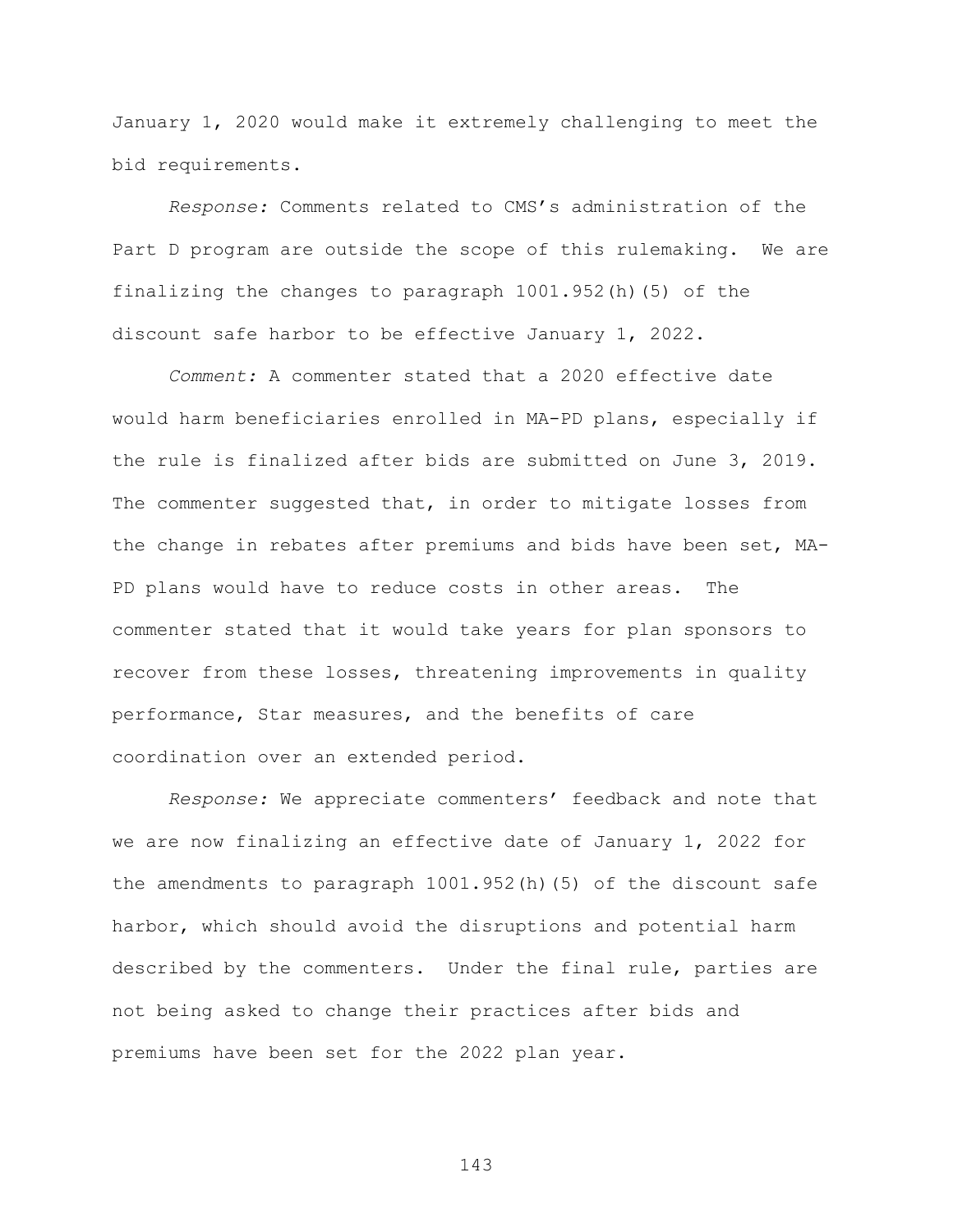January 1, 2020 would make it extremely challenging to meet the bid requirements.

*Response:* Comments related to CMS's administration of the Part D program are outside the scope of this rulemaking. We are finalizing the changes to paragraph 1001.952(h)(5) of the discount safe harbor to be effective January 1, 2022.

*Comment:* A commenter stated that a 2020 effective date would harm beneficiaries enrolled in MA-PD plans, especially if the rule is finalized after bids are submitted on June 3, 2019. The commenter suggested that, in order to mitigate losses from the change in rebates after premiums and bids have been set, MA-PD plans would have to reduce costs in other areas. The commenter stated that it would take years for plan sponsors to recover from these losses, threatening improvements in quality performance, Star measures, and the benefits of care coordination over an extended period.

*Response:* We appreciate commenters' feedback and note that we are now finalizing an effective date of January 1, 2022 for the amendments to paragraph 1001.952(h)(5) of the discount safe harbor, which should avoid the disruptions and potential harm described by the commenters. Under the final rule, parties are not being asked to change their practices after bids and premiums have been set for the 2022 plan year.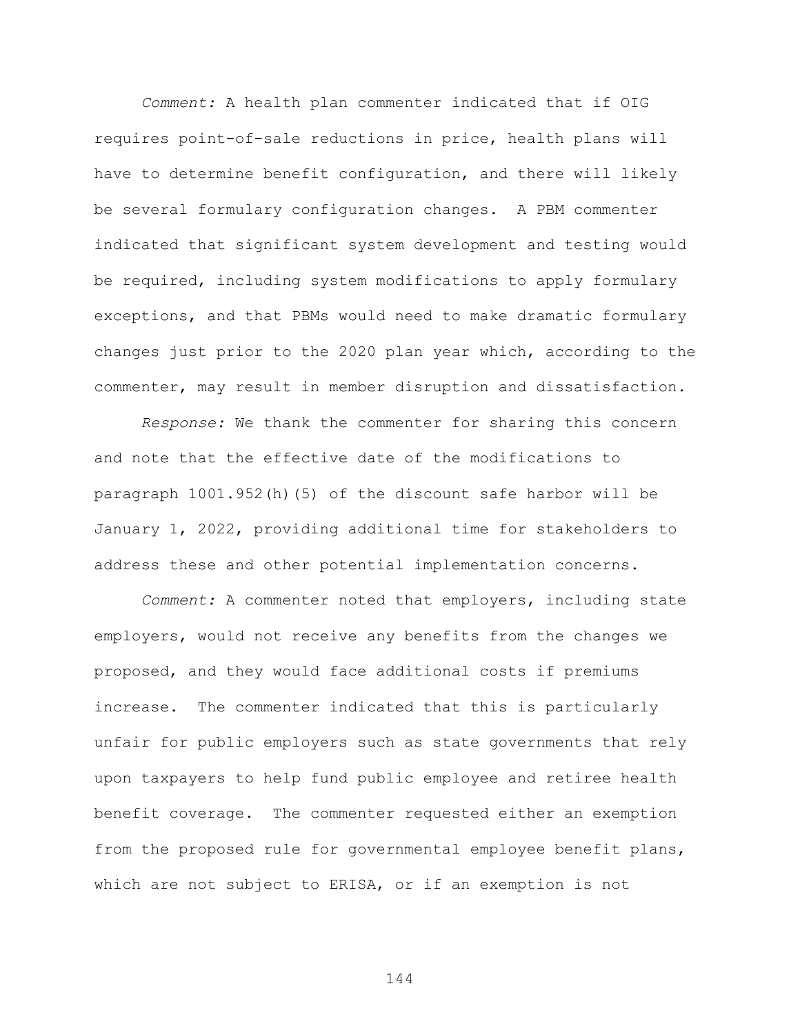*Comment:* A health plan commenter indicated that if OIG requires point-of-sale reductions in price, health plans will have to determine benefit configuration, and there will likely be several formulary configuration changes. A PBM commenter indicated that significant system development and testing would be required, including system modifications to apply formulary exceptions, and that PBMs would need to make dramatic formulary changes just prior to the 2020 plan year which, according to the commenter, may result in member disruption and dissatisfaction.

*Response:* We thank the commenter for sharing this concern and note that the effective date of the modifications to paragraph 1001.952(h)(5) of the discount safe harbor will be January 1, 2022, providing additional time for stakeholders to address these and other potential implementation concerns.

*Comment:* A commenter noted that employers, including state employers, would not receive any benefits from the changes we proposed, and they would face additional costs if premiums increase. The commenter indicated that this is particularly unfair for public employers such as state governments that rely upon taxpayers to help fund public employee and retiree health benefit coverage. The commenter requested either an exemption from the proposed rule for governmental employee benefit plans, which are not subject to ERISA, or if an exemption is not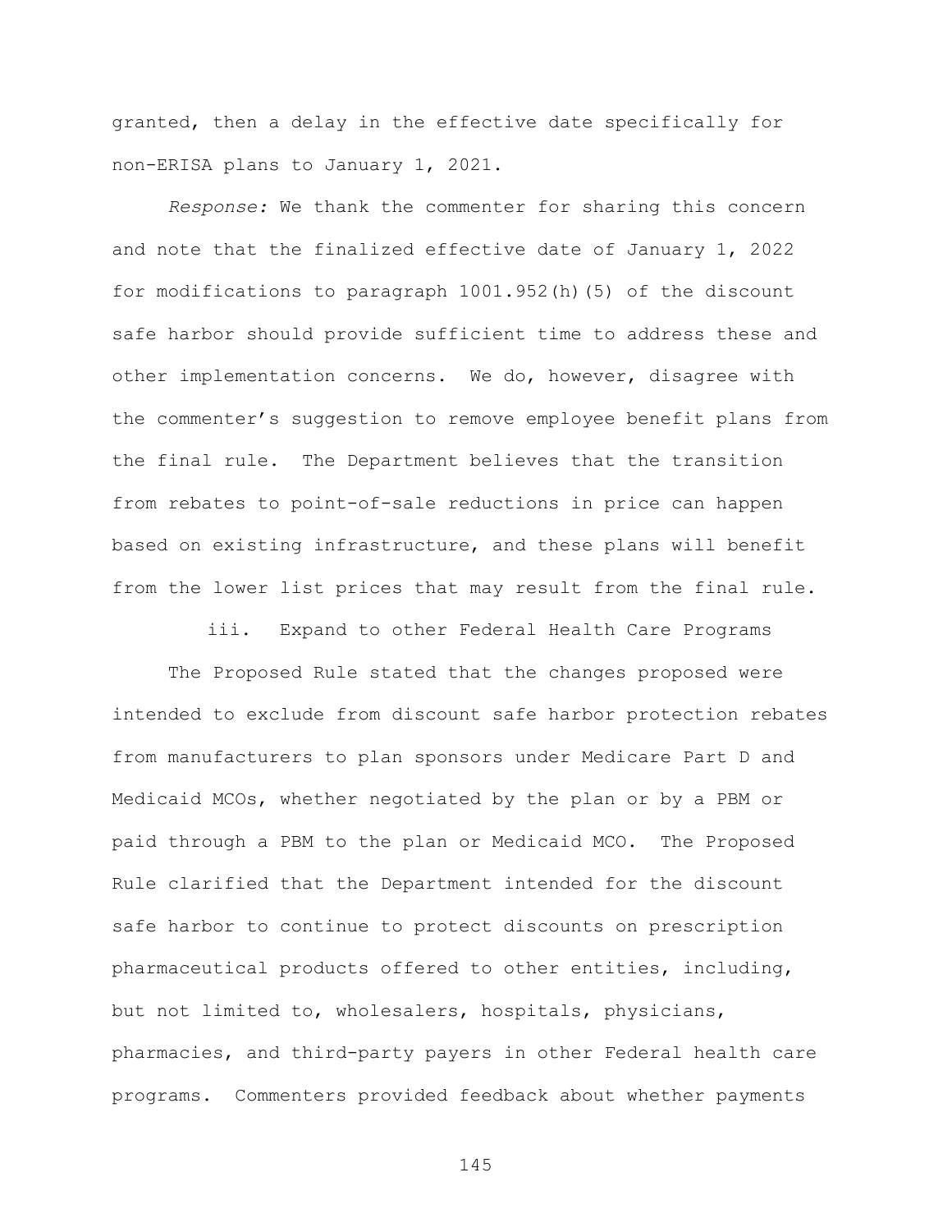granted, then a delay in the effective date specifically for non-ERISA plans to January 1, 2021.

*Response:* We thank the commenter for sharing this concern and note that the finalized effective date of January 1, 2022 for modifications to paragraph 1001.952(h)(5) of the discount safe harbor should provide sufficient time to address these and other implementation concerns. We do, however, disagree with the commenter's suggestion to remove employee benefit plans from the final rule. The Department believes that the transition from rebates to point-of-sale reductions in price can happen based on existing infrastructure, and these plans will benefit from the lower list prices that may result from the final rule.

iii. Expand to other Federal Health Care Programs

The Proposed Rule stated that the changes proposed were intended to exclude from discount safe harbor protection rebates from manufacturers to plan sponsors under Medicare Part D and Medicaid MCOs, whether negotiated by the plan or by a PBM or paid through a PBM to the plan or Medicaid MCO. The Proposed Rule clarified that the Department intended for the discount safe harbor to continue to protect discounts on prescription pharmaceutical products offered to other entities, including, but not limited to, wholesalers, hospitals, physicians, pharmacies, and third-party payers in other Federal health care programs. Commenters provided feedback about whether payments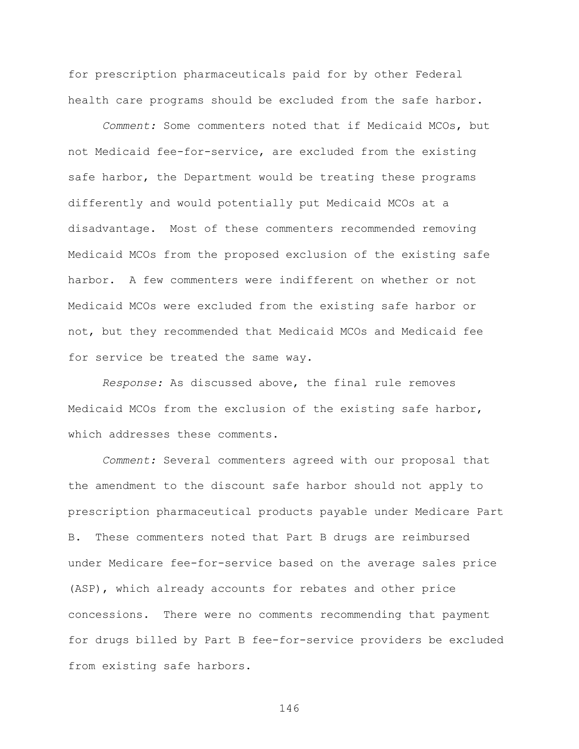for prescription pharmaceuticals paid for by other Federal health care programs should be excluded from the safe harbor.

*Comment:* Some commenters noted that if Medicaid MCOs, but not Medicaid fee-for-service, are excluded from the existing safe harbor, the Department would be treating these programs differently and would potentially put Medicaid MCOs at a disadvantage. Most of these commenters recommended removing Medicaid MCOs from the proposed exclusion of the existing safe harbor. A few commenters were indifferent on whether or not Medicaid MCOs were excluded from the existing safe harbor or not, but they recommended that Medicaid MCOs and Medicaid fee for service be treated the same way.

*Response:* As discussed above, the final rule removes Medicaid MCOs from the exclusion of the existing safe harbor, which addresses these comments.

*Comment:* Several commenters agreed with our proposal that the amendment to the discount safe harbor should not apply to prescription pharmaceutical products payable under Medicare Part B. These commenters noted that Part B drugs are reimbursed under Medicare fee-for-service based on the average sales price (ASP), which already accounts for rebates and other price concessions. There were no comments recommending that payment for drugs billed by Part B fee-for-service providers be excluded from existing safe harbors.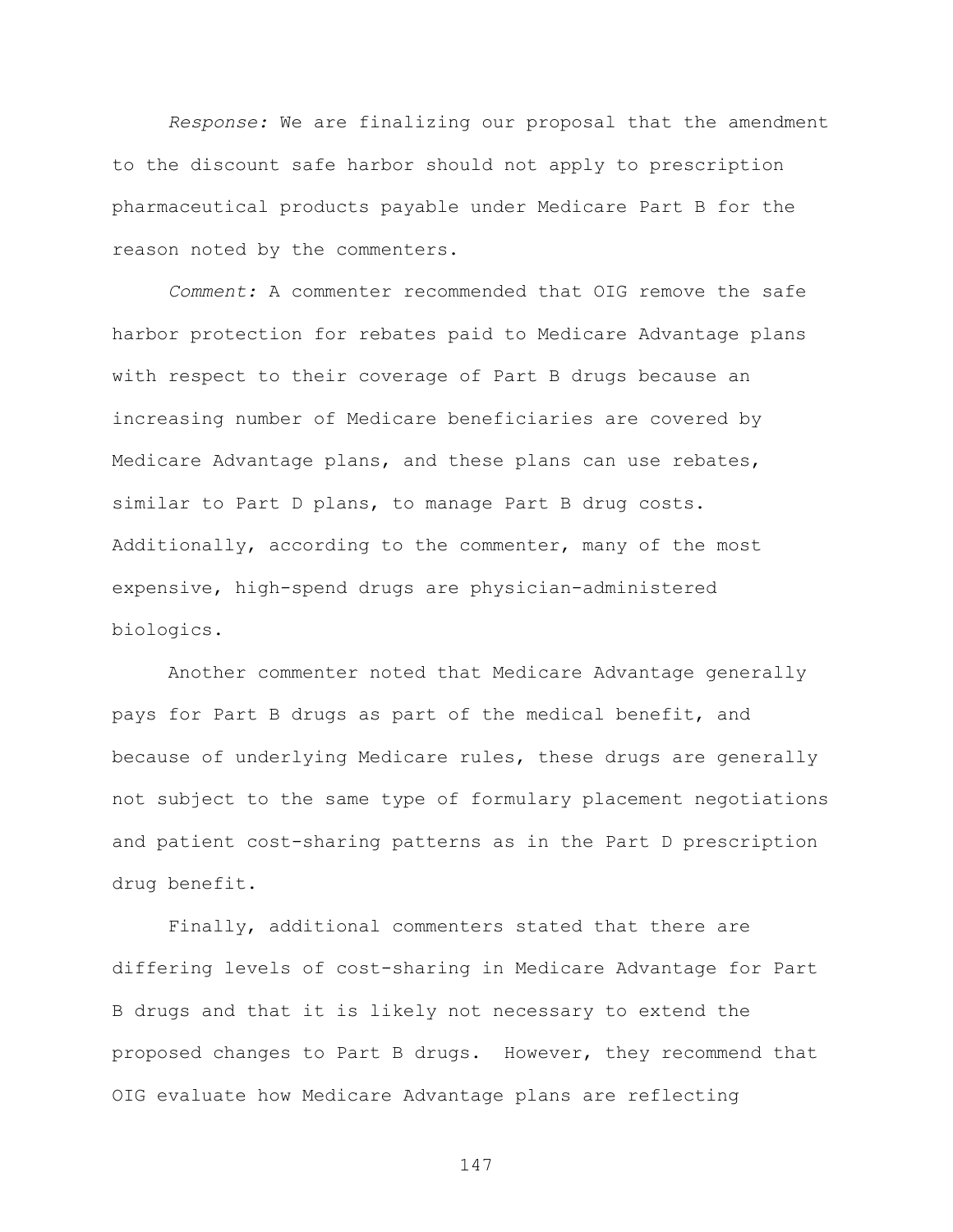*Response:* We are finalizing our proposal that the amendment to the discount safe harbor should not apply to prescription pharmaceutical products payable under Medicare Part B for the reason noted by the commenters.

*Comment:* A commenter recommended that OIG remove the safe harbor protection for rebates paid to Medicare Advantage plans with respect to their coverage of Part B drugs because an increasing number of Medicare beneficiaries are covered by Medicare Advantage plans, and these plans can use rebates, similar to Part D plans, to manage Part B drug costs. Additionally, according to the commenter, many of the most expensive, high-spend drugs are physician-administered biologics.

Another commenter noted that Medicare Advantage generally pays for Part B drugs as part of the medical benefit, and because of underlying Medicare rules, these drugs are generally not subject to the same type of formulary placement negotiations and patient cost-sharing patterns as in the Part D prescription drug benefit.

Finally, additional commenters stated that there are differing levels of cost-sharing in Medicare Advantage for Part B drugs and that it is likely not necessary to extend the proposed changes to Part B drugs. However, they recommend that OIG evaluate how Medicare Advantage plans are reflecting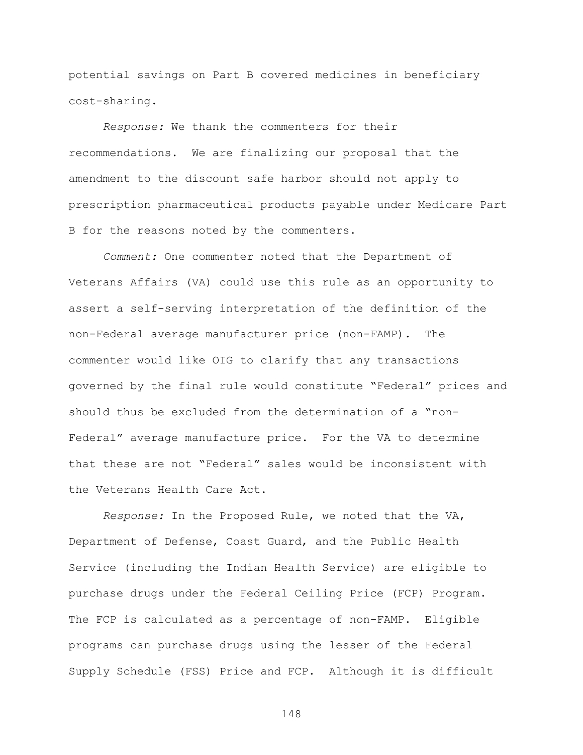potential savings on Part B covered medicines in beneficiary cost-sharing.

*Response:* We thank the commenters for their recommendations. We are finalizing our proposal that the amendment to the discount safe harbor should not apply to prescription pharmaceutical products payable under Medicare Part B for the reasons noted by the commenters.

*Comment:* One commenter noted that the Department of Veterans Affairs (VA) could use this rule as an opportunity to assert a self-serving interpretation of the definition of the non-Federal average manufacturer price (non-FAMP). The commenter would like OIG to clarify that any transactions governed by the final rule would constitute "Federal" prices and should thus be excluded from the determination of a "non-Federal" average manufacture price. For the VA to determine that these are not "Federal" sales would be inconsistent with the Veterans Health Care Act.

*Response:* In the Proposed Rule, we noted that the VA, Department of Defense, Coast Guard, and the Public Health Service (including the Indian Health Service) are eligible to purchase drugs under the Federal Ceiling Price (FCP) Program. The FCP is calculated as a percentage of non-FAMP. Eligible programs can purchase drugs using the lesser of the Federal Supply Schedule (FSS) Price and FCP. Although it is difficult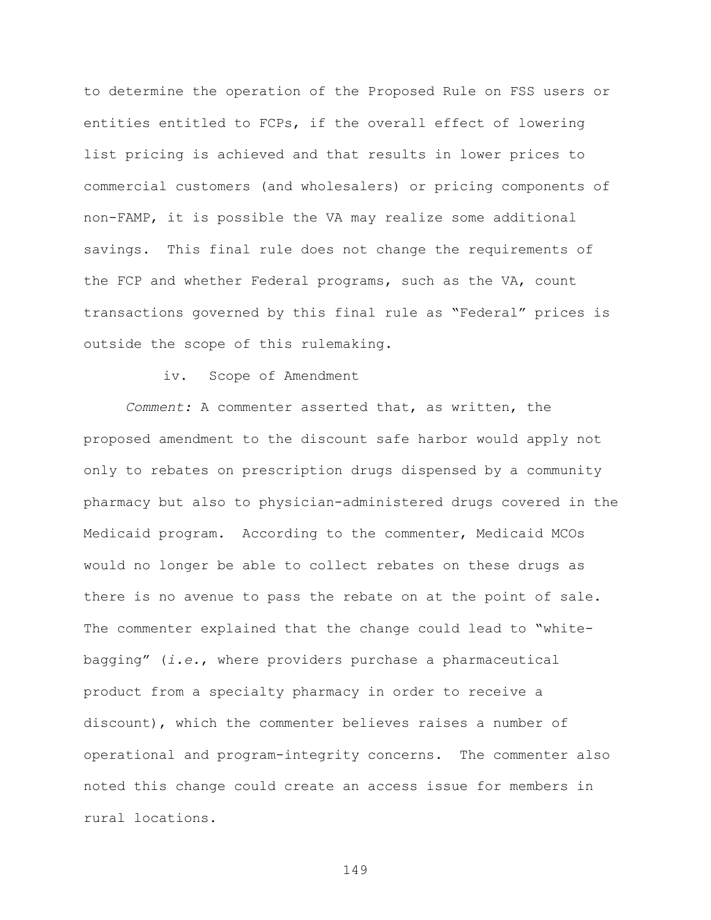to determine the operation of the Proposed Rule on FSS users or entities entitled to FCPs, if the overall effect of lowering list pricing is achieved and that results in lower prices to commercial customers (and wholesalers) or pricing components of non-FAMP, it is possible the VA may realize some additional savings. This final rule does not change the requirements of the FCP and whether Federal programs, such as the VA, count transactions governed by this final rule as "Federal" prices is outside the scope of this rulemaking.

iv. Scope of Amendment

*Comment:* A commenter asserted that, as written, the proposed amendment to the discount safe harbor would apply not only to rebates on prescription drugs dispensed by a community pharmacy but also to physician-administered drugs covered in the Medicaid program. According to the commenter, Medicaid MCOs would no longer be able to collect rebates on these drugs as there is no avenue to pass the rebate on at the point of sale. The commenter explained that the change could lead to "white-bagging" (*i.e.*, where providers purchase a pharmaceutical product from a specialty pharmacy in order to receive a discount), which the commenter believes raises a number of operational and program-integrity concerns. The commenter also noted this change could create an access issue for members in rural locations.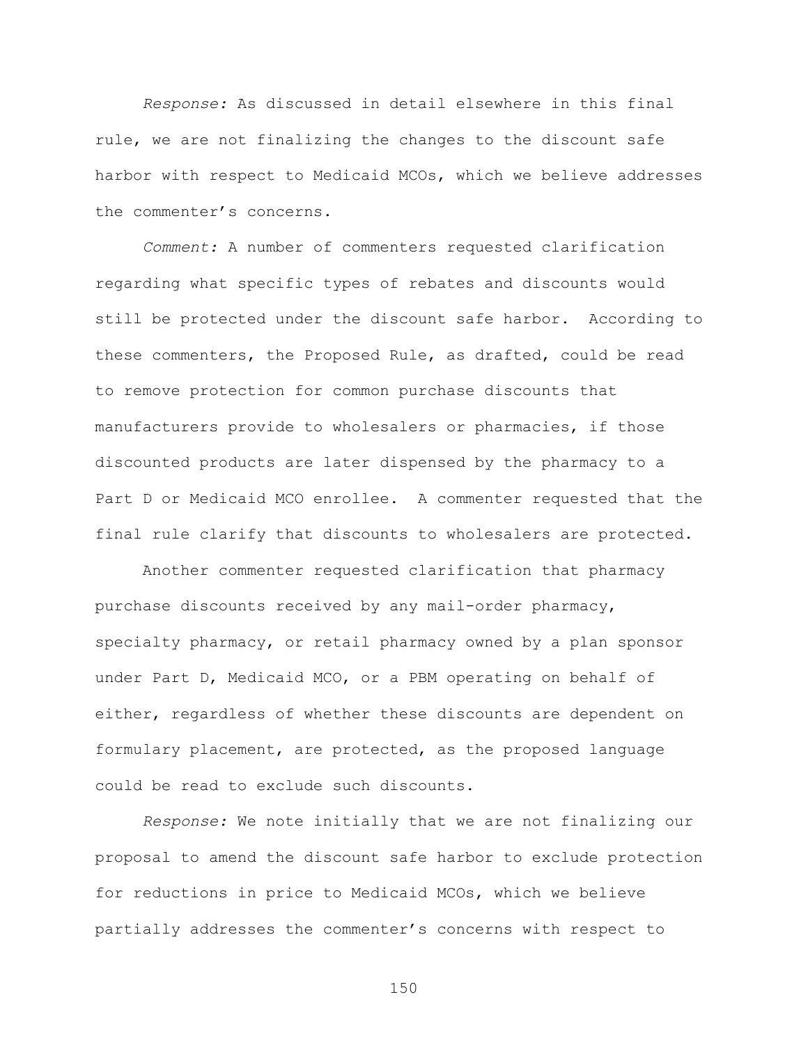*Response:* As discussed in detail elsewhere in this final rule, we are not finalizing the changes to the discount safe harbor with respect to Medicaid MCOs, which we believe addresses the commenter's concerns.

*Comment:* A number of commenters requested clarification regarding what specific types of rebates and discounts would still be protected under the discount safe harbor. According to these commenters, the Proposed Rule, as drafted, could be read to remove protection for common purchase discounts that manufacturers provide to wholesalers or pharmacies, if those discounted products are later dispensed by the pharmacy to a Part D or Medicaid MCO enrollee. A commenter requested that the final rule clarify that discounts to wholesalers are protected.

Another commenter requested clarification that pharmacy purchase discounts received by any mail-order pharmacy, specialty pharmacy, or retail pharmacy owned by a plan sponsor under Part D, Medicaid MCO, or a PBM operating on behalf of either, regardless of whether these discounts are dependent on formulary placement, are protected, as the proposed language could be read to exclude such discounts.

*Response:* We note initially that we are not finalizing our proposal to amend the discount safe harbor to exclude protection for reductions in price to Medicaid MCOs, which we believe partially addresses the commenter's concerns with respect to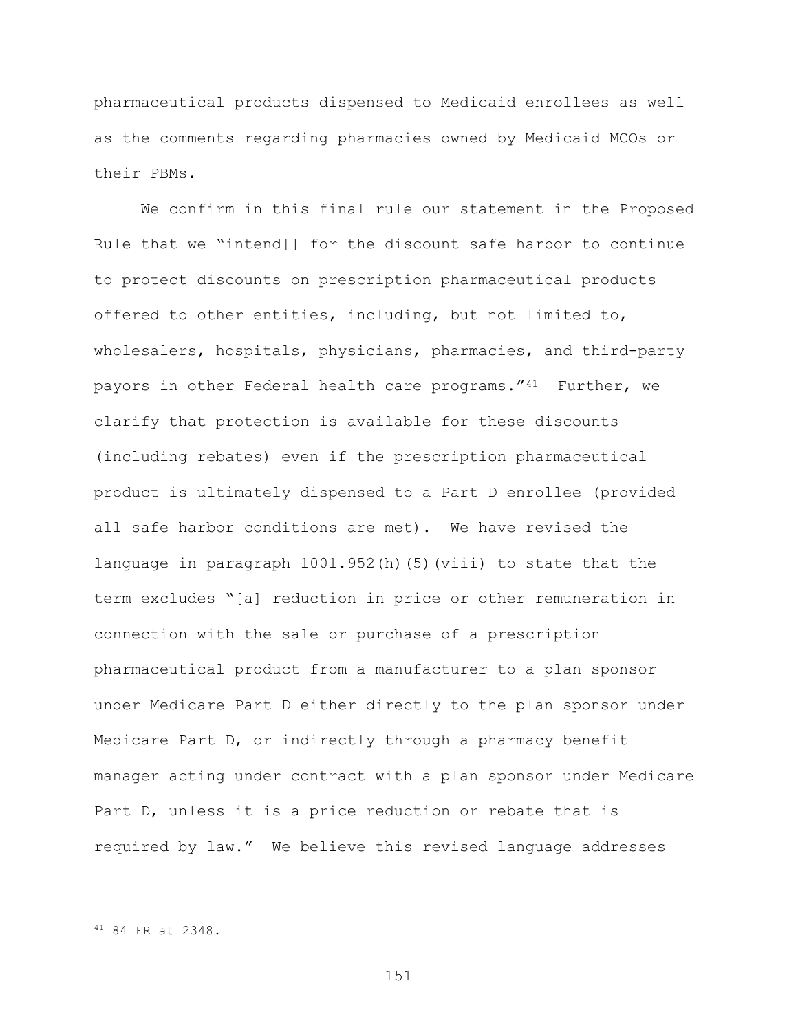pharmaceutical products dispensed to Medicaid enrollees as well as the comments regarding pharmacies owned by Medicaid MCOs or their PBMs.

We confirm in this final rule our statement in the Proposed Rule that we "intend[] for the discount safe harbor to continue to protect discounts on prescription pharmaceutical products offered to other entities, including, but not limited to, wholesalers, hospitals, physicians, pharmacies, and third-party payors in other Federal health care programs."[41] Further, we clarify that protection is available for these discounts (including rebates) even if the prescription pharmaceutical product is ultimately dispensed to a Part D enrollee (provided all safe harbor conditions are met). We have revised the language in paragraph 1001.952(h)(5)(viii) to state that the term excludes "[a] reduction in price or other remuneration in connection with the sale or purchase of a prescription pharmaceutical product from a manufacturer to a plan sponsor under Medicare Part D either directly to the plan sponsor under Medicare Part D, or indirectly through a pharmacy benefit manager acting under contract with a plan sponsor under Medicare Part D, unless it is a price reduction or rebate that is required by law." We believe this revised language addresses

---

[41] 84 FR at 2348.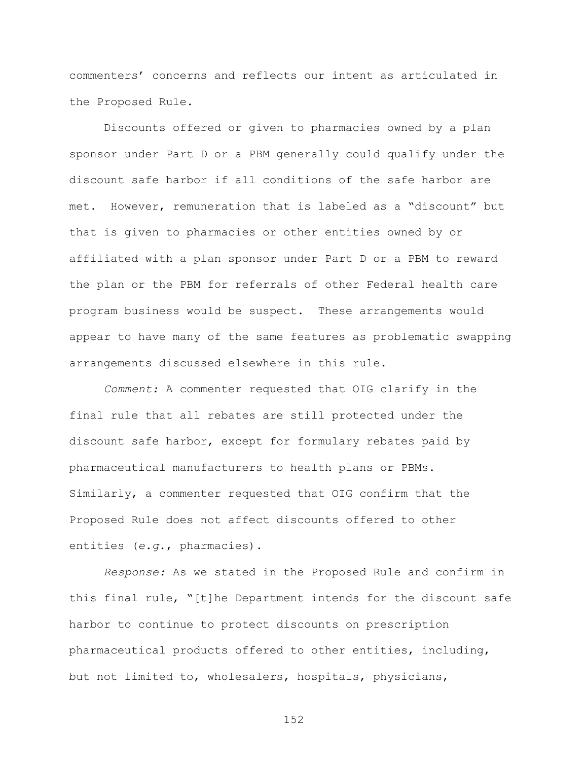commenters' concerns and reflects our intent as articulated in the Proposed Rule.

Discounts offered or given to pharmacies owned by a plan sponsor under Part D or a PBM generally could qualify under the discount safe harbor if all conditions of the safe harbor are met. However, remuneration that is labeled as a "discount" but that is given to pharmacies or other entities owned by or affiliated with a plan sponsor under Part D or a PBM to reward the plan or the PBM for referrals of other Federal health care program business would be suspect. These arrangements would appear to have many of the same features as problematic swapping arrangements discussed elsewhere in this rule.

*Comment:* A commenter requested that OIG clarify in the final rule that all rebates are still protected under the discount safe harbor, except for formulary rebates paid by pharmaceutical manufacturers to health plans or PBMs. Similarly, a commenter requested that OIG confirm that the Proposed Rule does not affect discounts offered to other entities (*e.g.*, pharmacies).

*Response:* As we stated in the Proposed Rule and confirm in this final rule, "[t]he Department intends for the discount safe harbor to continue to protect discounts on prescription pharmaceutical products offered to other entities, including, but not limited to, wholesalers, hospitals, physicians,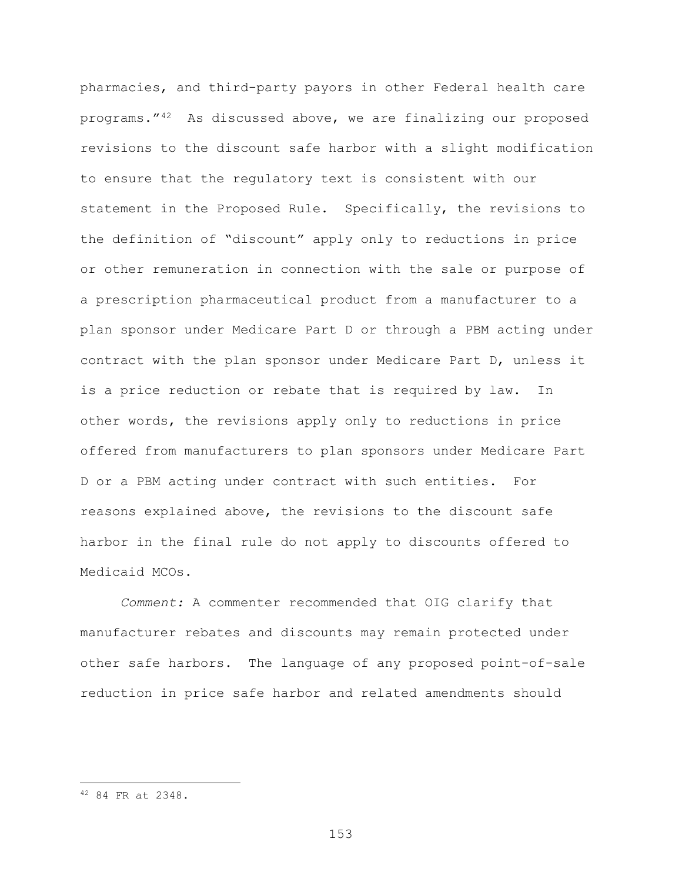pharmacies, and third-party payors in other Federal health care programs."[42] As discussed above, we are finalizing our proposed revisions to the discount safe harbor with a slight modification to ensure that the regulatory text is consistent with our statement in the Proposed Rule. Specifically, the revisions to the definition of "discount" apply only to reductions in price or other remuneration in connection with the sale or purpose of a prescription pharmaceutical product from a manufacturer to a plan sponsor under Medicare Part D or through a PBM acting under contract with the plan sponsor under Medicare Part D, unless it is a price reduction or rebate that is required by law. In other words, the revisions apply only to reductions in price offered from manufacturers to plan sponsors under Medicare Part D or a PBM acting under contract with such entities. For reasons explained above, the revisions to the discount safe harbor in the final rule do not apply to discounts offered to Medicaid MCOs.

*Comment:* A commenter recommended that OIG clarify that manufacturer rebates and discounts may remain protected under other safe harbors. The language of any proposed point-of-sale reduction in price safe harbor and related amendments should

[42] 84 FR at 2348.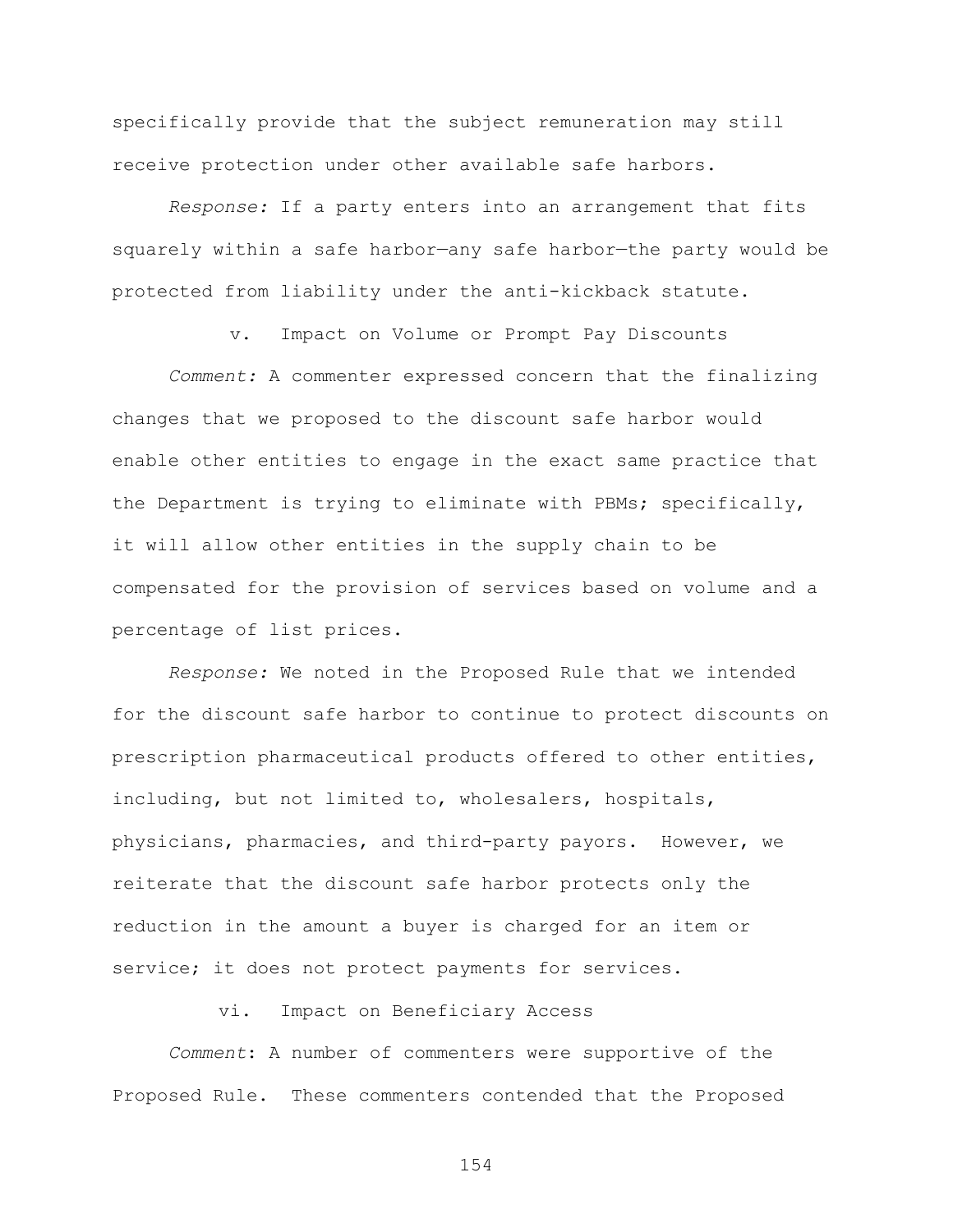specifically provide that the subject remuneration may still receive protection under other available safe harbors.

*Response:* If a party enters into an arrangement that fits squarely within a safe harbor—any safe harbor—the party would be protected from liability under the anti-kickback statute.

#### v. Impact on Volume or Prompt Pay Discounts

*Comment:* A commenter expressed concern that the finalizing changes that we proposed to the discount safe harbor would enable other entities to engage in the exact same practice that the Department is trying to eliminate with PBMs; specifically, it will allow other entities in the supply chain to be compensated for the provision of services based on volume and a percentage of list prices.

*Response:* We noted in the Proposed Rule that we intended for the discount safe harbor to continue to protect discounts on prescription pharmaceutical products offered to other entities, including, but not limited to, wholesalers, hospitals, physicians, pharmacies, and third-party payors. However, we reiterate that the discount safe harbor protects only the reduction in the amount a buyer is charged for an item or service; it does not protect payments for services.

#### vi. Impact on Beneficiary Access

*Comment*: A number of commenters were supportive of the Proposed Rule. These commenters contended that the Proposed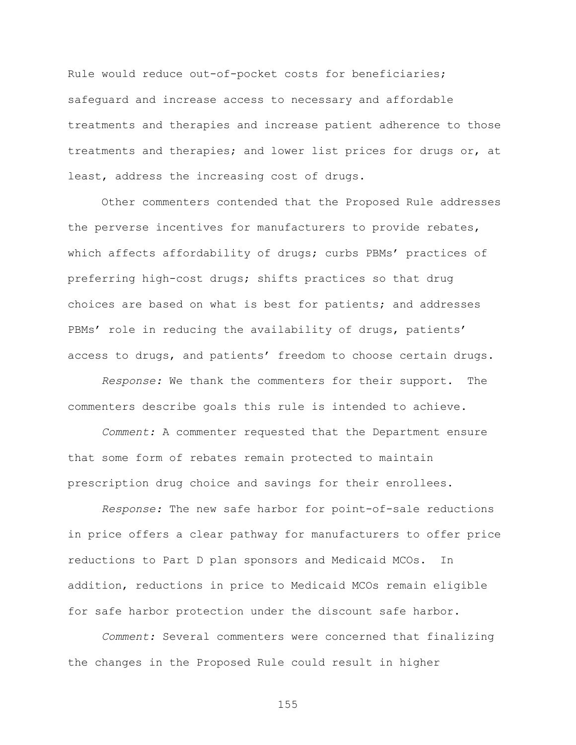Rule would reduce out-of-pocket costs for beneficiaries; safeguard and increase access to necessary and affordable treatments and therapies and increase patient adherence to those treatments and therapies; and lower list prices for drugs or, at least, address the increasing cost of drugs.

Other commenters contended that the Proposed Rule addresses the perverse incentives for manufacturers to provide rebates, which affects affordability of drugs; curbs PBMs' practices of preferring high-cost drugs; shifts practices so that drug choices are based on what is best for patients; and addresses PBMs' role in reducing the availability of drugs, patients' access to drugs, and patients' freedom to choose certain drugs.

*Response:* We thank the commenters for their support. The commenters describe goals this rule is intended to achieve.

*Comment:* A commenter requested that the Department ensure that some form of rebates remain protected to maintain prescription drug choice and savings for their enrollees.

*Response:* The new safe harbor for point-of-sale reductions in price offers a clear pathway for manufacturers to offer price reductions to Part D plan sponsors and Medicaid MCOs. In addition, reductions in price to Medicaid MCOs remain eligible for safe harbor protection under the discount safe harbor.

*Comment:* Several commenters were concerned that finalizing the changes in the Proposed Rule could result in higher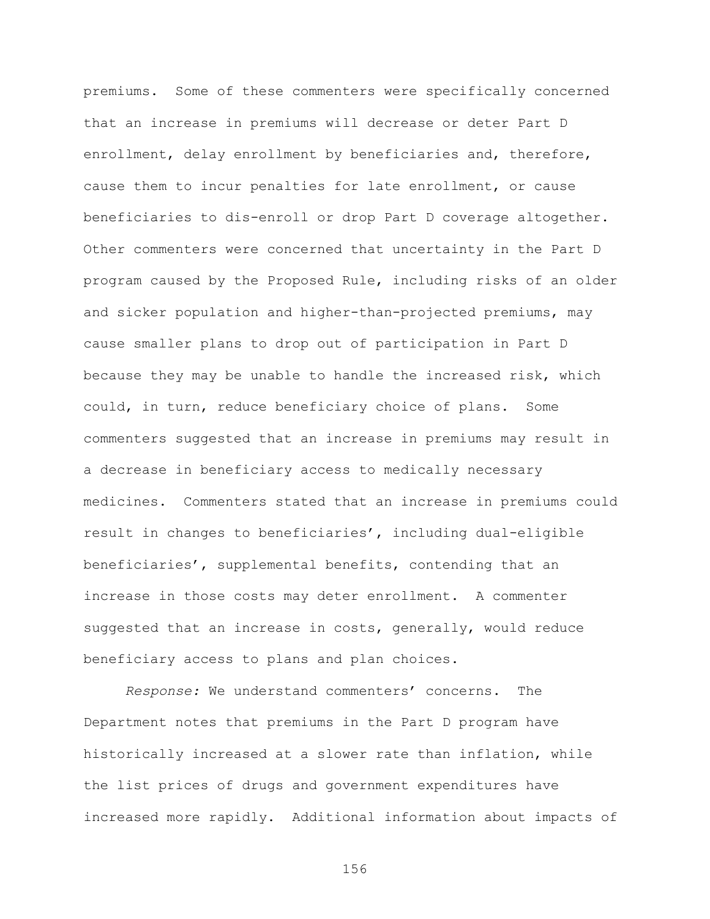premiums. Some of these commenters were specifically concerned that an increase in premiums will decrease or deter Part D enrollment, delay enrollment by beneficiaries and, therefore, cause them to incur penalties for late enrollment, or cause beneficiaries to dis-enroll or drop Part D coverage altogether. Other commenters were concerned that uncertainty in the Part D program caused by the Proposed Rule, including risks of an older and sicker population and higher-than-projected premiums, may cause smaller plans to drop out of participation in Part D because they may be unable to handle the increased risk, which could, in turn, reduce beneficiary choice of plans. Some commenters suggested that an increase in premiums may result in a decrease in beneficiary access to medically necessary medicines. Commenters stated that an increase in premiums could result in changes to beneficiaries', including dual-eligible beneficiaries', supplemental benefits, contending that an increase in those costs may deter enrollment. A commenter suggested that an increase in costs, generally, would reduce beneficiary access to plans and plan choices.

*Response:* We understand commenters' concerns. The Department notes that premiums in the Part D program have historically increased at a slower rate than inflation, while the list prices of drugs and government expenditures have increased more rapidly. Additional information about impacts of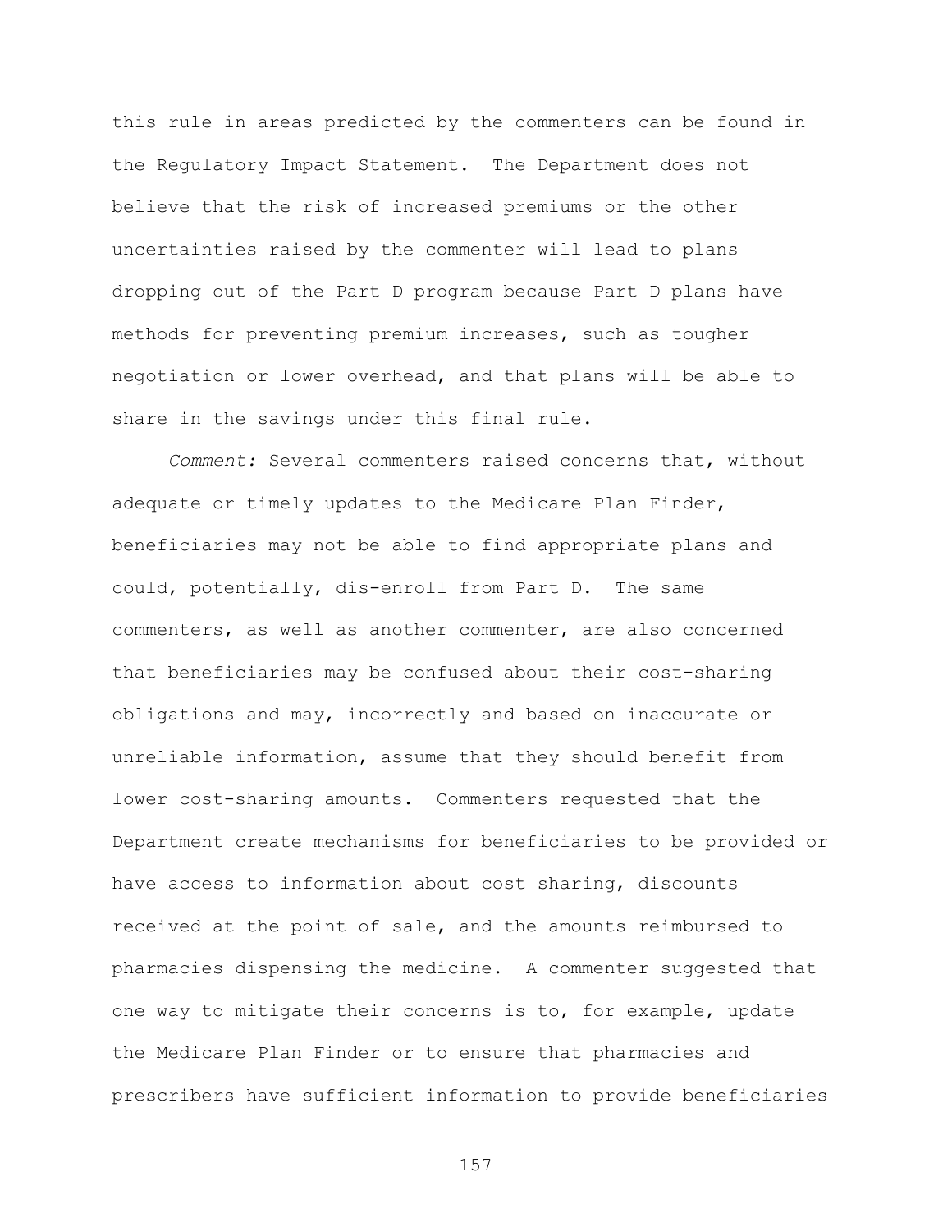this rule in areas predicted by the commenters can be found in the Regulatory Impact Statement. The Department does not believe that the risk of increased premiums or the other uncertainties raised by the commenter will lead to plans dropping out of the Part D program because Part D plans have methods for preventing premium increases, such as tougher negotiation or lower overhead, and that plans will be able to share in the savings under this final rule.

*Comment:* Several commenters raised concerns that, without adequate or timely updates to the Medicare Plan Finder, beneficiaries may not be able to find appropriate plans and could, potentially, dis-enroll from Part D. The same commenters, as well as another commenter, are also concerned that beneficiaries may be confused about their cost-sharing obligations and may, incorrectly and based on inaccurate or unreliable information, assume that they should benefit from lower cost-sharing amounts. Commenters requested that the Department create mechanisms for beneficiaries to be provided or have access to information about cost sharing, discounts received at the point of sale, and the amounts reimbursed to pharmacies dispensing the medicine. A commenter suggested that one way to mitigate their concerns is to, for example, update the Medicare Plan Finder or to ensure that pharmacies and prescribers have sufficient information to provide beneficiaries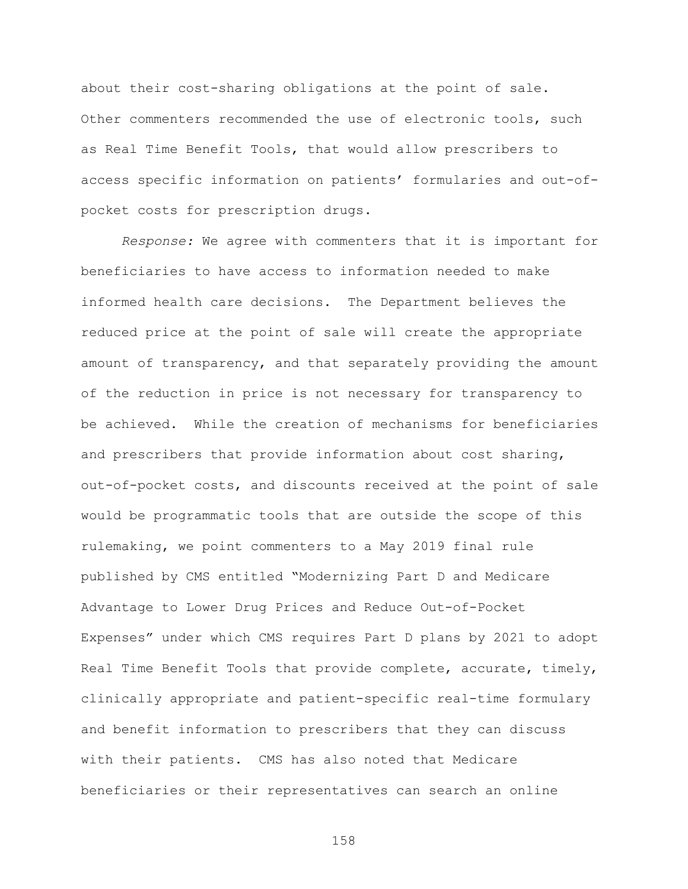about their cost-sharing obligations at the point of sale. Other commenters recommended the use of electronic tools, such as Real Time Benefit Tools, that would allow prescribers to access specific information on patients' formularies and out-of-pocket costs for prescription drugs.

*Response:* We agree with commenters that it is important for beneficiaries to have access to information needed to make informed health care decisions. The Department believes the reduced price at the point of sale will create the appropriate amount of transparency, and that separately providing the amount of the reduction in price is not necessary for transparency to be achieved. While the creation of mechanisms for beneficiaries and prescribers that provide information about cost sharing, out-of-pocket costs, and discounts received at the point of sale would be programmatic tools that are outside the scope of this rulemaking, we point commenters to a May 2019 final rule published by CMS entitled "Modernizing Part D and Medicare Advantage to Lower Drug Prices and Reduce Out-of-Pocket Expenses" under which CMS requires Part D plans by 2021 to adopt Real Time Benefit Tools that provide complete, accurate, timely, clinically appropriate and patient-specific real-time formulary and benefit information to prescribers that they can discuss with their patients. CMS has also noted that Medicare beneficiaries or their representatives can search an online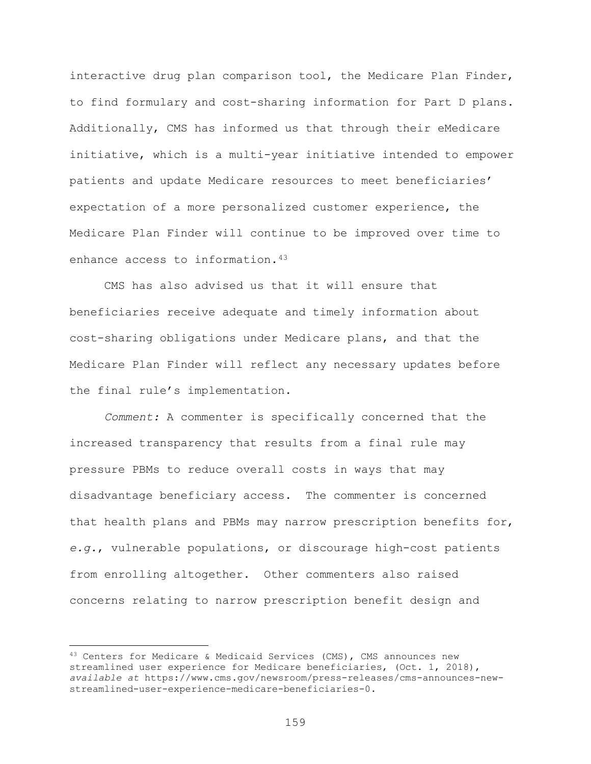interactive drug plan comparison tool, the Medicare Plan Finder, to find formulary and cost-sharing information for Part D plans. Additionally, CMS has informed us that through their eMedicare initiative, which is a multi-year initiative intended to empower patients and update Medicare resources to meet beneficiaries' expectation of a more personalized customer experience, the Medicare Plan Finder will continue to be improved over time to enhance access to information.[43]

CMS has also advised us that it will ensure that beneficiaries receive adequate and timely information about cost-sharing obligations under Medicare plans, and that the Medicare Plan Finder will reflect any necessary updates before the final rule's implementation.

*Comment:* A commenter is specifically concerned that the increased transparency that results from a final rule may pressure PBMs to reduce overall costs in ways that may disadvantage beneficiary access. The commenter is concerned that health plans and PBMs may narrow prescription benefits for, *e.g.*, vulnerable populations, or discourage high-cost patients from enrolling altogether. Other commenters also raised concerns relating to narrow prescription benefit design and

---

[43] Centers for Medicare & Medicaid Services (CMS), CMS announces new streamlined user experience for Medicare beneficiaries, (Oct. 1, 2018), *available at* https://www.cms.gov/newsroom/press-releases/cms-announces-new-streamlined-user-experience-medicare-beneficiaries-0.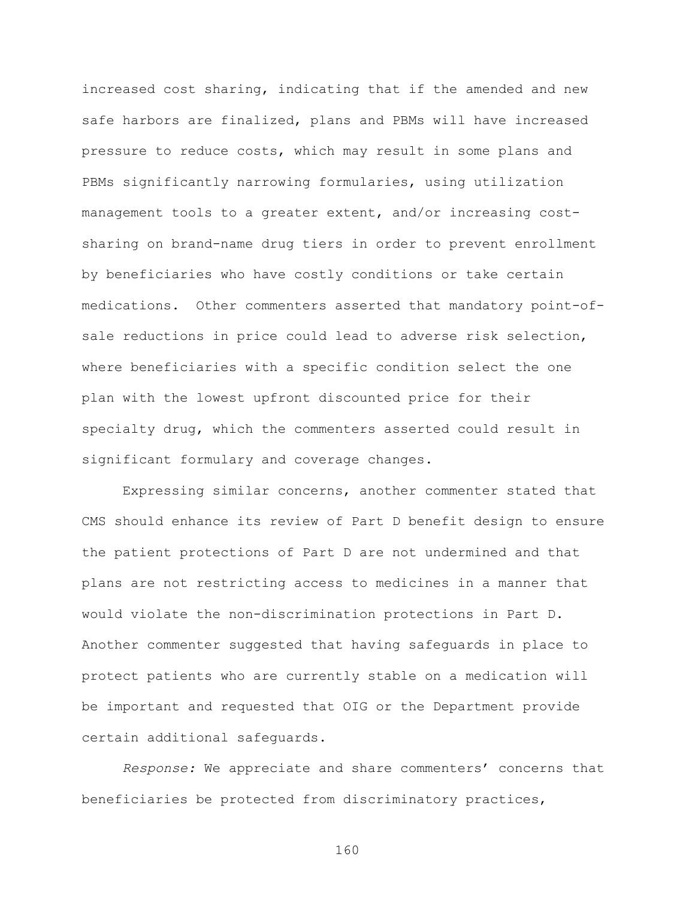increased cost sharing, indicating that if the amended and new safe harbors are finalized, plans and PBMs will have increased pressure to reduce costs, which may result in some plans and PBMs significantly narrowing formularies, using utilization management tools to a greater extent, and/or increasing cost-sharing on brand-name drug tiers in order to prevent enrollment by beneficiaries who have costly conditions or take certain medications. Other commenters asserted that mandatory point-of-sale reductions in price could lead to adverse risk selection, where beneficiaries with a specific condition select the one plan with the lowest upfront discounted price for their specialty drug, which the commenters asserted could result in significant formulary and coverage changes.

Expressing similar concerns, another commenter stated that CMS should enhance its review of Part D benefit design to ensure the patient protections of Part D are not undermined and that plans are not restricting access to medicines in a manner that would violate the non-discrimination protections in Part D. Another commenter suggested that having safeguards in place to protect patients who are currently stable on a medication will be important and requested that OIG or the Department provide certain additional safeguards.

*Response:* We appreciate and share commenters' concerns that beneficiaries be protected from discriminatory practices,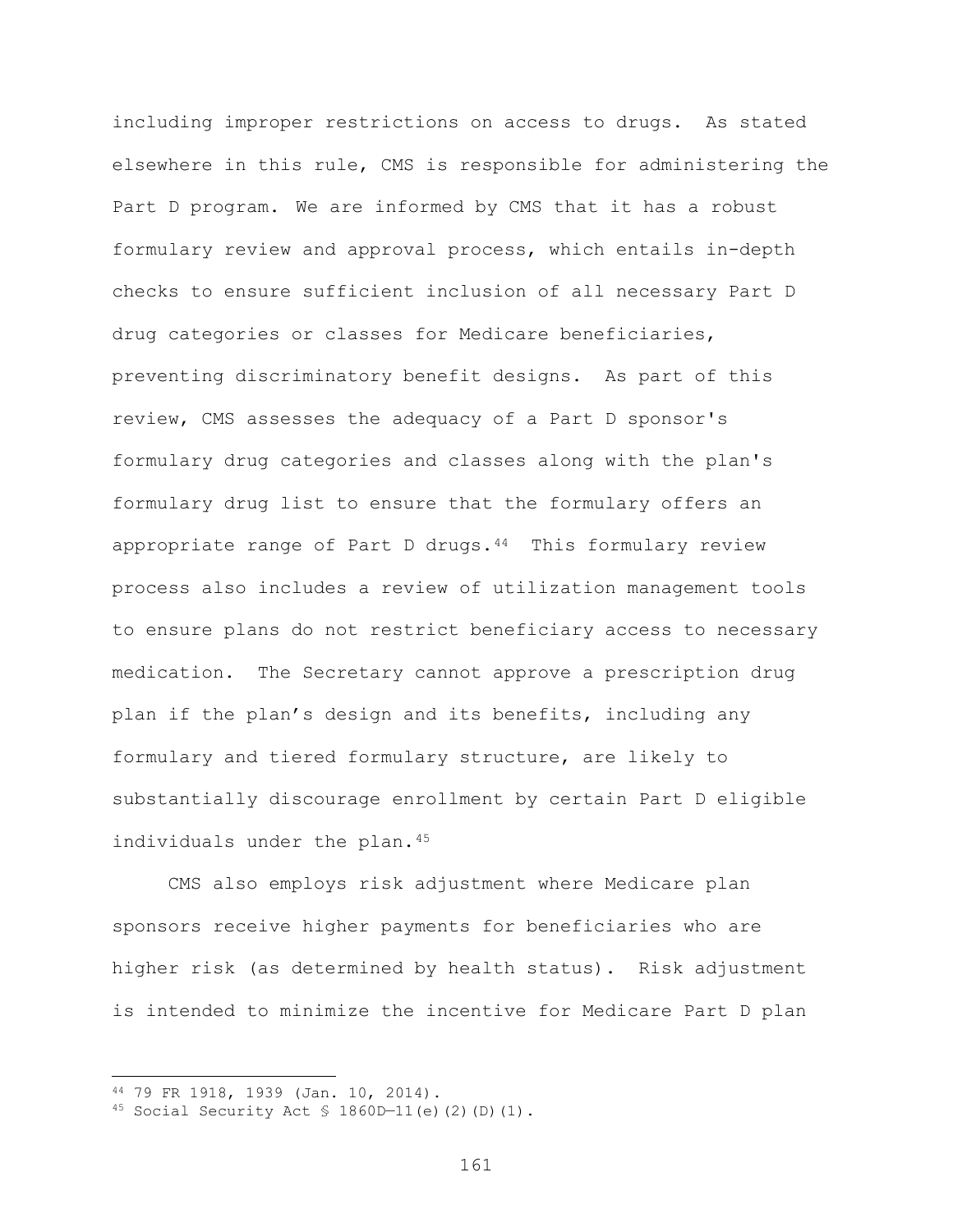including improper restrictions on access to drugs. As stated elsewhere in this rule, CMS is responsible for administering the Part D program. We are informed by CMS that it has a robust formulary review and approval process, which entails in-depth checks to ensure sufficient inclusion of all necessary Part D drug categories or classes for Medicare beneficiaries, preventing discriminatory benefit designs. As part of this review, CMS assesses the adequacy of a Part D sponsor's formulary drug categories and classes along with the plan's formulary drug list to ensure that the formulary offers an appropriate range of Part D drugs.[44] This formulary review process also includes a review of utilization management tools to ensure plans do not restrict beneficiary access to necessary medication. The Secretary cannot approve a prescription drug plan if the plan's design and its benefits, including any formulary and tiered formulary structure, are likely to substantially discourage enrollment by certain Part D eligible individuals under the plan.[45]

CMS also employs risk adjustment where Medicare plan sponsors receive higher payments for beneficiaries who are higher risk (as determined by health status). Risk adjustment is intended to minimize the incentive for Medicare Part D plan

---

[44] 79 FR 1918, 1939 (Jan. 10, 2014).

[45] Social Security Act § 1860D—11(e)(2)(D)(1).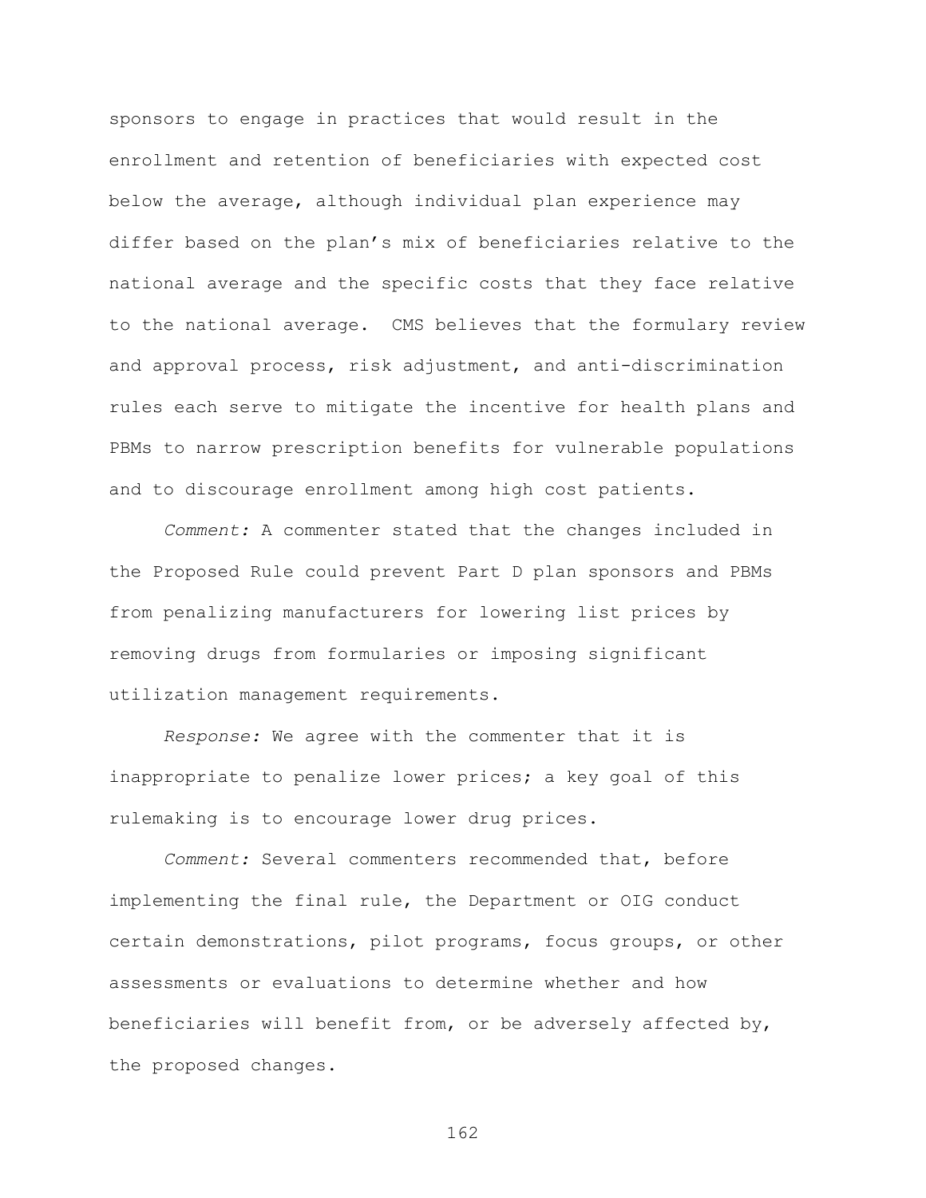sponsors to engage in practices that would result in the enrollment and retention of beneficiaries with expected cost below the average, although individual plan experience may differ based on the plan's mix of beneficiaries relative to the national average and the specific costs that they face relative to the national average. CMS believes that the formulary review and approval process, risk adjustment, and anti-discrimination rules each serve to mitigate the incentive for health plans and PBMs to narrow prescription benefits for vulnerable populations and to discourage enrollment among high cost patients.

*Comment:* A commenter stated that the changes included in the Proposed Rule could prevent Part D plan sponsors and PBMs from penalizing manufacturers for lowering list prices by removing drugs from formularies or imposing significant utilization management requirements.

*Response:* We agree with the commenter that it is inappropriate to penalize lower prices; a key goal of this rulemaking is to encourage lower drug prices.

*Comment:* Several commenters recommended that, before implementing the final rule, the Department or OIG conduct certain demonstrations, pilot programs, focus groups, or other assessments or evaluations to determine whether and how beneficiaries will benefit from, or be adversely affected by, the proposed changes.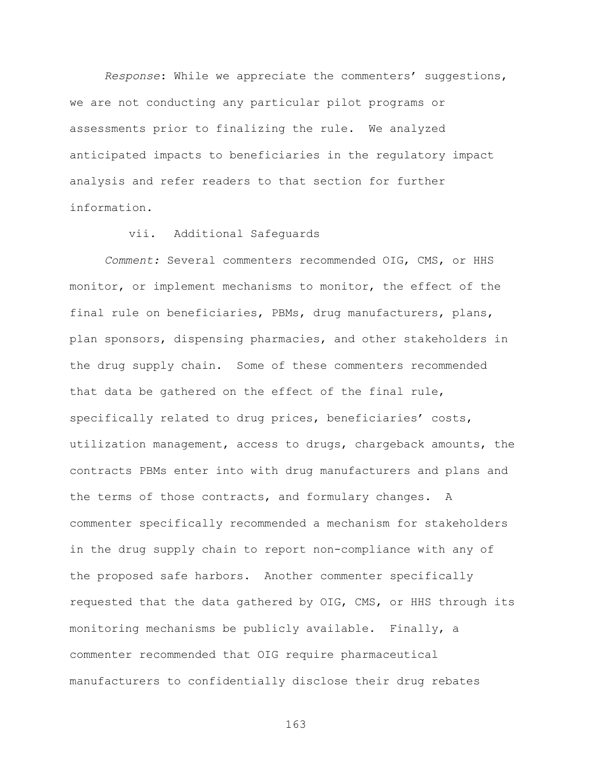*Response*: While we appreciate the commenters' suggestions, we are not conducting any particular pilot programs or assessments prior to finalizing the rule. We analyzed anticipated impacts to beneficiaries in the regulatory impact analysis and refer readers to that section for further information.

vii. Additional Safeguards

*Comment:* Several commenters recommended OIG, CMS, or HHS monitor, or implement mechanisms to monitor, the effect of the final rule on beneficiaries, PBMs, drug manufacturers, plans, plan sponsors, dispensing pharmacies, and other stakeholders in the drug supply chain. Some of these commenters recommended that data be gathered on the effect of the final rule, specifically related to drug prices, beneficiaries' costs, utilization management, access to drugs, chargeback amounts, the contracts PBMs enter into with drug manufacturers and plans and the terms of those contracts, and formulary changes. A commenter specifically recommended a mechanism for stakeholders in the drug supply chain to report non-compliance with any of the proposed safe harbors. Another commenter specifically requested that the data gathered by OIG, CMS, or HHS through its monitoring mechanisms be publicly available. Finally, a commenter recommended that OIG require pharmaceutical manufacturers to confidentially disclose their drug rebates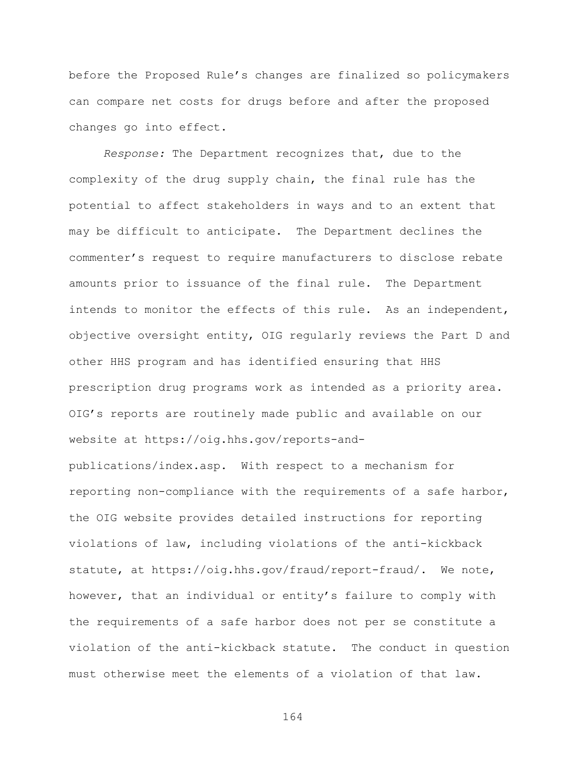before the Proposed Rule's changes are finalized so policymakers can compare net costs for drugs before and after the proposed changes go into effect.

*Response:* The Department recognizes that, due to the complexity of the drug supply chain, the final rule has the potential to affect stakeholders in ways and to an extent that may be difficult to anticipate. The Department declines the commenter's request to require manufacturers to disclose rebate amounts prior to issuance of the final rule. The Department intends to monitor the effects of this rule. As an independent, objective oversight entity, OIG regularly reviews the Part D and other HHS program and has identified ensuring that HHS prescription drug programs work as intended as a priority area. OIG's reports are routinely made public and available on our website at https://oig.hhs.gov/reports-and-publications/index.asp. With respect to a mechanism for reporting non-compliance with the requirements of a safe harbor, the OIG website provides detailed instructions for reporting violations of law, including violations of the anti-kickback statute, at https://oig.hhs.gov/fraud/report-fraud/. We note, however, that an individual or entity's failure to comply with the requirements of a safe harbor does not per se constitute a violation of the anti-kickback statute. The conduct in question must otherwise meet the elements of a violation of that law.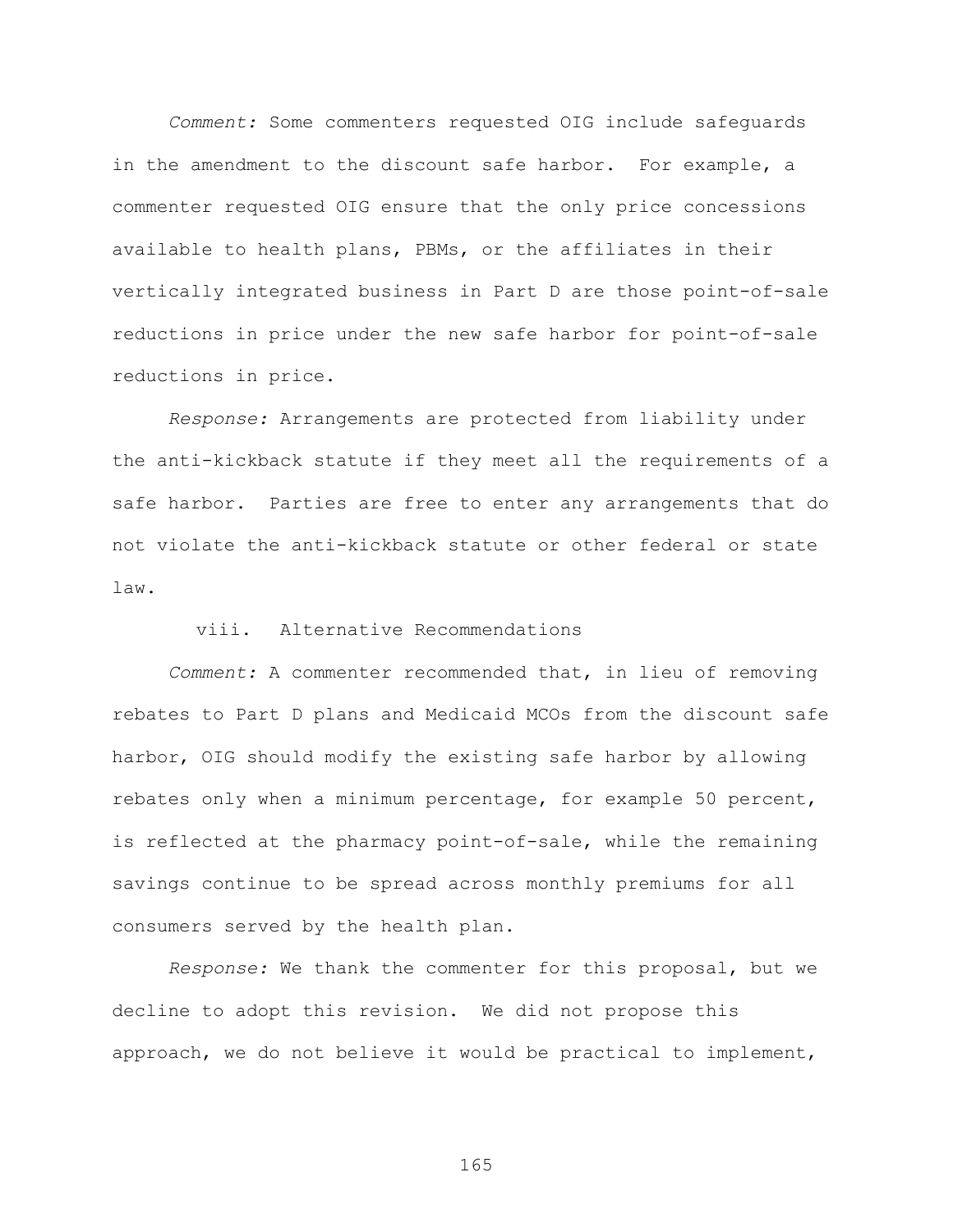*Comment:* Some commenters requested OIG include safeguards in the amendment to the discount safe harbor. For example, a commenter requested OIG ensure that the only price concessions available to health plans, PBMs, or the affiliates in their vertically integrated business in Part D are those point-of-sale reductions in price under the new safe harbor for point-of-sale reductions in price.

*Response:* Arrangements are protected from liability under the anti-kickback statute if they meet all the requirements of a safe harbor. Parties are free to enter any arrangements that do not violate the anti-kickback statute or other federal or state law.

viii. Alternative Recommendations

*Comment:* A commenter recommended that, in lieu of removing rebates to Part D plans and Medicaid MCOs from the discount safe harbor, OIG should modify the existing safe harbor by allowing rebates only when a minimum percentage, for example 50 percent, is reflected at the pharmacy point-of-sale, while the remaining savings continue to be spread across monthly premiums for all consumers served by the health plan.

*Response:* We thank the commenter for this proposal, but we decline to adopt this revision. We did not propose this approach, we do not believe it would be practical to implement,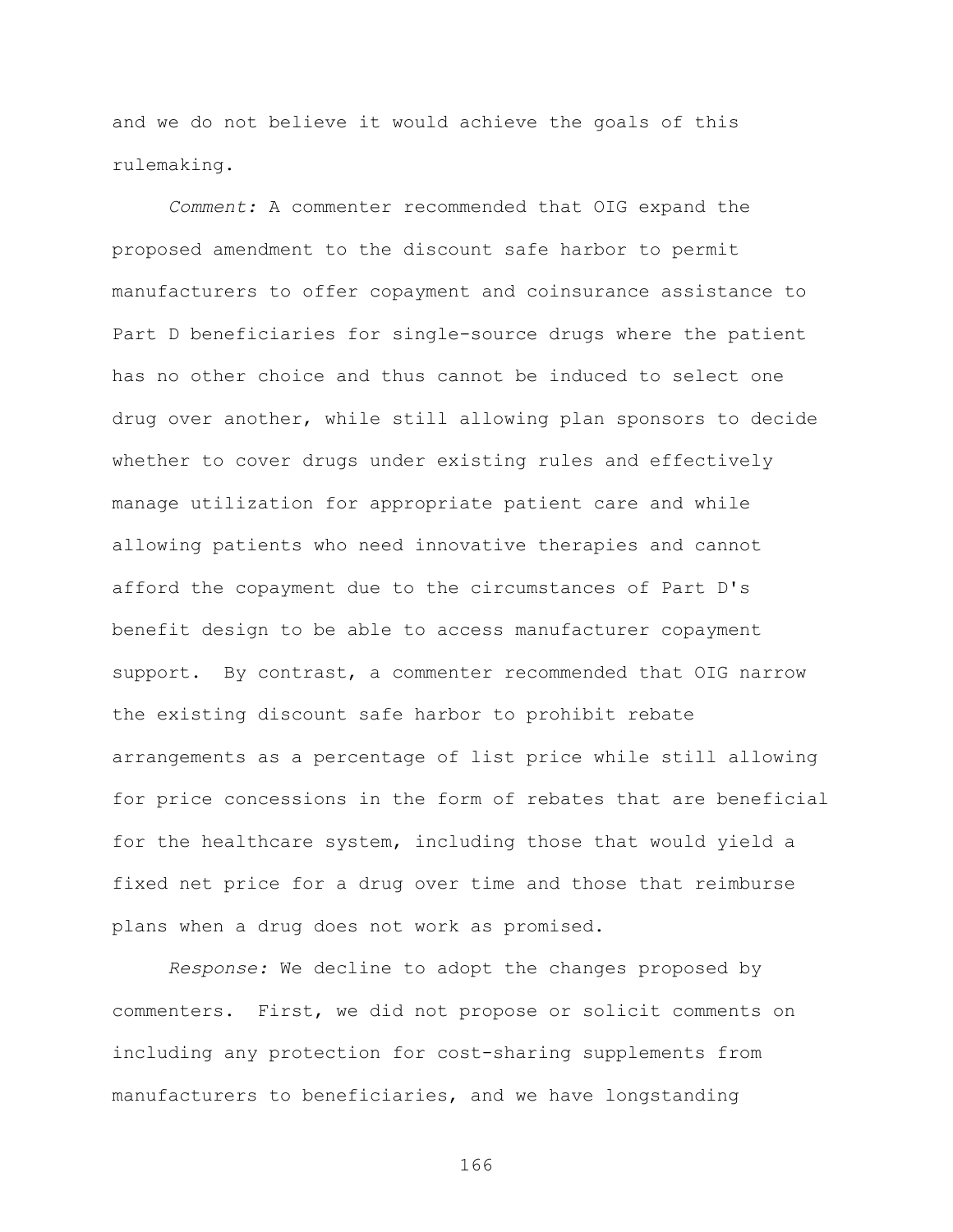and we do not believe it would achieve the goals of this rulemaking.

*Comment:* A commenter recommended that OIG expand the proposed amendment to the discount safe harbor to permit manufacturers to offer copayment and coinsurance assistance to Part D beneficiaries for single-source drugs where the patient has no other choice and thus cannot be induced to select one drug over another, while still allowing plan sponsors to decide whether to cover drugs under existing rules and effectively manage utilization for appropriate patient care and while allowing patients who need innovative therapies and cannot afford the copayment due to the circumstances of Part D's benefit design to be able to access manufacturer copayment support. By contrast, a commenter recommended that OIG narrow the existing discount safe harbor to prohibit rebate arrangements as a percentage of list price while still allowing for price concessions in the form of rebates that are beneficial for the healthcare system, including those that would yield a fixed net price for a drug over time and those that reimburse plans when a drug does not work as promised.

*Response:* We decline to adopt the changes proposed by commenters. First, we did not propose or solicit comments on including any protection for cost-sharing supplements from manufacturers to beneficiaries, and we have longstanding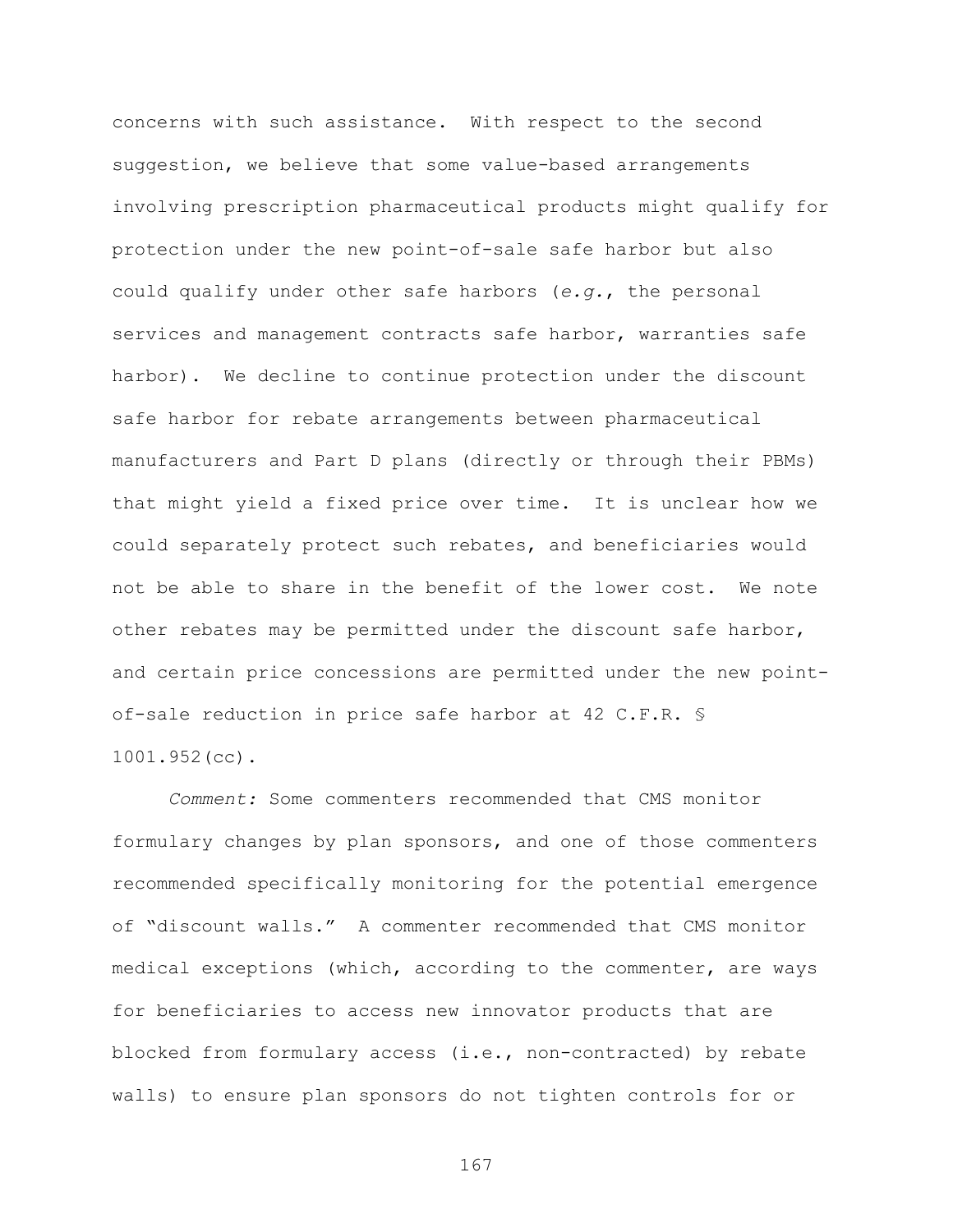concerns with such assistance. With respect to the second suggestion, we believe that some value-based arrangements involving prescription pharmaceutical products might qualify for protection under the new point-of-sale safe harbor but also could qualify under other safe harbors (*e.g.*, the personal services and management contracts safe harbor, warranties safe harbor). We decline to continue protection under the discount safe harbor for rebate arrangements between pharmaceutical manufacturers and Part D plans (directly or through their PBMs) that might yield a fixed price over time. It is unclear how we could separately protect such rebates, and beneficiaries would not be able to share in the benefit of the lower cost. We note other rebates may be permitted under the discount safe harbor, and certain price concessions are permitted under the new point-of-sale reduction in price safe harbor at 42 C.F.R. § 1001.952(cc).

*Comment:* Some commenters recommended that CMS monitor formulary changes by plan sponsors, and one of those commenters recommended specifically monitoring for the potential emergence of "discount walls." A commenter recommended that CMS monitor medical exceptions (which, according to the commenter, are ways for beneficiaries to access new innovator products that are blocked from formulary access (i.e., non-contracted) by rebate walls) to ensure plan sponsors do not tighten controls for or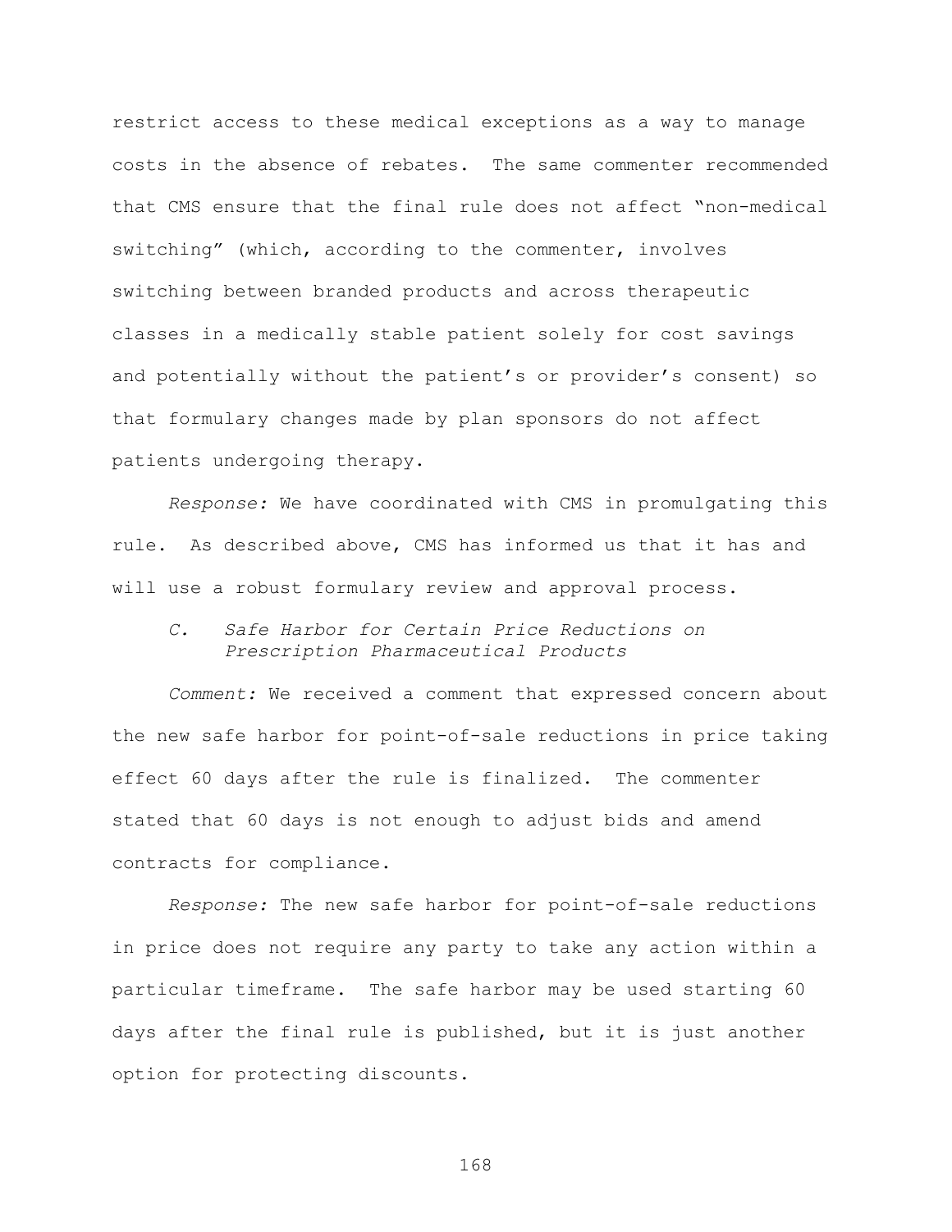restrict access to these medical exceptions as a way to manage costs in the absence of rebates. The same commenter recommended that CMS ensure that the final rule does not affect "non-medical switching" (which, according to the commenter, involves switching between branded products and across therapeutic classes in a medically stable patient solely for cost savings and potentially without the patient's or provider's consent) so that formulary changes made by plan sponsors do not affect patients undergoing therapy.

*Response:* We have coordinated with CMS in promulgating this rule. As described above, CMS has informed us that it has and will use a robust formulary review and approval process.

### *C. Safe Harbor for Certain Price Reductions on Prescription Pharmaceutical Products*

*Comment:* We received a comment that expressed concern about the new safe harbor for point-of-sale reductions in price taking effect 60 days after the rule is finalized. The commenter stated that 60 days is not enough to adjust bids and amend contracts for compliance.

*Response:* The new safe harbor for point-of-sale reductions in price does not require any party to take any action within a particular timeframe. The safe harbor may be used starting 60 days after the final rule is published, but it is just another option for protecting discounts.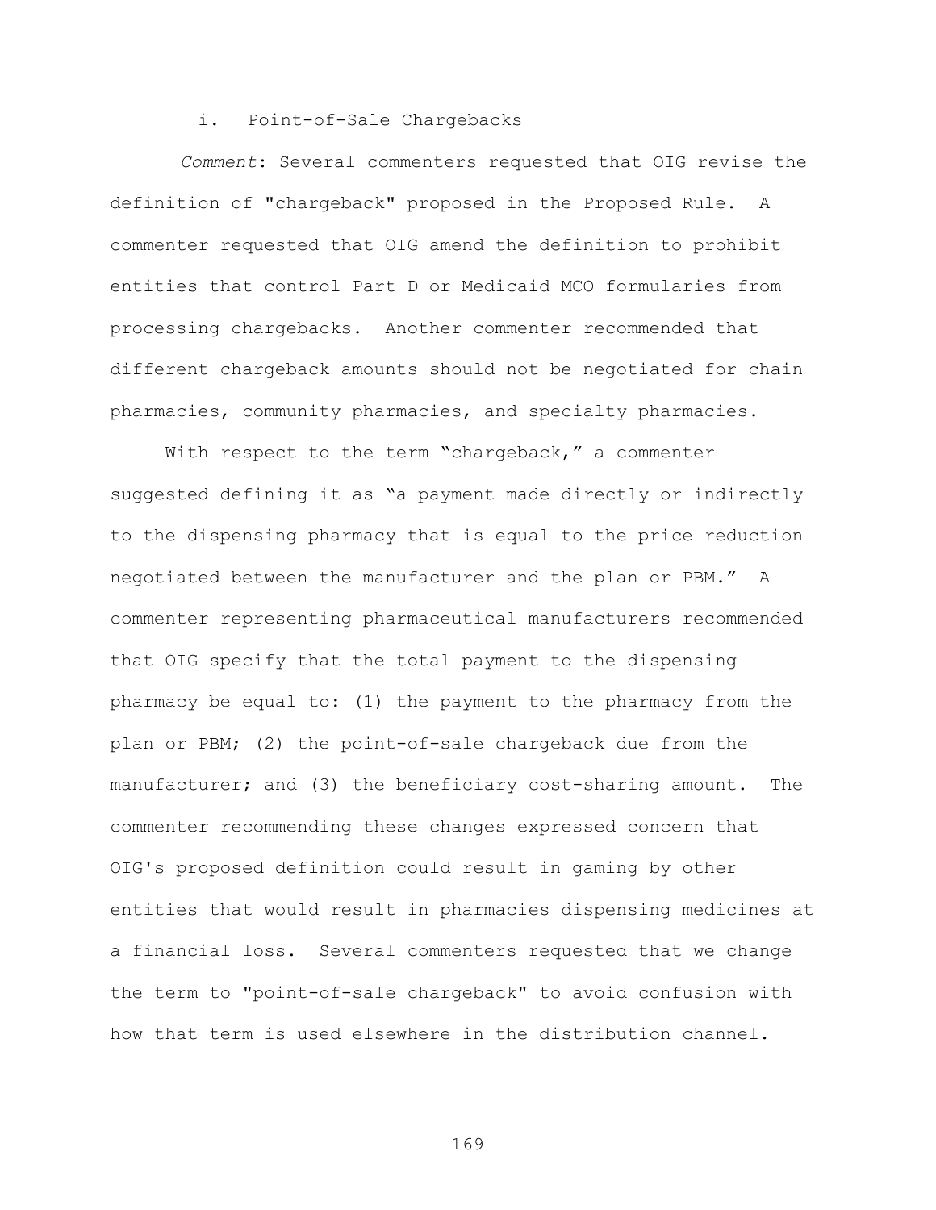i. Point-of-Sale Chargebacks

*Comment*: Several commenters requested that OIG revise the definition of "chargeback" proposed in the Proposed Rule. A commenter requested that OIG amend the definition to prohibit entities that control Part D or Medicaid MCO formularies from processing chargebacks. Another commenter recommended that different chargeback amounts should not be negotiated for chain pharmacies, community pharmacies, and specialty pharmacies.

With respect to the term "chargeback," a commenter suggested defining it as "a payment made directly or indirectly to the dispensing pharmacy that is equal to the price reduction negotiated between the manufacturer and the plan or PBM." A commenter representing pharmaceutical manufacturers recommended that OIG specify that the total payment to the dispensing pharmacy be equal to: (1) the payment to the pharmacy from the plan or PBM; (2) the point-of-sale chargeback due from the manufacturer; and (3) the beneficiary cost-sharing amount. The commenter recommending these changes expressed concern that OIG's proposed definition could result in gaming by other entities that would result in pharmacies dispensing medicines at a financial loss. Several commenters requested that we change the term to "point-of-sale chargeback" to avoid confusion with how that term is used elsewhere in the distribution channel.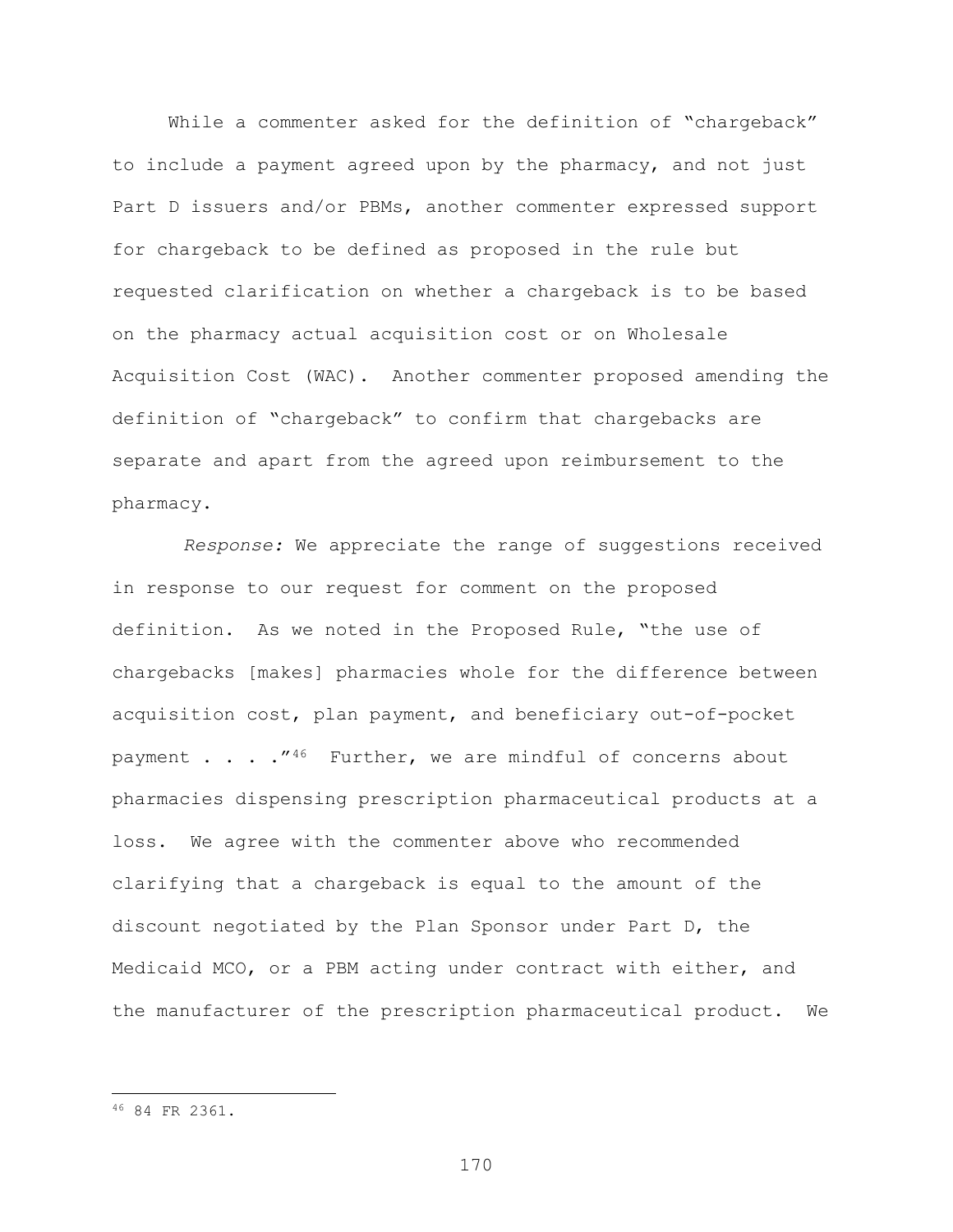While a commenter asked for the definition of "chargeback" to include a payment agreed upon by the pharmacy, and not just Part D issuers and/or PBMs, another commenter expressed support for chargeback to be defined as proposed in the rule but requested clarification on whether a chargeback is to be based on the pharmacy actual acquisition cost or on Wholesale Acquisition Cost (WAC). Another commenter proposed amending the definition of "chargeback" to confirm that chargebacks are separate and apart from the agreed upon reimbursement to the pharmacy.

*Response:* We appreciate the range of suggestions received in response to our request for comment on the proposed definition. As we noted in the Proposed Rule, "the use of chargebacks [makes] pharmacies whole for the difference between acquisition cost, plan payment, and beneficiary out-of-pocket payment . . . ."[46] Further, we are mindful of concerns about pharmacies dispensing prescription pharmaceutical products at a loss. We agree with the commenter above who recommended clarifying that a chargeback is equal to the amount of the discount negotiated by the Plan Sponsor under Part D, the Medicaid MCO, or a PBM acting under contract with either, and the manufacturer of the prescription pharmaceutical product. We

---

[46] 84 FR 2361.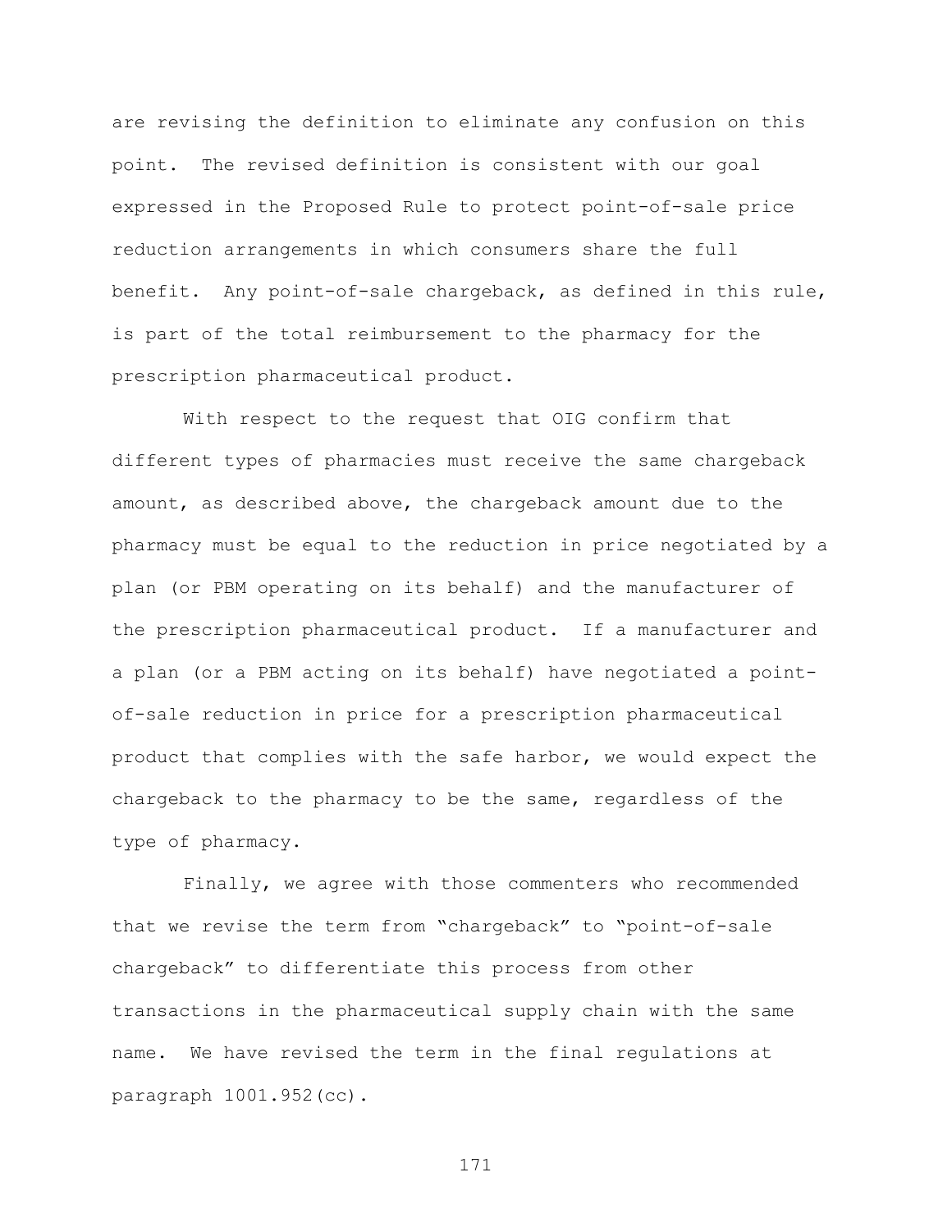are revising the definition to eliminate any confusion on this point. The revised definition is consistent with our goal expressed in the Proposed Rule to protect point-of-sale price reduction arrangements in which consumers share the full benefit. Any point-of-sale chargeback, as defined in this rule, is part of the total reimbursement to the pharmacy for the prescription pharmaceutical product.

With respect to the request that OIG confirm that different types of pharmacies must receive the same chargeback amount, as described above, the chargeback amount due to the pharmacy must be equal to the reduction in price negotiated by a plan (or PBM operating on its behalf) and the manufacturer of the prescription pharmaceutical product. If a manufacturer and a plan (or a PBM acting on its behalf) have negotiated a point-of-sale reduction in price for a prescription pharmaceutical product that complies with the safe harbor, we would expect the chargeback to the pharmacy to be the same, regardless of the type of pharmacy.

Finally, we agree with those commenters who recommended that we revise the term from "chargeback" to "point-of-sale chargeback" to differentiate this process from other transactions in the pharmaceutical supply chain with the same name. We have revised the term in the final regulations at paragraph 1001.952(cc).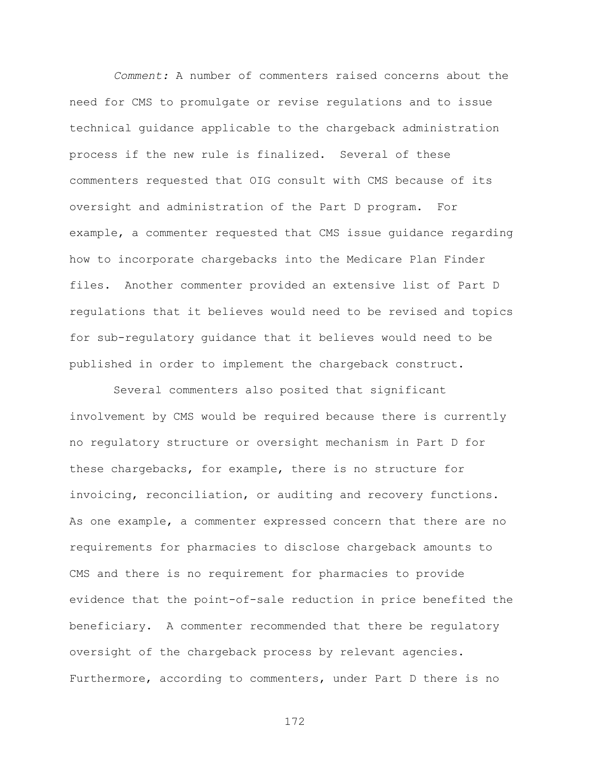*Comment:* A number of commenters raised concerns about the need for CMS to promulgate or revise regulations and to issue technical guidance applicable to the chargeback administration process if the new rule is finalized. Several of these commenters requested that OIG consult with CMS because of its oversight and administration of the Part D program. For example, a commenter requested that CMS issue guidance regarding how to incorporate chargebacks into the Medicare Plan Finder files. Another commenter provided an extensive list of Part D regulations that it believes would need to be revised and topics for sub-regulatory guidance that it believes would need to be published in order to implement the chargeback construct.

Several commenters also posited that significant involvement by CMS would be required because there is currently no regulatory structure or oversight mechanism in Part D for these chargebacks, for example, there is no structure for invoicing, reconciliation, or auditing and recovery functions. As one example, a commenter expressed concern that there are no requirements for pharmacies to disclose chargeback amounts to CMS and there is no requirement for pharmacies to provide evidence that the point-of-sale reduction in price benefited the beneficiary. A commenter recommended that there be regulatory oversight of the chargeback process by relevant agencies. Furthermore, according to commenters, under Part D there is no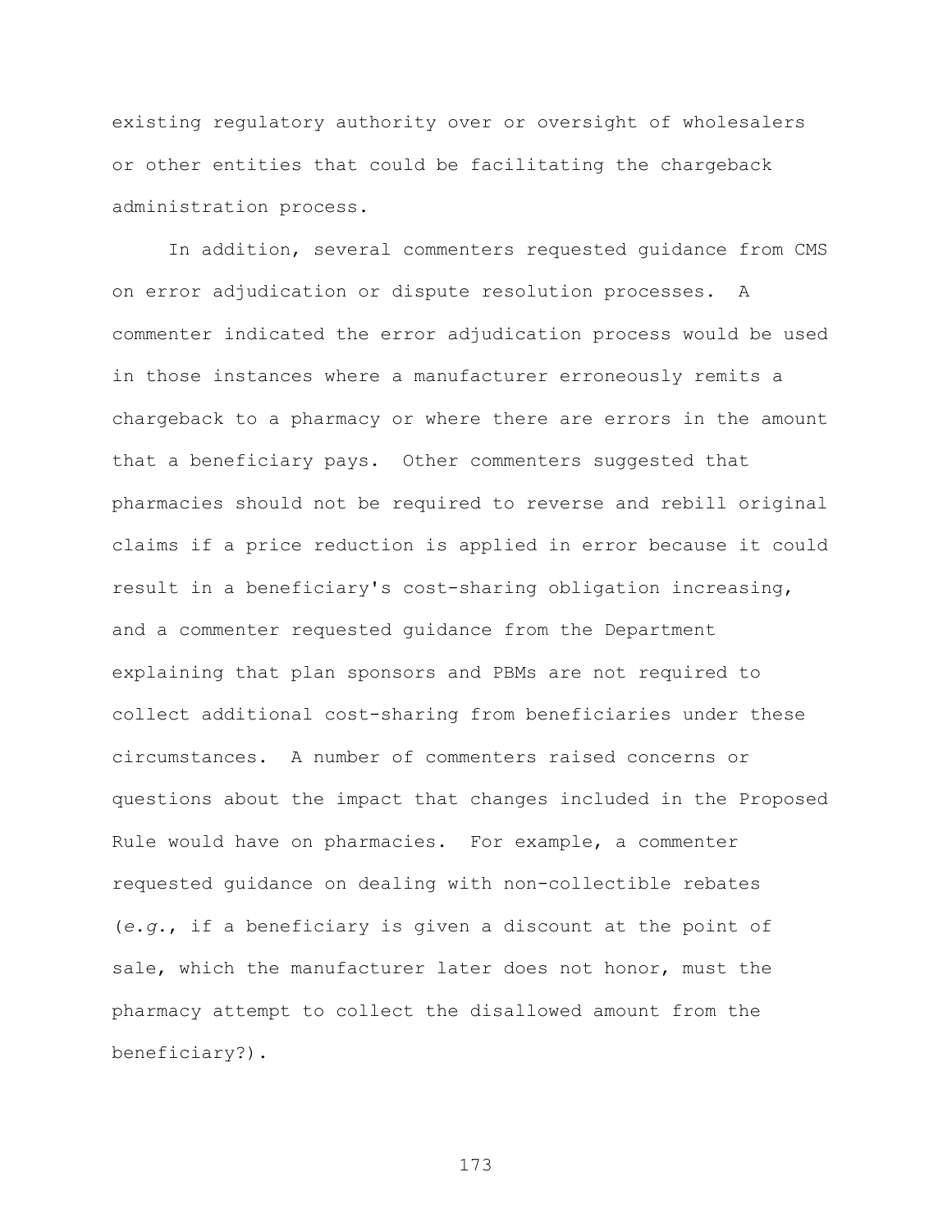existing regulatory authority over or oversight of wholesalers or other entities that could be facilitating the chargeback administration process.

In addition, several commenters requested guidance from CMS on error adjudication or dispute resolution processes. A commenter indicated the error adjudication process would be used in those instances where a manufacturer erroneously remits a chargeback to a pharmacy or where there are errors in the amount that a beneficiary pays. Other commenters suggested that pharmacies should not be required to reverse and rebill original claims if a price reduction is applied in error because it could result in a beneficiary's cost-sharing obligation increasing, and a commenter requested guidance from the Department explaining that plan sponsors and PBMs are not required to collect additional cost-sharing from beneficiaries under these circumstances. A number of commenters raised concerns or questions about the impact that changes included in the Proposed Rule would have on pharmacies. For example, a commenter requested guidance on dealing with non-collectible rebates (*e.g.*, if a beneficiary is given a discount at the point of sale, which the manufacturer later does not honor, must the pharmacy attempt to collect the disallowed amount from the beneficiary?).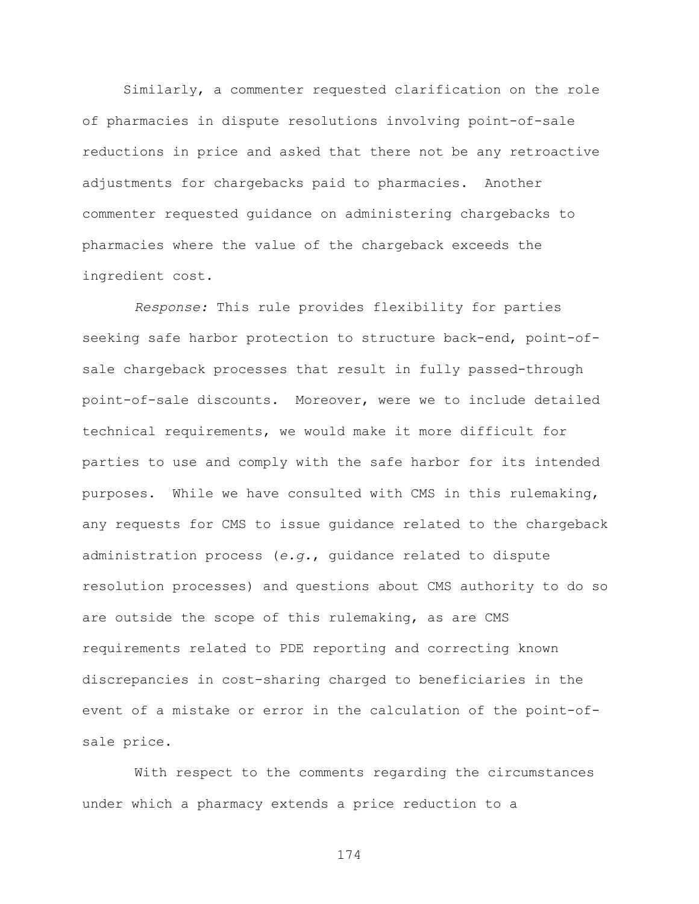Similarly, a commenter requested clarification on the role of pharmacies in dispute resolutions involving point-of-sale reductions in price and asked that there not be any retroactive adjustments for chargebacks paid to pharmacies. Another commenter requested guidance on administering chargebacks to pharmacies where the value of the chargeback exceeds the ingredient cost.

*Response:* This rule provides flexibility for parties seeking safe harbor protection to structure back-end, point-of-sale chargeback processes that result in fully passed-through point-of-sale discounts. Moreover, were we to include detailed technical requirements, we would make it more difficult for parties to use and comply with the safe harbor for its intended purposes. While we have consulted with CMS in this rulemaking, any requests for CMS to issue guidance related to the chargeback administration process (*e.g.*, guidance related to dispute resolution processes) and questions about CMS authority to do so are outside the scope of this rulemaking, as are CMS requirements related to PDE reporting and correcting known discrepancies in cost-sharing charged to beneficiaries in the event of a mistake or error in the calculation of the point-of-sale price.

With respect to the comments regarding the circumstances under which a pharmacy extends a price reduction to a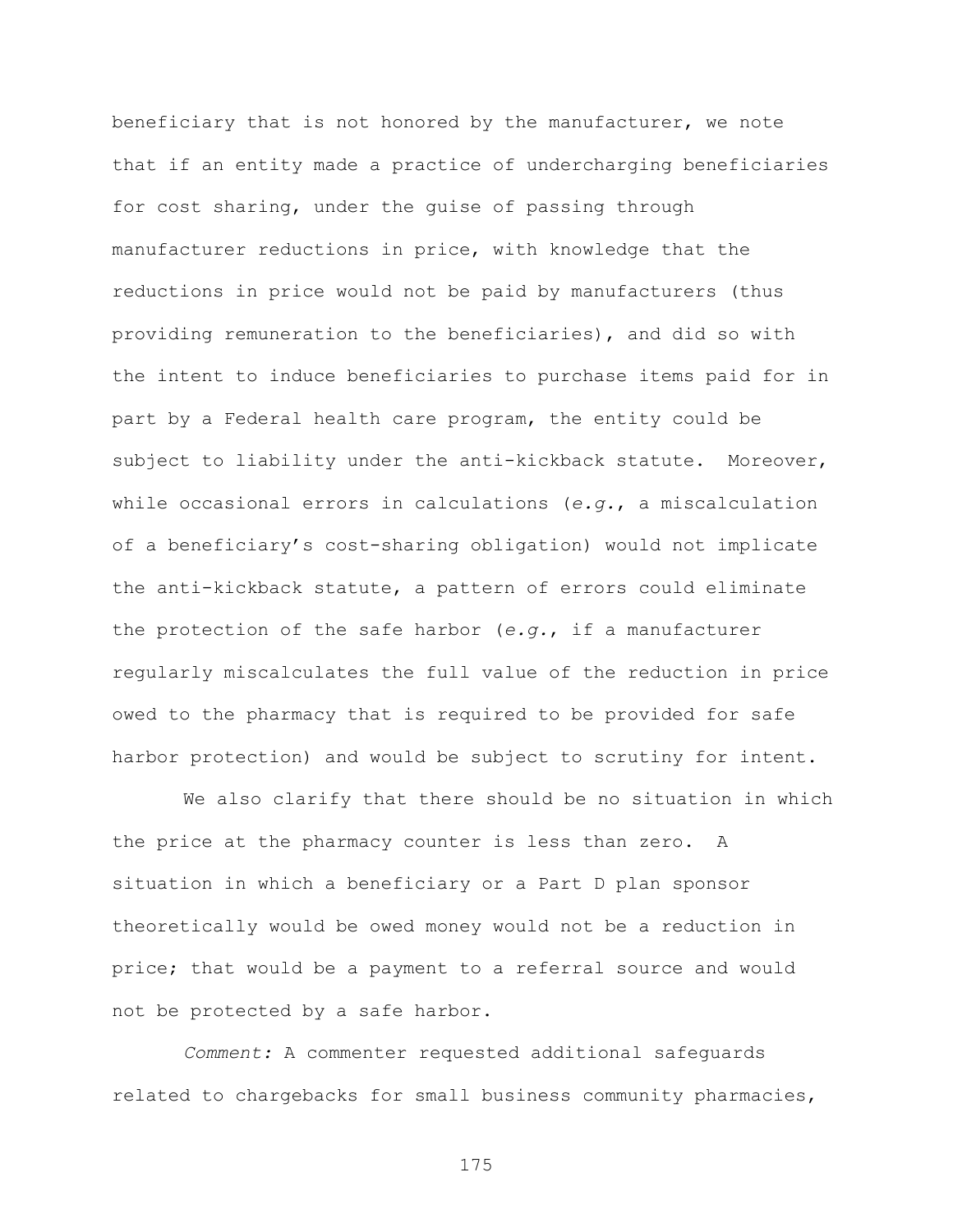beneficiary that is not honored by the manufacturer, we note that if an entity made a practice of undercharging beneficiaries for cost sharing, under the guise of passing through manufacturer reductions in price, with knowledge that the reductions in price would not be paid by manufacturers (thus providing remuneration to the beneficiaries), and did so with the intent to induce beneficiaries to purchase items paid for in part by a Federal health care program, the entity could be subject to liability under the anti-kickback statute. Moreover, while occasional errors in calculations (*e.g.*, a miscalculation of a beneficiary's cost-sharing obligation) would not implicate the anti-kickback statute, a pattern of errors could eliminate the protection of the safe harbor (*e.g.*, if a manufacturer regularly miscalculates the full value of the reduction in price owed to the pharmacy that is required to be provided for safe harbor protection) and would be subject to scrutiny for intent.

We also clarify that there should be no situation in which the price at the pharmacy counter is less than zero. A situation in which a beneficiary or a Part D plan sponsor theoretically would be owed money would not be a reduction in price; that would be a payment to a referral source and would not be protected by a safe harbor.

*Comment:* A commenter requested additional safeguards related to chargebacks for small business community pharmacies,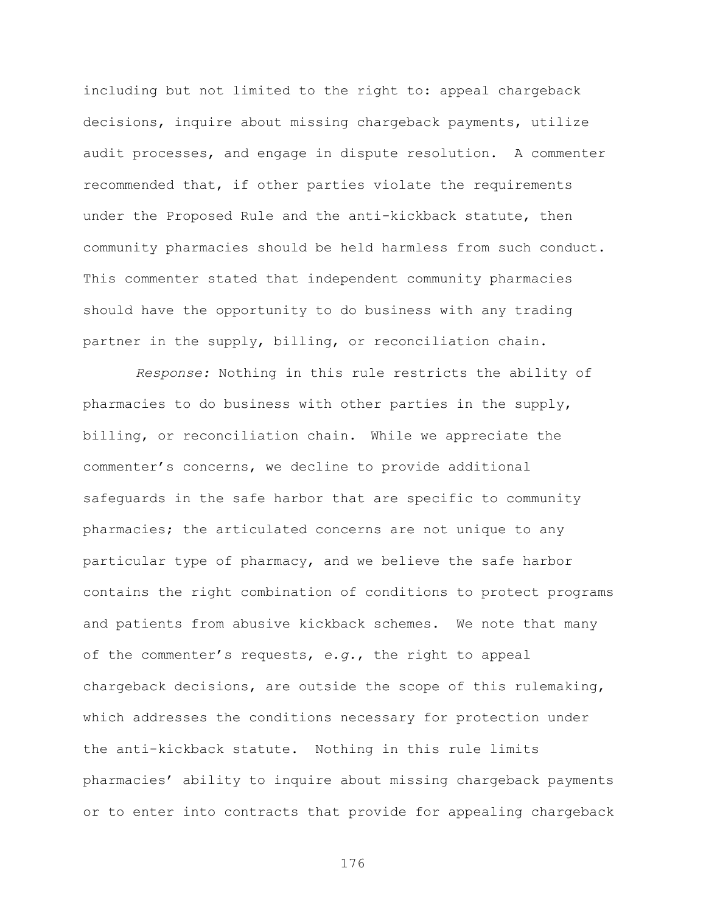including but not limited to the right to: appeal chargeback decisions, inquire about missing chargeback payments, utilize audit processes, and engage in dispute resolution. A commenter recommended that, if other parties violate the requirements under the Proposed Rule and the anti-kickback statute, then community pharmacies should be held harmless from such conduct. This commenter stated that independent community pharmacies should have the opportunity to do business with any trading partner in the supply, billing, or reconciliation chain.

*Response:* Nothing in this rule restricts the ability of pharmacies to do business with other parties in the supply, billing, or reconciliation chain. While we appreciate the commenter's concerns, we decline to provide additional safeguards in the safe harbor that are specific to community pharmacies; the articulated concerns are not unique to any particular type of pharmacy, and we believe the safe harbor contains the right combination of conditions to protect programs and patients from abusive kickback schemes. We note that many of the commenter's requests, *e.g.*, the right to appeal chargeback decisions, are outside the scope of this rulemaking, which addresses the conditions necessary for protection under the anti-kickback statute. Nothing in this rule limits pharmacies' ability to inquire about missing chargeback payments or to enter into contracts that provide for appealing chargeback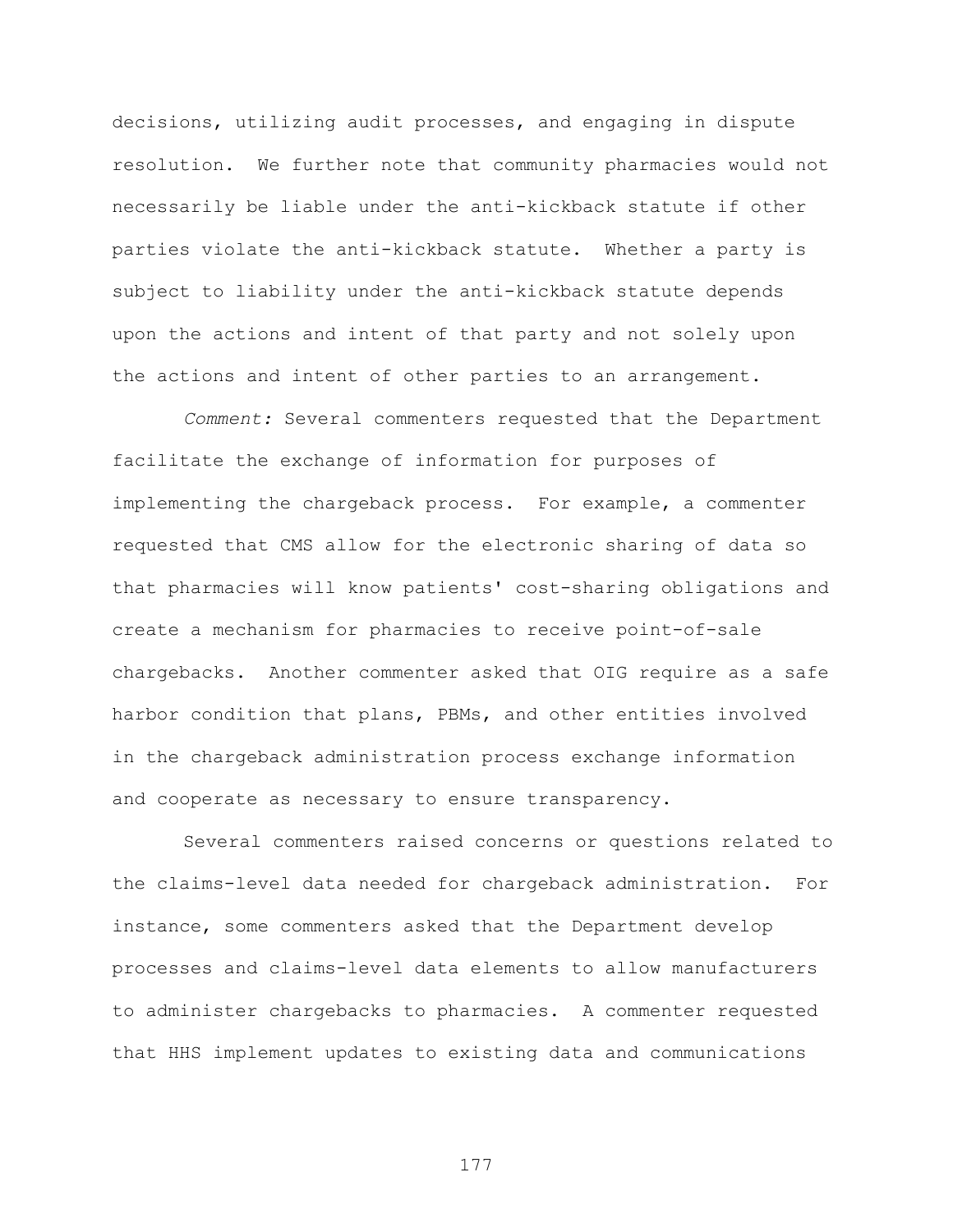decisions, utilizing audit processes, and engaging in dispute resolution. We further note that community pharmacies would not necessarily be liable under the anti-kickback statute if other parties violate the anti-kickback statute. Whether a party is subject to liability under the anti-kickback statute depends upon the actions and intent of that party and not solely upon the actions and intent of other parties to an arrangement.

*Comment:* Several commenters requested that the Department facilitate the exchange of information for purposes of implementing the chargeback process. For example, a commenter requested that CMS allow for the electronic sharing of data so that pharmacies will know patients' cost-sharing obligations and create a mechanism for pharmacies to receive point-of-sale chargebacks. Another commenter asked that OIG require as a safe harbor condition that plans, PBMs, and other entities involved in the chargeback administration process exchange information and cooperate as necessary to ensure transparency.

Several commenters raised concerns or questions related to the claims-level data needed for chargeback administration. For instance, some commenters asked that the Department develop processes and claims-level data elements to allow manufacturers to administer chargebacks to pharmacies. A commenter requested that HHS implement updates to existing data and communications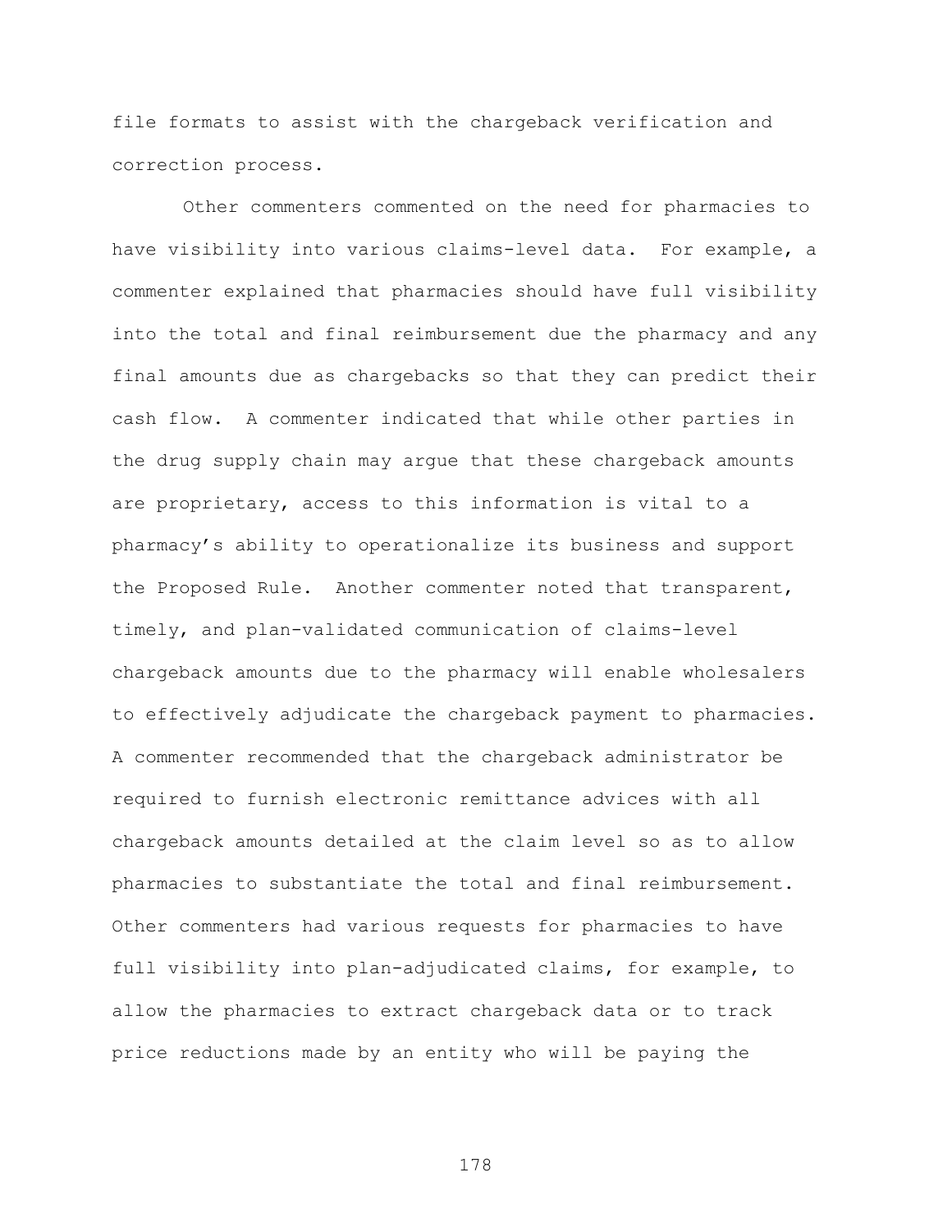file formats to assist with the chargeback verification and correction process.

Other commenters commented on the need for pharmacies to have visibility into various claims-level data. For example, a commenter explained that pharmacies should have full visibility into the total and final reimbursement due the pharmacy and any final amounts due as chargebacks so that they can predict their cash flow. A commenter indicated that while other parties in the drug supply chain may argue that these chargeback amounts are proprietary, access to this information is vital to a pharmacy's ability to operationalize its business and support the Proposed Rule. Another commenter noted that transparent, timely, and plan-validated communication of claims-level chargeback amounts due to the pharmacy will enable wholesalers to effectively adjudicate the chargeback payment to pharmacies. A commenter recommended that the chargeback administrator be required to furnish electronic remittance advices with all chargeback amounts detailed at the claim level so as to allow pharmacies to substantiate the total and final reimbursement. Other commenters had various requests for pharmacies to have full visibility into plan-adjudicated claims, for example, to allow the pharmacies to extract chargeback data or to track price reductions made by an entity who will be paying the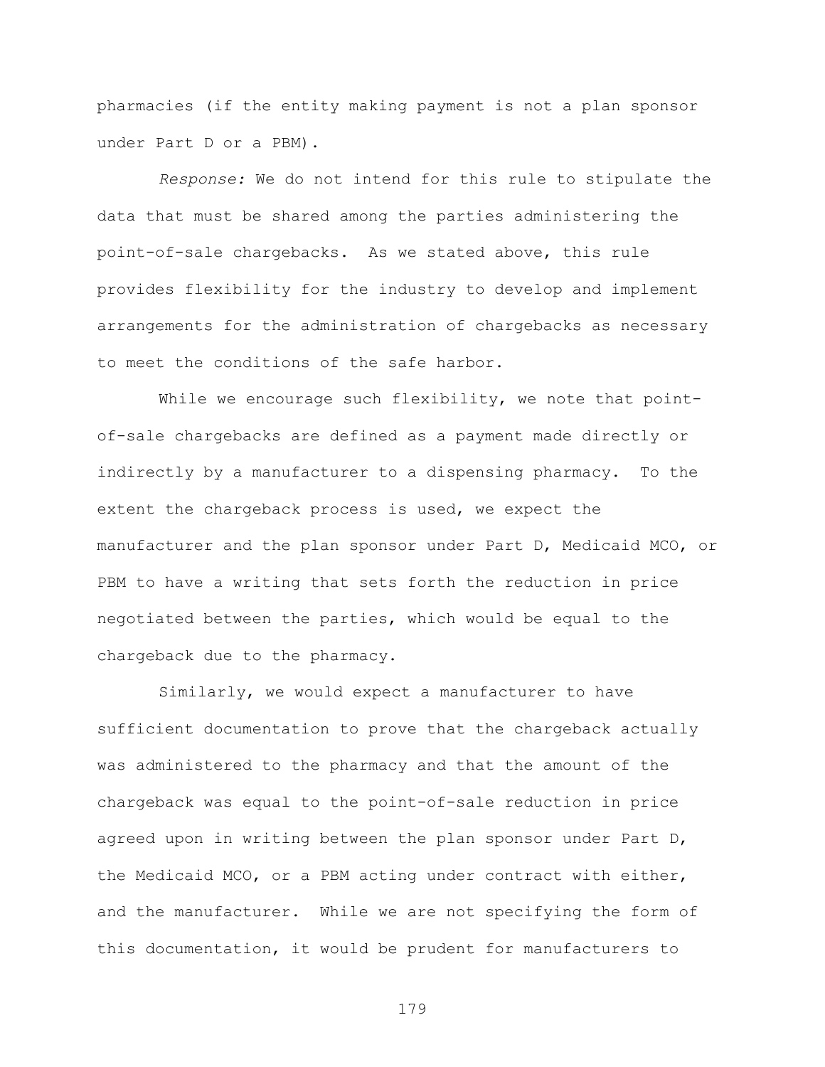pharmacies (if the entity making payment is not a plan sponsor under Part D or a PBM).

*Response:* We do not intend for this rule to stipulate the data that must be shared among the parties administering the point-of-sale chargebacks. As we stated above, this rule provides flexibility for the industry to develop and implement arrangements for the administration of chargebacks as necessary to meet the conditions of the safe harbor.

While we encourage such flexibility, we note that point-of-sale chargebacks are defined as a payment made directly or indirectly by a manufacturer to a dispensing pharmacy. To the extent the chargeback process is used, we expect the manufacturer and the plan sponsor under Part D, Medicaid MCO, or PBM to have a writing that sets forth the reduction in price negotiated between the parties, which would be equal to the chargeback due to the pharmacy.

Similarly, we would expect a manufacturer to have sufficient documentation to prove that the chargeback actually was administered to the pharmacy and that the amount of the chargeback was equal to the point-of-sale reduction in price agreed upon in writing between the plan sponsor under Part D, the Medicaid MCO, or a PBM acting under contract with either, and the manufacturer. While we are not specifying the form of this documentation, it would be prudent for manufacturers to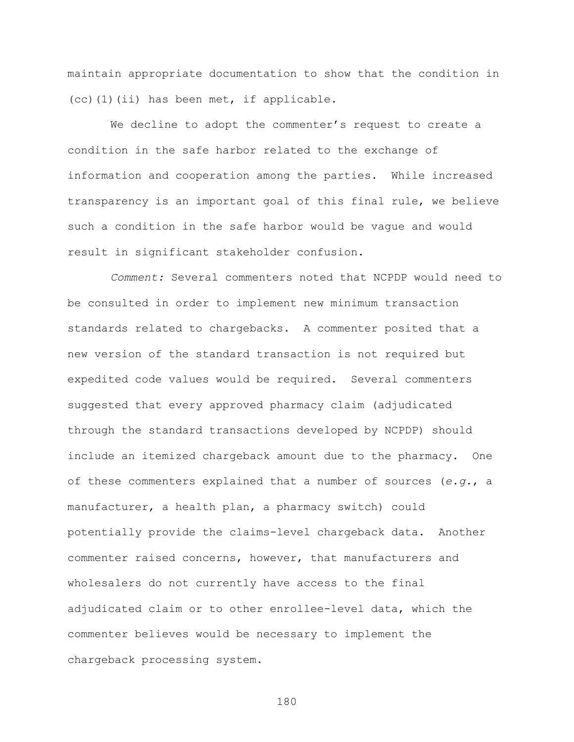maintain appropriate documentation to show that the condition in (cc)(1)(ii) has been met, if applicable.

We decline to adopt the commenter's request to create a condition in the safe harbor related to the exchange of information and cooperation among the parties. While increased transparency is an important goal of this final rule, we believe such a condition in the safe harbor would be vague and would result in significant stakeholder confusion.

*Comment:* Several commenters noted that NCPDP would need to be consulted in order to implement new minimum transaction standards related to chargebacks. A commenter posited that a new version of the standard transaction is not required but expedited code values would be required. Several commenters suggested that every approved pharmacy claim (adjudicated through the standard transactions developed by NCPDP) should include an itemized chargeback amount due to the pharmacy. One of these commenters explained that a number of sources (*e.g.*, a manufacturer, a health plan, a pharmacy switch) could potentially provide the claims-level chargeback data. Another commenter raised concerns, however, that manufacturers and wholesalers do not currently have access to the final adjudicated claim or to other enrollee-level data, which the commenter believes would be necessary to implement the chargeback processing system.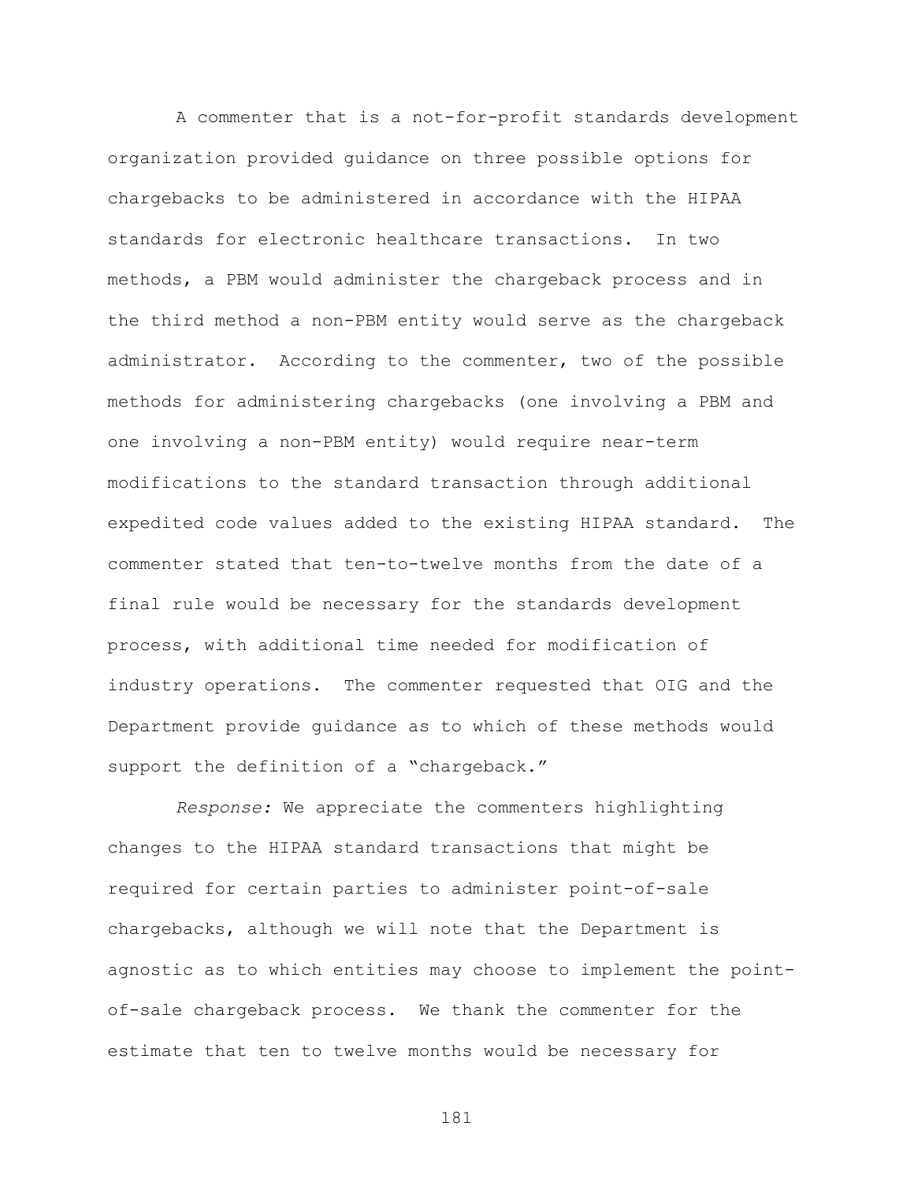A commenter that is a not-for-profit standards development organization provided guidance on three possible options for chargebacks to be administered in accordance with the HIPAA standards for electronic healthcare transactions. In two methods, a PBM would administer the chargeback process and in the third method a non-PBM entity would serve as the chargeback administrator. According to the commenter, two of the possible methods for administering chargebacks (one involving a PBM and one involving a non-PBM entity) would require near-term modifications to the standard transaction through additional expedited code values added to the existing HIPAA standard. The commenter stated that ten-to-twelve months from the date of a final rule would be necessary for the standards development process, with additional time needed for modification of industry operations. The commenter requested that OIG and the Department provide guidance as to which of these methods would support the definition of a "chargeback."

*Response:* We appreciate the commenters highlighting changes to the HIPAA standard transactions that might be required for certain parties to administer point-of-sale chargebacks, although we will note that the Department is agnostic as to which entities may choose to implement the point-of-sale chargeback process. We thank the commenter for the estimate that ten to twelve months would be necessary for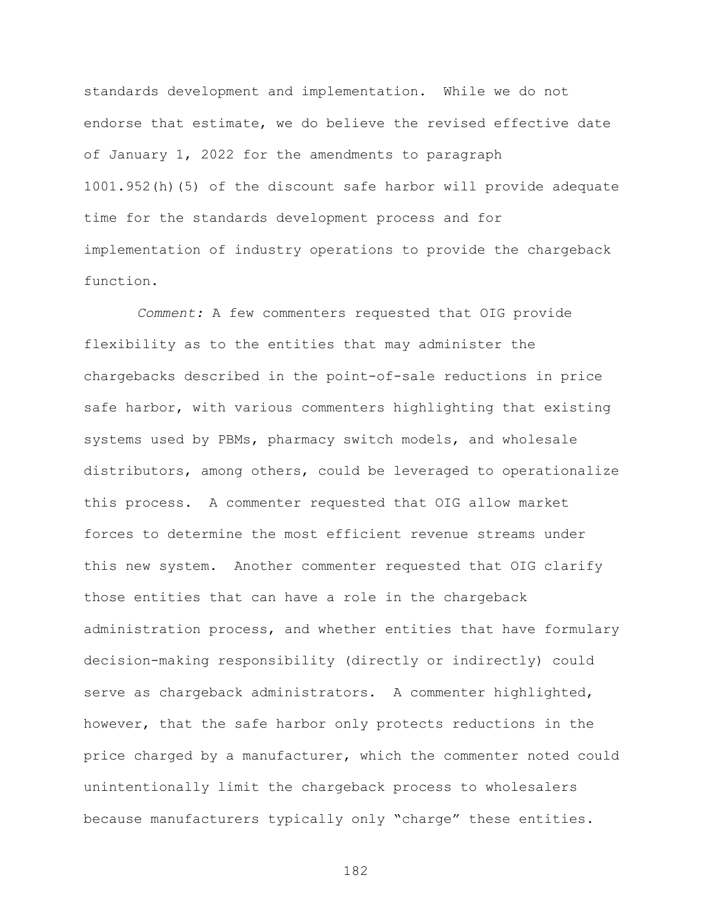standards development and implementation. While we do not endorse that estimate, we do believe the revised effective date of January 1, 2022 for the amendments to paragraph 1001.952(h)(5) of the discount safe harbor will provide adequate time for the standards development process and for implementation of industry operations to provide the chargeback function.

*Comment:* A few commenters requested that OIG provide flexibility as to the entities that may administer the chargebacks described in the point-of-sale reductions in price safe harbor, with various commenters highlighting that existing systems used by PBMs, pharmacy switch models, and wholesale distributors, among others, could be leveraged to operationalize this process. A commenter requested that OIG allow market forces to determine the most efficient revenue streams under this new system. Another commenter requested that OIG clarify those entities that can have a role in the chargeback administration process, and whether entities that have formulary decision-making responsibility (directly or indirectly) could serve as chargeback administrators. A commenter highlighted, however, that the safe harbor only protects reductions in the price charged by a manufacturer, which the commenter noted could unintentionally limit the chargeback process to wholesalers because manufacturers typically only "charge" these entities.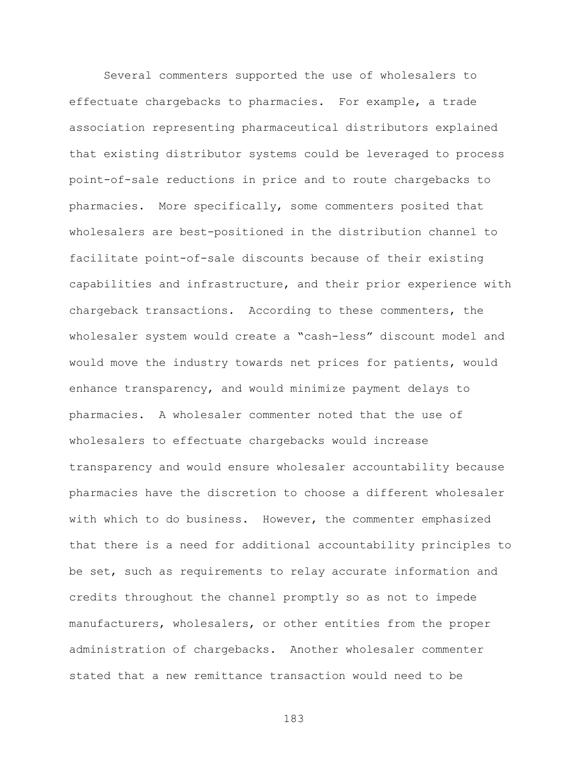Several commenters supported the use of wholesalers to effectuate chargebacks to pharmacies. For example, a trade association representing pharmaceutical distributors explained that existing distributor systems could be leveraged to process point-of-sale reductions in price and to route chargebacks to pharmacies. More specifically, some commenters posited that wholesalers are best-positioned in the distribution channel to facilitate point-of-sale discounts because of their existing capabilities and infrastructure, and their prior experience with chargeback transactions. According to these commenters, the wholesaler system would create a "cash-less" discount model and would move the industry towards net prices for patients, would enhance transparency, and would minimize payment delays to pharmacies. A wholesaler commenter noted that the use of wholesalers to effectuate chargebacks would increase transparency and would ensure wholesaler accountability because pharmacies have the discretion to choose a different wholesaler with which to do business. However, the commenter emphasized that there is a need for additional accountability principles to be set, such as requirements to relay accurate information and credits throughout the channel promptly so as not to impede manufacturers, wholesalers, or other entities from the proper administration of chargebacks. Another wholesaler commenter stated that a new remittance transaction would need to be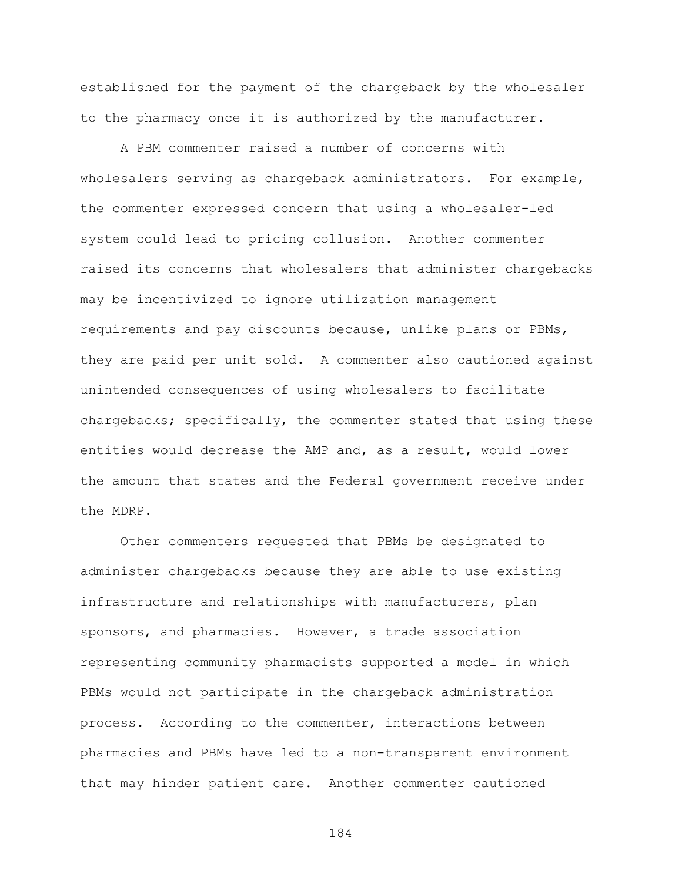established for the payment of the chargeback by the wholesaler to the pharmacy once it is authorized by the manufacturer.

A PBM commenter raised a number of concerns with wholesalers serving as chargeback administrators. For example, the commenter expressed concern that using a wholesaler-led system could lead to pricing collusion. Another commenter raised its concerns that wholesalers that administer chargebacks may be incentivized to ignore utilization management requirements and pay discounts because, unlike plans or PBMs, they are paid per unit sold. A commenter also cautioned against unintended consequences of using wholesalers to facilitate chargebacks; specifically, the commenter stated that using these entities would decrease the AMP and, as a result, would lower the amount that states and the Federal government receive under the MDRP.

Other commenters requested that PBMs be designated to administer chargebacks because they are able to use existing infrastructure and relationships with manufacturers, plan sponsors, and pharmacies. However, a trade association representing community pharmacists supported a model in which PBMs would not participate in the chargeback administration process. According to the commenter, interactions between pharmacies and PBMs have led to a non-transparent environment that may hinder patient care. Another commenter cautioned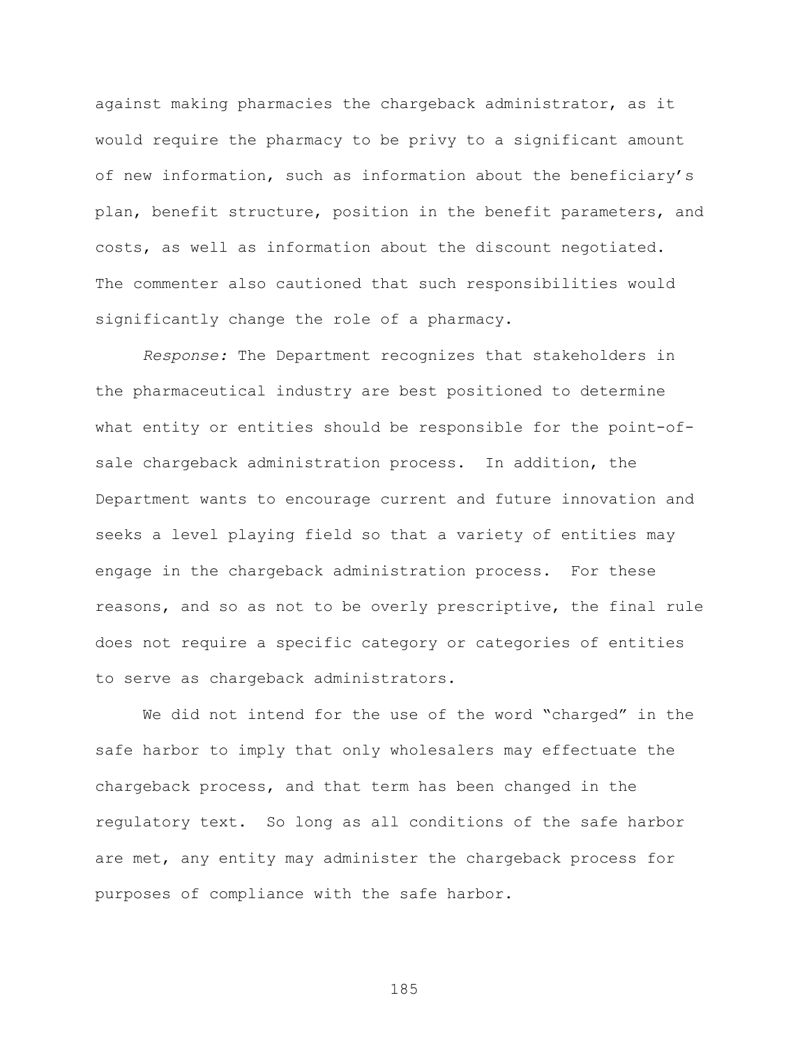against making pharmacies the chargeback administrator, as it would require the pharmacy to be privy to a significant amount of new information, such as information about the beneficiary's plan, benefit structure, position in the benefit parameters, and costs, as well as information about the discount negotiated. The commenter also cautioned that such responsibilities would significantly change the role of a pharmacy.

*Response:* The Department recognizes that stakeholders in the pharmaceutical industry are best positioned to determine what entity or entities should be responsible for the point-of-sale chargeback administration process. In addition, the Department wants to encourage current and future innovation and seeks a level playing field so that a variety of entities may engage in the chargeback administration process. For these reasons, and so as not to be overly prescriptive, the final rule does not require a specific category or categories of entities to serve as chargeback administrators.

We did not intend for the use of the word "charged" in the safe harbor to imply that only wholesalers may effectuate the chargeback process, and that term has been changed in the regulatory text. So long as all conditions of the safe harbor are met, any entity may administer the chargeback process for purposes of compliance with the safe harbor.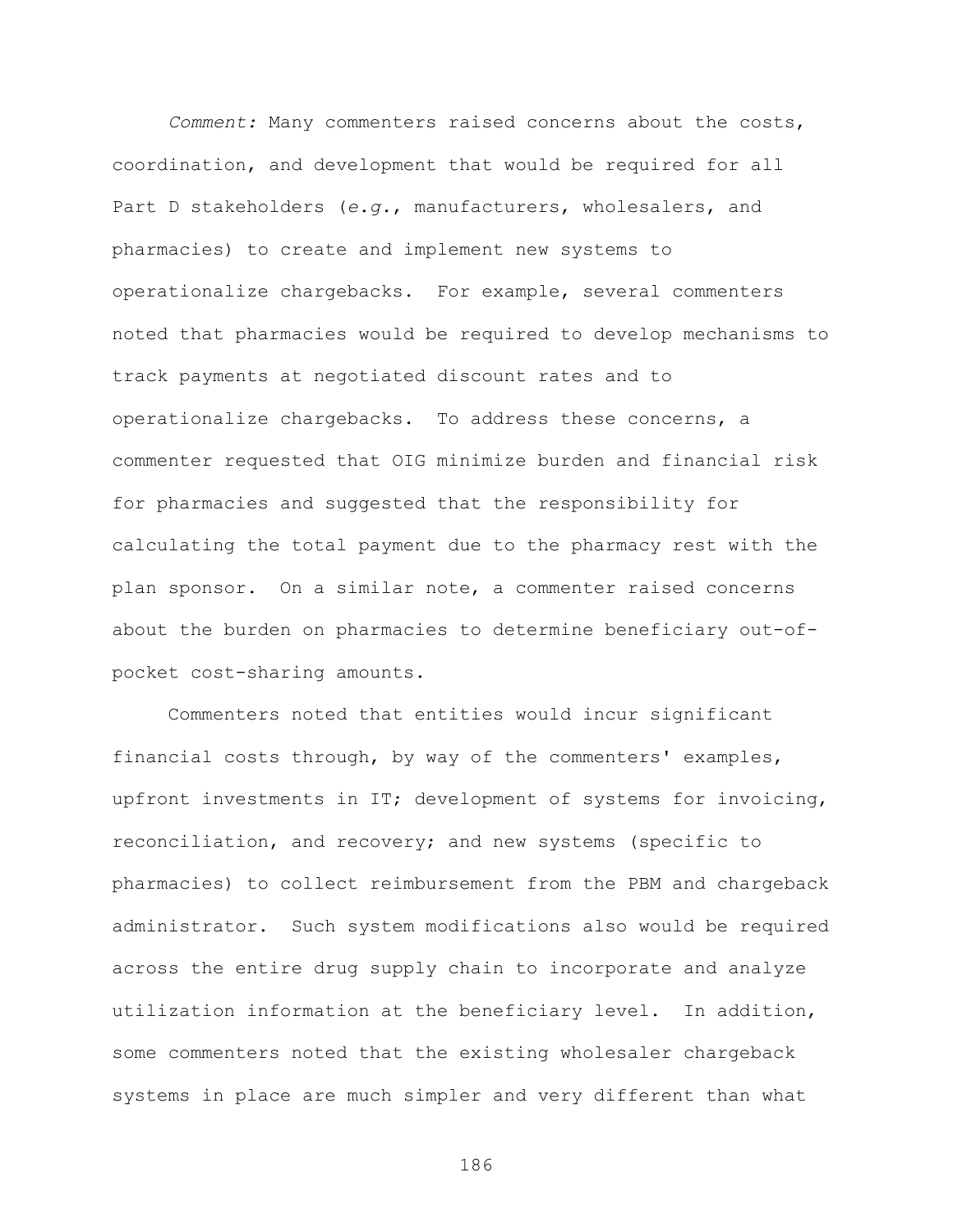*Comment:* Many commenters raised concerns about the costs, coordination, and development that would be required for all Part D stakeholders (*e.g.*, manufacturers, wholesalers, and pharmacies) to create and implement new systems to operationalize chargebacks. For example, several commenters noted that pharmacies would be required to develop mechanisms to track payments at negotiated discount rates and to operationalize chargebacks. To address these concerns, a commenter requested that OIG minimize burden and financial risk for pharmacies and suggested that the responsibility for calculating the total payment due to the pharmacy rest with the plan sponsor. On a similar note, a commenter raised concerns about the burden on pharmacies to determine beneficiary out-of-pocket cost-sharing amounts.

Commenters noted that entities would incur significant financial costs through, by way of the commenters' examples, upfront investments in IT; development of systems for invoicing, reconciliation, and recovery; and new systems (specific to pharmacies) to collect reimbursement from the PBM and chargeback administrator. Such system modifications also would be required across the entire drug supply chain to incorporate and analyze utilization information at the beneficiary level. In addition, some commenters noted that the existing wholesaler chargeback systems in place are much simpler and very different than what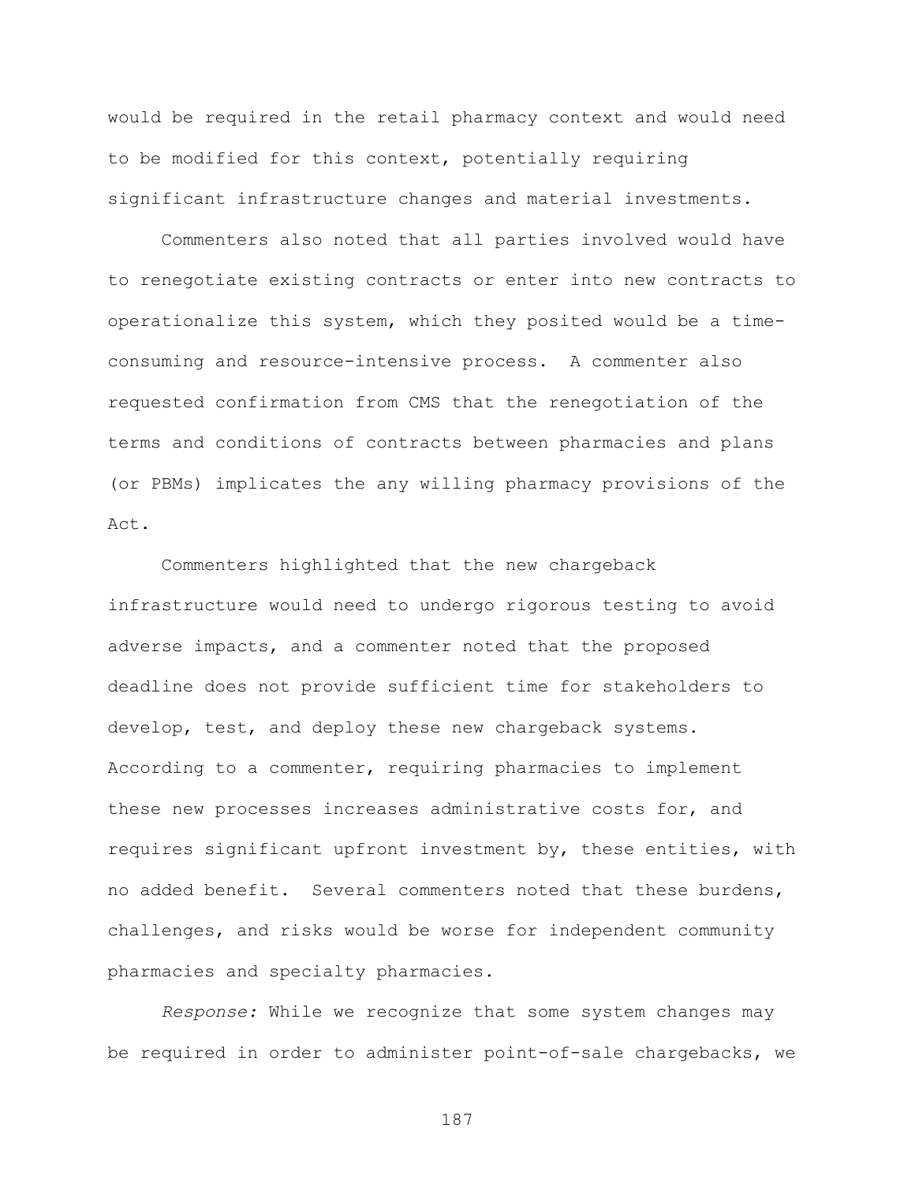would be required in the retail pharmacy context and would need to be modified for this context, potentially requiring significant infrastructure changes and material investments.

Commenters also noted that all parties involved would have to renegotiate existing contracts or enter into new contracts to operationalize this system, which they posited would be a time-consuming and resource-intensive process. A commenter also requested confirmation from CMS that the renegotiation of the terms and conditions of contracts between pharmacies and plans (or PBMs) implicates the any willing pharmacy provisions of the Act.

Commenters highlighted that the new chargeback infrastructure would need to undergo rigorous testing to avoid adverse impacts, and a commenter noted that the proposed deadline does not provide sufficient time for stakeholders to develop, test, and deploy these new chargeback systems. According to a commenter, requiring pharmacies to implement these new processes increases administrative costs for, and requires significant upfront investment by, these entities, with no added benefit. Several commenters noted that these burdens, challenges, and risks would be worse for independent community pharmacies and specialty pharmacies.

*Response:* While we recognize that some system changes may be required in order to administer point-of-sale chargebacks, we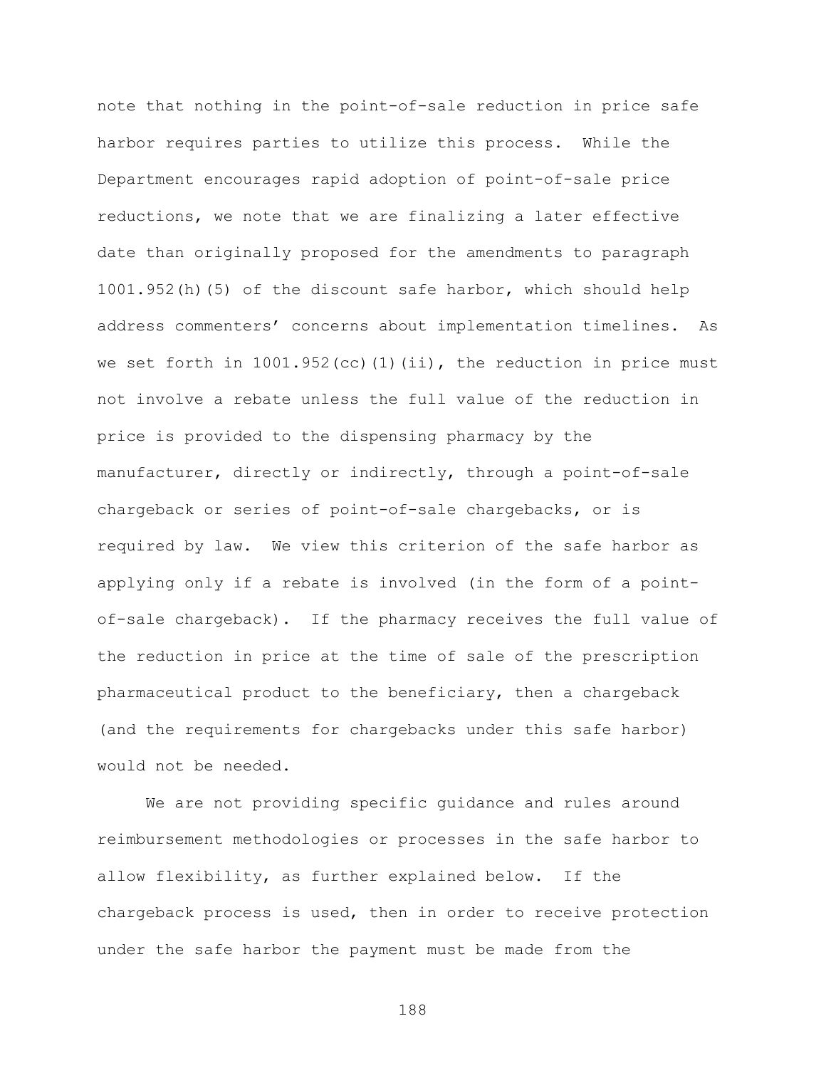note that nothing in the point-of-sale reduction in price safe harbor requires parties to utilize this process. While the Department encourages rapid adoption of point-of-sale price reductions, we note that we are finalizing a later effective date than originally proposed for the amendments to paragraph 1001.952(h)(5) of the discount safe harbor, which should help address commenters' concerns about implementation timelines. As we set forth in 1001.952(cc)(1)(ii), the reduction in price must not involve a rebate unless the full value of the reduction in price is provided to the dispensing pharmacy by the manufacturer, directly or indirectly, through a point-of-sale chargeback or series of point-of-sale chargebacks, or is required by law. We view this criterion of the safe harbor as applying only if a rebate is involved (in the form of a point-of-sale chargeback). If the pharmacy receives the full value of the reduction in price at the time of sale of the prescription pharmaceutical product to the beneficiary, then a chargeback (and the requirements for chargebacks under this safe harbor) would not be needed.

We are not providing specific guidance and rules around reimbursement methodologies or processes in the safe harbor to allow flexibility, as further explained below. If the chargeback process is used, then in order to receive protection under the safe harbor the payment must be made from the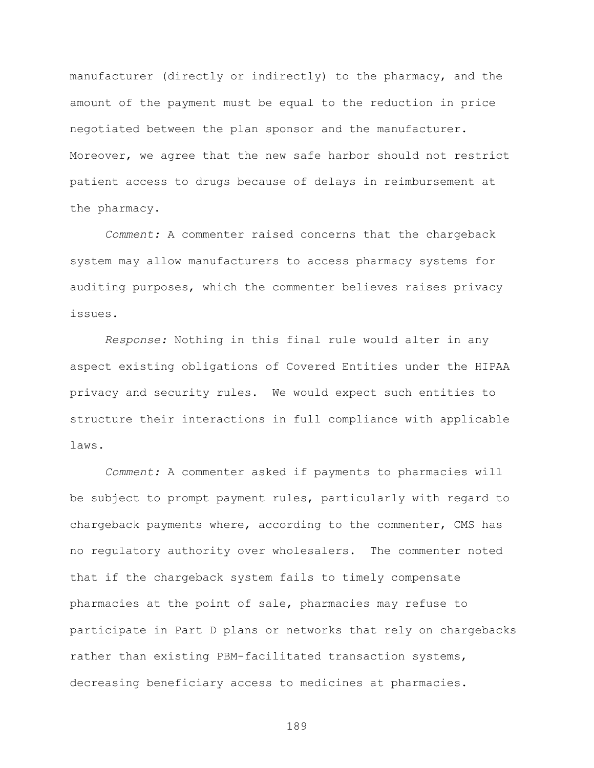manufacturer (directly or indirectly) to the pharmacy, and the amount of the payment must be equal to the reduction in price negotiated between the plan sponsor and the manufacturer. Moreover, we agree that the new safe harbor should not restrict patient access to drugs because of delays in reimbursement at the pharmacy.

*Comment:* A commenter raised concerns that the chargeback system may allow manufacturers to access pharmacy systems for auditing purposes, which the commenter believes raises privacy issues.

*Response:* Nothing in this final rule would alter in any aspect existing obligations of Covered Entities under the HIPAA privacy and security rules. We would expect such entities to structure their interactions in full compliance with applicable laws.

*Comment:* A commenter asked if payments to pharmacies will be subject to prompt payment rules, particularly with regard to chargeback payments where, according to the commenter, CMS has no regulatory authority over wholesalers. The commenter noted that if the chargeback system fails to timely compensate pharmacies at the point of sale, pharmacies may refuse to participate in Part D plans or networks that rely on chargebacks rather than existing PBM-facilitated transaction systems, decreasing beneficiary access to medicines at pharmacies.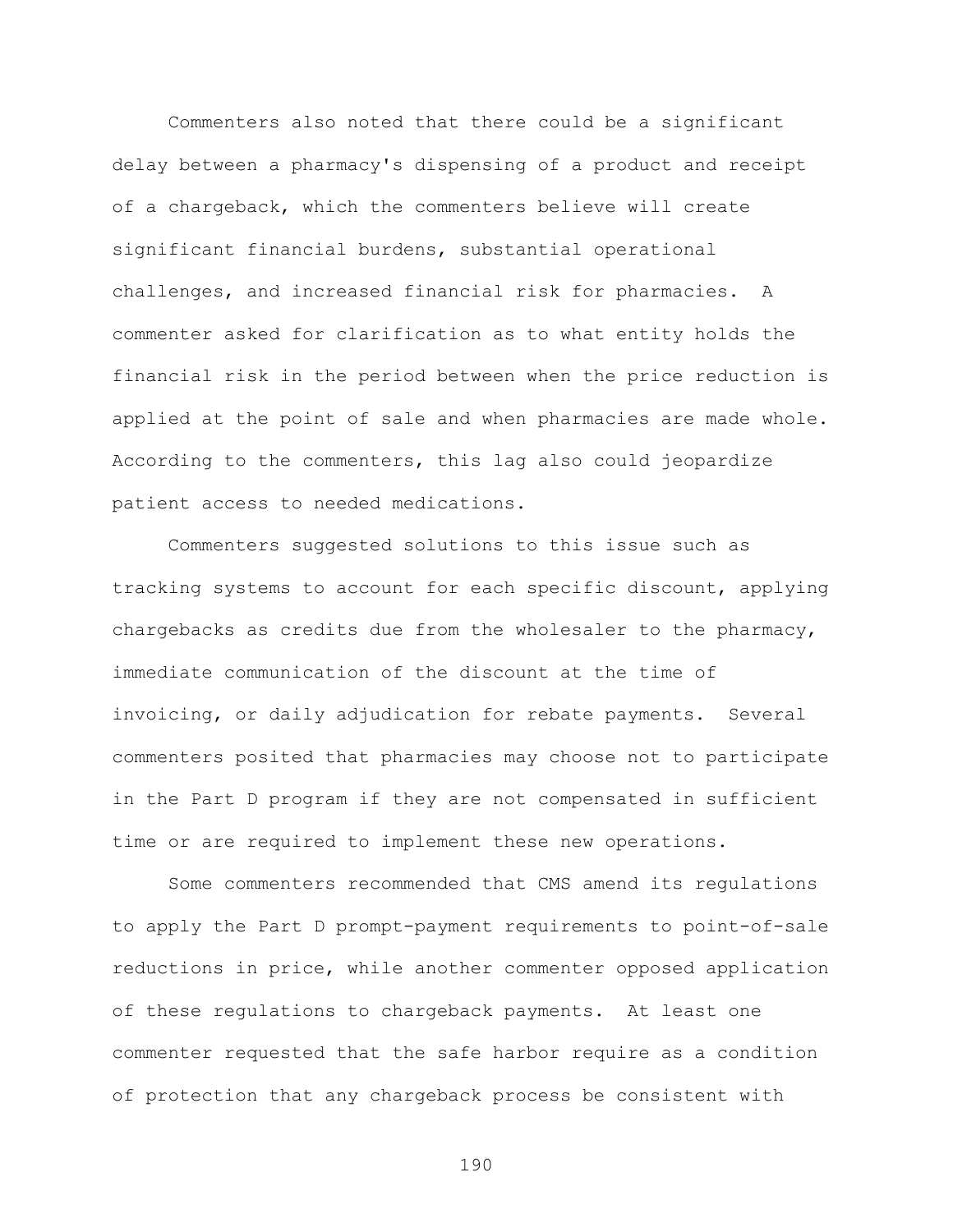Commenters also noted that there could be a significant delay between a pharmacy's dispensing of a product and receipt of a chargeback, which the commenters believe will create significant financial burdens, substantial operational challenges, and increased financial risk for pharmacies. A commenter asked for clarification as to what entity holds the financial risk in the period between when the price reduction is applied at the point of sale and when pharmacies are made whole. According to the commenters, this lag also could jeopardize patient access to needed medications.

Commenters suggested solutions to this issue such as tracking systems to account for each specific discount, applying chargebacks as credits due from the wholesaler to the pharmacy, immediate communication of the discount at the time of invoicing, or daily adjudication for rebate payments. Several commenters posited that pharmacies may choose not to participate in the Part D program if they are not compensated in sufficient time or are required to implement these new operations.

Some commenters recommended that CMS amend its regulations to apply the Part D prompt-payment requirements to point-of-sale reductions in price, while another commenter opposed application of these regulations to chargeback payments. At least one commenter requested that the safe harbor require as a condition of protection that any chargeback process be consistent with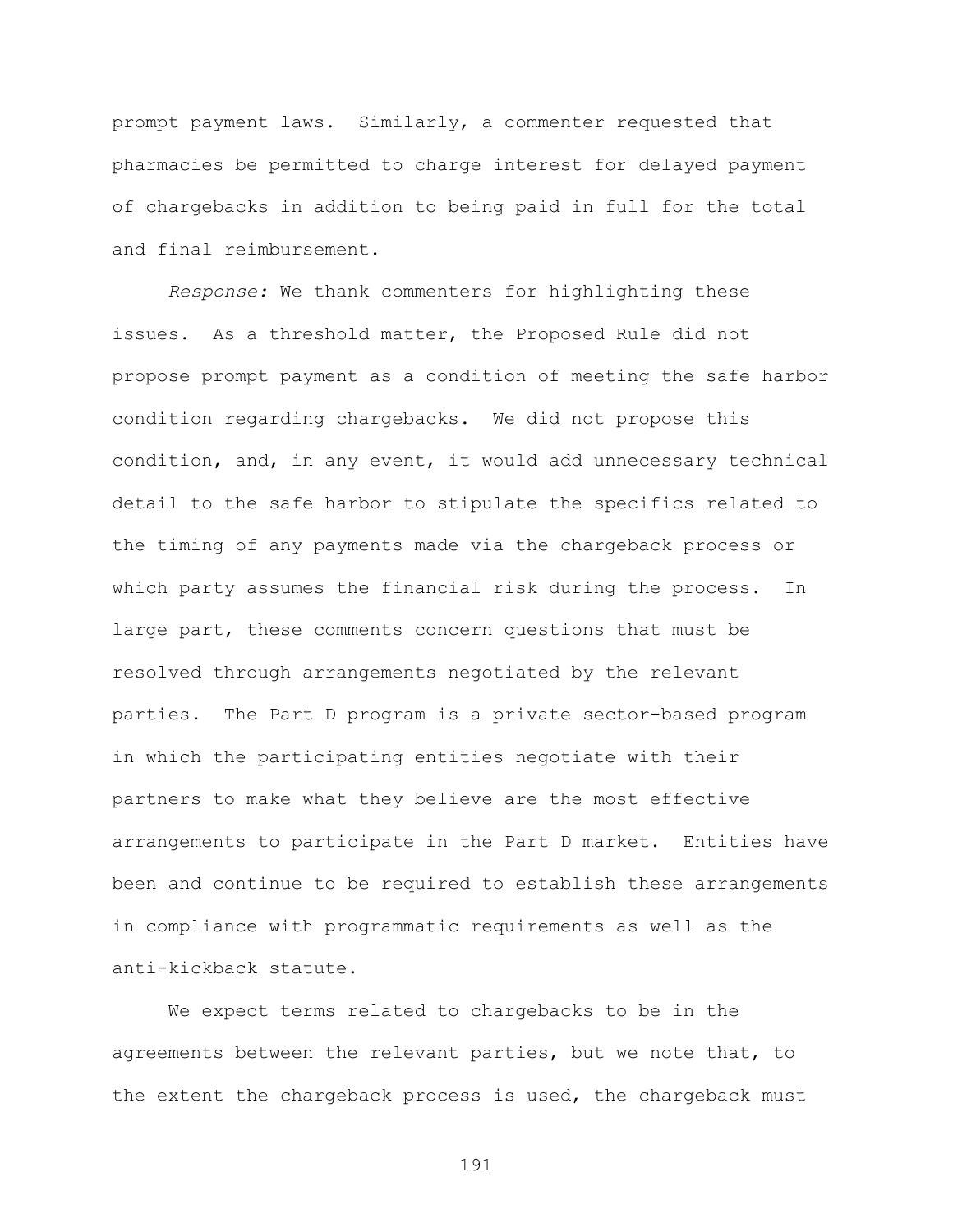prompt payment laws. Similarly, a commenter requested that pharmacies be permitted to charge interest for delayed payment of chargebacks in addition to being paid in full for the total and final reimbursement.

*Response:* We thank commenters for highlighting these issues. As a threshold matter, the Proposed Rule did not propose prompt payment as a condition of meeting the safe harbor condition regarding chargebacks. We did not propose this condition, and, in any event, it would add unnecessary technical detail to the safe harbor to stipulate the specifics related to the timing of any payments made via the chargeback process or which party assumes the financial risk during the process. In large part, these comments concern questions that must be resolved through arrangements negotiated by the relevant parties. The Part D program is a private sector-based program in which the participating entities negotiate with their partners to make what they believe are the most effective arrangements to participate in the Part D market. Entities have been and continue to be required to establish these arrangements in compliance with programmatic requirements as well as the anti-kickback statute.

We expect terms related to chargebacks to be in the agreements between the relevant parties, but we note that, to the extent the chargeback process is used, the chargeback must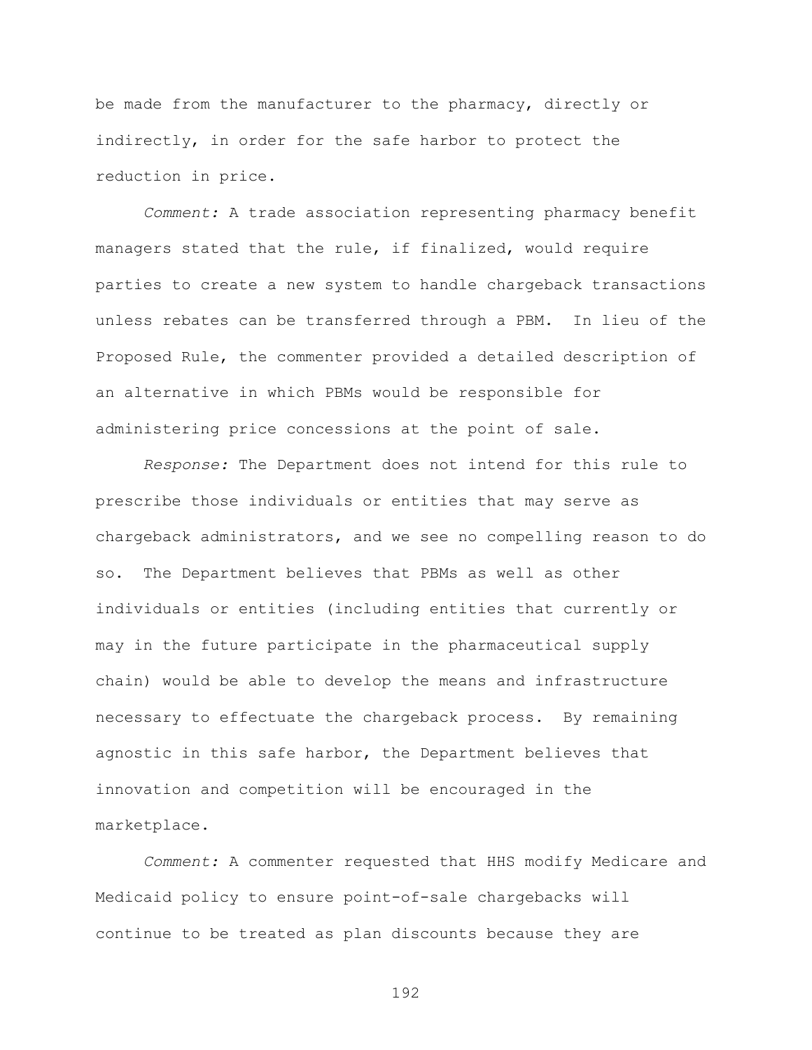be made from the manufacturer to the pharmacy, directly or indirectly, in order for the safe harbor to protect the reduction in price.

*Comment:* A trade association representing pharmacy benefit managers stated that the rule, if finalized, would require parties to create a new system to handle chargeback transactions unless rebates can be transferred through a PBM. In lieu of the Proposed Rule, the commenter provided a detailed description of an alternative in which PBMs would be responsible for administering price concessions at the point of sale.

*Response:* The Department does not intend for this rule to prescribe those individuals or entities that may serve as chargeback administrators, and we see no compelling reason to do so. The Department believes that PBMs as well as other individuals or entities (including entities that currently or may in the future participate in the pharmaceutical supply chain) would be able to develop the means and infrastructure necessary to effectuate the chargeback process. By remaining agnostic in this safe harbor, the Department believes that innovation and competition will be encouraged in the marketplace.

*Comment:* A commenter requested that HHS modify Medicare and Medicaid policy to ensure point-of-sale chargebacks will continue to be treated as plan discounts because they are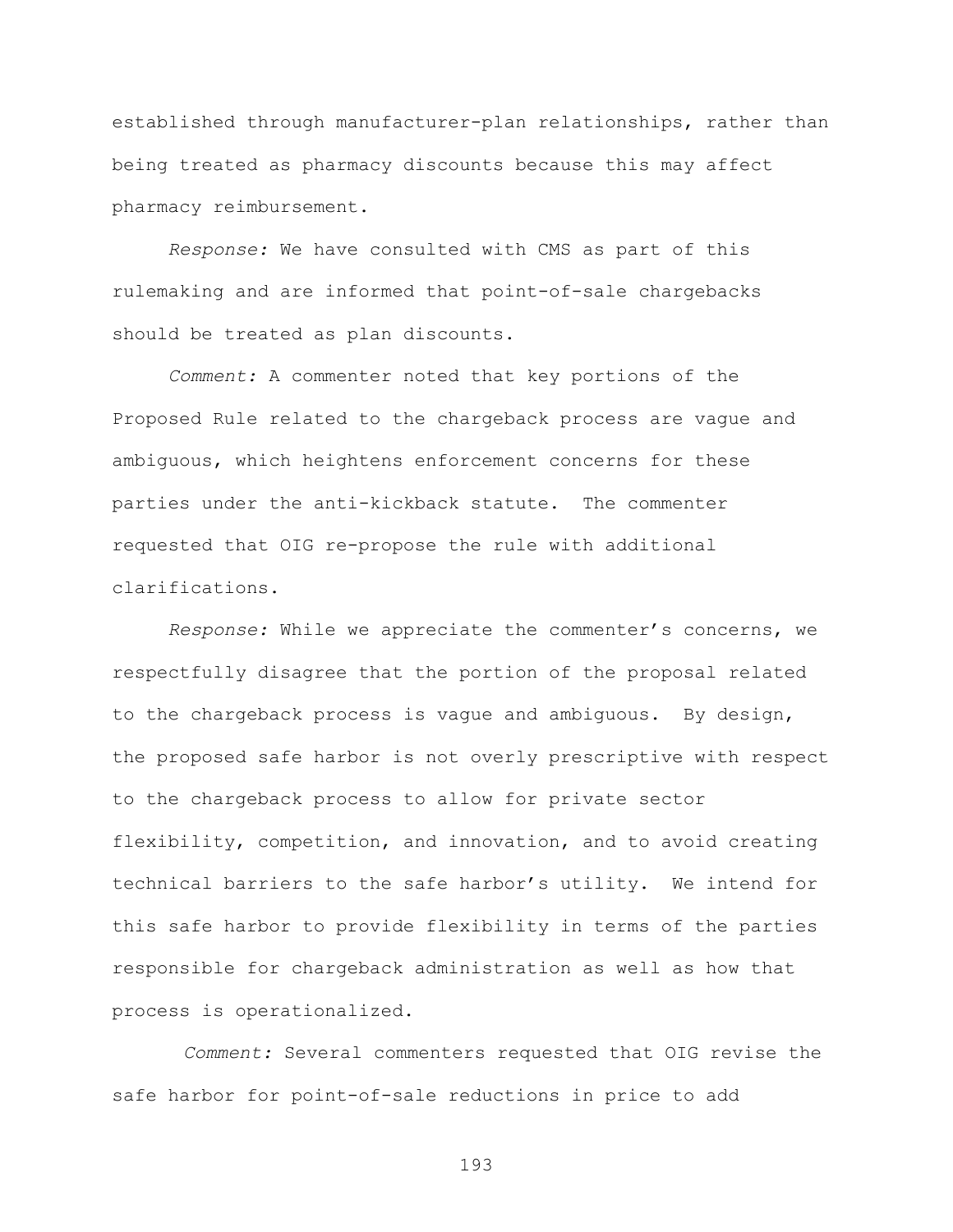established through manufacturer-plan relationships, rather than being treated as pharmacy discounts because this may affect pharmacy reimbursement.

*Response:* We have consulted with CMS as part of this rulemaking and are informed that point-of-sale chargebacks should be treated as plan discounts.

*Comment:* A commenter noted that key portions of the Proposed Rule related to the chargeback process are vague and ambiguous, which heightens enforcement concerns for these parties under the anti-kickback statute. The commenter requested that OIG re-propose the rule with additional clarifications.

*Response:* While we appreciate the commenter's concerns, we respectfully disagree that the portion of the proposal related to the chargeback process is vague and ambiguous. By design, the proposed safe harbor is not overly prescriptive with respect to the chargeback process to allow for private sector flexibility, competition, and innovation, and to avoid creating technical barriers to the safe harbor's utility. We intend for this safe harbor to provide flexibility in terms of the parties responsible for chargeback administration as well as how that process is operationalized.

*Comment:* Several commenters requested that OIG revise the safe harbor for point-of-sale reductions in price to add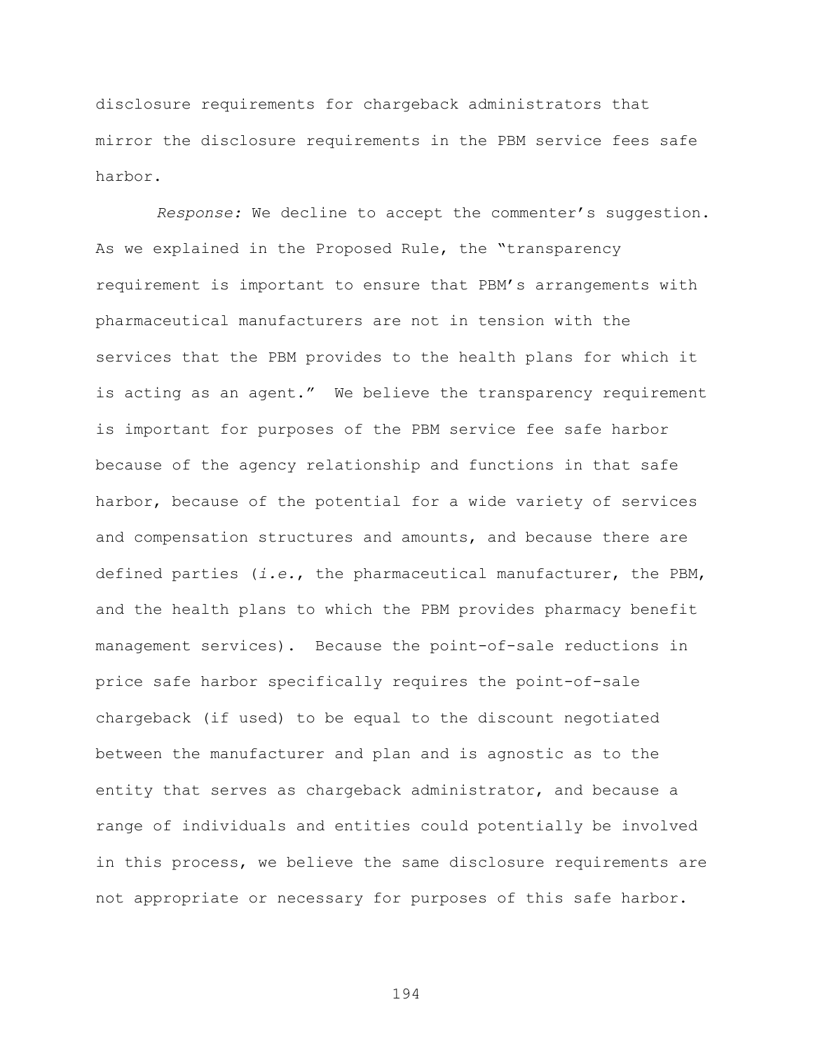disclosure requirements for chargeback administrators that mirror the disclosure requirements in the PBM service fees safe harbor.

*Response:* We decline to accept the commenter's suggestion. As we explained in the Proposed Rule, the "transparency requirement is important to ensure that PBM's arrangements with pharmaceutical manufacturers are not in tension with the services that the PBM provides to the health plans for which it is acting as an agent." We believe the transparency requirement is important for purposes of the PBM service fee safe harbor because of the agency relationship and functions in that safe harbor, because of the potential for a wide variety of services and compensation structures and amounts, and because there are defined parties (*i.e.*, the pharmaceutical manufacturer, the PBM, and the health plans to which the PBM provides pharmacy benefit management services). Because the point-of-sale reductions in price safe harbor specifically requires the point-of-sale chargeback (if used) to be equal to the discount negotiated between the manufacturer and plan and is agnostic as to the entity that serves as chargeback administrator, and because a range of individuals and entities could potentially be involved in this process, we believe the same disclosure requirements are not appropriate or necessary for purposes of this safe harbor.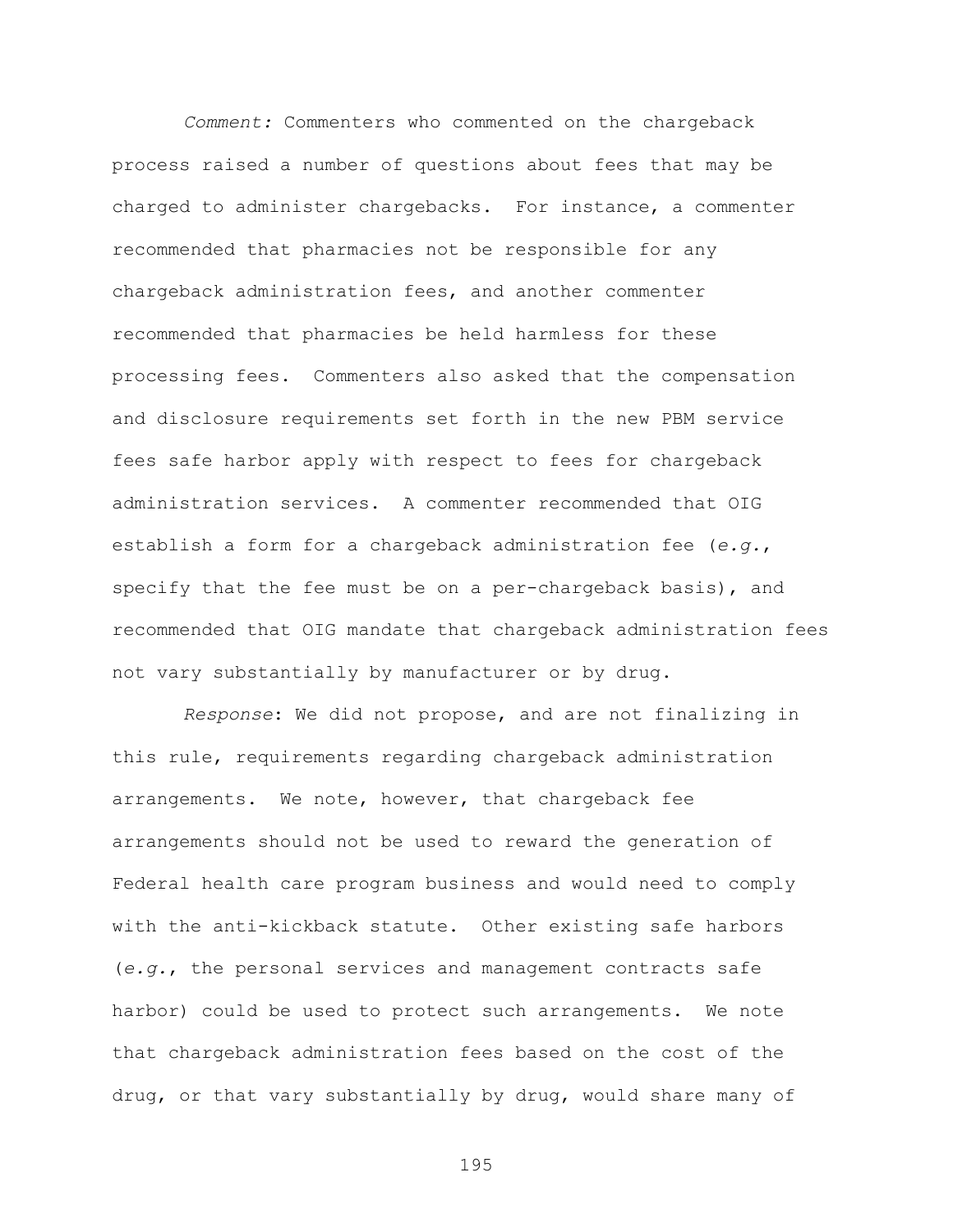*Comment:* Commenters who commented on the chargeback process raised a number of questions about fees that may be charged to administer chargebacks. For instance, a commenter recommended that pharmacies not be responsible for any chargeback administration fees, and another commenter recommended that pharmacies be held harmless for these processing fees. Commenters also asked that the compensation and disclosure requirements set forth in the new PBM service fees safe harbor apply with respect to fees for chargeback administration services. A commenter recommended that OIG establish a form for a chargeback administration fee (*e.g.*, specify that the fee must be on a per-chargeback basis), and recommended that OIG mandate that chargeback administration fees not vary substantially by manufacturer or by drug.

*Response*: We did not propose, and are not finalizing in this rule, requirements regarding chargeback administration arrangements. We note, however, that chargeback fee arrangements should not be used to reward the generation of Federal health care program business and would need to comply with the anti-kickback statute. Other existing safe harbors (*e.g.*, the personal services and management contracts safe harbor) could be used to protect such arrangements. We note that chargeback administration fees based on the cost of the drug, or that vary substantially by drug, would share many of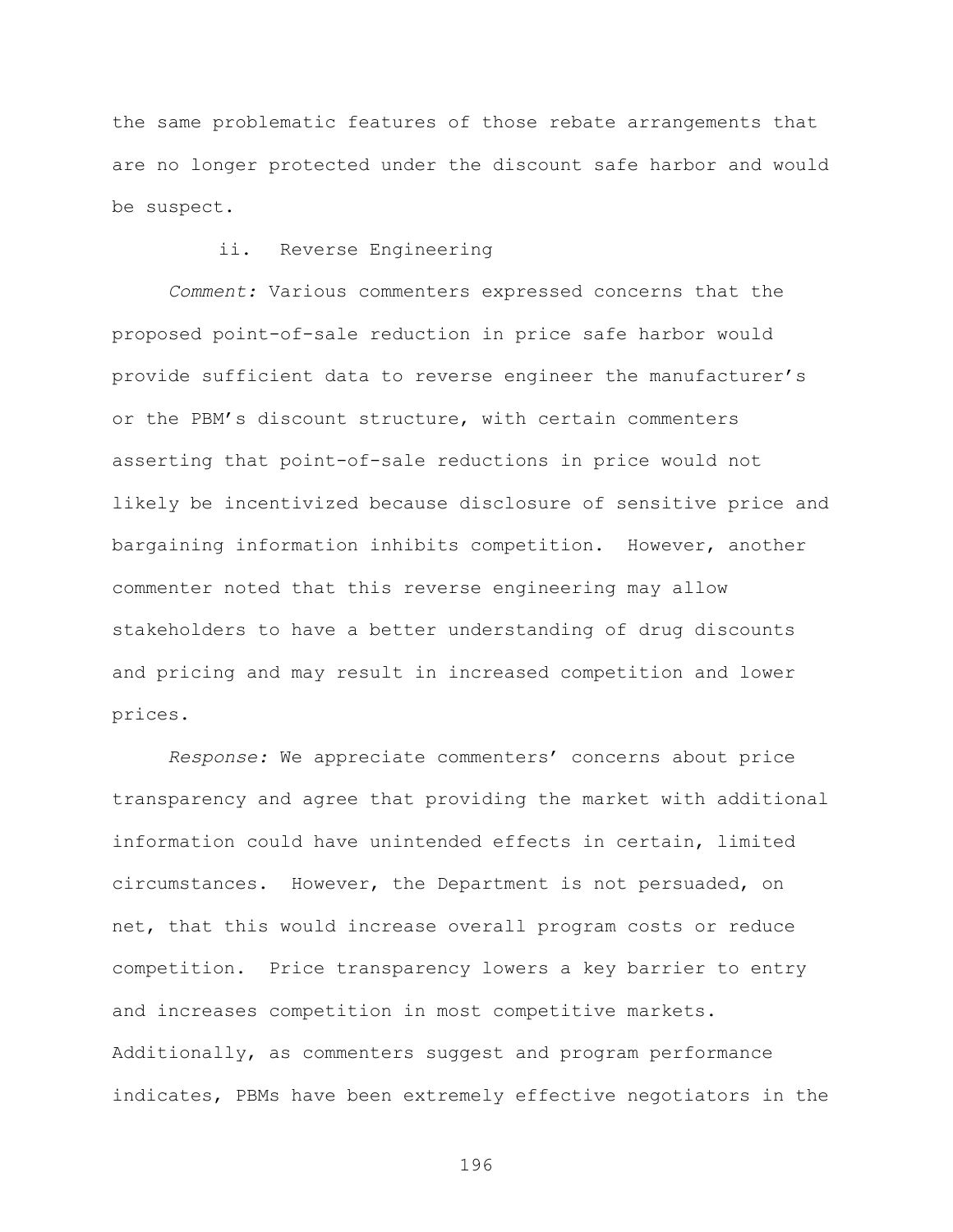the same problematic features of those rebate arrangements that are no longer protected under the discount safe harbor and would be suspect.

ii. Reverse Engineering

*Comment:* Various commenters expressed concerns that the proposed point-of-sale reduction in price safe harbor would provide sufficient data to reverse engineer the manufacturer's or the PBM's discount structure, with certain commenters asserting that point-of-sale reductions in price would not likely be incentivized because disclosure of sensitive price and bargaining information inhibits competition. However, another commenter noted that this reverse engineering may allow stakeholders to have a better understanding of drug discounts and pricing and may result in increased competition and lower prices.

*Response:* We appreciate commenters' concerns about price transparency and agree that providing the market with additional information could have unintended effects in certain, limited circumstances. However, the Department is not persuaded, on net, that this would increase overall program costs or reduce competition. Price transparency lowers a key barrier to entry and increases competition in most competitive markets. Additionally, as commenters suggest and program performance indicates, PBMs have been extremely effective negotiators in the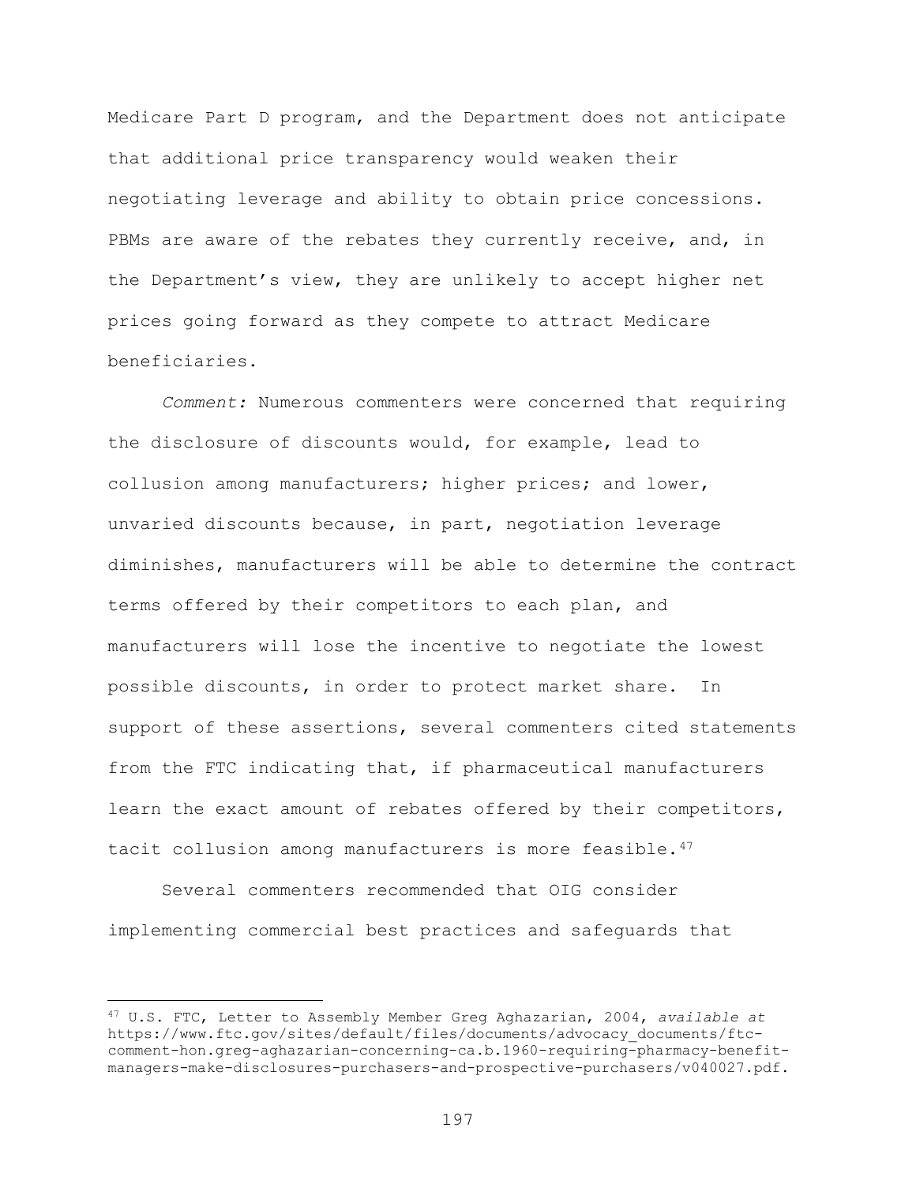Medicare Part D program, and the Department does not anticipate that additional price transparency would weaken their negotiating leverage and ability to obtain price concessions. PBMs are aware of the rebates they currently receive, and, in the Department's view, they are unlikely to accept higher net prices going forward as they compete to attract Medicare beneficiaries.

*Comment:* Numerous commenters were concerned that requiring the disclosure of discounts would, for example, lead to collusion among manufacturers; higher prices; and lower, unvaried discounts because, in part, negotiation leverage diminishes, manufacturers will be able to determine the contract terms offered by their competitors to each plan, and manufacturers will lose the incentive to negotiate the lowest possible discounts, in order to protect market share. In support of these assertions, several commenters cited statements from the FTC indicating that, if pharmaceutical manufacturers learn the exact amount of rebates offered by their competitors, tacit collusion among manufacturers is more feasible.[47]

Several commenters recommended that OIG consider implementing commercial best practices and safeguards that

---

[47] U.S. FTC, Letter to Assembly Member Greg Aghazarian, 2004, *available at* https://www.ftc.gov/sites/default/files/documents/advocacy_documents/ftc-comment-hon.greg-aghazarian-concerning-ca.b.1960-requiring-pharmacy-benefit-managers-make-disclosures-purchasers-and-prospective-purchasers/v040027.pdf.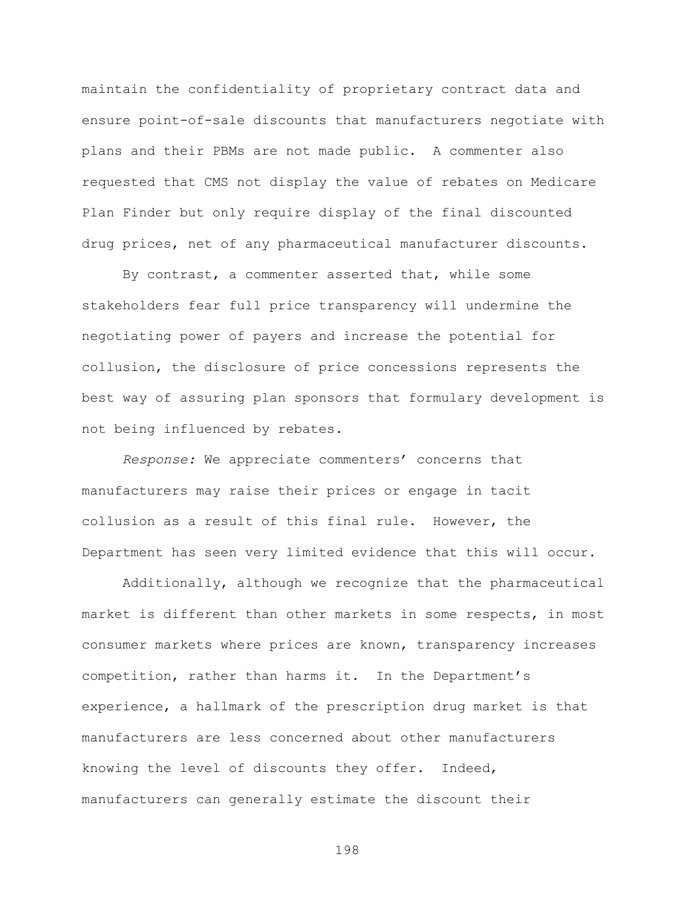maintain the confidentiality of proprietary contract data and ensure point-of-sale discounts that manufacturers negotiate with plans and their PBMs are not made public. A commenter also requested that CMS not display the value of rebates on Medicare Plan Finder but only require display of the final discounted drug prices, net of any pharmaceutical manufacturer discounts.

By contrast, a commenter asserted that, while some stakeholders fear full price transparency will undermine the negotiating power of payers and increase the potential for collusion, the disclosure of price concessions represents the best way of assuring plan sponsors that formulary development is not being influenced by rebates.

*Response:* We appreciate commenters' concerns that manufacturers may raise their prices or engage in tacit collusion as a result of this final rule. However, the Department has seen very limited evidence that this will occur.

Additionally, although we recognize that the pharmaceutical market is different than other markets in some respects, in most consumer markets where prices are known, transparency increases competition, rather than harms it. In the Department's experience, a hallmark of the prescription drug market is that manufacturers are less concerned about other manufacturers knowing the level of discounts they offer. Indeed, manufacturers can generally estimate the discount their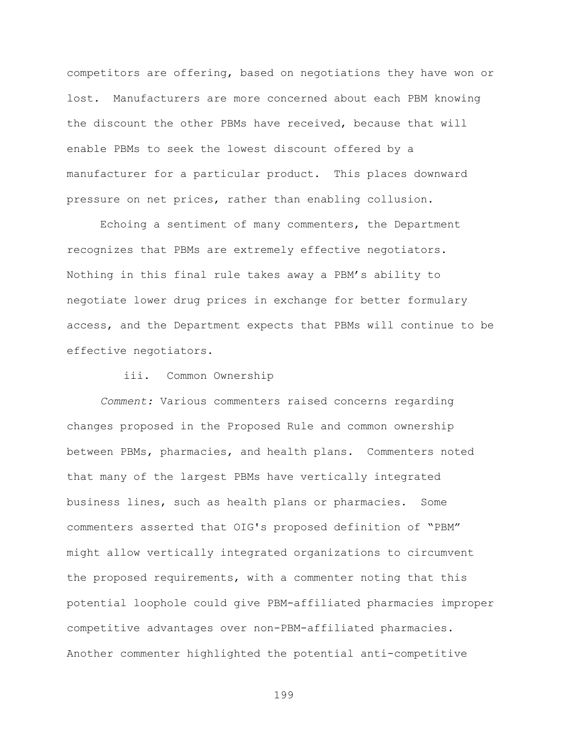competitors are offering, based on negotiations they have won or lost. Manufacturers are more concerned about each PBM knowing the discount the other PBMs have received, because that will enable PBMs to seek the lowest discount offered by a manufacturer for a particular product. This places downward pressure on net prices, rather than enabling collusion.

Echoing a sentiment of many commenters, the Department recognizes that PBMs are extremely effective negotiators. Nothing in this final rule takes away a PBM's ability to negotiate lower drug prices in exchange for better formulary access, and the Department expects that PBMs will continue to be effective negotiators.

iii. Common Ownership

*Comment:* Various commenters raised concerns regarding changes proposed in the Proposed Rule and common ownership between PBMs, pharmacies, and health plans. Commenters noted that many of the largest PBMs have vertically integrated business lines, such as health plans or pharmacies. Some commenters asserted that OIG's proposed definition of "PBM" might allow vertically integrated organizations to circumvent the proposed requirements, with a commenter noting that this potential loophole could give PBM-affiliated pharmacies improper competitive advantages over non-PBM-affiliated pharmacies. Another commenter highlighted the potential anti-competitive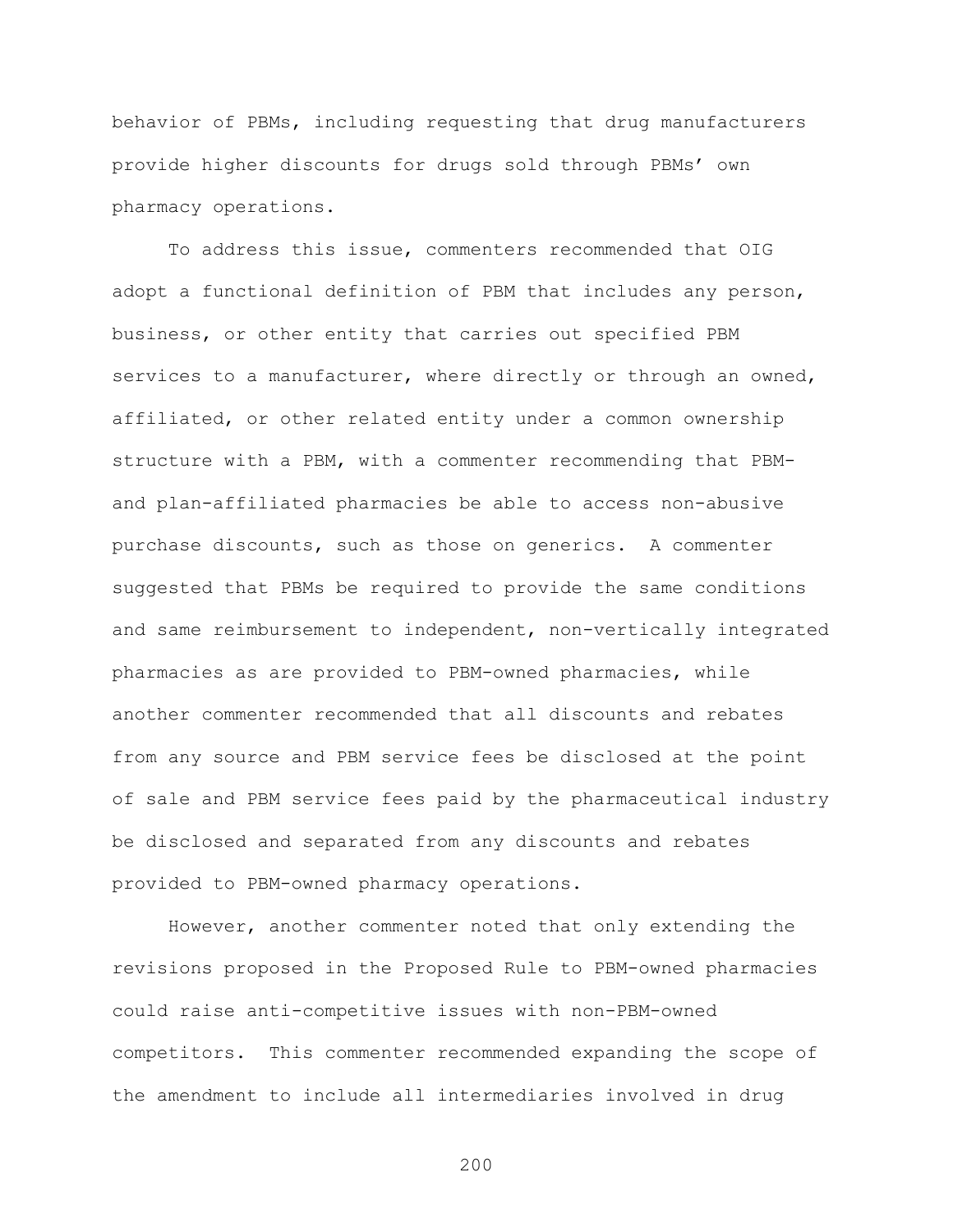behavior of PBMs, including requesting that drug manufacturers provide higher discounts for drugs sold through PBMs' own pharmacy operations.

To address this issue, commenters recommended that OIG adopt a functional definition of PBM that includes any person, business, or other entity that carries out specified PBM services to a manufacturer, where directly or through an owned, affiliated, or other related entity under a common ownership structure with a PBM, with a commenter recommending that PBM- and plan-affiliated pharmacies be able to access non-abusive purchase discounts, such as those on generics. A commenter suggested that PBMs be required to provide the same conditions and same reimbursement to independent, non-vertically integrated pharmacies as are provided to PBM-owned pharmacies, while another commenter recommended that all discounts and rebates from any source and PBM service fees be disclosed at the point of sale and PBM service fees paid by the pharmaceutical industry be disclosed and separated from any discounts and rebates provided to PBM-owned pharmacy operations.

However, another commenter noted that only extending the revisions proposed in the Proposed Rule to PBM-owned pharmacies could raise anti-competitive issues with non-PBM-owned competitors. This commenter recommended expanding the scope of the amendment to include all intermediaries involved in drug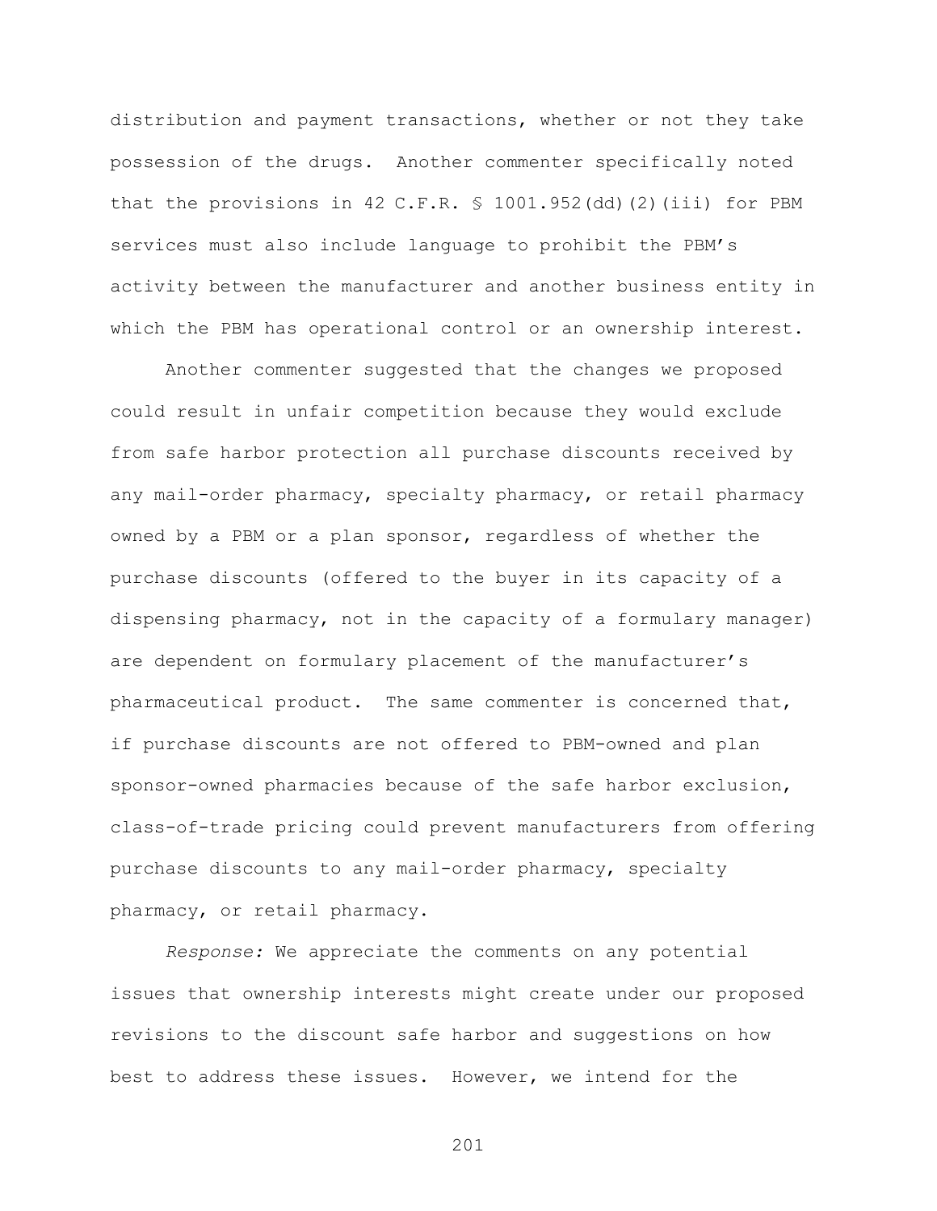distribution and payment transactions, whether or not they take possession of the drugs. Another commenter specifically noted that the provisions in 42 C.F.R. § 1001.952(dd)(2)(iii) for PBM services must also include language to prohibit the PBM's activity between the manufacturer and another business entity in which the PBM has operational control or an ownership interest.

Another commenter suggested that the changes we proposed could result in unfair competition because they would exclude from safe harbor protection all purchase discounts received by any mail-order pharmacy, specialty pharmacy, or retail pharmacy owned by a PBM or a plan sponsor, regardless of whether the purchase discounts (offered to the buyer in its capacity of a dispensing pharmacy, not in the capacity of a formulary manager) are dependent on formulary placement of the manufacturer's pharmaceutical product. The same commenter is concerned that, if purchase discounts are not offered to PBM-owned and plan sponsor-owned pharmacies because of the safe harbor exclusion, class-of-trade pricing could prevent manufacturers from offering purchase discounts to any mail-order pharmacy, specialty pharmacy, or retail pharmacy.

*Response:* We appreciate the comments on any potential issues that ownership interests might create under our proposed revisions to the discount safe harbor and suggestions on how best to address these issues. However, we intend for the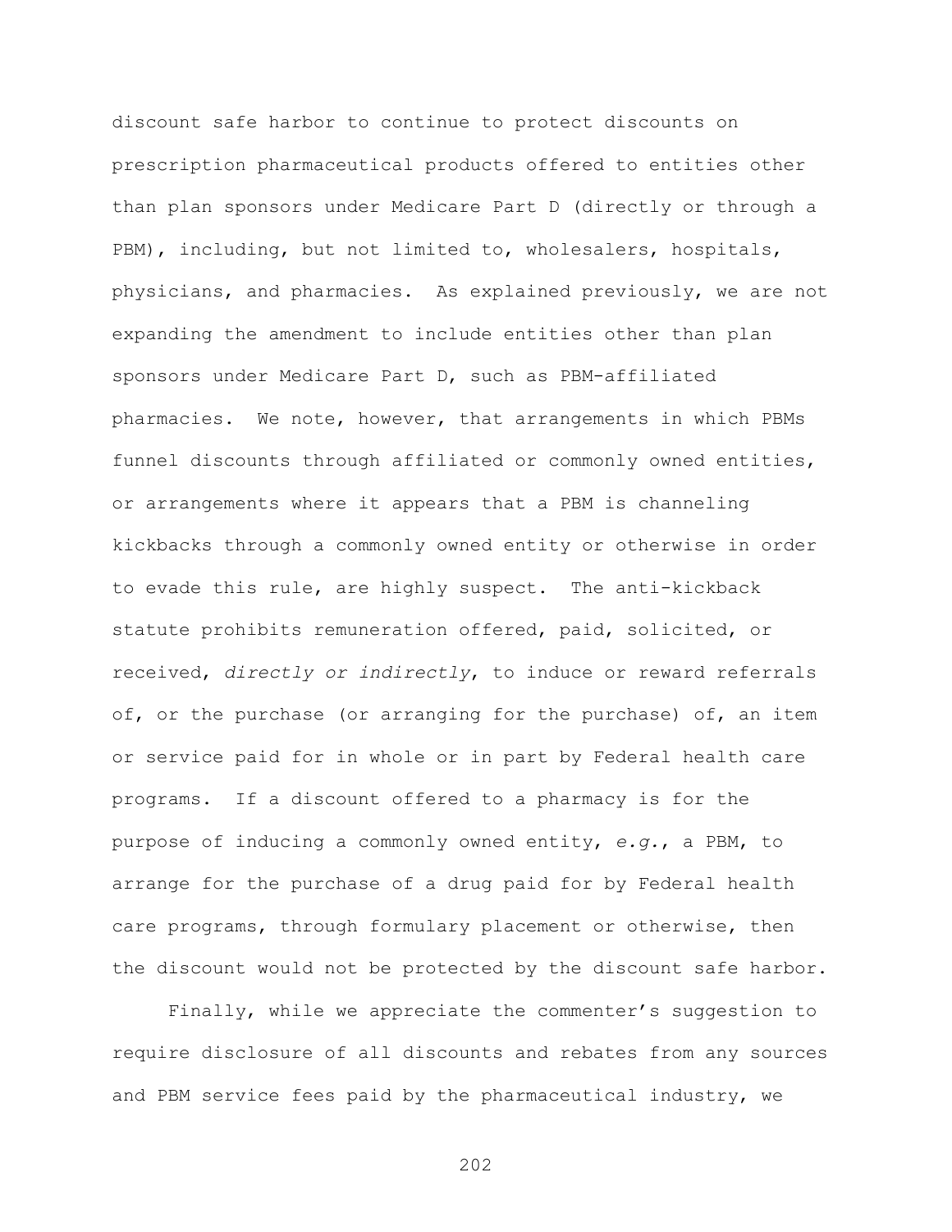discount safe harbor to continue to protect discounts on prescription pharmaceutical products offered to entities other than plan sponsors under Medicare Part D (directly or through a PBM), including, but not limited to, wholesalers, hospitals, physicians, and pharmacies. As explained previously, we are not expanding the amendment to include entities other than plan sponsors under Medicare Part D, such as PBM-affiliated pharmacies. We note, however, that arrangements in which PBMs funnel discounts through affiliated or commonly owned entities, or arrangements where it appears that a PBM is channeling kickbacks through a commonly owned entity or otherwise in order to evade this rule, are highly suspect. The anti-kickback statute prohibits remuneration offered, paid, solicited, or received, *directly or indirectly*, to induce or reward referrals of, or the purchase (or arranging for the purchase) of, an item or service paid for in whole or in part by Federal health care programs. If a discount offered to a pharmacy is for the purpose of inducing a commonly owned entity, *e.g.*, a PBM, to arrange for the purchase of a drug paid for by Federal health care programs, through formulary placement or otherwise, then the discount would not be protected by the discount safe harbor.

Finally, while we appreciate the commenter's suggestion to require disclosure of all discounts and rebates from any sources and PBM service fees paid by the pharmaceutical industry, we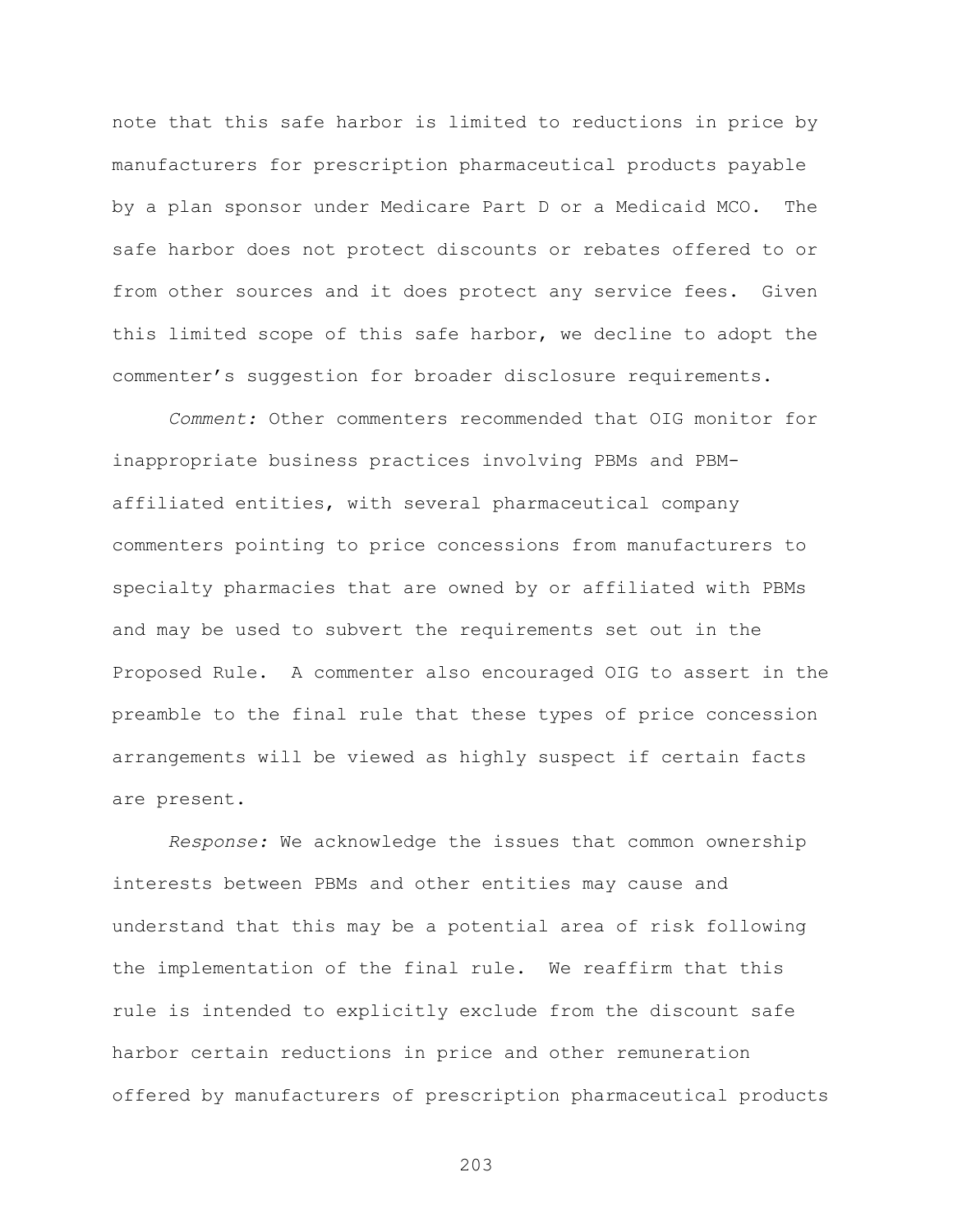note that this safe harbor is limited to reductions in price by manufacturers for prescription pharmaceutical products payable by a plan sponsor under Medicare Part D or a Medicaid MCO. The safe harbor does not protect discounts or rebates offered to or from other sources and it does protect any service fees. Given this limited scope of this safe harbor, we decline to adopt the commenter's suggestion for broader disclosure requirements.

*Comment:* Other commenters recommended that OIG monitor for inappropriate business practices involving PBMs and PBM-affiliated entities, with several pharmaceutical company commenters pointing to price concessions from manufacturers to specialty pharmacies that are owned by or affiliated with PBMs and may be used to subvert the requirements set out in the Proposed Rule. A commenter also encouraged OIG to assert in the preamble to the final rule that these types of price concession arrangements will be viewed as highly suspect if certain facts are present.

*Response:* We acknowledge the issues that common ownership interests between PBMs and other entities may cause and understand that this may be a potential area of risk following the implementation of the final rule. We reaffirm that this rule is intended to explicitly exclude from the discount safe harbor certain reductions in price and other remuneration offered by manufacturers of prescription pharmaceutical products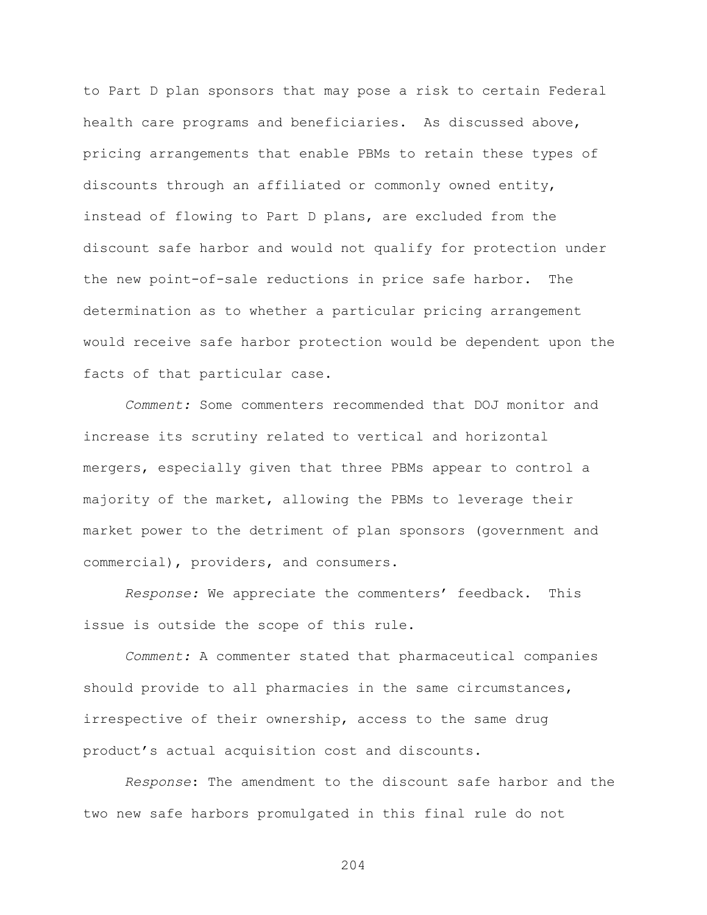to Part D plan sponsors that may pose a risk to certain Federal health care programs and beneficiaries. As discussed above, pricing arrangements that enable PBMs to retain these types of discounts through an affiliated or commonly owned entity, instead of flowing to Part D plans, are excluded from the discount safe harbor and would not qualify for protection under the new point-of-sale reductions in price safe harbor. The determination as to whether a particular pricing arrangement would receive safe harbor protection would be dependent upon the facts of that particular case.

*Comment:* Some commenters recommended that DOJ monitor and increase its scrutiny related to vertical and horizontal mergers, especially given that three PBMs appear to control a majority of the market, allowing the PBMs to leverage their market power to the detriment of plan sponsors (government and commercial), providers, and consumers.

*Response:* We appreciate the commenters' feedback. This issue is outside the scope of this rule.

*Comment:* A commenter stated that pharmaceutical companies should provide to all pharmacies in the same circumstances, irrespective of their ownership, access to the same drug product's actual acquisition cost and discounts.

*Response*: The amendment to the discount safe harbor and the two new safe harbors promulgated in this final rule do not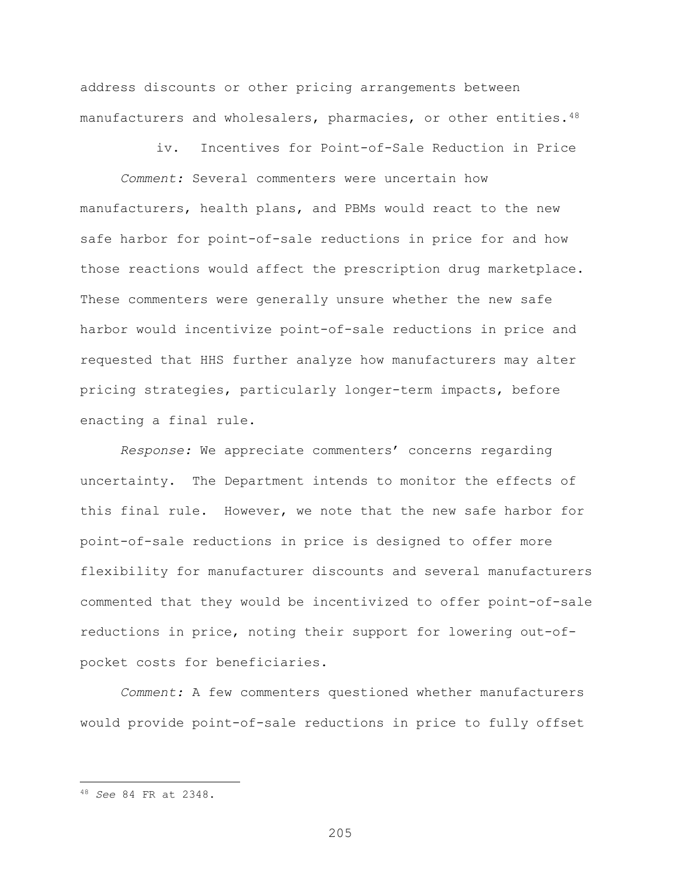address discounts or other pricing arrangements between manufacturers and wholesalers, pharmacies, or other entities.[48]

#### iv. Incentives for Point-of-Sale Reduction in Price

*Comment:* Several commenters were uncertain how manufacturers, health plans, and PBMs would react to the new safe harbor for point-of-sale reductions in price for and how those reactions would affect the prescription drug marketplace. These commenters were generally unsure whether the new safe harbor would incentivize point-of-sale reductions in price and requested that HHS further analyze how manufacturers may alter pricing strategies, particularly longer-term impacts, before enacting a final rule.

*Response:* We appreciate commenters' concerns regarding uncertainty. The Department intends to monitor the effects of this final rule. However, we note that the new safe harbor for point-of-sale reductions in price is designed to offer more flexibility for manufacturer discounts and several manufacturers commented that they would be incentivized to offer point-of-sale reductions in price, noting their support for lowering out-of-pocket costs for beneficiaries.

*Comment:* A few commenters questioned whether manufacturers would provide point-of-sale reductions in price to fully offset

---

[48] *See* 84 FR at 2348.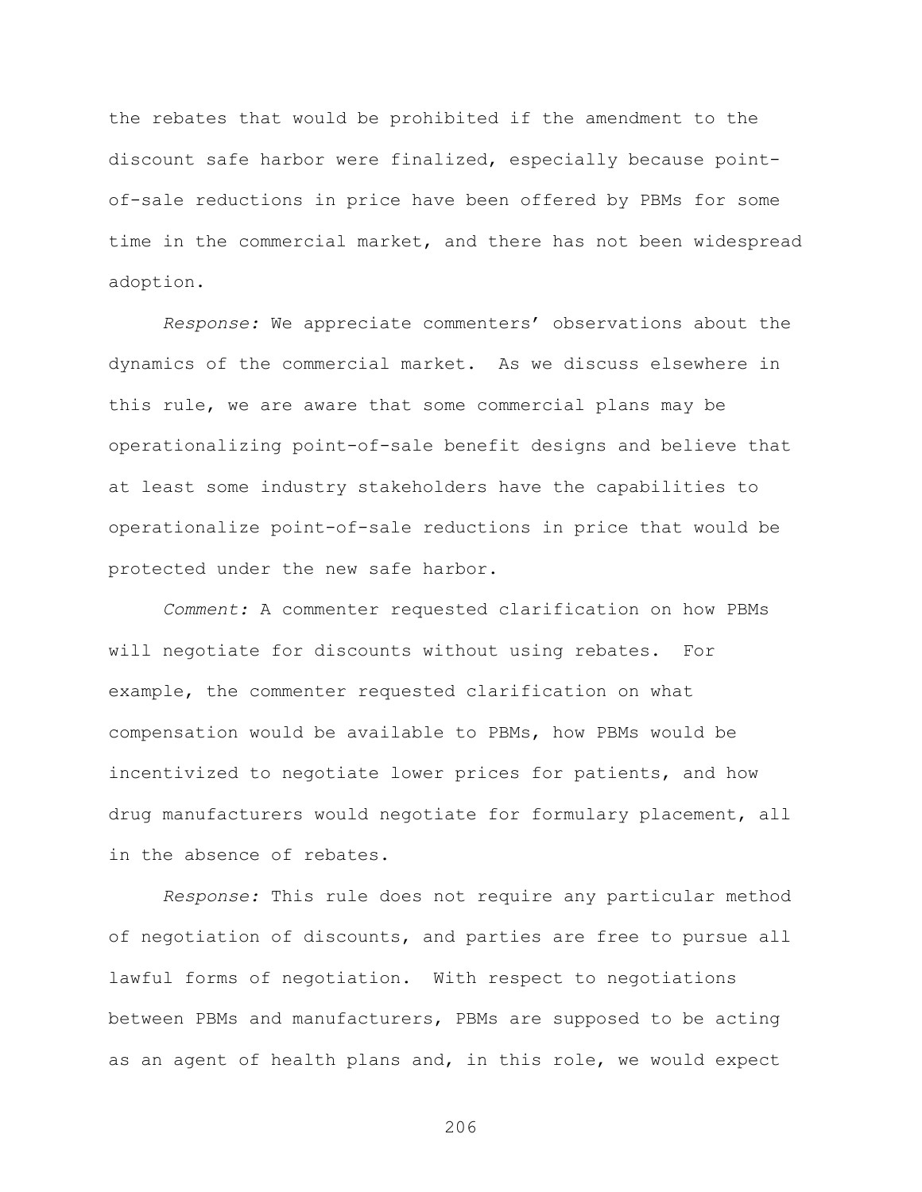the rebates that would be prohibited if the amendment to the discount safe harbor were finalized, especially because point-of-sale reductions in price have been offered by PBMs for some time in the commercial market, and there has not been widespread adoption.

*Response:* We appreciate commenters' observations about the dynamics of the commercial market. As we discuss elsewhere in this rule, we are aware that some commercial plans may be operationalizing point-of-sale benefit designs and believe that at least some industry stakeholders have the capabilities to operationalize point-of-sale reductions in price that would be protected under the new safe harbor.

*Comment:* A commenter requested clarification on how PBMs will negotiate for discounts without using rebates. For example, the commenter requested clarification on what compensation would be available to PBMs, how PBMs would be incentivized to negotiate lower prices for patients, and how drug manufacturers would negotiate for formulary placement, all in the absence of rebates.

*Response:* This rule does not require any particular method of negotiation of discounts, and parties are free to pursue all lawful forms of negotiation. With respect to negotiations between PBMs and manufacturers, PBMs are supposed to be acting as an agent of health plans and, in this role, we would expect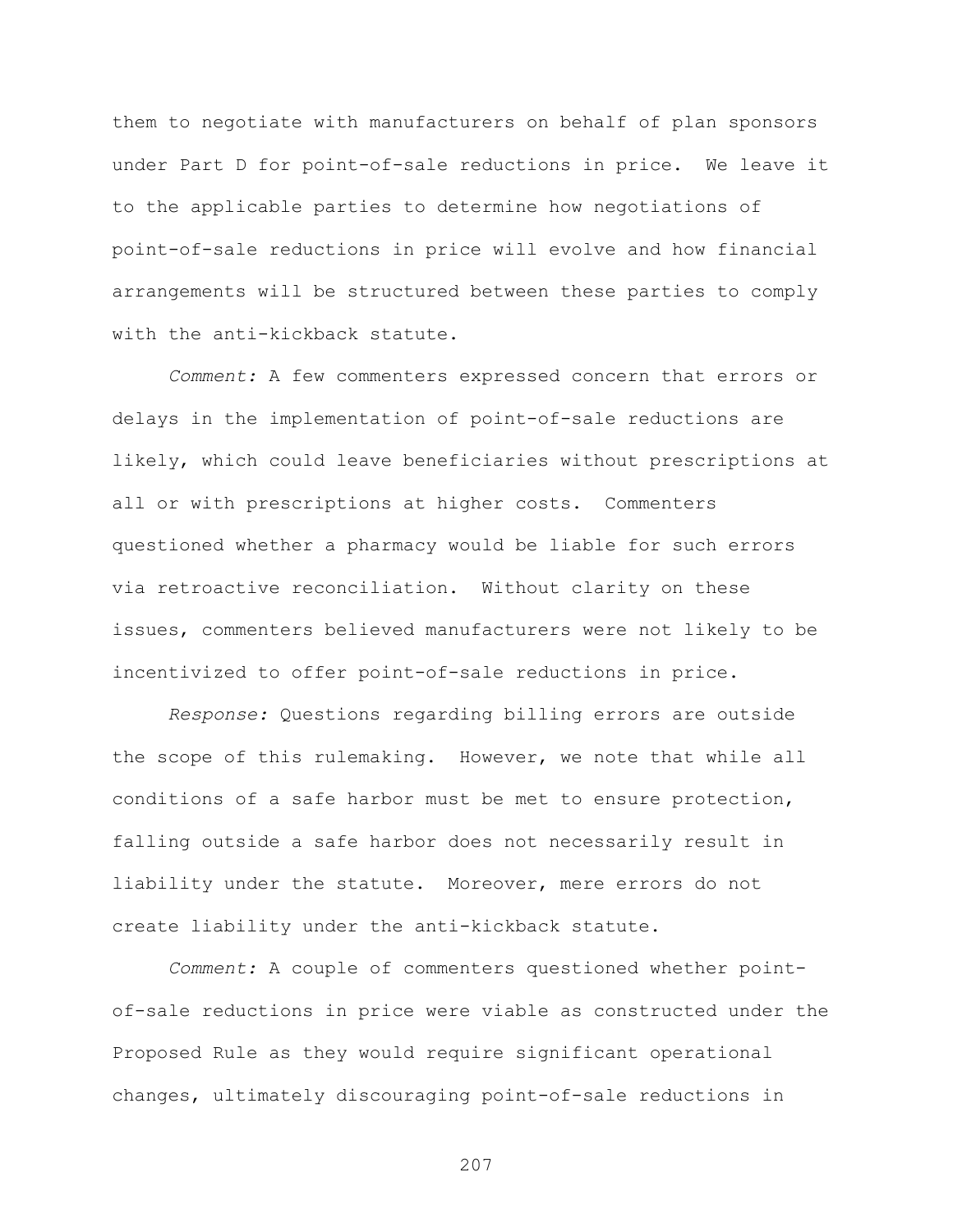them to negotiate with manufacturers on behalf of plan sponsors under Part D for point-of-sale reductions in price. We leave it to the applicable parties to determine how negotiations of point-of-sale reductions in price will evolve and how financial arrangements will be structured between these parties to comply with the anti-kickback statute.

*Comment:* A few commenters expressed concern that errors or delays in the implementation of point-of-sale reductions are likely, which could leave beneficiaries without prescriptions at all or with prescriptions at higher costs. Commenters questioned whether a pharmacy would be liable for such errors via retroactive reconciliation. Without clarity on these issues, commenters believed manufacturers were not likely to be incentivized to offer point-of-sale reductions in price.

*Response:* Questions regarding billing errors are outside the scope of this rulemaking. However, we note that while all conditions of a safe harbor must be met to ensure protection, falling outside a safe harbor does not necessarily result in liability under the statute. Moreover, mere errors do not create liability under the anti-kickback statute.

*Comment:* A couple of commenters questioned whether point-of-sale reductions in price were viable as constructed under the Proposed Rule as they would require significant operational changes, ultimately discouraging point-of-sale reductions in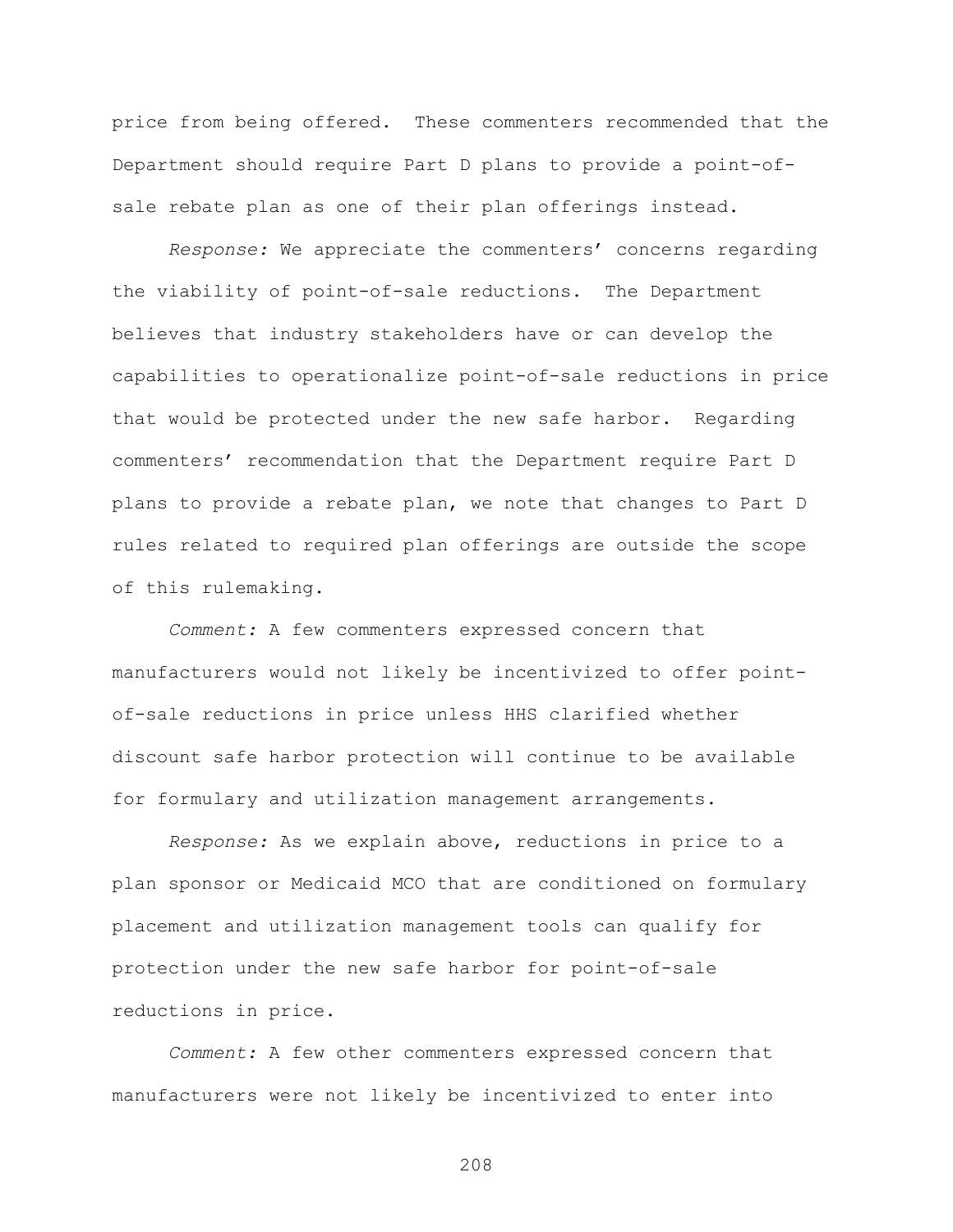price from being offered. These commenters recommended that the Department should require Part D plans to provide a point-of-sale rebate plan as one of their plan offerings instead.

*Response:* We appreciate the commenters' concerns regarding the viability of point-of-sale reductions. The Department believes that industry stakeholders have or can develop the capabilities to operationalize point-of-sale reductions in price that would be protected under the new safe harbor. Regarding commenters' recommendation that the Department require Part D plans to provide a rebate plan, we note that changes to Part D rules related to required plan offerings are outside the scope of this rulemaking.

*Comment:* A few commenters expressed concern that manufacturers would not likely be incentivized to offer point-of-sale reductions in price unless HHS clarified whether discount safe harbor protection will continue to be available for formulary and utilization management arrangements.

*Response:* As we explain above, reductions in price to a plan sponsor or Medicaid MCO that are conditioned on formulary placement and utilization management tools can qualify for protection under the new safe harbor for point-of-sale reductions in price.

*Comment:* A few other commenters expressed concern that manufacturers were not likely be incentivized to enter into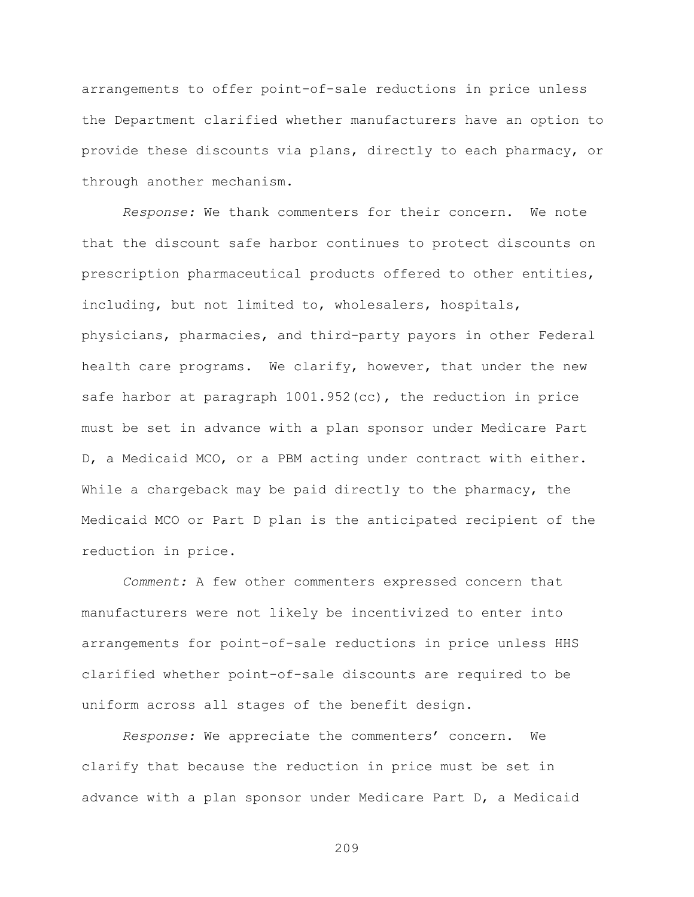arrangements to offer point-of-sale reductions in price unless the Department clarified whether manufacturers have an option to provide these discounts via plans, directly to each pharmacy, or through another mechanism.

*Response:* We thank commenters for their concern. We note that the discount safe harbor continues to protect discounts on prescription pharmaceutical products offered to other entities, including, but not limited to, wholesalers, hospitals, physicians, pharmacies, and third-party payors in other Federal health care programs. We clarify, however, that under the new safe harbor at paragraph 1001.952(cc), the reduction in price must be set in advance with a plan sponsor under Medicare Part D, a Medicaid MCO, or a PBM acting under contract with either. While a chargeback may be paid directly to the pharmacy, the Medicaid MCO or Part D plan is the anticipated recipient of the reduction in price.

*Comment:* A few other commenters expressed concern that manufacturers were not likely be incentivized to enter into arrangements for point-of-sale reductions in price unless HHS clarified whether point-of-sale discounts are required to be uniform across all stages of the benefit design.

*Response:* We appreciate the commenters' concern. We clarify that because the reduction in price must be set in advance with a plan sponsor under Medicare Part D, a Medicaid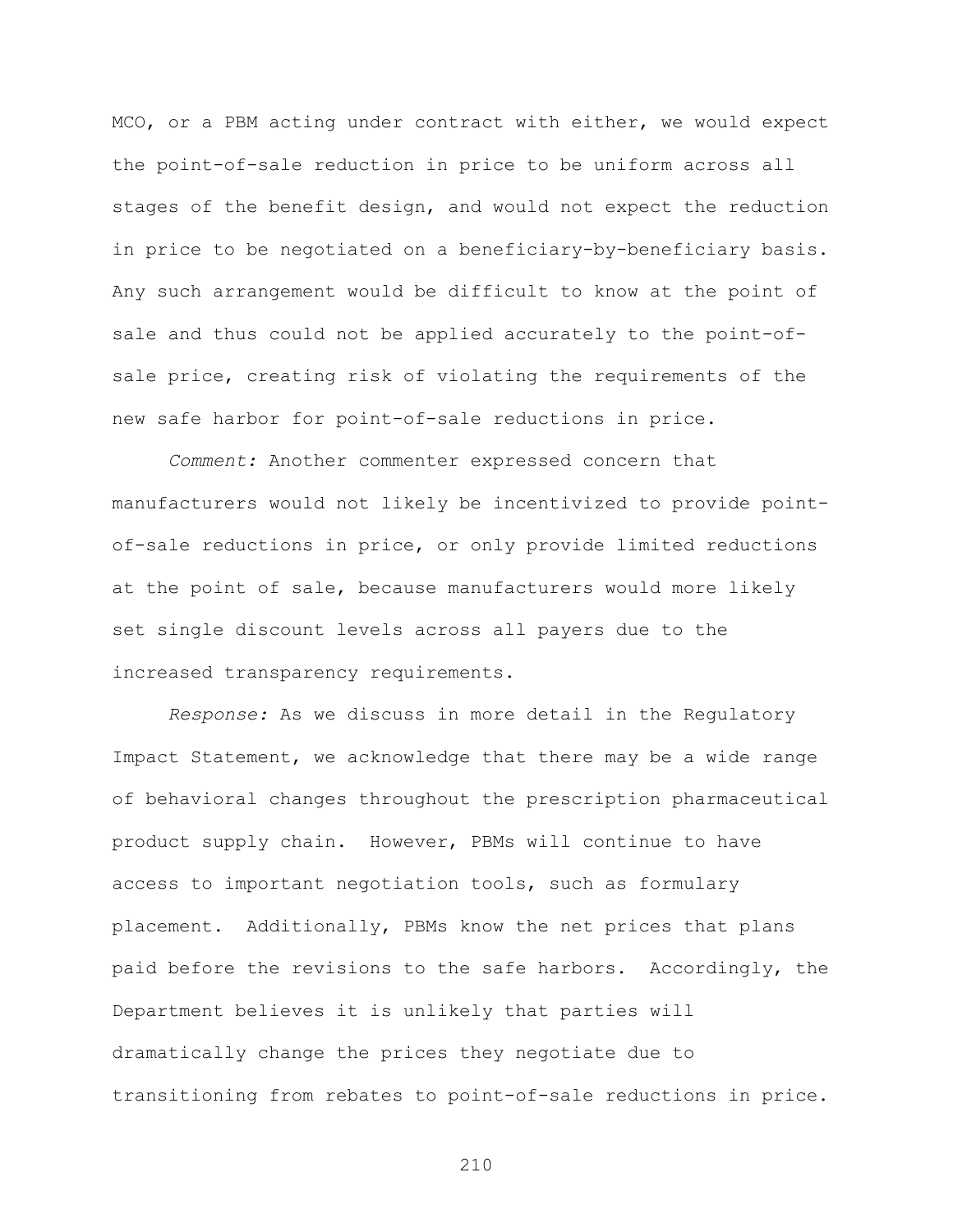MCO, or a PBM acting under contract with either, we would expect the point-of-sale reduction in price to be uniform across all stages of the benefit design, and would not expect the reduction in price to be negotiated on a beneficiary-by-beneficiary basis. Any such arrangement would be difficult to know at the point of sale and thus could not be applied accurately to the point-of-sale price, creating risk of violating the requirements of the new safe harbor for point-of-sale reductions in price.

*Comment:* Another commenter expressed concern that manufacturers would not likely be incentivized to provide point-of-sale reductions in price, or only provide limited reductions at the point of sale, because manufacturers would more likely set single discount levels across all payers due to the increased transparency requirements.

*Response:* As we discuss in more detail in the Regulatory Impact Statement, we acknowledge that there may be a wide range of behavioral changes throughout the prescription pharmaceutical product supply chain. However, PBMs will continue to have access to important negotiation tools, such as formulary placement. Additionally, PBMs know the net prices that plans paid before the revisions to the safe harbors. Accordingly, the Department believes it is unlikely that parties will dramatically change the prices they negotiate due to transitioning from rebates to point-of-sale reductions in price.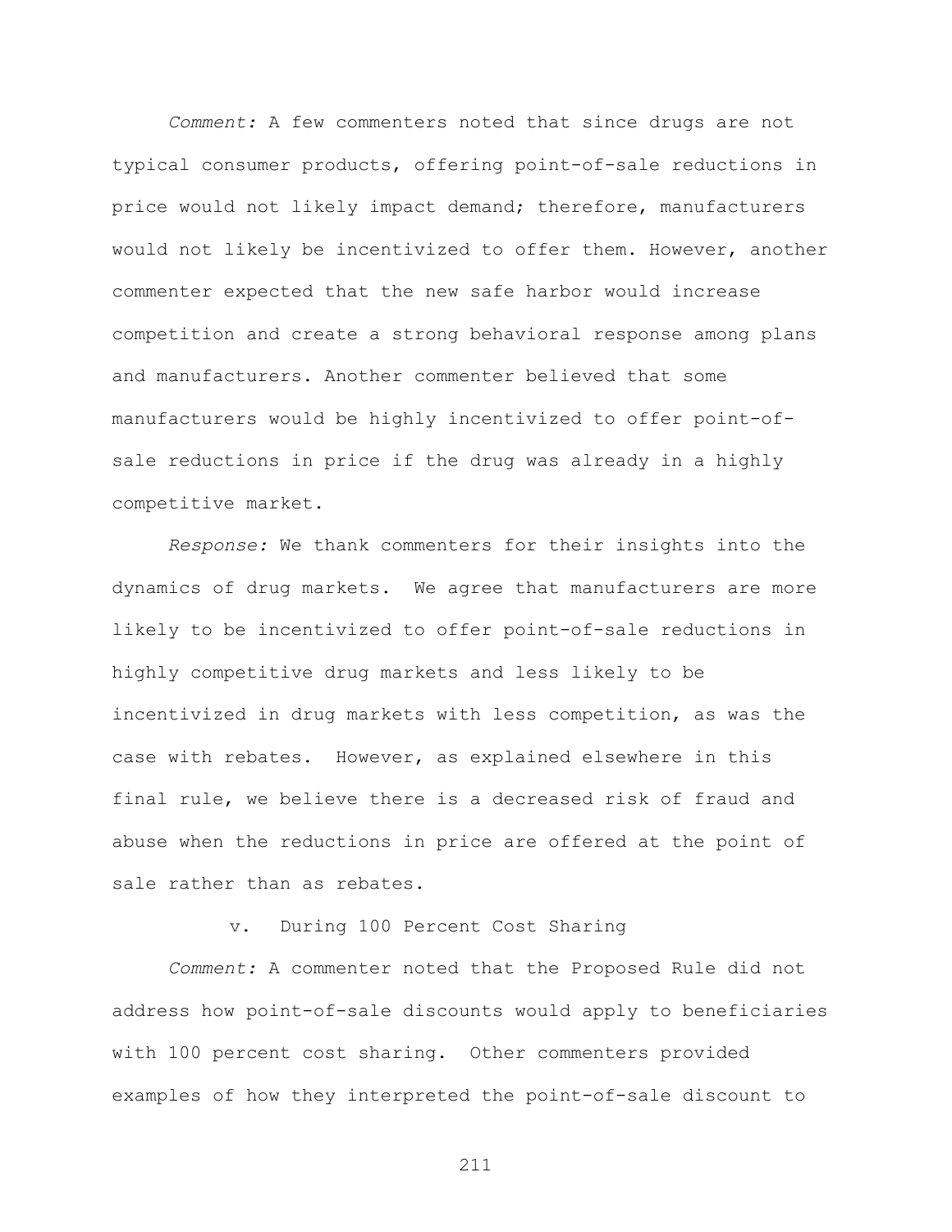*Comment:* A few commenters noted that since drugs are not typical consumer products, offering point-of-sale reductions in price would not likely impact demand; therefore, manufacturers would not likely be incentivized to offer them. However, another commenter expected that the new safe harbor would increase competition and create a strong behavioral response among plans and manufacturers. Another commenter believed that some manufacturers would be highly incentivized to offer point-of-sale reductions in price if the drug was already in a highly competitive market.

*Response:* We thank commenters for their insights into the dynamics of drug markets. We agree that manufacturers are more likely to be incentivized to offer point-of-sale reductions in highly competitive drug markets and less likely to be incentivized in drug markets with less competition, as was the case with rebates. However, as explained elsewhere in this final rule, we believe there is a decreased risk of fraud and abuse when the reductions in price are offered at the point of sale rather than as rebates.

v. During 100 Percent Cost Sharing

*Comment:* A commenter noted that the Proposed Rule did not address how point-of-sale discounts would apply to beneficiaries with 100 percent cost sharing. Other commenters provided examples of how they interpreted the point-of-sale discount to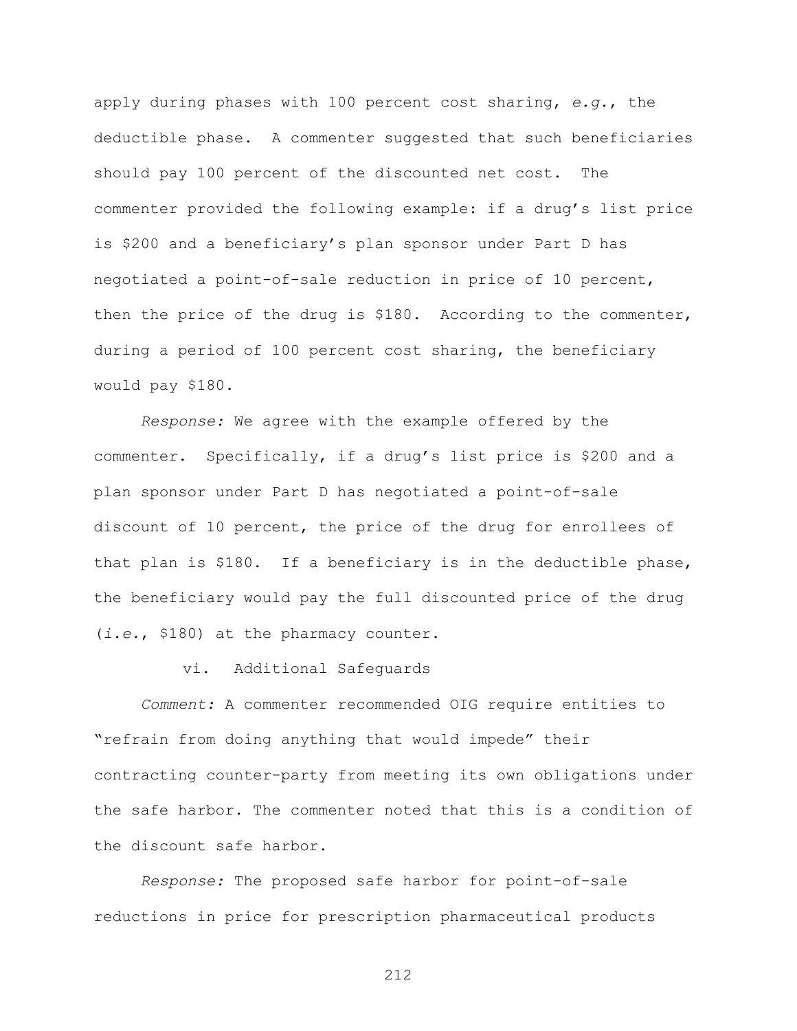apply during phases with 100 percent cost sharing, *e.g.*, the deductible phase. A commenter suggested that such beneficiaries should pay 100 percent of the discounted net cost. The commenter provided the following example: if a drug's list price is $200 and a beneficiary's plan sponsor under Part D has negotiated a point-of-sale reduction in price of 10 percent, then the price of the drug is $180. According to the commenter, during a period of 100 percent cost sharing, the beneficiary would pay $180.

*Response:* We agree with the example offered by the commenter. Specifically, if a drug's list price is $200 and a plan sponsor under Part D has negotiated a point-of-sale discount of 10 percent, the price of the drug for enrollees of that plan is $180. If a beneficiary is in the deductible phase, the beneficiary would pay the full discounted price of the drug (*i.e.*, $180) at the pharmacy counter.

vi. Additional Safeguards

*Comment:* A commenter recommended OIG require entities to "refrain from doing anything that would impede" their contracting counter-party from meeting its own obligations under the safe harbor. The commenter noted that this is a condition of the discount safe harbor.

*Response:* The proposed safe harbor for point-of-sale reductions in price for prescription pharmaceutical products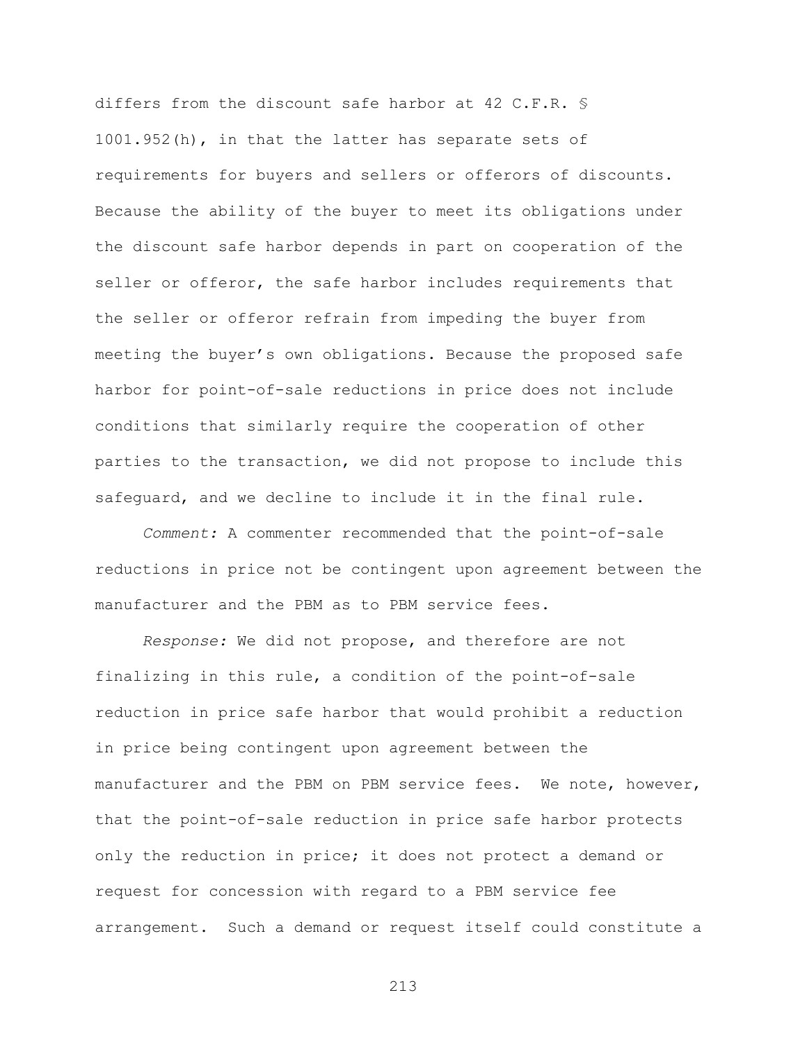differs from the discount safe harbor at 42 C.F.R. § 1001.952(h), in that the latter has separate sets of requirements for buyers and sellers or offerors of discounts. Because the ability of the buyer to meet its obligations under the discount safe harbor depends in part on cooperation of the seller or offeror, the safe harbor includes requirements that the seller or offeror refrain from impeding the buyer from meeting the buyer's own obligations. Because the proposed safe harbor for point-of-sale reductions in price does not include conditions that similarly require the cooperation of other parties to the transaction, we did not propose to include this safeguard, and we decline to include it in the final rule.

*Comment:* A commenter recommended that the point-of-sale reductions in price not be contingent upon agreement between the manufacturer and the PBM as to PBM service fees.

*Response:* We did not propose, and therefore are not finalizing in this rule, a condition of the point-of-sale reduction in price safe harbor that would prohibit a reduction in price being contingent upon agreement between the manufacturer and the PBM on PBM service fees. We note, however, that the point-of-sale reduction in price safe harbor protects only the reduction in price; it does not protect a demand or request for concession with regard to a PBM service fee arrangement. Such a demand or request itself could constitute a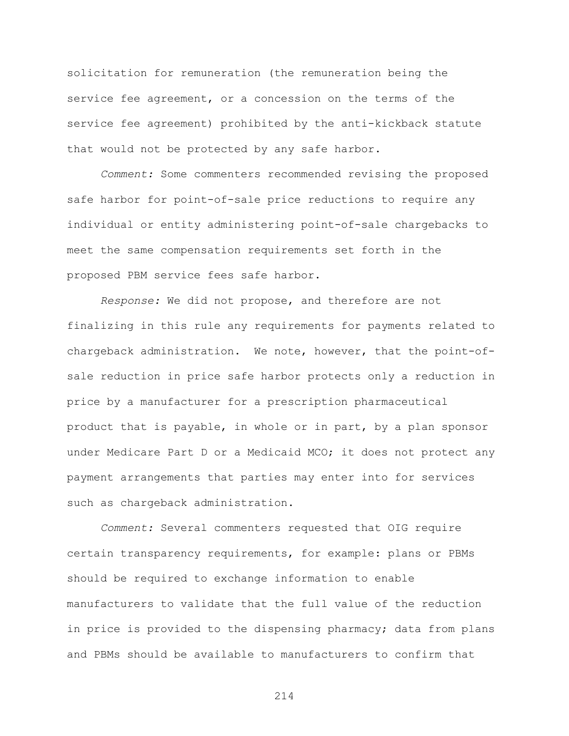solicitation for remuneration (the remuneration being the service fee agreement, or a concession on the terms of the service fee agreement) prohibited by the anti-kickback statute that would not be protected by any safe harbor.

*Comment:* Some commenters recommended revising the proposed safe harbor for point-of-sale price reductions to require any individual or entity administering point-of-sale chargebacks to meet the same compensation requirements set forth in the proposed PBM service fees safe harbor.

*Response:* We did not propose, and therefore are not finalizing in this rule any requirements for payments related to chargeback administration. We note, however, that the point-of-sale reduction in price safe harbor protects only a reduction in price by a manufacturer for a prescription pharmaceutical product that is payable, in whole or in part, by a plan sponsor under Medicare Part D or a Medicaid MCO; it does not protect any payment arrangements that parties may enter into for services such as chargeback administration.

*Comment:* Several commenters requested that OIG require certain transparency requirements, for example: plans or PBMs should be required to exchange information to enable manufacturers to validate that the full value of the reduction in price is provided to the dispensing pharmacy; data from plans and PBMs should be available to manufacturers to confirm that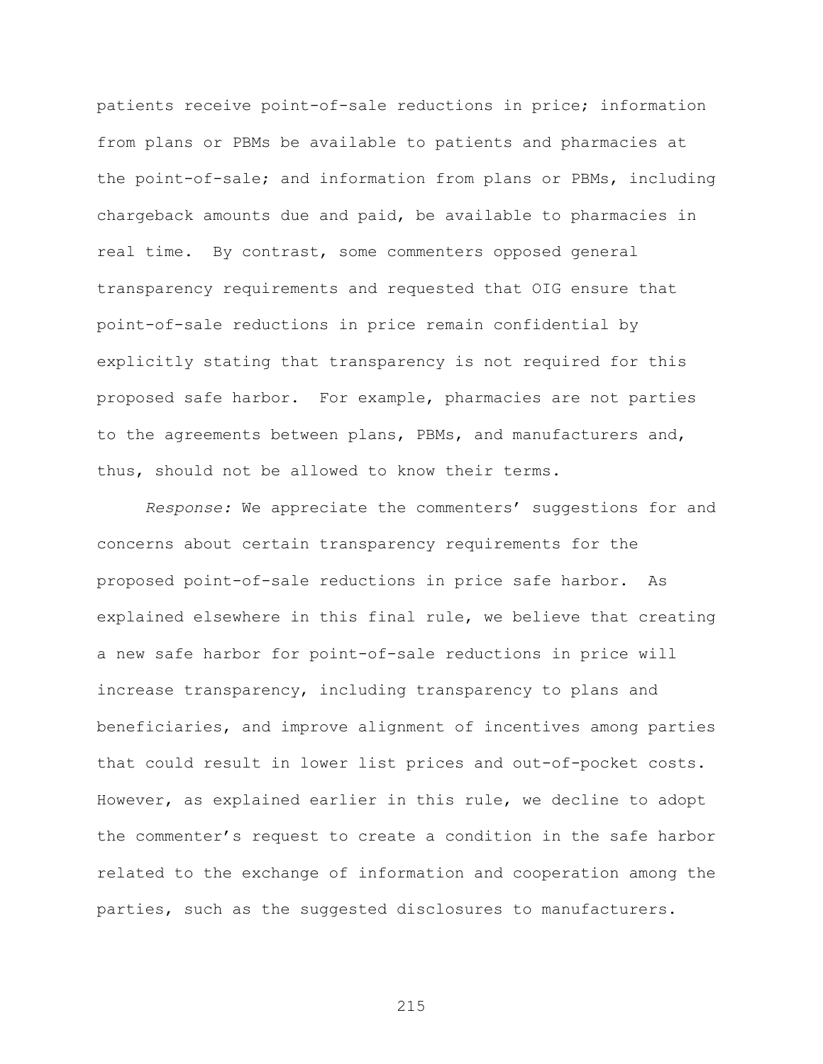patients receive point-of-sale reductions in price; information from plans or PBMs be available to patients and pharmacies at the point-of-sale; and information from plans or PBMs, including chargeback amounts due and paid, be available to pharmacies in real time. By contrast, some commenters opposed general transparency requirements and requested that OIG ensure that point-of-sale reductions in price remain confidential by explicitly stating that transparency is not required for this proposed safe harbor. For example, pharmacies are not parties to the agreements between plans, PBMs, and manufacturers and, thus, should not be allowed to know their terms.

*Response:* We appreciate the commenters' suggestions for and concerns about certain transparency requirements for the proposed point-of-sale reductions in price safe harbor. As explained elsewhere in this final rule, we believe that creating a new safe harbor for point-of-sale reductions in price will increase transparency, including transparency to plans and beneficiaries, and improve alignment of incentives among parties that could result in lower list prices and out-of-pocket costs. However, as explained earlier in this rule, we decline to adopt the commenter's request to create a condition in the safe harbor related to the exchange of information and cooperation among the parties, such as the suggested disclosures to manufacturers.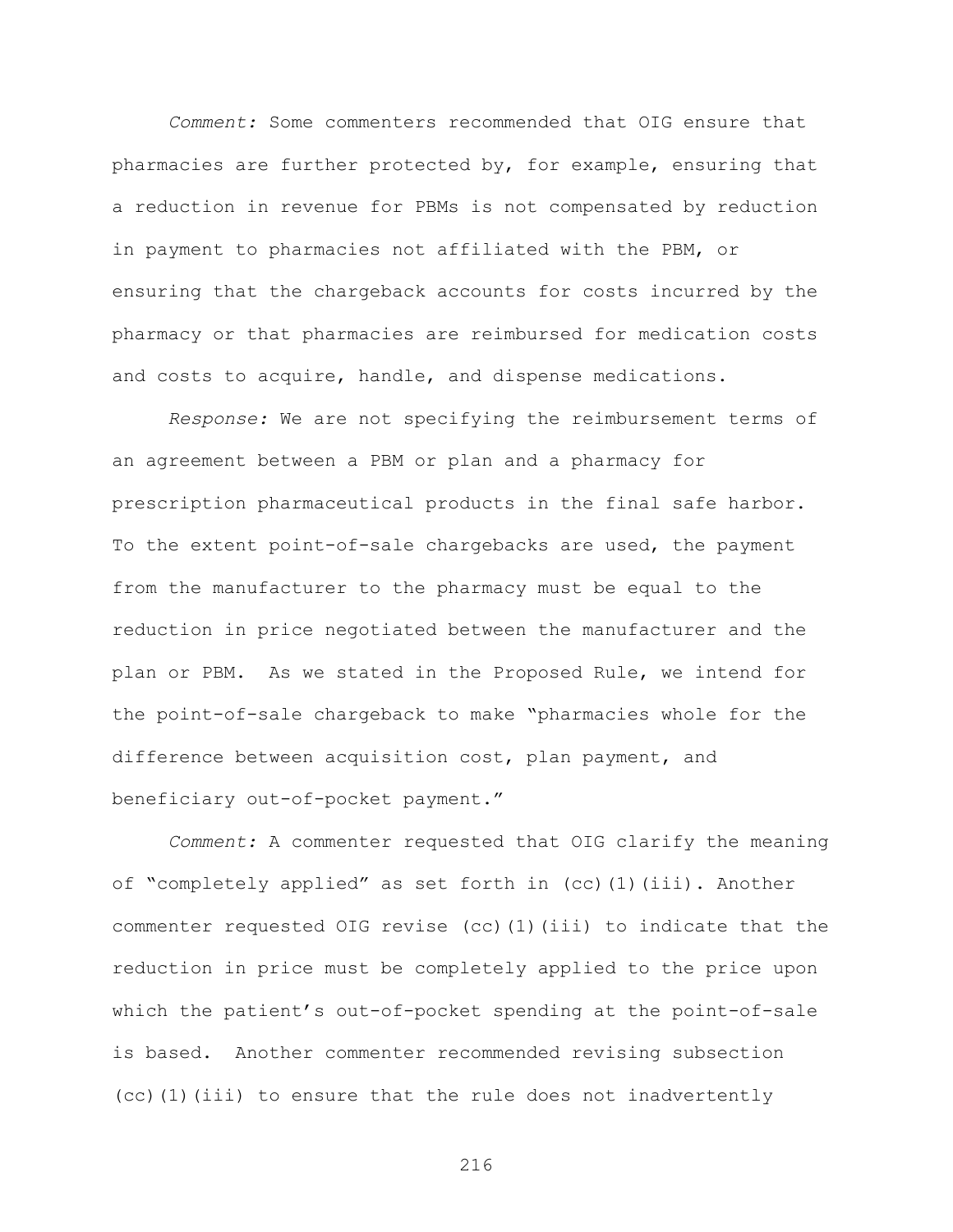*Comment:* Some commenters recommended that OIG ensure that pharmacies are further protected by, for example, ensuring that a reduction in revenue for PBMs is not compensated by reduction in payment to pharmacies not affiliated with the PBM, or ensuring that the chargeback accounts for costs incurred by the pharmacy or that pharmacies are reimbursed for medication costs and costs to acquire, handle, and dispense medications.

*Response:* We are not specifying the reimbursement terms of an agreement between a PBM or plan and a pharmacy for prescription pharmaceutical products in the final safe harbor. To the extent point-of-sale chargebacks are used, the payment from the manufacturer to the pharmacy must be equal to the reduction in price negotiated between the manufacturer and the plan or PBM. As we stated in the Proposed Rule, we intend for the point-of-sale chargeback to make "pharmacies whole for the difference between acquisition cost, plan payment, and beneficiary out-of-pocket payment."

*Comment:* A commenter requested that OIG clarify the meaning of "completely applied" as set forth in (cc)(1)(iii). Another commenter requested OIG revise (cc)(1)(iii) to indicate that the reduction in price must be completely applied to the price upon which the patient's out-of-pocket spending at the point-of-sale is based. Another commenter recommended revising subsection (cc)(1)(iii) to ensure that the rule does not inadvertently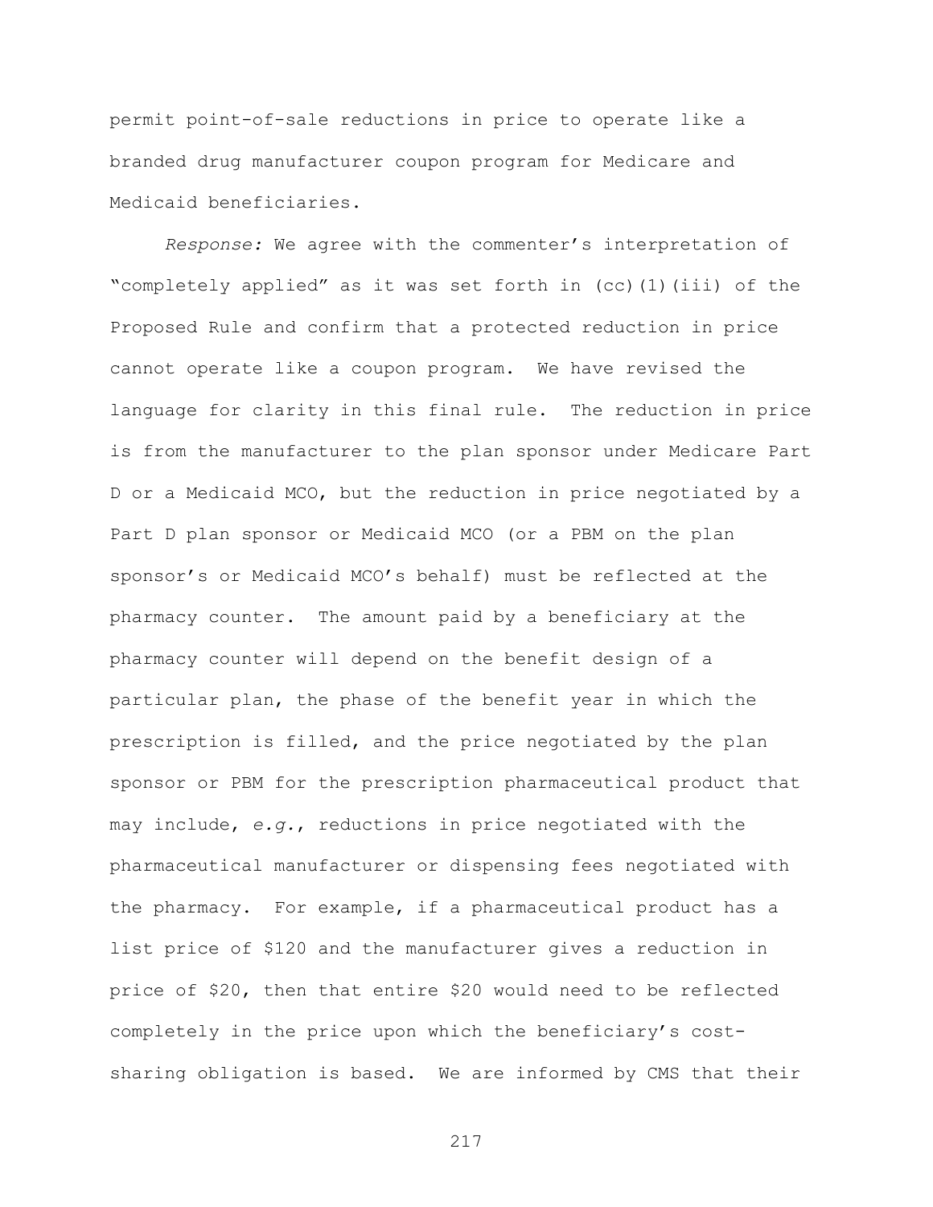permit point-of-sale reductions in price to operate like a branded drug manufacturer coupon program for Medicare and Medicaid beneficiaries.

*Response:* We agree with the commenter's interpretation of "completely applied" as it was set forth in (cc)(1)(iii) of the Proposed Rule and confirm that a protected reduction in price cannot operate like a coupon program. We have revised the language for clarity in this final rule. The reduction in price is from the manufacturer to the plan sponsor under Medicare Part D or a Medicaid MCO, but the reduction in price negotiated by a Part D plan sponsor or Medicaid MCO (or a PBM on the plan sponsor's or Medicaid MCO's behalf) must be reflected at the pharmacy counter. The amount paid by a beneficiary at the pharmacy counter will depend on the benefit design of a particular plan, the phase of the benefit year in which the prescription is filled, and the price negotiated by the plan sponsor or PBM for the prescription pharmaceutical product that may include, *e.g.*, reductions in price negotiated with the pharmaceutical manufacturer or dispensing fees negotiated with the pharmacy. For example, if a pharmaceutical product has a list price of $120 and the manufacturer gives a reduction in price of $20, then that entire $20 would need to be reflected completely in the price upon which the beneficiary's cost-sharing obligation is based. We are informed by CMS that their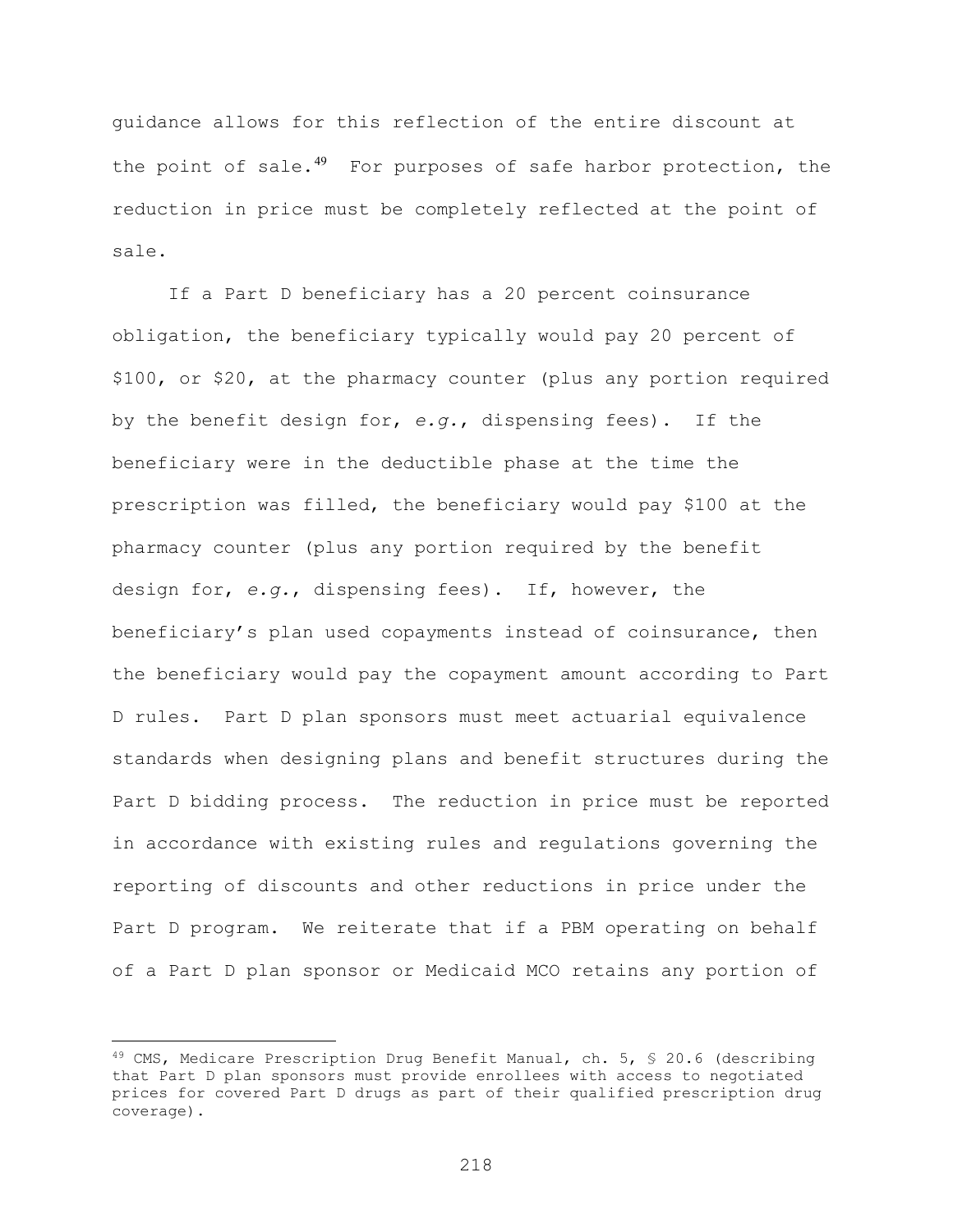guidance allows for this reflection of the entire discount at the point of sale.[49] For purposes of safe harbor protection, the reduction in price must be completely reflected at the point of sale.

If a Part D beneficiary has a 20 percent coinsurance obligation, the beneficiary typically would pay 20 percent of \$100, or \$20, at the pharmacy counter (plus any portion required by the benefit design for, *e.g.*, dispensing fees). If the beneficiary were in the deductible phase at the time the prescription was filled, the beneficiary would pay \$100 at the pharmacy counter (plus any portion required by the benefit design for, *e.g.*, dispensing fees). If, however, the beneficiary's plan used copayments instead of coinsurance, then the beneficiary would pay the copayment amount according to Part D rules. Part D plan sponsors must meet actuarial equivalence standards when designing plans and benefit structures during the Part D bidding process. The reduction in price must be reported in accordance with existing rules and regulations governing the reporting of discounts and other reductions in price under the Part D program. We reiterate that if a PBM operating on behalf of a Part D plan sponsor or Medicaid MCO retains any portion of

---

[49] CMS, Medicare Prescription Drug Benefit Manual, ch. 5, § 20.6 (describing that Part D plan sponsors must provide enrollees with access to negotiated prices for covered Part D drugs as part of their qualified prescription drug coverage).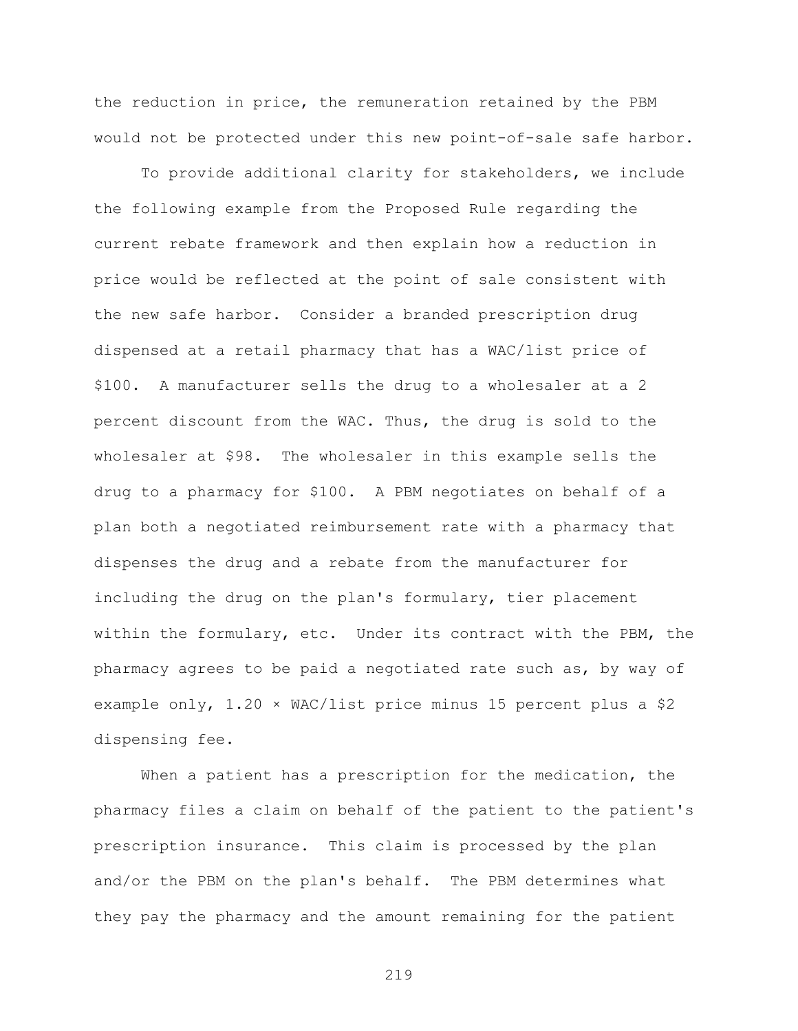the reduction in price, the remuneration retained by the PBM would not be protected under this new point-of-sale safe harbor.

To provide additional clarity for stakeholders, we include the following example from the Proposed Rule regarding the current rebate framework and then explain how a reduction in price would be reflected at the point of sale consistent with the new safe harbor. Consider a branded prescription drug dispensed at a retail pharmacy that has a WAC/list price of \$100. A manufacturer sells the drug to a wholesaler at a 2 percent discount from the WAC. Thus, the drug is sold to the wholesaler at \$98. The wholesaler in this example sells the drug to a pharmacy for \$100. A PBM negotiates on behalf of a plan both a negotiated reimbursement rate with a pharmacy that dispenses the drug and a rebate from the manufacturer for including the drug on the plan's formulary, tier placement within the formulary, etc. Under its contract with the PBM, the pharmacy agrees to be paid a negotiated rate such as, by way of example only, 1.20 × WAC/list price minus 15 percent plus a \$2 dispensing fee.

When a patient has a prescription for the medication, the pharmacy files a claim on behalf of the patient to the patient's prescription insurance. This claim is processed by the plan and/or the PBM on the plan's behalf. The PBM determines what they pay the pharmacy and the amount remaining for the patient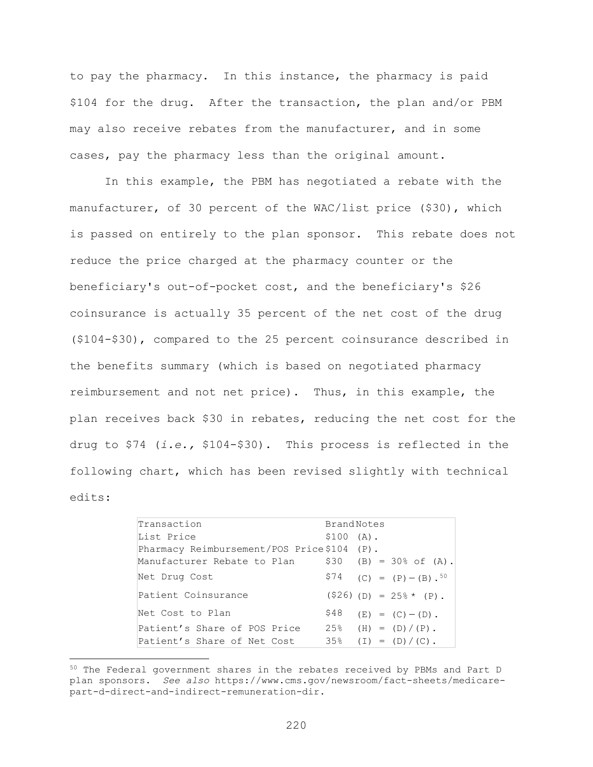to pay the pharmacy. In this instance, the pharmacy is paid $104 for the drug. After the transaction, the plan and/or PBM may also receive rebates from the manufacturer, and in some cases, pay the pharmacy less than the original amount.

In this example, the PBM has negotiated a rebate with the manufacturer, of 30 percent of the WAC/list price ($30), which is passed on entirely to the plan sponsor. This rebate does not reduce the price charged at the pharmacy counter or the beneficiary's out-of-pocket cost, and the beneficiary's $26 coinsurance is actually 35 percent of the net cost of the drug ($104-$30), compared to the 25 percent coinsurance described in the benefits summary (which is based on negotiated pharmacy reimbursement and not net price). Thus, in this example, the plan receives back $30 in rebates, reducing the net cost for the drug to $74 (*i.e.,* $104-$30). This process is reflected in the following chart, which has been revised slightly with technical edits:

| Transaction | Brand | Notes |
|---|---|---|
| List Price | $100 | (A). |
| Pharmacy Reimbursement/POS Price | $104 | (P). |
| Manufacturer Rebate to Plan | $30 | (B) = 30% of (A). |
| Net Drug Cost | $74 | (C) = (P) − (B).[50] |
| Patient Coinsurance | ($26) | (D) = 25% * (P). |
| Net Cost to Plan | $48 | (E) = (C) − (D). |
| Patient's Share of POS Price | 25% | (H) = (D)/(P). |
| Patient's Share of Net Cost | 35% | (I) = (D)/(C). |

[50] The Federal government shares in the rebates received by PBMs and Part D plan sponsors. *See also* https://www.cms.gov/newsroom/fact-sheets/medicare-part-d-direct-and-indirect-remuneration-dir.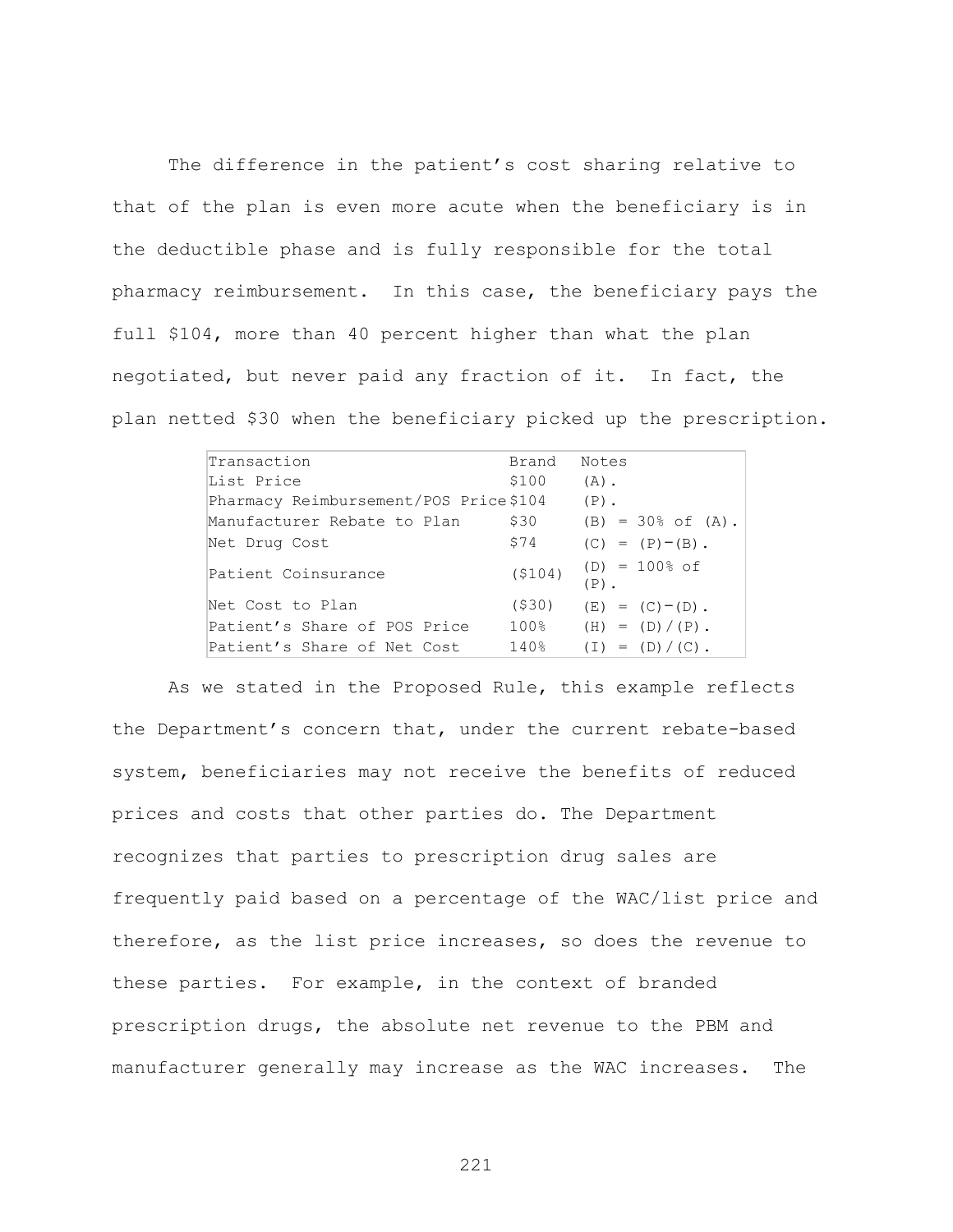The difference in the patient's cost sharing relative to that of the plan is even more acute when the beneficiary is in the deductible phase and is fully responsible for the total pharmacy reimbursement. In this case, the beneficiary pays the full $104, more than 40 percent higher than what the plan negotiated, but never paid any fraction of it. In fact, the plan netted $30 when the beneficiary picked up the prescription.

| Transaction | Brand | Notes |
|---|---|---|
| List Price | $100 | (A). |
| Pharmacy Reimbursement/POS Price | $104 | (P). |
| Manufacturer Rebate to Plan | $30 | (B) = 30% of (A). |
| Net Drug Cost | $74 | (C) = (P)−(B). |
| Patient Coinsurance | ($104) | (D) = 100% of (P). |
| Net Cost to Plan | ($30) | (E) = (C)−(D). |
| Patient's Share of POS Price | 100% | (H) = (D)/(P). |
| Patient's Share of Net Cost | 140% | (I) = (D)/(C). |

As we stated in the Proposed Rule, this example reflects the Department's concern that, under the current rebate-based system, beneficiaries may not receive the benefits of reduced prices and costs that other parties do. The Department recognizes that parties to prescription drug sales are frequently paid based on a percentage of the WAC/list price and therefore, as the list price increases, so does the revenue to these parties. For example, in the context of branded prescription drugs, the absolute net revenue to the PBM and manufacturer generally may increase as the WAC increases. The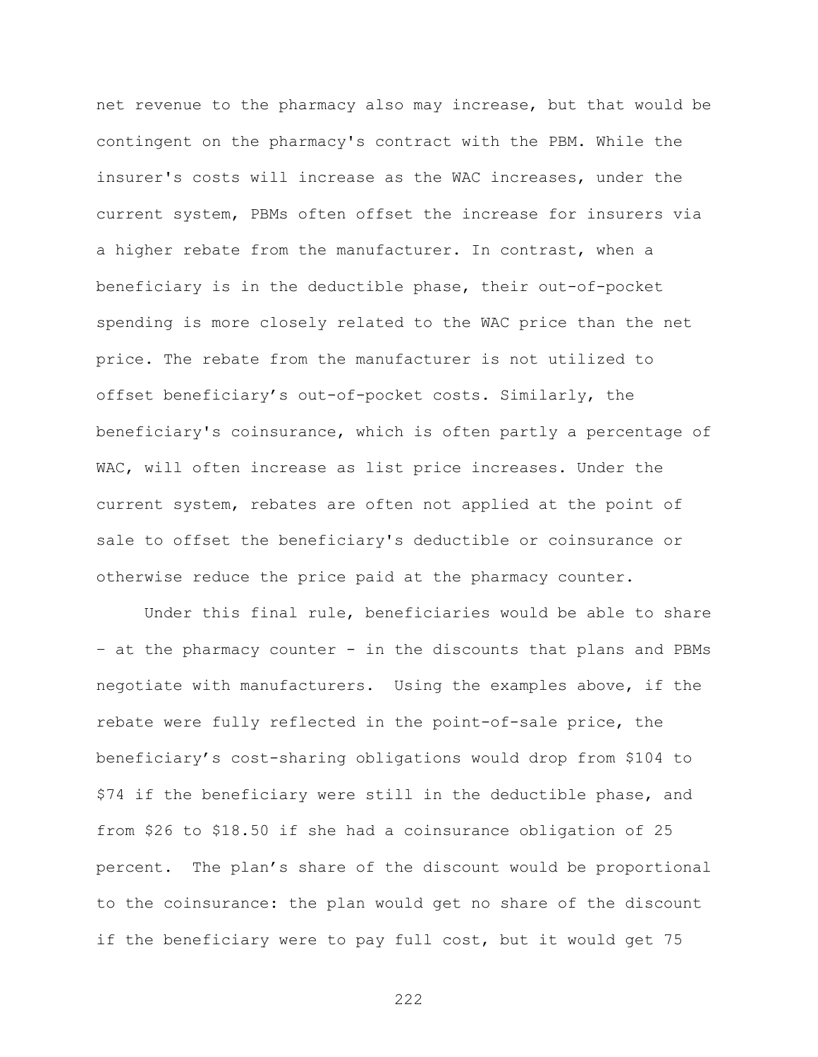net revenue to the pharmacy also may increase, but that would be contingent on the pharmacy's contract with the PBM. While the insurer's costs will increase as the WAC increases, under the current system, PBMs often offset the increase for insurers via a higher rebate from the manufacturer. In contrast, when a beneficiary is in the deductible phase, their out-of-pocket spending is more closely related to the WAC price than the net price. The rebate from the manufacturer is not utilized to offset beneficiary's out-of-pocket costs. Similarly, the beneficiary's coinsurance, which is often partly a percentage of WAC, will often increase as list price increases. Under the current system, rebates are often not applied at the point of sale to offset the beneficiary's deductible or coinsurance or otherwise reduce the price paid at the pharmacy counter.

Under this final rule, beneficiaries would be able to share – at the pharmacy counter - in the discounts that plans and PBMs negotiate with manufacturers. Using the examples above, if the rebate were fully reflected in the point-of-sale price, the beneficiary's cost-sharing obligations would drop from $104 to $74 if the beneficiary were still in the deductible phase, and from $26 to $18.50 if she had a coinsurance obligation of 25 percent. The plan's share of the discount would be proportional to the coinsurance: the plan would get no share of the discount if the beneficiary were to pay full cost, but it would get 75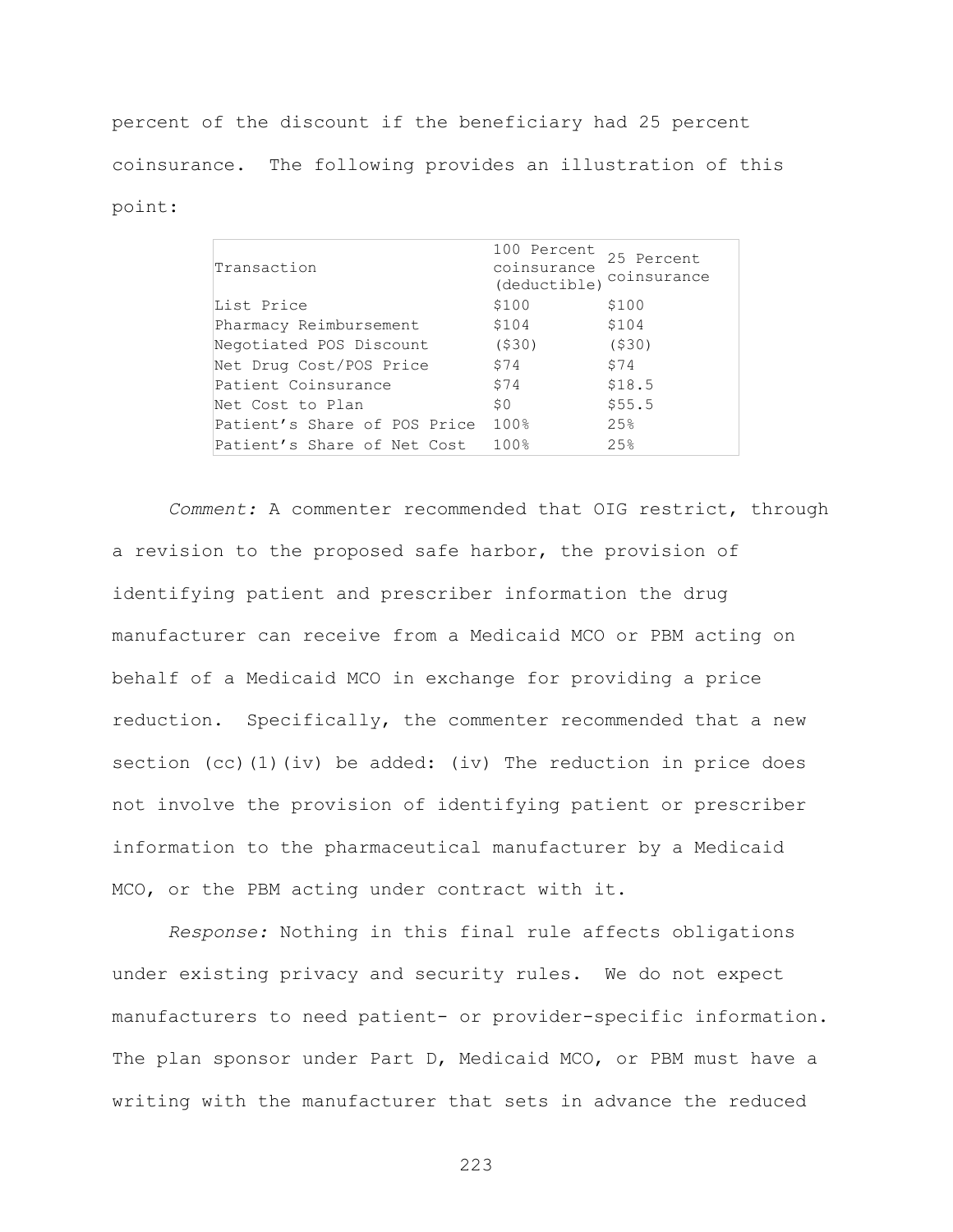percent of the discount if the beneficiary had 25 percent coinsurance. The following provides an illustration of this point:

| Transaction | 100 Percent coinsurance (deductible) | 25 Percent coinsurance |
|---|---|---|
| List Price | $100 | $100 |
| Pharmacy Reimbursement | $104 | $104 |
| Negotiated POS Discount | ($30) | ($30) |
| Net Drug Cost/POS Price | $74 | $74 |
| Patient Coinsurance | $74 | $18.5 |
| Net Cost to Plan | $0 | $55.5 |
| Patient's Share of POS Price | 100% | 25% |
| Patient's Share of Net Cost | 100% | 25% |

*Comment:* A commenter recommended that OIG restrict, through a revision to the proposed safe harbor, the provision of identifying patient and prescriber information the drug manufacturer can receive from a Medicaid MCO or PBM acting on behalf of a Medicaid MCO in exchange for providing a price reduction. Specifically, the commenter recommended that a new section (cc)(1)(iv) be added: (iv) The reduction in price does not involve the provision of identifying patient or prescriber information to the pharmaceutical manufacturer by a Medicaid MCO, or the PBM acting under contract with it.

*Response:* Nothing in this final rule affects obligations under existing privacy and security rules. We do not expect manufacturers to need patient- or provider-specific information. The plan sponsor under Part D, Medicaid MCO, or PBM must have a writing with the manufacturer that sets in advance the reduced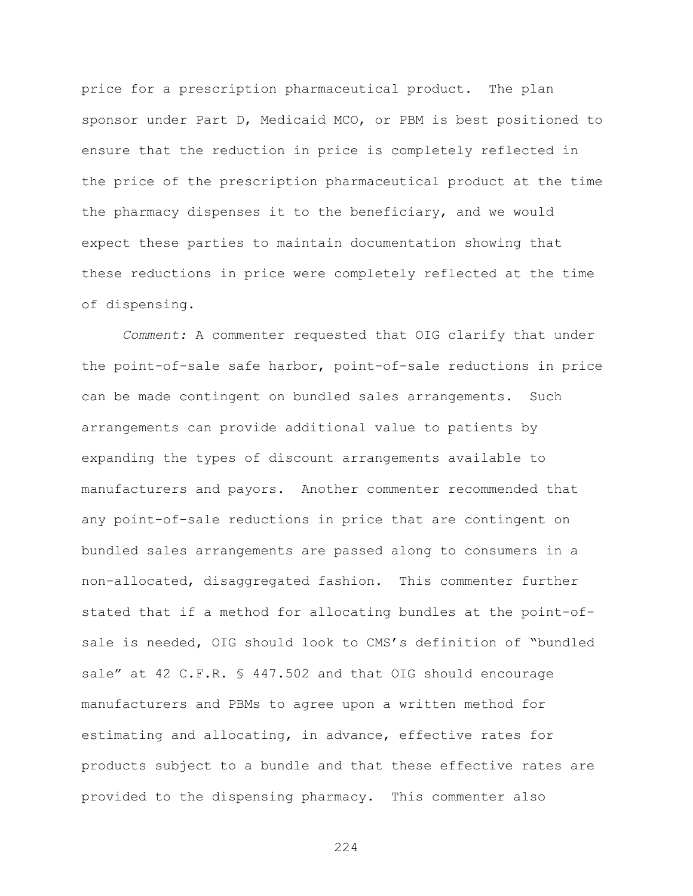price for a prescription pharmaceutical product. The plan sponsor under Part D, Medicaid MCO, or PBM is best positioned to ensure that the reduction in price is completely reflected in the price of the prescription pharmaceutical product at the time the pharmacy dispenses it to the beneficiary, and we would expect these parties to maintain documentation showing that these reductions in price were completely reflected at the time of dispensing.

*Comment:* A commenter requested that OIG clarify that under the point-of-sale safe harbor, point-of-sale reductions in price can be made contingent on bundled sales arrangements. Such arrangements can provide additional value to patients by expanding the types of discount arrangements available to manufacturers and payors. Another commenter recommended that any point-of-sale reductions in price that are contingent on bundled sales arrangements are passed along to consumers in a non-allocated, disaggregated fashion. This commenter further stated that if a method for allocating bundles at the point-of-sale is needed, OIG should look to CMS's definition of "bundled sale" at 42 C.F.R. § 447.502 and that OIG should encourage manufacturers and PBMs to agree upon a written method for estimating and allocating, in advance, effective rates for products subject to a bundle and that these effective rates are provided to the dispensing pharmacy. This commenter also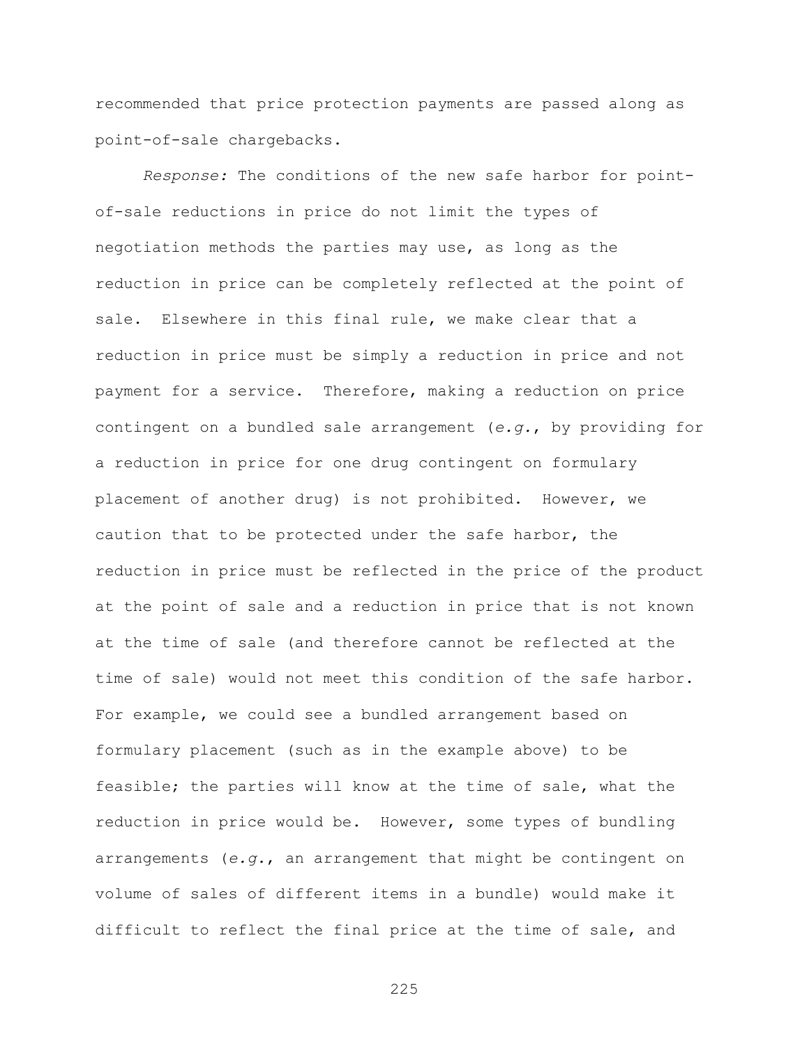recommended that price protection payments are passed along as point-of-sale chargebacks.

*Response:* The conditions of the new safe harbor for point-of-sale reductions in price do not limit the types of negotiation methods the parties may use, as long as the reduction in price can be completely reflected at the point of sale. Elsewhere in this final rule, we make clear that a reduction in price must be simply a reduction in price and not payment for a service. Therefore, making a reduction on price contingent on a bundled sale arrangement (*e.g.*, by providing for a reduction in price for one drug contingent on formulary placement of another drug) is not prohibited. However, we caution that to be protected under the safe harbor, the reduction in price must be reflected in the price of the product at the point of sale and a reduction in price that is not known at the time of sale (and therefore cannot be reflected at the time of sale) would not meet this condition of the safe harbor. For example, we could see a bundled arrangement based on formulary placement (such as in the example above) to be feasible; the parties will know at the time of sale, what the reduction in price would be. However, some types of bundling arrangements (*e.g.*, an arrangement that might be contingent on volume of sales of different items in a bundle) would make it difficult to reflect the final price at the time of sale, and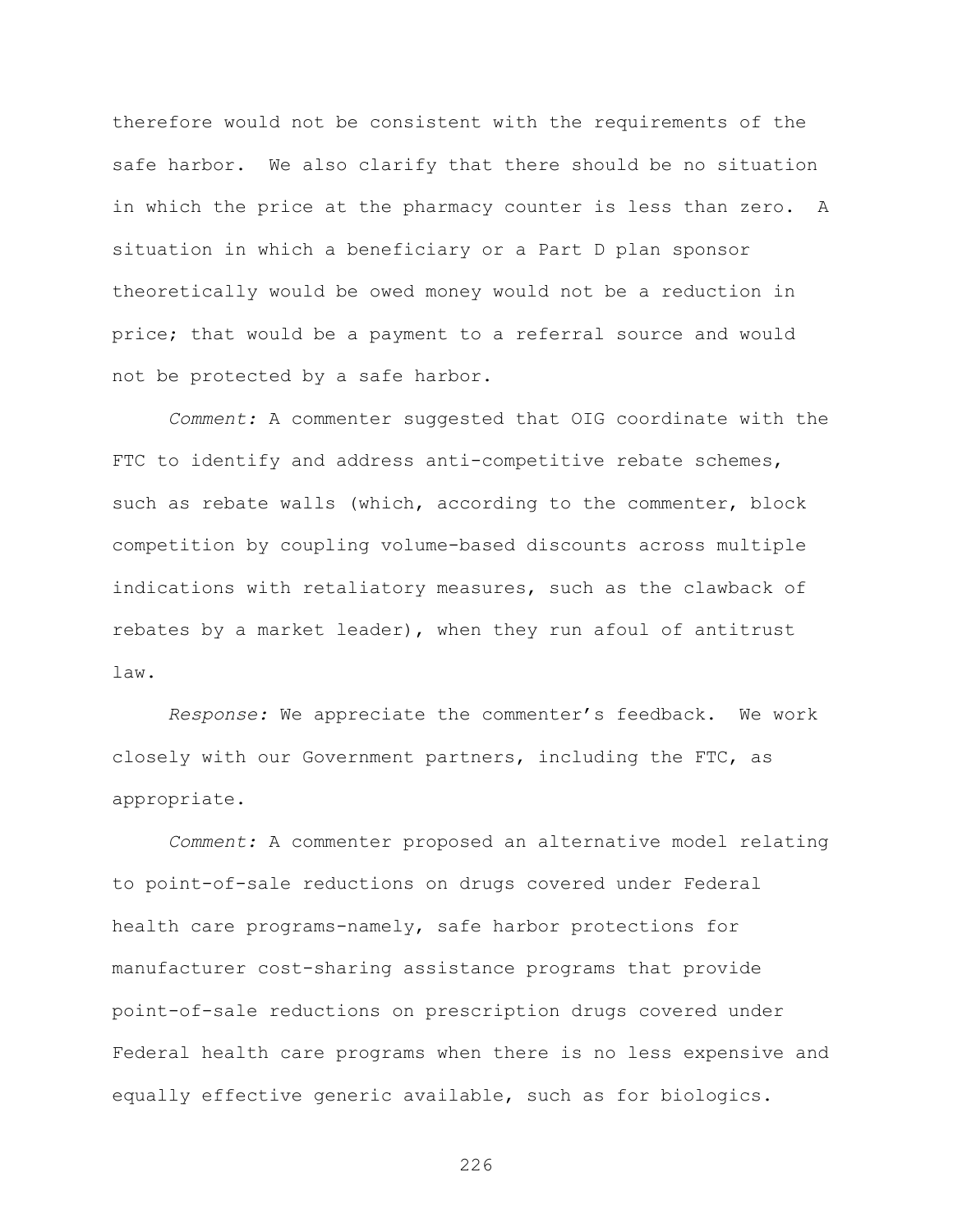therefore would not be consistent with the requirements of the safe harbor. We also clarify that there should be no situation in which the price at the pharmacy counter is less than zero. A situation in which a beneficiary or a Part D plan sponsor theoretically would be owed money would not be a reduction in price; that would be a payment to a referral source and would not be protected by a safe harbor.

*Comment:* A commenter suggested that OIG coordinate with the FTC to identify and address anti-competitive rebate schemes, such as rebate walls (which, according to the commenter, block competition by coupling volume-based discounts across multiple indications with retaliatory measures, such as the clawback of rebates by a market leader), when they run afoul of antitrust law.

*Response:* We appreciate the commenter's feedback. We work closely with our Government partners, including the FTC, as appropriate.

*Comment:* A commenter proposed an alternative model relating to point-of-sale reductions on drugs covered under Federal health care programs-namely, safe harbor protections for manufacturer cost-sharing assistance programs that provide point-of-sale reductions on prescription drugs covered under Federal health care programs when there is no less expensive and equally effective generic available, such as for biologics.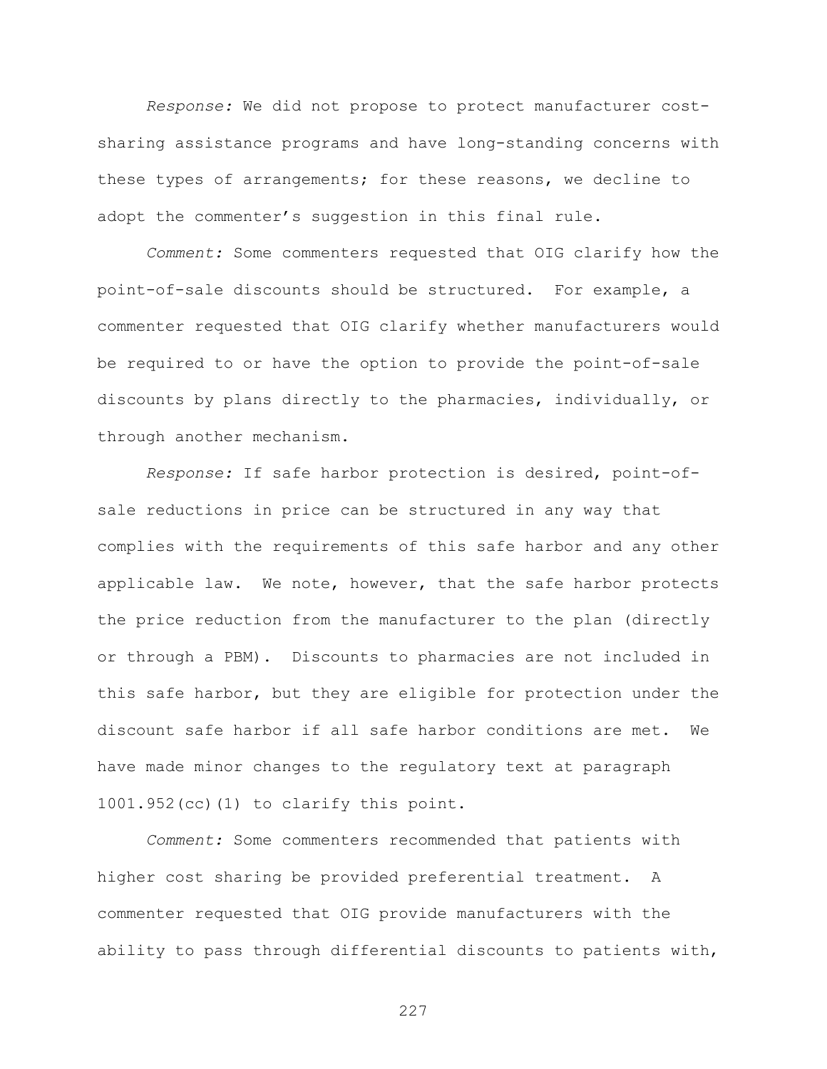*Response:* We did not propose to protect manufacturer cost-sharing assistance programs and have long-standing concerns with these types of arrangements; for these reasons, we decline to adopt the commenter's suggestion in this final rule.

*Comment:* Some commenters requested that OIG clarify how the point-of-sale discounts should be structured. For example, a commenter requested that OIG clarify whether manufacturers would be required to or have the option to provide the point-of-sale discounts by plans directly to the pharmacies, individually, or through another mechanism.

*Response:* If safe harbor protection is desired, point-of-sale reductions in price can be structured in any way that complies with the requirements of this safe harbor and any other applicable law. We note, however, that the safe harbor protects the price reduction from the manufacturer to the plan (directly or through a PBM). Discounts to pharmacies are not included in this safe harbor, but they are eligible for protection under the discount safe harbor if all safe harbor conditions are met. We have made minor changes to the regulatory text at paragraph 1001.952(cc)(1) to clarify this point.

*Comment:* Some commenters recommended that patients with higher cost sharing be provided preferential treatment. A commenter requested that OIG provide manufacturers with the ability to pass through differential discounts to patients with,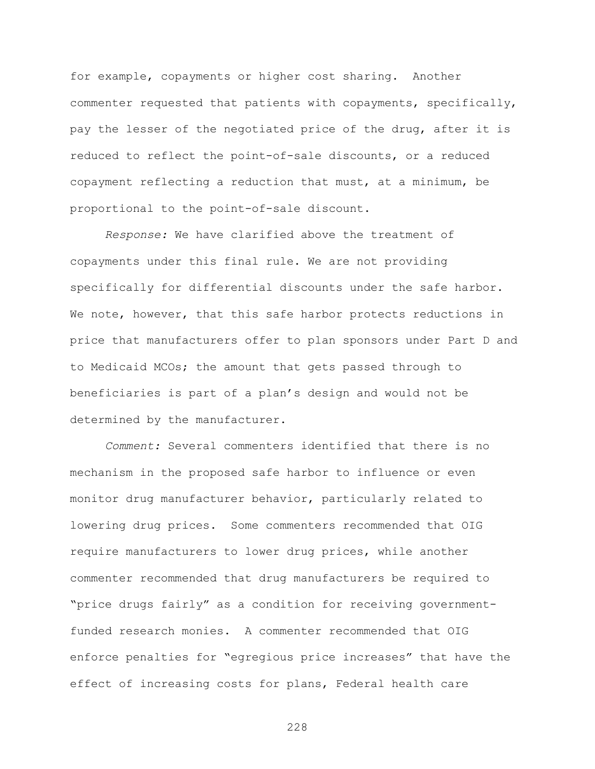for example, copayments or higher cost sharing. Another commenter requested that patients with copayments, specifically, pay the lesser of the negotiated price of the drug, after it is reduced to reflect the point-of-sale discounts, or a reduced copayment reflecting a reduction that must, at a minimum, be proportional to the point-of-sale discount.

*Response:* We have clarified above the treatment of copayments under this final rule. We are not providing specifically for differential discounts under the safe harbor. We note, however, that this safe harbor protects reductions in price that manufacturers offer to plan sponsors under Part D and to Medicaid MCOs; the amount that gets passed through to beneficiaries is part of a plan's design and would not be determined by the manufacturer.

*Comment:* Several commenters identified that there is no mechanism in the proposed safe harbor to influence or even monitor drug manufacturer behavior, particularly related to lowering drug prices. Some commenters recommended that OIG require manufacturers to lower drug prices, while another commenter recommended that drug manufacturers be required to "price drugs fairly" as a condition for receiving government-funded research monies. A commenter recommended that OIG enforce penalties for "egregious price increases" that have the effect of increasing costs for plans, Federal health care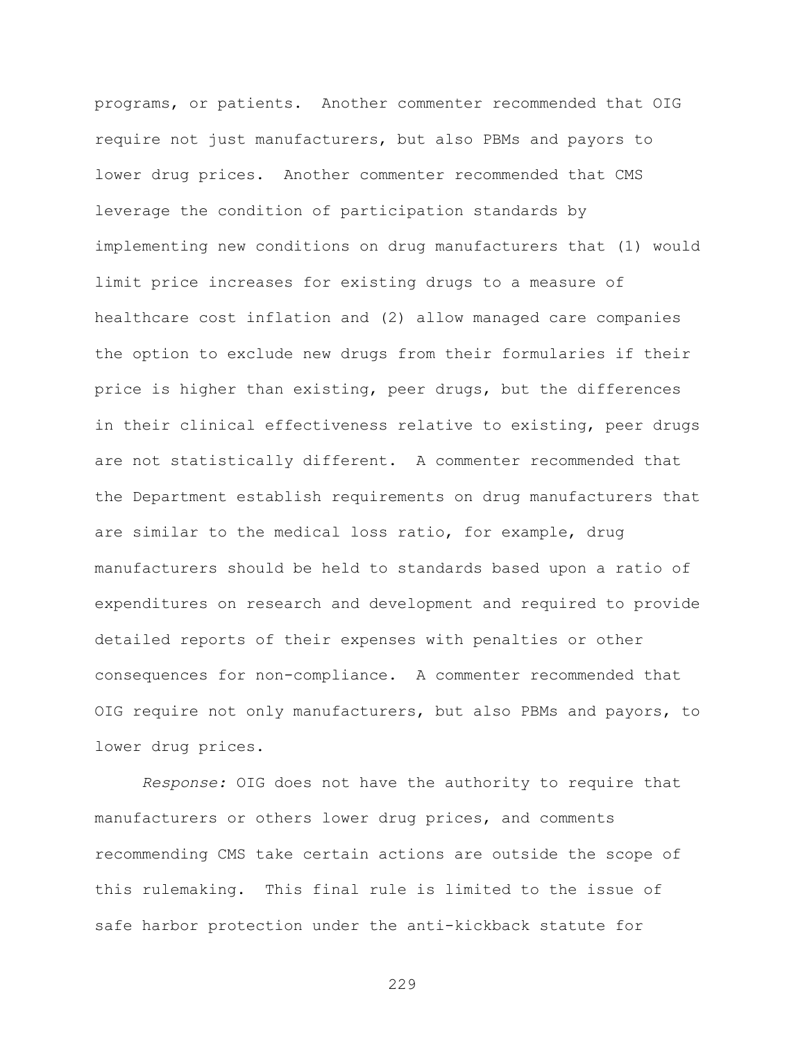programs, or patients. Another commenter recommended that OIG require not just manufacturers, but also PBMs and payors to lower drug prices. Another commenter recommended that CMS leverage the condition of participation standards by implementing new conditions on drug manufacturers that (1) would limit price increases for existing drugs to a measure of healthcare cost inflation and (2) allow managed care companies the option to exclude new drugs from their formularies if their price is higher than existing, peer drugs, but the differences in their clinical effectiveness relative to existing, peer drugs are not statistically different. A commenter recommended that the Department establish requirements on drug manufacturers that are similar to the medical loss ratio, for example, drug manufacturers should be held to standards based upon a ratio of expenditures on research and development and required to provide detailed reports of their expenses with penalties or other consequences for non-compliance. A commenter recommended that OIG require not only manufacturers, but also PBMs and payors, to lower drug prices.

*Response:* OIG does not have the authority to require that manufacturers or others lower drug prices, and comments recommending CMS take certain actions are outside the scope of this rulemaking. This final rule is limited to the issue of safe harbor protection under the anti-kickback statute for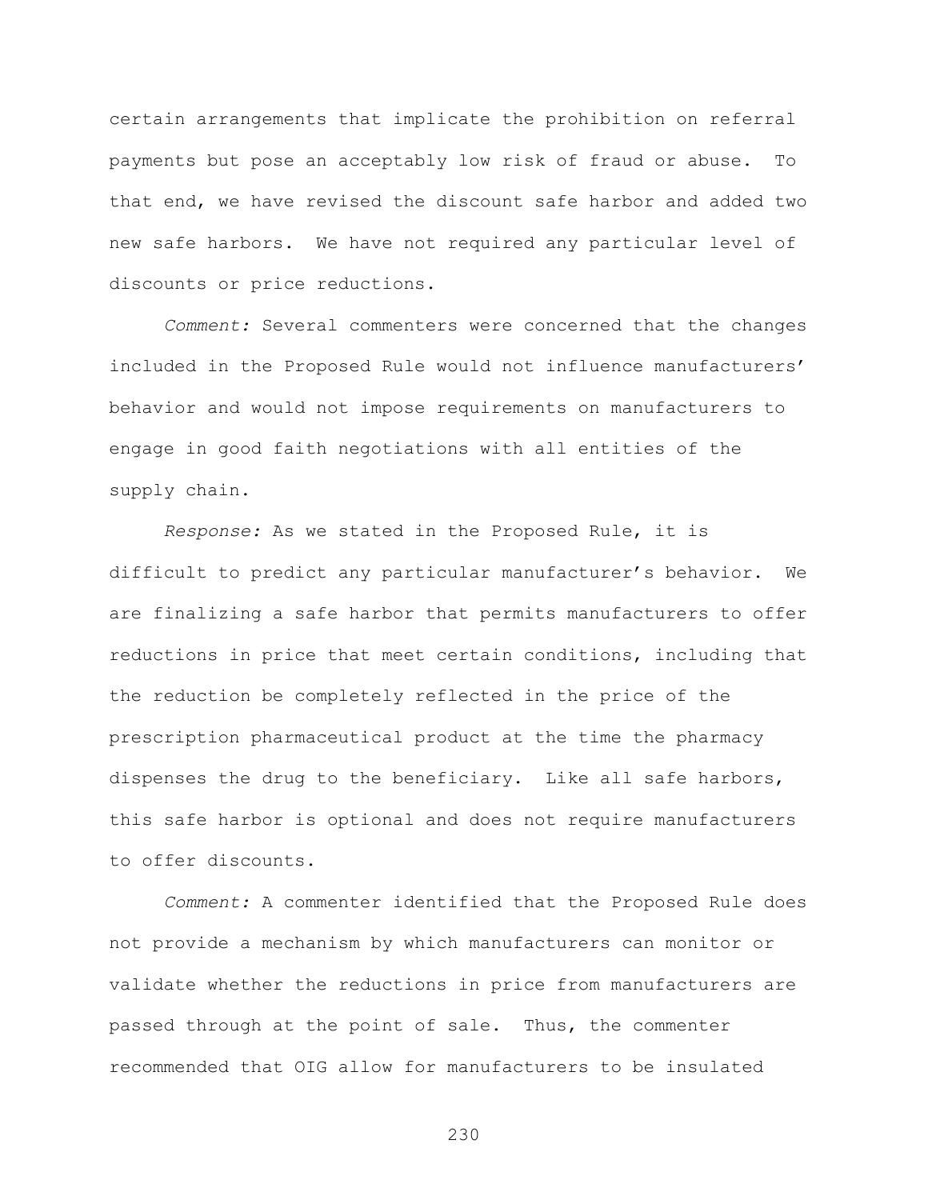certain arrangements that implicate the prohibition on referral payments but pose an acceptably low risk of fraud or abuse. To that end, we have revised the discount safe harbor and added two new safe harbors. We have not required any particular level of discounts or price reductions.

*Comment:* Several commenters were concerned that the changes included in the Proposed Rule would not influence manufacturers' behavior and would not impose requirements on manufacturers to engage in good faith negotiations with all entities of the supply chain.

*Response:* As we stated in the Proposed Rule, it is difficult to predict any particular manufacturer's behavior. We are finalizing a safe harbor that permits manufacturers to offer reductions in price that meet certain conditions, including that the reduction be completely reflected in the price of the prescription pharmaceutical product at the time the pharmacy dispenses the drug to the beneficiary. Like all safe harbors, this safe harbor is optional and does not require manufacturers to offer discounts.

*Comment:* A commenter identified that the Proposed Rule does not provide a mechanism by which manufacturers can monitor or validate whether the reductions in price from manufacturers are passed through at the point of sale. Thus, the commenter recommended that OIG allow for manufacturers to be insulated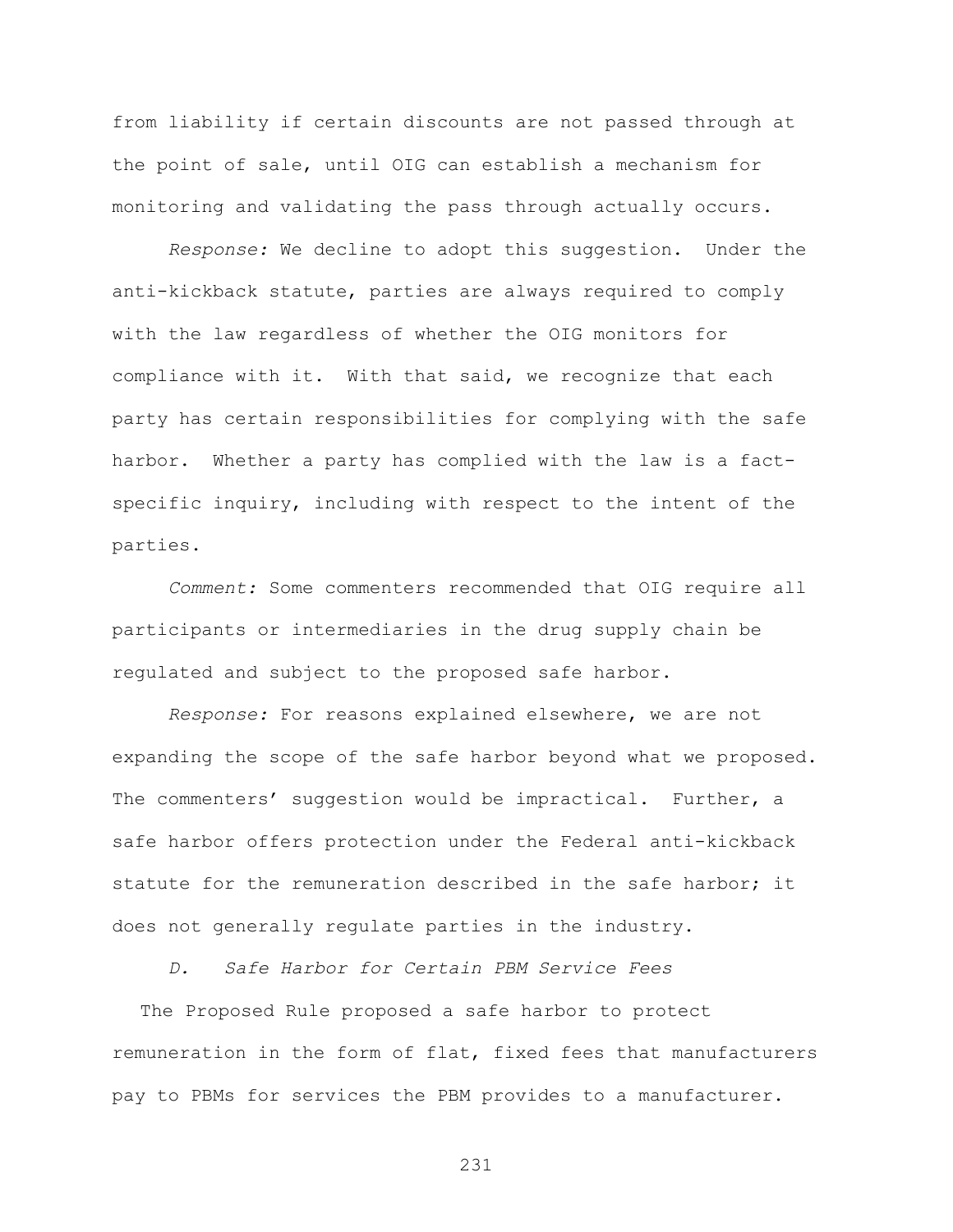from liability if certain discounts are not passed through at the point of sale, until OIG can establish a mechanism for monitoring and validating the pass through actually occurs.

*Response:* We decline to adopt this suggestion. Under the anti-kickback statute, parties are always required to comply with the law regardless of whether the OIG monitors for compliance with it. With that said, we recognize that each party has certain responsibilities for complying with the safe harbor. Whether a party has complied with the law is a fact-specific inquiry, including with respect to the intent of the parties.

*Comment:* Some commenters recommended that OIG require all participants or intermediaries in the drug supply chain be regulated and subject to the proposed safe harbor.

*Response:* For reasons explained elsewhere, we are not expanding the scope of the safe harbor beyond what we proposed. The commenters' suggestion would be impractical. Further, a safe harbor offers protection under the Federal anti-kickback statute for the remuneration described in the safe harbor; it does not generally regulate parties in the industry.

### *D. Safe Harbor for Certain PBM Service Fees*

The Proposed Rule proposed a safe harbor to protect remuneration in the form of flat, fixed fees that manufacturers pay to PBMs for services the PBM provides to a manufacturer.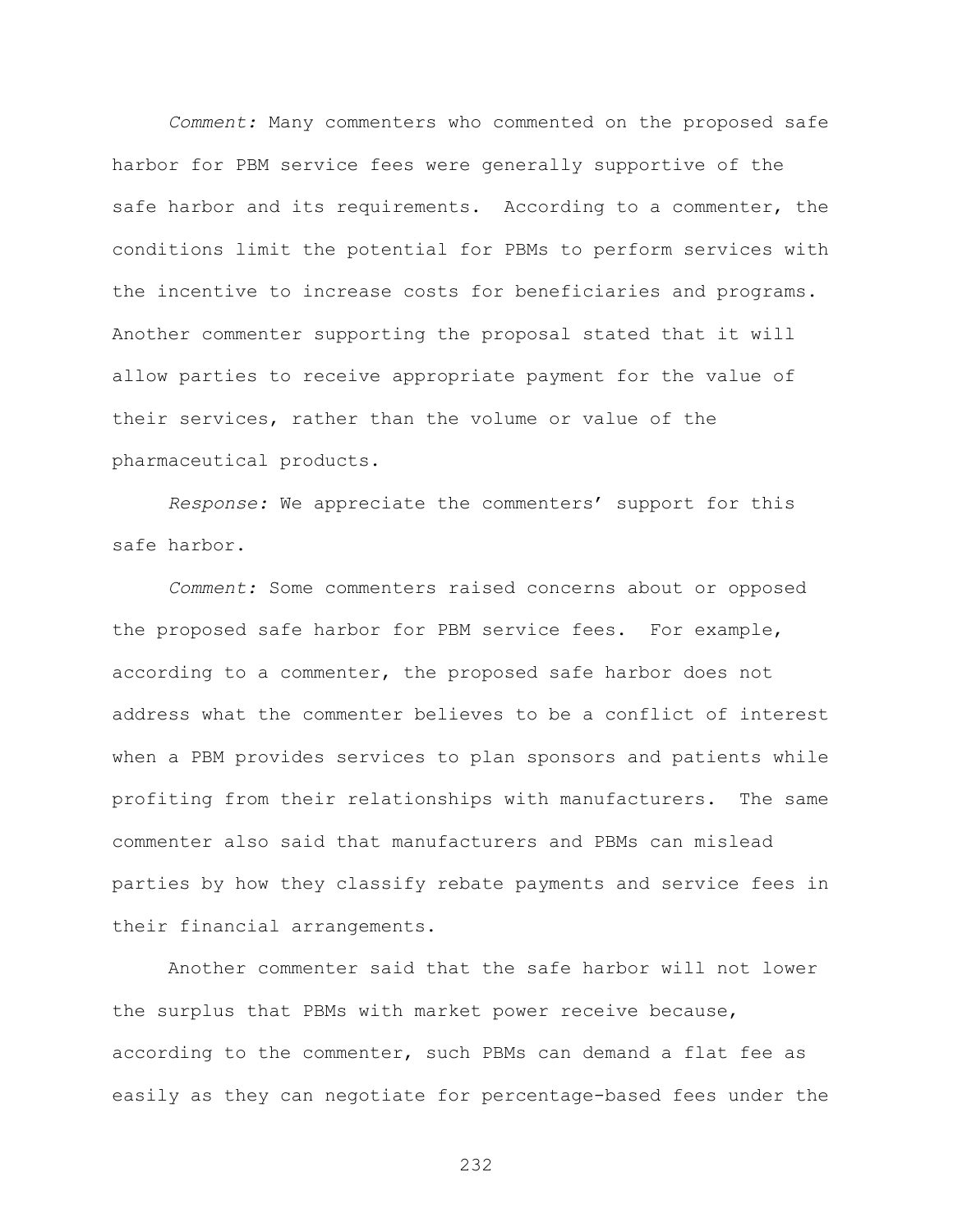*Comment:* Many commenters who commented on the proposed safe harbor for PBM service fees were generally supportive of the safe harbor and its requirements. According to a commenter, the conditions limit the potential for PBMs to perform services with the incentive to increase costs for beneficiaries and programs. Another commenter supporting the proposal stated that it will allow parties to receive appropriate payment for the value of their services, rather than the volume or value of the pharmaceutical products.

*Response:* We appreciate the commenters' support for this safe harbor.

*Comment:* Some commenters raised concerns about or opposed the proposed safe harbor for PBM service fees. For example, according to a commenter, the proposed safe harbor does not address what the commenter believes to be a conflict of interest when a PBM provides services to plan sponsors and patients while profiting from their relationships with manufacturers. The same commenter also said that manufacturers and PBMs can mislead parties by how they classify rebate payments and service fees in their financial arrangements.

Another commenter said that the safe harbor will not lower the surplus that PBMs with market power receive because, according to the commenter, such PBMs can demand a flat fee as easily as they can negotiate for percentage-based fees under the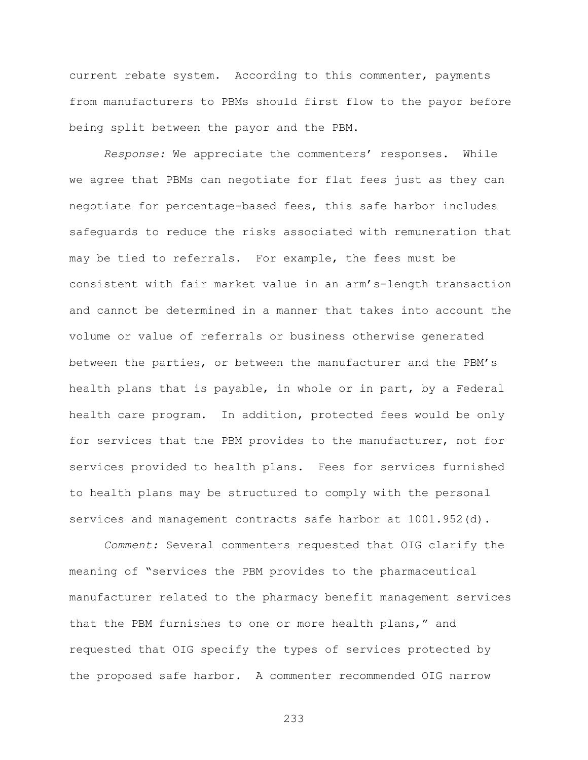current rebate system. According to this commenter, payments from manufacturers to PBMs should first flow to the payor before being split between the payor and the PBM.

*Response:* We appreciate the commenters' responses. While we agree that PBMs can negotiate for flat fees just as they can negotiate for percentage-based fees, this safe harbor includes safeguards to reduce the risks associated with remuneration that may be tied to referrals. For example, the fees must be consistent with fair market value in an arm's-length transaction and cannot be determined in a manner that takes into account the volume or value of referrals or business otherwise generated between the parties, or between the manufacturer and the PBM's health plans that is payable, in whole or in part, by a Federal health care program. In addition, protected fees would be only for services that the PBM provides to the manufacturer, not for services provided to health plans. Fees for services furnished to health plans may be structured to comply with the personal services and management contracts safe harbor at 1001.952(d).

*Comment:* Several commenters requested that OIG clarify the meaning of "services the PBM provides to the pharmaceutical manufacturer related to the pharmacy benefit management services that the PBM furnishes to one or more health plans," and requested that OIG specify the types of services protected by the proposed safe harbor. A commenter recommended OIG narrow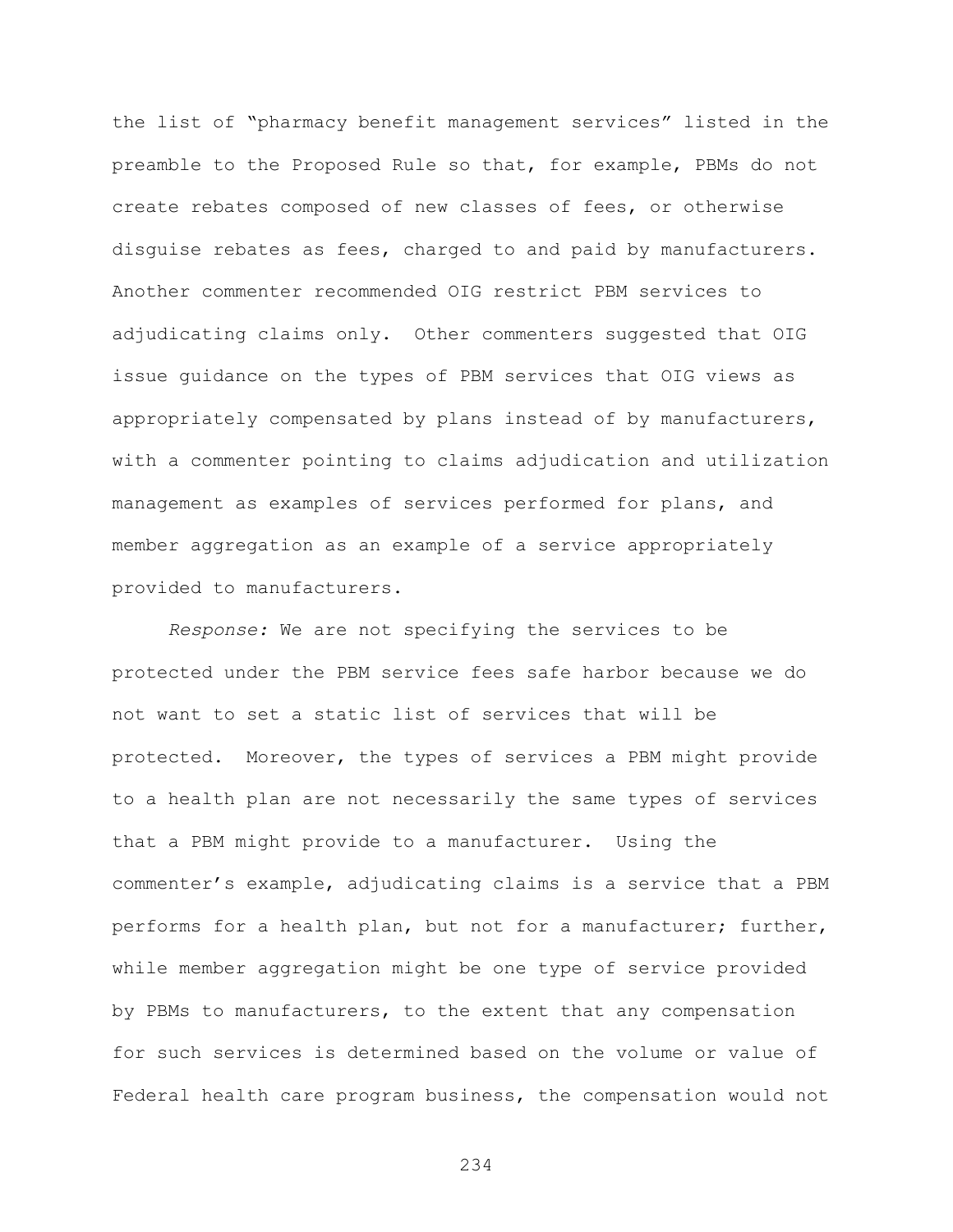the list of “pharmacy benefit management services” listed in the preamble to the Proposed Rule so that, for example, PBMs do not create rebates composed of new classes of fees, or otherwise disguise rebates as fees, charged to and paid by manufacturers. Another commenter recommended OIG restrict PBM services to adjudicating claims only. Other commenters suggested that OIG issue guidance on the types of PBM services that OIG views as appropriately compensated by plans instead of by manufacturers, with a commenter pointing to claims adjudication and utilization management as examples of services performed for plans, and member aggregation as an example of a service appropriately provided to manufacturers.

*Response:* We are not specifying the services to be protected under the PBM service fees safe harbor because we do not want to set a static list of services that will be protected. Moreover, the types of services a PBM might provide to a health plan are not necessarily the same types of services that a PBM might provide to a manufacturer. Using the commenter’s example, adjudicating claims is a service that a PBM performs for a health plan, but not for a manufacturer; further, while member aggregation might be one type of service provided by PBMs to manufacturers, to the extent that any compensation for such services is determined based on the volume or value of Federal health care program business, the compensation would not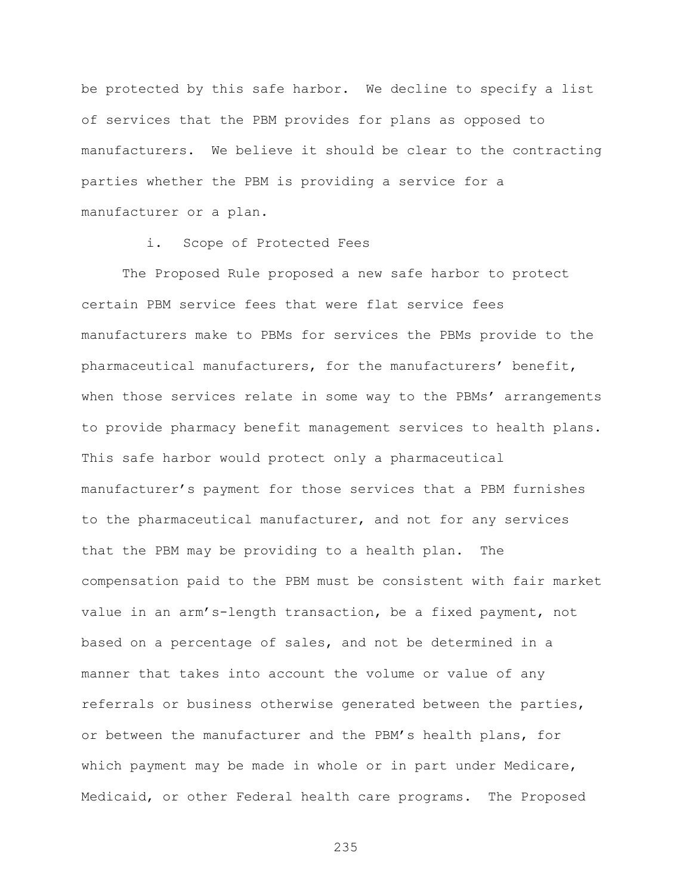be protected by this safe harbor. We decline to specify a list of services that the PBM provides for plans as opposed to manufacturers. We believe it should be clear to the contracting parties whether the PBM is providing a service for a manufacturer or a plan.

#### i. Scope of Protected Fees

The Proposed Rule proposed a new safe harbor to protect certain PBM service fees that were flat service fees manufacturers make to PBMs for services the PBMs provide to the pharmaceutical manufacturers, for the manufacturers' benefit, when those services relate in some way to the PBMs' arrangements to provide pharmacy benefit management services to health plans. This safe harbor would protect only a pharmaceutical manufacturer's payment for those services that a PBM furnishes to the pharmaceutical manufacturer, and not for any services that the PBM may be providing to a health plan. The compensation paid to the PBM must be consistent with fair market value in an arm's-length transaction, be a fixed payment, not based on a percentage of sales, and not be determined in a manner that takes into account the volume or value of any referrals or business otherwise generated between the parties, or between the manufacturer and the PBM's health plans, for which payment may be made in whole or in part under Medicare, Medicaid, or other Federal health care programs. The Proposed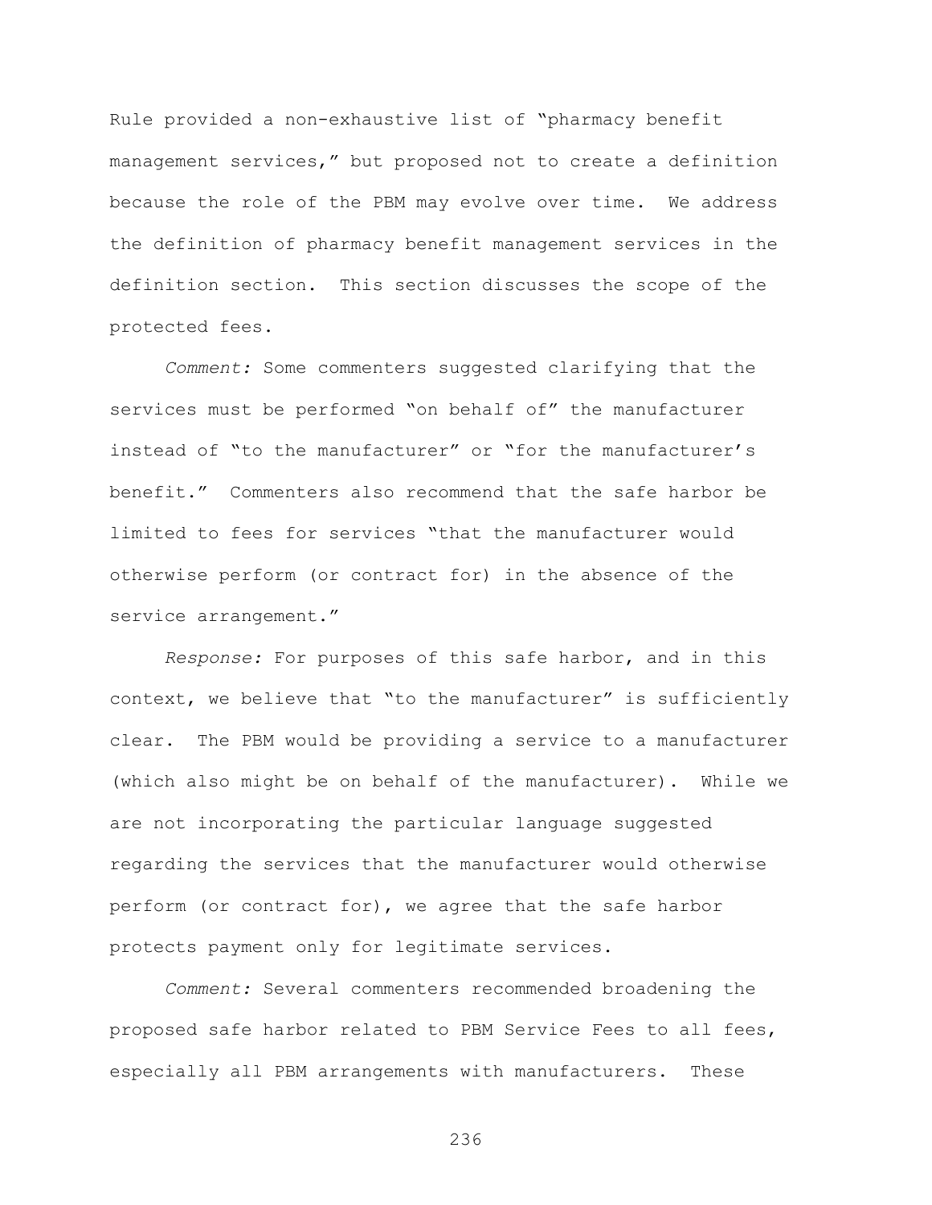Rule provided a non-exhaustive list of "pharmacy benefit management services," but proposed not to create a definition because the role of the PBM may evolve over time. We address the definition of pharmacy benefit management services in the definition section. This section discusses the scope of the protected fees.

*Comment:* Some commenters suggested clarifying that the services must be performed "on behalf of" the manufacturer instead of "to the manufacturer" or "for the manufacturer's benefit." Commenters also recommend that the safe harbor be limited to fees for services "that the manufacturer would otherwise perform (or contract for) in the absence of the service arrangement."

*Response:* For purposes of this safe harbor, and in this context, we believe that "to the manufacturer" is sufficiently clear. The PBM would be providing a service to a manufacturer (which also might be on behalf of the manufacturer). While we are not incorporating the particular language suggested regarding the services that the manufacturer would otherwise perform (or contract for), we agree that the safe harbor protects payment only for legitimate services.

*Comment:* Several commenters recommended broadening the proposed safe harbor related to PBM Service Fees to all fees, especially all PBM arrangements with manufacturers. These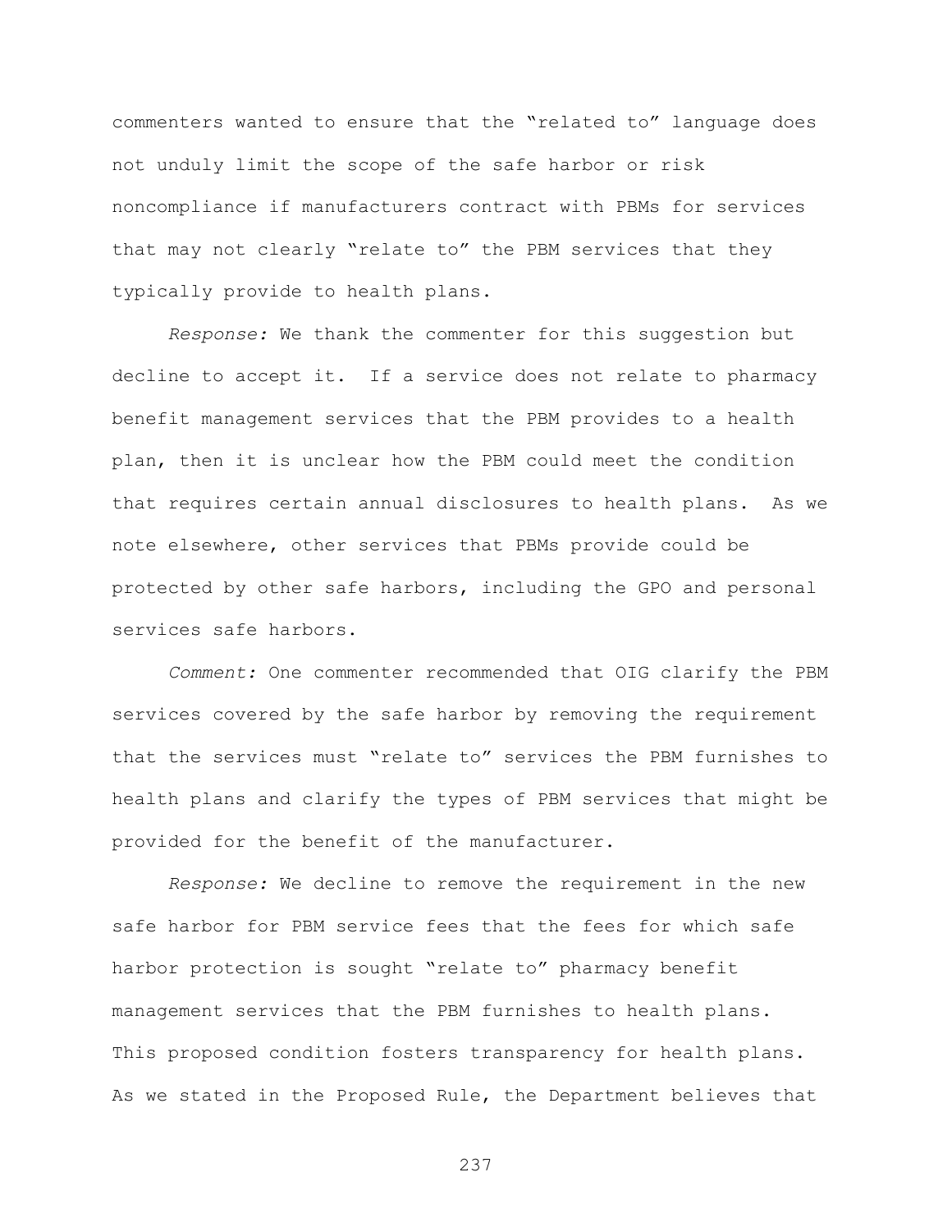commenters wanted to ensure that the "related to" language does not unduly limit the scope of the safe harbor or risk noncompliance if manufacturers contract with PBMs for services that may not clearly "relate to" the PBM services that they typically provide to health plans.

*Response:* We thank the commenter for this suggestion but decline to accept it. If a service does not relate to pharmacy benefit management services that the PBM provides to a health plan, then it is unclear how the PBM could meet the condition that requires certain annual disclosures to health plans. As we note elsewhere, other services that PBMs provide could be protected by other safe harbors, including the GPO and personal services safe harbors.

*Comment:* One commenter recommended that OIG clarify the PBM services covered by the safe harbor by removing the requirement that the services must "relate to" services the PBM furnishes to health plans and clarify the types of PBM services that might be provided for the benefit of the manufacturer.

*Response:* We decline to remove the requirement in the new safe harbor for PBM service fees that the fees for which safe harbor protection is sought "relate to" pharmacy benefit management services that the PBM furnishes to health plans. This proposed condition fosters transparency for health plans. As we stated in the Proposed Rule, the Department believes that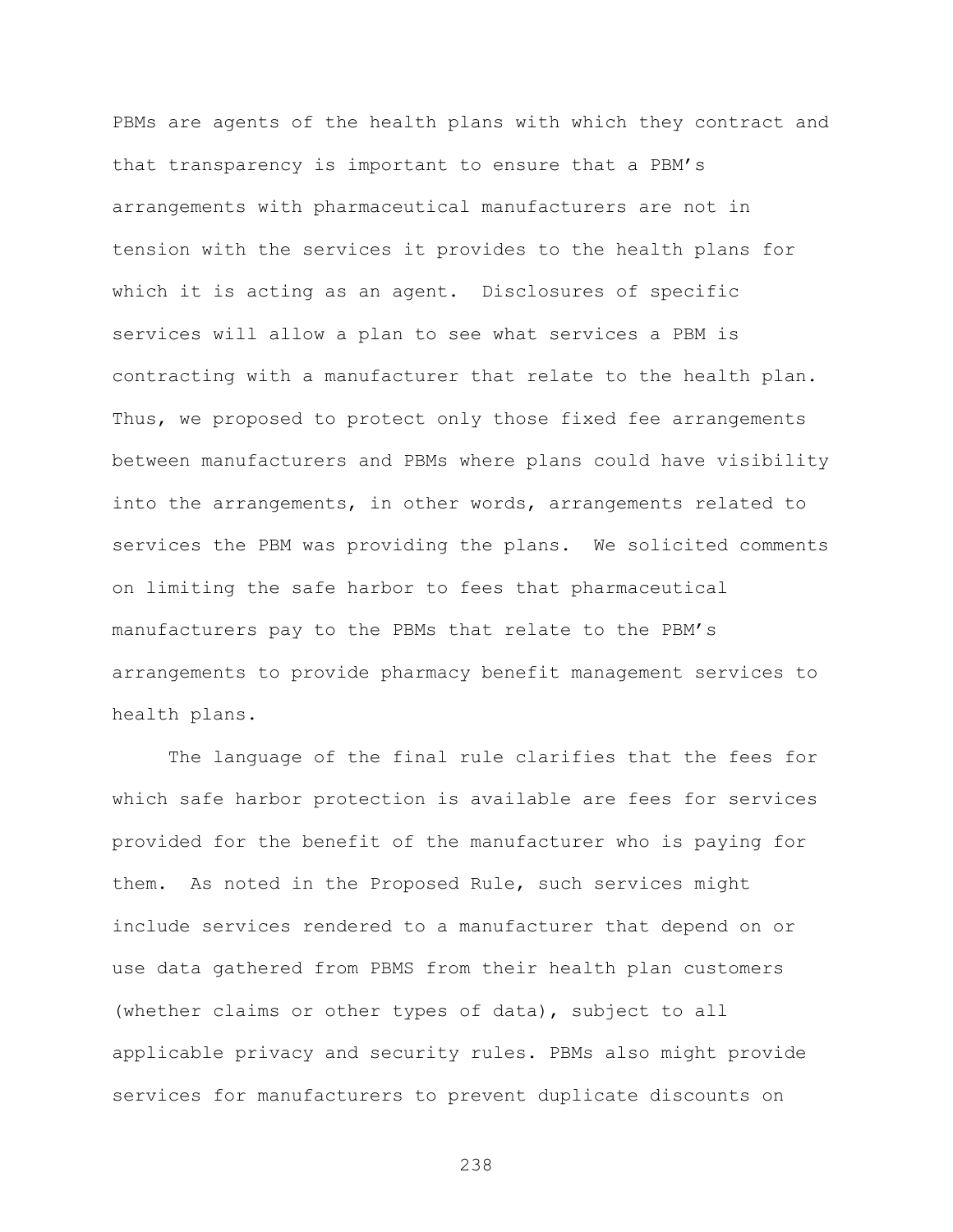PBMs are agents of the health plans with which they contract and that transparency is important to ensure that a PBM's arrangements with pharmaceutical manufacturers are not in tension with the services it provides to the health plans for which it is acting as an agent. Disclosures of specific services will allow a plan to see what services a PBM is contracting with a manufacturer that relate to the health plan. Thus, we proposed to protect only those fixed fee arrangements between manufacturers and PBMs where plans could have visibility into the arrangements, in other words, arrangements related to services the PBM was providing the plans. We solicited comments on limiting the safe harbor to fees that pharmaceutical manufacturers pay to the PBMs that relate to the PBM's arrangements to provide pharmacy benefit management services to health plans.

The language of the final rule clarifies that the fees for which safe harbor protection is available are fees for services provided for the benefit of the manufacturer who is paying for them. As noted in the Proposed Rule, such services might include services rendered to a manufacturer that depend on or use data gathered from PBMS from their health plan customers (whether claims or other types of data), subject to all applicable privacy and security rules. PBMs also might provide services for manufacturers to prevent duplicate discounts on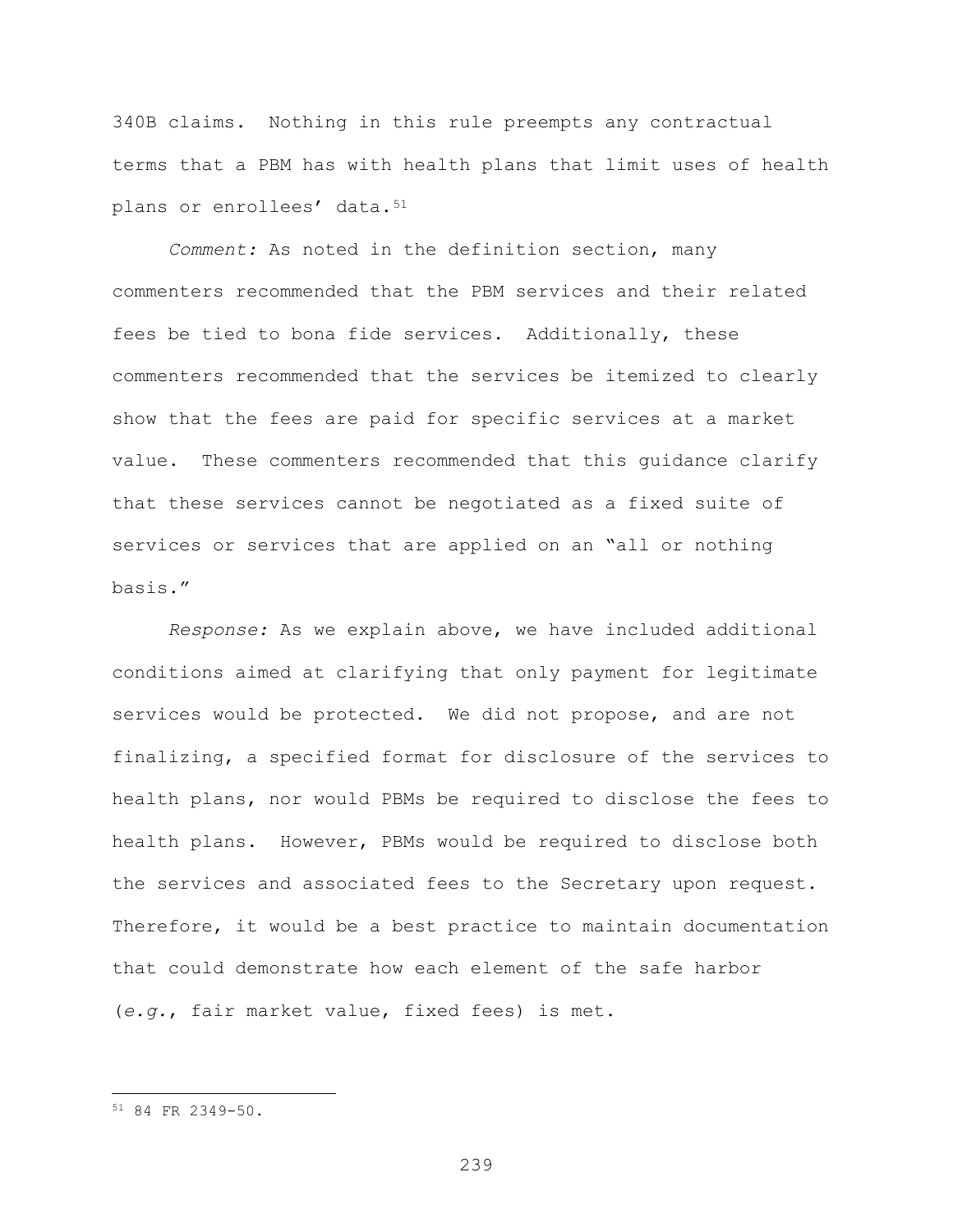340B claims. Nothing in this rule preempts any contractual terms that a PBM has with health plans that limit uses of health plans or enrollees' data.[51]

*Comment:* As noted in the definition section, many commenters recommended that the PBM services and their related fees be tied to bona fide services. Additionally, these commenters recommended that the services be itemized to clearly show that the fees are paid for specific services at a market value. These commenters recommended that this guidance clarify that these services cannot be negotiated as a fixed suite of services or services that are applied on an "all or nothing basis."

*Response:* As we explain above, we have included additional conditions aimed at clarifying that only payment for legitimate services would be protected. We did not propose, and are not finalizing, a specified format for disclosure of the services to health plans, nor would PBMs be required to disclose the fees to health plans. However, PBMs would be required to disclose both the services and associated fees to the Secretary upon request. Therefore, it would be a best practice to maintain documentation that could demonstrate how each element of the safe harbor (*e.g.*, fair market value, fixed fees) is met.

---

[51] 84 FR 2349-50.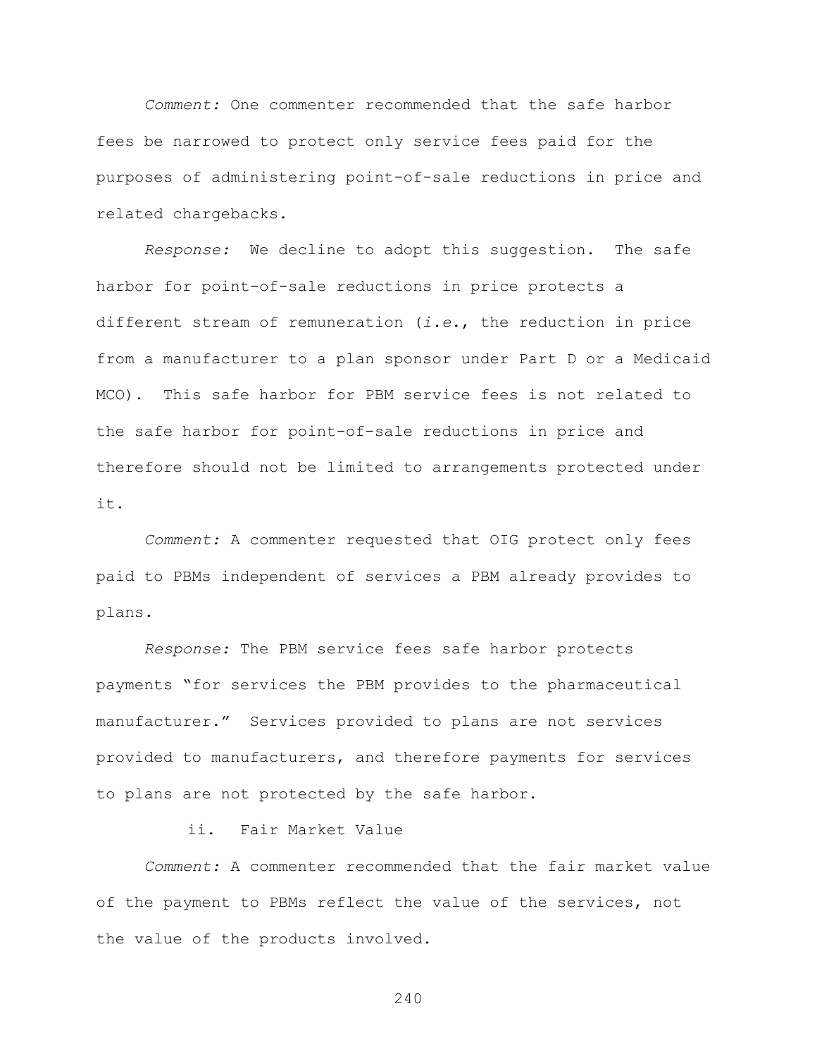*Comment:* One commenter recommended that the safe harbor fees be narrowed to protect only service fees paid for the purposes of administering point-of-sale reductions in price and related chargebacks.

*Response:* We decline to adopt this suggestion. The safe harbor for point-of-sale reductions in price protects a different stream of remuneration (*i.e.*, the reduction in price from a manufacturer to a plan sponsor under Part D or a Medicaid MCO). This safe harbor for PBM service fees is not related to the safe harbor for point-of-sale reductions in price and therefore should not be limited to arrangements protected under it.

*Comment:* A commenter requested that OIG protect only fees paid to PBMs independent of services a PBM already provides to plans.

*Response:* The PBM service fees safe harbor protects payments "for services the PBM provides to the pharmaceutical manufacturer." Services provided to plans are not services provided to manufacturers, and therefore payments for services to plans are not protected by the safe harbor.

ii. Fair Market Value

*Comment:* A commenter recommended that the fair market value of the payment to PBMs reflect the value of the services, not the value of the products involved.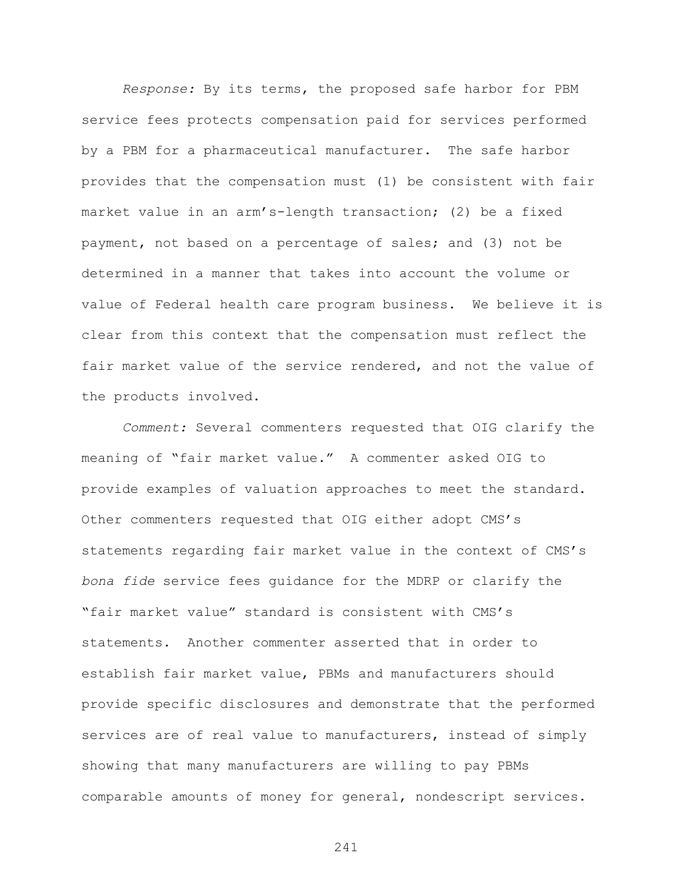*Response:* By its terms, the proposed safe harbor for PBM service fees protects compensation paid for services performed by a PBM for a pharmaceutical manufacturer. The safe harbor provides that the compensation must (1) be consistent with fair market value in an arm's-length transaction; (2) be a fixed payment, not based on a percentage of sales; and (3) not be determined in a manner that takes into account the volume or value of Federal health care program business. We believe it is clear from this context that the compensation must reflect the fair market value of the service rendered, and not the value of the products involved.

*Comment:* Several commenters requested that OIG clarify the meaning of "fair market value." A commenter asked OIG to provide examples of valuation approaches to meet the standard. Other commenters requested that OIG either adopt CMS's statements regarding fair market value in the context of CMS's *bona fide* service fees guidance for the MDRP or clarify the "fair market value" standard is consistent with CMS's statements. Another commenter asserted that in order to establish fair market value, PBMs and manufacturers should provide specific disclosures and demonstrate that the performed services are of real value to manufacturers, instead of simply showing that many manufacturers are willing to pay PBMs comparable amounts of money for general, nondescript services.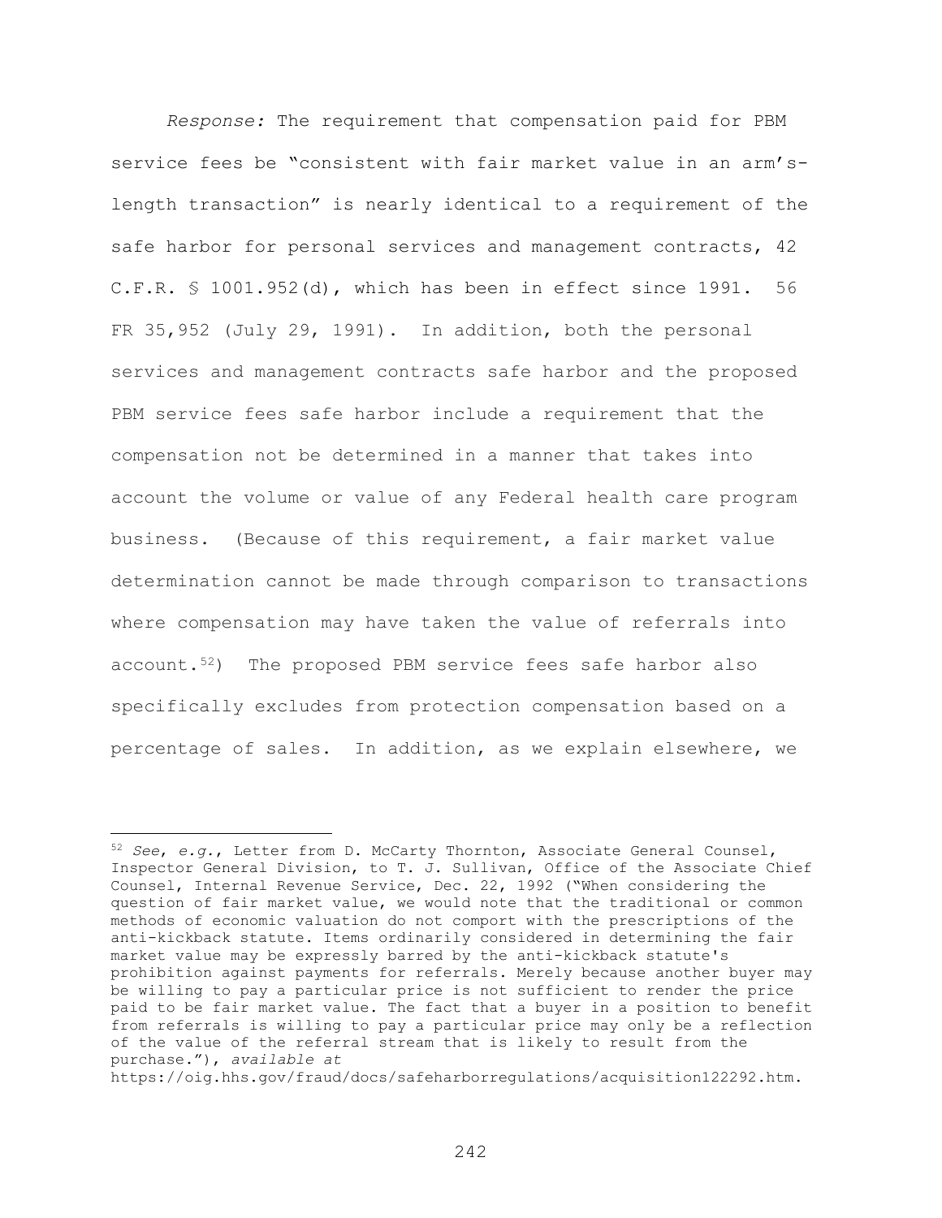*Response:* The requirement that compensation paid for PBM service fees be "consistent with fair market value in an arm's-length transaction" is nearly identical to a requirement of the safe harbor for personal services and management contracts, 42 C.F.R. § 1001.952(d), which has been in effect since 1991. 56 FR 35,952 (July 29, 1991). In addition, both the personal services and management contracts safe harbor and the proposed PBM service fees safe harbor include a requirement that the compensation not be determined in a manner that takes into account the volume or value of any Federal health care program business. (Because of this requirement, a fair market value determination cannot be made through comparison to transactions where compensation may have taken the value of referrals into account.[52]) The proposed PBM service fees safe harbor also specifically excludes from protection compensation based on a percentage of sales. In addition, as we explain elsewhere, we

---

[52] *See*, *e.g.*, Letter from D. McCarty Thornton, Associate General Counsel, Inspector General Division, to T. J. Sullivan, Office of the Associate Chief Counsel, Internal Revenue Service, Dec. 22, 1992 ("When considering the question of fair market value, we would note that the traditional or common methods of economic valuation do not comport with the prescriptions of the anti-kickback statute. Items ordinarily considered in determining the fair market value may be expressly barred by the anti-kickback statute's prohibition against payments for referrals. Merely because another buyer may be willing to pay a particular price is not sufficient to render the price paid to be fair market value. The fact that a buyer in a position to benefit from referrals is willing to pay a particular price may only be a reflection of the value of the referral stream that is likely to result from the purchase."), *available at* https://oig.hhs.gov/fraud/docs/safeharborregulations/acquisition122292.htm.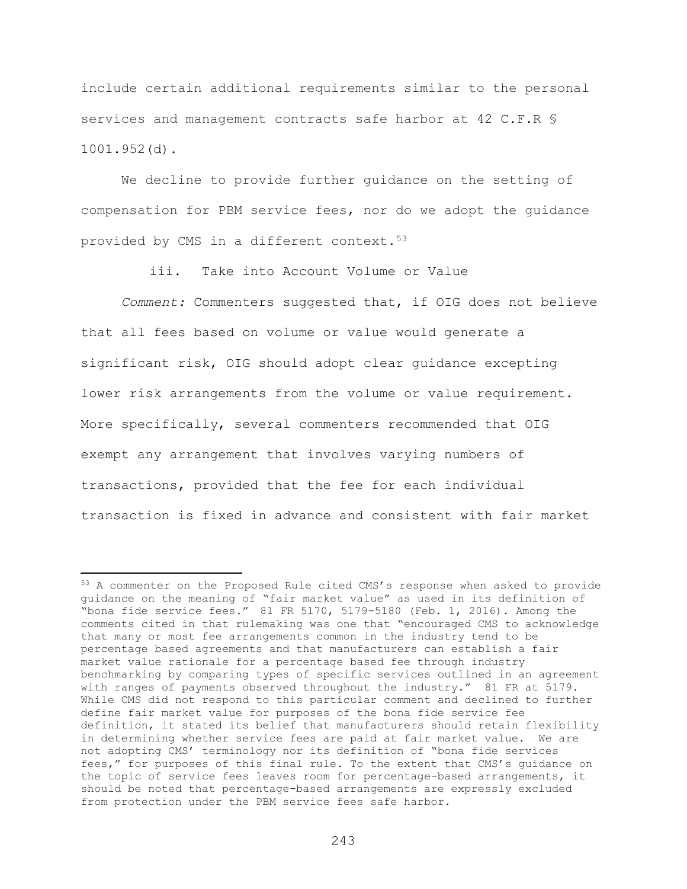include certain additional requirements similar to the personal services and management contracts safe harbor at 42 C.F.R § 1001.952(d).

We decline to provide further guidance on the setting of compensation for PBM service fees, nor do we adopt the guidance provided by CMS in a different context.[53]

iii. Take into Account Volume or Value

*Comment:* Commenters suggested that, if OIG does not believe that all fees based on volume or value would generate a significant risk, OIG should adopt clear guidance excepting lower risk arrangements from the volume or value requirement. More specifically, several commenters recommended that OIG exempt any arrangement that involves varying numbers of transactions, provided that the fee for each individual transaction is fixed in advance and consistent with fair market

---

[53] A commenter on the Proposed Rule cited CMS's response when asked to provide guidance on the meaning of "fair market value" as used in its definition of "bona fide service fees." 81 FR 5170, 5179-5180 (Feb. 1, 2016). Among the comments cited in that rulemaking was one that "encouraged CMS to acknowledge that many or most fee arrangements common in the industry tend to be percentage based agreements and that manufacturers can establish a fair market value rationale for a percentage based fee through industry benchmarking by comparing types of specific services outlined in an agreement with ranges of payments observed throughout the industry." 81 FR at 5179. While CMS did not respond to this particular comment and declined to further define fair market value for purposes of the bona fide service fee definition, it stated its belief that manufacturers should retain flexibility in determining whether service fees are paid at fair market value. We are not adopting CMS' terminology nor its definition of "bona fide services fees," for purposes of this final rule. To the extent that CMS's guidance on the topic of service fees leaves room for percentage-based arrangements, it should be noted that percentage-based arrangements are expressly excluded from protection under the PBM service fees safe harbor.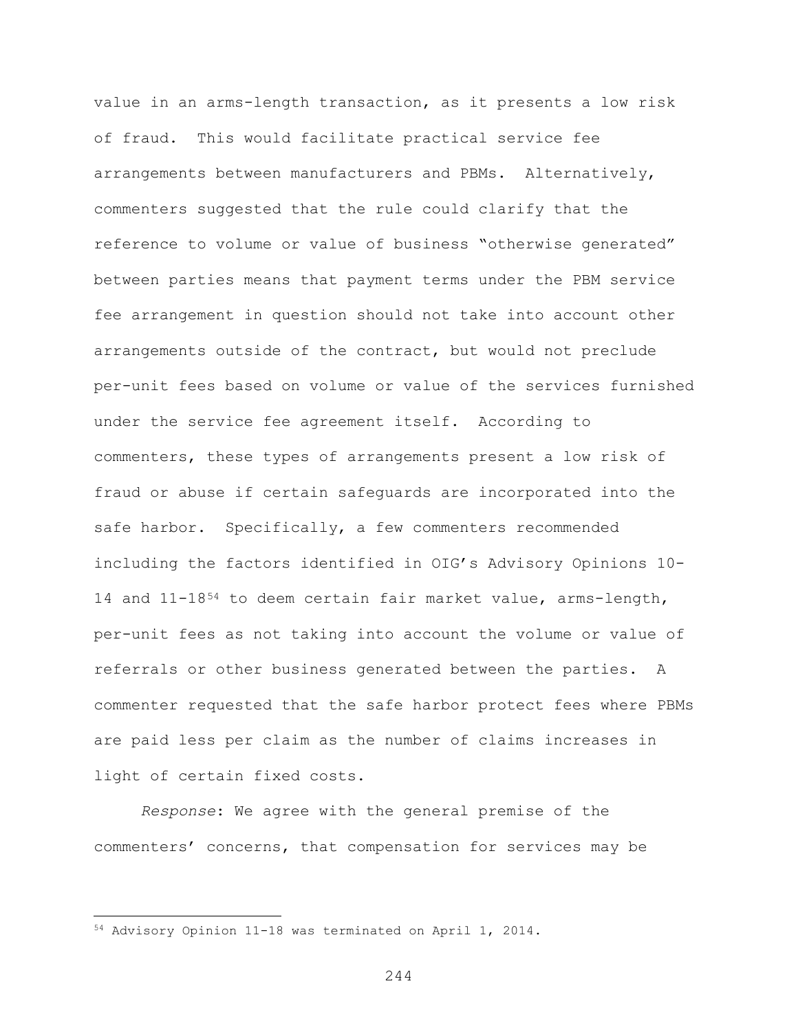value in an arms-length transaction, as it presents a low risk of fraud. This would facilitate practical service fee arrangements between manufacturers and PBMs. Alternatively, commenters suggested that the rule could clarify that the reference to volume or value of business "otherwise generated" between parties means that payment terms under the PBM service fee arrangement in question should not take into account other arrangements outside of the contract, but would not preclude per-unit fees based on volume or value of the services furnished under the service fee agreement itself. According to commenters, these types of arrangements present a low risk of fraud or abuse if certain safeguards are incorporated into the safe harbor. Specifically, a few commenters recommended including the factors identified in OIG's Advisory Opinions 10-14 and 11-18[54] to deem certain fair market value, arms-length, per-unit fees as not taking into account the volume or value of referrals or other business generated between the parties. A commenter requested that the safe harbor protect fees where PBMs are paid less per claim as the number of claims increases in light of certain fixed costs.

*Response*: We agree with the general premise of the commenters' concerns, that compensation for services may be

[54] Advisory Opinion 11-18 was terminated on April 1, 2014.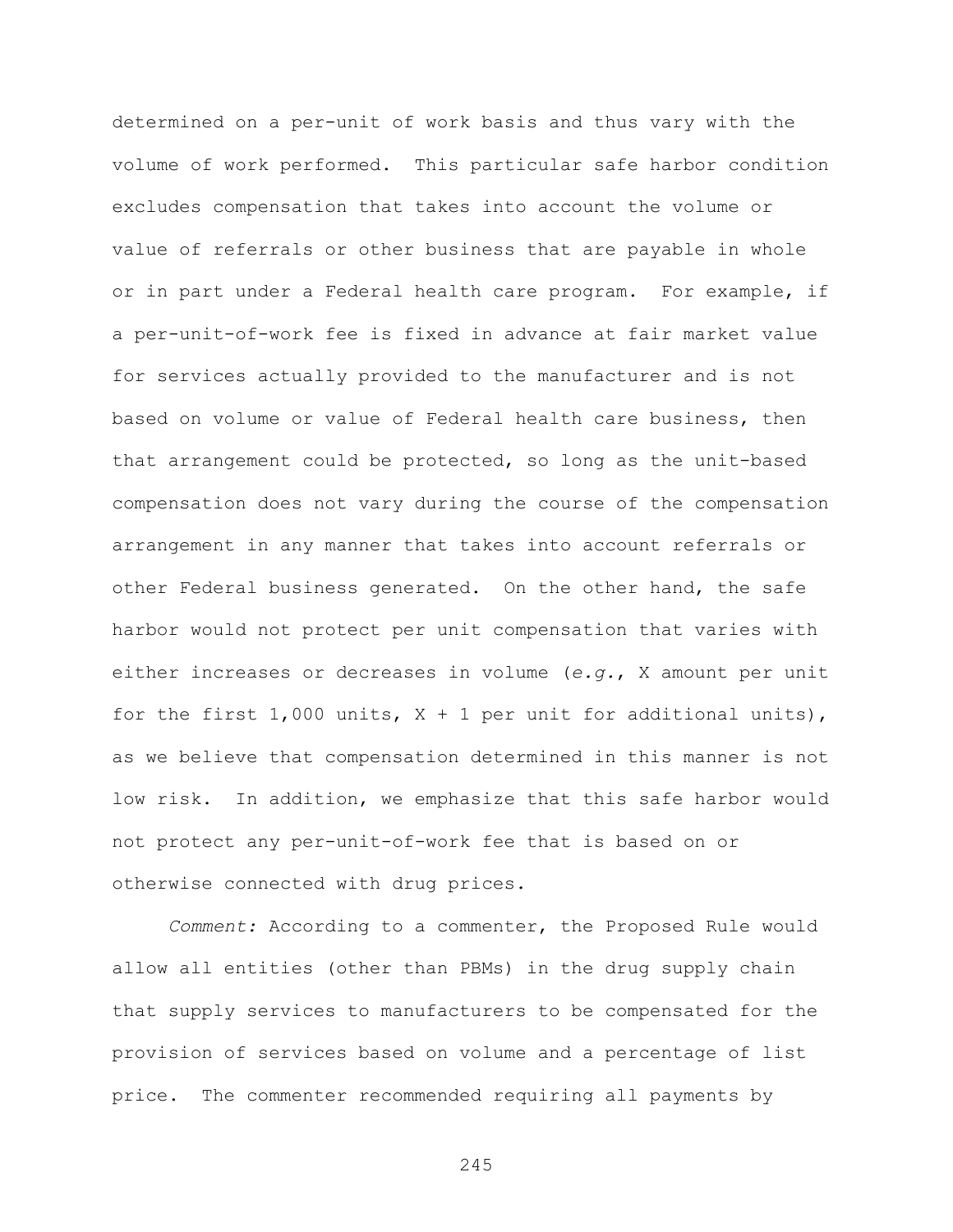determined on a per-unit of work basis and thus vary with the volume of work performed. This particular safe harbor condition excludes compensation that takes into account the volume or value of referrals or other business that are payable in whole or in part under a Federal health care program. For example, if a per-unit-of-work fee is fixed in advance at fair market value for services actually provided to the manufacturer and is not based on volume or value of Federal health care business, then that arrangement could be protected, so long as the unit-based compensation does not vary during the course of the compensation arrangement in any manner that takes into account referrals or other Federal business generated. On the other hand, the safe harbor would not protect per unit compensation that varies with either increases or decreases in volume (*e.g.*, X amount per unit for the first 1,000 units, X + 1 per unit for additional units), as we believe that compensation determined in this manner is not low risk. In addition, we emphasize that this safe harbor would not protect any per-unit-of-work fee that is based on or otherwise connected with drug prices.

*Comment:* According to a commenter, the Proposed Rule would allow all entities (other than PBMs) in the drug supply chain that supply services to manufacturers to be compensated for the provision of services based on volume and a percentage of list price. The commenter recommended requiring all payments by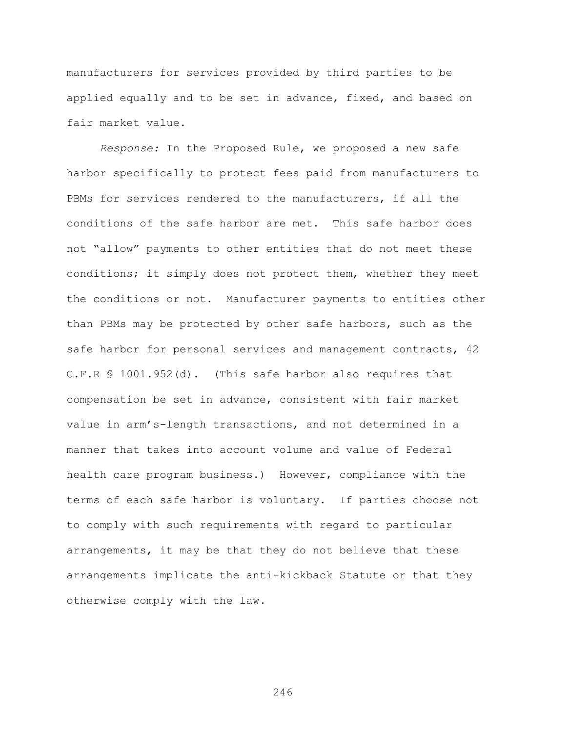manufacturers for services provided by third parties to be applied equally and to be set in advance, fixed, and based on fair market value.

*Response:* In the Proposed Rule, we proposed a new safe harbor specifically to protect fees paid from manufacturers to PBMs for services rendered to the manufacturers, if all the conditions of the safe harbor are met. This safe harbor does not "allow" payments to other entities that do not meet these conditions; it simply does not protect them, whether they meet the conditions or not. Manufacturer payments to entities other than PBMs may be protected by other safe harbors, such as the safe harbor for personal services and management contracts, 42 C.F.R § 1001.952(d). (This safe harbor also requires that compensation be set in advance, consistent with fair market value in arm's-length transactions, and not determined in a manner that takes into account volume and value of Federal health care program business.) However, compliance with the terms of each safe harbor is voluntary. If parties choose not to comply with such requirements with regard to particular arrangements, it may be that they do not believe that these arrangements implicate the anti-kickback Statute or that they otherwise comply with the law.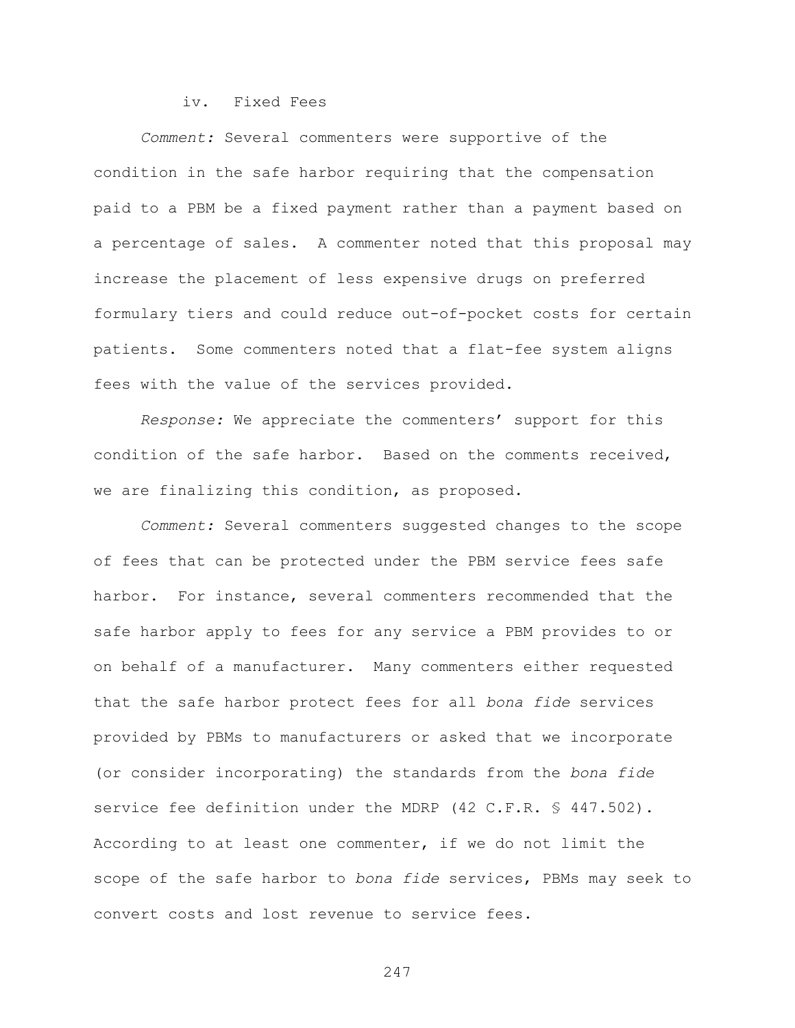#### iv. Fixed Fees

*Comment:* Several commenters were supportive of the condition in the safe harbor requiring that the compensation paid to a PBM be a fixed payment rather than a payment based on a percentage of sales. A commenter noted that this proposal may increase the placement of less expensive drugs on preferred formulary tiers and could reduce out-of-pocket costs for certain patients. Some commenters noted that a flat-fee system aligns fees with the value of the services provided.

*Response:* We appreciate the commenters' support for this condition of the safe harbor. Based on the comments received, we are finalizing this condition, as proposed.

*Comment:* Several commenters suggested changes to the scope of fees that can be protected under the PBM service fees safe harbor. For instance, several commenters recommended that the safe harbor apply to fees for any service a PBM provides to or on behalf of a manufacturer. Many commenters either requested that the safe harbor protect fees for all *bona fide* services provided by PBMs to manufacturers or asked that we incorporate (or consider incorporating) the standards from the *bona fide* service fee definition under the MDRP (42 C.F.R. § 447.502). According to at least one commenter, if we do not limit the scope of the safe harbor to *bona fide* services, PBMs may seek to convert costs and lost revenue to service fees.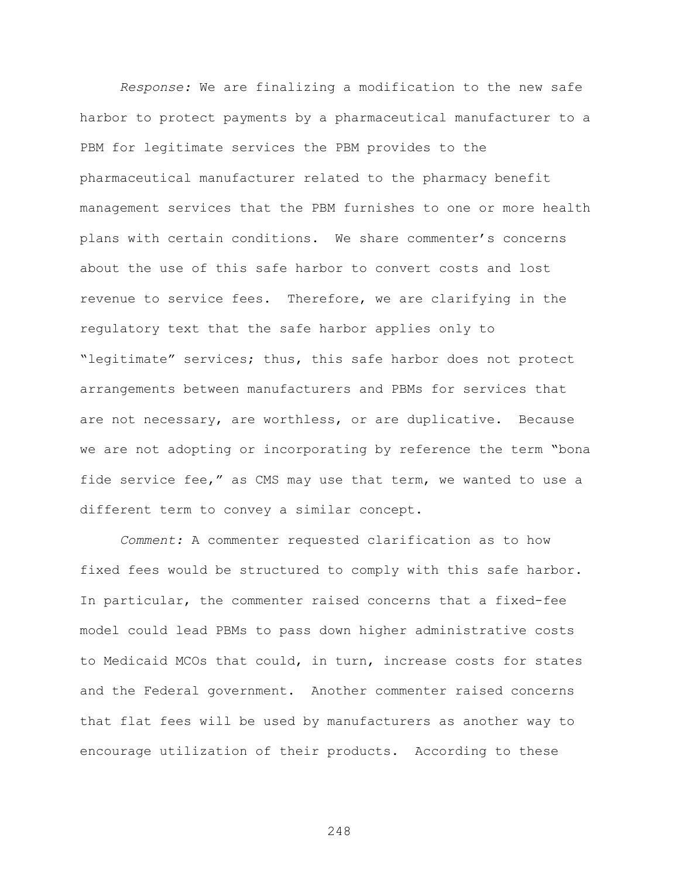*Response:* We are finalizing a modification to the new safe harbor to protect payments by a pharmaceutical manufacturer to a PBM for legitimate services the PBM provides to the pharmaceutical manufacturer related to the pharmacy benefit management services that the PBM furnishes to one or more health plans with certain conditions. We share commenter's concerns about the use of this safe harbor to convert costs and lost revenue to service fees. Therefore, we are clarifying in the regulatory text that the safe harbor applies only to "legitimate" services; thus, this safe harbor does not protect arrangements between manufacturers and PBMs for services that are not necessary, are worthless, or are duplicative. Because we are not adopting or incorporating by reference the term "bona fide service fee," as CMS may use that term, we wanted to use a different term to convey a similar concept.

*Comment:* A commenter requested clarification as to how fixed fees would be structured to comply with this safe harbor. In particular, the commenter raised concerns that a fixed-fee model could lead PBMs to pass down higher administrative costs to Medicaid MCOs that could, in turn, increase costs for states and the Federal government. Another commenter raised concerns that flat fees will be used by manufacturers as another way to encourage utilization of their products. According to these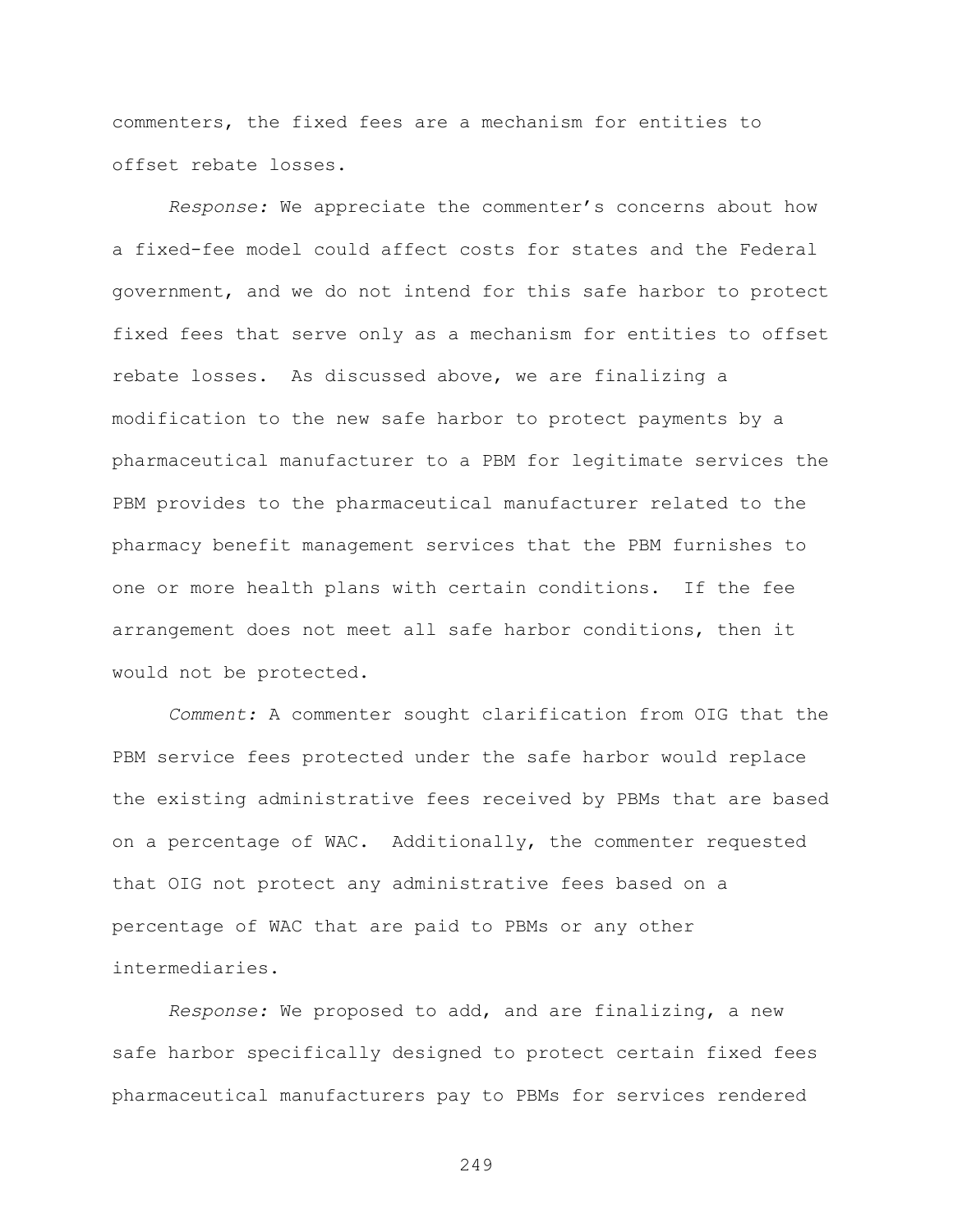commenters, the fixed fees are a mechanism for entities to offset rebate losses.

*Response:* We appreciate the commenter's concerns about how a fixed-fee model could affect costs for states and the Federal government, and we do not intend for this safe harbor to protect fixed fees that serve only as a mechanism for entities to offset rebate losses. As discussed above, we are finalizing a modification to the new safe harbor to protect payments by a pharmaceutical manufacturer to a PBM for legitimate services the PBM provides to the pharmaceutical manufacturer related to the pharmacy benefit management services that the PBM furnishes to one or more health plans with certain conditions. If the fee arrangement does not meet all safe harbor conditions, then it would not be protected.

*Comment:* A commenter sought clarification from OIG that the PBM service fees protected under the safe harbor would replace the existing administrative fees received by PBMs that are based on a percentage of WAC. Additionally, the commenter requested that OIG not protect any administrative fees based on a percentage of WAC that are paid to PBMs or any other intermediaries.

*Response:* We proposed to add, and are finalizing, a new safe harbor specifically designed to protect certain fixed fees pharmaceutical manufacturers pay to PBMs for services rendered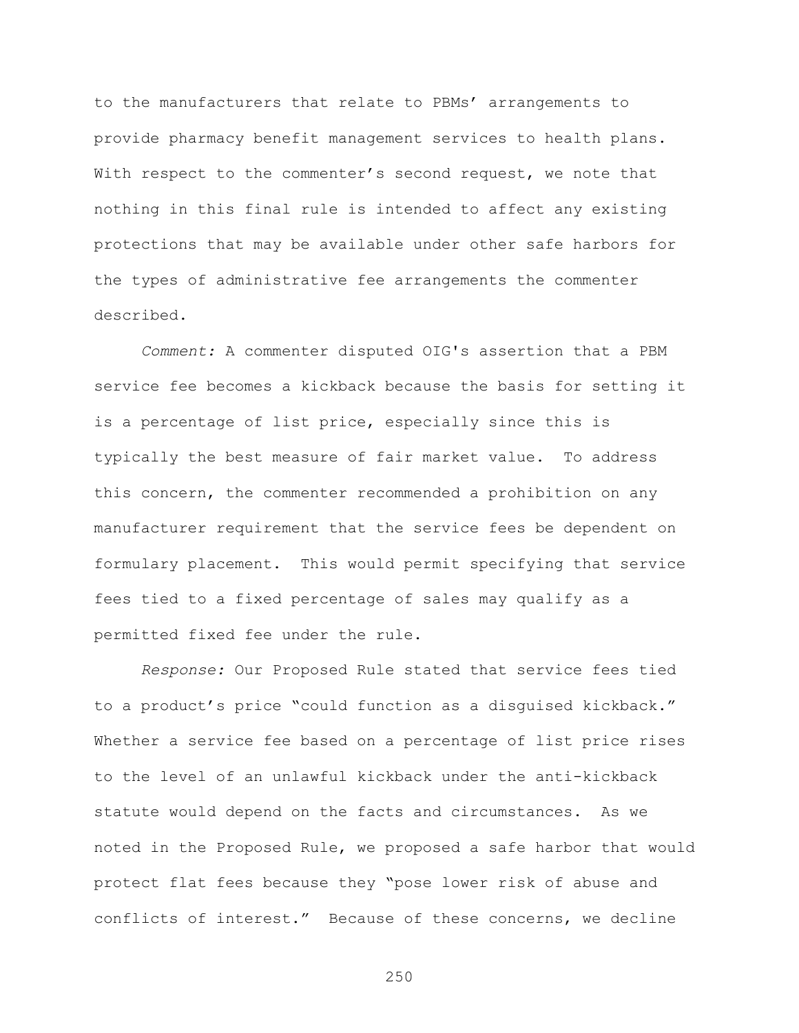to the manufacturers that relate to PBMs' arrangements to provide pharmacy benefit management services to health plans. With respect to the commenter's second request, we note that nothing in this final rule is intended to affect any existing protections that may be available under other safe harbors for the types of administrative fee arrangements the commenter described.

*Comment:* A commenter disputed OIG's assertion that a PBM service fee becomes a kickback because the basis for setting it is a percentage of list price, especially since this is typically the best measure of fair market value. To address this concern, the commenter recommended a prohibition on any manufacturer requirement that the service fees be dependent on formulary placement. This would permit specifying that service fees tied to a fixed percentage of sales may qualify as a permitted fixed fee under the rule.

*Response:* Our Proposed Rule stated that service fees tied to a product's price "could function as a disguised kickback." Whether a service fee based on a percentage of list price rises to the level of an unlawful kickback under the anti-kickback statute would depend on the facts and circumstances. As we noted in the Proposed Rule, we proposed a safe harbor that would protect flat fees because they "pose lower risk of abuse and conflicts of interest." Because of these concerns, we decline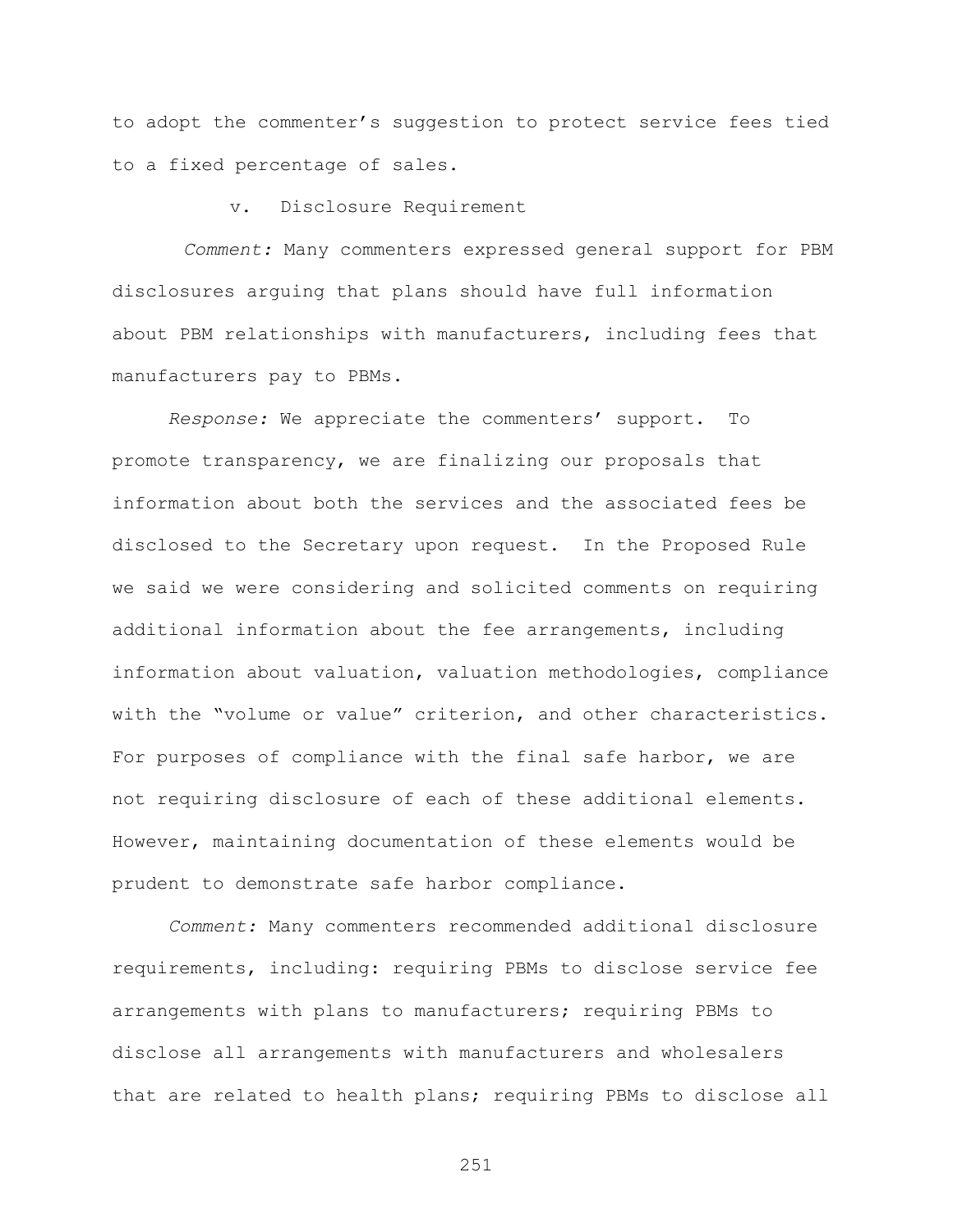to adopt the commenter’s suggestion to protect service fees tied to a fixed percentage of sales.

v. Disclosure Requirement

*Comment:* Many commenters expressed general support for PBM disclosures arguing that plans should have full information about PBM relationships with manufacturers, including fees that manufacturers pay to PBMs.

*Response:* We appreciate the commenters’ support. To promote transparency, we are finalizing our proposals that information about both the services and the associated fees be disclosed to the Secretary upon request. In the Proposed Rule we said we were considering and solicited comments on requiring additional information about the fee arrangements, including information about valuation, valuation methodologies, compliance with the “volume or value” criterion, and other characteristics. For purposes of compliance with the final safe harbor, we are not requiring disclosure of each of these additional elements. However, maintaining documentation of these elements would be prudent to demonstrate safe harbor compliance.

*Comment:* Many commenters recommended additional disclosure requirements, including: requiring PBMs to disclose service fee arrangements with plans to manufacturers; requiring PBMs to disclose all arrangements with manufacturers and wholesalers that are related to health plans; requiring PBMs to disclose all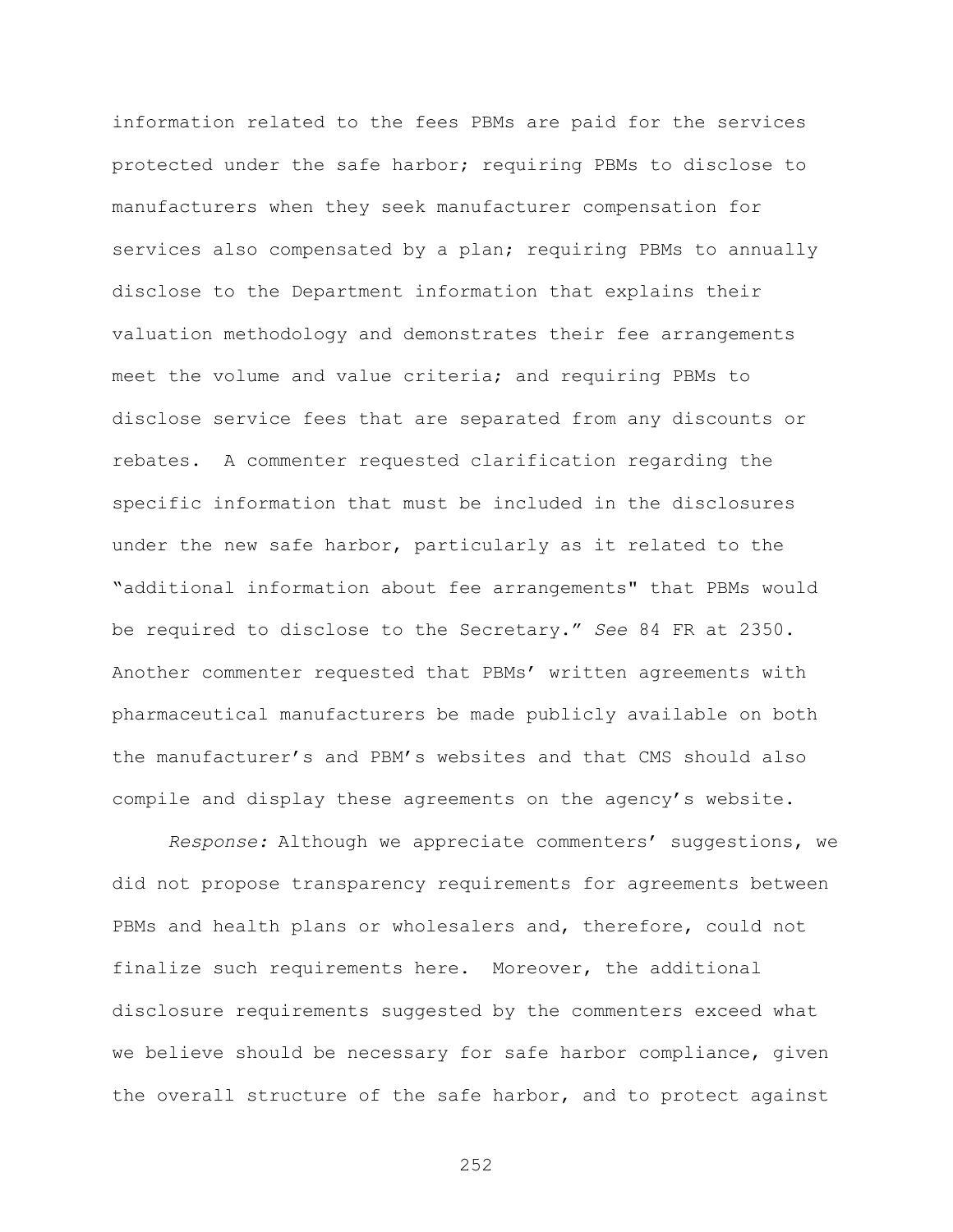information related to the fees PBMs are paid for the services protected under the safe harbor; requiring PBMs to disclose to manufacturers when they seek manufacturer compensation for services also compensated by a plan; requiring PBMs to annually disclose to the Department information that explains their valuation methodology and demonstrates their fee arrangements meet the volume and value criteria; and requiring PBMs to disclose service fees that are separated from any discounts or rebates. A commenter requested clarification regarding the specific information that must be included in the disclosures under the new safe harbor, particularly as it related to the "additional information about fee arrangements" that PBMs would be required to disclose to the Secretary." *See* 84 FR at 2350. Another commenter requested that PBMs' written agreements with pharmaceutical manufacturers be made publicly available on both the manufacturer's and PBM's websites and that CMS should also compile and display these agreements on the agency's website.

*Response:* Although we appreciate commenters' suggestions, we did not propose transparency requirements for agreements between PBMs and health plans or wholesalers and, therefore, could not finalize such requirements here. Moreover, the additional disclosure requirements suggested by the commenters exceed what we believe should be necessary for safe harbor compliance, given the overall structure of the safe harbor, and to protect against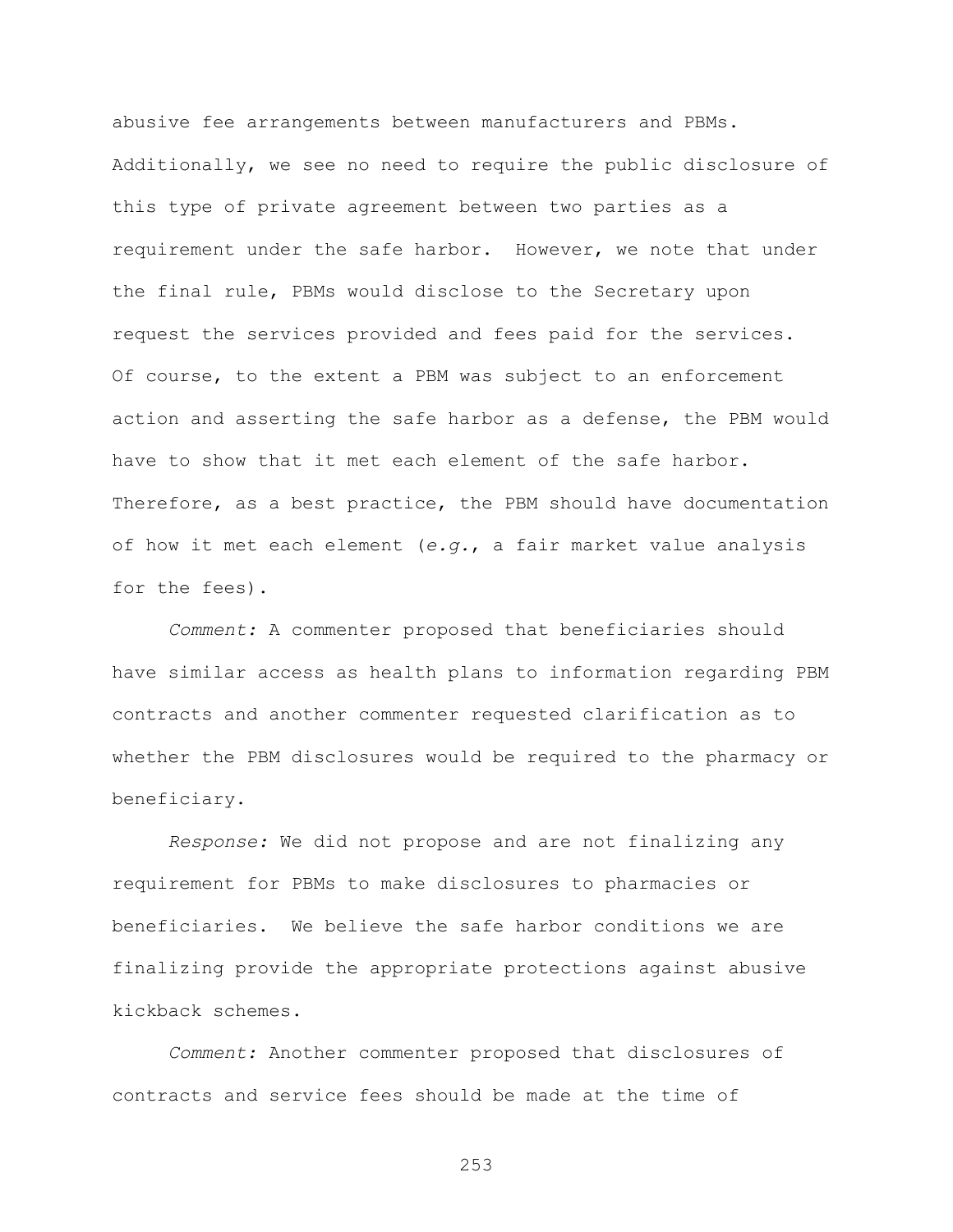abusive fee arrangements between manufacturers and PBMs. Additionally, we see no need to require the public disclosure of this type of private agreement between two parties as a requirement under the safe harbor. However, we note that under the final rule, PBMs would disclose to the Secretary upon request the services provided and fees paid for the services. Of course, to the extent a PBM was subject to an enforcement action and asserting the safe harbor as a defense, the PBM would have to show that it met each element of the safe harbor. Therefore, as a best practice, the PBM should have documentation of how it met each element (*e.g.*, a fair market value analysis for the fees).

*Comment:* A commenter proposed that beneficiaries should have similar access as health plans to information regarding PBM contracts and another commenter requested clarification as to whether the PBM disclosures would be required to the pharmacy or beneficiary.

*Response:* We did not propose and are not finalizing any requirement for PBMs to make disclosures to pharmacies or beneficiaries. We believe the safe harbor conditions we are finalizing provide the appropriate protections against abusive kickback schemes.

*Comment:* Another commenter proposed that disclosures of contracts and service fees should be made at the time of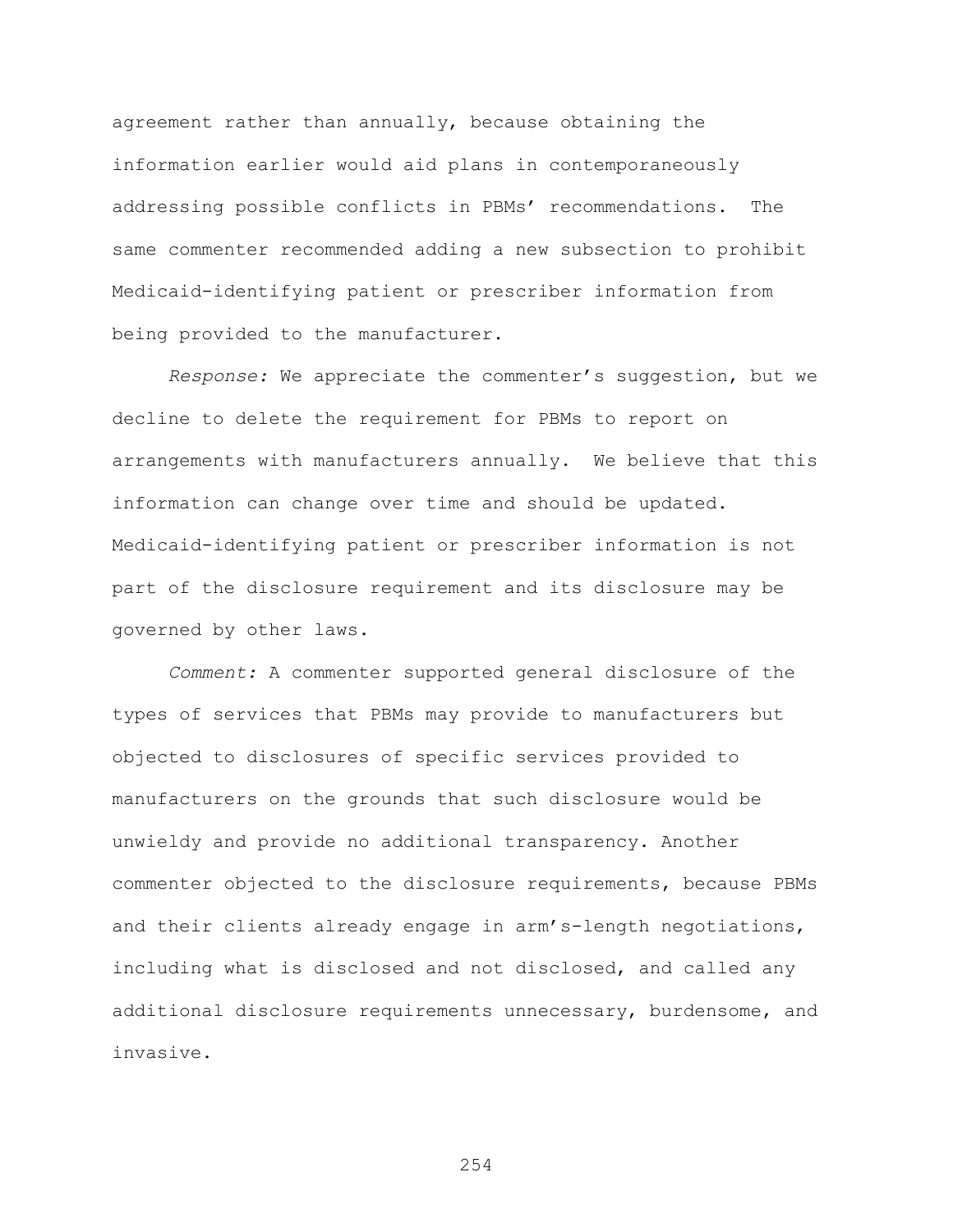agreement rather than annually, because obtaining the information earlier would aid plans in contemporaneously addressing possible conflicts in PBMs' recommendations. The same commenter recommended adding a new subsection to prohibit Medicaid-identifying patient or prescriber information from being provided to the manufacturer.

*Response:* We appreciate the commenter's suggestion, but we decline to delete the requirement for PBMs to report on arrangements with manufacturers annually. We believe that this information can change over time and should be updated. Medicaid-identifying patient or prescriber information is not part of the disclosure requirement and its disclosure may be governed by other laws.

*Comment:* A commenter supported general disclosure of the types of services that PBMs may provide to manufacturers but objected to disclosures of specific services provided to manufacturers on the grounds that such disclosure would be unwieldy and provide no additional transparency. Another commenter objected to the disclosure requirements, because PBMs and their clients already engage in arm's-length negotiations, including what is disclosed and not disclosed, and called any additional disclosure requirements unnecessary, burdensome, and invasive.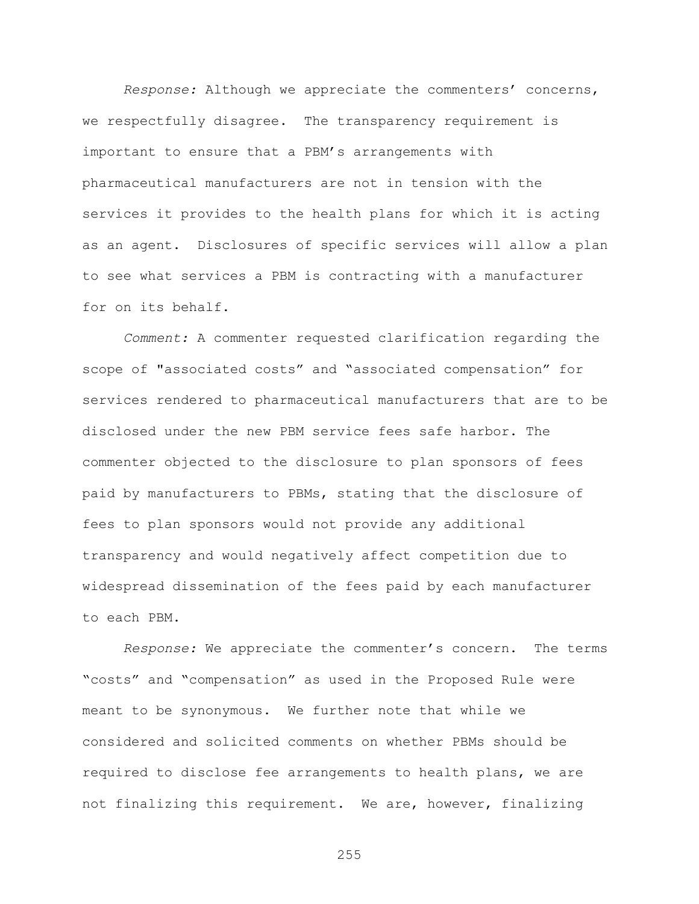*Response:* Although we appreciate the commenters' concerns, we respectfully disagree. The transparency requirement is important to ensure that a PBM's arrangements with pharmaceutical manufacturers are not in tension with the services it provides to the health plans for which it is acting as an agent. Disclosures of specific services will allow a plan to see what services a PBM is contracting with a manufacturer for on its behalf.

*Comment:* A commenter requested clarification regarding the scope of "associated costs" and "associated compensation" for services rendered to pharmaceutical manufacturers that are to be disclosed under the new PBM service fees safe harbor. The commenter objected to the disclosure to plan sponsors of fees paid by manufacturers to PBMs, stating that the disclosure of fees to plan sponsors would not provide any additional transparency and would negatively affect competition due to widespread dissemination of the fees paid by each manufacturer to each PBM.

*Response:* We appreciate the commenter's concern. The terms "costs" and "compensation" as used in the Proposed Rule were meant to be synonymous. We further note that while we considered and solicited comments on whether PBMs should be required to disclose fee arrangements to health plans, we are not finalizing this requirement. We are, however, finalizing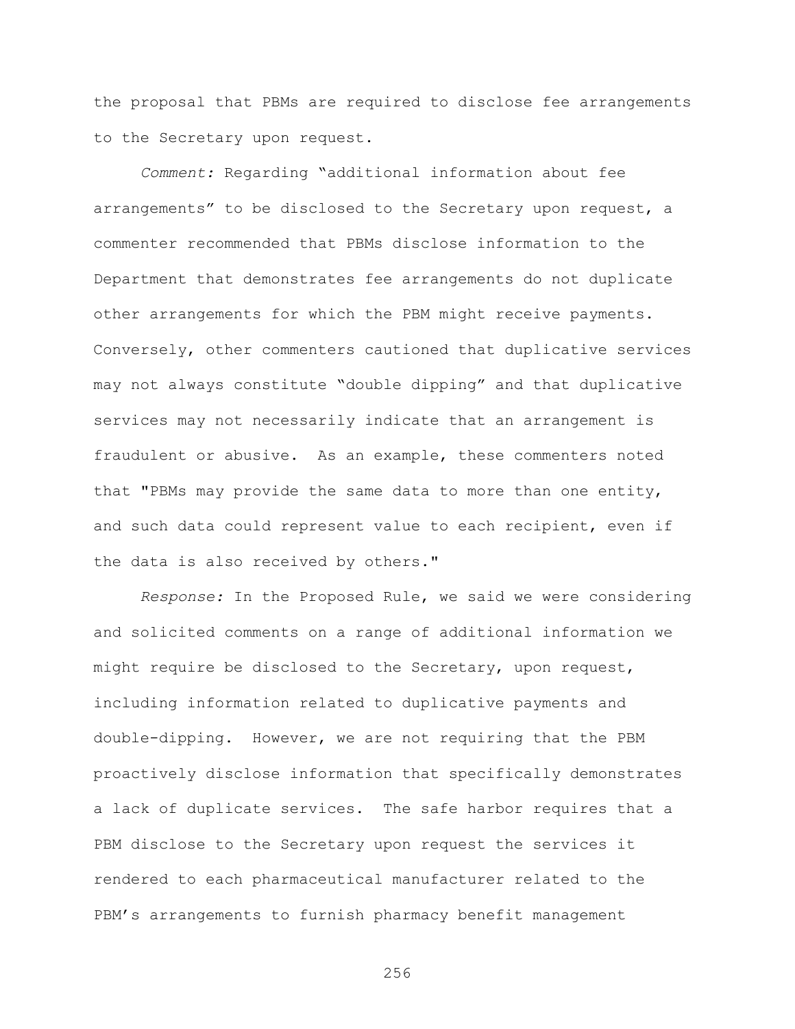the proposal that PBMs are required to disclose fee arrangements to the Secretary upon request.

*Comment:* Regarding “additional information about fee arrangements” to be disclosed to the Secretary upon request, a commenter recommended that PBMs disclose information to the Department that demonstrates fee arrangements do not duplicate other arrangements for which the PBM might receive payments. Conversely, other commenters cautioned that duplicative services may not always constitute “double dipping” and that duplicative services may not necessarily indicate that an arrangement is fraudulent or abusive. As an example, these commenters noted that "PBMs may provide the same data to more than one entity, and such data could represent value to each recipient, even if the data is also received by others."

*Response:* In the Proposed Rule, we said we were considering and solicited comments on a range of additional information we might require be disclosed to the Secretary, upon request, including information related to duplicative payments and double-dipping. However, we are not requiring that the PBM proactively disclose information that specifically demonstrates a lack of duplicate services. The safe harbor requires that a PBM disclose to the Secretary upon request the services it rendered to each pharmaceutical manufacturer related to the PBM’s arrangements to furnish pharmacy benefit management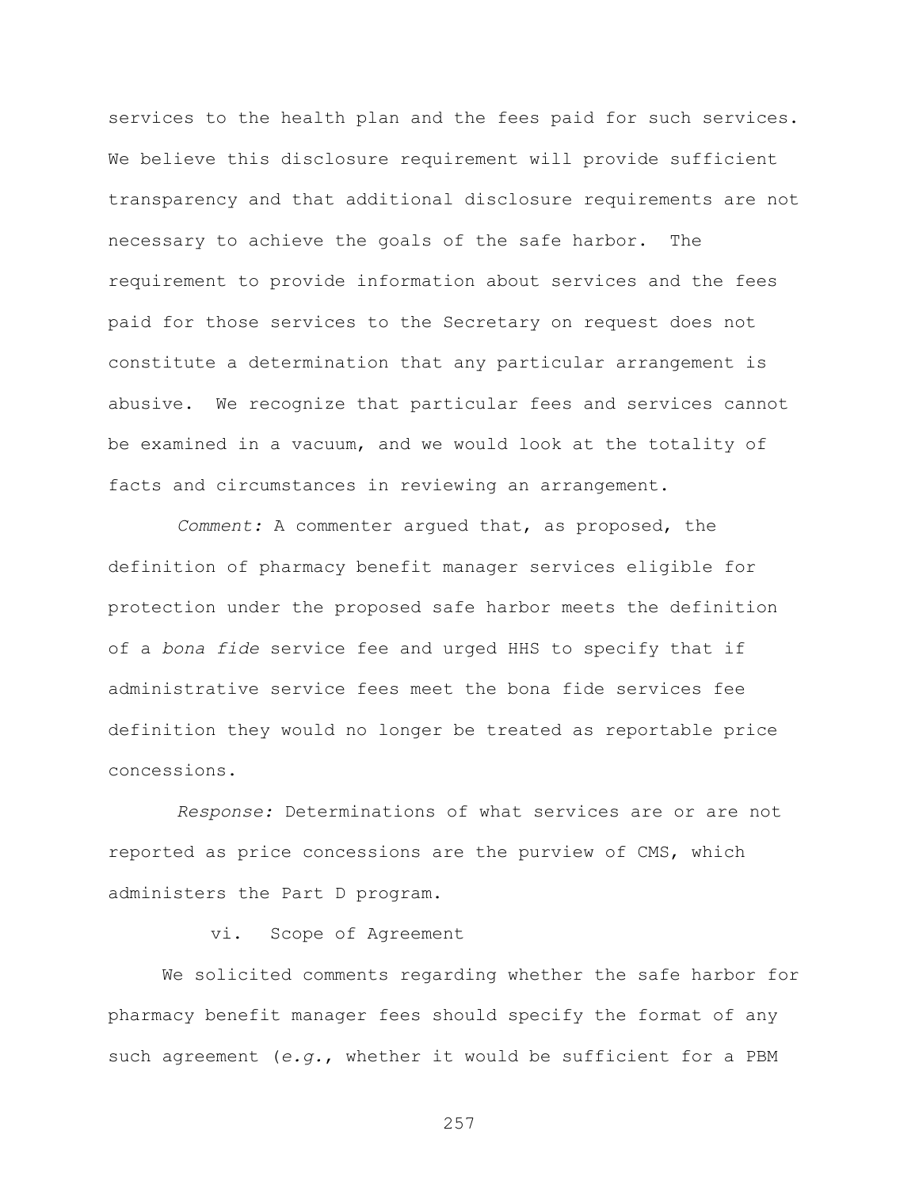services to the health plan and the fees paid for such services. We believe this disclosure requirement will provide sufficient transparency and that additional disclosure requirements are not necessary to achieve the goals of the safe harbor. The requirement to provide information about services and the fees paid for those services to the Secretary on request does not constitute a determination that any particular arrangement is abusive. We recognize that particular fees and services cannot be examined in a vacuum, and we would look at the totality of facts and circumstances in reviewing an arrangement.

*Comment:* A commenter argued that, as proposed, the definition of pharmacy benefit manager services eligible for protection under the proposed safe harbor meets the definition of a *bona fide* service fee and urged HHS to specify that if administrative service fees meet the bona fide services fee definition they would no longer be treated as reportable price concessions.

*Response:* Determinations of what services are or are not reported as price concessions are the purview of CMS, which administers the Part D program.

vi. Scope of Agreement

We solicited comments regarding whether the safe harbor for pharmacy benefit manager fees should specify the format of any such agreement (*e.g.*, whether it would be sufficient for a PBM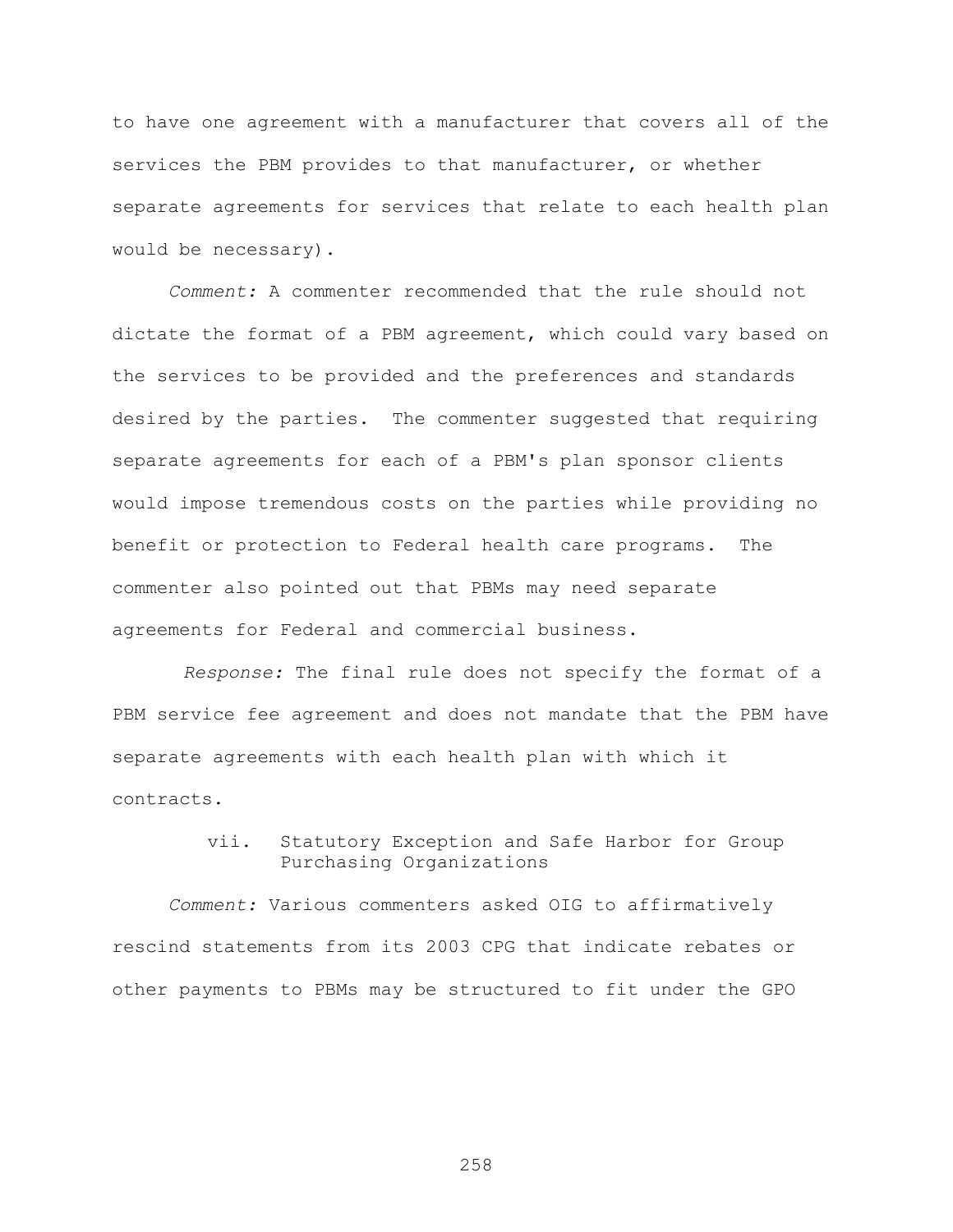to have one agreement with a manufacturer that covers all of the services the PBM provides to that manufacturer, or whether separate agreements for services that relate to each health plan would be necessary).

*Comment:* A commenter recommended that the rule should not dictate the format of a PBM agreement, which could vary based on the services to be provided and the preferences and standards desired by the parties. The commenter suggested that requiring separate agreements for each of a PBM's plan sponsor clients would impose tremendous costs on the parties while providing no benefit or protection to Federal health care programs. The commenter also pointed out that PBMs may need separate agreements for Federal and commercial business.

*Response:* The final rule does not specify the format of a PBM service fee agreement and does not mandate that the PBM have separate agreements with each health plan with which it contracts.

vii. Statutory Exception and Safe Harbor for Group Purchasing Organizations

*Comment:* Various commenters asked OIG to affirmatively rescind statements from its 2003 CPG that indicate rebates or other payments to PBMs may be structured to fit under the GPO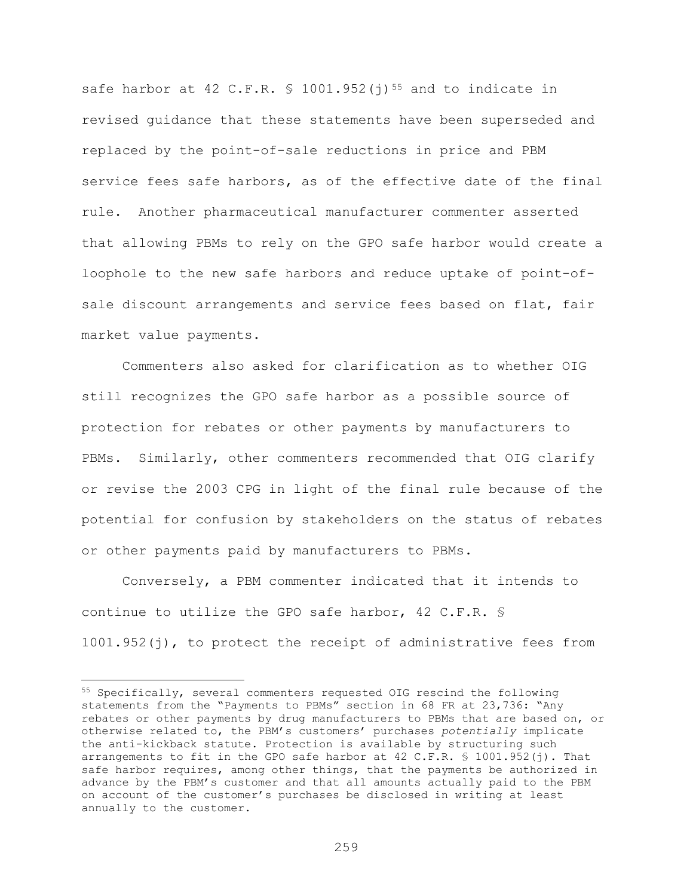safe harbor at 42 C.F.R. § 1001.952(j)[55] and to indicate in revised guidance that these statements have been superseded and replaced by the point-of-sale reductions in price and PBM service fees safe harbors, as of the effective date of the final rule. Another pharmaceutical manufacturer commenter asserted that allowing PBMs to rely on the GPO safe harbor would create a loophole to the new safe harbors and reduce uptake of point-of-sale discount arrangements and service fees based on flat, fair market value payments.

Commenters also asked for clarification as to whether OIG still recognizes the GPO safe harbor as a possible source of protection for rebates or other payments by manufacturers to PBMs. Similarly, other commenters recommended that OIG clarify or revise the 2003 CPG in light of the final rule because of the potential for confusion by stakeholders on the status of rebates or other payments paid by manufacturers to PBMs.

Conversely, a PBM commenter indicated that it intends to continue to utilize the GPO safe harbor, 42 C.F.R. § 1001.952(j), to protect the receipt of administrative fees from

---

[55] Specifically, several commenters requested OIG rescind the following statements from the "Payments to PBMs" section in 68 FR at 23,736: "Any rebates or other payments by drug manufacturers to PBMs that are based on, or otherwise related to, the PBM's customers' purchases *potentially* implicate the anti-kickback statute. Protection is available by structuring such arrangements to fit in the GPO safe harbor at 42 C.F.R. § 1001.952(j). That safe harbor requires, among other things, that the payments be authorized in advance by the PBM's customer and that all amounts actually paid to the PBM on account of the customer's purchases be disclosed in writing at least annually to the customer.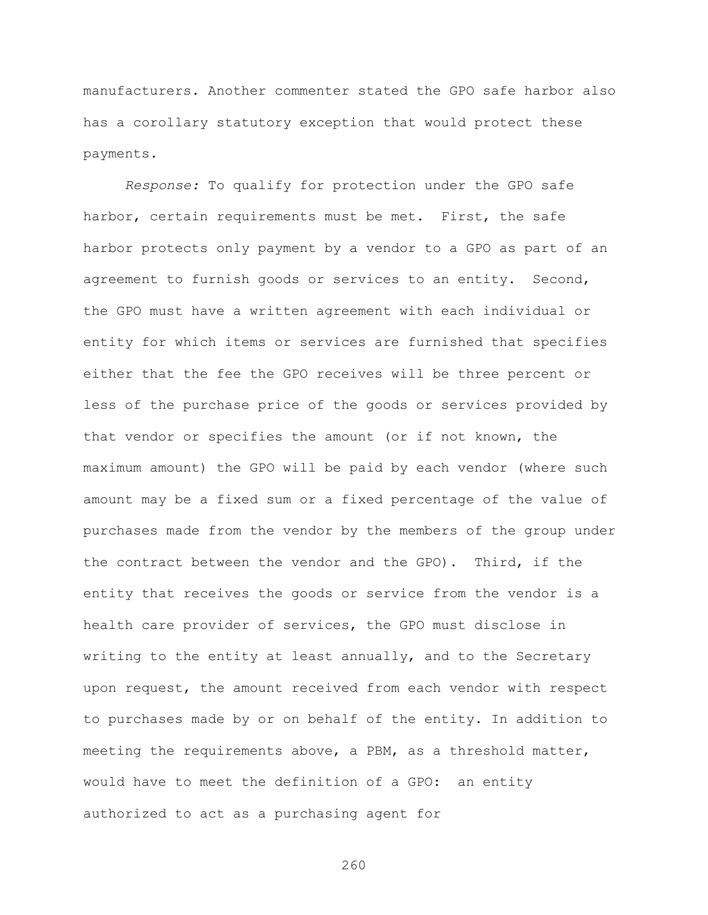manufacturers. Another commenter stated the GPO safe harbor also has a corollary statutory exception that would protect these payments.

*Response:* To qualify for protection under the GPO safe harbor, certain requirements must be met. First, the safe harbor protects only payment by a vendor to a GPO as part of an agreement to furnish goods or services to an entity. Second, the GPO must have a written agreement with each individual or entity for which items or services are furnished that specifies either that the fee the GPO receives will be three percent or less of the purchase price of the goods or services provided by that vendor or specifies the amount (or if not known, the maximum amount) the GPO will be paid by each vendor (where such amount may be a fixed sum or a fixed percentage of the value of purchases made from the vendor by the members of the group under the contract between the vendor and the GPO). Third, if the entity that receives the goods or service from the vendor is a health care provider of services, the GPO must disclose in writing to the entity at least annually, and to the Secretary upon request, the amount received from each vendor with respect to purchases made by or on behalf of the entity. In addition to meeting the requirements above, a PBM, as a threshold matter, would have to meet the definition of a GPO: an entity authorized to act as a purchasing agent for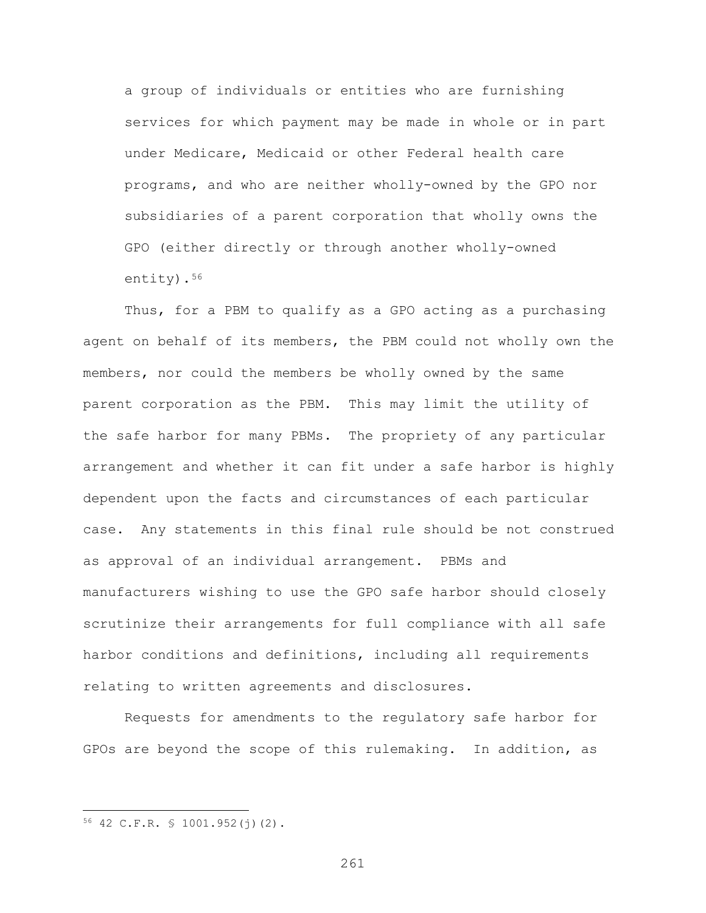a group of individuals or entities who are furnishing services for which payment may be made in whole or in part under Medicare, Medicaid or other Federal health care programs, and who are neither wholly-owned by the GPO nor subsidiaries of a parent corporation that wholly owns the GPO (either directly or through another wholly-owned entity).[56]

Thus, for a PBM to qualify as a GPO acting as a purchasing agent on behalf of its members, the PBM could not wholly own the members, nor could the members be wholly owned by the same parent corporation as the PBM. This may limit the utility of the safe harbor for many PBMs. The propriety of any particular arrangement and whether it can fit under a safe harbor is highly dependent upon the facts and circumstances of each particular case. Any statements in this final rule should be not construed as approval of an individual arrangement. PBMs and manufacturers wishing to use the GPO safe harbor should closely scrutinize their arrangements for full compliance with all safe harbor conditions and definitions, including all requirements relating to written agreements and disclosures.

Requests for amendments to the regulatory safe harbor for GPOs are beyond the scope of this rulemaking. In addition, as

---

[56] 42 C.F.R. § 1001.952(j)(2).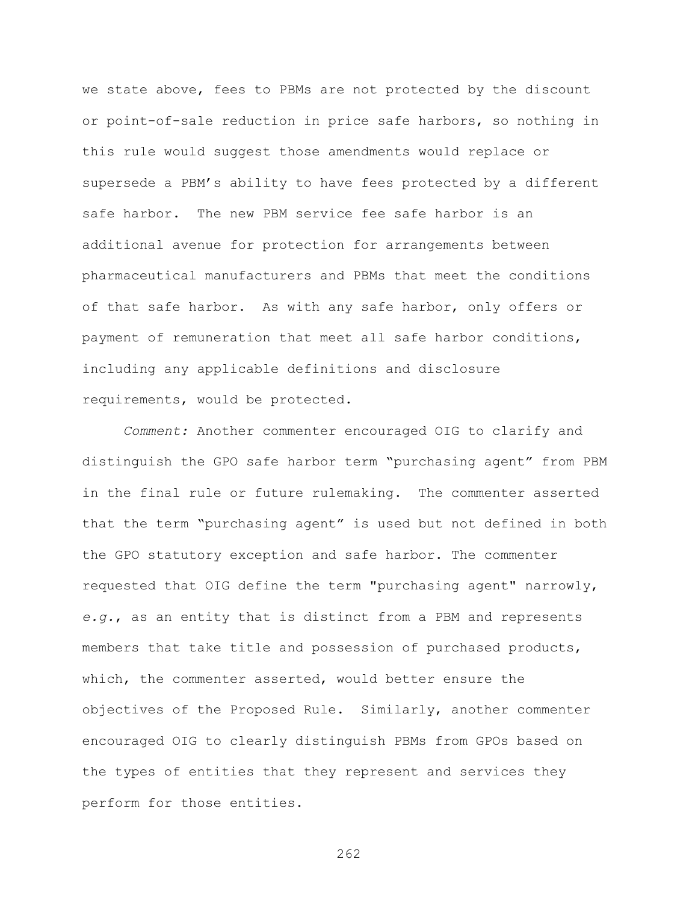we state above, fees to PBMs are not protected by the discount or point-of-sale reduction in price safe harbors, so nothing in this rule would suggest those amendments would replace or supersede a PBM's ability to have fees protected by a different safe harbor. The new PBM service fee safe harbor is an additional avenue for protection for arrangements between pharmaceutical manufacturers and PBMs that meet the conditions of that safe harbor. As with any safe harbor, only offers or payment of remuneration that meet all safe harbor conditions, including any applicable definitions and disclosure requirements, would be protected.

*Comment:* Another commenter encouraged OIG to clarify and distinguish the GPO safe harbor term "purchasing agent" from PBM in the final rule or future rulemaking. The commenter asserted that the term "purchasing agent" is used but not defined in both the GPO statutory exception and safe harbor. The commenter requested that OIG define the term "purchasing agent" narrowly, *e.g.*, as an entity that is distinct from a PBM and represents members that take title and possession of purchased products, which, the commenter asserted, would better ensure the objectives of the Proposed Rule. Similarly, another commenter encouraged OIG to clearly distinguish PBMs from GPOs based on the types of entities that they represent and services they perform for those entities.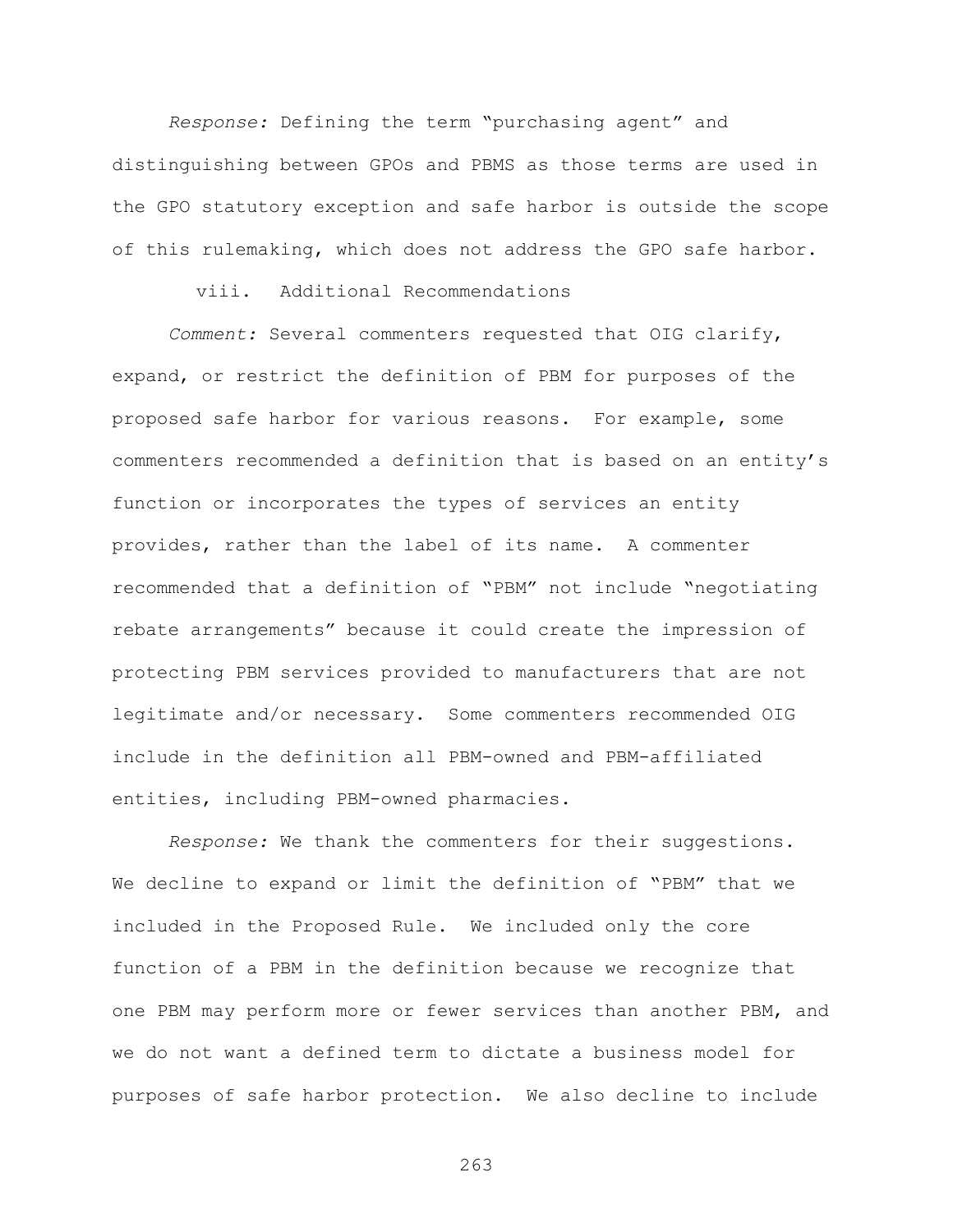*Response:* Defining the term “purchasing agent” and distinguishing between GPOs and PBMS as those terms are used in the GPO statutory exception and safe harbor is outside the scope of this rulemaking, which does not address the GPO safe harbor.

viii. Additional Recommendations

*Comment:* Several commenters requested that OIG clarify, expand, or restrict the definition of PBM for purposes of the proposed safe harbor for various reasons. For example, some commenters recommended a definition that is based on an entity’s function or incorporates the types of services an entity provides, rather than the label of its name. A commenter recommended that a definition of “PBM” not include “negotiating rebate arrangements” because it could create the impression of protecting PBM services provided to manufacturers that are not legitimate and/or necessary. Some commenters recommended OIG include in the definition all PBM-owned and PBM-affiliated entities, including PBM-owned pharmacies.

*Response:* We thank the commenters for their suggestions. We decline to expand or limit the definition of “PBM” that we included in the Proposed Rule. We included only the core function of a PBM in the definition because we recognize that one PBM may perform more or fewer services than another PBM, and we do not want a defined term to dictate a business model for purposes of safe harbor protection. We also decline to include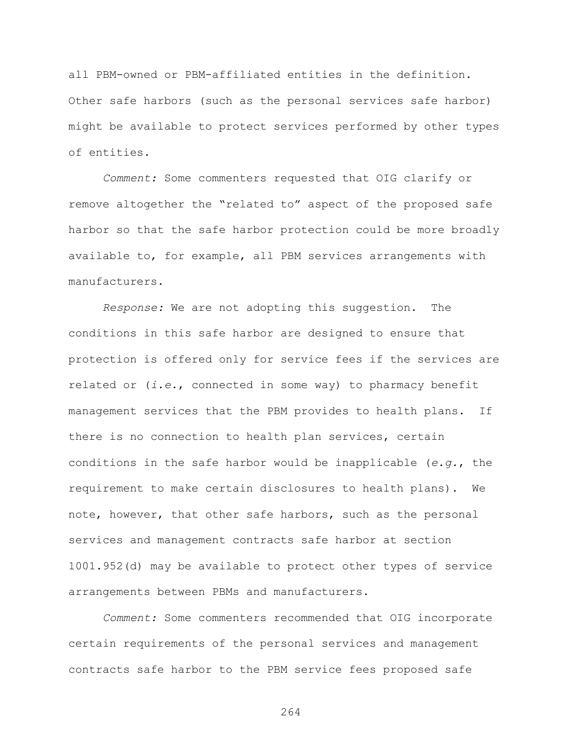all PBM-owned or PBM-affiliated entities in the definition. Other safe harbors (such as the personal services safe harbor) might be available to protect services performed by other types of entities.

*Comment:* Some commenters requested that OIG clarify or remove altogether the "related to" aspect of the proposed safe harbor so that the safe harbor protection could be more broadly available to, for example, all PBM services arrangements with manufacturers.

*Response:* We are not adopting this suggestion. The conditions in this safe harbor are designed to ensure that protection is offered only for service fees if the services are related or (*i.e.*, connected in some way) to pharmacy benefit management services that the PBM provides to health plans. If there is no connection to health plan services, certain conditions in the safe harbor would be inapplicable (*e.g.*, the requirement to make certain disclosures to health plans). We note, however, that other safe harbors, such as the personal services and management contracts safe harbor at section 1001.952(d) may be available to protect other types of service arrangements between PBMs and manufacturers.

*Comment:* Some commenters recommended that OIG incorporate certain requirements of the personal services and management contracts safe harbor to the PBM service fees proposed safe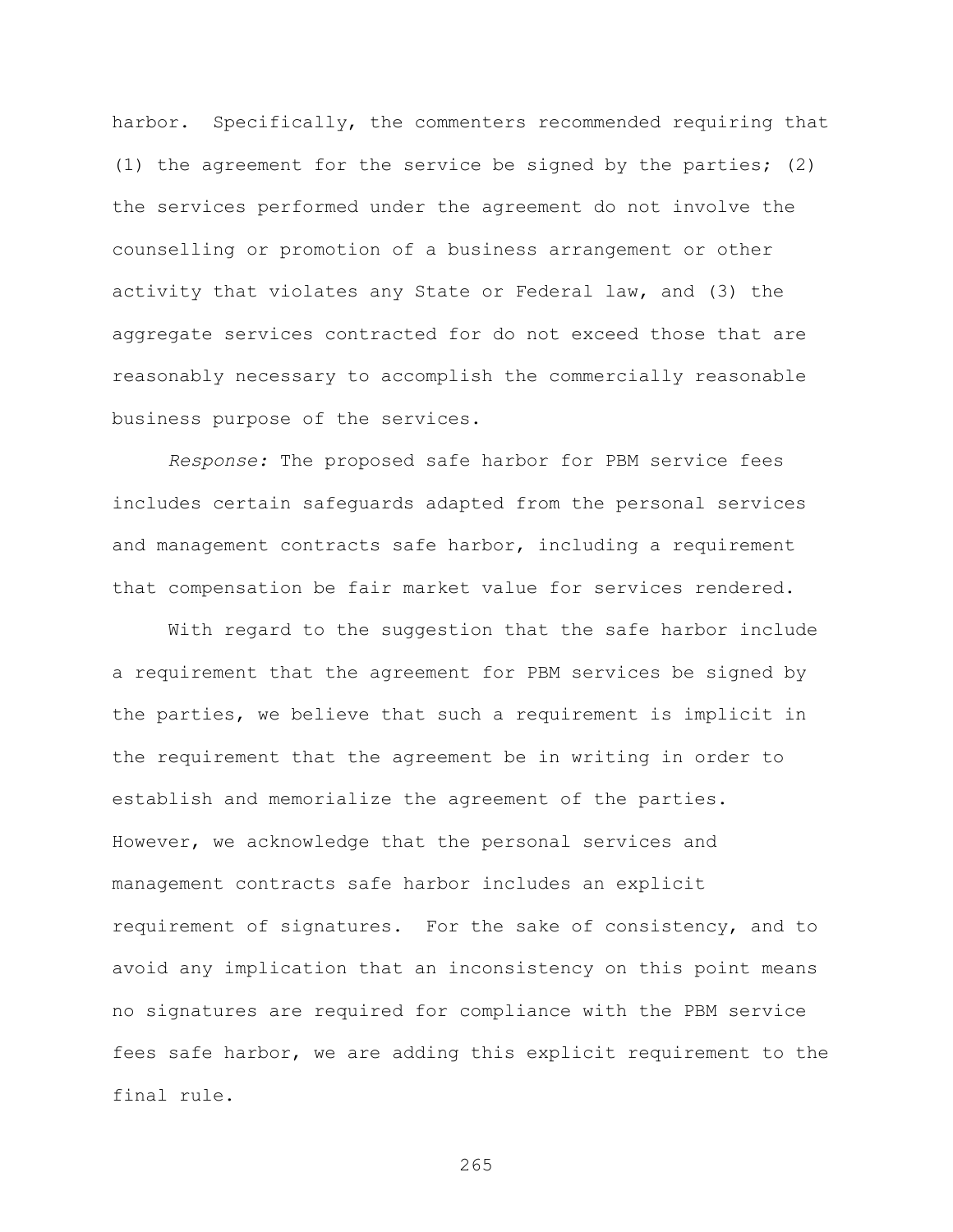harbor. Specifically, the commenters recommended requiring that (1) the agreement for the service be signed by the parties; (2) the services performed under the agreement do not involve the counselling or promotion of a business arrangement or other activity that violates any State or Federal law, and (3) the aggregate services contracted for do not exceed those that are reasonably necessary to accomplish the commercially reasonable business purpose of the services.

*Response:* The proposed safe harbor for PBM service fees includes certain safeguards adapted from the personal services and management contracts safe harbor, including a requirement that compensation be fair market value for services rendered.

With regard to the suggestion that the safe harbor include a requirement that the agreement for PBM services be signed by the parties, we believe that such a requirement is implicit in the requirement that the agreement be in writing in order to establish and memorialize the agreement of the parties. However, we acknowledge that the personal services and management contracts safe harbor includes an explicit requirement of signatures. For the sake of consistency, and to avoid any implication that an inconsistency on this point means no signatures are required for compliance with the PBM service fees safe harbor, we are adding this explicit requirement to the final rule.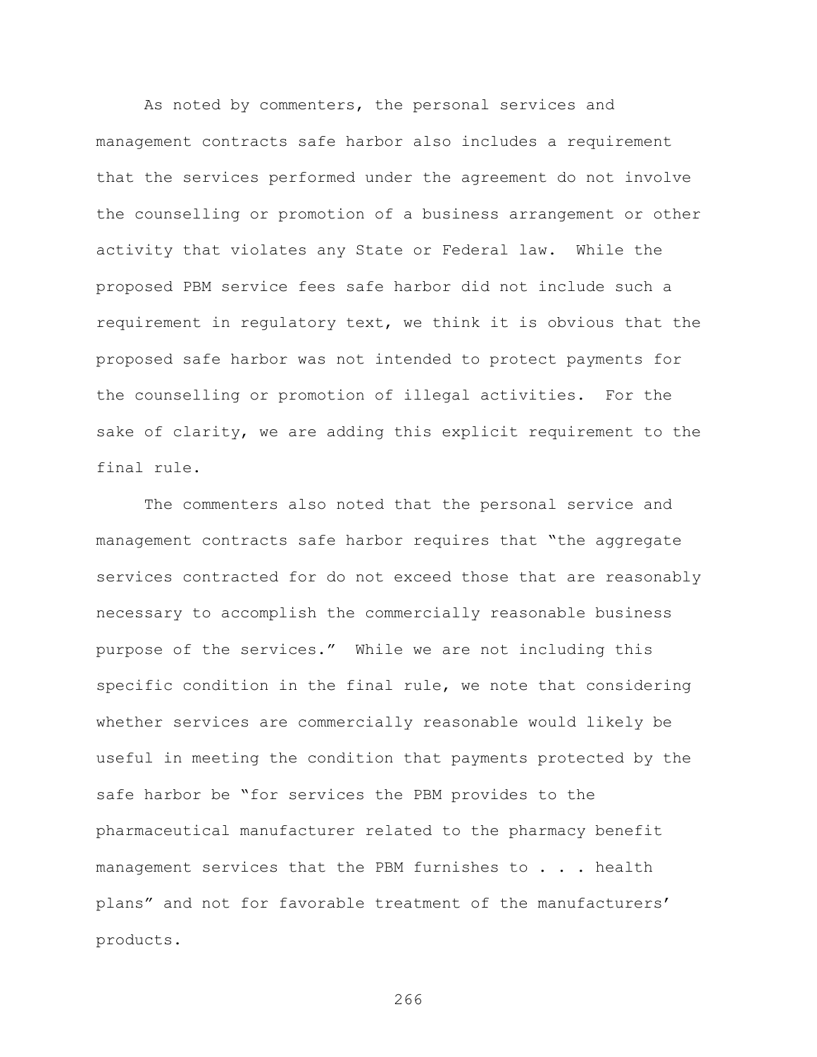As noted by commenters, the personal services and management contracts safe harbor also includes a requirement that the services performed under the agreement do not involve the counselling or promotion of a business arrangement or other activity that violates any State or Federal law. While the proposed PBM service fees safe harbor did not include such a requirement in regulatory text, we think it is obvious that the proposed safe harbor was not intended to protect payments for the counselling or promotion of illegal activities. For the sake of clarity, we are adding this explicit requirement to the final rule.

The commenters also noted that the personal service and management contracts safe harbor requires that "the aggregate services contracted for do not exceed those that are reasonably necessary to accomplish the commercially reasonable business purpose of the services." While we are not including this specific condition in the final rule, we note that considering whether services are commercially reasonable would likely be useful in meeting the condition that payments protected by the safe harbor be "for services the PBM provides to the pharmaceutical manufacturer related to the pharmacy benefit management services that the PBM furnishes to . . . health plans" and not for favorable treatment of the manufacturers' products.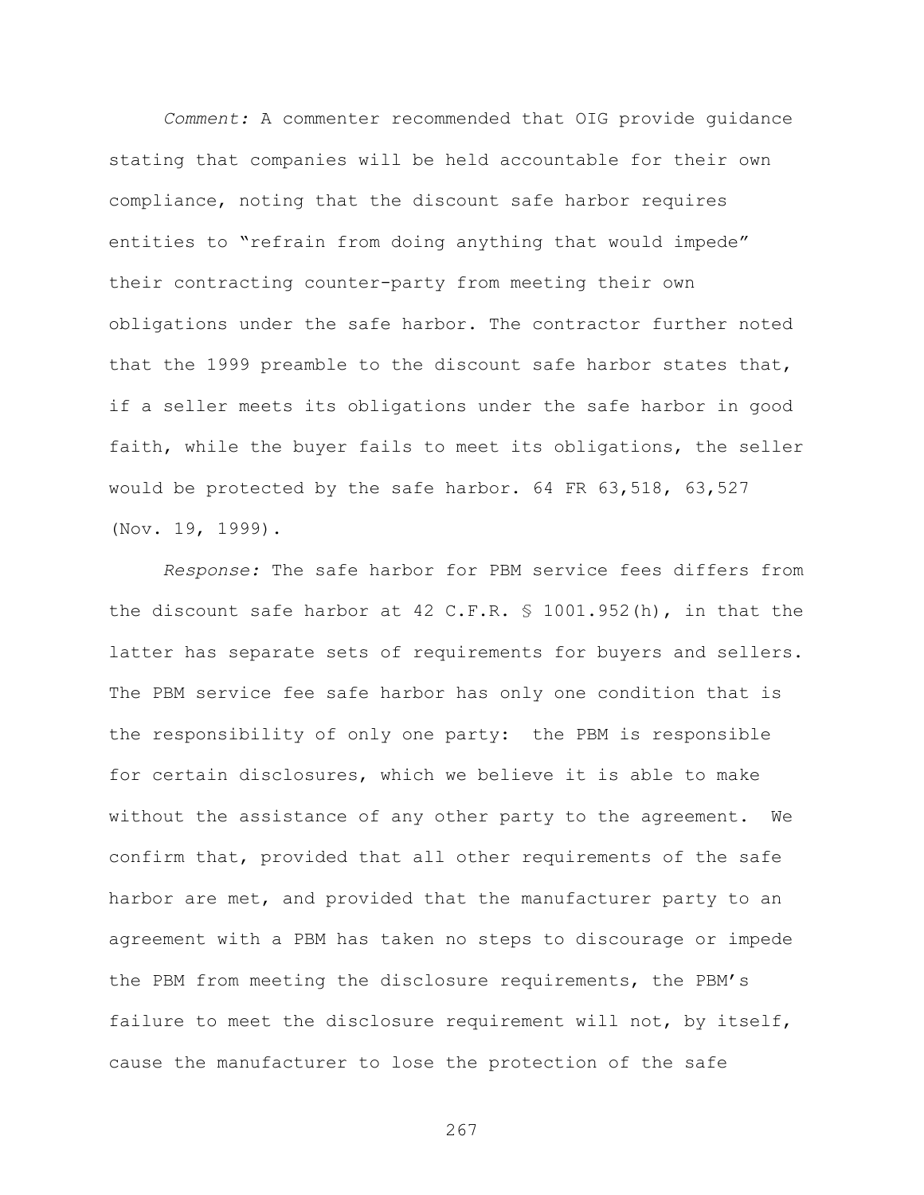*Comment:* A commenter recommended that OIG provide guidance stating that companies will be held accountable for their own compliance, noting that the discount safe harbor requires entities to "refrain from doing anything that would impede" their contracting counter-party from meeting their own obligations under the safe harbor. The contractor further noted that the 1999 preamble to the discount safe harbor states that, if a seller meets its obligations under the safe harbor in good faith, while the buyer fails to meet its obligations, the seller would be protected by the safe harbor. 64 FR 63,518, 63,527 (Nov. 19, 1999).

*Response:* The safe harbor for PBM service fees differs from the discount safe harbor at 42 C.F.R. § 1001.952(h), in that the latter has separate sets of requirements for buyers and sellers. The PBM service fee safe harbor has only one condition that is the responsibility of only one party: the PBM is responsible for certain disclosures, which we believe it is able to make without the assistance of any other party to the agreement. We confirm that, provided that all other requirements of the safe harbor are met, and provided that the manufacturer party to an agreement with a PBM has taken no steps to discourage or impede the PBM from meeting the disclosure requirements, the PBM's failure to meet the disclosure requirement will not, by itself, cause the manufacturer to lose the protection of the safe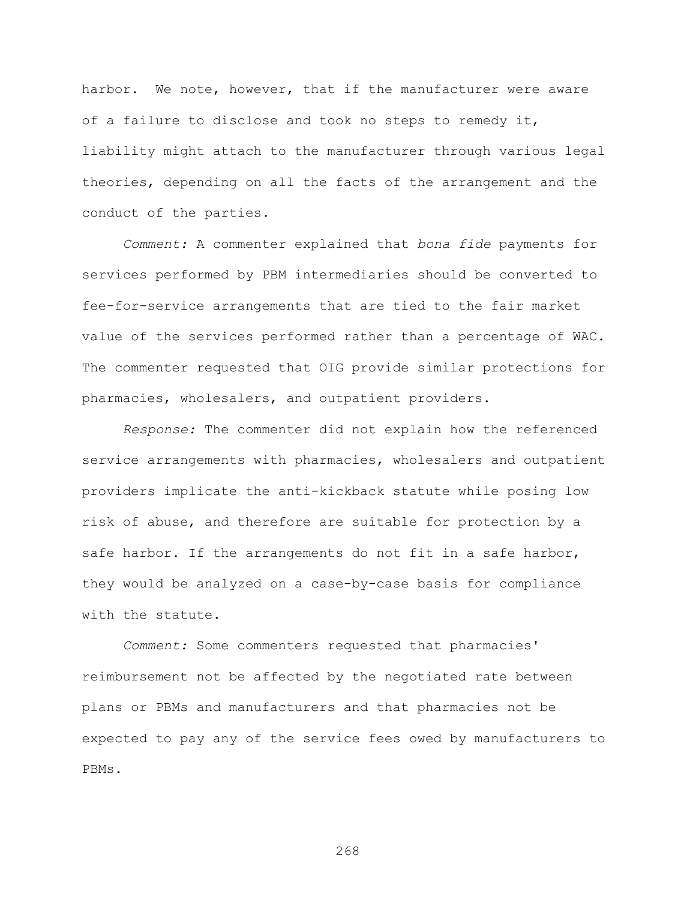harbor. We note, however, that if the manufacturer were aware of a failure to disclose and took no steps to remedy it, liability might attach to the manufacturer through various legal theories, depending on all the facts of the arrangement and the conduct of the parties.

*Comment:* A commenter explained that *bona fide* payments for services performed by PBM intermediaries should be converted to fee-for-service arrangements that are tied to the fair market value of the services performed rather than a percentage of WAC. The commenter requested that OIG provide similar protections for pharmacies, wholesalers, and outpatient providers.

*Response:* The commenter did not explain how the referenced service arrangements with pharmacies, wholesalers and outpatient providers implicate the anti-kickback statute while posing low risk of abuse, and therefore are suitable for protection by a safe harbor. If the arrangements do not fit in a safe harbor, they would be analyzed on a case-by-case basis for compliance with the statute.

*Comment:* Some commenters requested that pharmacies' reimbursement not be affected by the negotiated rate between plans or PBMs and manufacturers and that pharmacies not be expected to pay any of the service fees owed by manufacturers to PBMs.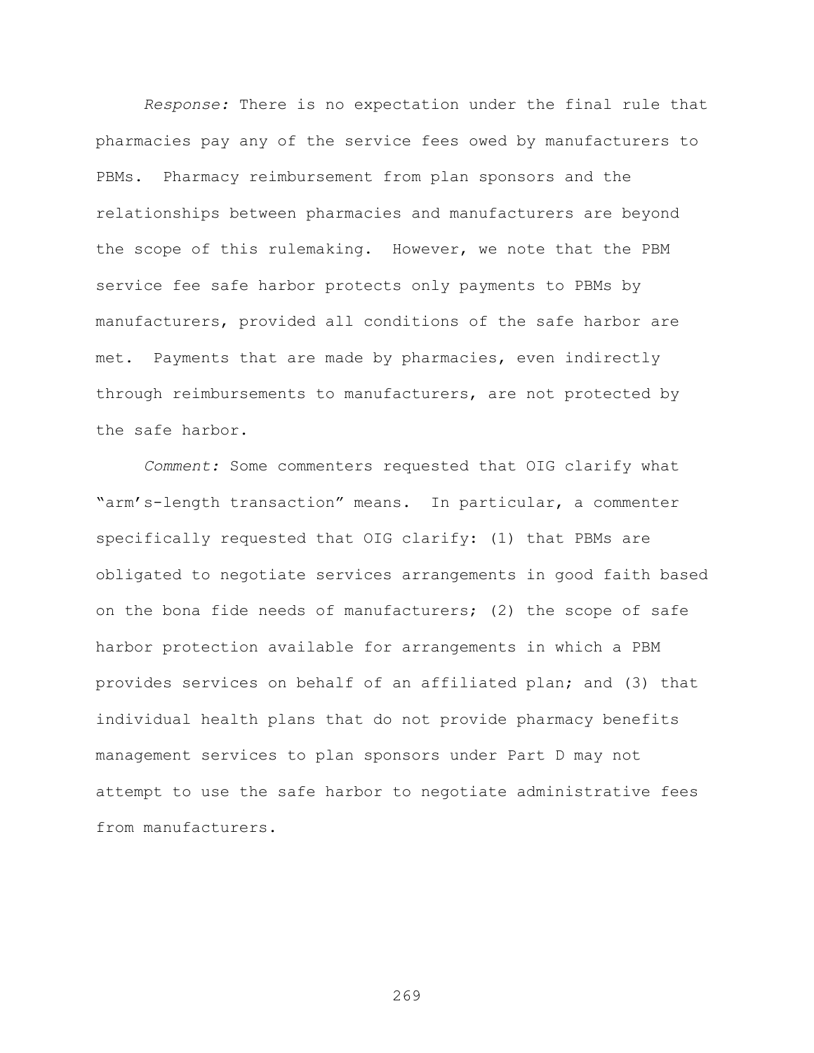*Response:* There is no expectation under the final rule that pharmacies pay any of the service fees owed by manufacturers to PBMs. Pharmacy reimbursement from plan sponsors and the relationships between pharmacies and manufacturers are beyond the scope of this rulemaking. However, we note that the PBM service fee safe harbor protects only payments to PBMs by manufacturers, provided all conditions of the safe harbor are met. Payments that are made by pharmacies, even indirectly through reimbursements to manufacturers, are not protected by the safe harbor.

*Comment:* Some commenters requested that OIG clarify what "arm's-length transaction" means. In particular, a commenter specifically requested that OIG clarify: (1) that PBMs are obligated to negotiate services arrangements in good faith based on the bona fide needs of manufacturers; (2) the scope of safe harbor protection available for arrangements in which a PBM provides services on behalf of an affiliated plan; and (3) that individual health plans that do not provide pharmacy benefits management services to plan sponsors under Part D may not attempt to use the safe harbor to negotiate administrative fees from manufacturers.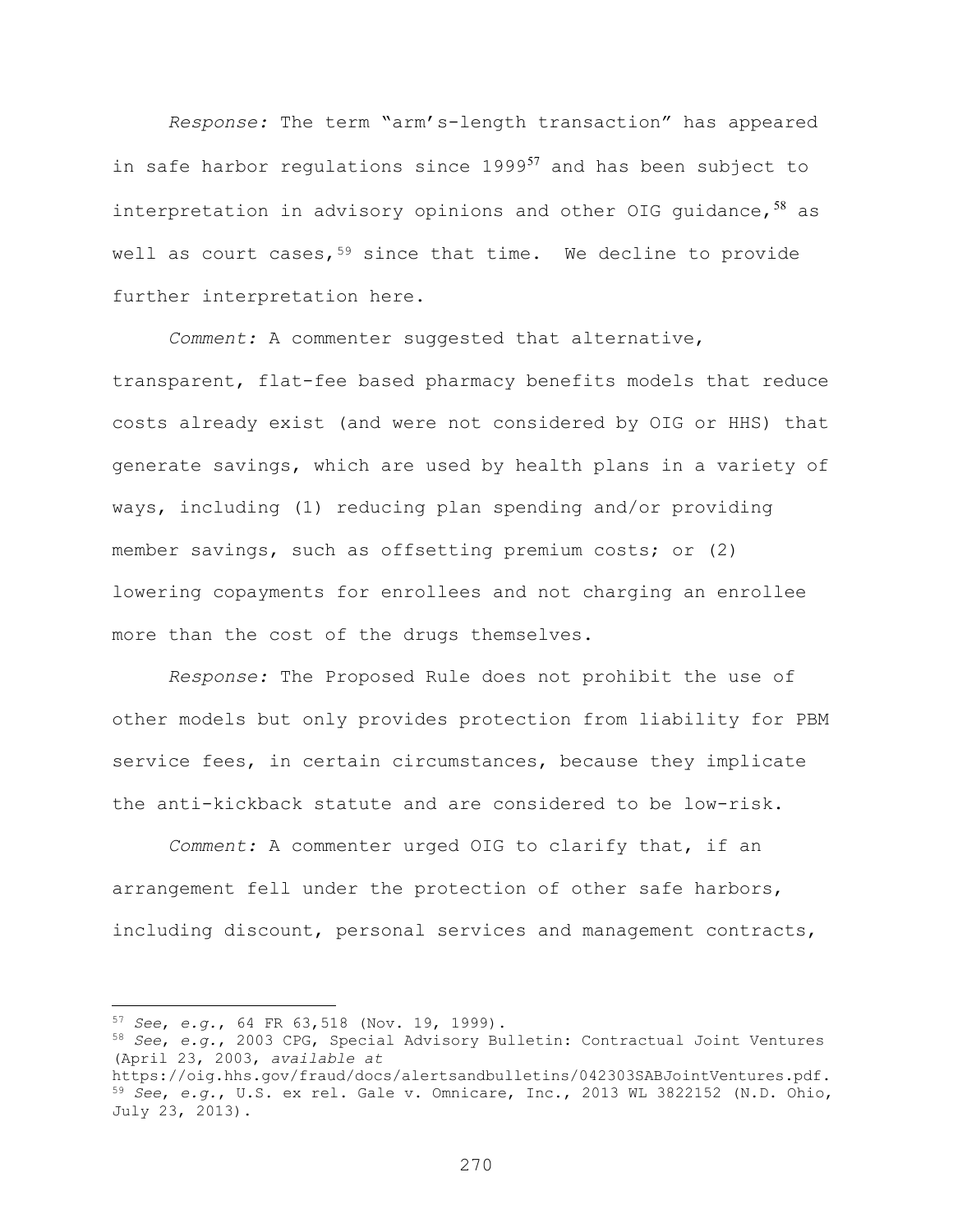*Response:* The term "arm's-length transaction" has appeared in safe harbor regulations since 1999[57] and has been subject to interpretation in advisory opinions and other OIG guidance,[58] as well as court cases,[59] since that time. We decline to provide further interpretation here.

*Comment:* A commenter suggested that alternative, transparent, flat-fee based pharmacy benefits models that reduce costs already exist (and were not considered by OIG or HHS) that generate savings, which are used by health plans in a variety of ways, including (1) reducing plan spending and/or providing member savings, such as offsetting premium costs; or (2) lowering copayments for enrollees and not charging an enrollee more than the cost of the drugs themselves.

*Response:* The Proposed Rule does not prohibit the use of other models but only provides protection from liability for PBM service fees, in certain circumstances, because they implicate the anti-kickback statute and are considered to be low-risk.

*Comment:* A commenter urged OIG to clarify that, if an arrangement fell under the protection of other safe harbors, including discount, personal services and management contracts,

---

[57] *See, e.g.*, 64 FR 63,518 (Nov. 19, 1999).

[58] *See, e.g.*, 2003 CPG, Special Advisory Bulletin: Contractual Joint Ventures (April 23, 2003, *available at* https://oig.hhs.gov/fraud/docs/alertsandbulletins/042303SABJointVentures.pdf.

[59] *See, e.g.*, U.S. ex rel. Gale v. Omnicare, Inc., 2013 WL 3822152 (N.D. Ohio, July 23, 2013).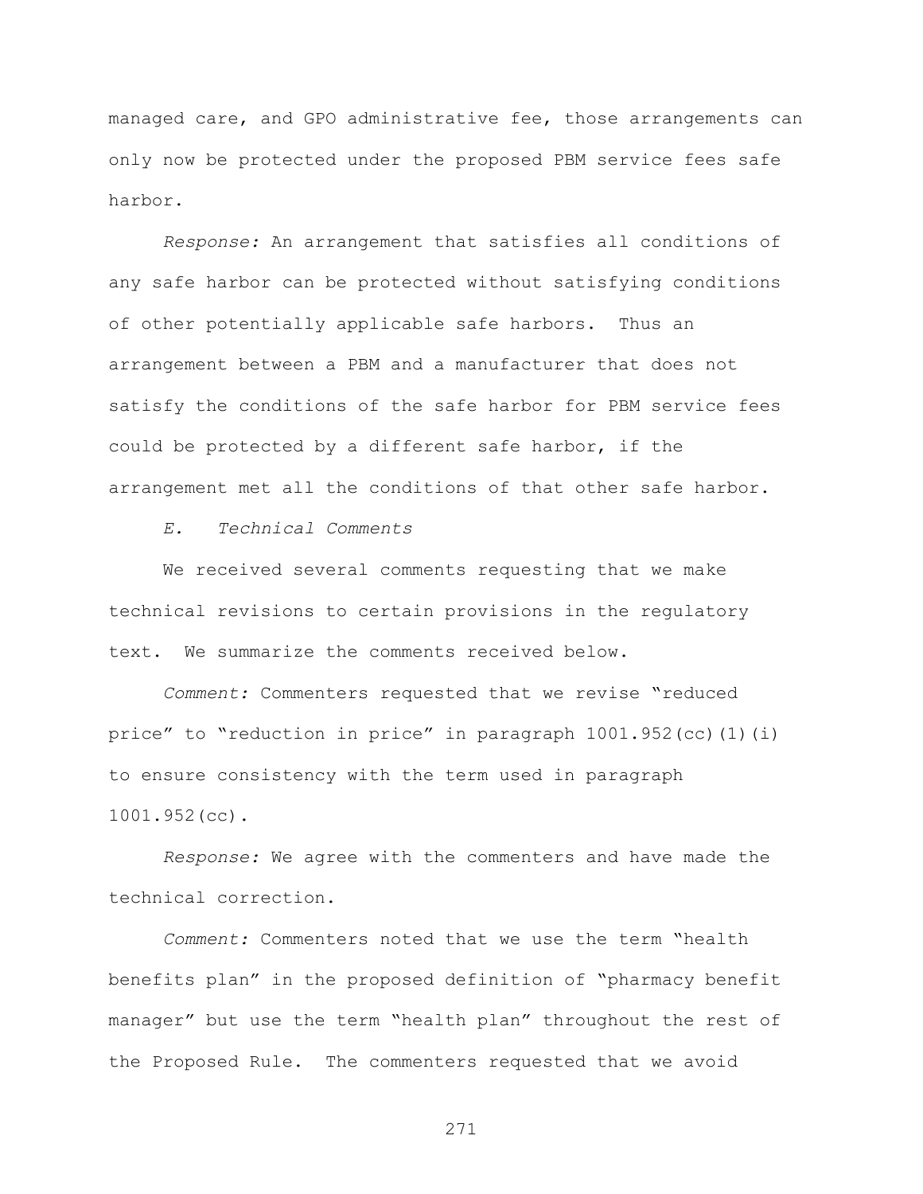managed care, and GPO administrative fee, those arrangements can only now be protected under the proposed PBM service fees safe harbor.

*Response:* An arrangement that satisfies all conditions of any safe harbor can be protected without satisfying conditions of other potentially applicable safe harbors. Thus an arrangement between a PBM and a manufacturer that does not satisfy the conditions of the safe harbor for PBM service fees could be protected by a different safe harbor, if the arrangement met all the conditions of that other safe harbor.

*E. Technical Comments*

We received several comments requesting that we make technical revisions to certain provisions in the regulatory text. We summarize the comments received below.

*Comment:* Commenters requested that we revise "reduced price" to "reduction in price" in paragraph 1001.952(cc)(1)(i) to ensure consistency with the term used in paragraph 1001.952(cc).

*Response:* We agree with the commenters and have made the technical correction.

*Comment:* Commenters noted that we use the term "health benefits plan" in the proposed definition of "pharmacy benefit manager" but use the term "health plan" throughout the rest of the Proposed Rule. The commenters requested that we avoid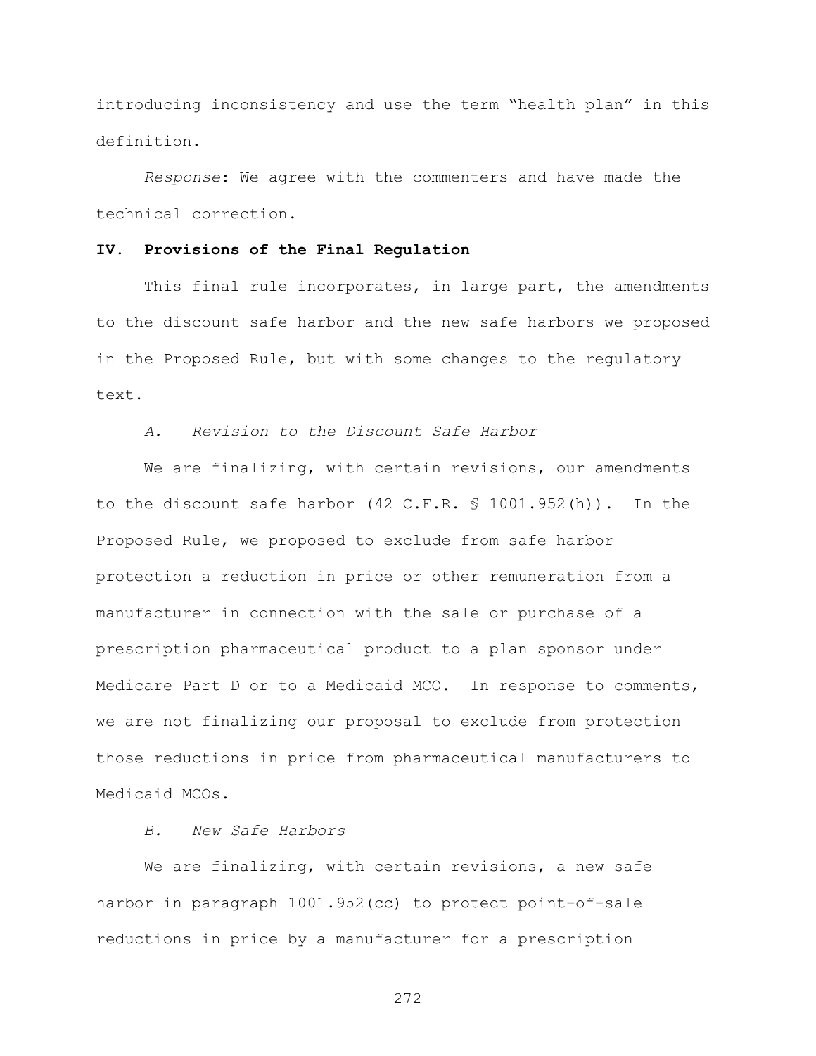introducing inconsistency and use the term "health plan" in this definition.

*Response*: We agree with the commenters and have made the technical correction.

## IV. Provisions of the Final Regulation

This final rule incorporates, in large part, the amendments to the discount safe harbor and the new safe harbors we proposed in the Proposed Rule, but with some changes to the regulatory text.

### *A. Revision to the Discount Safe Harbor*

We are finalizing, with certain revisions, our amendments to the discount safe harbor (42 C.F.R. § 1001.952(h)). In the Proposed Rule, we proposed to exclude from safe harbor protection a reduction in price or other remuneration from a manufacturer in connection with the sale or purchase of a prescription pharmaceutical product to a plan sponsor under Medicare Part D or to a Medicaid MCO. In response to comments, we are not finalizing our proposal to exclude from protection those reductions in price from pharmaceutical manufacturers to Medicaid MCOs.

### *B. New Safe Harbors*

We are finalizing, with certain revisions, a new safe harbor in paragraph 1001.952(cc) to protect point-of-sale reductions in price by a manufacturer for a prescription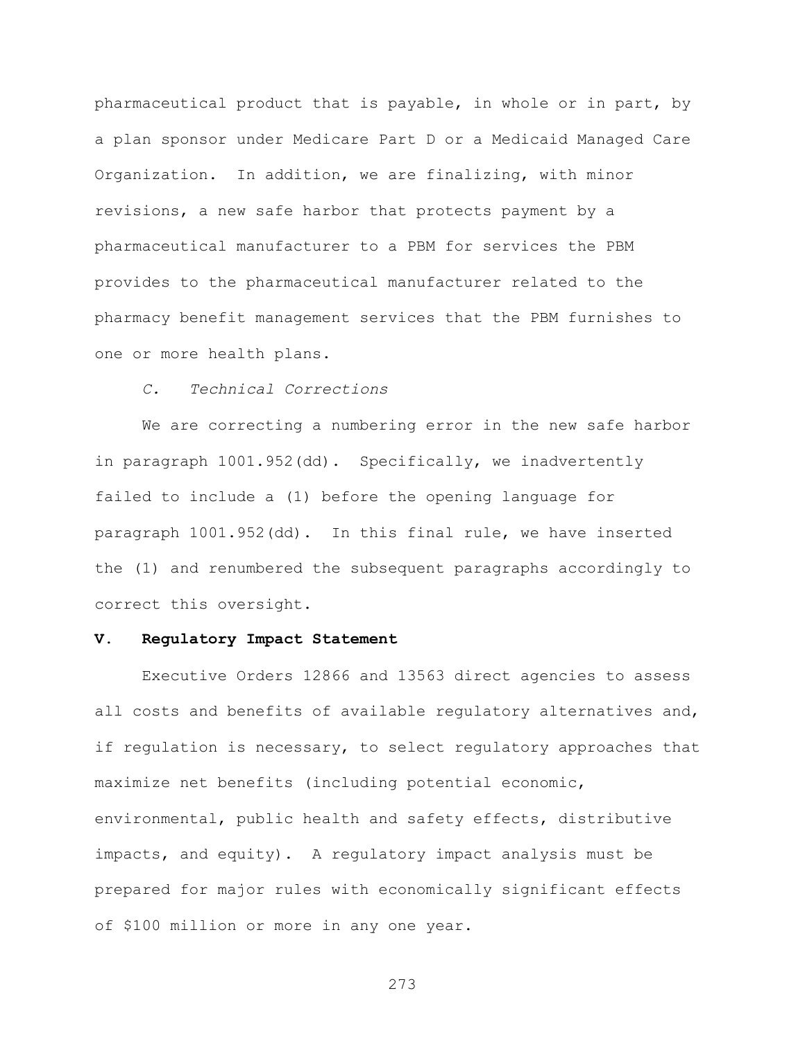pharmaceutical product that is payable, in whole or in part, by a plan sponsor under Medicare Part D or a Medicaid Managed Care Organization. In addition, we are finalizing, with minor revisions, a new safe harbor that protects payment by a pharmaceutical manufacturer to a PBM for services the PBM provides to the pharmaceutical manufacturer related to the pharmacy benefit management services that the PBM furnishes to one or more health plans.

### *C. Technical Corrections*

We are correcting a numbering error in the new safe harbor in paragraph 1001.952(dd). Specifically, we inadvertently failed to include a (1) before the opening language for paragraph 1001.952(dd). In this final rule, we have inserted the (1) and renumbered the subsequent paragraphs accordingly to correct this oversight.

## **V. Regulatory Impact Statement**

Executive Orders 12866 and 13563 direct agencies to assess all costs and benefits of available regulatory alternatives and, if regulation is necessary, to select regulatory approaches that maximize net benefits (including potential economic, environmental, public health and safety effects, distributive impacts, and equity). A regulatory impact analysis must be prepared for major rules with economically significant effects of $100 million or more in any one year.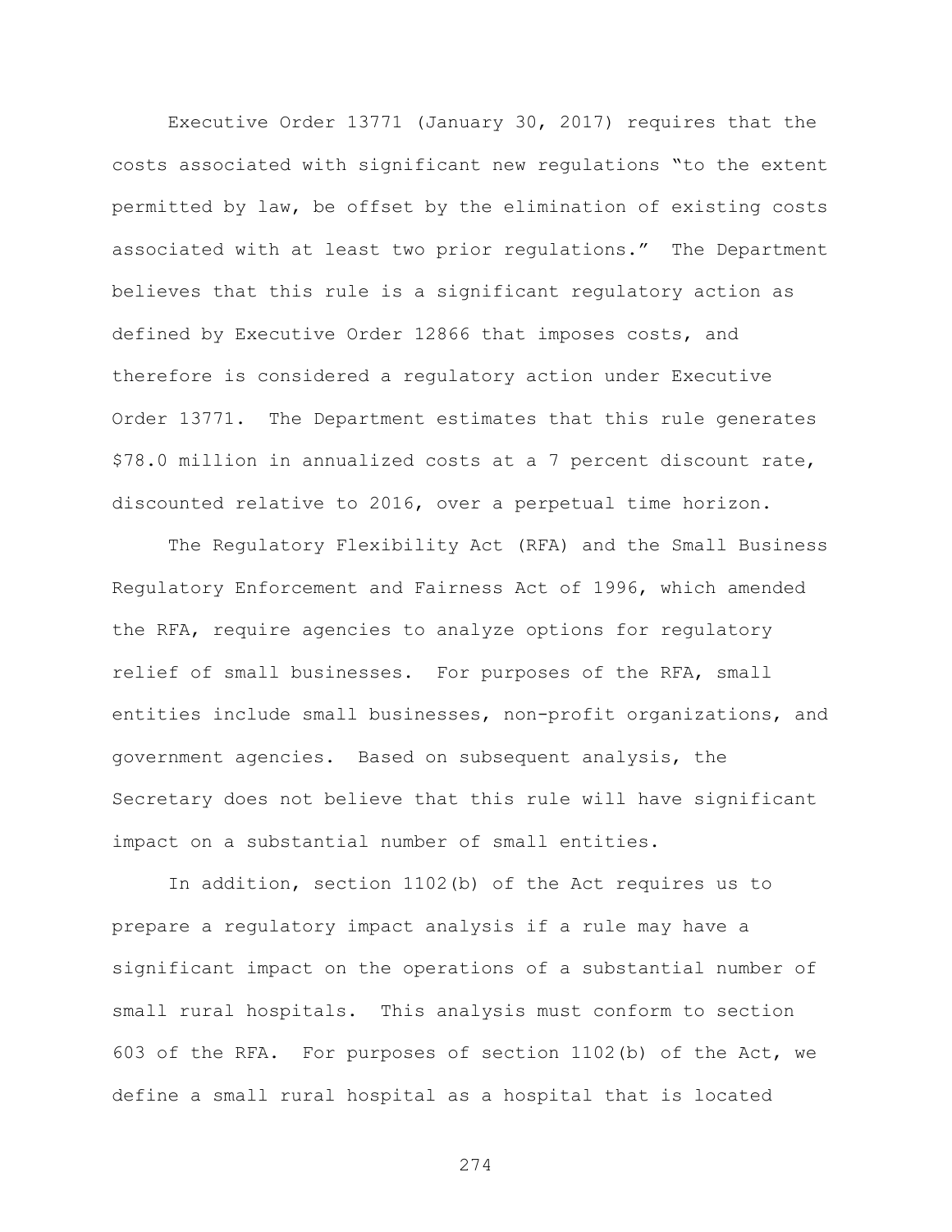Executive Order 13771 (January 30, 2017) requires that the costs associated with significant new regulations "to the extent permitted by law, be offset by the elimination of existing costs associated with at least two prior regulations." The Department believes that this rule is a significant regulatory action as defined by Executive Order 12866 that imposes costs, and therefore is considered a regulatory action under Executive Order 13771. The Department estimates that this rule generates $78.0 million in annualized costs at a 7 percent discount rate, discounted relative to 2016, over a perpetual time horizon.

The Regulatory Flexibility Act (RFA) and the Small Business Regulatory Enforcement and Fairness Act of 1996, which amended the RFA, require agencies to analyze options for regulatory relief of small businesses. For purposes of the RFA, small entities include small businesses, non-profit organizations, and government agencies. Based on subsequent analysis, the Secretary does not believe that this rule will have significant impact on a substantial number of small entities.

In addition, section 1102(b) of the Act requires us to prepare a regulatory impact analysis if a rule may have a significant impact on the operations of a substantial number of small rural hospitals. This analysis must conform to section 603 of the RFA. For purposes of section 1102(b) of the Act, we define a small rural hospital as a hospital that is located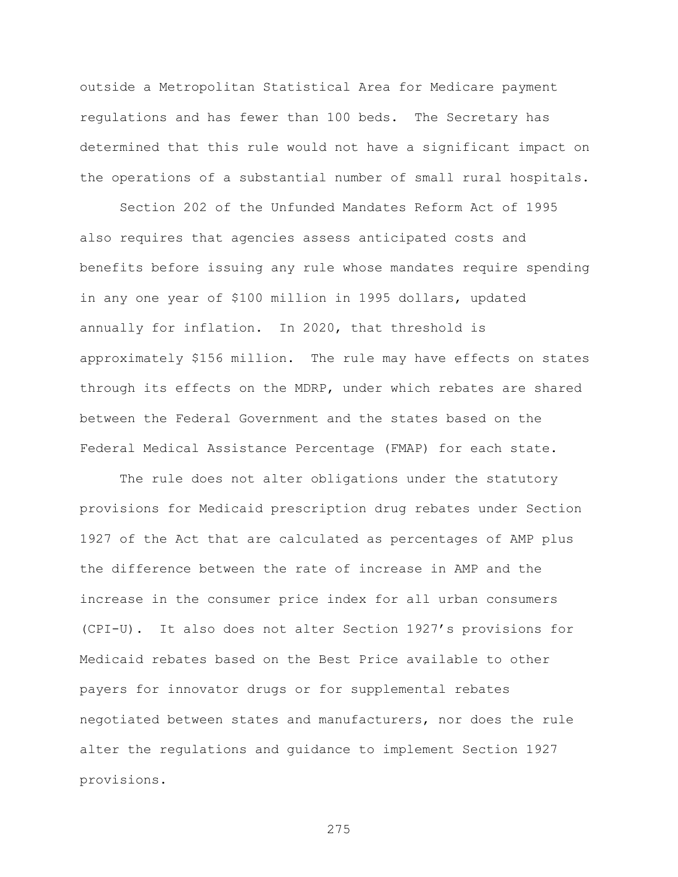outside a Metropolitan Statistical Area for Medicare payment regulations and has fewer than 100 beds. The Secretary has determined that this rule would not have a significant impact on the operations of a substantial number of small rural hospitals.

Section 202 of the Unfunded Mandates Reform Act of 1995 also requires that agencies assess anticipated costs and benefits before issuing any rule whose mandates require spending in any one year of $100 million in 1995 dollars, updated annually for inflation. In 2020, that threshold is approximately $156 million. The rule may have effects on states through its effects on the MDRP, under which rebates are shared between the Federal Government and the states based on the Federal Medical Assistance Percentage (FMAP) for each state.

The rule does not alter obligations under the statutory provisions for Medicaid prescription drug rebates under Section 1927 of the Act that are calculated as percentages of AMP plus the difference between the rate of increase in AMP and the increase in the consumer price index for all urban consumers (CPI-U). It also does not alter Section 1927's provisions for Medicaid rebates based on the Best Price available to other payers for innovator drugs or for supplemental rebates negotiated between states and manufacturers, nor does the rule alter the regulations and guidance to implement Section 1927 provisions.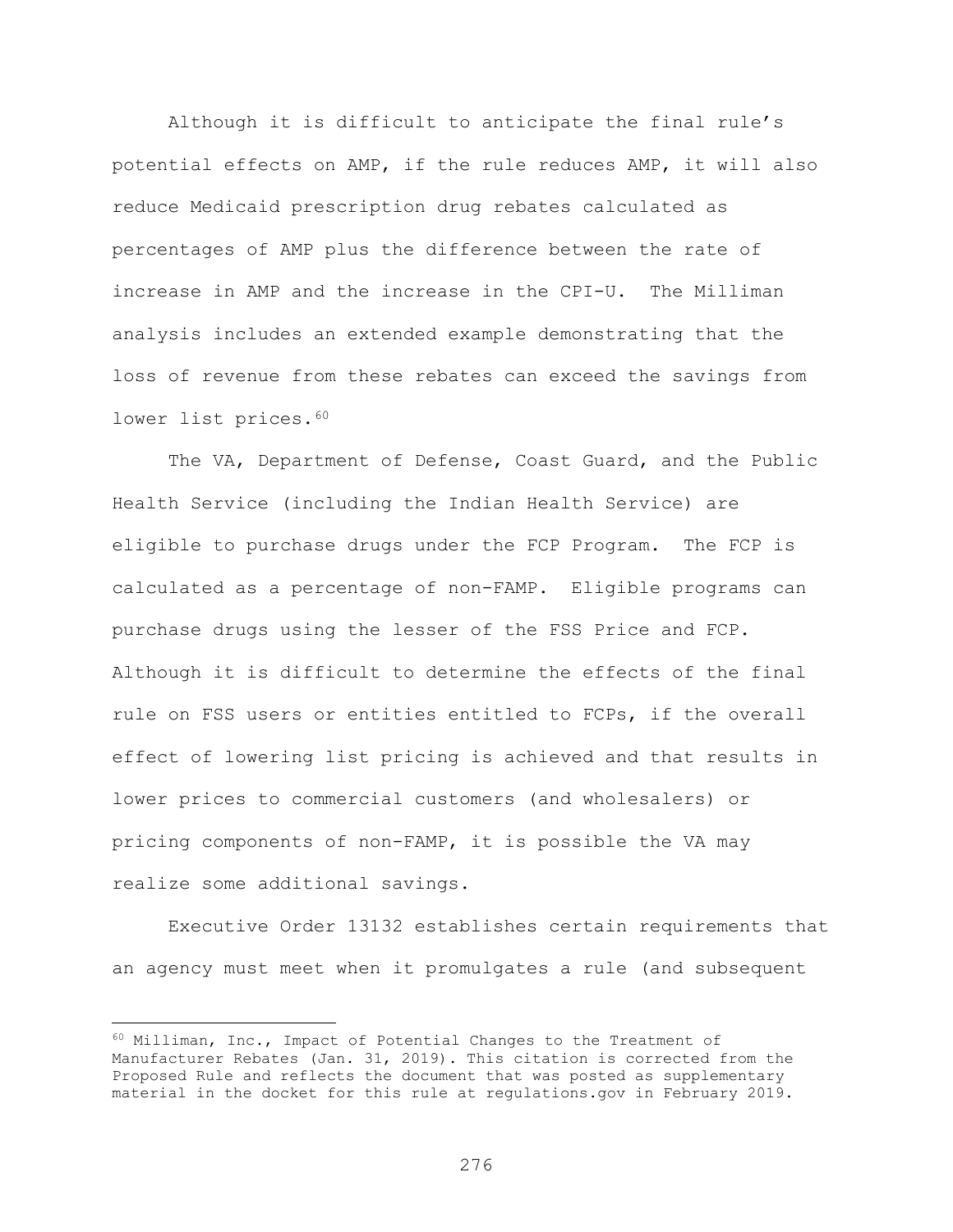Although it is difficult to anticipate the final rule's potential effects on AMP, if the rule reduces AMP, it will also reduce Medicaid prescription drug rebates calculated as percentages of AMP plus the difference between the rate of increase in AMP and the increase in the CPI-U. The Milliman analysis includes an extended example demonstrating that the loss of revenue from these rebates can exceed the savings from lower list prices.[60]

The VA, Department of Defense, Coast Guard, and the Public Health Service (including the Indian Health Service) are eligible to purchase drugs under the FCP Program. The FCP is calculated as a percentage of non-FAMP. Eligible programs can purchase drugs using the lesser of the FSS Price and FCP. Although it is difficult to determine the effects of the final rule on FSS users or entities entitled to FCPs, if the overall effect of lowering list pricing is achieved and that results in lower prices to commercial customers (and wholesalers) or pricing components of non-FAMP, it is possible the VA may realize some additional savings.

Executive Order 13132 establishes certain requirements that an agency must meet when it promulgates a rule (and subsequent

[60] Milliman, Inc., Impact of Potential Changes to the Treatment of Manufacturer Rebates (Jan. 31, 2019). This citation is corrected from the Proposed Rule and reflects the document that was posted as supplementary material in the docket for this rule at regulations.gov in February 2019.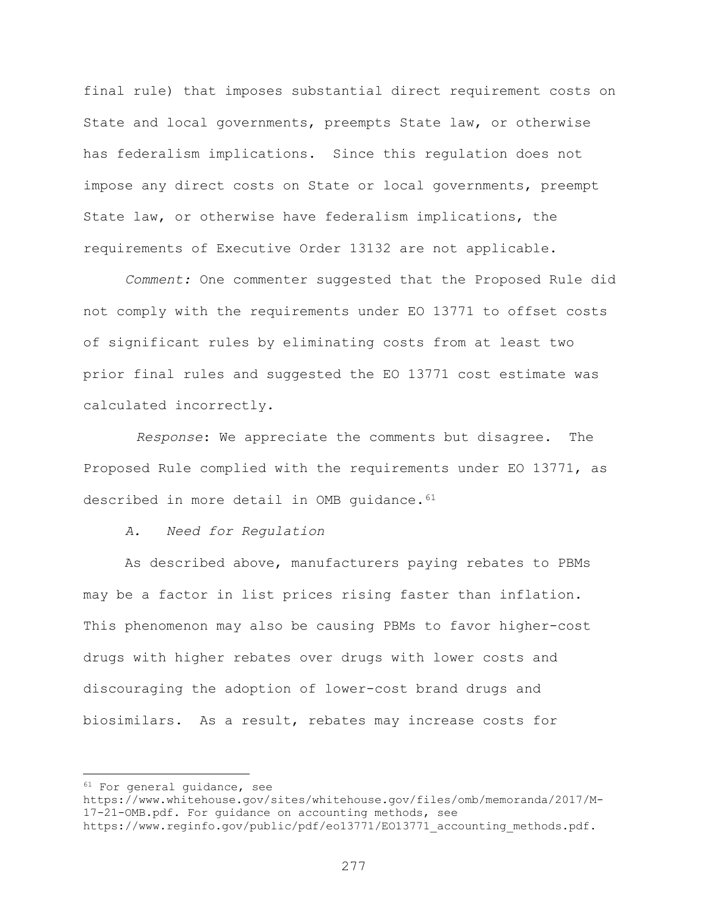final rule) that imposes substantial direct requirement costs on State and local governments, preempts State law, or otherwise has federalism implications. Since this regulation does not impose any direct costs on State or local governments, preempt State law, or otherwise have federalism implications, the requirements of Executive Order 13132 are not applicable.

*Comment:* One commenter suggested that the Proposed Rule did not comply with the requirements under EO 13771 to offset costs of significant rules by eliminating costs from at least two prior final rules and suggested the EO 13771 cost estimate was calculated incorrectly.

*Response*: We appreciate the comments but disagree. The Proposed Rule complied with the requirements under EO 13771, as described in more detail in OMB guidance.[61]

*A. Need for Regulation*

As described above, manufacturers paying rebates to PBMs may be a factor in list prices rising faster than inflation. This phenomenon may also be causing PBMs to favor higher-cost drugs with higher rebates over drugs with lower costs and discouraging the adoption of lower-cost brand drugs and biosimilars. As a result, rebates may increase costs for

---

[61] For general guidance, see https://www.whitehouse.gov/sites/whitehouse.gov/files/omb/memoranda/2017/M-17-21-OMB.pdf. For guidance on accounting methods, see https://www.reginfo.gov/public/pdf/eo13771/EO13771_accounting_methods.pdf.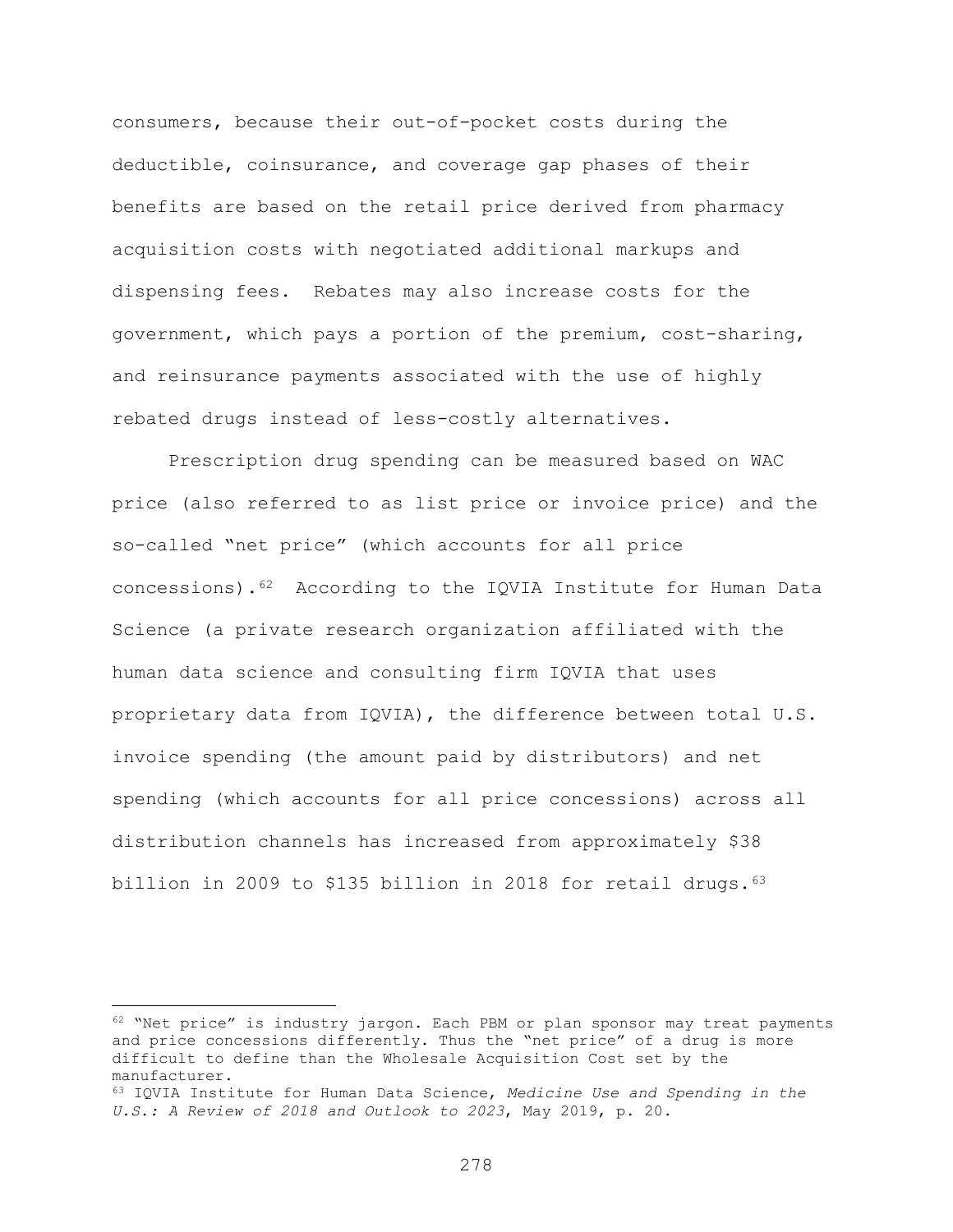consumers, because their out-of-pocket costs during the deductible, coinsurance, and coverage gap phases of their benefits are based on the retail price derived from pharmacy acquisition costs with negotiated additional markups and dispensing fees. Rebates may also increase costs for the government, which pays a portion of the premium, cost-sharing, and reinsurance payments associated with the use of highly rebated drugs instead of less-costly alternatives.

Prescription drug spending can be measured based on WAC price (also referred to as list price or invoice price) and the so-called "net price" (which accounts for all price concessions).[62] According to the IQVIA Institute for Human Data Science (a private research organization affiliated with the human data science and consulting firm IQVIA that uses proprietary data from IQVIA), the difference between total U.S. invoice spending (the amount paid by distributors) and net spending (which accounts for all price concessions) across all distribution channels has increased from approximately $38 billion in 2009 to $135 billion in 2018 for retail drugs.[63]

---

[62] "Net price" is industry jargon. Each PBM or plan sponsor may treat payments and price concessions differently. Thus the "net price" of a drug is more difficult to define than the Wholesale Acquisition Cost set by the manufacturer.

[63] IQVIA Institute for Human Data Science, *Medicine Use and Spending in the U.S.: A Review of 2018 and Outlook to 2023*, May 2019, p. 20.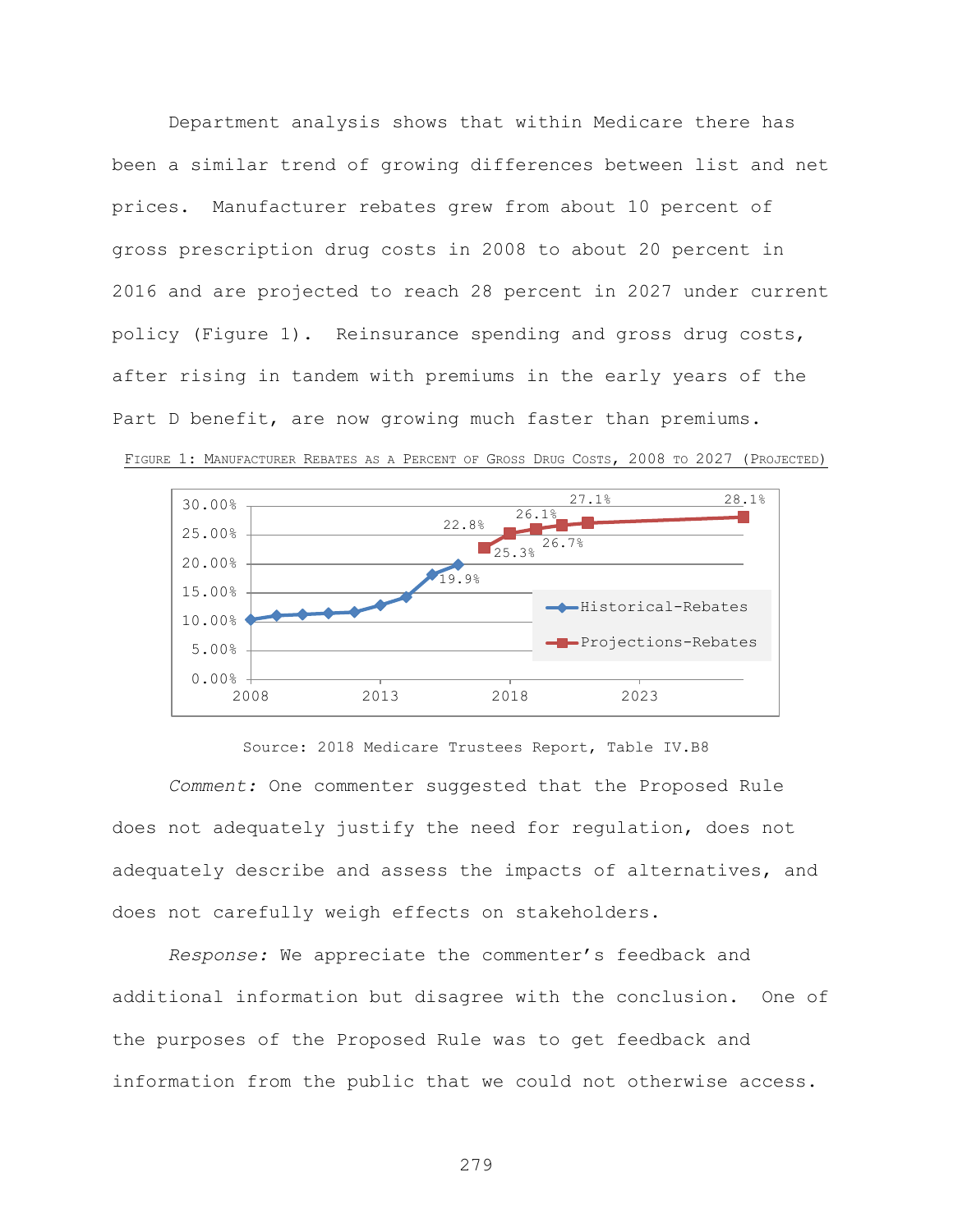Department analysis shows that within Medicare there has been a similar trend of growing differences between list and net prices. Manufacturer rebates grew from about 10 percent of gross prescription drug costs in 2008 to about 20 percent in 2016 and are projected to reach 28 percent in 2027 under current policy (Figure 1). Reinsurance spending and gross drug costs, after rising in tandem with premiums in the early years of the Part D benefit, are now growing much faster than premiums.

FIGURE 1: MANUFACTURER REBATES AS A PERCENT OF GROSS DRUG COSTS, 2008 TO 2027 (PROJECTED)

Source: 2018 Medicare Trustees Report, Table IV.B8

*Comment:* One commenter suggested that the Proposed Rule does not adequately justify the need for regulation, does not adequately describe and assess the impacts of alternatives, and does not carefully weigh effects on stakeholders.

*Response:* We appreciate the commenter's feedback and additional information but disagree with the conclusion. One of the purposes of the Proposed Rule was to get feedback and information from the public that we could not otherwise access.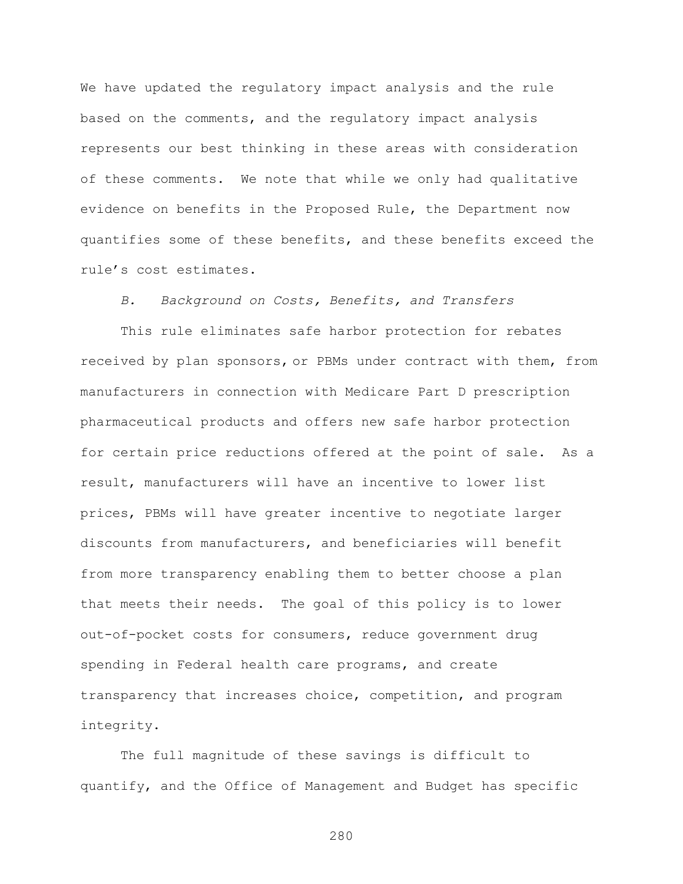We have updated the regulatory impact analysis and the rule based on the comments, and the regulatory impact analysis represents our best thinking in these areas with consideration of these comments. We note that while we only had qualitative evidence on benefits in the Proposed Rule, the Department now quantifies some of these benefits, and these benefits exceed the rule's cost estimates.

### *B. Background on Costs, Benefits, and Transfers*

This rule eliminates safe harbor protection for rebates received by plan sponsors, or PBMs under contract with them, from manufacturers in connection with Medicare Part D prescription pharmaceutical products and offers new safe harbor protection for certain price reductions offered at the point of sale. As a result, manufacturers will have an incentive to lower list prices, PBMs will have greater incentive to negotiate larger discounts from manufacturers, and beneficiaries will benefit from more transparency enabling them to better choose a plan that meets their needs. The goal of this policy is to lower out-of-pocket costs for consumers, reduce government drug spending in Federal health care programs, and create transparency that increases choice, competition, and program integrity.

The full magnitude of these savings is difficult to quantify, and the Office of Management and Budget has specific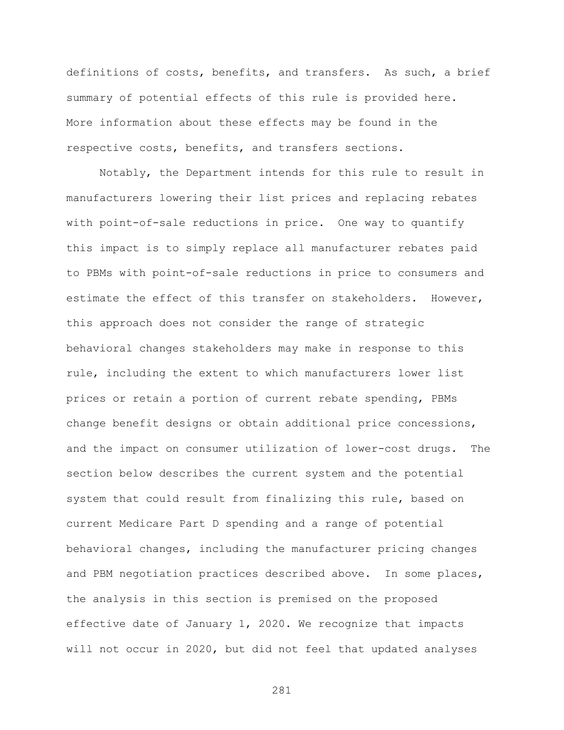definitions of costs, benefits, and transfers. As such, a brief summary of potential effects of this rule is provided here. More information about these effects may be found in the respective costs, benefits, and transfers sections.

Notably, the Department intends for this rule to result in manufacturers lowering their list prices and replacing rebates with point-of-sale reductions in price. One way to quantify this impact is to simply replace all manufacturer rebates paid to PBMs with point-of-sale reductions in price to consumers and estimate the effect of this transfer on stakeholders. However, this approach does not consider the range of strategic behavioral changes stakeholders may make in response to this rule, including the extent to which manufacturers lower list prices or retain a portion of current rebate spending, PBMs change benefit designs or obtain additional price concessions, and the impact on consumer utilization of lower-cost drugs. The section below describes the current system and the potential system that could result from finalizing this rule, based on current Medicare Part D spending and a range of potential behavioral changes, including the manufacturer pricing changes and PBM negotiation practices described above. In some places, the analysis in this section is premised on the proposed effective date of January 1, 2020. We recognize that impacts will not occur in 2020, but did not feel that updated analyses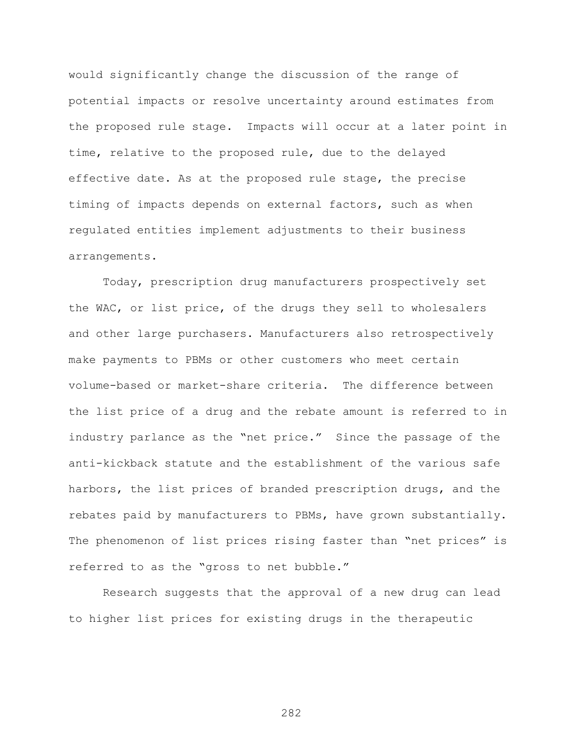would significantly change the discussion of the range of potential impacts or resolve uncertainty around estimates from the proposed rule stage. Impacts will occur at a later point in time, relative to the proposed rule, due to the delayed effective date. As at the proposed rule stage, the precise timing of impacts depends on external factors, such as when regulated entities implement adjustments to their business arrangements.

Today, prescription drug manufacturers prospectively set the WAC, or list price, of the drugs they sell to wholesalers and other large purchasers. Manufacturers also retrospectively make payments to PBMs or other customers who meet certain volume-based or market-share criteria. The difference between the list price of a drug and the rebate amount is referred to in industry parlance as the "net price." Since the passage of the anti-kickback statute and the establishment of the various safe harbors, the list prices of branded prescription drugs, and the rebates paid by manufacturers to PBMs, have grown substantially. The phenomenon of list prices rising faster than "net prices" is referred to as the "gross to net bubble."

Research suggests that the approval of a new drug can lead to higher list prices for existing drugs in the therapeutic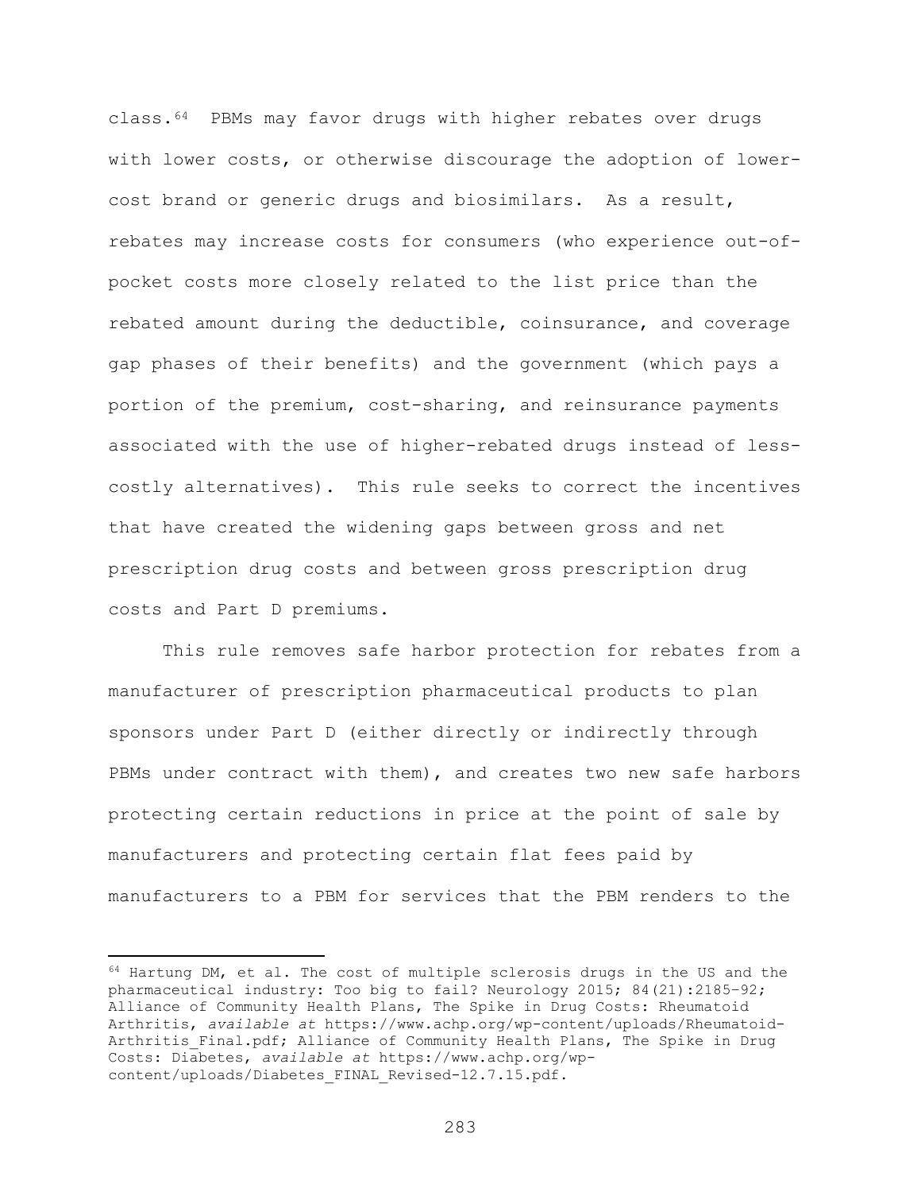class.[64] PBMs may favor drugs with higher rebates over drugs with lower costs, or otherwise discourage the adoption of lower-cost brand or generic drugs and biosimilars. As a result, rebates may increase costs for consumers (who experience out-of-pocket costs more closely related to the list price than the rebated amount during the deductible, coinsurance, and coverage gap phases of their benefits) and the government (which pays a portion of the premium, cost-sharing, and reinsurance payments associated with the use of higher-rebated drugs instead of less-costly alternatives). This rule seeks to correct the incentives that have created the widening gaps between gross and net prescription drug costs and between gross prescription drug costs and Part D premiums.

This rule removes safe harbor protection for rebates from a manufacturer of prescription pharmaceutical products to plan sponsors under Part D (either directly or indirectly through PBMs under contract with them), and creates two new safe harbors protecting certain reductions in price at the point of sale by manufacturers and protecting certain flat fees paid by manufacturers to a PBM for services that the PBM renders to the

---

[64] Hartung DM, et al. The cost of multiple sclerosis drugs in the US and the pharmaceutical industry: Too big to fail? Neurology 2015; 84(21):2185–92; Alliance of Community Health Plans, The Spike in Drug Costs: Rheumatoid Arthritis, *available at* https://www.achp.org/wp-content/uploads/Rheumatoid-Arthritis_Final.pdf; Alliance of Community Health Plans, The Spike in Drug Costs: Diabetes, *available at* https://www.achp.org/wp-content/uploads/Diabetes_FINAL_Revised-12.7.15.pdf.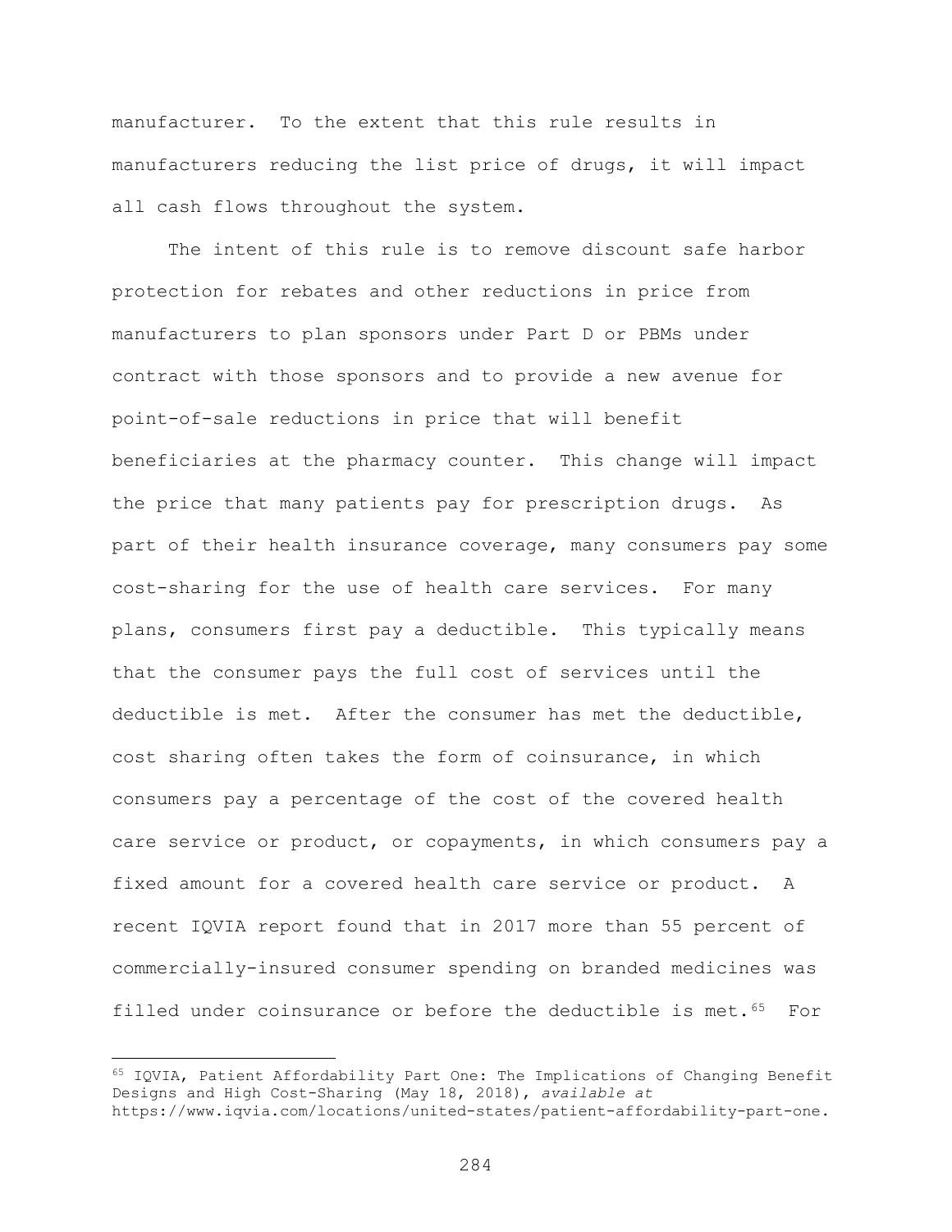manufacturer. To the extent that this rule results in manufacturers reducing the list price of drugs, it will impact all cash flows throughout the system.

The intent of this rule is to remove discount safe harbor protection for rebates and other reductions in price from manufacturers to plan sponsors under Part D or PBMs under contract with those sponsors and to provide a new avenue for point-of-sale reductions in price that will benefit beneficiaries at the pharmacy counter. This change will impact the price that many patients pay for prescription drugs. As part of their health insurance coverage, many consumers pay some cost-sharing for the use of health care services. For many plans, consumers first pay a deductible. This typically means that the consumer pays the full cost of services until the deductible is met. After the consumer has met the deductible, cost sharing often takes the form of coinsurance, in which consumers pay a percentage of the cost of the covered health care service or product, or copayments, in which consumers pay a fixed amount for a covered health care service or product. A recent IQVIA report found that in 2017 more than 55 percent of commercially-insured consumer spending on branded medicines was filled under coinsurance or before the deductible is met.[65] For

---

[65] IQVIA, Patient Affordability Part One: The Implications of Changing Benefit Designs and High Cost-Sharing (May 18, 2018), *available at* https://www.iqvia.com/locations/united-states/patient-affordability-part-one.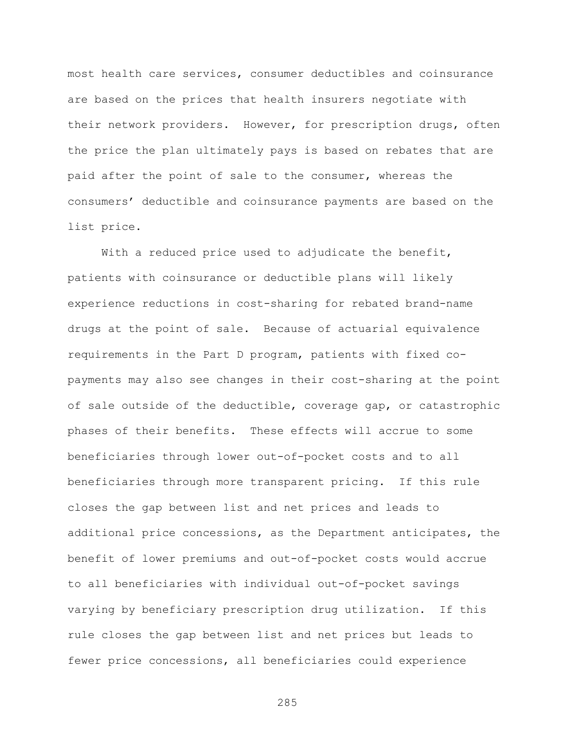most health care services, consumer deductibles and coinsurance are based on the prices that health insurers negotiate with their network providers. However, for prescription drugs, often the price the plan ultimately pays is based on rebates that are paid after the point of sale to the consumer, whereas the consumers' deductible and coinsurance payments are based on the list price.

With a reduced price used to adjudicate the benefit, patients with coinsurance or deductible plans will likely experience reductions in cost-sharing for rebated brand-name drugs at the point of sale. Because of actuarial equivalence requirements in the Part D program, patients with fixed co-payments may also see changes in their cost-sharing at the point of sale outside of the deductible, coverage gap, or catastrophic phases of their benefits. These effects will accrue to some beneficiaries through lower out-of-pocket costs and to all beneficiaries through more transparent pricing. If this rule closes the gap between list and net prices and leads to additional price concessions, as the Department anticipates, the benefit of lower premiums and out-of-pocket costs would accrue to all beneficiaries with individual out-of-pocket savings varying by beneficiary prescription drug utilization. If this rule closes the gap between list and net prices but leads to fewer price concessions, all beneficiaries could experience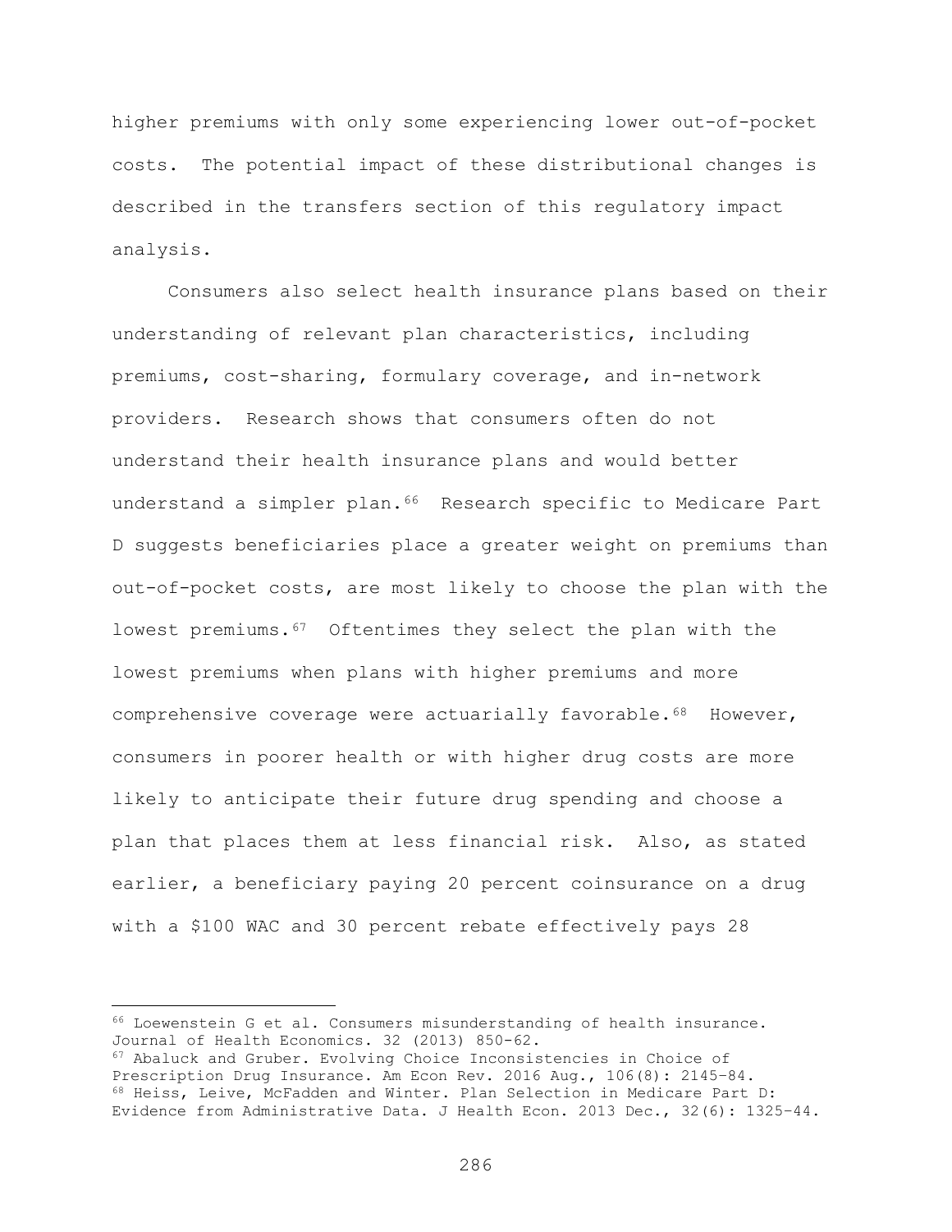higher premiums with only some experiencing lower out-of-pocket costs. The potential impact of these distributional changes is described in the transfers section of this regulatory impact analysis.

Consumers also select health insurance plans based on their understanding of relevant plan characteristics, including premiums, cost-sharing, formulary coverage, and in-network providers. Research shows that consumers often do not understand their health insurance plans and would better understand a simpler plan.[66] Research specific to Medicare Part D suggests beneficiaries place a greater weight on premiums than out-of-pocket costs, are most likely to choose the plan with the lowest premiums.[67] Oftentimes they select the plan with the lowest premiums when plans with higher premiums and more comprehensive coverage were actuarially favorable.[68] However, consumers in poorer health or with higher drug costs are more likely to anticipate their future drug spending and choose a plan that places them at less financial risk. Also, as stated earlier, a beneficiary paying 20 percent coinsurance on a drug with a $100 WAC and 30 percent rebate effectively pays 28

---

[66] Loewenstein G et al. Consumers misunderstanding of health insurance. Journal of Health Economics. 32 (2013) 850-62.

[67] Abaluck and Gruber. Evolving Choice Inconsistencies in Choice of Prescription Drug Insurance. Am Econ Rev. 2016 Aug., 106(8): 2145–84.

[68] Heiss, Leive, McFadden and Winter. Plan Selection in Medicare Part D: Evidence from Administrative Data. J Health Econ. 2013 Dec., 32(6): 1325–44.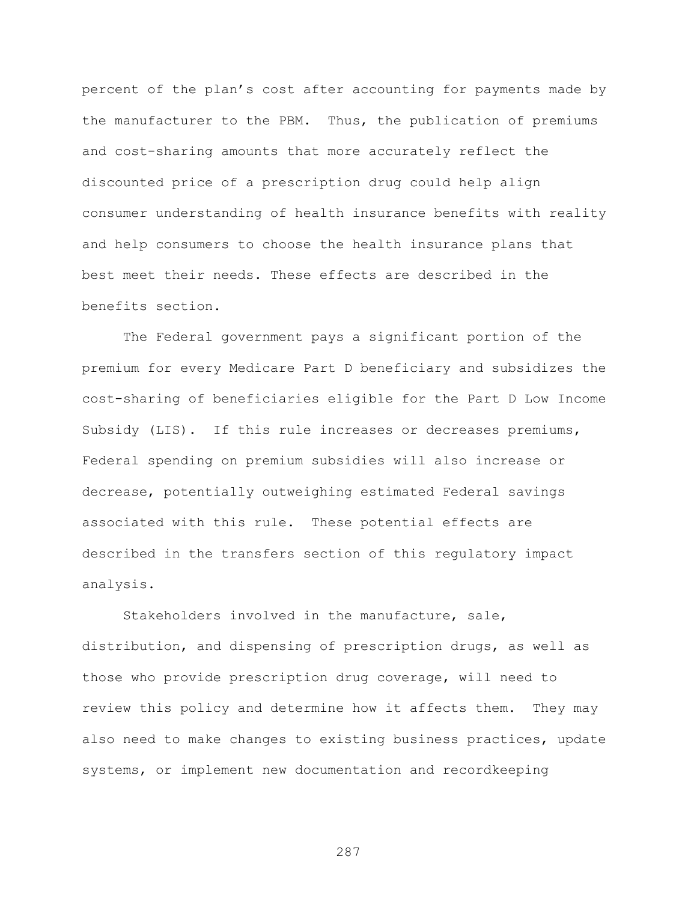percent of the plan's cost after accounting for payments made by the manufacturer to the PBM. Thus, the publication of premiums and cost-sharing amounts that more accurately reflect the discounted price of a prescription drug could help align consumer understanding of health insurance benefits with reality and help consumers to choose the health insurance plans that best meet their needs. These effects are described in the benefits section.

The Federal government pays a significant portion of the premium for every Medicare Part D beneficiary and subsidizes the cost-sharing of beneficiaries eligible for the Part D Low Income Subsidy (LIS). If this rule increases or decreases premiums, Federal spending on premium subsidies will also increase or decrease, potentially outweighing estimated Federal savings associated with this rule. These potential effects are described in the transfers section of this regulatory impact analysis.

Stakeholders involved in the manufacture, sale, distribution, and dispensing of prescription drugs, as well as those who provide prescription drug coverage, will need to review this policy and determine how it affects them. They may also need to make changes to existing business practices, update systems, or implement new documentation and recordkeeping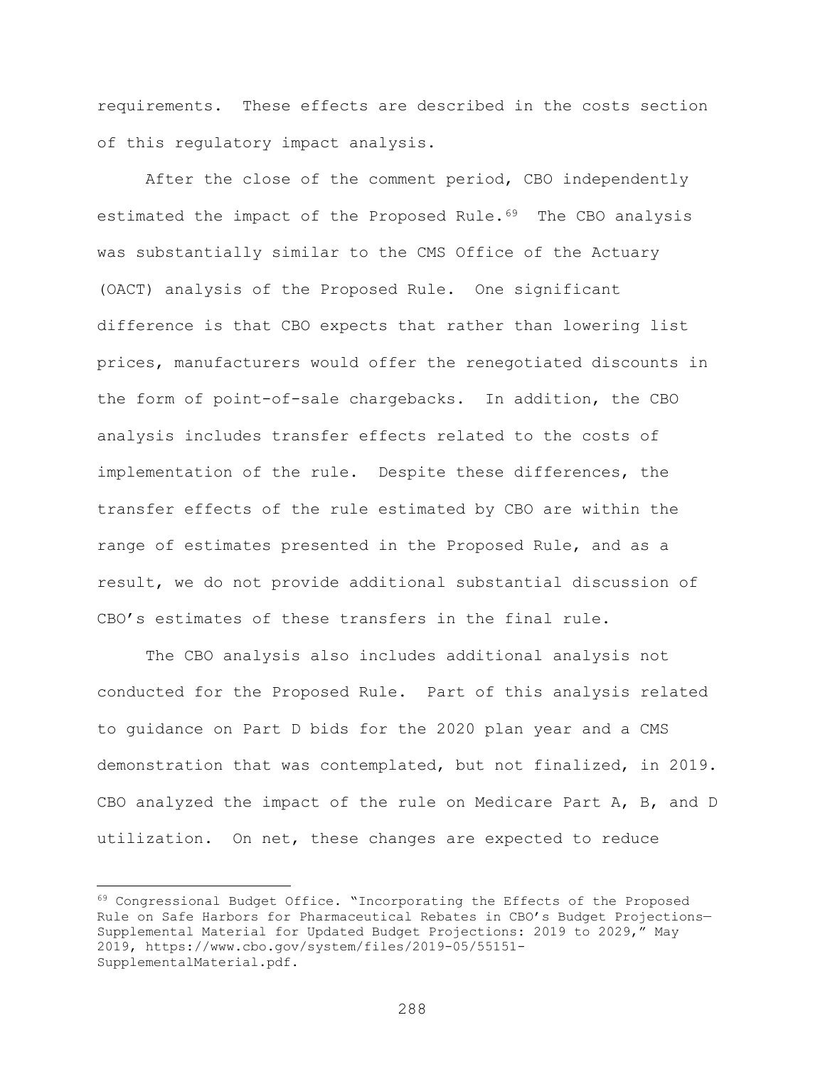requirements. These effects are described in the costs section of this regulatory impact analysis.

After the close of the comment period, CBO independently estimated the impact of the Proposed Rule.[69] The CBO analysis was substantially similar to the CMS Office of the Actuary (OACT) analysis of the Proposed Rule. One significant difference is that CBO expects that rather than lowering list prices, manufacturers would offer the renegotiated discounts in the form of point-of-sale chargebacks. In addition, the CBO analysis includes transfer effects related to the costs of implementation of the rule. Despite these differences, the transfer effects of the rule estimated by CBO are within the range of estimates presented in the Proposed Rule, and as a result, we do not provide additional substantial discussion of CBO's estimates of these transfers in the final rule.

The CBO analysis also includes additional analysis not conducted for the Proposed Rule. Part of this analysis related to guidance on Part D bids for the 2020 plan year and a CMS demonstration that was contemplated, but not finalized, in 2019. CBO analyzed the impact of the rule on Medicare Part A, B, and D utilization. On net, these changes are expected to reduce

---

[69] Congressional Budget Office. "Incorporating the Effects of the Proposed Rule on Safe Harbors for Pharmaceutical Rebates in CBO's Budget Projections—Supplemental Material for Updated Budget Projections: 2019 to 2029," May 2019, https://www.cbo.gov/system/files/2019-05/55151-SupplementalMaterial.pdf.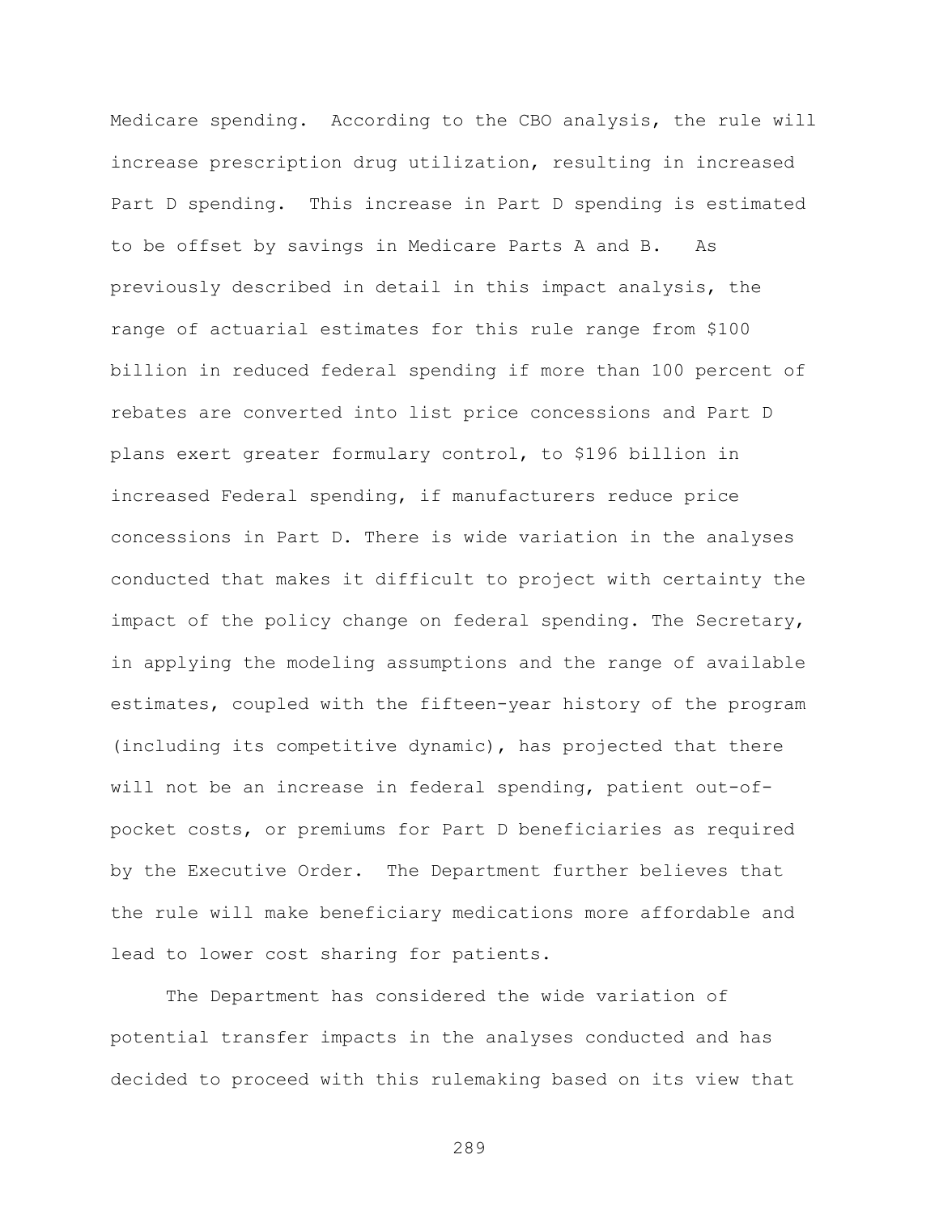Medicare spending. According to the CBO analysis, the rule will increase prescription drug utilization, resulting in increased Part D spending. This increase in Part D spending is estimated to be offset by savings in Medicare Parts A and B. As previously described in detail in this impact analysis, the range of actuarial estimates for this rule range from $100 billion in reduced federal spending if more than 100 percent of rebates are converted into list price concessions and Part D plans exert greater formulary control, to $196 billion in increased Federal spending, if manufacturers reduce price concessions in Part D. There is wide variation in the analyses conducted that makes it difficult to project with certainty the impact of the policy change on federal spending. The Secretary, in applying the modeling assumptions and the range of available estimates, coupled with the fifteen-year history of the program (including its competitive dynamic), has projected that there will not be an increase in federal spending, patient out-of-pocket costs, or premiums for Part D beneficiaries as required by the Executive Order. The Department further believes that the rule will make beneficiary medications more affordable and lead to lower cost sharing for patients.

The Department has considered the wide variation of potential transfer impacts in the analyses conducted and has decided to proceed with this rulemaking based on its view that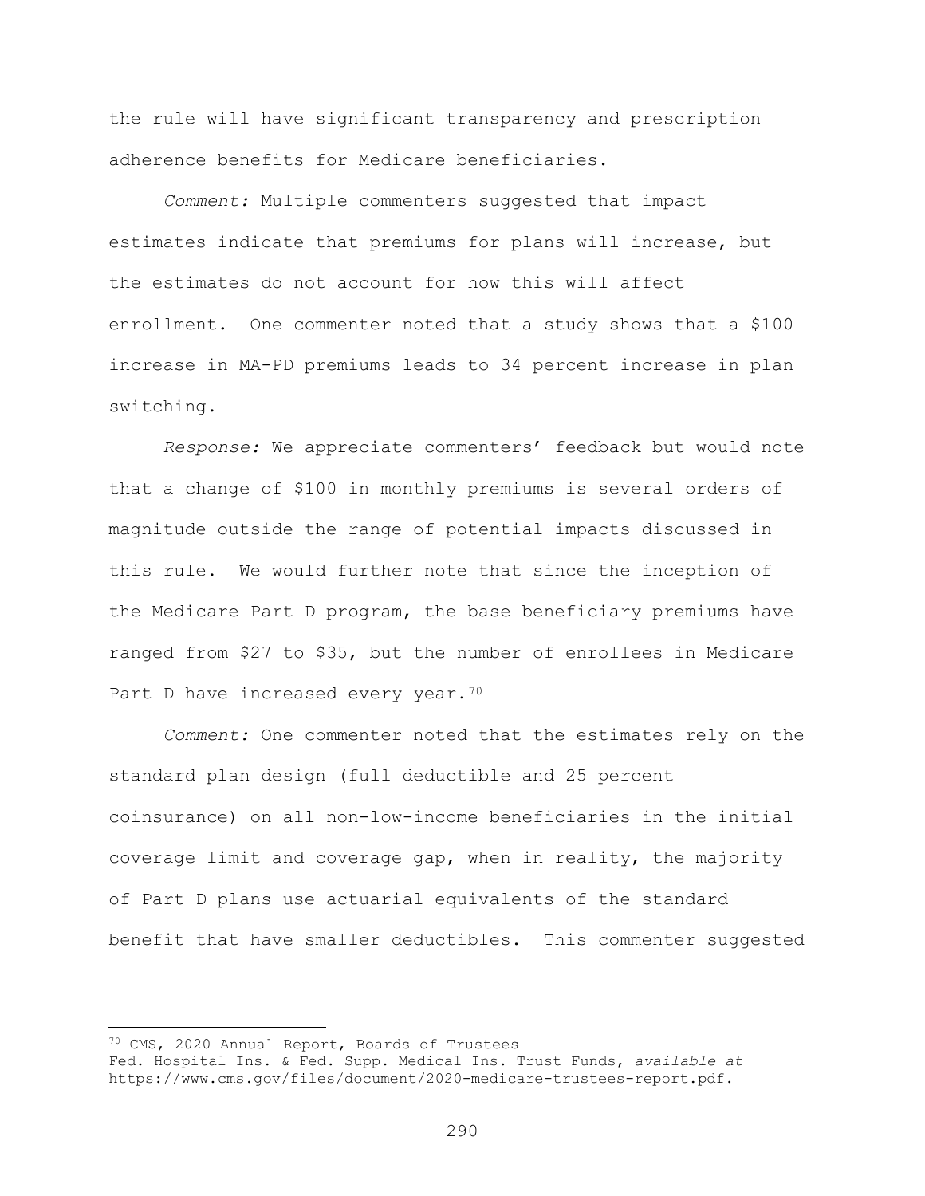the rule will have significant transparency and prescription adherence benefits for Medicare beneficiaries.

*Comment:* Multiple commenters suggested that impact estimates indicate that premiums for plans will increase, but the estimates do not account for how this will affect enrollment. One commenter noted that a study shows that a $100 increase in MA-PD premiums leads to 34 percent increase in plan switching.

*Response:* We appreciate commenters' feedback but would note that a change of $100 in monthly premiums is several orders of magnitude outside the range of potential impacts discussed in this rule. We would further note that since the inception of the Medicare Part D program, the base beneficiary premiums have ranged from $27 to $35, but the number of enrollees in Medicare Part D have increased every year.[70]

*Comment:* One commenter noted that the estimates rely on the standard plan design (full deductible and 25 percent coinsurance) on all non-low-income beneficiaries in the initial coverage limit and coverage gap, when in reality, the majority of Part D plans use actuarial equivalents of the standard benefit that have smaller deductibles. This commenter suggested

---

[70] CMS, 2020 Annual Report, Boards of Trustees Fed. Hospital Ins. & Fed. Supp. Medical Ins. Trust Funds, *available at* https://www.cms.gov/files/document/2020-medicare-trustees-report.pdf.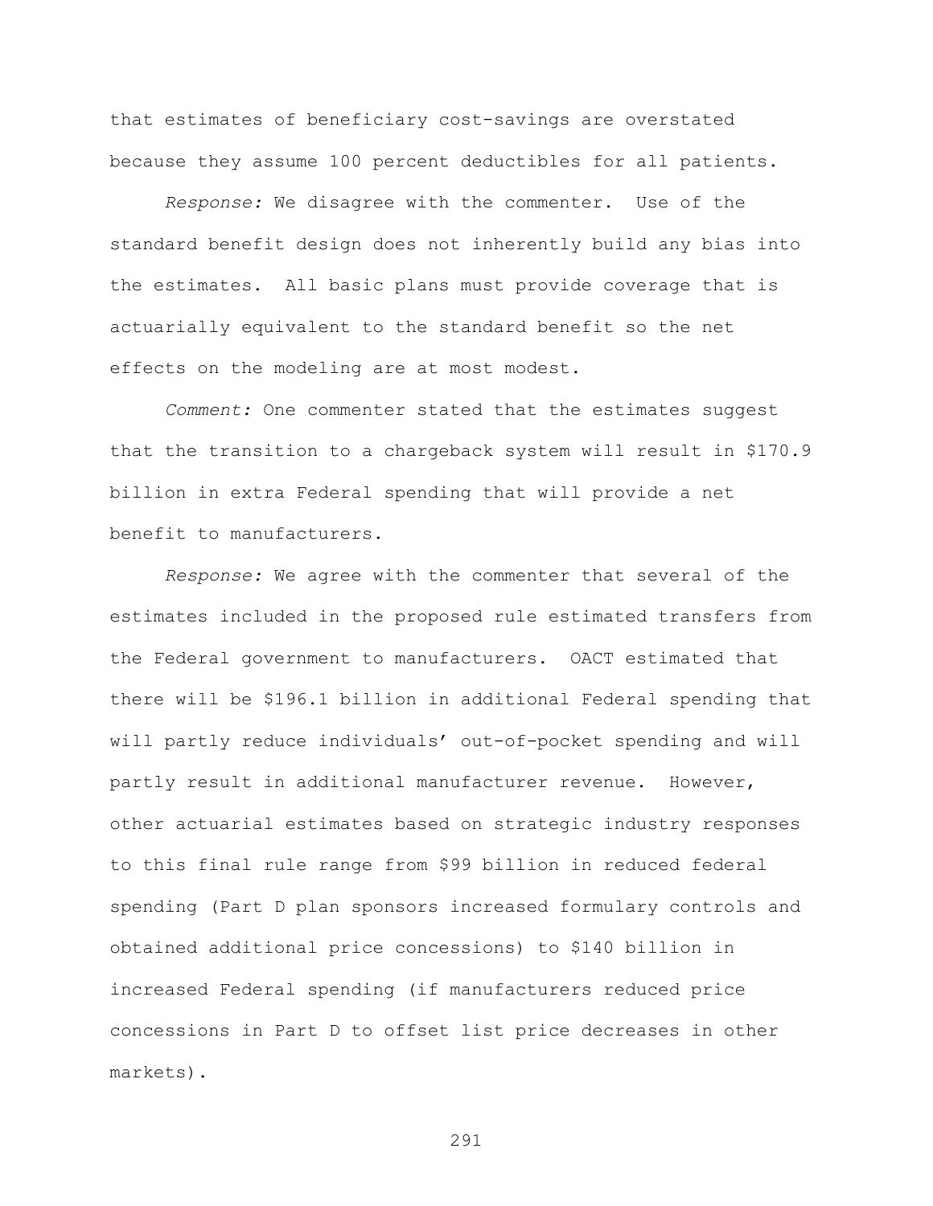that estimates of beneficiary cost-savings are overstated because they assume 100 percent deductibles for all patients.

*Response:* We disagree with the commenter. Use of the standard benefit design does not inherently build any bias into the estimates. All basic plans must provide coverage that is actuarially equivalent to the standard benefit so the net effects on the modeling are at most modest.

*Comment:* One commenter stated that the estimates suggest that the transition to a chargeback system will result in $170.9 billion in extra Federal spending that will provide a net benefit to manufacturers.

*Response:* We agree with the commenter that several of the estimates included in the proposed rule estimated transfers from the Federal government to manufacturers. OACT estimated that there will be $196.1 billion in additional Federal spending that will partly reduce individuals' out-of-pocket spending and will partly result in additional manufacturer revenue. However, other actuarial estimates based on strategic industry responses to this final rule range from $99 billion in reduced federal spending (Part D plan sponsors increased formulary controls and obtained additional price concessions) to $140 billion in increased Federal spending (if manufacturers reduced price concessions in Part D to offset list price decreases in other markets).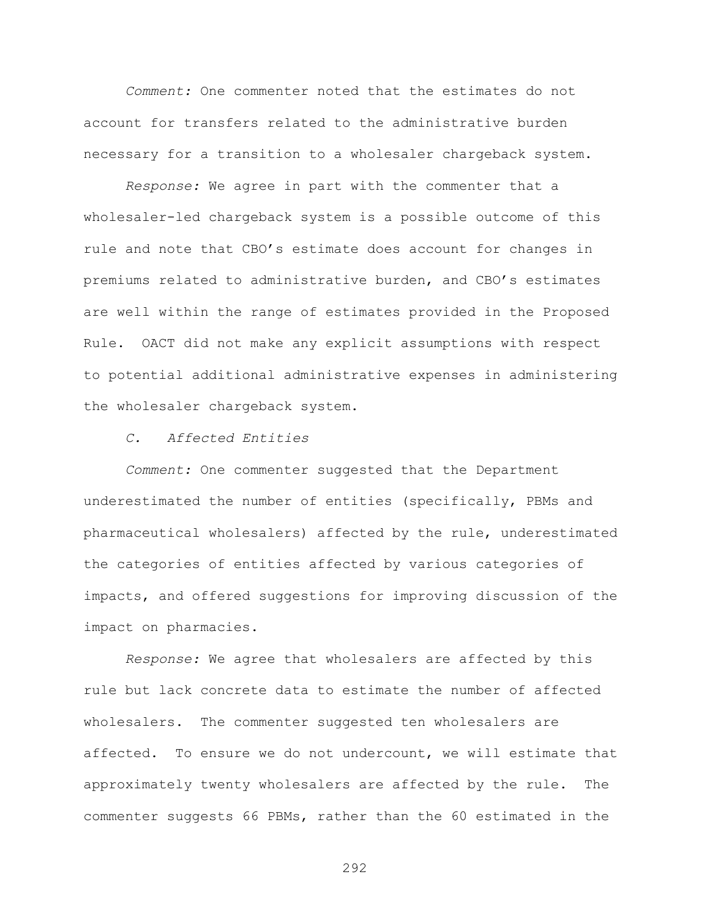*Comment:* One commenter noted that the estimates do not account for transfers related to the administrative burden necessary for a transition to a wholesaler chargeback system.

*Response:* We agree in part with the commenter that a wholesaler-led chargeback system is a possible outcome of this rule and note that CBO's estimate does account for changes in premiums related to administrative burden, and CBO's estimates are well within the range of estimates provided in the Proposed Rule. OACT did not make any explicit assumptions with respect to potential additional administrative expenses in administering the wholesaler chargeback system.

*C. Affected Entities*

*Comment:* One commenter suggested that the Department underestimated the number of entities (specifically, PBMs and pharmaceutical wholesalers) affected by the rule, underestimated the categories of entities affected by various categories of impacts, and offered suggestions for improving discussion of the impact on pharmacies.

*Response:* We agree that wholesalers are affected by this rule but lack concrete data to estimate the number of affected wholesalers. The commenter suggested ten wholesalers are affected. To ensure we do not undercount, we will estimate that approximately twenty wholesalers are affected by the rule. The commenter suggests 66 PBMs, rather than the 60 estimated in the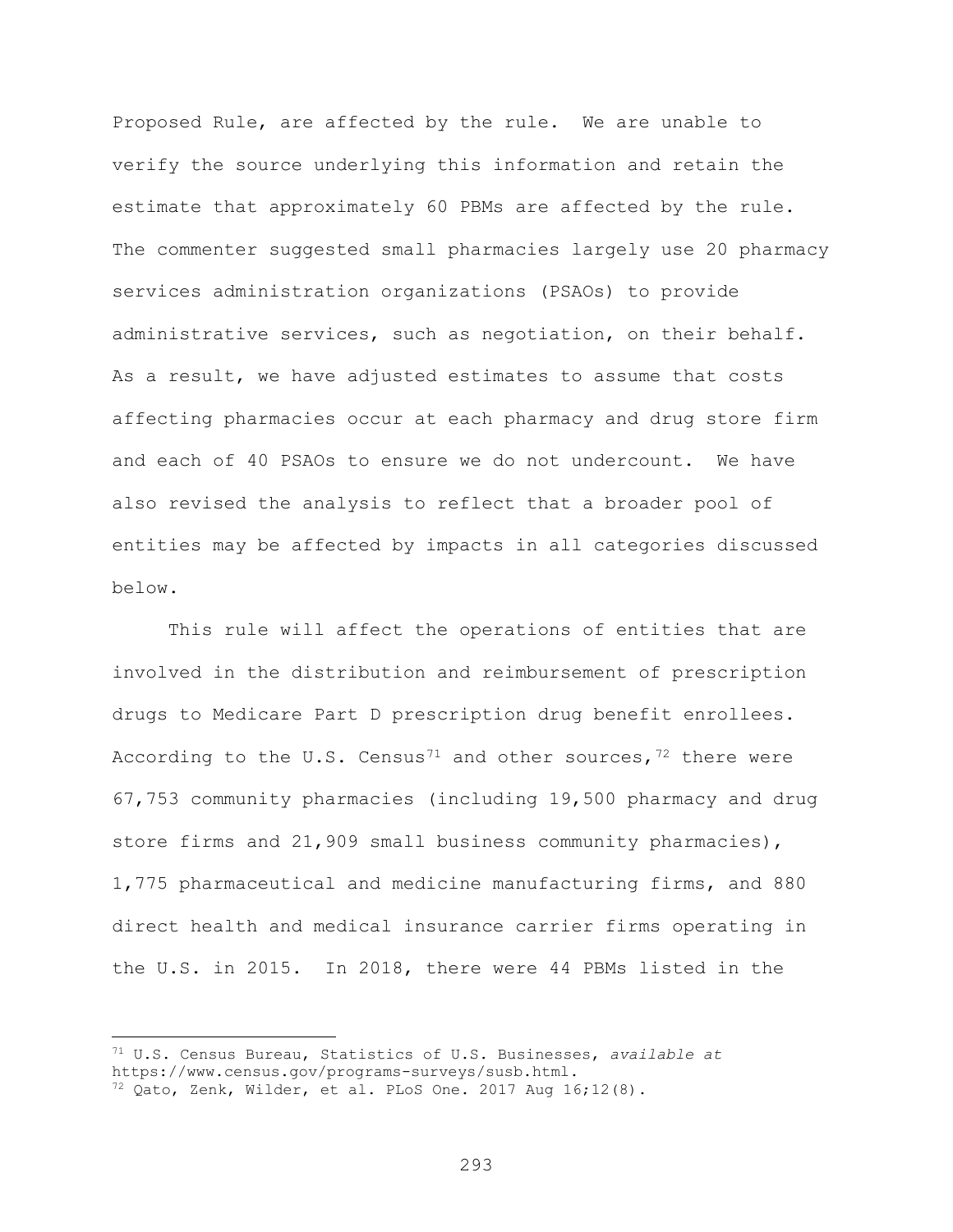Proposed Rule, are affected by the rule. We are unable to verify the source underlying this information and retain the estimate that approximately 60 PBMs are affected by the rule. The commenter suggested small pharmacies largely use 20 pharmacy services administration organizations (PSAOs) to provide administrative services, such as negotiation, on their behalf. As a result, we have adjusted estimates to assume that costs affecting pharmacies occur at each pharmacy and drug store firm and each of 40 PSAOs to ensure we do not undercount. We have also revised the analysis to reflect that a broader pool of entities may be affected by impacts in all categories discussed below.

This rule will affect the operations of entities that are involved in the distribution and reimbursement of prescription drugs to Medicare Part D prescription drug benefit enrollees. According to the U.S. Census[71] and other sources,[72] there were 67,753 community pharmacies (including 19,500 pharmacy and drug store firms and 21,909 small business community pharmacies), 1,775 pharmaceutical and medicine manufacturing firms, and 880 direct health and medical insurance carrier firms operating in the U.S. in 2015. In 2018, there were 44 PBMs listed in the

---

[71] U.S. Census Bureau, Statistics of U.S. Businesses, *available at* https://www.census.gov/programs-surveys/susb.html.

[72] Qato, Zenk, Wilder, et al. PLoS One. 2017 Aug 16;12(8).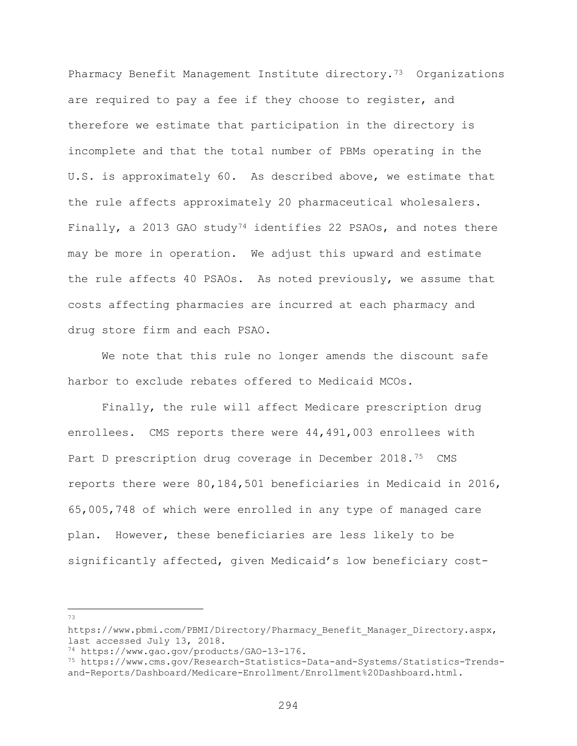Pharmacy Benefit Management Institute directory.[73] Organizations are required to pay a fee if they choose to register, and therefore we estimate that participation in the directory is incomplete and that the total number of PBMs operating in the U.S. is approximately 60. As described above, we estimate that the rule affects approximately 20 pharmaceutical wholesalers. Finally, a 2013 GAO study[74] identifies 22 PSAOs, and notes there may be more in operation. We adjust this upward and estimate the rule affects 40 PSAOs. As noted previously, we assume that costs affecting pharmacies are incurred at each pharmacy and drug store firm and each PSAO.

We note that this rule no longer amends the discount safe harbor to exclude rebates offered to Medicaid MCOs.

Finally, the rule will affect Medicare prescription drug enrollees. CMS reports there were 44,491,003 enrollees with Part D prescription drug coverage in December 2018.[75] CMS reports there were 80,184,501 beneficiaries in Medicaid in 2016, 65,005,748 of which were enrolled in any type of managed care plan. However, these beneficiaries are less likely to be significantly affected, given Medicaid's low beneficiary cost-

---

[73] https://www.pbmi.com/PBMI/Directory/Pharmacy_Benefit_Manager_Directory.aspx, last accessed July 13, 2018.

[74] https://www.gao.gov/products/GAO-13-176.

[75] https://www.cms.gov/Research-Statistics-Data-and-Systems/Statistics-Trends-and-Reports/Dashboard/Medicare-Enrollment/Enrollment%20Dashboard.html.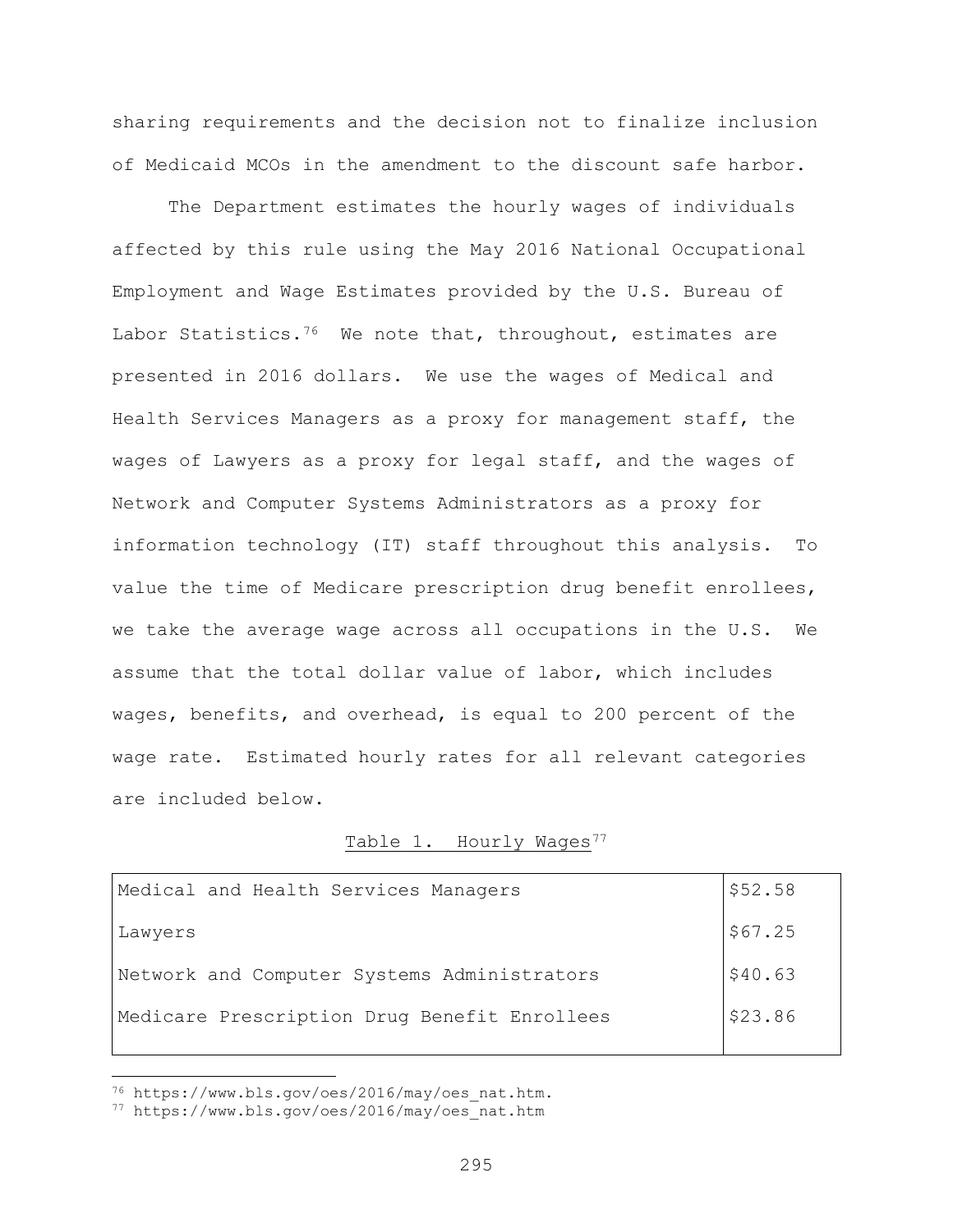sharing requirements and the decision not to finalize inclusion of Medicaid MCOs in the amendment to the discount safe harbor.

The Department estimates the hourly wages of individuals affected by this rule using the May 2016 National Occupational Employment and Wage Estimates provided by the U.S. Bureau of Labor Statistics.[76] We note that, throughout, estimates are presented in 2016 dollars. We use the wages of Medical and Health Services Managers as a proxy for management staff, the wages of Lawyers as a proxy for legal staff, and the wages of Network and Computer Systems Administrators as a proxy for information technology (IT) staff throughout this analysis. To value the time of Medicare prescription drug benefit enrollees, we take the average wage across all occupations in the U.S. We assume that the total dollar value of labor, which includes wages, benefits, and overhead, is equal to 200 percent of the wage rate. Estimated hourly rates for all relevant categories are included below.

Table 1. Hourly Wages[77]

| | |
|---|---|
| Medical and Health Services Managers | $52.58 |
| Lawyers | $67.25 |
| Network and Computer Systems Administrators | $40.63 |
| Medicare Prescription Drug Benefit Enrollees | $23.86 |

[76] https://www.bls.gov/oes/2016/may/oes_nat.htm.

[77] https://www.bls.gov/oes/2016/may/oes_nat.htm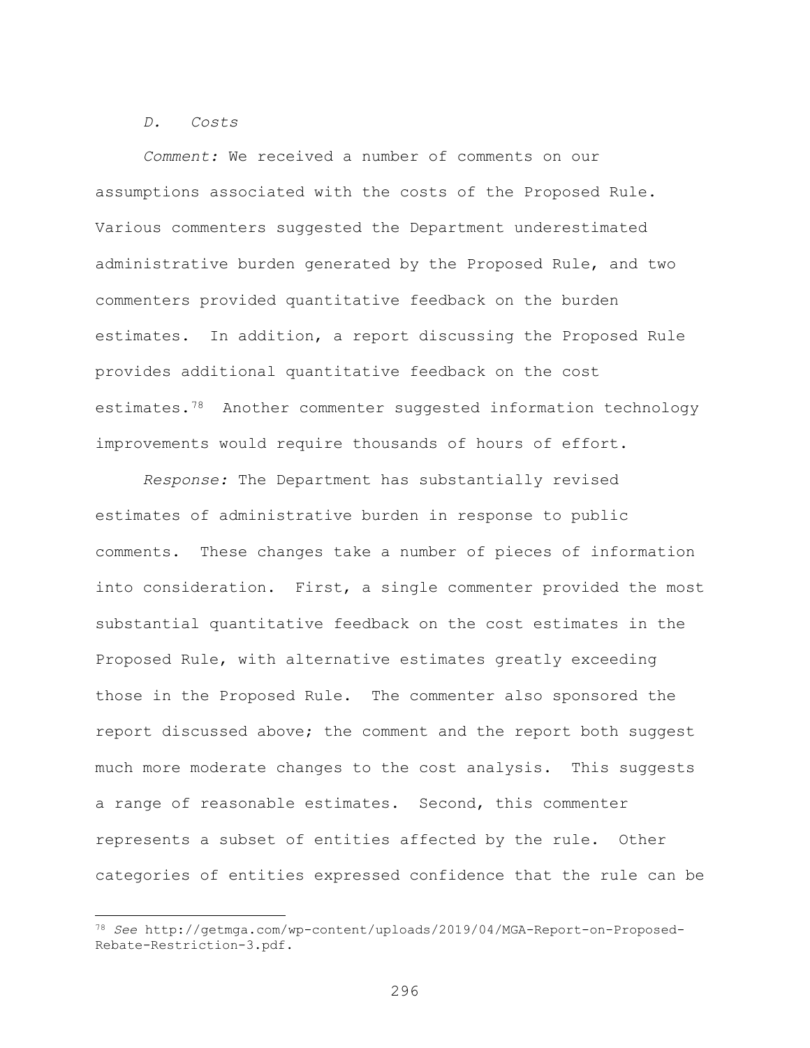*D. Costs*

*Comment:* We received a number of comments on our assumptions associated with the costs of the Proposed Rule. Various commenters suggested the Department underestimated administrative burden generated by the Proposed Rule, and two commenters provided quantitative feedback on the burden estimates. In addition, a report discussing the Proposed Rule provides additional quantitative feedback on the cost estimates.[78] Another commenter suggested information technology improvements would require thousands of hours of effort.

*Response:* The Department has substantially revised estimates of administrative burden in response to public comments. These changes take a number of pieces of information into consideration. First, a single commenter provided the most substantial quantitative feedback on the cost estimates in the Proposed Rule, with alternative estimates greatly exceeding those in the Proposed Rule. The commenter also sponsored the report discussed above; the comment and the report both suggest much more moderate changes to the cost analysis. This suggests a range of reasonable estimates. Second, this commenter represents a subset of entities affected by the rule. Other categories of entities expressed confidence that the rule can be

---

[78] *See* http://getmga.com/wp-content/uploads/2019/04/MGA-Report-on-Proposed-Rebate-Restriction-3.pdf.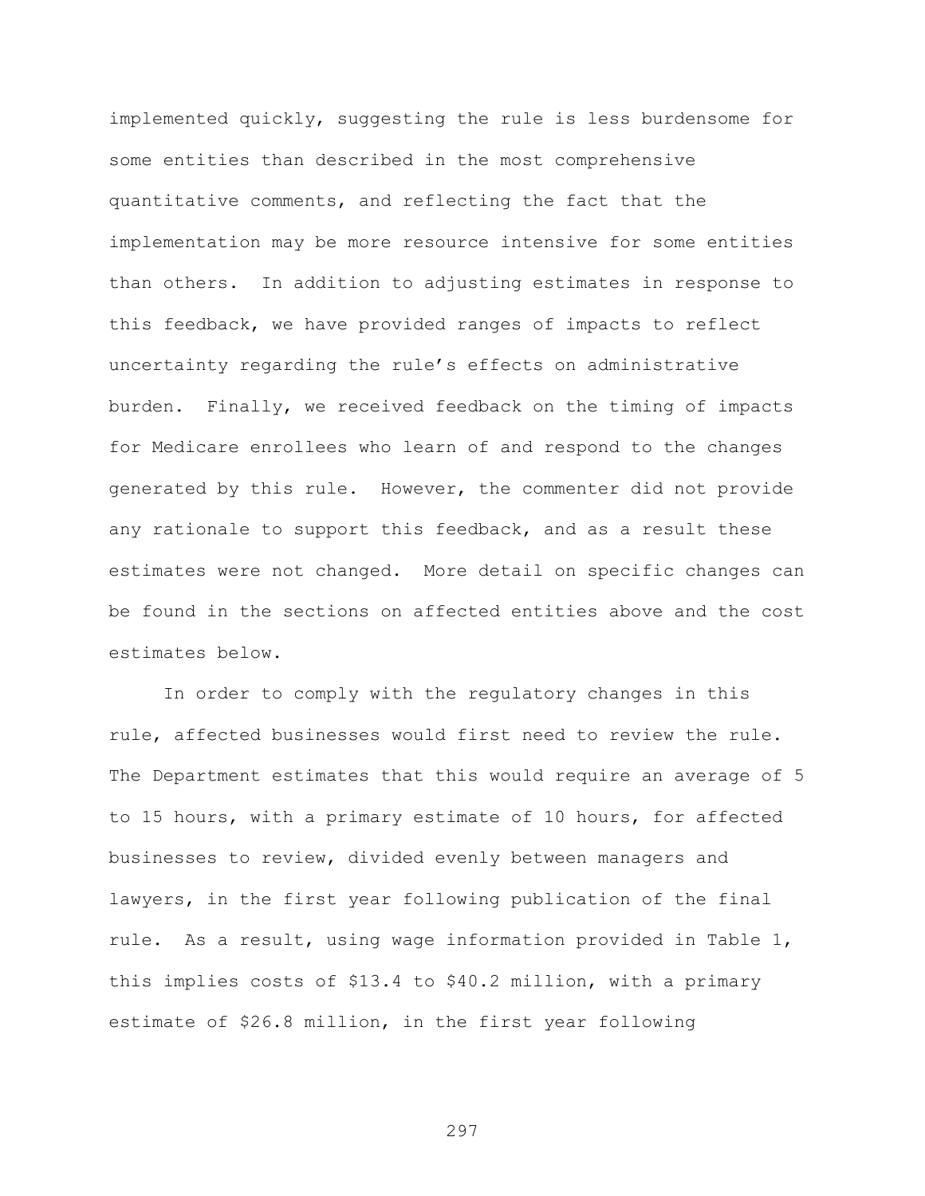implemented quickly, suggesting the rule is less burdensome for some entities than described in the most comprehensive quantitative comments, and reflecting the fact that the implementation may be more resource intensive for some entities than others. In addition to adjusting estimates in response to this feedback, we have provided ranges of impacts to reflect uncertainty regarding the rule's effects on administrative burden. Finally, we received feedback on the timing of impacts for Medicare enrollees who learn of and respond to the changes generated by this rule. However, the commenter did not provide any rationale to support this feedback, and as a result these estimates were not changed. More detail on specific changes can be found in the sections on affected entities above and the cost estimates below.

In order to comply with the regulatory changes in this rule, affected businesses would first need to review the rule. The Department estimates that this would require an average of 5 to 15 hours, with a primary estimate of 10 hours, for affected businesses to review, divided evenly between managers and lawyers, in the first year following publication of the final rule. As a result, using wage information provided in Table 1, this implies costs of $13.4 to $40.2 million, with a primary estimate of $26.8 million, in the first year following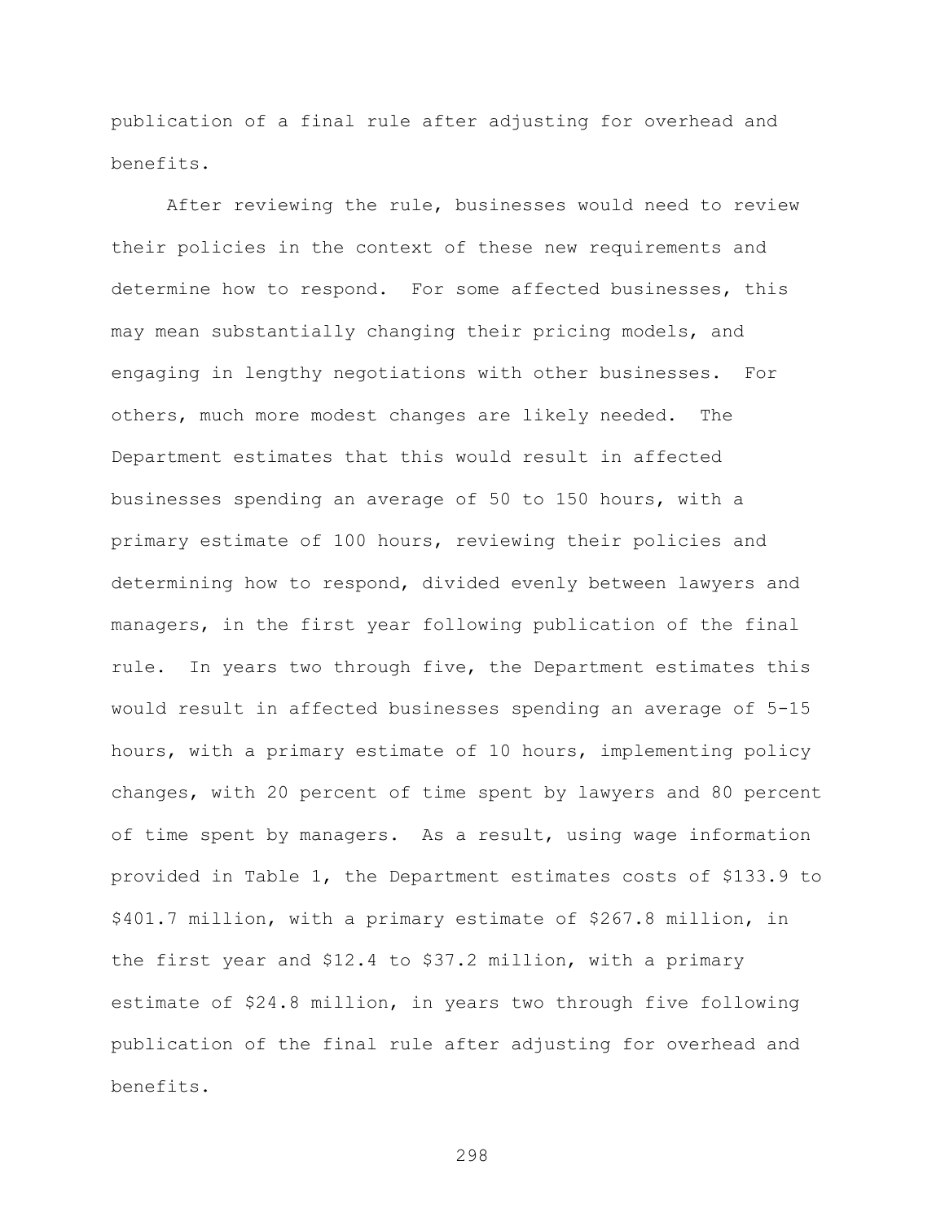publication of a final rule after adjusting for overhead and benefits.

After reviewing the rule, businesses would need to review their policies in the context of these new requirements and determine how to respond. For some affected businesses, this may mean substantially changing their pricing models, and engaging in lengthy negotiations with other businesses. For others, much more modest changes are likely needed. The Department estimates that this would result in affected businesses spending an average of 50 to 150 hours, with a primary estimate of 100 hours, reviewing their policies and determining how to respond, divided evenly between lawyers and managers, in the first year following publication of the final rule. In years two through five, the Department estimates this would result in affected businesses spending an average of 5-15 hours, with a primary estimate of 10 hours, implementing policy changes, with 20 percent of time spent by lawyers and 80 percent of time spent by managers. As a result, using wage information provided in Table 1, the Department estimates costs of $133.9 to $401.7 million, with a primary estimate of $267.8 million, in the first year and $12.4 to $37.2 million, with a primary estimate of $24.8 million, in years two through five following publication of the final rule after adjusting for overhead and benefits.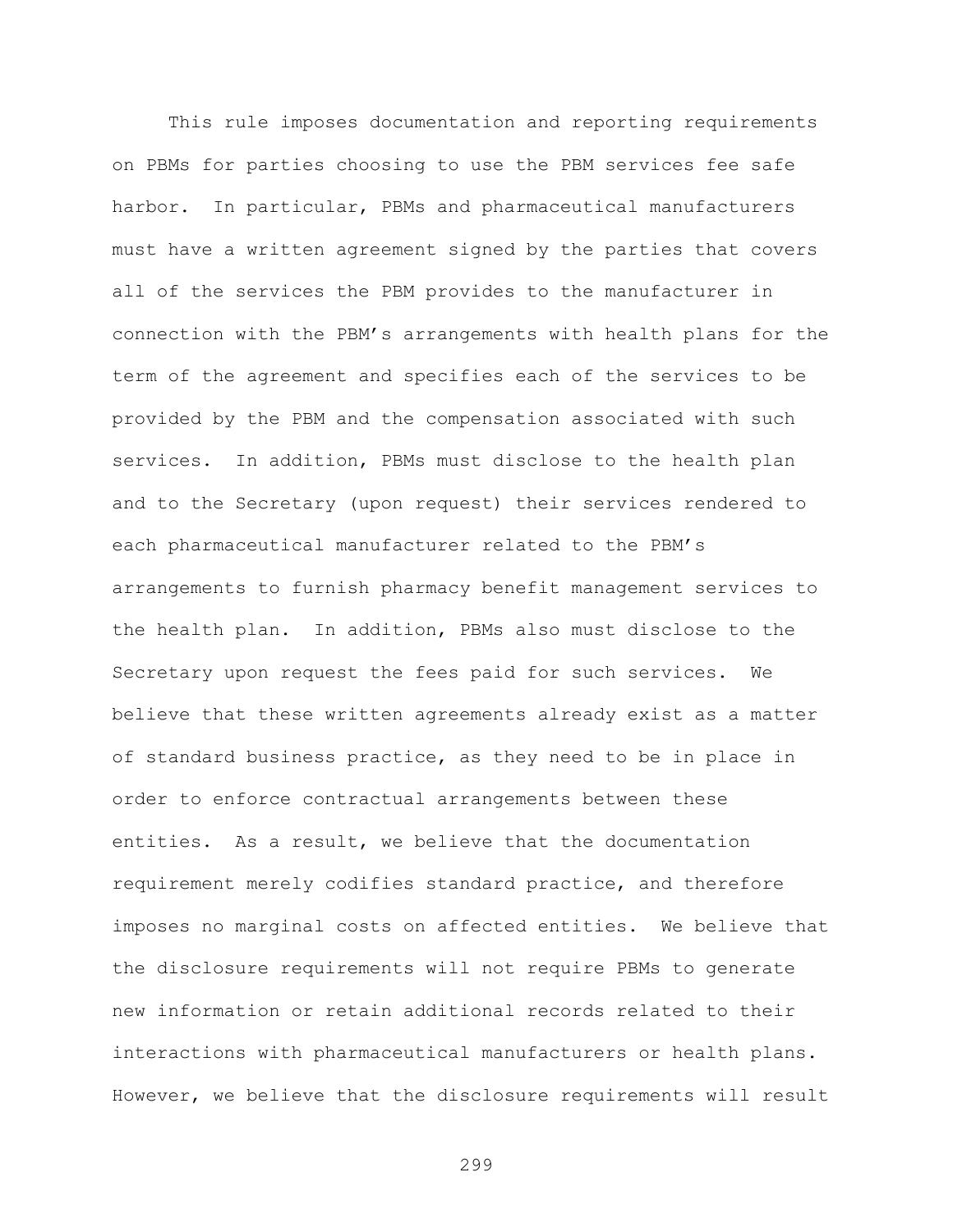This rule imposes documentation and reporting requirements on PBMs for parties choosing to use the PBM services fee safe harbor. In particular, PBMs and pharmaceutical manufacturers must have a written agreement signed by the parties that covers all of the services the PBM provides to the manufacturer in connection with the PBM's arrangements with health plans for the term of the agreement and specifies each of the services to be provided by the PBM and the compensation associated with such services. In addition, PBMs must disclose to the health plan and to the Secretary (upon request) their services rendered to each pharmaceutical manufacturer related to the PBM's arrangements to furnish pharmacy benefit management services to the health plan. In addition, PBMs also must disclose to the Secretary upon request the fees paid for such services. We believe that these written agreements already exist as a matter of standard business practice, as they need to be in place in order to enforce contractual arrangements between these entities. As a result, we believe that the documentation requirement merely codifies standard practice, and therefore imposes no marginal costs on affected entities. We believe that the disclosure requirements will not require PBMs to generate new information or retain additional records related to their interactions with pharmaceutical manufacturers or health plans. However, we believe that the disclosure requirements will result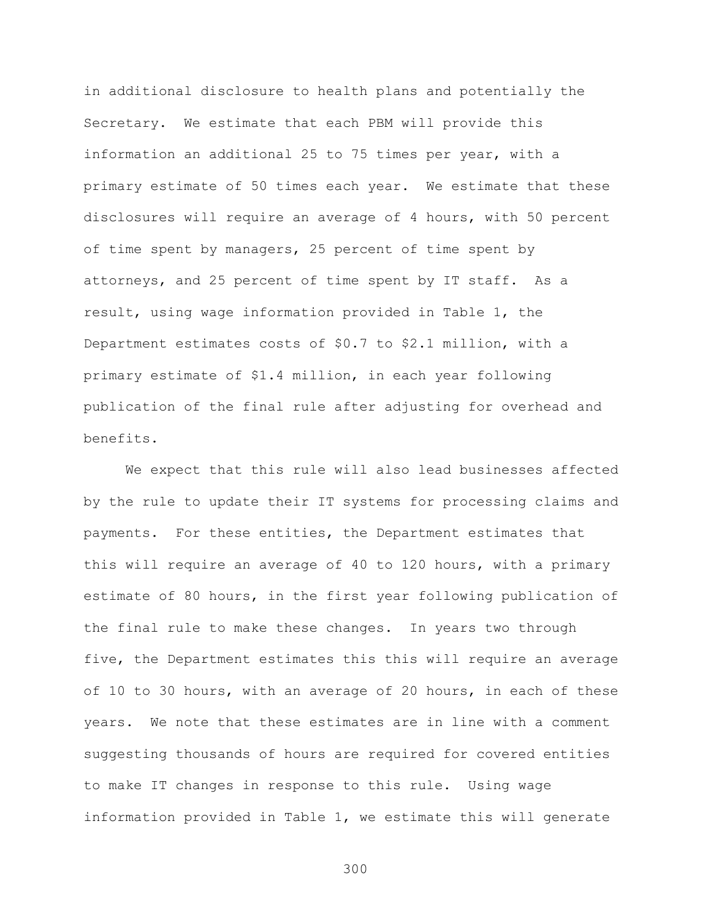in additional disclosure to health plans and potentially the Secretary. We estimate that each PBM will provide this information an additional 25 to 75 times per year, with a primary estimate of 50 times each year. We estimate that these disclosures will require an average of 4 hours, with 50 percent of time spent by managers, 25 percent of time spent by attorneys, and 25 percent of time spent by IT staff. As a result, using wage information provided in Table 1, the Department estimates costs of $0.7 to $2.1 million, with a primary estimate of $1.4 million, in each year following publication of the final rule after adjusting for overhead and benefits.

We expect that this rule will also lead businesses affected by the rule to update their IT systems for processing claims and payments. For these entities, the Department estimates that this will require an average of 40 to 120 hours, with a primary estimate of 80 hours, in the first year following publication of the final rule to make these changes. In years two through five, the Department estimates this this will require an average of 10 to 30 hours, with an average of 20 hours, in each of these years. We note that these estimates are in line with a comment suggesting thousands of hours are required for covered entities to make IT changes in response to this rule. Using wage information provided in Table 1, we estimate this will generate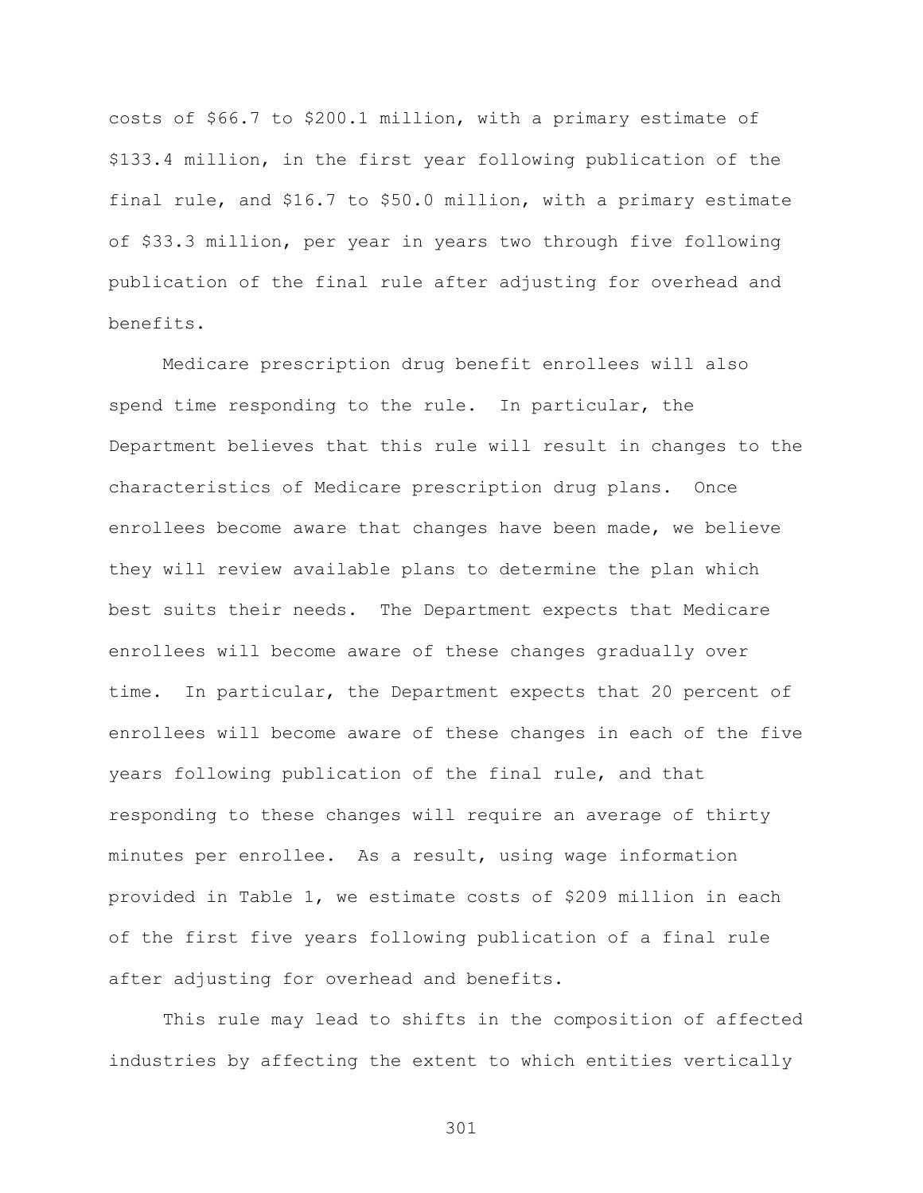costs of \$66.7 to \$200.1 million, with a primary estimate of \$133.4 million, in the first year following publication of the final rule, and \$16.7 to \$50.0 million, with a primary estimate of \$33.3 million, per year in years two through five following publication of the final rule after adjusting for overhead and benefits.

Medicare prescription drug benefit enrollees will also spend time responding to the rule. In particular, the Department believes that this rule will result in changes to the characteristics of Medicare prescription drug plans. Once enrollees become aware that changes have been made, we believe they will review available plans to determine the plan which best suits their needs. The Department expects that Medicare enrollees will become aware of these changes gradually over time. In particular, the Department expects that 20 percent of enrollees will become aware of these changes in each of the five years following publication of the final rule, and that responding to these changes will require an average of thirty minutes per enrollee. As a result, using wage information provided in Table 1, we estimate costs of \$209 million in each of the first five years following publication of a final rule after adjusting for overhead and benefits.

This rule may lead to shifts in the composition of affected industries by affecting the extent to which entities vertically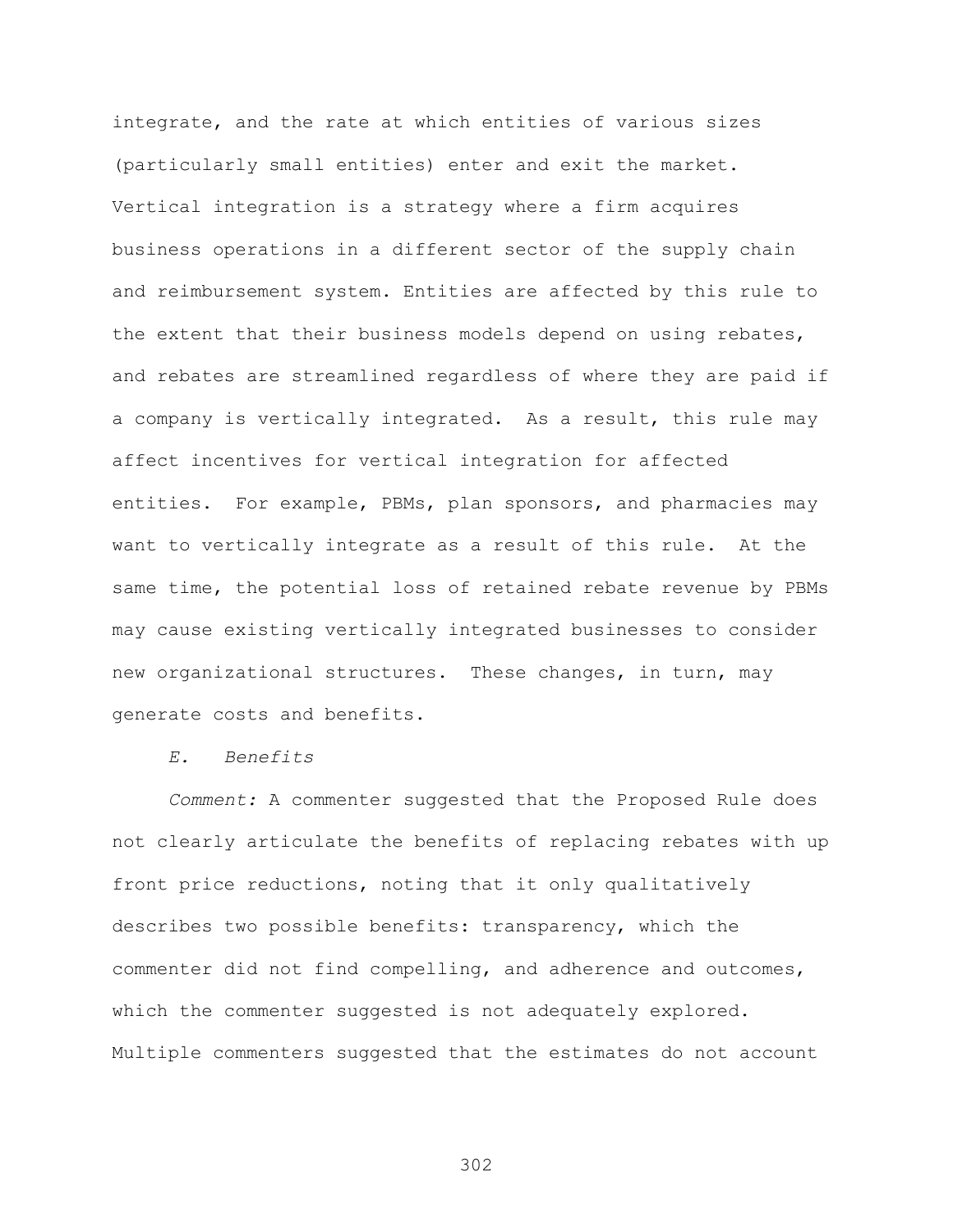integrate, and the rate at which entities of various sizes (particularly small entities) enter and exit the market. Vertical integration is a strategy where a firm acquires business operations in a different sector of the supply chain and reimbursement system. Entities are affected by this rule to the extent that their business models depend on using rebates, and rebates are streamlined regardless of where they are paid if a company is vertically integrated. As a result, this rule may affect incentives for vertical integration for affected entities. For example, PBMs, plan sponsors, and pharmacies may want to vertically integrate as a result of this rule. At the same time, the potential loss of retained rebate revenue by PBMs may cause existing vertically integrated businesses to consider new organizational structures. These changes, in turn, may generate costs and benefits.

*E. Benefits*

*Comment:* A commenter suggested that the Proposed Rule does not clearly articulate the benefits of replacing rebates with up front price reductions, noting that it only qualitatively describes two possible benefits: transparency, which the commenter did not find compelling, and adherence and outcomes, which the commenter suggested is not adequately explored. Multiple commenters suggested that the estimates do not account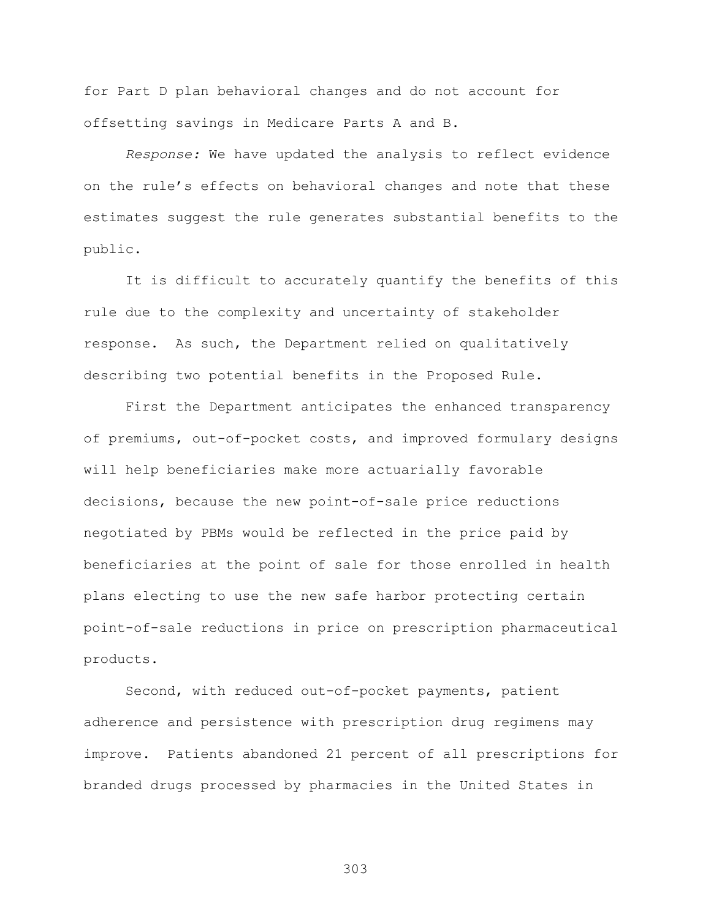for Part D plan behavioral changes and do not account for offsetting savings in Medicare Parts A and B.

*Response:* We have updated the analysis to reflect evidence on the rule's effects on behavioral changes and note that these estimates suggest the rule generates substantial benefits to the public.

It is difficult to accurately quantify the benefits of this rule due to the complexity and uncertainty of stakeholder response. As such, the Department relied on qualitatively describing two potential benefits in the Proposed Rule.

First the Department anticipates the enhanced transparency of premiums, out-of-pocket costs, and improved formulary designs will help beneficiaries make more actuarially favorable decisions, because the new point-of-sale price reductions negotiated by PBMs would be reflected in the price paid by beneficiaries at the point of sale for those enrolled in health plans electing to use the new safe harbor protecting certain point-of-sale reductions in price on prescription pharmaceutical products.

Second, with reduced out-of-pocket payments, patient adherence and persistence with prescription drug regimens may improve. Patients abandoned 21 percent of all prescriptions for branded drugs processed by pharmacies in the United States in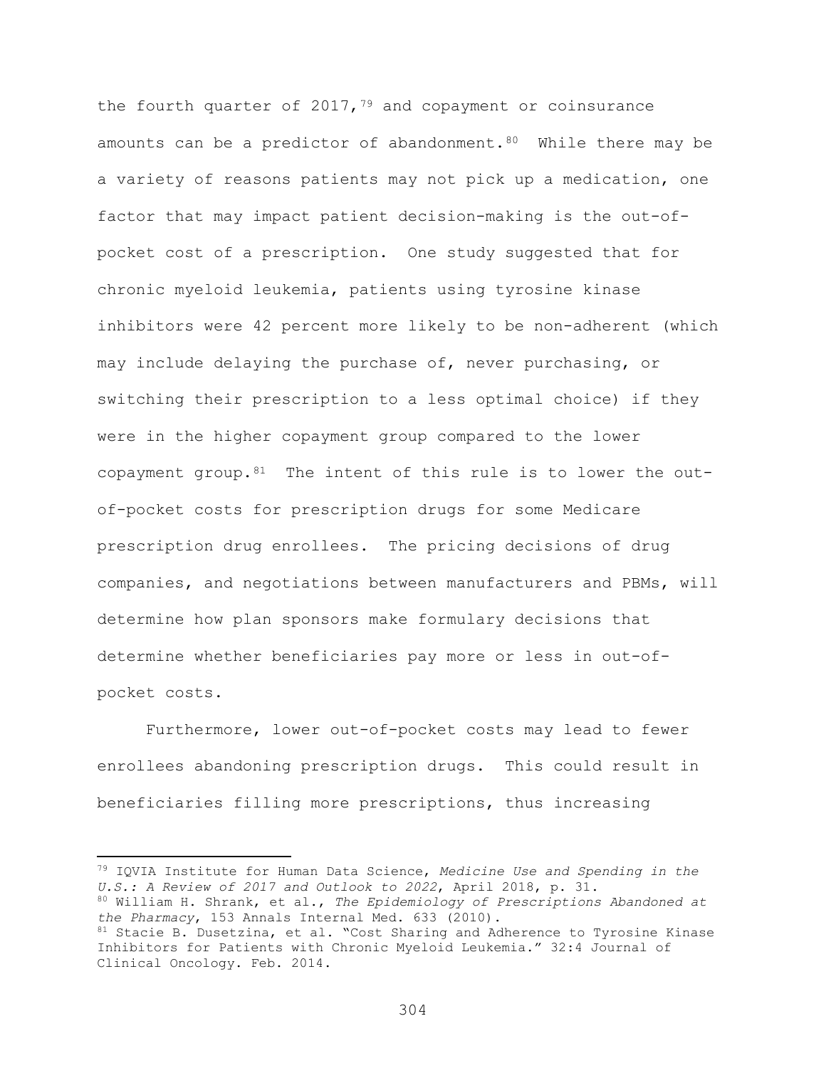the fourth quarter of 2017,[79] and copayment or coinsurance amounts can be a predictor of abandonment.[80] While there may be a variety of reasons patients may not pick up a medication, one factor that may impact patient decision-making is the out-of-pocket cost of a prescription. One study suggested that for chronic myeloid leukemia, patients using tyrosine kinase inhibitors were 42 percent more likely to be non-adherent (which may include delaying the purchase of, never purchasing, or switching their prescription to a less optimal choice) if they were in the higher copayment group compared to the lower copayment group.[81] The intent of this rule is to lower the out-of-pocket costs for prescription drugs for some Medicare prescription drug enrollees. The pricing decisions of drug companies, and negotiations between manufacturers and PBMs, will determine how plan sponsors make formulary decisions that determine whether beneficiaries pay more or less in out-of-pocket costs.

Furthermore, lower out-of-pocket costs may lead to fewer enrollees abandoning prescription drugs. This could result in beneficiaries filling more prescriptions, thus increasing

---

[79] IQVIA Institute for Human Data Science, *Medicine Use and Spending in the U.S.: A Review of 2017 and Outlook to 2022*, April 2018, p. 31.

[80] William H. Shrank, et al., *The Epidemiology of Prescriptions Abandoned at the Pharmacy*, 153 Annals Internal Med. 633 (2010).

[81] Stacie B. Dusetzina, et al. "Cost Sharing and Adherence to Tyrosine Kinase Inhibitors for Patients with Chronic Myeloid Leukemia." 32:4 Journal of Clinical Oncology. Feb. 2014.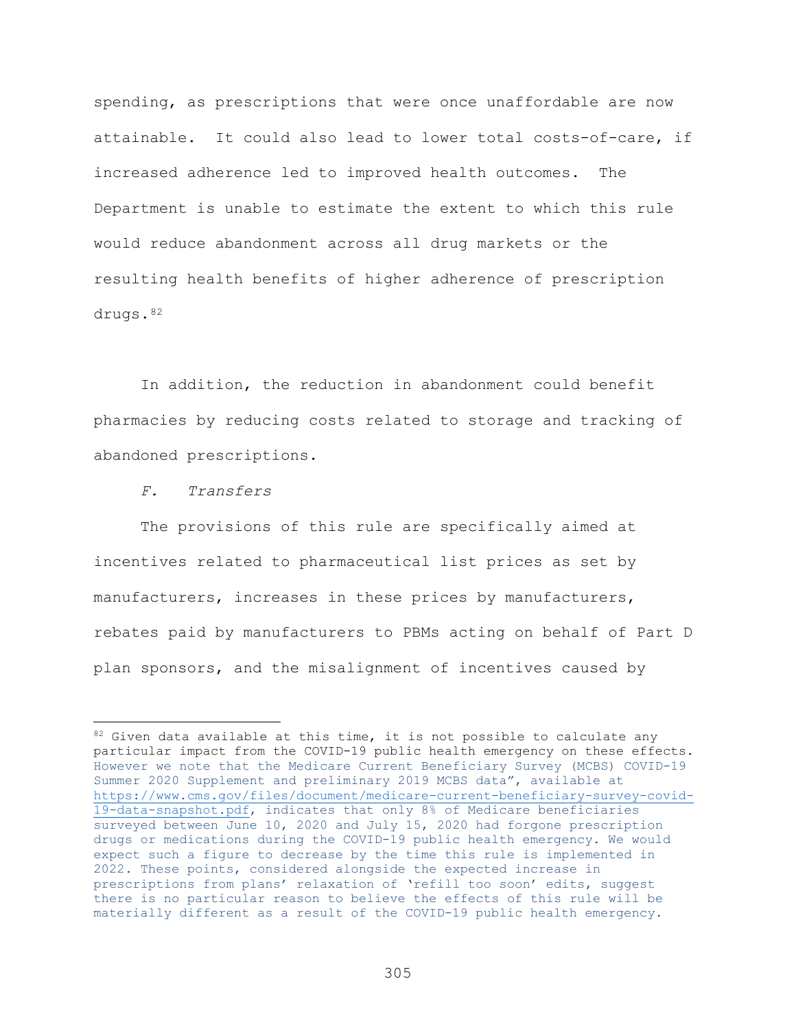spending, as prescriptions that were once unaffordable are now attainable. It could also lead to lower total costs-of-care, if increased adherence led to improved health outcomes. The Department is unable to estimate the extent to which this rule would reduce abandonment across all drug markets or the resulting health benefits of higher adherence of prescription drugs.[82]

In addition, the reduction in abandonment could benefit pharmacies by reducing costs related to storage and tracking of abandoned prescriptions.

*F. Transfers*

The provisions of this rule are specifically aimed at incentives related to pharmaceutical list prices as set by manufacturers, increases in these prices by manufacturers, rebates paid by manufacturers to PBMs acting on behalf of Part D plan sponsors, and the misalignment of incentives caused by

---

[82] Given data available at this time, it is not possible to calculate any particular impact from the COVID-19 public health emergency on these effects. However we note that the Medicare Current Beneficiary Survey (MCBS) COVID-19 Summer 2020 Supplement and preliminary 2019 MCBS data", available at https://www.cms.gov/files/document/medicare-current-beneficiary-survey-covid-19-data-snapshot.pdf, indicates that only 8% of Medicare beneficiaries surveyed between June 10, 2020 and July 15, 2020 had forgone prescription drugs or medications during the COVID-19 public health emergency. We would expect such a figure to decrease by the time this rule is implemented in 2022. These points, considered alongside the expected increase in prescriptions from plans' relaxation of 'refill too soon' edits, suggest there is no particular reason to believe the effects of this rule will be materially different as a result of the COVID-19 public health emergency.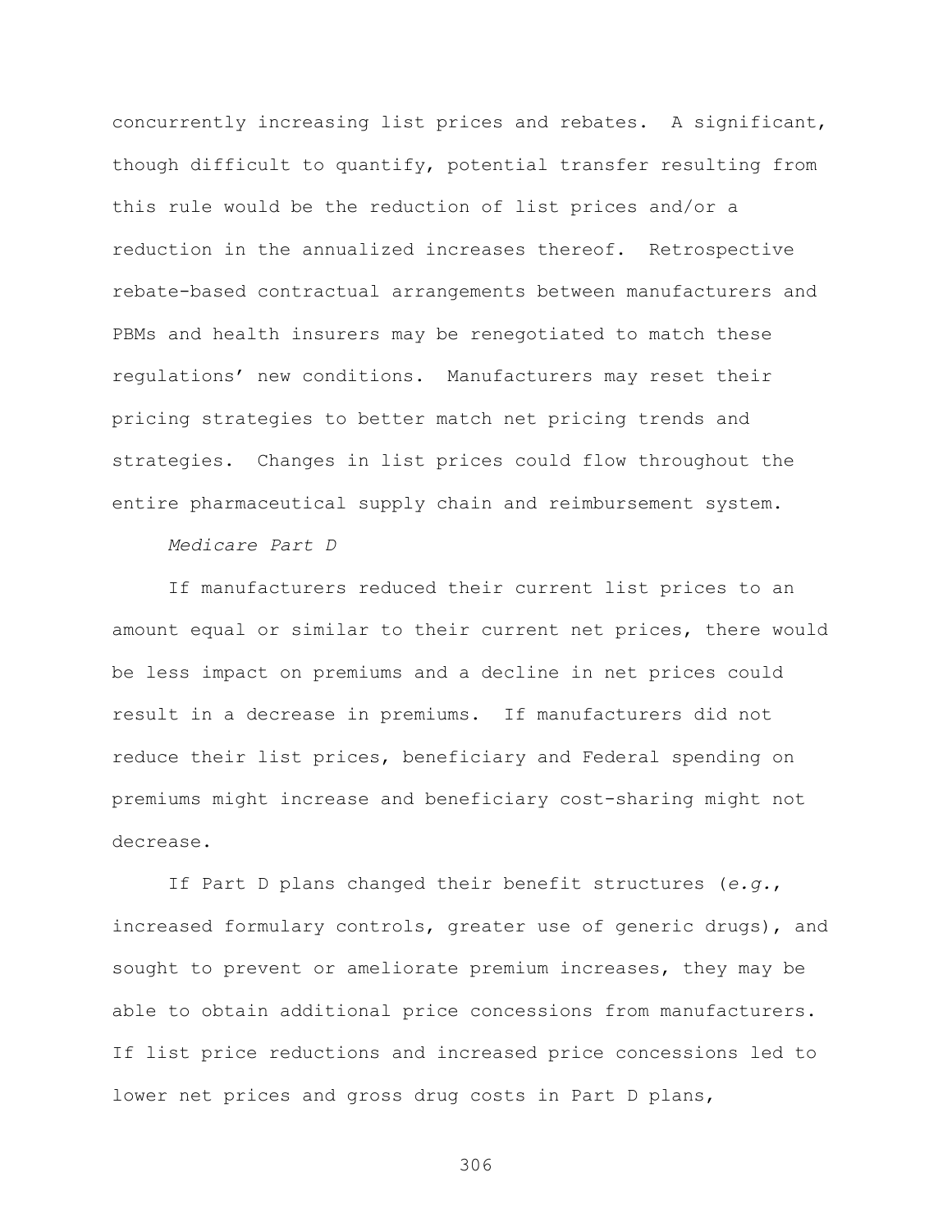concurrently increasing list prices and rebates. A significant, though difficult to quantify, potential transfer resulting from this rule would be the reduction of list prices and/or a reduction in the annualized increases thereof. Retrospective rebate-based contractual arrangements between manufacturers and PBMs and health insurers may be renegotiated to match these regulations' new conditions. Manufacturers may reset their pricing strategies to better match net pricing trends and strategies. Changes in list prices could flow throughout the entire pharmaceutical supply chain and reimbursement system.

*Medicare Part D*

If manufacturers reduced their current list prices to an amount equal or similar to their current net prices, there would be less impact on premiums and a decline in net prices could result in a decrease in premiums. If manufacturers did not reduce their list prices, beneficiary and Federal spending on premiums might increase and beneficiary cost-sharing might not decrease.

If Part D plans changed their benefit structures (*e.g.*, increased formulary controls, greater use of generic drugs), and sought to prevent or ameliorate premium increases, they may be able to obtain additional price concessions from manufacturers. If list price reductions and increased price concessions led to lower net prices and gross drug costs in Part D plans,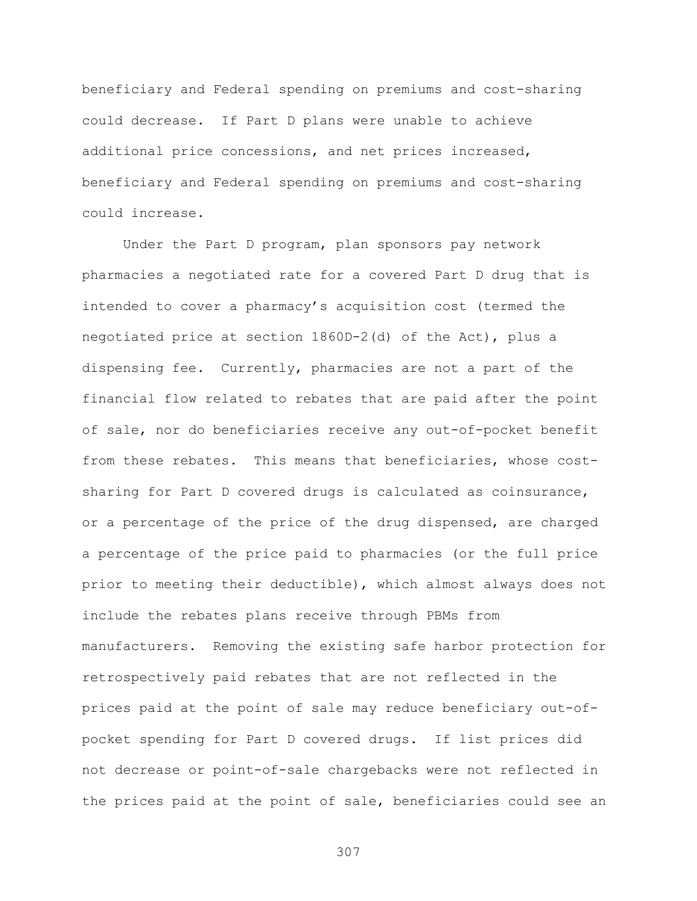beneficiary and Federal spending on premiums and cost-sharing could decrease. If Part D plans were unable to achieve additional price concessions, and net prices increased, beneficiary and Federal spending on premiums and cost-sharing could increase.

Under the Part D program, plan sponsors pay network pharmacies a negotiated rate for a covered Part D drug that is intended to cover a pharmacy's acquisition cost (termed the negotiated price at section 1860D-2(d) of the Act), plus a dispensing fee. Currently, pharmacies are not a part of the financial flow related to rebates that are paid after the point of sale, nor do beneficiaries receive any out-of-pocket benefit from these rebates. This means that beneficiaries, whose cost-sharing for Part D covered drugs is calculated as coinsurance, or a percentage of the price of the drug dispensed, are charged a percentage of the price paid to pharmacies (or the full price prior to meeting their deductible), which almost always does not include the rebates plans receive through PBMs from manufacturers. Removing the existing safe harbor protection for retrospectively paid rebates that are not reflected in the prices paid at the point of sale may reduce beneficiary out-of-pocket spending for Part D covered drugs. If list prices did not decrease or point-of-sale chargebacks were not reflected in the prices paid at the point of sale, beneficiaries could see an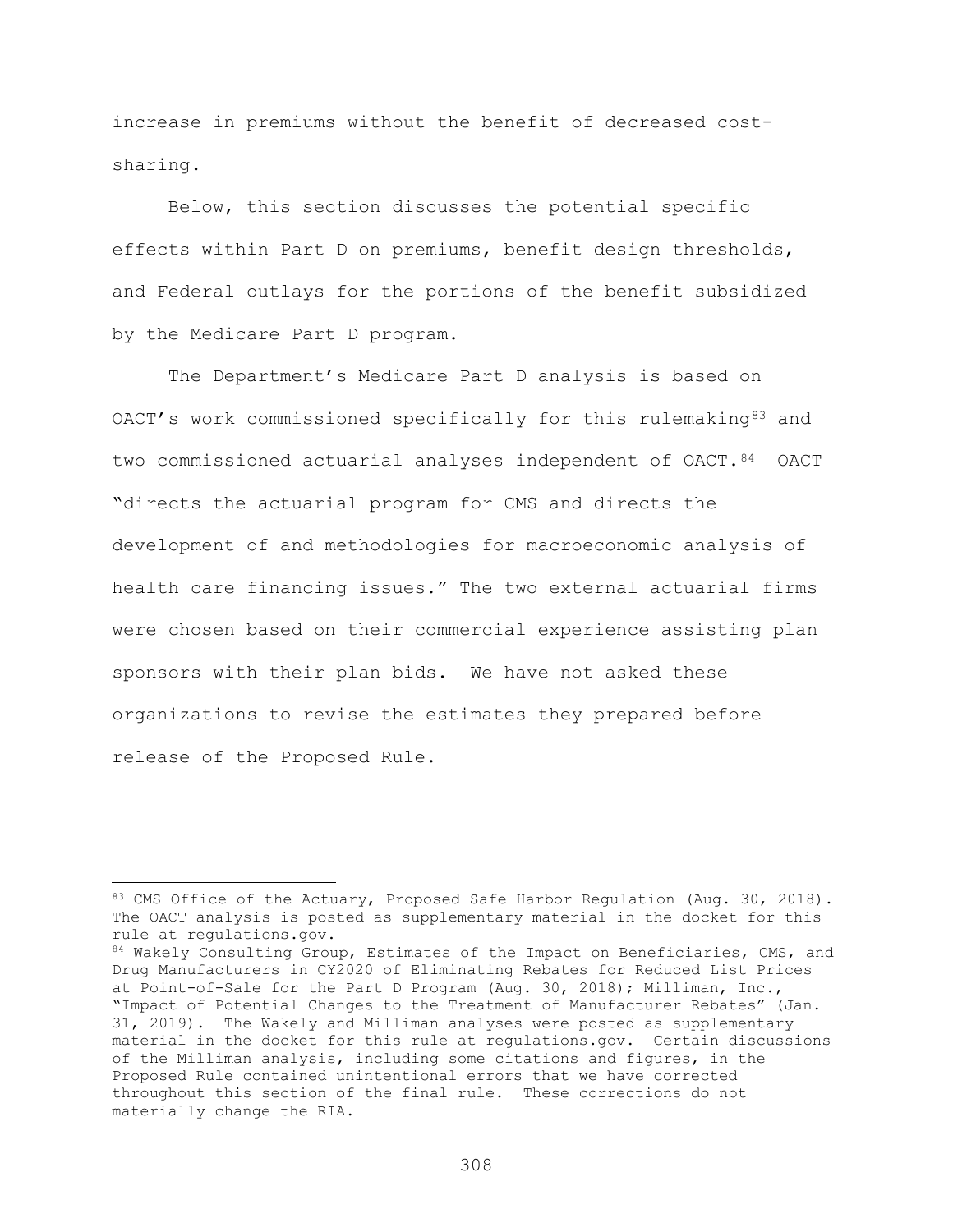increase in premiums without the benefit of decreased cost-sharing.

Below, this section discusses the potential specific effects within Part D on premiums, benefit design thresholds, and Federal outlays for the portions of the benefit subsidized by the Medicare Part D program.

The Department's Medicare Part D analysis is based on OACT's work commissioned specifically for this rulemaking[83] and two commissioned actuarial analyses independent of OACT.[84] OACT "directs the actuarial program for CMS and directs the development of and methodologies for macroeconomic analysis of health care financing issues." The two external actuarial firms were chosen based on their commercial experience assisting plan sponsors with their plan bids. We have not asked these organizations to revise the estimates they prepared before release of the Proposed Rule.

---

[83] CMS Office of the Actuary, Proposed Safe Harbor Regulation (Aug. 30, 2018). The OACT analysis is posted as supplementary material in the docket for this rule at regulations.gov.

[84] Wakely Consulting Group, Estimates of the Impact on Beneficiaries, CMS, and Drug Manufacturers in CY2020 of Eliminating Rebates for Reduced List Prices at Point-of-Sale for the Part D Program (Aug. 30, 2018); Milliman, Inc., "Impact of Potential Changes to the Treatment of Manufacturer Rebates" (Jan. 31, 2019). The Wakely and Milliman analyses were posted as supplementary material in the docket for this rule at regulations.gov. Certain discussions of the Milliman analysis, including some citations and figures, in the Proposed Rule contained unintentional errors that we have corrected throughout this section of the final rule. These corrections do not materially change the RIA.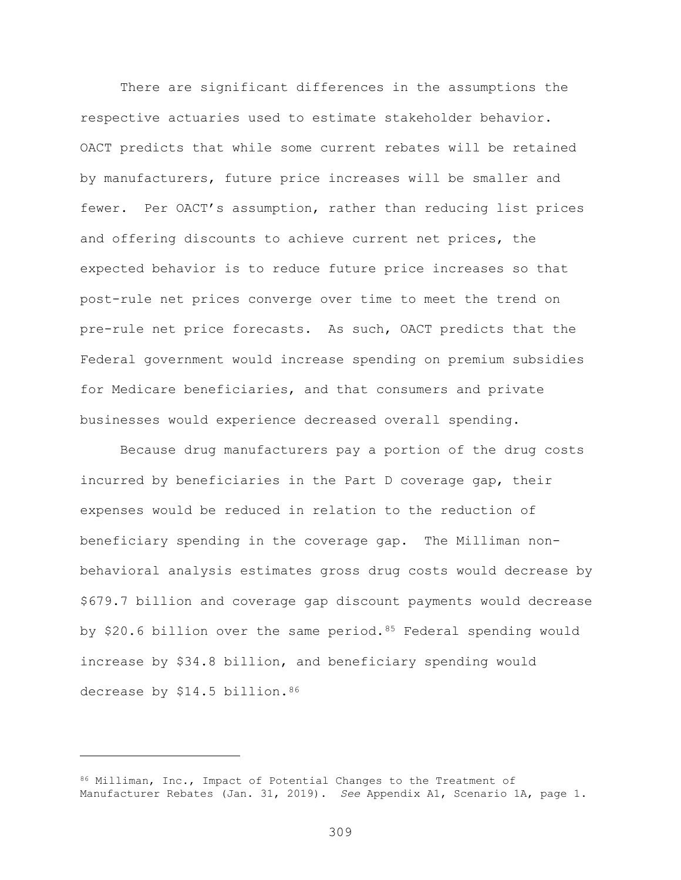There are significant differences in the assumptions the respective actuaries used to estimate stakeholder behavior. OACT predicts that while some current rebates will be retained by manufacturers, future price increases will be smaller and fewer. Per OACT's assumption, rather than reducing list prices and offering discounts to achieve current net prices, the expected behavior is to reduce future price increases so that post-rule net prices converge over time to meet the trend on pre-rule net price forecasts. As such, OACT predicts that the Federal government would increase spending on premium subsidies for Medicare beneficiaries, and that consumers and private businesses would experience decreased overall spending.

Because drug manufacturers pay a portion of the drug costs incurred by beneficiaries in the Part D coverage gap, their expenses would be reduced in relation to the reduction of beneficiary spending in the coverage gap. The Milliman non-behavioral analysis estimates gross drug costs would decrease by \$679.7 billion and coverage gap discount payments would decrease by \$20.6 billion over the same period.[85] Federal spending would increase by \$34.8 billion, and beneficiary spending would decrease by \$14.5 billion.[86]

---

[86] Milliman, Inc., Impact of Potential Changes to the Treatment of Manufacturer Rebates (Jan. 31, 2019). *See* Appendix A1, Scenario 1A, page 1.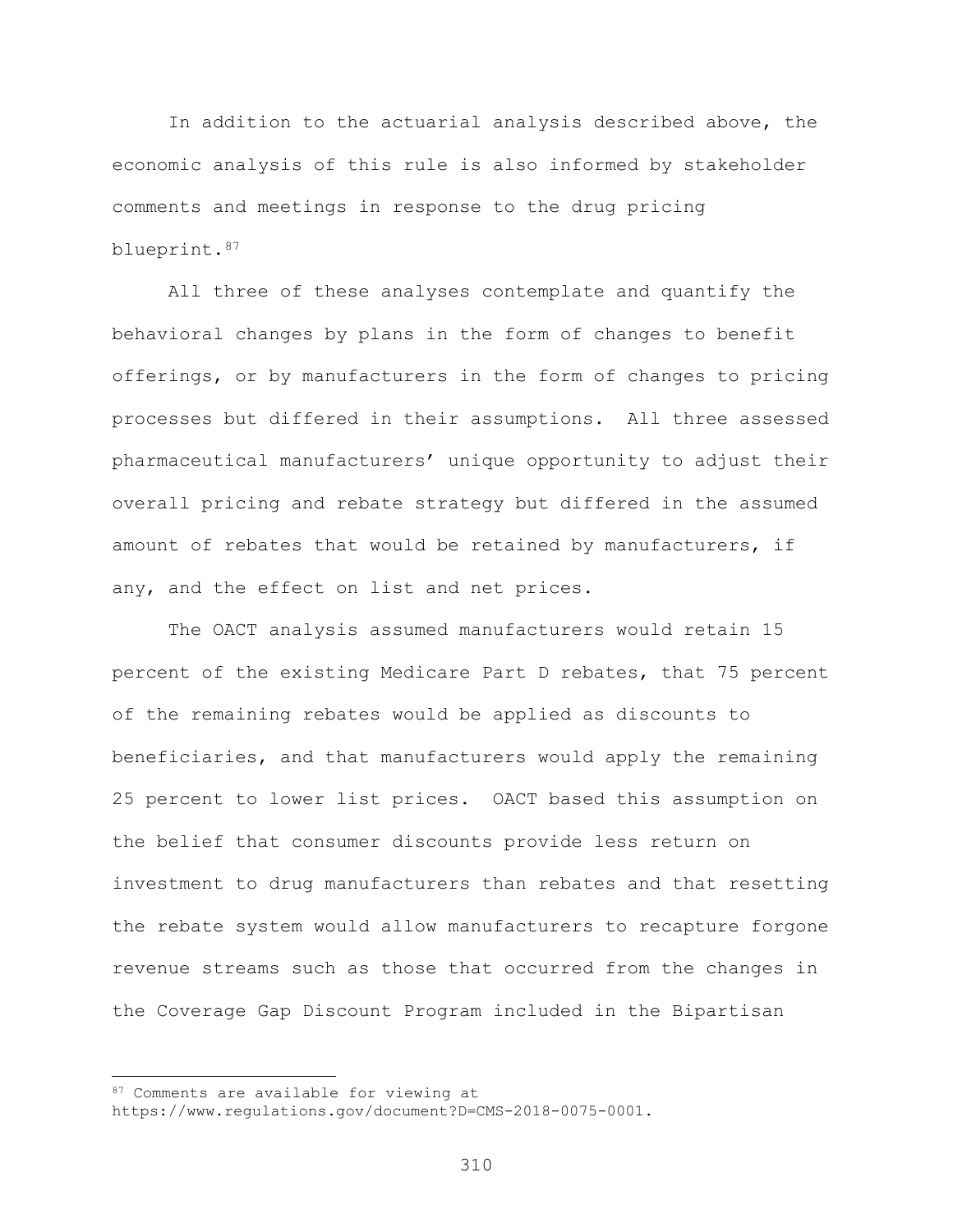In addition to the actuarial analysis described above, the economic analysis of this rule is also informed by stakeholder comments and meetings in response to the drug pricing blueprint.[87]

All three of these analyses contemplate and quantify the behavioral changes by plans in the form of changes to benefit offerings, or by manufacturers in the form of changes to pricing processes but differed in their assumptions. All three assessed pharmaceutical manufacturers' unique opportunity to adjust their overall pricing and rebate strategy but differed in the assumed amount of rebates that would be retained by manufacturers, if any, and the effect on list and net prices.

The OACT analysis assumed manufacturers would retain 15 percent of the existing Medicare Part D rebates, that 75 percent of the remaining rebates would be applied as discounts to beneficiaries, and that manufacturers would apply the remaining 25 percent to lower list prices. OACT based this assumption on the belief that consumer discounts provide less return on investment to drug manufacturers than rebates and that resetting the rebate system would allow manufacturers to recapture forgone revenue streams such as those that occurred from the changes in the Coverage Gap Discount Program included in the Bipartisan

---

[87] Comments are available for viewing at https://www.regulations.gov/document?D=CMS-2018-0075-0001.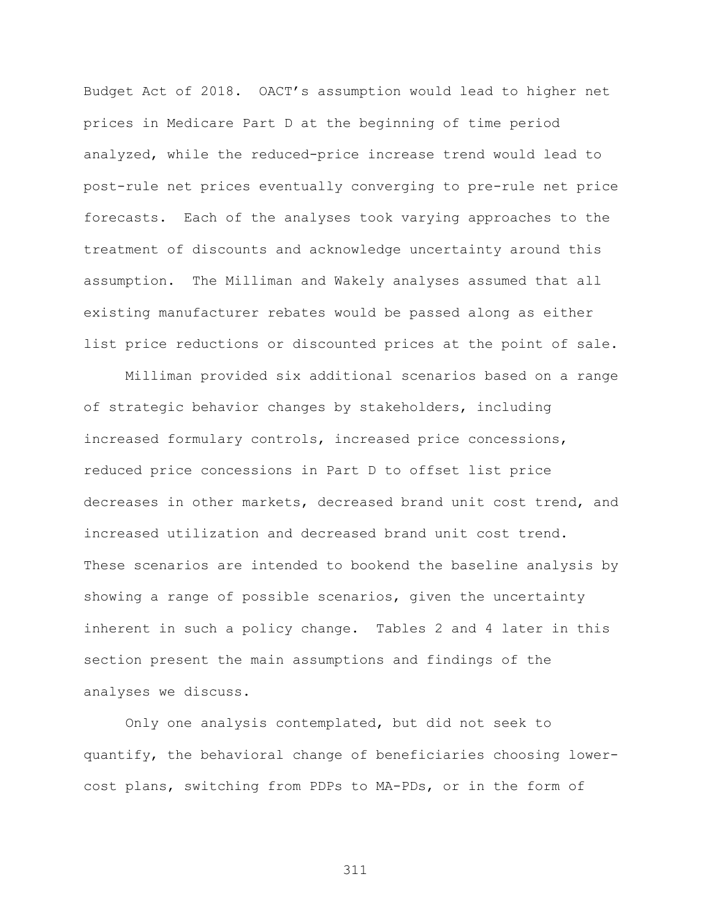Budget Act of 2018. OACT's assumption would lead to higher net prices in Medicare Part D at the beginning of time period analyzed, while the reduced-price increase trend would lead to post-rule net prices eventually converging to pre-rule net price forecasts. Each of the analyses took varying approaches to the treatment of discounts and acknowledge uncertainty around this assumption. The Milliman and Wakely analyses assumed that all existing manufacturer rebates would be passed along as either list price reductions or discounted prices at the point of sale.

Milliman provided six additional scenarios based on a range of strategic behavior changes by stakeholders, including increased formulary controls, increased price concessions, reduced price concessions in Part D to offset list price decreases in other markets, decreased brand unit cost trend, and increased utilization and decreased brand unit cost trend. These scenarios are intended to bookend the baseline analysis by showing a range of possible scenarios, given the uncertainty inherent in such a policy change. Tables 2 and 4 later in this section present the main assumptions and findings of the analyses we discuss.

Only one analysis contemplated, but did not seek to quantify, the behavioral change of beneficiaries choosing lower-cost plans, switching from PDPs to MA-PDs, or in the form of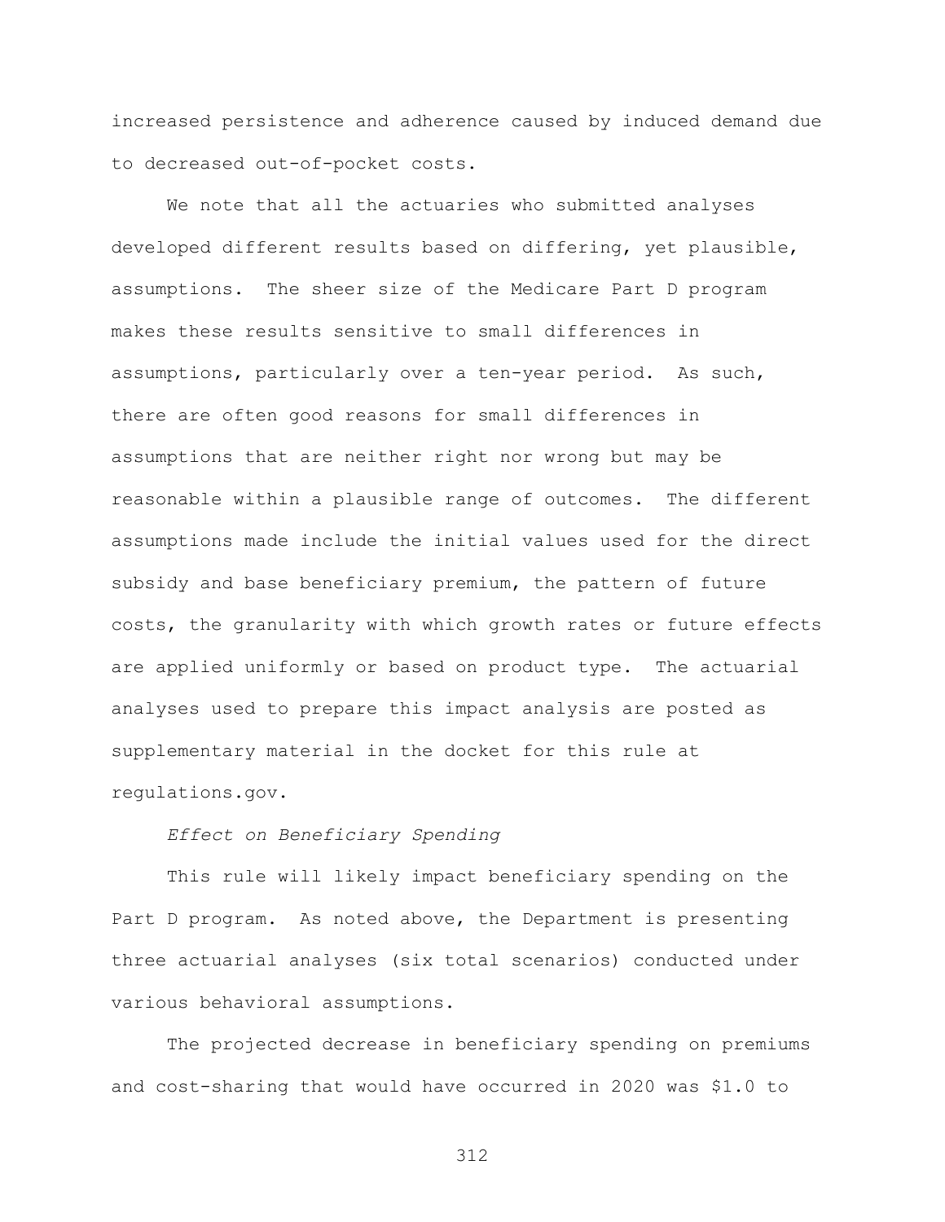increased persistence and adherence caused by induced demand due to decreased out-of-pocket costs.

We note that all the actuaries who submitted analyses developed different results based on differing, yet plausible, assumptions. The sheer size of the Medicare Part D program makes these results sensitive to small differences in assumptions, particularly over a ten-year period. As such, there are often good reasons for small differences in assumptions that are neither right nor wrong but may be reasonable within a plausible range of outcomes. The different assumptions made include the initial values used for the direct subsidy and base beneficiary premium, the pattern of future costs, the granularity with which growth rates or future effects are applied uniformly or based on product type. The actuarial analyses used to prepare this impact analysis are posted as supplementary material in the docket for this rule at regulations.gov.

*Effect on Beneficiary Spending*

This rule will likely impact beneficiary spending on the Part D program. As noted above, the Department is presenting three actuarial analyses (six total scenarios) conducted under various behavioral assumptions.

The projected decrease in beneficiary spending on premiums and cost-sharing that would have occurred in 2020 was $1.0 to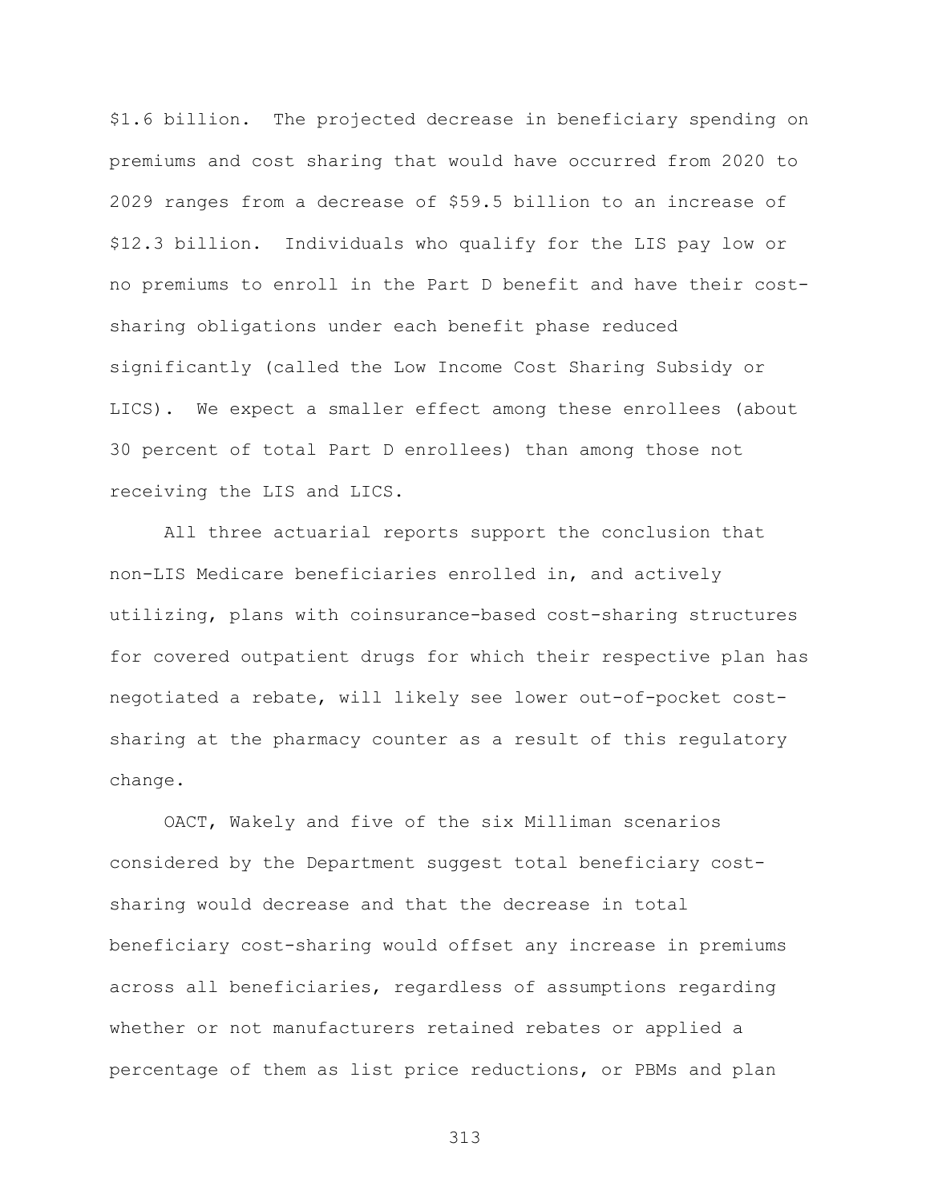$1.6 billion. The projected decrease in beneficiary spending on premiums and cost sharing that would have occurred from 2020 to 2029 ranges from a decrease of $59.5 billion to an increase of $12.3 billion. Individuals who qualify for the LIS pay low or no premiums to enroll in the Part D benefit and have their cost-sharing obligations under each benefit phase reduced significantly (called the Low Income Cost Sharing Subsidy or LICS). We expect a smaller effect among these enrollees (about 30 percent of total Part D enrollees) than among those not receiving the LIS and LICS.

All three actuarial reports support the conclusion that non-LIS Medicare beneficiaries enrolled in, and actively utilizing, plans with coinsurance-based cost-sharing structures for covered outpatient drugs for which their respective plan has negotiated a rebate, will likely see lower out-of-pocket cost-sharing at the pharmacy counter as a result of this regulatory change.

OACT, Wakely and five of the six Milliman scenarios considered by the Department suggest total beneficiary cost-sharing would decrease and that the decrease in total beneficiary cost-sharing would offset any increase in premiums across all beneficiaries, regardless of assumptions regarding whether or not manufacturers retained rebates or applied a percentage of them as list price reductions, or PBMs and plan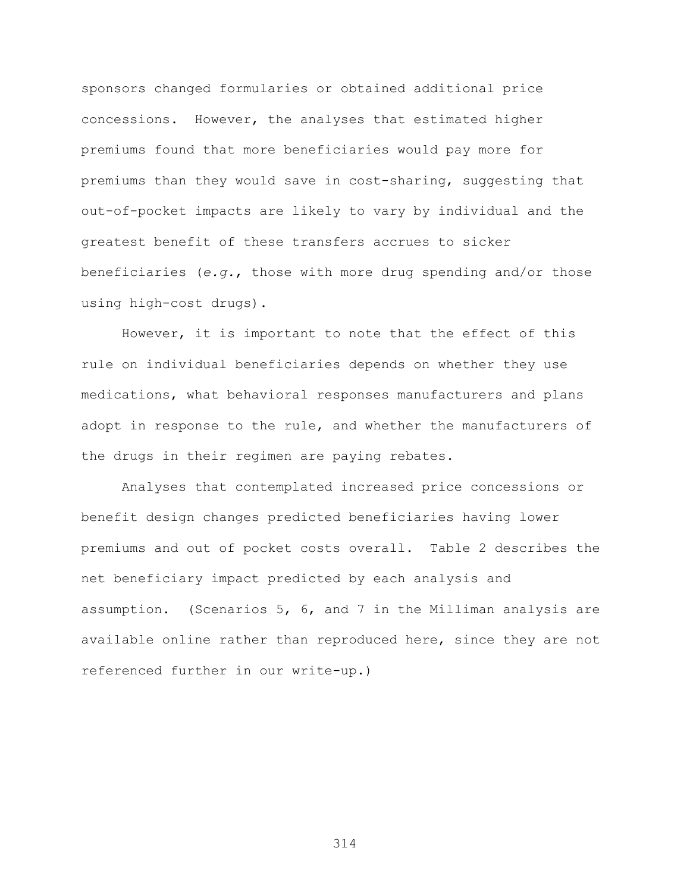sponsors changed formularies or obtained additional price concessions. However, the analyses that estimated higher premiums found that more beneficiaries would pay more for premiums than they would save in cost-sharing, suggesting that out-of-pocket impacts are likely to vary by individual and the greatest benefit of these transfers accrues to sicker beneficiaries (*e.g.*, those with more drug spending and/or those using high-cost drugs).

However, it is important to note that the effect of this rule on individual beneficiaries depends on whether they use medications, what behavioral responses manufacturers and plans adopt in response to the rule, and whether the manufacturers of the drugs in their regimen are paying rebates.

Analyses that contemplated increased price concessions or benefit design changes predicted beneficiaries having lower premiums and out of pocket costs overall. Table 2 describes the net beneficiary impact predicted by each analysis and assumption. (Scenarios 5, 6, and 7 in the Milliman analysis are available online rather than reproduced here, since they are not referenced further in our write-up.)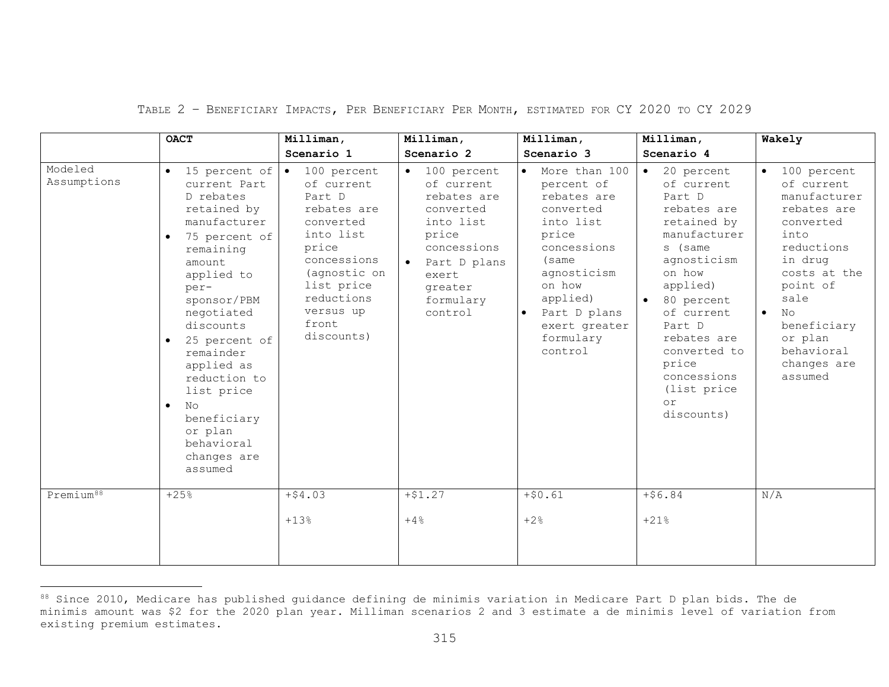TABLE 2 – BENEFICIARY IMPACTS, PER BENEFICIARY PER MONTH, ESTIMATED FOR CY 2020 TO CY 2029

| | **OACT** | **Milliman, Scenario 1** | **Milliman, Scenario 2** | **Milliman, Scenario 3** | **Milliman, Scenario 4** | **Wakely** |
|---|---|---|---|---|---|---|
| Modeled Assumptions | • 15 percent of current Part D rebates retained by manufacturer<br>• 75 percent of remaining amount applied to per-sponsor/PBM negotiated discounts<br>• 25 percent of remainder applied as reduction to list price<br>• No beneficiary or plan behavioral changes are assumed | • 100 percent of current Part D rebates are converted into list price concessions (agnostic on list price reductions versus up front discounts) | • 100 percent of current rebates are converted into list price concessions<br>• Part D plans exert greater formulary control | • More than 100 percent of rebates are converted into list price concessions (same agnosticism on how applied)<br>• Part D plans exert greater formulary control | • 20 percent of current Part D rebates are retained by manufacturers (same agnosticism on how applied)<br>• 80 percent of current Part D rebates are converted to price concessions (list price or discounts) | • 100 percent of current manufacturer rebates are converted into reductions in drug costs at the point of sale<br>• No beneficiary or plan behavioral changes are assumed |
| Premium[88] | +25% | +$4.03<br>+13% | +$1.27<br>+4% | +$0.61<br>+2% | +$6.84<br>+21% | N/A |

[88] Since 2010, Medicare has published guidance defining de minimis variation in Medicare Part D plan bids. The de minimis amount was $2 for the 2020 plan year. Milliman scenarios 2 and 3 estimate a de minimis level of variation from existing premium estimates.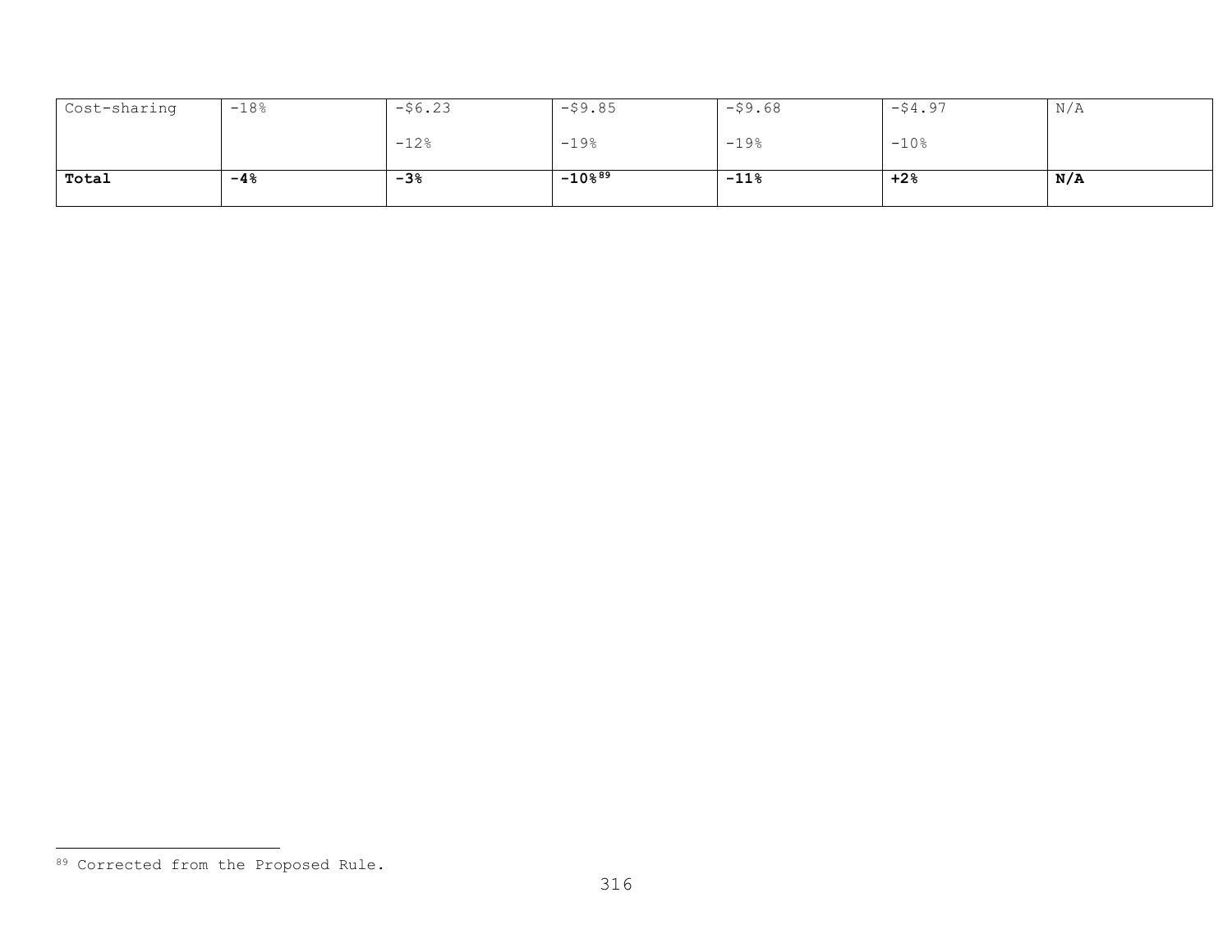| Cost-sharing | -18% | -$6.23<br><br>-12% | -$9.85<br><br>-19% | -$9.68<br><br>-19% | -$4.97<br><br>-10% | N/A |
|---|---|---|---|---|---|---|
| **Total** | **-4%** | **-3%** | **-10%**[89] | **-11%** | **+2%** | **N/A** |

[89] Corrected from the Proposed Rule.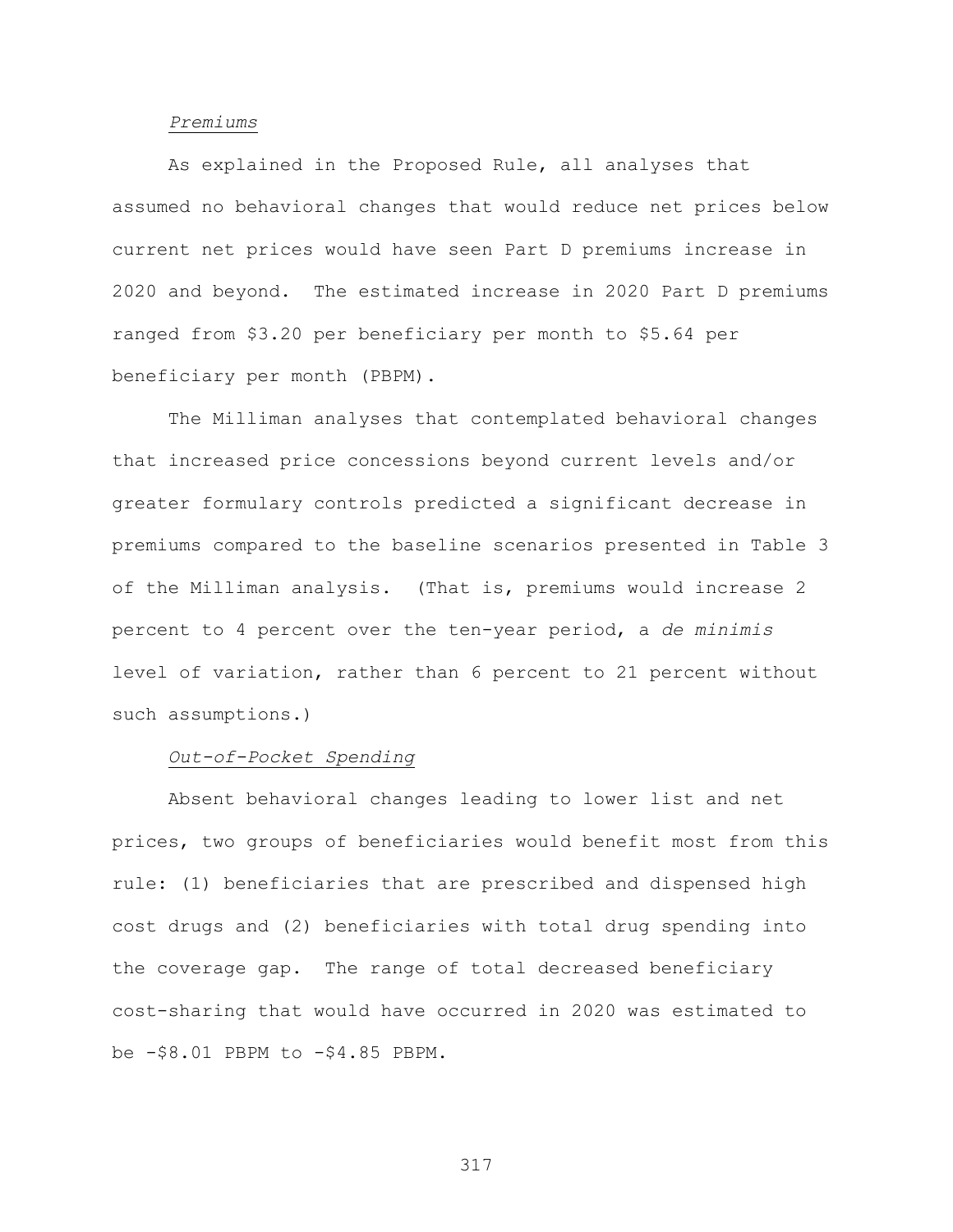*Premiums*

As explained in the Proposed Rule, all analyses that assumed no behavioral changes that would reduce net prices below current net prices would have seen Part D premiums increase in 2020 and beyond. The estimated increase in 2020 Part D premiums ranged from $3.20 per beneficiary per month to $5.64 per beneficiary per month (PBPM).

The Milliman analyses that contemplated behavioral changes that increased price concessions beyond current levels and/or greater formulary controls predicted a significant decrease in premiums compared to the baseline scenarios presented in Table 3 of the Milliman analysis. (That is, premiums would increase 2 percent to 4 percent over the ten-year period, a *de minimis* level of variation, rather than 6 percent to 21 percent without such assumptions.)

*Out-of-Pocket Spending*

Absent behavioral changes leading to lower list and net prices, two groups of beneficiaries would benefit most from this rule: (1) beneficiaries that are prescribed and dispensed high cost drugs and (2) beneficiaries with total drug spending into the coverage gap. The range of total decreased beneficiary cost-sharing that would have occurred in 2020 was estimated to be -$8.01 PBPM to -$4.85 PBPM.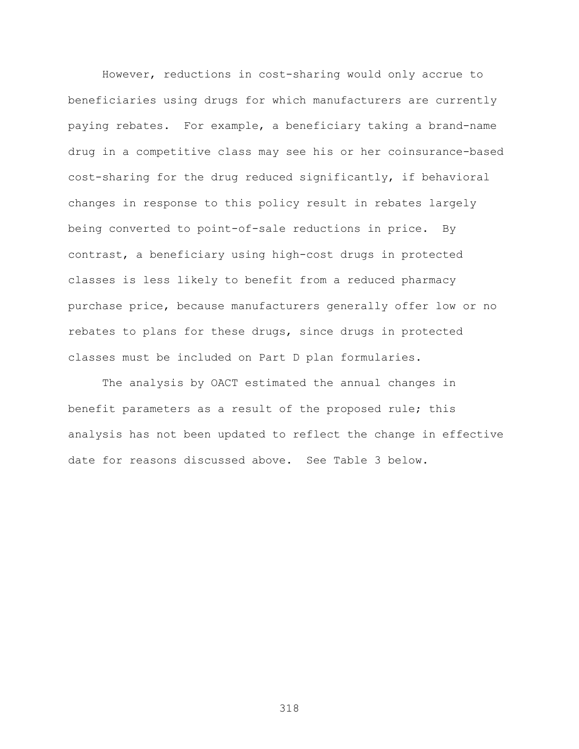However, reductions in cost-sharing would only accrue to beneficiaries using drugs for which manufacturers are currently paying rebates. For example, a beneficiary taking a brand-name drug in a competitive class may see his or her coinsurance-based cost-sharing for the drug reduced significantly, if behavioral changes in response to this policy result in rebates largely being converted to point-of-sale reductions in price. By contrast, a beneficiary using high-cost drugs in protected classes is less likely to benefit from a reduced pharmacy purchase price, because manufacturers generally offer low or no rebates to plans for these drugs, since drugs in protected classes must be included on Part D plan formularies.

The analysis by OACT estimated the annual changes in benefit parameters as a result of the proposed rule; this analysis has not been updated to reflect the change in effective date for reasons discussed above. See Table 3 below.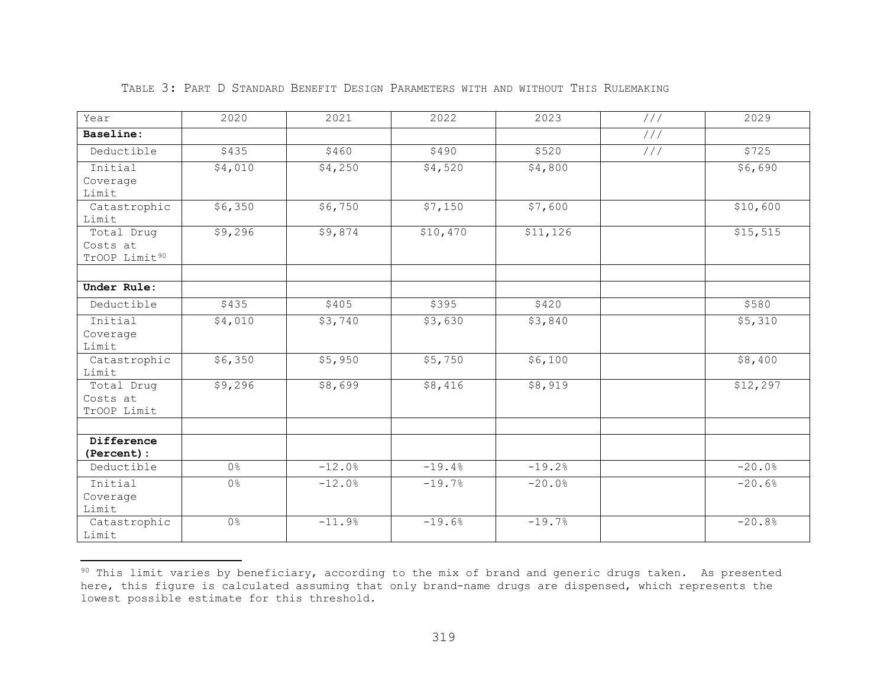TABLE 3: PART D STANDARD BENEFIT DESIGN PARAMETERS WITH AND WITHOUT THIS RULEMAKING

| Year | 2020 | 2021 | 2022 | 2023 | /// | 2029 |
|---|---|---|---|---|---|---|
| **Baseline:** | | | | | /// | |
| Deductible | $435 | $460 | $490 | $520 | /// | $725 |
| Initial Coverage Limit | $4,010 | $4,250 | $4,520 | $4,800 | | $6,690 |
| Catastrophic Limit | $6,350 | $6,750 | $7,150 | $7,600 | | $10,600 |
| Total Drug Costs at TrOOP Limit[90] | $9,296 | $9,874 | $10,470 | $11,126 | | $15,515 |
| | | | | | | |
| **Under Rule:** | | | | | | |
| Deductible | $435 | $405 | $395 | $420 | | $580 |
| Initial Coverage Limit | $4,010 | $3,740 | $3,630 | $3,840 | | $5,310 |
| Catastrophic Limit | $6,350 | $5,950 | $5,750 | $6,100 | | $8,400 |
| Total Drug Costs at TrOOP Limit | $9,296 | $8,699 | $8,416 | $8,919 | | $12,297 |
| | | | | | | |
| **Difference (Percent):** | | | | | | |
| Deductible | 0% | -12.0% | -19.4% | -19.2% | | -20.0% |
| Initial Coverage Limit | 0% | -12.0% | -19.7% | -20.0% | | -20.6% |
| Catastrophic Limit | 0% | -11.9% | -19.6% | -19.7% | | -20.8% |

[90] This limit varies by beneficiary, according to the mix of brand and generic drugs taken. As presented here, this figure is calculated assuming that only brand-name drugs are dispensed, which represents the lowest possible estimate for this threshold.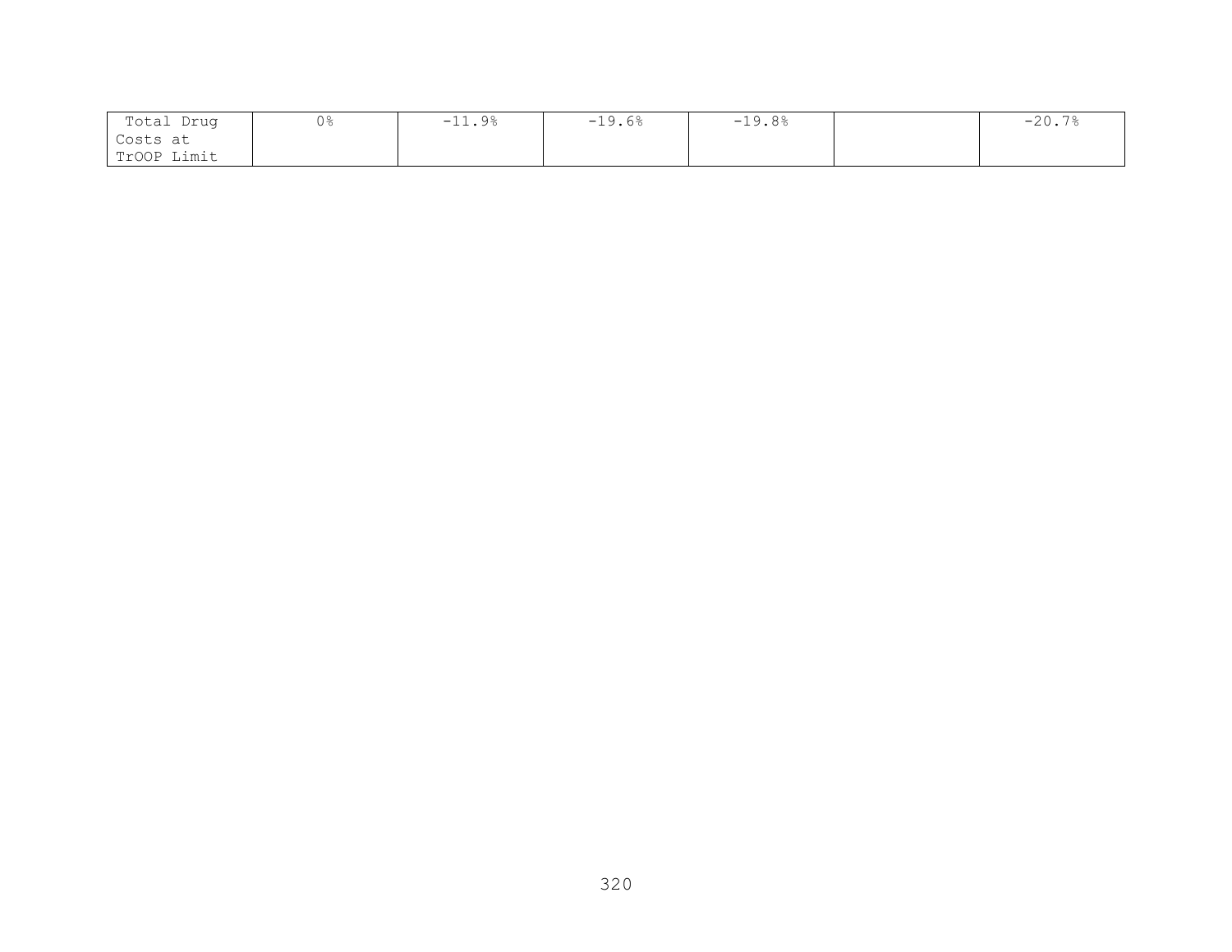| Total Drug Costs at TrOOP Limit | 0% | -11.9% | -19.6% | -19.8% | | -20.7% |
|---|---|---|---|---|---|---|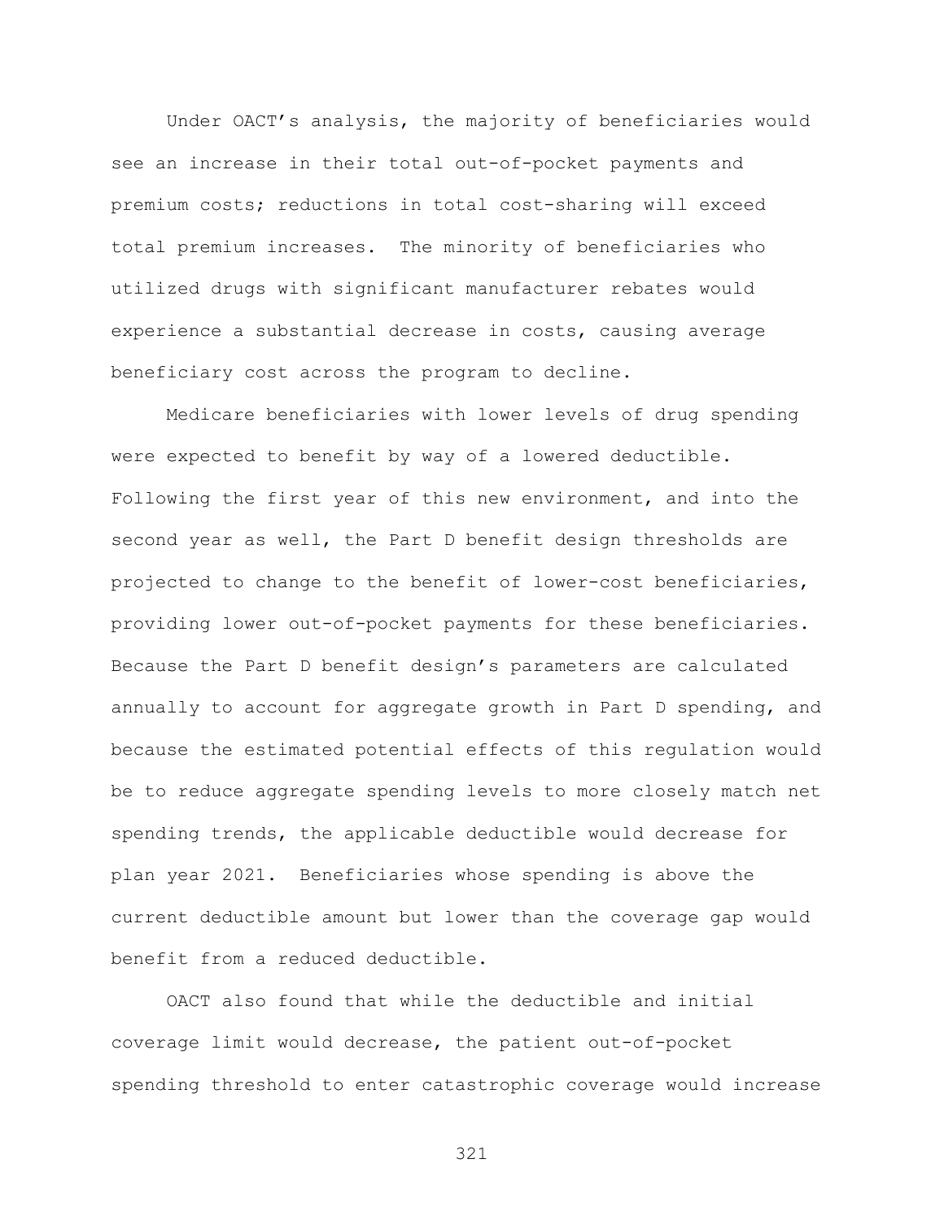Under OACT's analysis, the majority of beneficiaries would see an increase in their total out-of-pocket payments and premium costs; reductions in total cost-sharing will exceed total premium increases. The minority of beneficiaries who utilized drugs with significant manufacturer rebates would experience a substantial decrease in costs, causing average beneficiary cost across the program to decline.

Medicare beneficiaries with lower levels of drug spending were expected to benefit by way of a lowered deductible. Following the first year of this new environment, and into the second year as well, the Part D benefit design thresholds are projected to change to the benefit of lower-cost beneficiaries, providing lower out-of-pocket payments for these beneficiaries. Because the Part D benefit design's parameters are calculated annually to account for aggregate growth in Part D spending, and because the estimated potential effects of this regulation would be to reduce aggregate spending levels to more closely match net spending trends, the applicable deductible would decrease for plan year 2021. Beneficiaries whose spending is above the current deductible amount but lower than the coverage gap would benefit from a reduced deductible.

OACT also found that while the deductible and initial coverage limit would decrease, the patient out-of-pocket spending threshold to enter catastrophic coverage would increase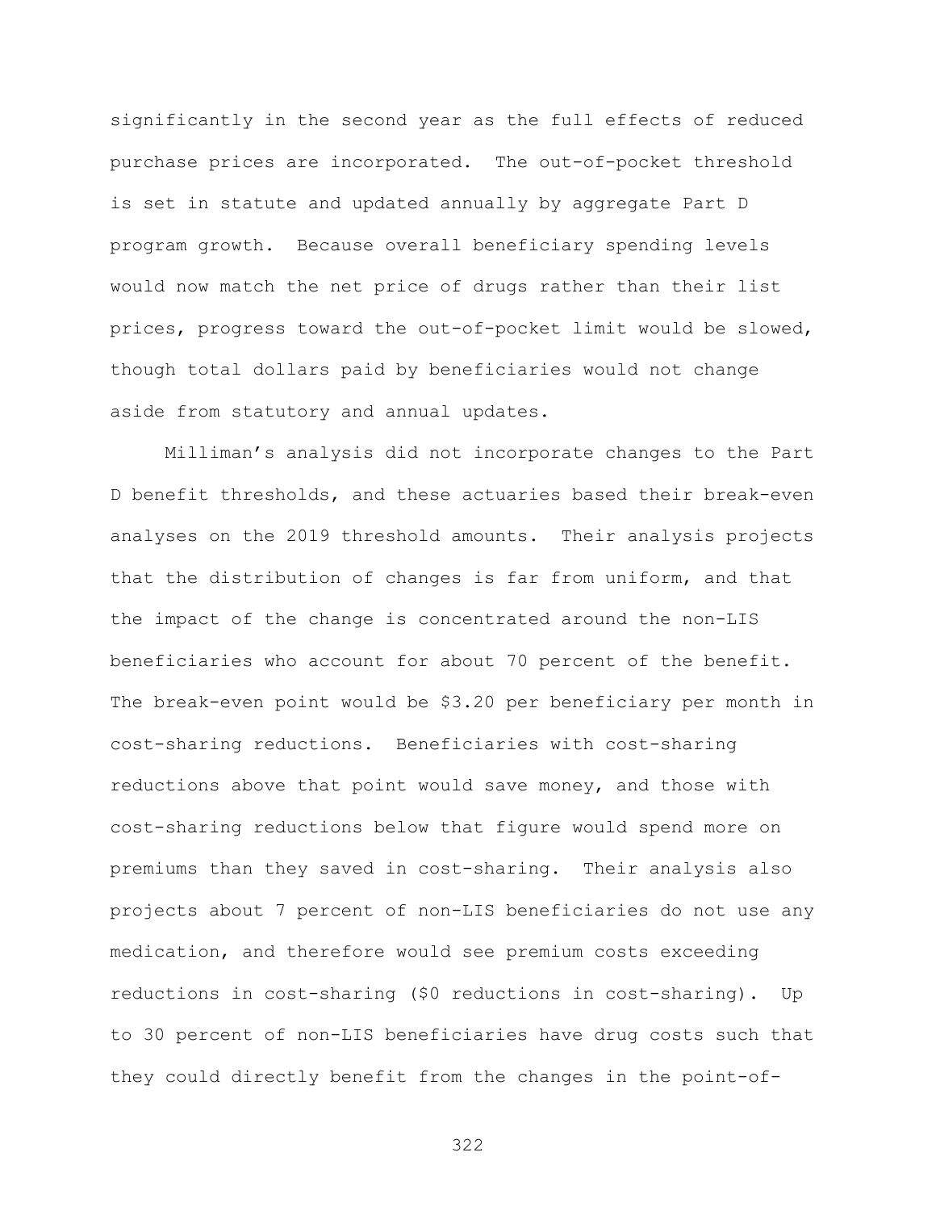significantly in the second year as the full effects of reduced purchase prices are incorporated. The out-of-pocket threshold is set in statute and updated annually by aggregate Part D program growth. Because overall beneficiary spending levels would now match the net price of drugs rather than their list prices, progress toward the out-of-pocket limit would be slowed, though total dollars paid by beneficiaries would not change aside from statutory and annual updates.

Milliman's analysis did not incorporate changes to the Part D benefit thresholds, and these actuaries based their break-even analyses on the 2019 threshold amounts. Their analysis projects that the distribution of changes is far from uniform, and that the impact of the change is concentrated around the non-LIS beneficiaries who account for about 70 percent of the benefit. The break-even point would be $3.20 per beneficiary per month in cost-sharing reductions. Beneficiaries with cost-sharing reductions above that point would save money, and those with cost-sharing reductions below that figure would spend more on premiums than they saved in cost-sharing. Their analysis also projects about 7 percent of non-LIS beneficiaries do not use any medication, and therefore would see premium costs exceeding reductions in cost-sharing ($0 reductions in cost-sharing). Up to 30 percent of non-LIS beneficiaries have drug costs such that they could directly benefit from the changes in the point-of-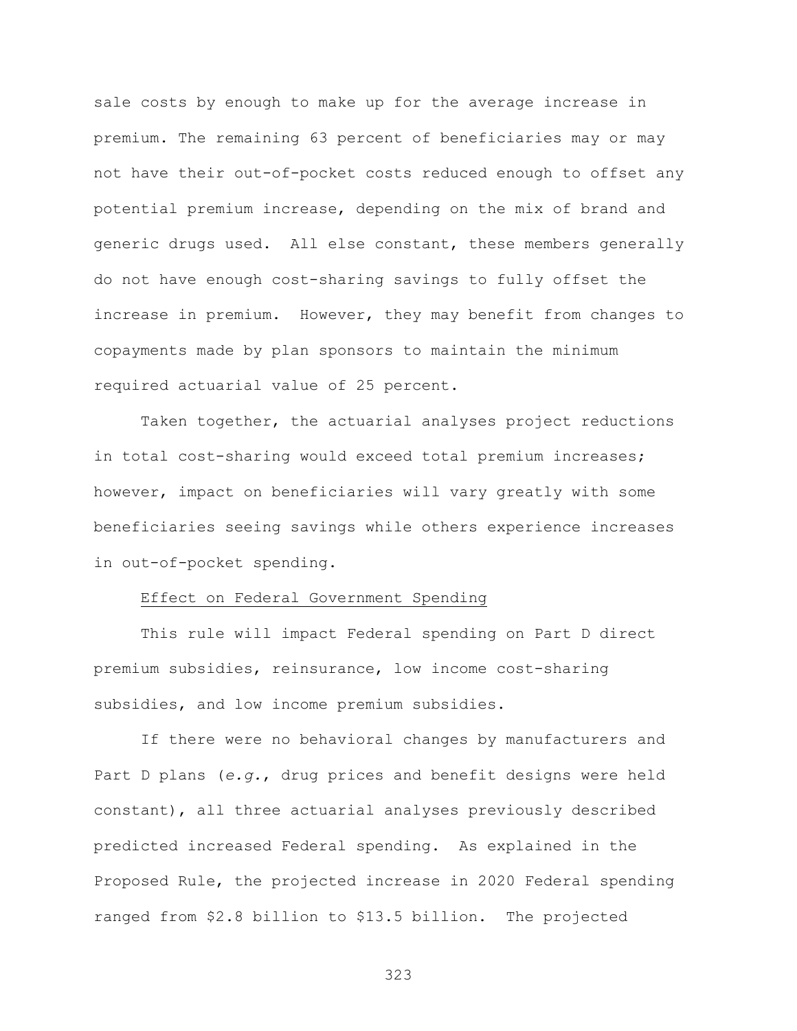sale costs by enough to make up for the average increase in premium. The remaining 63 percent of beneficiaries may or may not have their out-of-pocket costs reduced enough to offset any potential premium increase, depending on the mix of brand and generic drugs used. All else constant, these members generally do not have enough cost-sharing savings to fully offset the increase in premium. However, they may benefit from changes to copayments made by plan sponsors to maintain the minimum required actuarial value of 25 percent.

Taken together, the actuarial analyses project reductions in total cost-sharing would exceed total premium increases; however, impact on beneficiaries will vary greatly with some beneficiaries seeing savings while others experience increases in out-of-pocket spending.

Effect on Federal Government Spending

This rule will impact Federal spending on Part D direct premium subsidies, reinsurance, low income cost-sharing subsidies, and low income premium subsidies.

If there were no behavioral changes by manufacturers and Part D plans (*e.g.*, drug prices and benefit designs were held constant), all three actuarial analyses previously described predicted increased Federal spending. As explained in the Proposed Rule, the projected increase in 2020 Federal spending ranged from $2.8 billion to $13.5 billion. The projected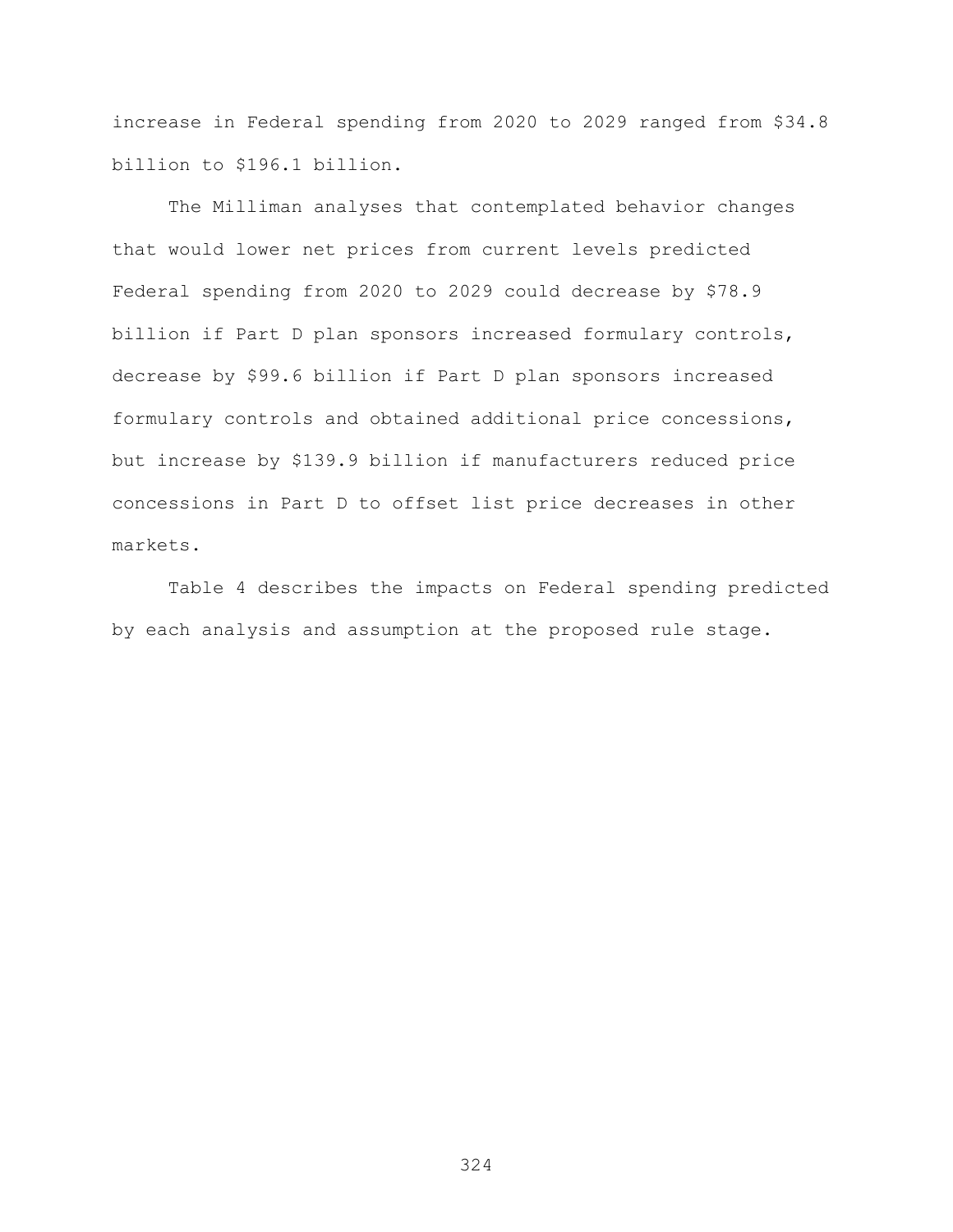increase in Federal spending from 2020 to 2029 ranged from $34.8 billion to $196.1 billion.

The Milliman analyses that contemplated behavior changes that would lower net prices from current levels predicted Federal spending from 2020 to 2029 could decrease by $78.9 billion if Part D plan sponsors increased formulary controls, decrease by $99.6 billion if Part D plan sponsors increased formulary controls and obtained additional price concessions, but increase by $139.9 billion if manufacturers reduced price concessions in Part D to offset list price decreases in other markets.

Table 4 describes the impacts on Federal spending predicted by each analysis and assumption at the proposed rule stage.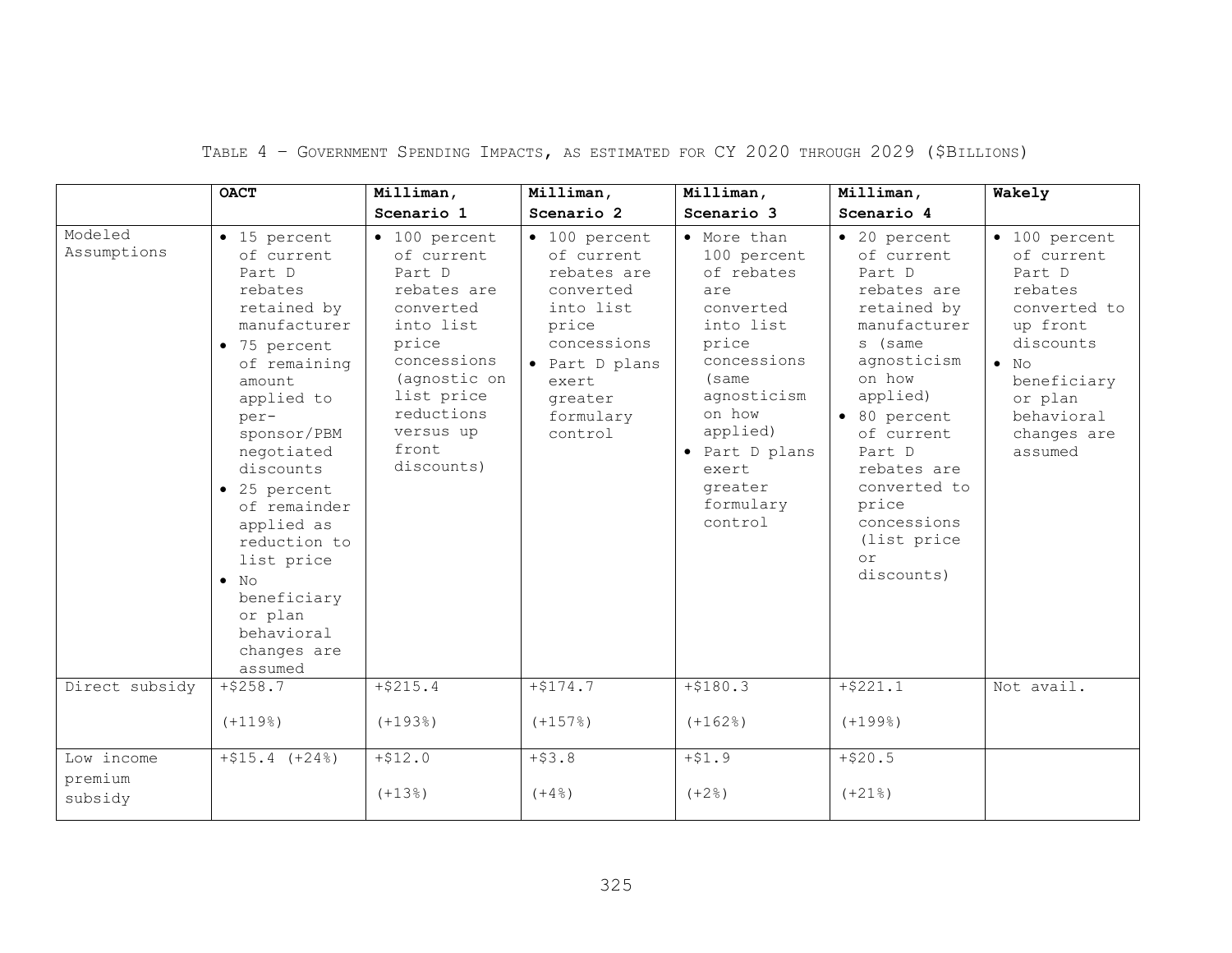TABLE 4 – GOVERNMENT SPENDING IMPACTS, AS ESTIMATED FOR CY 2020 THROUGH 2029 ($BILLIONS)

| | **OACT** | **Milliman, Scenario 1** | **Milliman, Scenario 2** | **Milliman, Scenario 3** | **Milliman, Scenario 4** | **Wakely** |
|---|---|---|---|---|---|---|
| Modeled Assumptions | • 15 percent of current Part D rebates retained by manufacturer<br>• 75 percent of remaining amount applied to per-sponsor/PBM negotiated discounts<br>• 25 percent of remainder applied as reduction to list price<br>• No beneficiary or plan behavioral changes are assumed | • 100 percent of current Part D rebates are converted into list price concessions (agnostic on list price reductions versus up front discounts) | • 100 percent of current rebates are converted into list price concessions<br>• Part D plans exert greater formulary control | • More than 100 percent of rebates are converted into list price concessions (same agnosticism on how applied)<br>• Part D plans exert greater formulary control | • 20 percent of current Part D rebates are retained by manufacturers (same agnosticism on how applied)<br>• 80 percent of current Part D rebates are converted to price concessions (list price or discounts) | • 100 percent Part D rebates converted to up front discounts<br>• No beneficiary or plan behavioral changes are assumed |
| Direct subsidy | +$258.7 (+119%) | +$215.4 (+193%) | +$174.7 (+157%) | +$180.3 (+162%) | +$221.1 (+199%) | Not avail. |
| Low income premium subsidy | +$15.4 (+24%) | +$12.0 (+13%) | +$3.8 (+4%) | +$1.9 (+2%) | +$20.5 (+21%) | |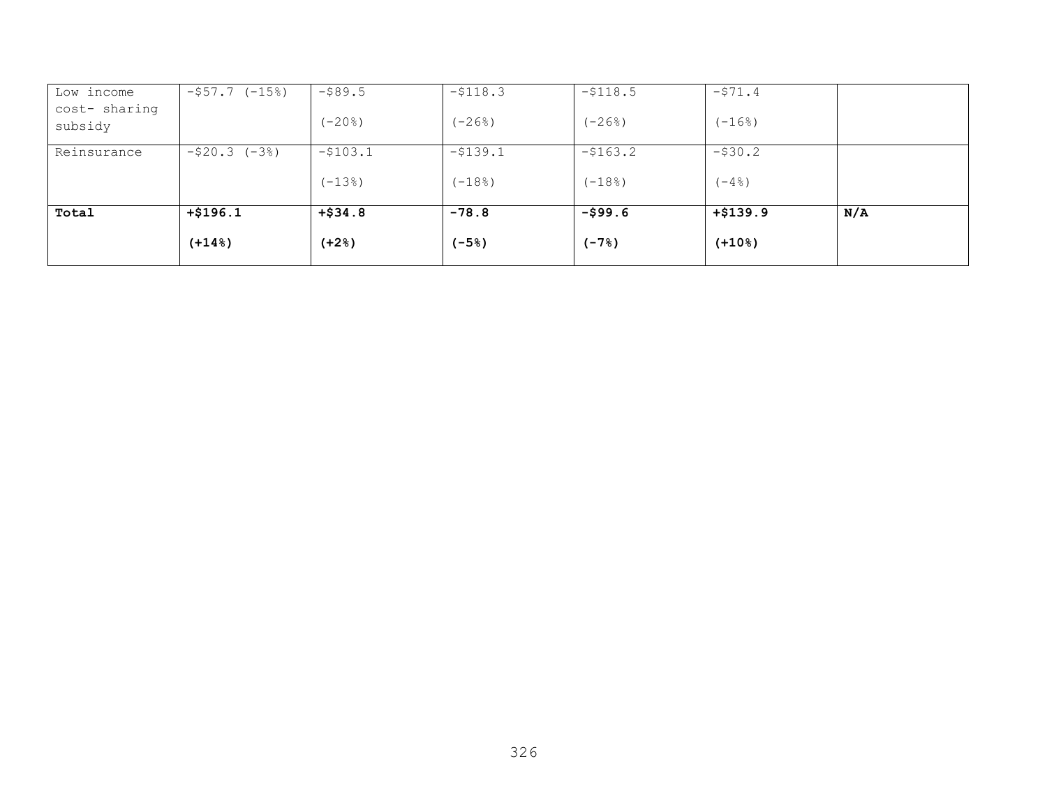| | | | | | | |
|---|---|---|---|---|---|---|
| Low income cost- sharing subsidy | -$57.7 (-15%) | -$89.5 (-20%) | -$118.3 (-26%) | -$118.5 (-26%) | -$71.4 (-16%) | |
| Reinsurance | -$20.3 (-3%) | -$103.1 (-13%) | -$139.1 (-18%) | -$163.2 (-18%) | -$30.2 (-4%) | |
| **Total** | **+$196.1 (+14%)** | **+$34.8 (+2%)** | **-78.8 (-5%)** | **-$99.6 (-7%)** | **+$139.9 (+10%)** | **N/A** |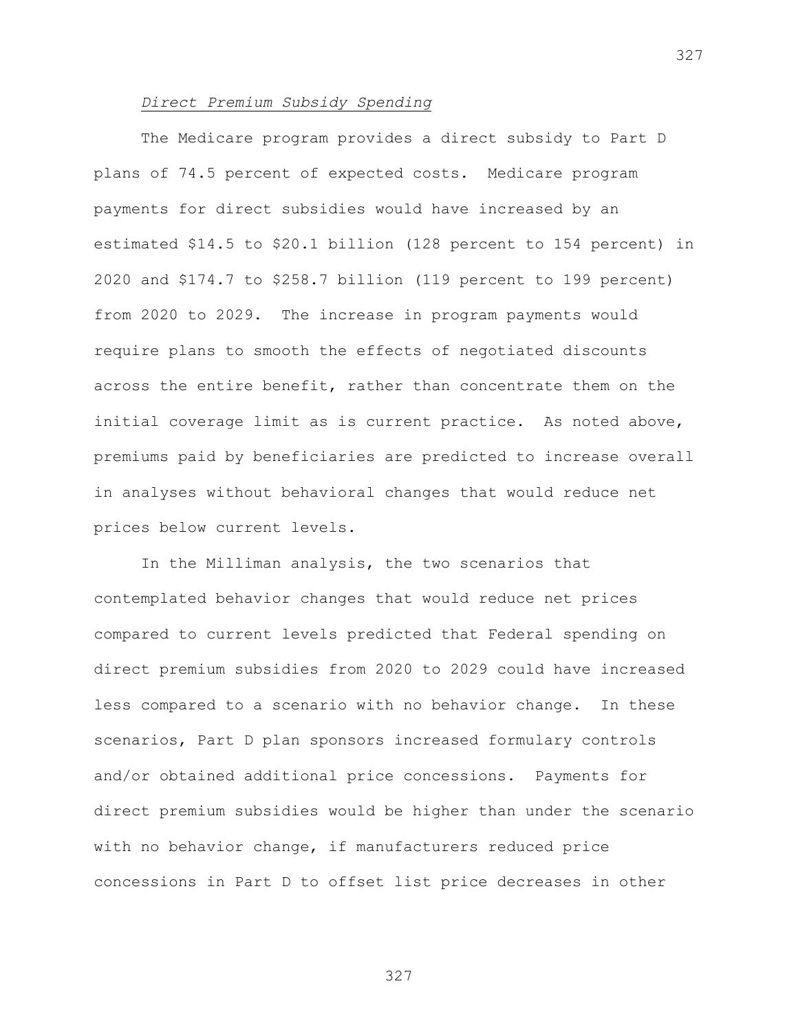*Direct Premium Subsidy Spending*

The Medicare program provides a direct subsidy to Part D plans of 74.5 percent of expected costs. Medicare program payments for direct subsidies would have increased by an estimated $14.5 to $20.1 billion (128 percent to 154 percent) in 2020 and $174.7 to $258.7 billion (119 percent to 199 percent) from 2020 to 2029. The increase in program payments would require plans to smooth the effects of negotiated discounts across the entire benefit, rather than concentrate them on the initial coverage limit as is current practice. As noted above, premiums paid by beneficiaries are predicted to increase overall in analyses without behavioral changes that would reduce net prices below current levels.

In the Milliman analysis, the two scenarios that contemplated behavior changes that would reduce net prices compared to current levels predicted that Federal spending on direct premium subsidies from 2020 to 2029 could have increased less compared to a scenario with no behavior change. In these scenarios, Part D plan sponsors increased formulary controls and/or obtained additional price concessions. Payments for direct premium subsidies would be higher than under the scenario with no behavior change, if manufacturers reduced price concessions in Part D to offset list price decreases in other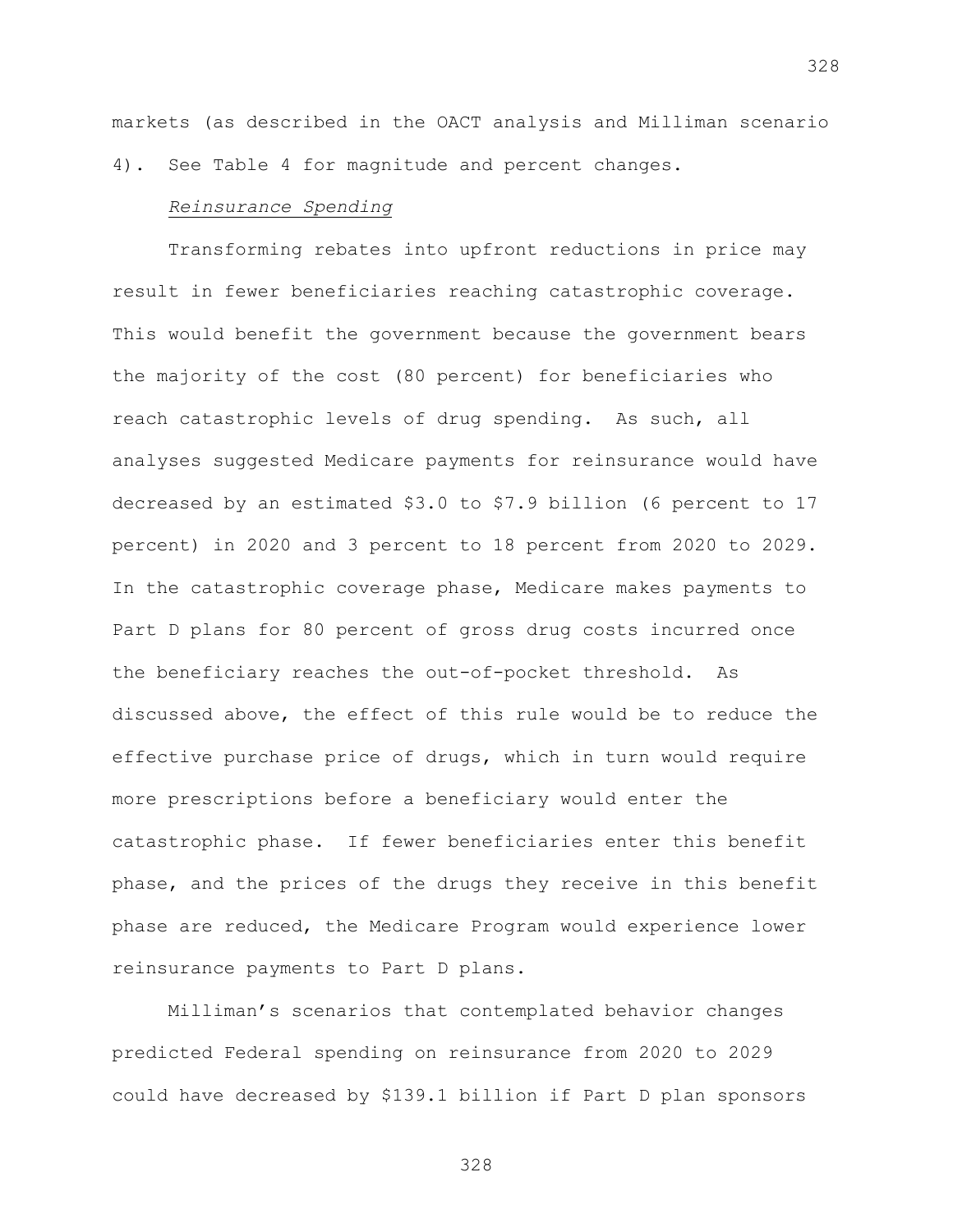markets (as described in the OACT analysis and Milliman scenario 4). See Table 4 for magnitude and percent changes.

*Reinsurance Spending*

Transforming rebates into upfront reductions in price may result in fewer beneficiaries reaching catastrophic coverage. This would benefit the government because the government bears the majority of the cost (80 percent) for beneficiaries who reach catastrophic levels of drug spending. As such, all analyses suggested Medicare payments for reinsurance would have decreased by an estimated $3.0 to $7.9 billion (6 percent to 17 percent) in 2020 and 3 percent to 18 percent from 2020 to 2029. In the catastrophic coverage phase, Medicare makes payments to Part D plans for 80 percent of gross drug costs incurred once the beneficiary reaches the out-of-pocket threshold. As discussed above, the effect of this rule would be to reduce the effective purchase price of drugs, which in turn would require more prescriptions before a beneficiary would enter the catastrophic phase. If fewer beneficiaries enter this benefit phase, and the prices of the drugs they receive in this benefit phase are reduced, the Medicare Program would experience lower reinsurance payments to Part D plans.

Milliman's scenarios that contemplated behavior changes predicted Federal spending on reinsurance from 2020 to 2029 could have decreased by $139.1 billion if Part D plan sponsors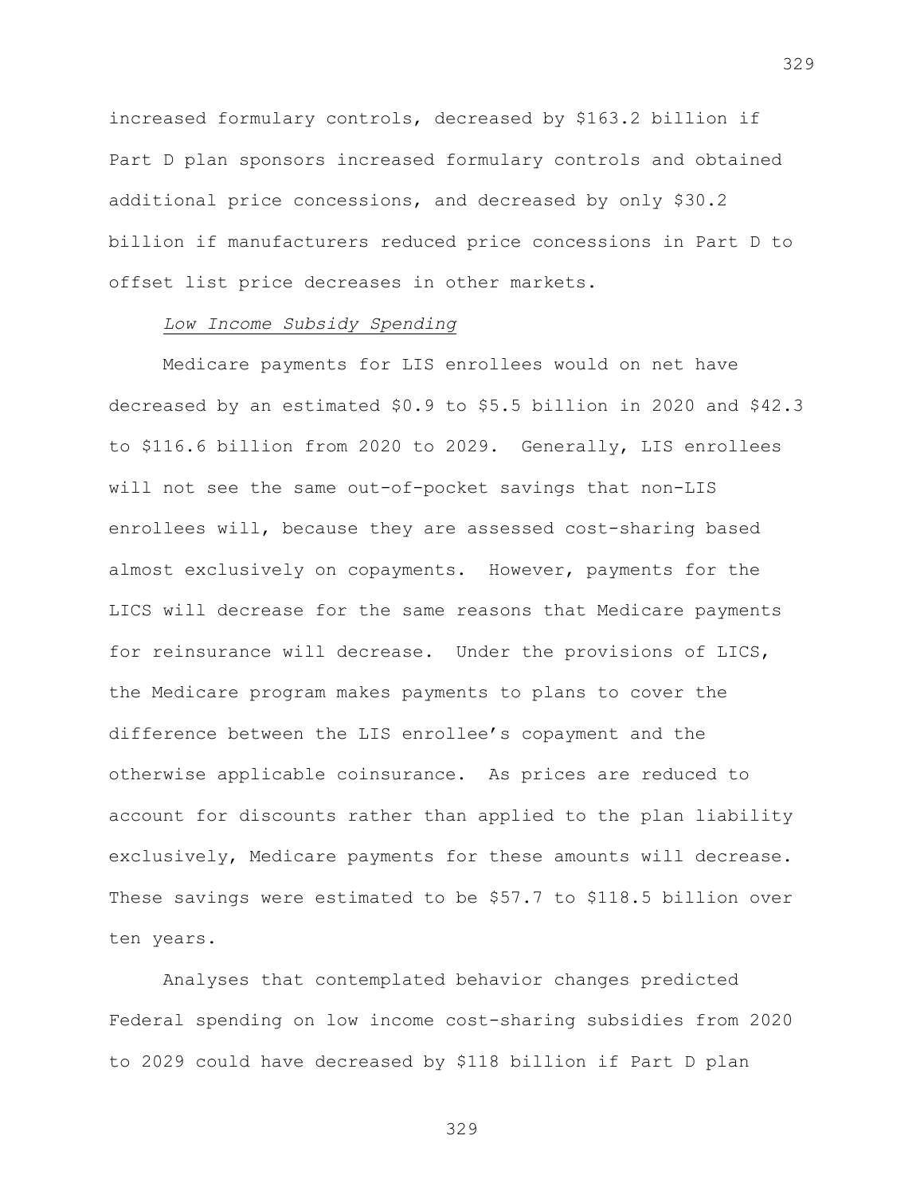increased formulary controls, decreased by $163.2 billion if Part D plan sponsors increased formulary controls and obtained additional price concessions, and decreased by only $30.2 billion if manufacturers reduced price concessions in Part D to offset list price decreases in other markets.

*Low Income Subsidy Spending*

Medicare payments for LIS enrollees would on net have decreased by an estimated $0.9 to $5.5 billion in 2020 and $42.3 to $116.6 billion from 2020 to 2029. Generally, LIS enrollees will not see the same out-of-pocket savings that non-LIS enrollees will, because they are assessed cost-sharing based almost exclusively on copayments. However, payments for the LICS will decrease for the same reasons that Medicare payments for reinsurance will decrease. Under the provisions of LICS, the Medicare program makes payments to plans to cover the difference between the LIS enrollee's copayment and the otherwise applicable coinsurance. As prices are reduced to account for discounts rather than applied to the plan liability exclusively, Medicare payments for these amounts will decrease. These savings were estimated to be $57.7 to $118.5 billion over ten years.

Analyses that contemplated behavior changes predicted Federal spending on low income cost-sharing subsidies from 2020 to 2029 could have decreased by $118 billion if Part D plan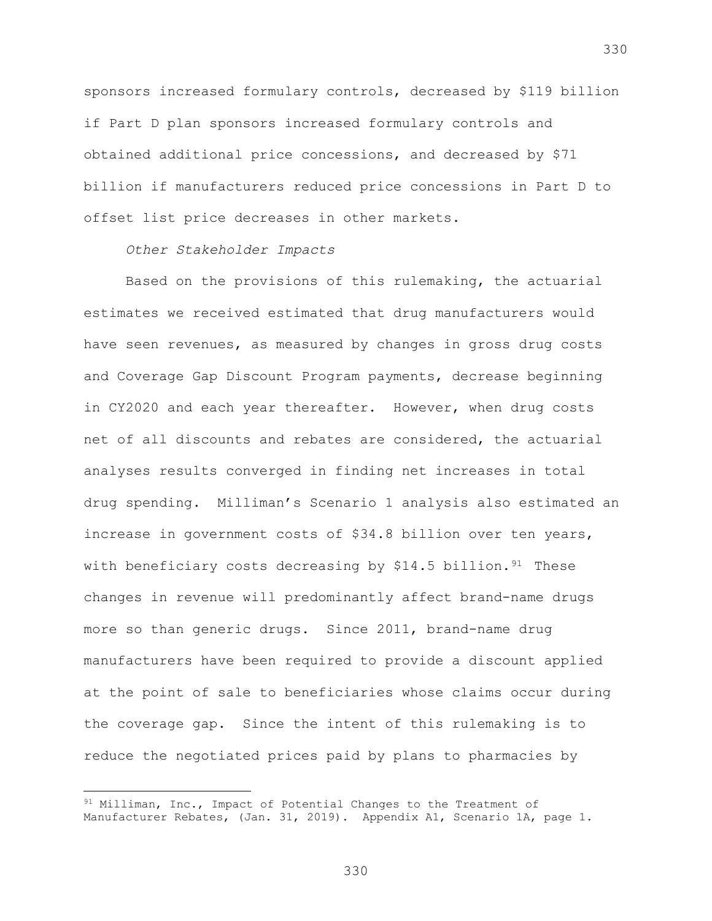sponsors increased formulary controls, decreased by $119 billion if Part D plan sponsors increased formulary controls and obtained additional price concessions, and decreased by $71 billion if manufacturers reduced price concessions in Part D to offset list price decreases in other markets.

*Other Stakeholder Impacts*

Based on the provisions of this rulemaking, the actuarial estimates we received estimated that drug manufacturers would have seen revenues, as measured by changes in gross drug costs and Coverage Gap Discount Program payments, decrease beginning in CY2020 and each year thereafter. However, when drug costs net of all discounts and rebates are considered, the actuarial analyses results converged in finding net increases in total drug spending. Milliman's Scenario 1 analysis also estimated an increase in government costs of $34.8 billion over ten years, with beneficiary costs decreasing by $14.5 billion.[91] These changes in revenue will predominantly affect brand-name drugs more so than generic drugs. Since 2011, brand-name drug manufacturers have been required to provide a discount applied at the point of sale to beneficiaries whose claims occur during the coverage gap. Since the intent of this rulemaking is to reduce the negotiated prices paid by plans to pharmacies by

[91] Milliman, Inc., Impact of Potential Changes to the Treatment of Manufacturer Rebates, (Jan. 31, 2019). Appendix A1, Scenario 1A, page 1.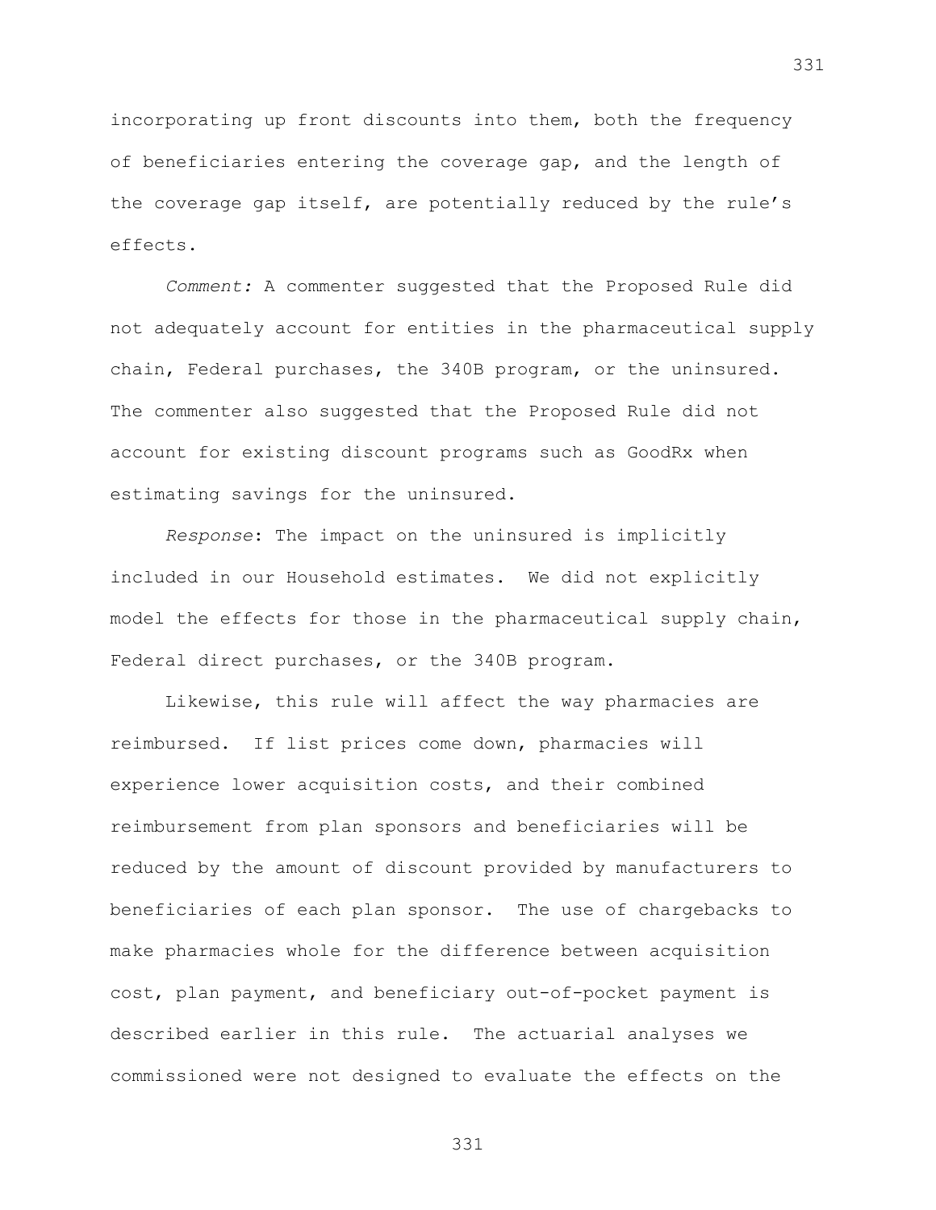incorporating up front discounts into them, both the frequency of beneficiaries entering the coverage gap, and the length of the coverage gap itself, are potentially reduced by the rule's effects.

*Comment:* A commenter suggested that the Proposed Rule did not adequately account for entities in the pharmaceutical supply chain, Federal purchases, the 340B program, or the uninsured. The commenter also suggested that the Proposed Rule did not account for existing discount programs such as GoodRx when estimating savings for the uninsured.

*Response*: The impact on the uninsured is implicitly included in our Household estimates. We did not explicitly model the effects for those in the pharmaceutical supply chain, Federal direct purchases, or the 340B program.

Likewise, this rule will affect the way pharmacies are reimbursed. If list prices come down, pharmacies will experience lower acquisition costs, and their combined reimbursement from plan sponsors and beneficiaries will be reduced by the amount of discount provided by manufacturers to beneficiaries of each plan sponsor. The use of chargebacks to make pharmacies whole for the difference between acquisition cost, plan payment, and beneficiary out-of-pocket payment is described earlier in this rule. The actuarial analyses we commissioned were not designed to evaluate the effects on the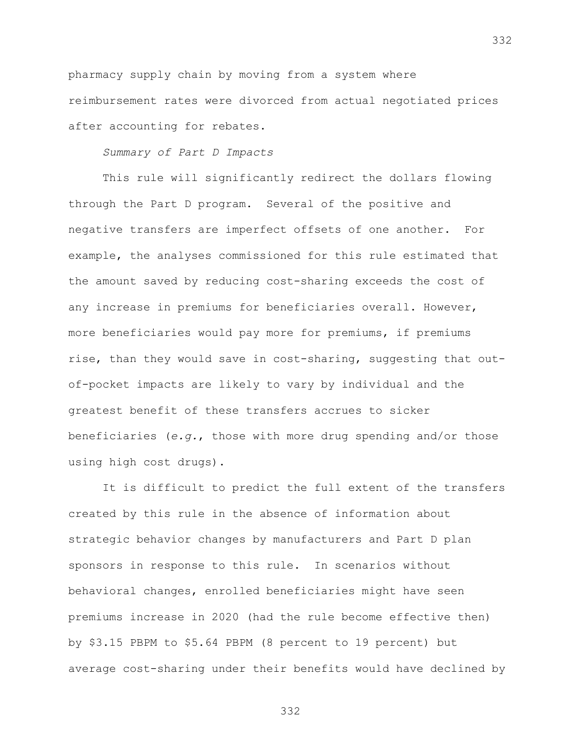pharmacy supply chain by moving from a system where reimbursement rates were divorced from actual negotiated prices after accounting for rebates.

*Summary of Part D Impacts*

This rule will significantly redirect the dollars flowing through the Part D program. Several of the positive and negative transfers are imperfect offsets of one another. For example, the analyses commissioned for this rule estimated that the amount saved by reducing cost-sharing exceeds the cost of any increase in premiums for beneficiaries overall. However, more beneficiaries would pay more for premiums, if premiums rise, than they would save in cost-sharing, suggesting that out-of-pocket impacts are likely to vary by individual and the greatest benefit of these transfers accrues to sicker beneficiaries (*e.g.*, those with more drug spending and/or those using high cost drugs).

It is difficult to predict the full extent of the transfers created by this rule in the absence of information about strategic behavior changes by manufacturers and Part D plan sponsors in response to this rule. In scenarios without behavioral changes, enrolled beneficiaries might have seen premiums increase in 2020 (had the rule become effective then) by $3.15 PBPM to $5.64 PBPM (8 percent to 19 percent) but average cost-sharing under their benefits would have declined by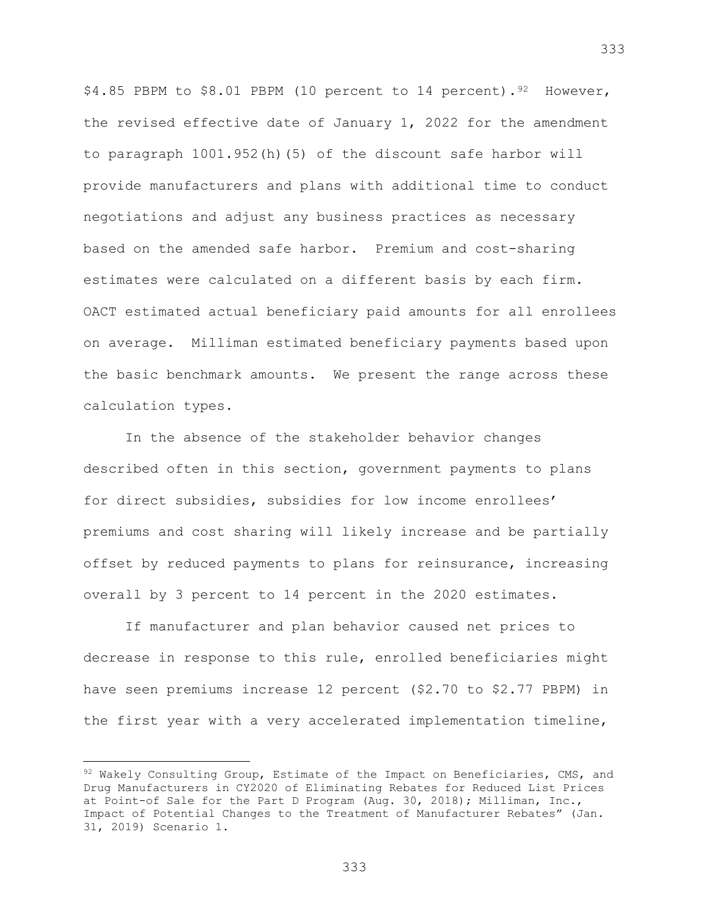$4.85 PBPM to $8.01 PBPM (10 percent to 14 percent).[92] However, the revised effective date of January 1, 2022 for the amendment to paragraph 1001.952(h)(5) of the discount safe harbor will provide manufacturers and plans with additional time to conduct negotiations and adjust any business practices as necessary based on the amended safe harbor. Premium and cost-sharing estimates were calculated on a different basis by each firm. OACT estimated actual beneficiary paid amounts for all enrollees on average. Milliman estimated beneficiary payments based upon the basic benchmark amounts. We present the range across these calculation types.

In the absence of the stakeholder behavior changes described often in this section, government payments to plans for direct subsidies, subsidies for low income enrollees' premiums and cost sharing will likely increase and be partially offset by reduced payments to plans for reinsurance, increasing overall by 3 percent to 14 percent in the 2020 estimates.

If manufacturer and plan behavior caused net prices to decrease in response to this rule, enrolled beneficiaries might have seen premiums increase 12 percent ($2.70 to $2.77 PBPM) in the first year with a very accelerated implementation timeline,

---

[92] Wakely Consulting Group, Estimate of the Impact on Beneficiaries, CMS, and Drug Manufacturers in CY2020 of Eliminating Rebates for Reduced List Prices at Point-of Sale for the Part D Program (Aug. 30, 2018); Milliman, Inc., Impact of Potential Changes to the Treatment of Manufacturer Rebates" (Jan. 31, 2019) Scenario 1.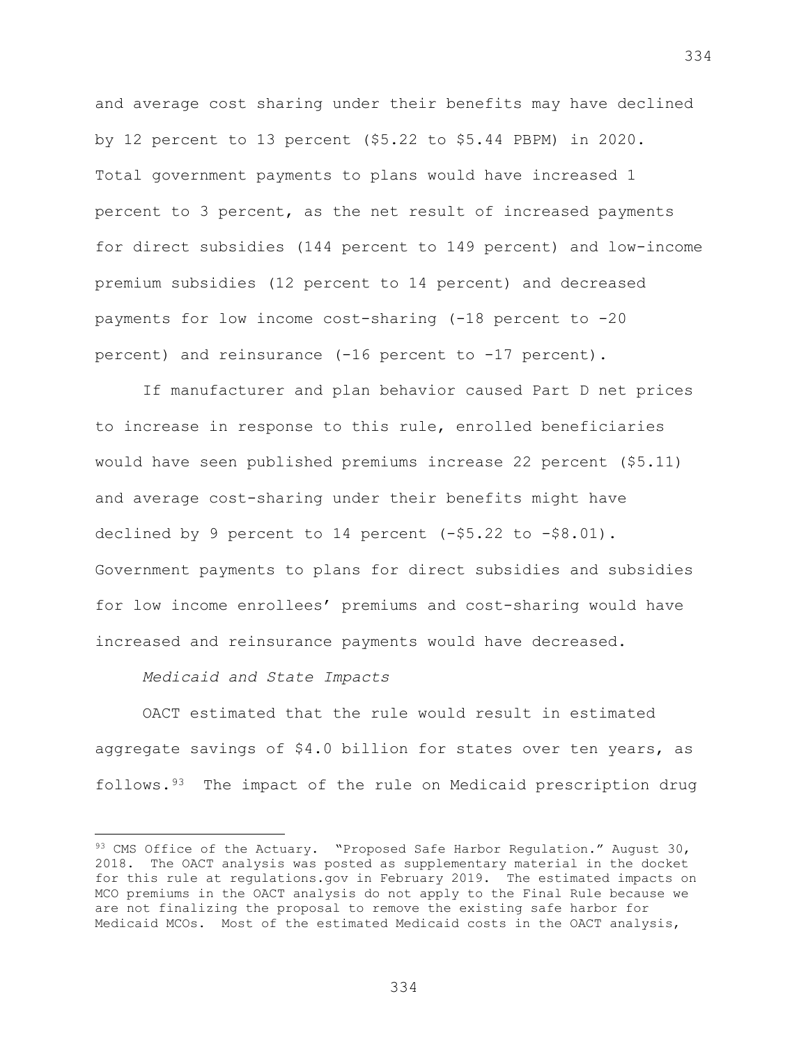and average cost sharing under their benefits may have declined by 12 percent to 13 percent ($5.22 to $5.44 PBPM) in 2020. Total government payments to plans would have increased 1 percent to 3 percent, as the net result of increased payments for direct subsidies (144 percent to 149 percent) and low-income premium subsidies (12 percent to 14 percent) and decreased payments for low income cost-sharing (-18 percent to -20 percent) and reinsurance (-16 percent to -17 percent).

If manufacturer and plan behavior caused Part D net prices to increase in response to this rule, enrolled beneficiaries would have seen published premiums increase 22 percent ($5.11) and average cost-sharing under their benefits might have declined by 9 percent to 14 percent (-$5.22 to -$8.01). Government payments to plans for direct subsidies and subsidies for low income enrollees' premiums and cost-sharing would have increased and reinsurance payments would have decreased.

*Medicaid and State Impacts*

OACT estimated that the rule would result in estimated aggregate savings of $4.0 billion for states over ten years, as follows.[93] The impact of the rule on Medicaid prescription drug

---

[93] CMS Office of the Actuary. "Proposed Safe Harbor Regulation." August 30, 2018. The OACT analysis was posted as supplementary material in the docket for this rule at regulations.gov in February 2019. The estimated impacts on MCO premiums in the OACT analysis do not apply to the Final Rule because we are not finalizing the proposal to remove the existing safe harbor for Medicaid MCOs. Most of the estimated Medicaid costs in the OACT analysis,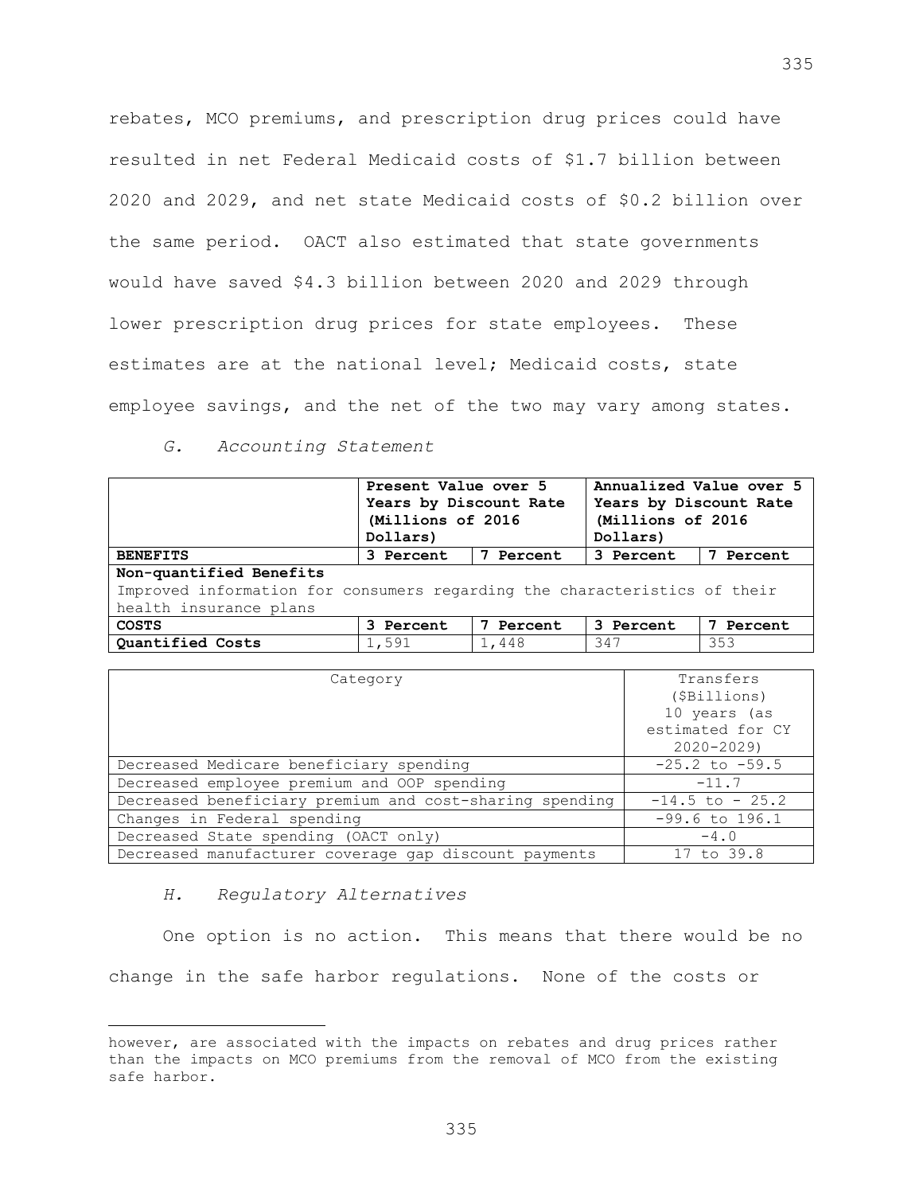rebates, MCO premiums, and prescription drug prices could have resulted in net Federal Medicaid costs of $1.7 billion between 2020 and 2029, and net state Medicaid costs of $0.2 billion over the same period. OACT also estimated that state governments would have saved $4.3 billion between 2020 and 2029 through lower prescription drug prices for state employees. These estimates are at the national level; Medicaid costs, state employee savings, and the net of the two may vary among states.

*G. Accounting Statement*

| | **Present Value over 5 Years by Discount Rate (Millions of 2016 Dollars)** | | **Annualized Value over 5 Years by Discount Rate (Millions of 2016 Dollars)** | |
|---|---|---|---|---|
| **BENEFITS** | **3 Percent** | **7 Percent** | **3 Percent** | **7 Percent** |
| **Non-quantified Benefits**<br>Improved information for consumers regarding the characteristics of their health insurance plans | | | | |
| **COSTS** | **3 Percent** | **7 Percent** | **3 Percent** | **7 Percent** |
| **Quantified Costs** | 1,591 | 1,448 | 347 | 353 |

| Category | Transfers ($Billions) 10 years (as estimated for CY 2020-2029) |
|---|---|
| Decreased Medicare beneficiary spending | -25.2 to -59.5 |
| Decreased employee premium and OOP spending | -11.7 |
| Decreased beneficiary premium and cost-sharing spending | -14.5 to - 25.2 |
| Changes in Federal spending | -99.6 to 196.1 |
| Decreased State spending (OACT only) | -4.0 |
| Decreased manufacturer coverage gap discount payments | 17 to 39.8 |

*H. Regulatory Alternatives*

One option is no action. This means that there would be no change in the safe harbor regulations. None of the costs or

however, are associated with the impacts on rebates and drug prices rather than the impacts on MCO premiums from the removal of MCO from the existing safe harbor.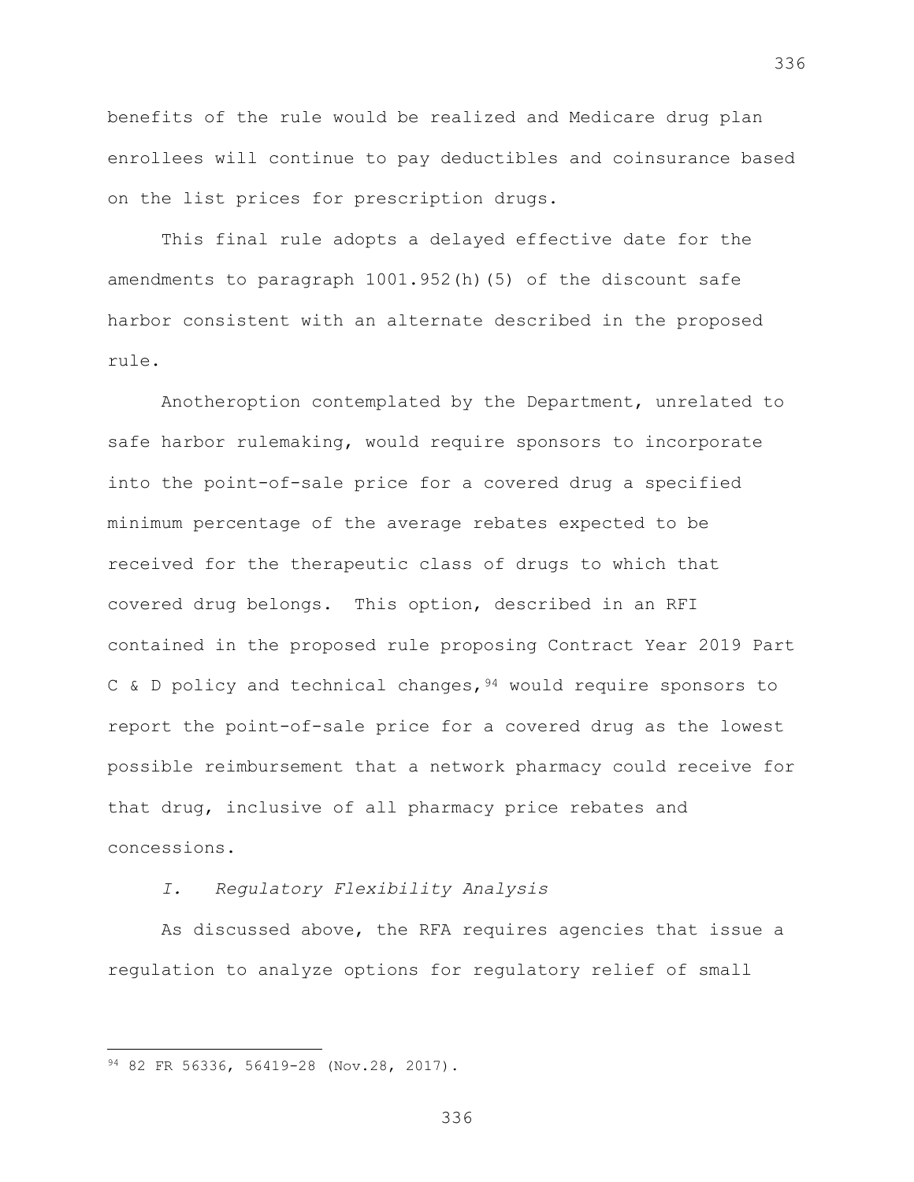benefits of the rule would be realized and Medicare drug plan enrollees will continue to pay deductibles and coinsurance based on the list prices for prescription drugs.

This final rule adopts a delayed effective date for the amendments to paragraph 1001.952(h)(5) of the discount safe harbor consistent with an alternate described in the proposed rule.

Anotheroption contemplated by the Department, unrelated to safe harbor rulemaking, would require sponsors to incorporate into the point-of-sale price for a covered drug a specified minimum percentage of the average rebates expected to be received for the therapeutic class of drugs to which that covered drug belongs. This option, described in an RFI contained in the proposed rule proposing Contract Year 2019 Part C & D policy and technical changes,[94] would require sponsors to report the point-of-sale price for a covered drug as the lowest possible reimbursement that a network pharmacy could receive for that drug, inclusive of all pharmacy price rebates and concessions.

*I. Regulatory Flexibility Analysis*

As discussed above, the RFA requires agencies that issue a regulation to analyze options for regulatory relief of small

[94] 82 FR 56336, 56419-28 (Nov.28, 2017).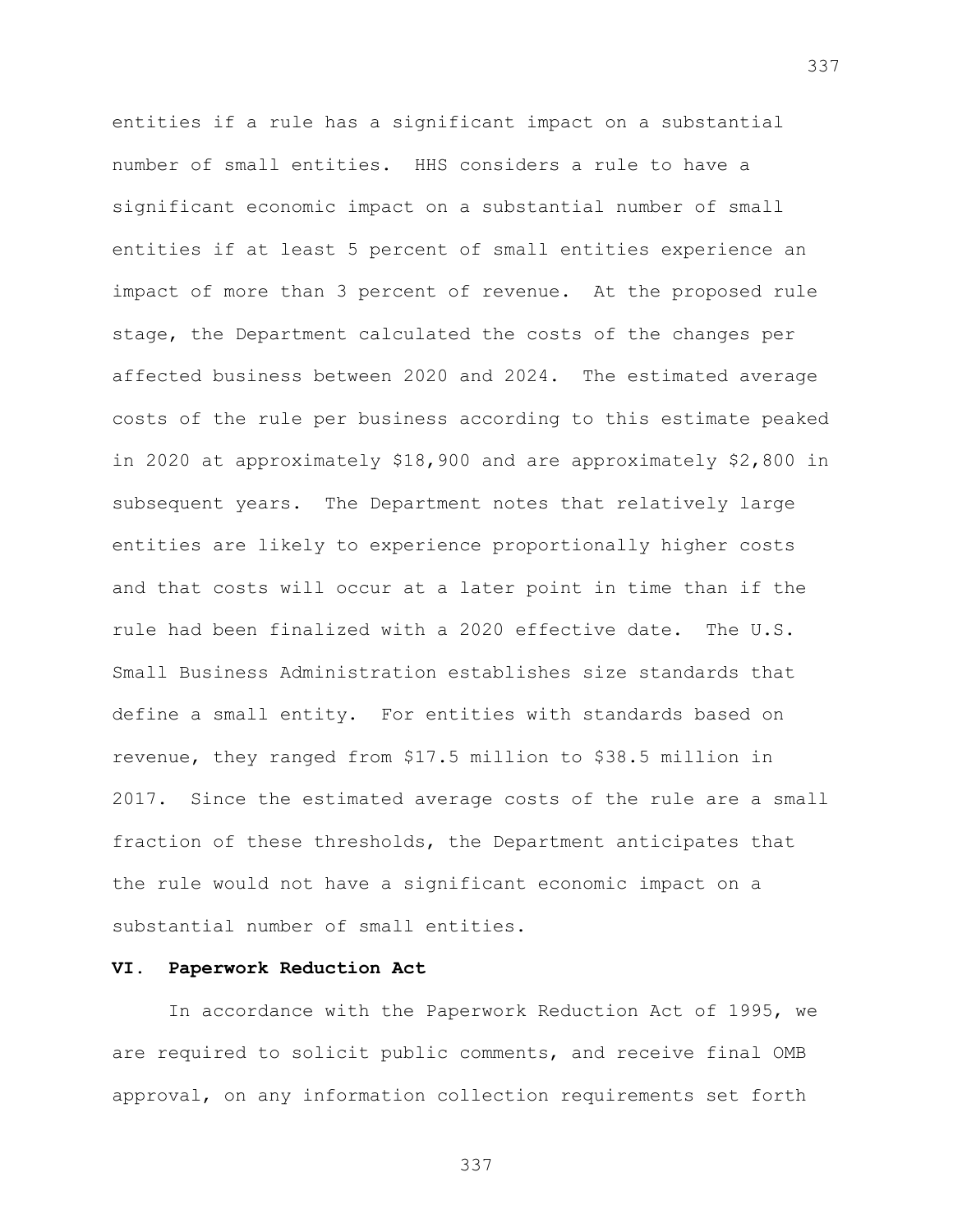entities if a rule has a significant impact on a substantial number of small entities. HHS considers a rule to have a significant economic impact on a substantial number of small entities if at least 5 percent of small entities experience an impact of more than 3 percent of revenue. At the proposed rule stage, the Department calculated the costs of the changes per affected business between 2020 and 2024. The estimated average costs of the rule per business according to this estimate peaked in 2020 at approximately $18,900 and are approximately $2,800 in subsequent years. The Department notes that relatively large entities are likely to experience proportionally higher costs and that costs will occur at a later point in time than if the rule had been finalized with a 2020 effective date. The U.S. Small Business Administration establishes size standards that define a small entity. For entities with standards based on revenue, they ranged from $17.5 million to $38.5 million in 2017. Since the estimated average costs of the rule are a small fraction of these thresholds, the Department anticipates that the rule would not have a significant economic impact on a substantial number of small entities.

## VI. Paperwork Reduction Act

In accordance with the Paperwork Reduction Act of 1995, we are required to solicit public comments, and receive final OMB approval, on any information collection requirements set forth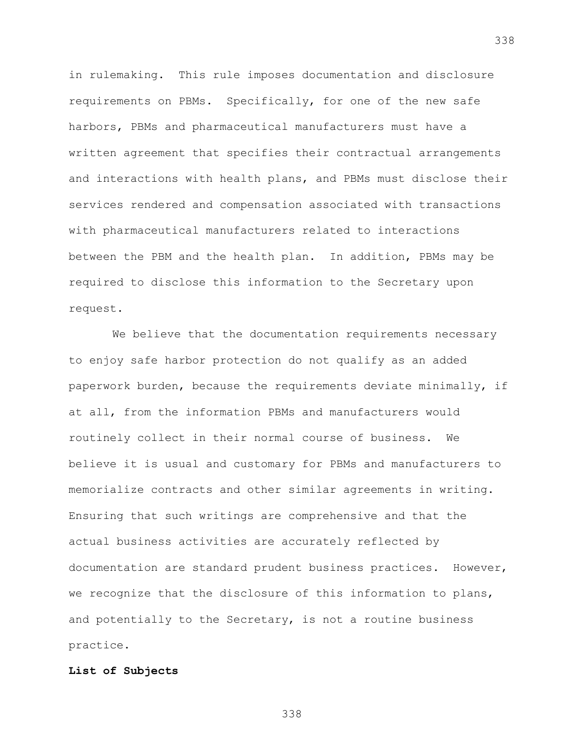in rulemaking. This rule imposes documentation and disclosure requirements on PBMs. Specifically, for one of the new safe harbors, PBMs and pharmaceutical manufacturers must have a written agreement that specifies their contractual arrangements and interactions with health plans, and PBMs must disclose their services rendered and compensation associated with transactions with pharmaceutical manufacturers related to interactions between the PBM and the health plan. In addition, PBMs may be required to disclose this information to the Secretary upon request.

We believe that the documentation requirements necessary to enjoy safe harbor protection do not qualify as an added paperwork burden, because the requirements deviate minimally, if at all, from the information PBMs and manufacturers would routinely collect in their normal course of business. We believe it is usual and customary for PBMs and manufacturers to memorialize contracts and other similar agreements in writing. Ensuring that such writings are comprehensive and that the actual business activities are accurately reflected by documentation are standard prudent business practices. However, we recognize that the disclosure of this information to plans, and potentially to the Secretary, is not a routine business practice.

**List of Subjects**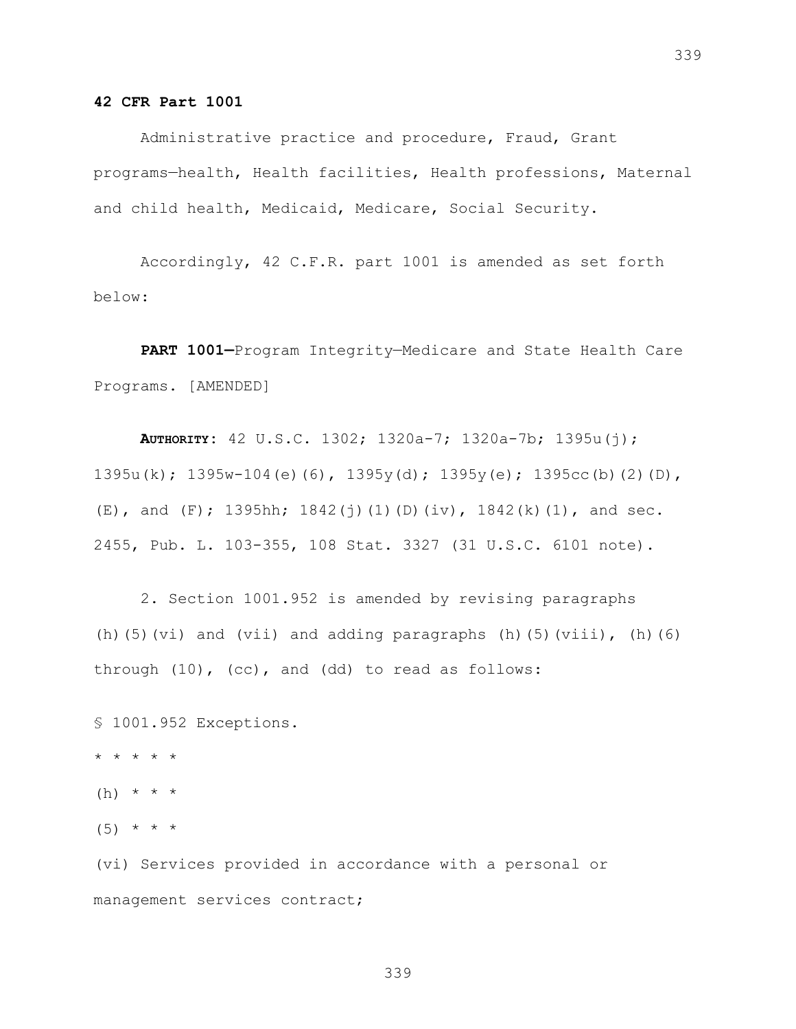**42 CFR Part 1001**

Administrative practice and procedure, Fraud, Grant programs—health, Health facilities, Health professions, Maternal and child health, Medicaid, Medicare, Social Security.

Accordingly, 42 C.F.R. part 1001 is amended as set forth below:

**PART 1001—**Program Integrity—Medicare and State Health Care Programs. [AMENDED]

**AUTHORITY**: 42 U.S.C. 1302; 1320a-7; 1320a-7b; 1395u(j); 1395u(k); 1395w-104(e)(6), 1395y(d); 1395y(e); 1395cc(b)(2)(D), (E), and (F); 1395hh; 1842(j)(1)(D)(iv), 1842(k)(1), and sec. 2455, Pub. L. 103-355, 108 Stat. 3327 (31 U.S.C. 6101 note).

2. Section 1001.952 is amended by revising paragraphs (h)(5)(vi) and (vii) and adding paragraphs (h)(5)(viii), (h)(6) through (10), (cc), and (dd) to read as follows:

§ 1001.952 Exceptions.

\* \* \* \* \*

(h) \* \* \*

(5) \* \* \*

(vi) Services provided in accordance with a personal or management services contract;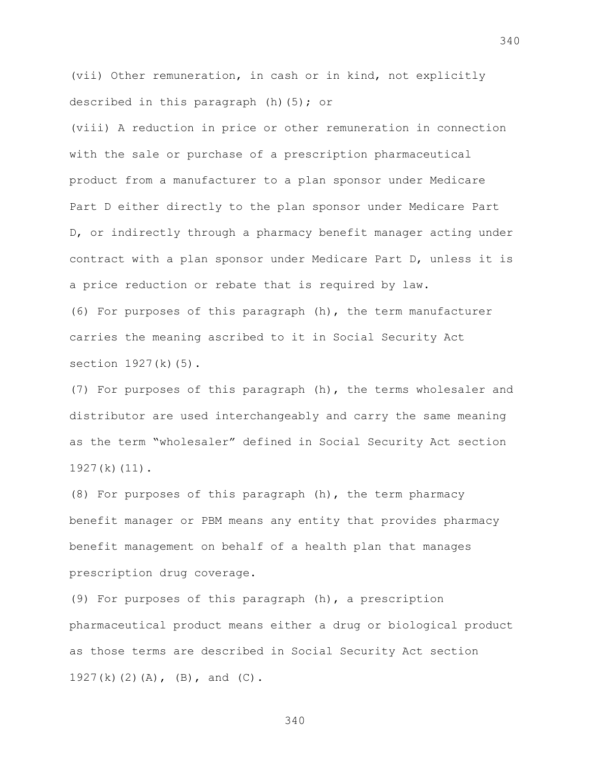(vii) Other remuneration, in cash or in kind, not explicitly described in this paragraph (h)(5); or

(viii) A reduction in price or other remuneration in connection with the sale or purchase of a prescription pharmaceutical product from a manufacturer to a plan sponsor under Medicare Part D either directly to the plan sponsor under Medicare Part D, or indirectly through a pharmacy benefit manager acting under contract with a plan sponsor under Medicare Part D, unless it is a price reduction or rebate that is required by law.

(6) For purposes of this paragraph (h), the term manufacturer carries the meaning ascribed to it in Social Security Act section 1927(k)(5).

(7) For purposes of this paragraph (h), the terms wholesaler and distributor are used interchangeably and carry the same meaning as the term "wholesaler" defined in Social Security Act section 1927(k)(11).

(8) For purposes of this paragraph (h), the term pharmacy benefit manager or PBM means any entity that provides pharmacy benefit management on behalf of a health plan that manages prescription drug coverage.

(9) For purposes of this paragraph (h), a prescription pharmaceutical product means either a drug or biological product as those terms are described in Social Security Act section 1927(k)(2)(A), (B), and (C).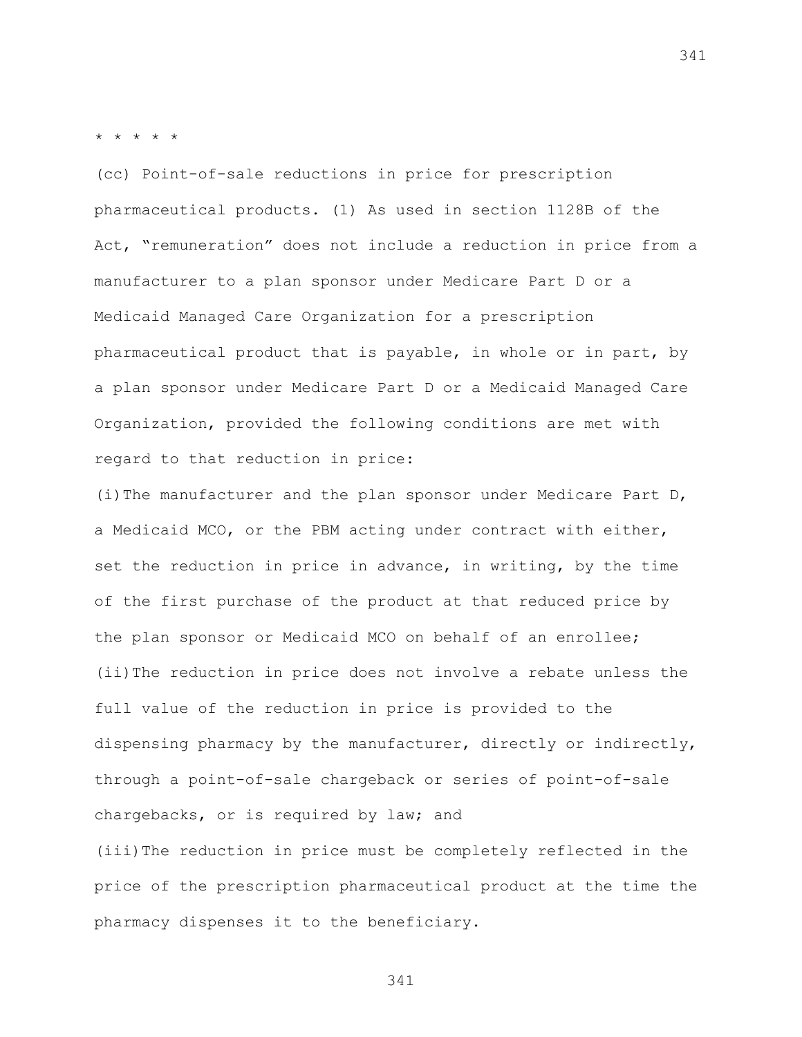* * * * *

(cc) Point-of-sale reductions in price for prescription pharmaceutical products. (1) As used in section 1128B of the Act, "remuneration" does not include a reduction in price from a manufacturer to a plan sponsor under Medicare Part D or a Medicaid Managed Care Organization for a prescription pharmaceutical product that is payable, in whole or in part, by a plan sponsor under Medicare Part D or a Medicaid Managed Care Organization, provided the following conditions are met with regard to that reduction in price:

(i) The manufacturer and the plan sponsor under Medicare Part D, a Medicaid MCO, or the PBM acting under contract with either, set the reduction in price in advance, in writing, by the time of the first purchase of the product at that reduced price by the plan sponsor or Medicaid MCO on behalf of an enrollee;

(ii) The reduction in price does not involve a rebate unless the full value of the reduction in price is provided to the dispensing pharmacy by the manufacturer, directly or indirectly, through a point-of-sale chargeback or series of point-of-sale chargebacks, or is required by law; and

(iii) The reduction in price must be completely reflected in the price of the prescription pharmaceutical product at the time the pharmacy dispenses it to the beneficiary.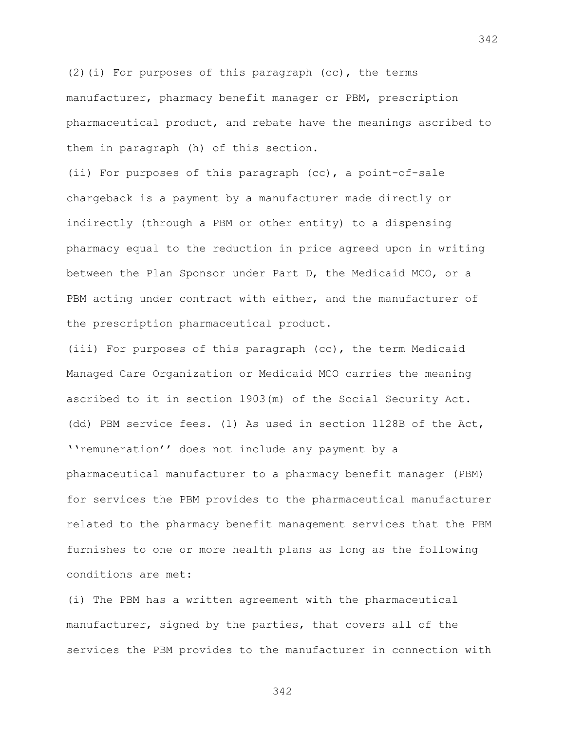(2)(i) For purposes of this paragraph (cc), the terms manufacturer, pharmacy benefit manager or PBM, prescription pharmaceutical product, and rebate have the meanings ascribed to them in paragraph (h) of this section.

(ii) For purposes of this paragraph (cc), a point-of-sale chargeback is a payment by a manufacturer made directly or indirectly (through a PBM or other entity) to a dispensing pharmacy equal to the reduction in price agreed upon in writing between the Plan Sponsor under Part D, the Medicaid MCO, or a PBM acting under contract with either, and the manufacturer of the prescription pharmaceutical product.

(iii) For purposes of this paragraph (cc), the term Medicaid Managed Care Organization or Medicaid MCO carries the meaning ascribed to it in section 1903(m) of the Social Security Act.

(dd) PBM service fees. (1) As used in section 1128B of the Act, ''remuneration'' does not include any payment by a pharmaceutical manufacturer to a pharmacy benefit manager (PBM) for services the PBM provides to the pharmaceutical manufacturer related to the pharmacy benefit management services that the PBM furnishes to one or more health plans as long as the following conditions are met:

(i) The PBM has a written agreement with the pharmaceutical manufacturer, signed by the parties, that covers all of the services the PBM provides to the manufacturer in connection with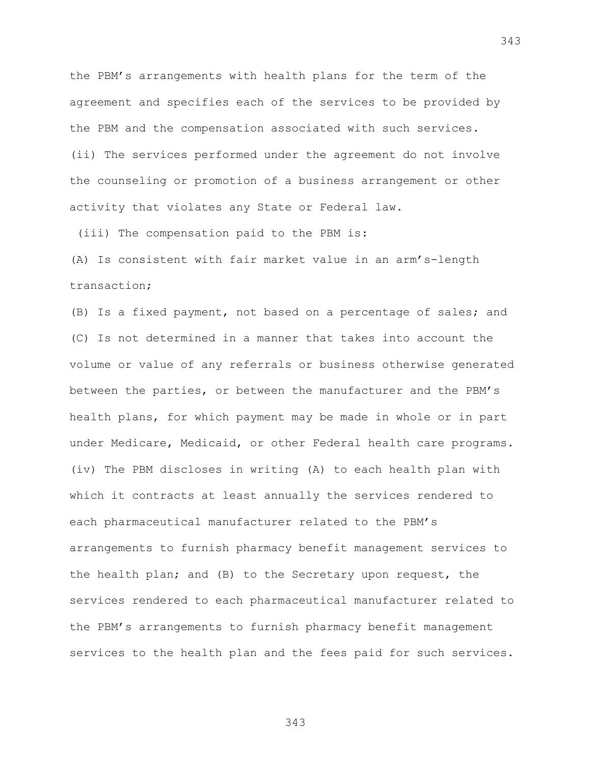the PBM's arrangements with health plans for the term of the agreement and specifies each of the services to be provided by the PBM and the compensation associated with such services.

(ii) The services performed under the agreement do not involve the counseling or promotion of a business arrangement or other activity that violates any State or Federal law.

(iii) The compensation paid to the PBM is:

(A) Is consistent with fair market value in an arm's-length transaction;

(B) Is a fixed payment, not based on a percentage of sales; and

(C) Is not determined in a manner that takes into account the volume or value of any referrals or business otherwise generated between the parties, or between the manufacturer and the PBM's health plans, for which payment may be made in whole or in part under Medicare, Medicaid, or other Federal health care programs.

(iv) The PBM discloses in writing (A) to each health plan with which it contracts at least annually the services rendered to each pharmaceutical manufacturer related to the PBM's arrangements to furnish pharmacy benefit management services to the health plan; and (B) to the Secretary upon request, the services rendered to each pharmaceutical manufacturer related to the PBM's arrangements to furnish pharmacy benefit management services to the health plan and the fees paid for such services.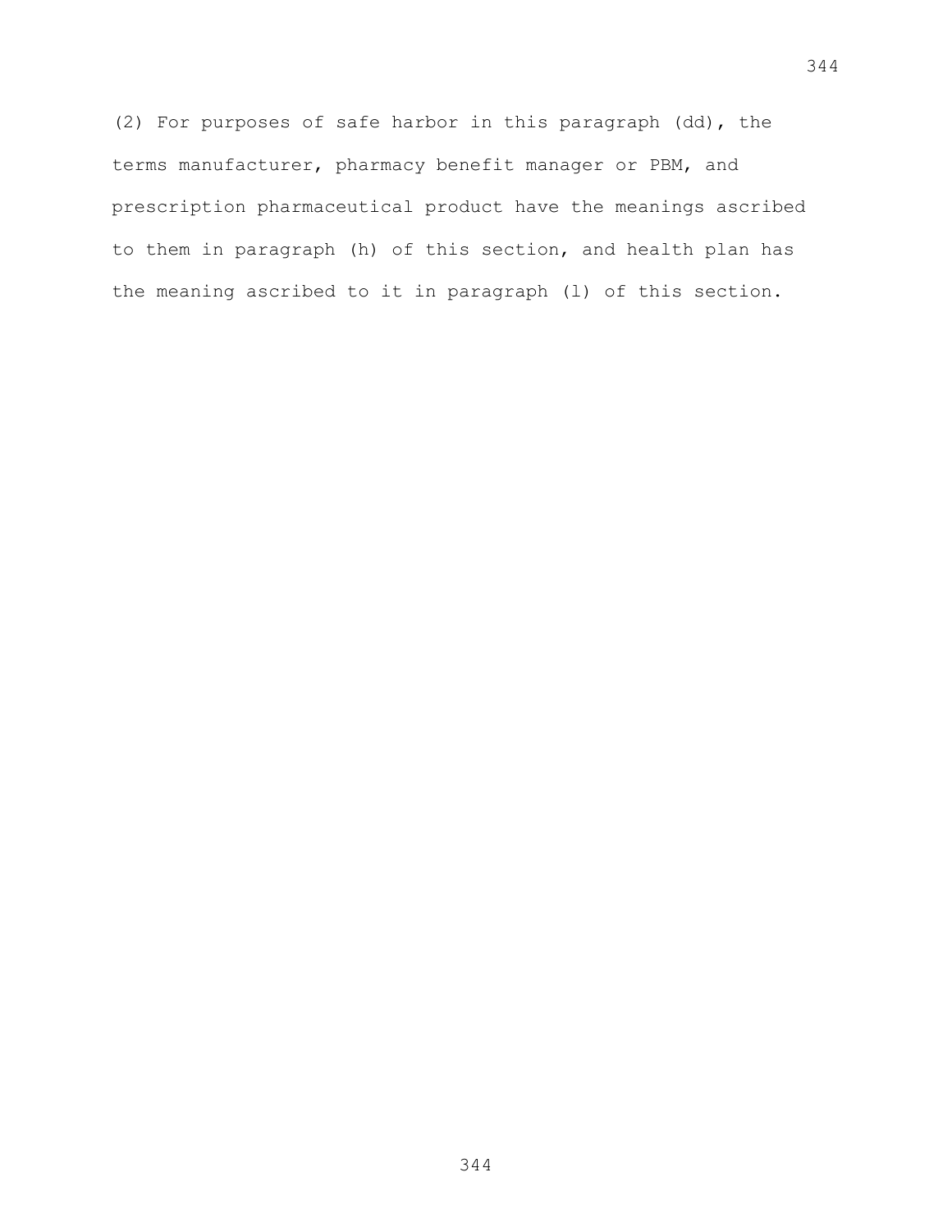(2) For purposes of safe harbor in this paragraph (dd), the terms manufacturer, pharmacy benefit manager or PBM, and prescription pharmaceutical product have the meanings ascribed to them in paragraph (h) of this section, and health plan has the meaning ascribed to it in paragraph (l) of this section.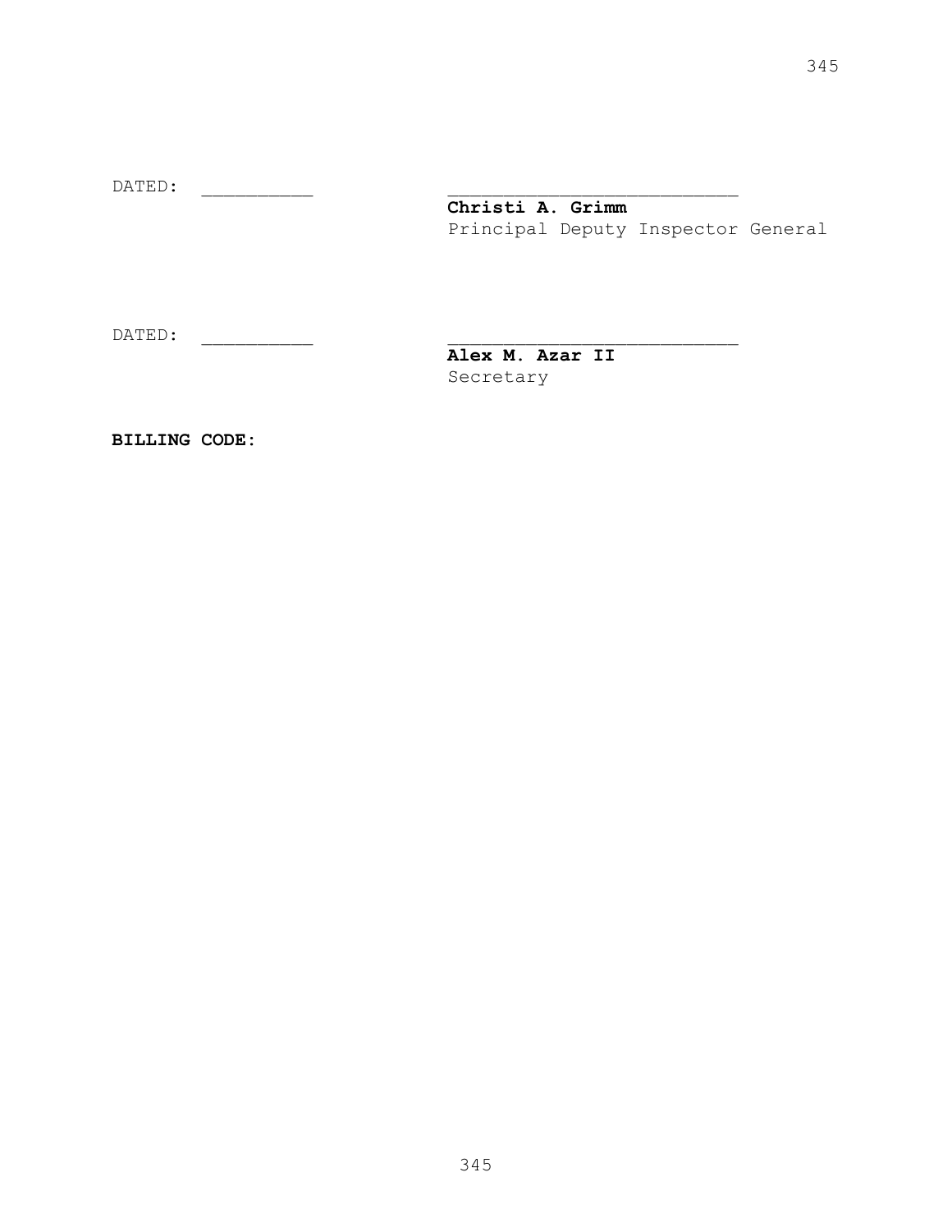DATED: __________ __________________________

**Christi A. Grimm**
Principal Deputy Inspector General

DATED: __________ __________________________

**Alex M. Azar II**
Secretary

**BILLING CODE:**